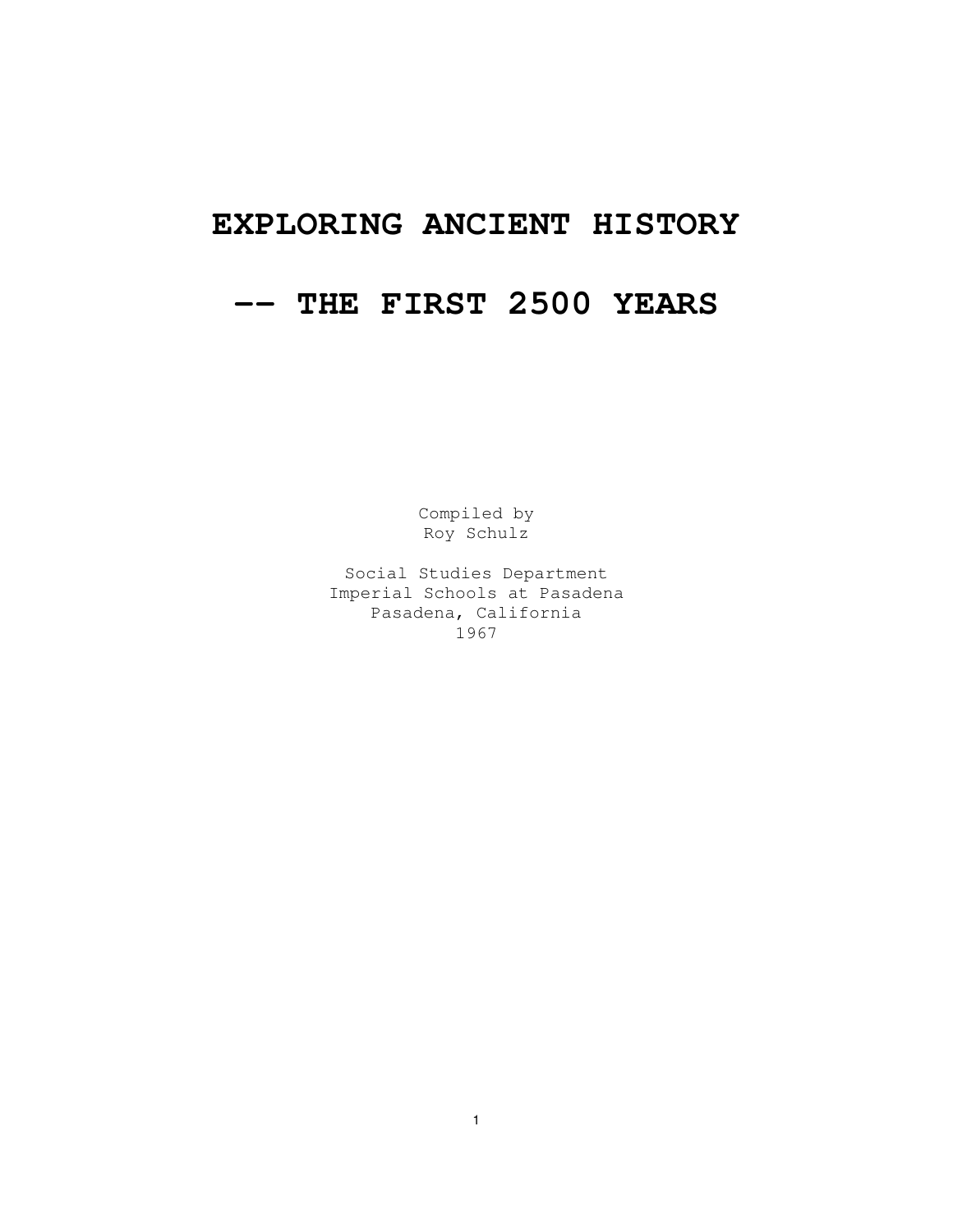# EXPLORING ANCIENT HISTORY

# -- THE FIRST 2500 YEARS

Compiled by
Roy Schulz

Social Studies Department
Imperial Schools at Pasadena
Pasadena, California
1967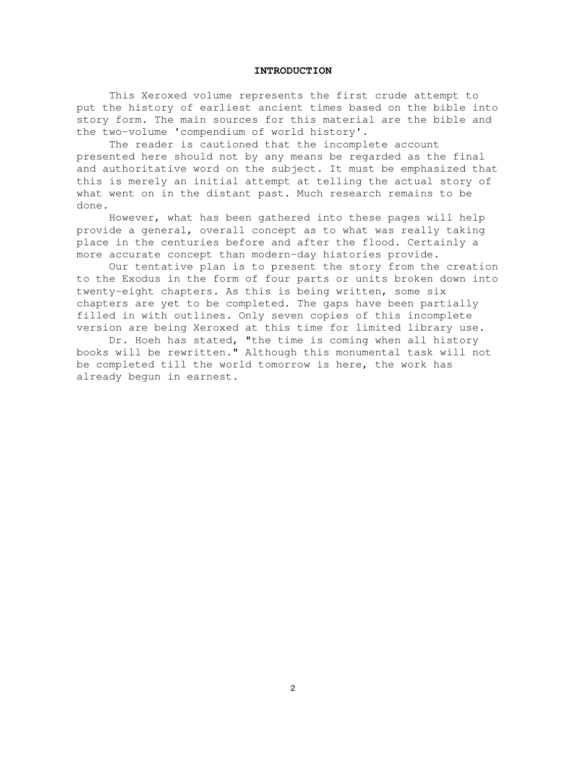# INTRODUCTION

This Xeroxed volume represents the first crude attempt to put the history of earliest ancient times based on the bible into story form. The main sources for this material are the bible and the two-volume 'compendium of world history'.

The reader is cautioned that the incomplete account presented here should not by any means be regarded as the final and authoritative word on the subject. It must be emphasized that this is merely an initial attempt at telling the actual story of what went on in the distant past. Much research remains to be done.

However, what has been gathered into these pages will help provide a general, overall concept as to what was really taking place in the centuries before and after the flood. Certainly a more accurate concept than modern-day histories provide.

Our tentative plan is to present the story from the creation to the Exodus in the form of four parts or units broken down into twenty-eight chapters. As this is being written, some six chapters are yet to be completed. The gaps have been partially filled in with outlines. Only seven copies of this incomplete version are being Xeroxed at this time for limited library use.

Dr. Hoeh has stated, "the time is coming when all history books will be rewritten." Although this monumental task will not be completed till the world tomorrow is here, the work has already begun in earnest.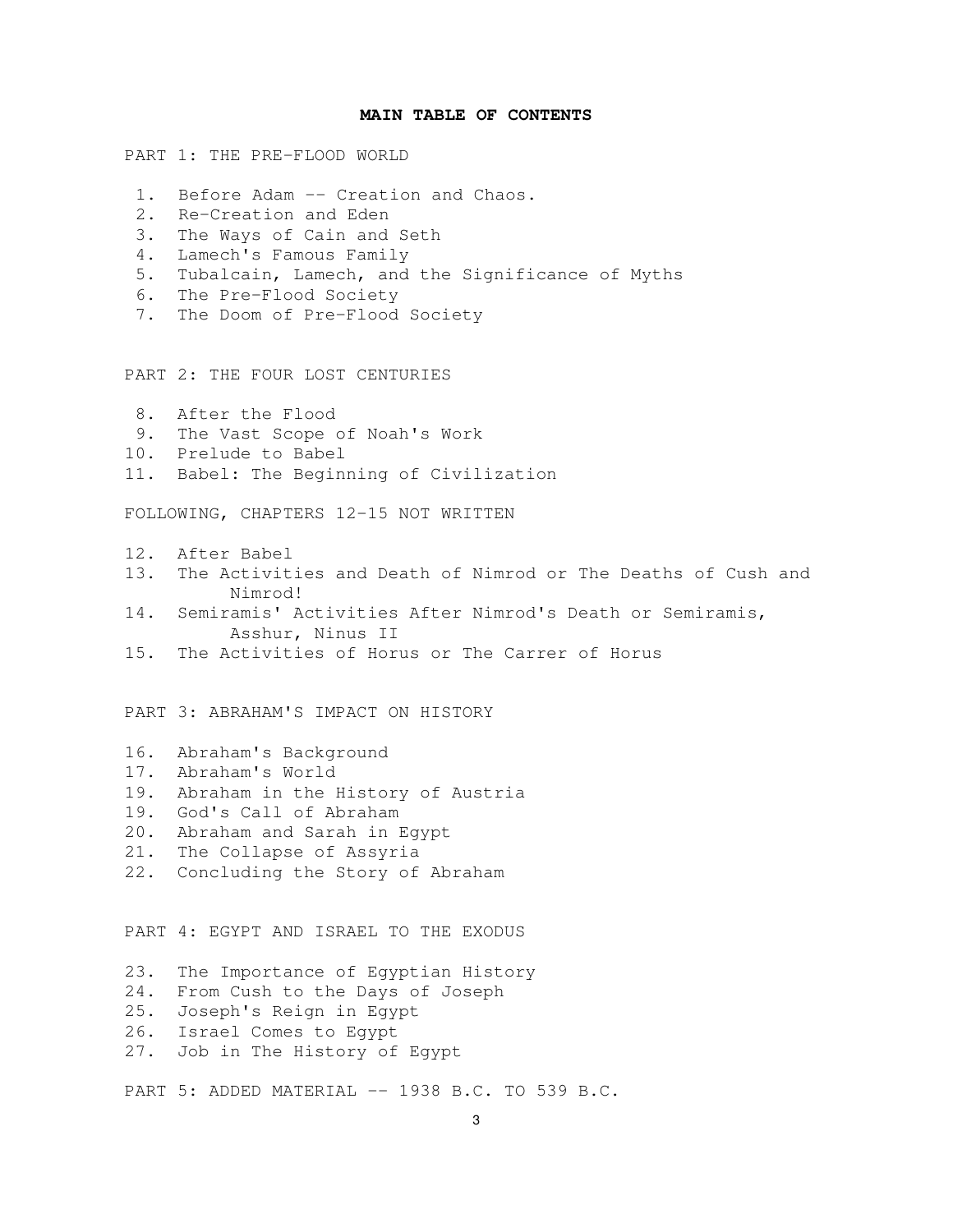# MAIN TABLE OF CONTENTS

PART 1: THE PRE-FLOOD WORLD

1. Before Adam -- Creation and Chaos.
2. Re-Creation and Eden
3. The Ways of Cain and Seth
4. Lamech's Famous Family
5. Tubalcain, Lamech, and the Significance of Myths
6. The Pre-Flood Society
7. The Doom of Pre-Flood Society

PART 2: THE FOUR LOST CENTURIES

8. After the Flood
9. The Vast Scope of Noah's Work
10. Prelude to Babel
11. Babel: The Beginning of Civilization

FOLLOWING, CHAPTERS 12-15 NOT WRITTEN

12. After Babel
13. The Activities and Death of Nimrod or The Deaths of Cush and Nimrod!
14. Semiramis' Activities After Nimrod's Death or Semiramis, Asshur, Ninus II
15. The Activities of Horus or The Carrer of Horus

PART 3: ABRAHAM'S IMPACT ON HISTORY

16. Abraham's Background
17. Abraham's World
19. Abraham in the History of Austria
19. God's Call of Abraham
20. Abraham and Sarah in Egypt
21. The Collapse of Assyria
22. Concluding the Story of Abraham

PART 4: EGYPT AND ISRAEL TO THE EXODUS

23. The Importance of Egyptian History
24. From Cush to the Days of Joseph
25. Joseph's Reign in Egypt
26. Israel Comes to Egypt
27. Job in The History of Egypt

PART 5: ADDED MATERIAL -- 1938 B.C. TO 539 B.C.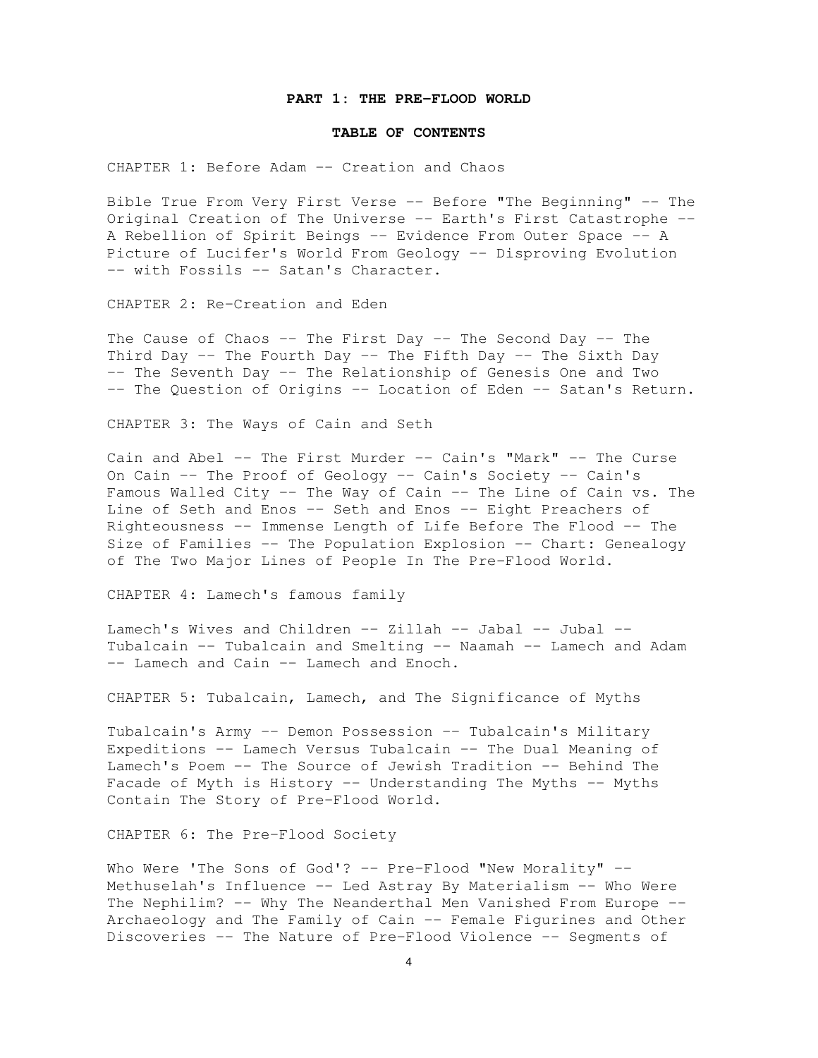## PART 1: THE PRE-FLOOD WORLD

### TABLE OF CONTENTS

CHAPTER 1: Before Adam -- Creation and Chaos

Bible True From Very First Verse -- Before "The Beginning" -- The Original Creation of The Universe -- Earth's First Catastrophe -- A Rebellion of Spirit Beings -- Evidence From Outer Space -- A Picture of Lucifer's World From Geology -- Disproving Evolution -- with Fossils -- Satan's Character.

CHAPTER 2: Re-Creation and Eden

The Cause of Chaos -- The First Day -- The Second Day -- The Third Day -- The Fourth Day -- The Fifth Day -- The Sixth Day -- The Seventh Day -- The Relationship of Genesis One and Two -- The Question of Origins -- Location of Eden -- Satan's Return.

CHAPTER 3: The Ways of Cain and Seth

Cain and Abel -- The First Murder -- Cain's "Mark" -- The Curse On Cain -- The Proof of Geology -- Cain's Society -- Cain's Famous Walled City -- The Way of Cain -- The Line of Cain vs. The Line of Seth and Enos -- Seth and Enos -- Eight Preachers of Righteousness -- Immense Length of Life Before The Flood -- The Size of Families -- The Population Explosion -- Chart: Genealogy of The Two Major Lines of People In The Pre-Flood World.

CHAPTER 4: Lamech's famous family

Lamech's Wives and Children -- Zillah -- Jabal -- Jubal -- Tubalcain -- Tubalcain and Smelting -- Naamah -- Lamech and Adam -- Lamech and Cain -- Lamech and Enoch.

CHAPTER 5: Tubalcain, Lamech, and The Significance of Myths

Tubalcain's Army -- Demon Possession -- Tubalcain's Military Expeditions -- Lamech Versus Tubalcain -- The Dual Meaning of Lamech's Poem -- The Source of Jewish Tradition -- Behind The Facade of Myth is History -- Understanding The Myths -- Myths Contain The Story of Pre-Flood World.

CHAPTER 6: The Pre-Flood Society

Who Were 'The Sons of God'? -- Pre-Flood "New Morality" -- Methuselah's Influence -- Led Astray By Materialism -- Who Were The Nephilim? -- Why The Neanderthal Men Vanished From Europe -- Archaeology and The Family of Cain -- Female Figurines and Other Discoveries -- The Nature of Pre-Flood Violence -- Segments of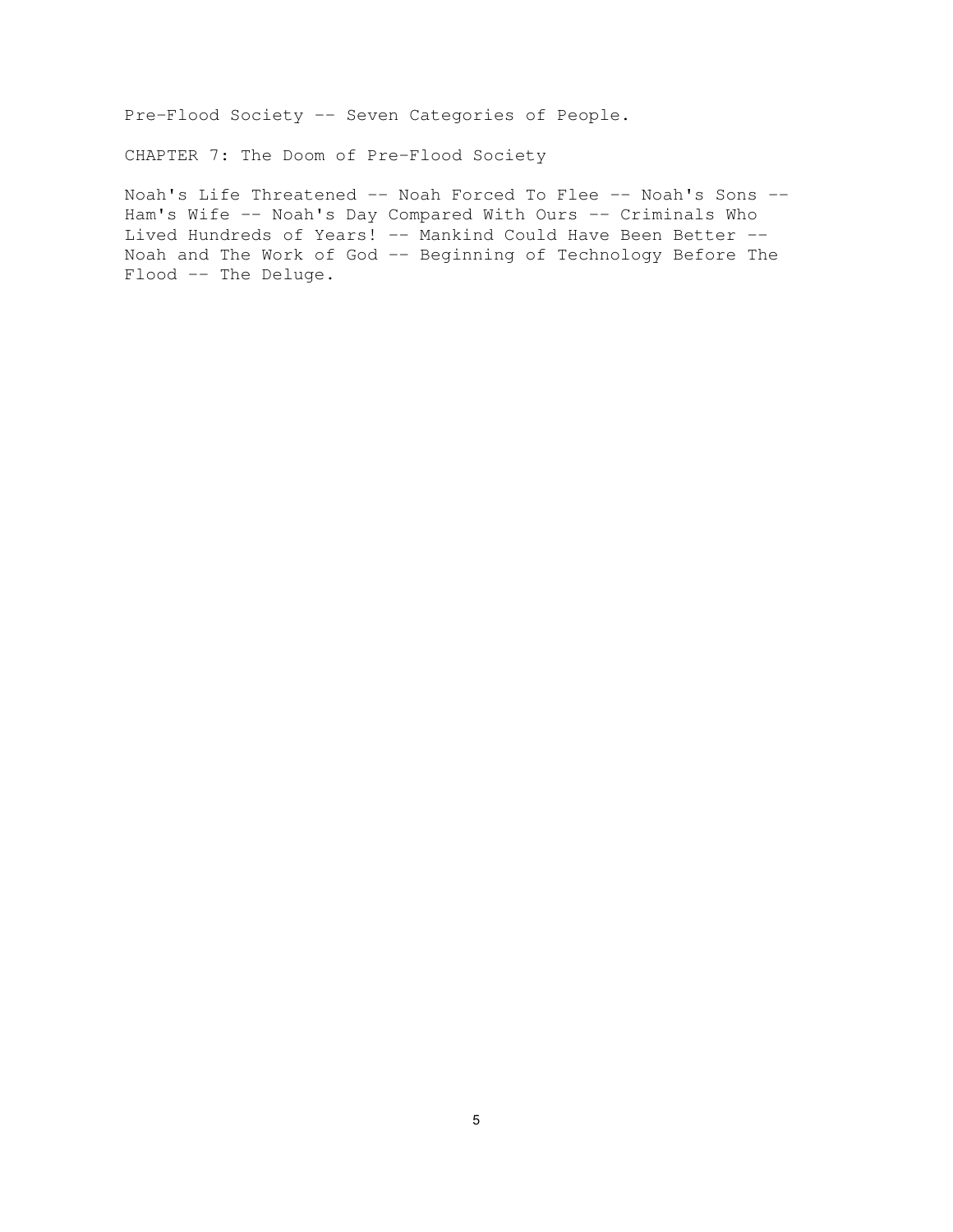Pre-Flood Society -- Seven Categories of People.

CHAPTER 7: The Doom of Pre-Flood Society

Noah's Life Threatened -- Noah Forced To Flee -- Noah's Sons -- Ham's Wife -- Noah's Day Compared With Ours -- Criminals Who Lived Hundreds of Years! -- Mankind Could Have Been Better -- Noah and The Work of God -- Beginning of Technology Before The Flood -- The Deluge.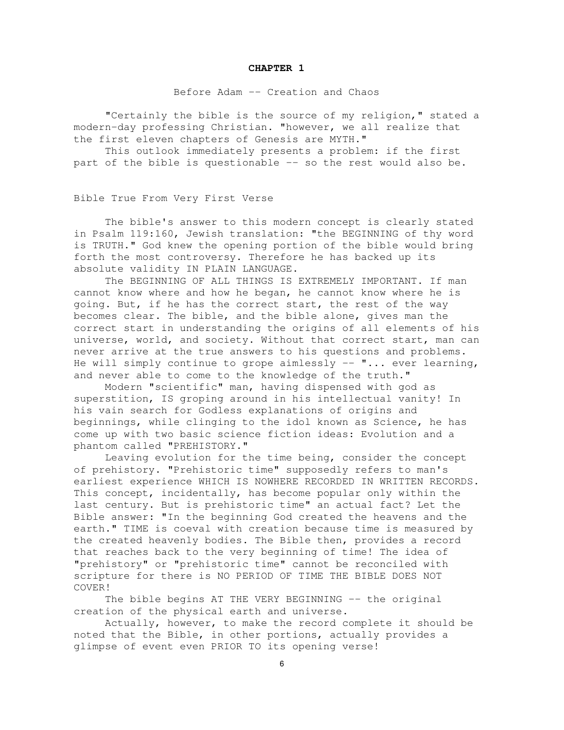# CHAPTER 1

## Before Adam -- Creation and Chaos

"Certainly the bible is the source of my religion," stated a modern-day professing Christian. "however, we all realize that the first eleven chapters of Genesis are MYTH."

This outlook immediately presents a problem: if the first part of the bible is questionable -- so the rest would also be.

### Bible True From Very First Verse

The bible's answer to this modern concept is clearly stated in Psalm 119:160, Jewish translation: "the BEGINNING of thy word is TRUTH." God knew the opening portion of the bible would bring forth the most controversy. Therefore he has backed up its absolute validity IN PLAIN LANGUAGE.

The BEGINNING OF ALL THINGS IS EXTREMELY IMPORTANT. If man cannot know where and how he began, he cannot know where he is going. But, if he has the correct start, the rest of the way becomes clear. The bible, and the bible alone, gives man the correct start in understanding the origins of all elements of his universe, world, and society. Without that correct start, man can never arrive at the true answers to his questions and problems. He will simply continue to grope aimlessly -- "... ever learning, and never able to come to the knowledge of the truth."

Modern "scientific" man, having dispensed with god as superstition, IS groping around in his intellectual vanity! In his vain search for Godless explanations of origins and beginnings, while clinging to the idol known as Science, he has come up with two basic science fiction ideas: Evolution and a phantom called "PREHISTORY."

Leaving evolution for the time being, consider the concept of prehistory. "Prehistoric time" supposedly refers to man's earliest experience WHICH IS NOWHERE RECORDED IN WRITTEN RECORDS. This concept, incidentally, has become popular only within the last century. But is prehistoric time" an actual fact? Let the Bible answer: "In the beginning God created the heavens and the earth." TIME is coeval with creation because time is measured by the created heavenly bodies. The Bible then, provides a record that reaches back to the very beginning of time! The idea of "prehistory" or "prehistoric time" cannot be reconciled with scripture for there is NO PERIOD OF TIME THE BIBLE DOES NOT COVER!

The bible begins AT THE VERY BEGINNING -- the original creation of the physical earth and universe.

Actually, however, to make the record complete it should be noted that the Bible, in other portions, actually provides a glimpse of event even PRIOR TO its opening verse!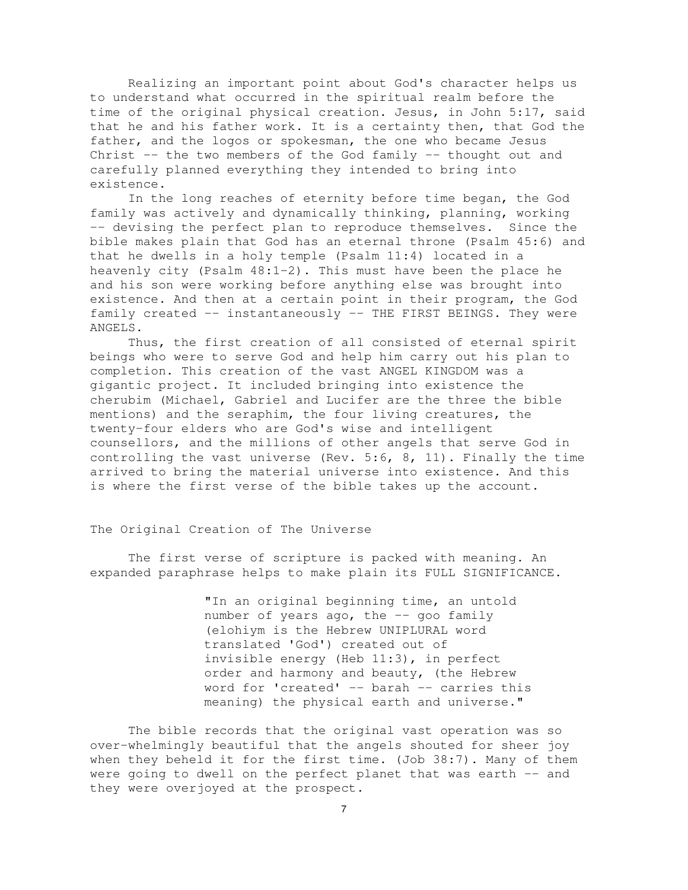Realizing an important point about God's character helps us to understand what occurred in the spiritual realm before the time of the original physical creation. Jesus, in John 5:17, said that he and his father work. It is a certainty then, that God the father, and the logos or spokesman, the one who became Jesus Christ -- the two members of the God family -- thought out and carefully planned everything they intended to bring into existence.

In the long reaches of eternity before time began, the God family was actively and dynamically thinking, planning, working -- devising the perfect plan to reproduce themselves. Since the bible makes plain that God has an eternal throne (Psalm 45:6) and that he dwells in a holy temple (Psalm 11:4) located in a heavenly city (Psalm 48:1-2). This must have been the place he and his son were working before anything else was brought into existence. And then at a certain point in their program, the God family created -- instantaneously -- THE FIRST BEINGS. They were ANGELS.

Thus, the first creation of all consisted of eternal spirit beings who were to serve God and help him carry out his plan to completion. This creation of the vast ANGEL KINGDOM was a gigantic project. It included bringing into existence the cherubim (Michael, Gabriel and Lucifer are the three the bible mentions) and the seraphim, the four living creatures, the twenty-four elders who are God's wise and intelligent counsellors, and the millions of other angels that serve God in controlling the vast universe (Rev. 5:6, 8, 11). Finally the time arrived to bring the material universe into existence. And this is where the first verse of the bible takes up the account.

## The Original Creation of The Universe

The first verse of scripture is packed with meaning. An expanded paraphrase helps to make plain its FULL SIGNIFICANCE.

> "In an original beginning time, an untold number of years ago, the -- goo family (elohiym is the Hebrew UNIPLURAL word translated 'God') created out of invisible energy (Heb 11:3), in perfect order and harmony and beauty, (the Hebrew word for 'created' -- barah -- carries this meaning) the physical earth and universe."

The bible records that the original vast operation was so over-whelmingly beautiful that the angels shouted for sheer joy when they beheld it for the first time. (Job 38:7). Many of them were going to dwell on the perfect planet that was earth -- and they were overjoyed at the prospect.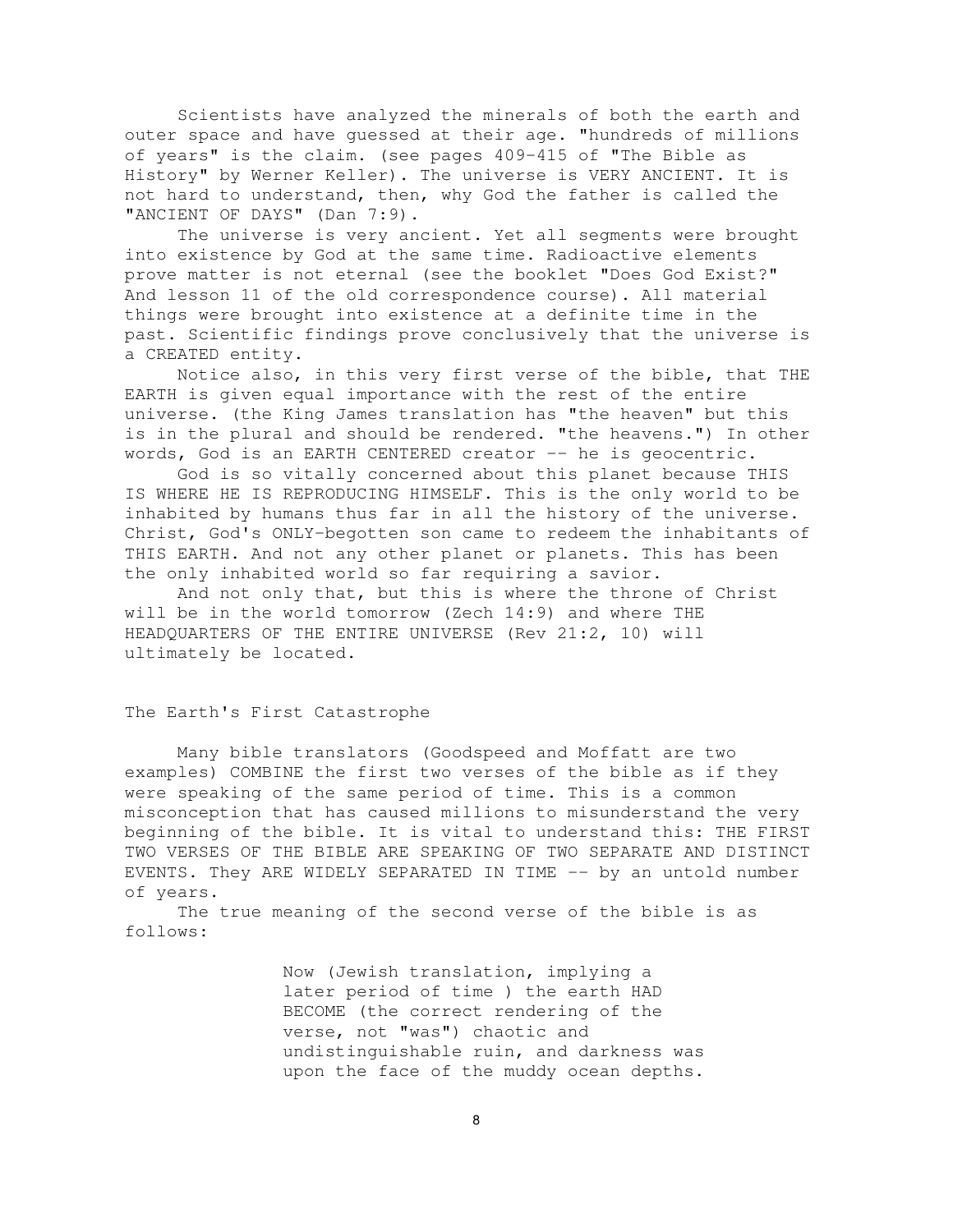Scientists have analyzed the minerals of both the earth and outer space and have guessed at their age. "hundreds of millions of years" is the claim. (see pages 409-415 of "The Bible as History" by Werner Keller). The universe is VERY ANCIENT. It is not hard to understand, then, why God the father is called the "ANCIENT OF DAYS" (Dan 7:9).

The universe is very ancient. Yet all segments were brought into existence by God at the same time. Radioactive elements prove matter is not eternal (see the booklet "Does God Exist?" And lesson 11 of the old correspondence course). All material things were brought into existence at a definite time in the past. Scientific findings prove conclusively that the universe is a CREATED entity.

Notice also, in this very first verse of the bible, that THE EARTH is given equal importance with the rest of the entire universe. (the King James translation has "the heaven" but this is in the plural and should be rendered. "the heavens.") In other words, God is an EARTH CENTERED creator -- he is geocentric.

God is so vitally concerned about this planet because THIS IS WHERE HE IS REPRODUCING HIMSELF. This is the only world to be inhabited by humans thus far in all the history of the universe. Christ, God's ONLY-begotten son came to redeem the inhabitants of THIS EARTH. And not any other planet or planets. This has been the only inhabited world so far requiring a savior.

And not only that, but this is where the throne of Christ will be in the world tomorrow (Zech 14:9) and where THE HEADQUARTERS OF THE ENTIRE UNIVERSE (Rev 21:2, 10) will ultimately be located.

## The Earth's First Catastrophe

Many bible translators (Goodspeed and Moffatt are two examples) COMBINE the first two verses of the bible as if they were speaking of the same period of time. This is a common misconception that has caused millions to misunderstand the very beginning of the bible. It is vital to understand this: THE FIRST TWO VERSES OF THE BIBLE ARE SPEAKING OF TWO SEPARATE AND DISTINCT EVENTS. They ARE WIDELY SEPARATED IN TIME -- by an untold number of years.

The true meaning of the second verse of the bible is as follows:

> Now (Jewish translation, implying a later period of time ) the earth HAD BECOME (the correct rendering of the verse, not "was") chaotic and undistinguishable ruin, and darkness was upon the face of the muddy ocean depths.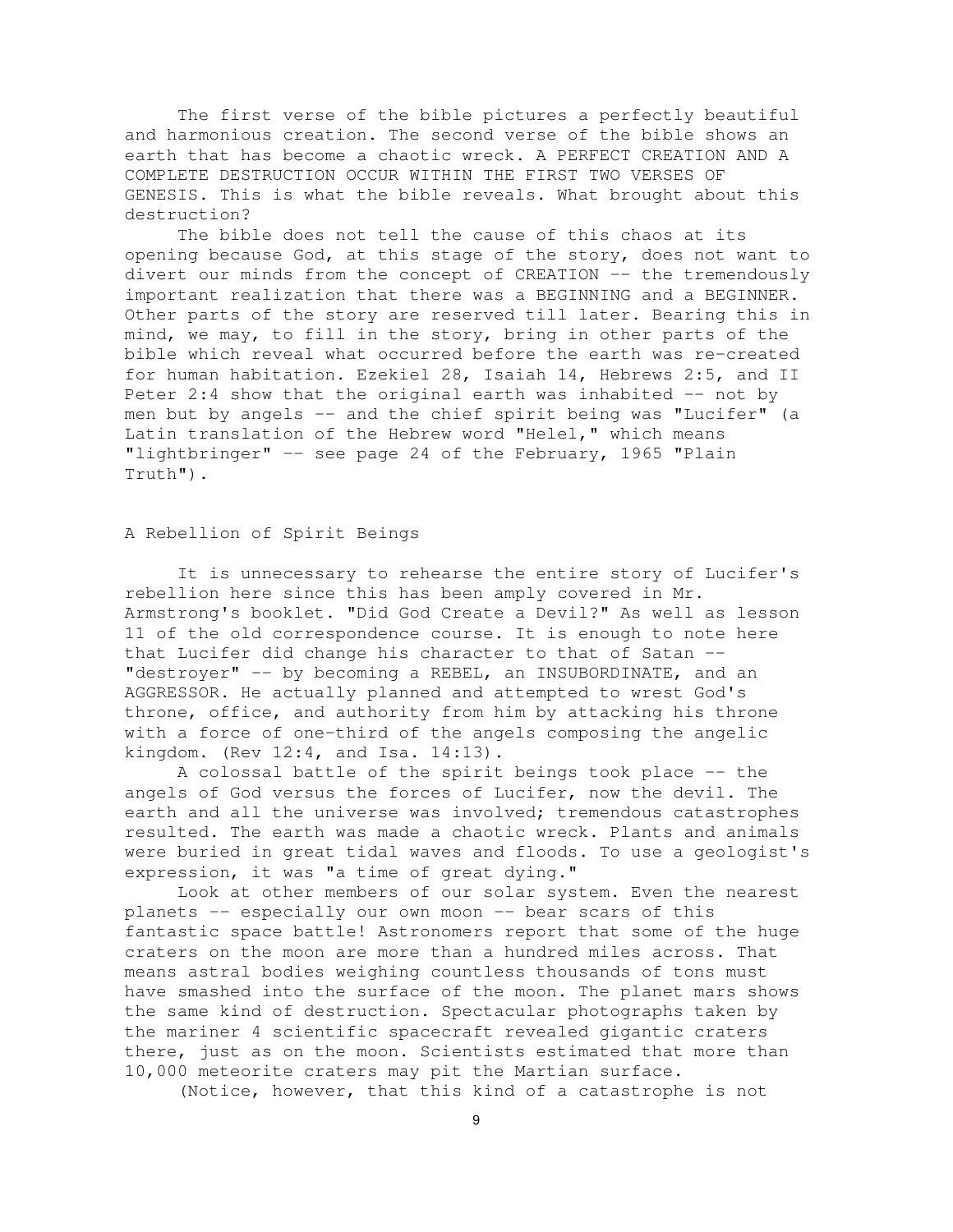The first verse of the bible pictures a perfectly beautiful and harmonious creation. The second verse of the bible shows an earth that has become a chaotic wreck. A PERFECT CREATION AND A COMPLETE DESTRUCTION OCCUR WITHIN THE FIRST TWO VERSES OF GENESIS. This is what the bible reveals. What brought about this destruction?

The bible does not tell the cause of this chaos at its opening because God, at this stage of the story, does not want to divert our minds from the concept of CREATION -- the tremendously important realization that there was a BEGINNING and a BEGINNER. Other parts of the story are reserved till later. Bearing this in mind, we may, to fill in the story, bring in other parts of the bible which reveal what occurred before the earth was re-created for human habitation. Ezekiel 28, Isaiah 14, Hebrews 2:5, and II Peter 2:4 show that the original earth was inhabited -- not by men but by angels -- and the chief spirit being was "Lucifer" (a Latin translation of the Hebrew word "Helel," which means "lightbringer" -- see page 24 of the February, 1965 "Plain Truth").

## A Rebellion of Spirit Beings

It is unnecessary to rehearse the entire story of Lucifer's rebellion here since this has been amply covered in Mr. Armstrong's booklet. "Did God Create a Devil?" As well as lesson 11 of the old correspondence course. It is enough to note here that Lucifer did change his character to that of Satan -- "destroyer" -- by becoming a REBEL, an INSUBORDINATE, and an AGGRESSOR. He actually planned and attempted to wrest God's throne, office, and authority from him by attacking his throne with a force of one-third of the angels composing the angelic kingdom. (Rev 12:4, and Isa. 14:13).

A colossal battle of the spirit beings took place -- the angels of God versus the forces of Lucifer, now the devil. The earth and all the universe was involved; tremendous catastrophes resulted. The earth was made a chaotic wreck. Plants and animals were buried in great tidal waves and floods. To use a geologist's expression, it was "a time of great dying."

Look at other members of our solar system. Even the nearest planets -- especially our own moon -- bear scars of this fantastic space battle! Astronomers report that some of the huge craters on the moon are more than a hundred miles across. That means astral bodies weighing countless thousands of tons must have smashed into the surface of the moon. The planet mars shows the same kind of destruction. Spectacular photographs taken by the mariner 4 scientific spacecraft revealed gigantic craters there, just as on the moon. Scientists estimated that more than 10,000 meteorite craters may pit the Martian surface.

(Notice, however, that this kind of a catastrophe is not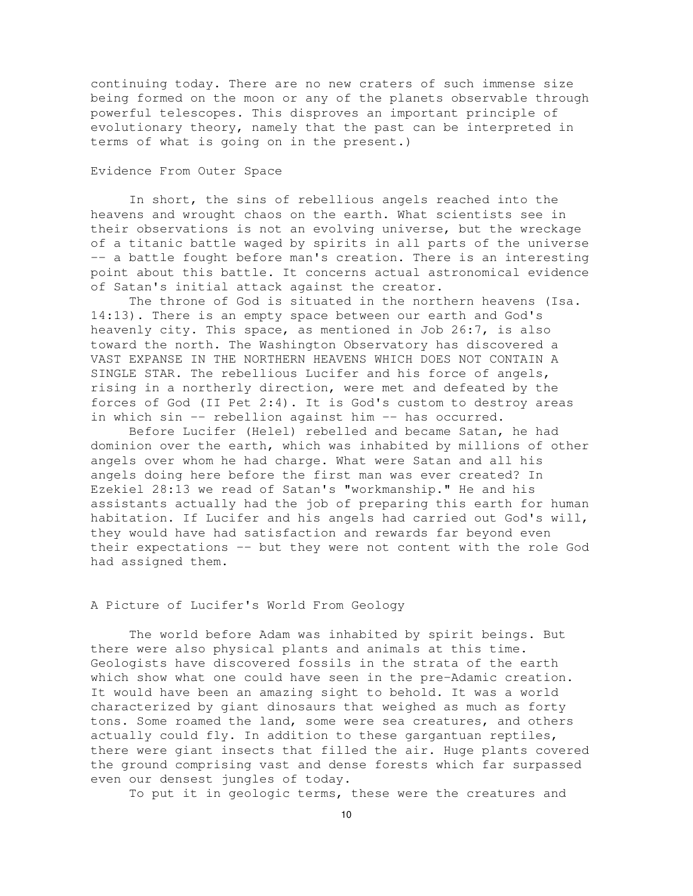continuing today. There are no new craters of such immense size being formed on the moon or any of the planets observable through powerful telescopes. This disproves an important principle of evolutionary theory, namely that the past can be interpreted in terms of what is going on in the present.)

## Evidence From Outer Space

In short, the sins of rebellious angels reached into the heavens and wrought chaos on the earth. What scientists see in their observations is not an evolving universe, but the wreckage of a titanic battle waged by spirits in all parts of the universe -- a battle fought before man's creation. There is an interesting point about this battle. It concerns actual astronomical evidence of Satan's initial attack against the creator.

The throne of God is situated in the northern heavens (Isa. 14:13). There is an empty space between our earth and God's heavenly city. This space, as mentioned in Job 26:7, is also toward the north. The Washington Observatory has discovered a VAST EXPANSE IN THE NORTHERN HEAVENS WHICH DOES NOT CONTAIN A SINGLE STAR. The rebellious Lucifer and his force of angels, rising in a northerly direction, were met and defeated by the forces of God (II Pet 2:4). It is God's custom to destroy areas in which sin -- rebellion against him -- has occurred.

Before Lucifer (Helel) rebelled and became Satan, he had dominion over the earth, which was inhabited by millions of other angels over whom he had charge. What were Satan and all his angels doing here before the first man was ever created? In Ezekiel 28:13 we read of Satan's "workmanship." He and his assistants actually had the job of preparing this earth for human habitation. If Lucifer and his angels had carried out God's will, they would have had satisfaction and rewards far beyond even their expectations -- but they were not content with the role God had assigned them.

## A Picture of Lucifer's World From Geology

The world before Adam was inhabited by spirit beings. But there were also physical plants and animals at this time. Geologists have discovered fossils in the strata of the earth which show what one could have seen in the pre-Adamic creation. It would have been an amazing sight to behold. It was a world characterized by giant dinosaurs that weighed as much as forty tons. Some roamed the land, some were sea creatures, and others actually could fly. In addition to these gargantuan reptiles, there were giant insects that filled the air. Huge plants covered the ground comprising vast and dense forests which far surpassed even our densest jungles of today.

To put it in geologic terms, these were the creatures and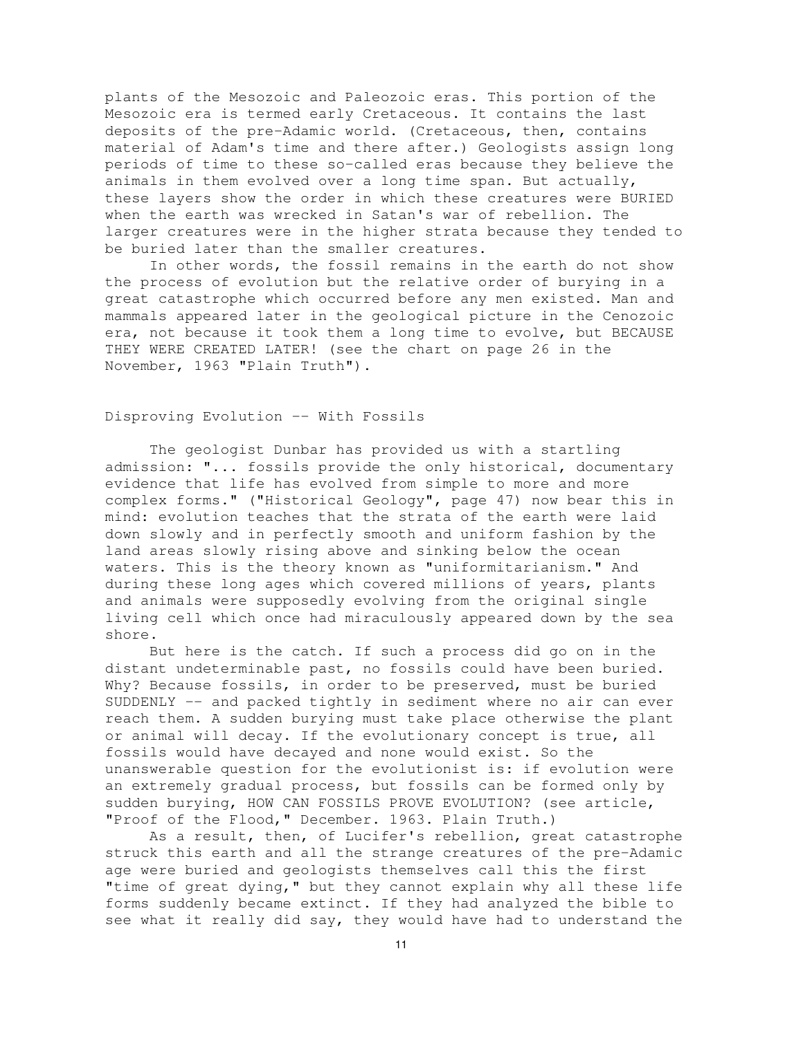plants of the Mesozoic and Paleozoic eras. This portion of the Mesozoic era is termed early Cretaceous. It contains the last deposits of the pre-Adamic world. (Cretaceous, then, contains material of Adam's time and there after.) Geologists assign long periods of time to these so-called eras because they believe the animals in them evolved over a long time span. But actually, these layers show the order in which these creatures were BURIED when the earth was wrecked in Satan's war of rebellion. The larger creatures were in the higher strata because they tended to be buried later than the smaller creatures.

In other words, the fossil remains in the earth do not show the process of evolution but the relative order of burying in a great catastrophe which occurred before any men existed. Man and mammals appeared later in the geological picture in the Cenozoic era, not because it took them a long time to evolve, but BECAUSE THEY WERE CREATED LATER! (see the chart on page 26 in the November, 1963 "Plain Truth").

## Disproving Evolution -- With Fossils

The geologist Dunbar has provided us with a startling admission: "... fossils provide the only historical, documentary evidence that life has evolved from simple to more and more complex forms." ("Historical Geology", page 47) now bear this in mind: evolution teaches that the strata of the earth were laid down slowly and in perfectly smooth and uniform fashion by the land areas slowly rising above and sinking below the ocean waters. This is the theory known as "uniformitarianism." And during these long ages which covered millions of years, plants and animals were supposedly evolving from the original single living cell which once had miraculously appeared down by the sea shore.

But here is the catch. If such a process did go on in the distant undeterminable past, no fossils could have been buried. Why? Because fossils, in order to be preserved, must be buried SUDDENLY -- and packed tightly in sediment where no air can ever reach them. A sudden burying must take place otherwise the plant or animal will decay. If the evolutionary concept is true, all fossils would have decayed and none would exist. So the unanswerable question for the evolutionist is: if evolution were an extremely gradual process, but fossils can be formed only by sudden burying, HOW CAN FOSSILS PROVE EVOLUTION? (see article, "Proof of the Flood," December. 1963. Plain Truth.)

As a result, then, of Lucifer's rebellion, great catastrophe struck this earth and all the strange creatures of the pre-Adamic age were buried and geologists themselves call this the first "time of great dying," but they cannot explain why all these life forms suddenly became extinct. If they had analyzed the bible to see what it really did say, they would have had to understand the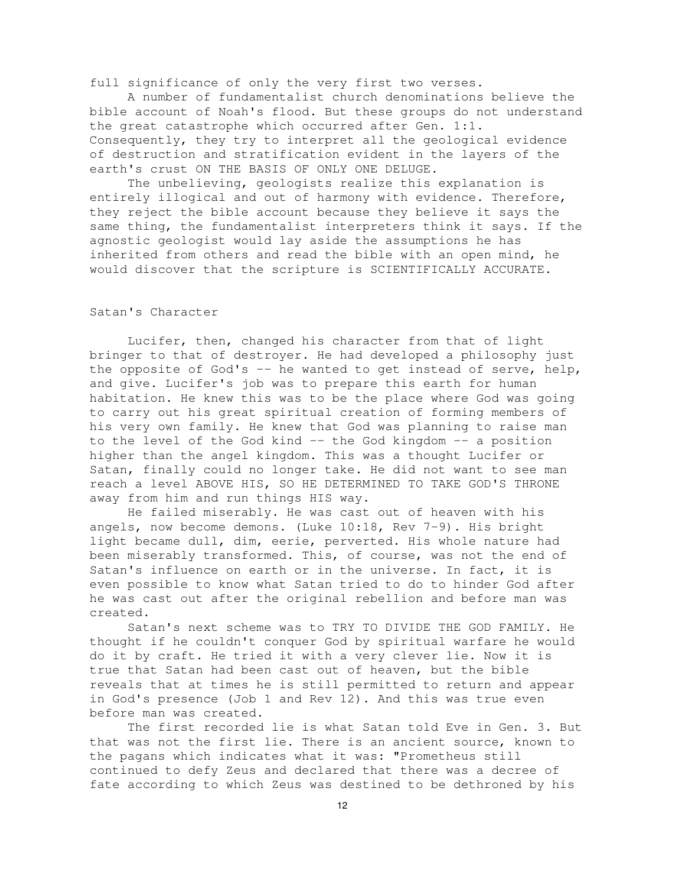full significance of only the very first two verses.

A number of fundamentalist church denominations believe the bible account of Noah's flood. But these groups do not understand the great catastrophe which occurred after Gen. 1:1. Consequently, they try to interpret all the geological evidence of destruction and stratification evident in the layers of the earth's crust ON THE BASIS OF ONLY ONE DELUGE.

The unbelieving, geologists realize this explanation is entirely illogical and out of harmony with evidence. Therefore, they reject the bible account because they believe it says the same thing, the fundamentalist interpreters think it says. If the agnostic geologist would lay aside the assumptions he has inherited from others and read the bible with an open mind, he would discover that the scripture is SCIENTIFICALLY ACCURATE.

## Satan's Character

Lucifer, then, changed his character from that of light bringer to that of destroyer. He had developed a philosophy just the opposite of God's -- he wanted to get instead of serve, help, and give. Lucifer's job was to prepare this earth for human habitation. He knew this was to be the place where God was going to carry out his great spiritual creation of forming members of his very own family. He knew that God was planning to raise man to the level of the God kind -- the God kingdom -- a position higher than the angel kingdom. This was a thought Lucifer or Satan, finally could no longer take. He did not want to see man reach a level ABOVE HIS, SO HE DETERMINED TO TAKE GOD'S THRONE away from him and run things HIS way.

He failed miserably. He was cast out of heaven with his angels, now become demons. (Luke 10:18, Rev 7-9). His bright light became dull, dim, eerie, perverted. His whole nature had been miserably transformed. This, of course, was not the end of Satan's influence on earth or in the universe. In fact, it is even possible to know what Satan tried to do to hinder God after he was cast out after the original rebellion and before man was created.

Satan's next scheme was to TRY TO DIVIDE THE GOD FAMILY. He thought if he couldn't conquer God by spiritual warfare he would do it by craft. He tried it with a very clever lie. Now it is true that Satan had been cast out of heaven, but the bible reveals that at times he is still permitted to return and appear in God's presence (Job 1 and Rev 12). And this was true even before man was created.

The first recorded lie is what Satan told Eve in Gen. 3. But that was not the first lie. There is an ancient source, known to the pagans which indicates what it was: "Prometheus still continued to defy Zeus and declared that there was a decree of fate according to which Zeus was destined to be dethroned by his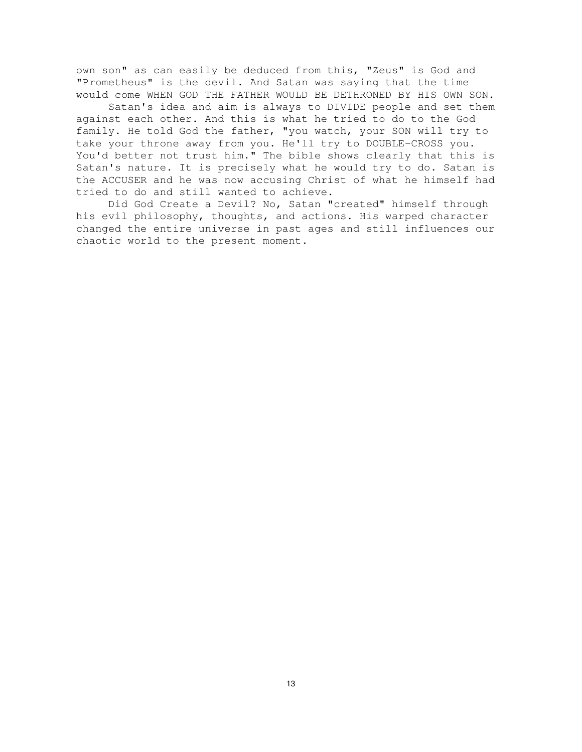own son" as can easily be deduced from this, "Zeus" is God and "Prometheus" is the devil. And Satan was saying that the time would come WHEN GOD THE FATHER WOULD BE DETHRONED BY HIS OWN SON.

Satan's idea and aim is always to DIVIDE people and set them against each other. And this is what he tried to do to the God family. He told God the father, "you watch, your SON will try to take your throne away from you. He'll try to DOUBLE-CROSS you. You'd better not trust him." The bible shows clearly that this is Satan's nature. It is precisely what he would try to do. Satan is the ACCUSER and he was now accusing Christ of what he himself had tried to do and still wanted to achieve.

Did God Create a Devil? No, Satan "created" himself through his evil philosophy, thoughts, and actions. His warped character changed the entire universe in past ages and still influences our chaotic world to the present moment.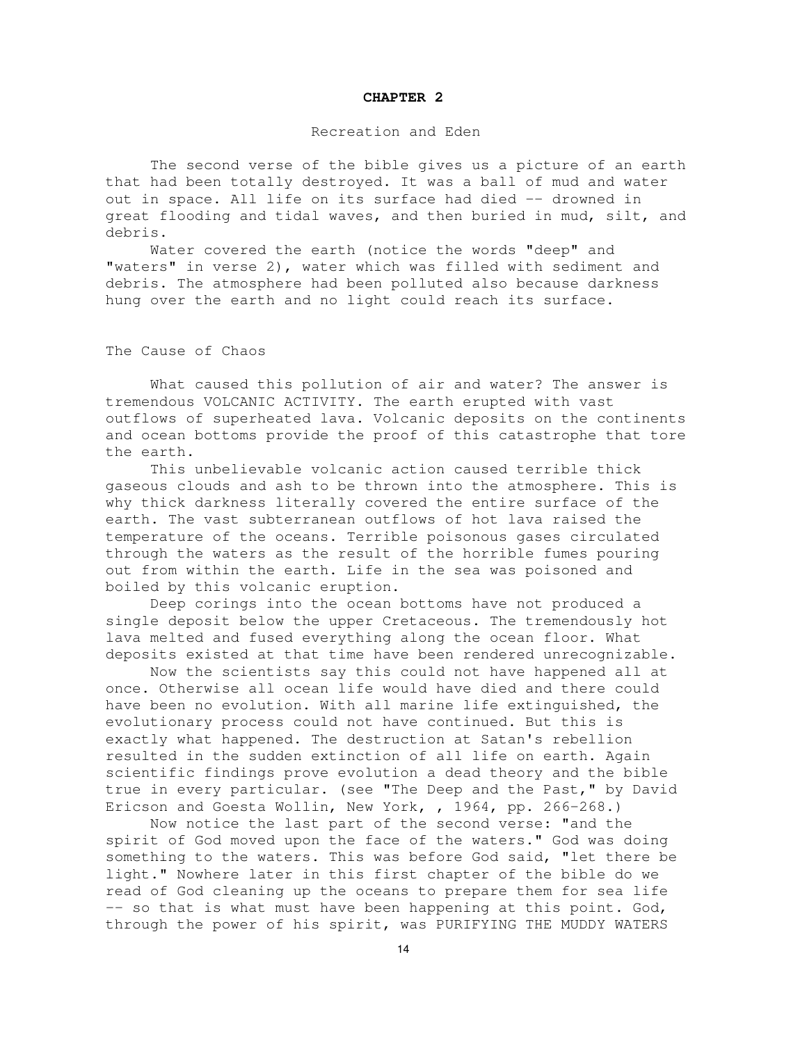# CHAPTER 2

## Recreation and Eden

The second verse of the bible gives us a picture of an earth that had been totally destroyed. It was a ball of mud and water out in space. All life on its surface had died -- drowned in great flooding and tidal waves, and then buried in mud, silt, and debris.

Water covered the earth (notice the words "deep" and "waters" in verse 2), water which was filled with sediment and debris. The atmosphere had been polluted also because darkness hung over the earth and no light could reach its surface.

### The Cause of Chaos

What caused this pollution of air and water? The answer is tremendous VOLCANIC ACTIVITY. The earth erupted with vast outflows of superheated lava. Volcanic deposits on the continents and ocean bottoms provide the proof of this catastrophe that tore the earth.

This unbelievable volcanic action caused terrible thick gaseous clouds and ash to be thrown into the atmosphere. This is why thick darkness literally covered the entire surface of the earth. The vast subterranean outflows of hot lava raised the temperature of the oceans. Terrible poisonous gases circulated through the waters as the result of the horrible fumes pouring out from within the earth. Life in the sea was poisoned and boiled by this volcanic eruption.

Deep corings into the ocean bottoms have not produced a single deposit below the upper Cretaceous. The tremendously hot lava melted and fused everything along the ocean floor. What deposits existed at that time have been rendered unrecognizable.

Now the scientists say this could not have happened all at once. Otherwise all ocean life would have died and there could have been no evolution. With all marine life extinguished, the evolutionary process could not have continued. But this is exactly what happened. The destruction at Satan's rebellion resulted in the sudden extinction of all life on earth. Again scientific findings prove evolution a dead theory and the bible true in every particular. (see "The Deep and the Past," by David Ericson and Goesta Wollin, New York, , 1964, pp. 266-268.)

Now notice the last part of the second verse: "and the spirit of God moved upon the face of the waters." God was doing something to the waters. This was before God said, "let there be light." Nowhere later in this first chapter of the bible do we read of God cleaning up the oceans to prepare them for sea life -- so that is what must have been happening at this point. God, through the power of his spirit, was PURIFYING THE MUDDY WATERS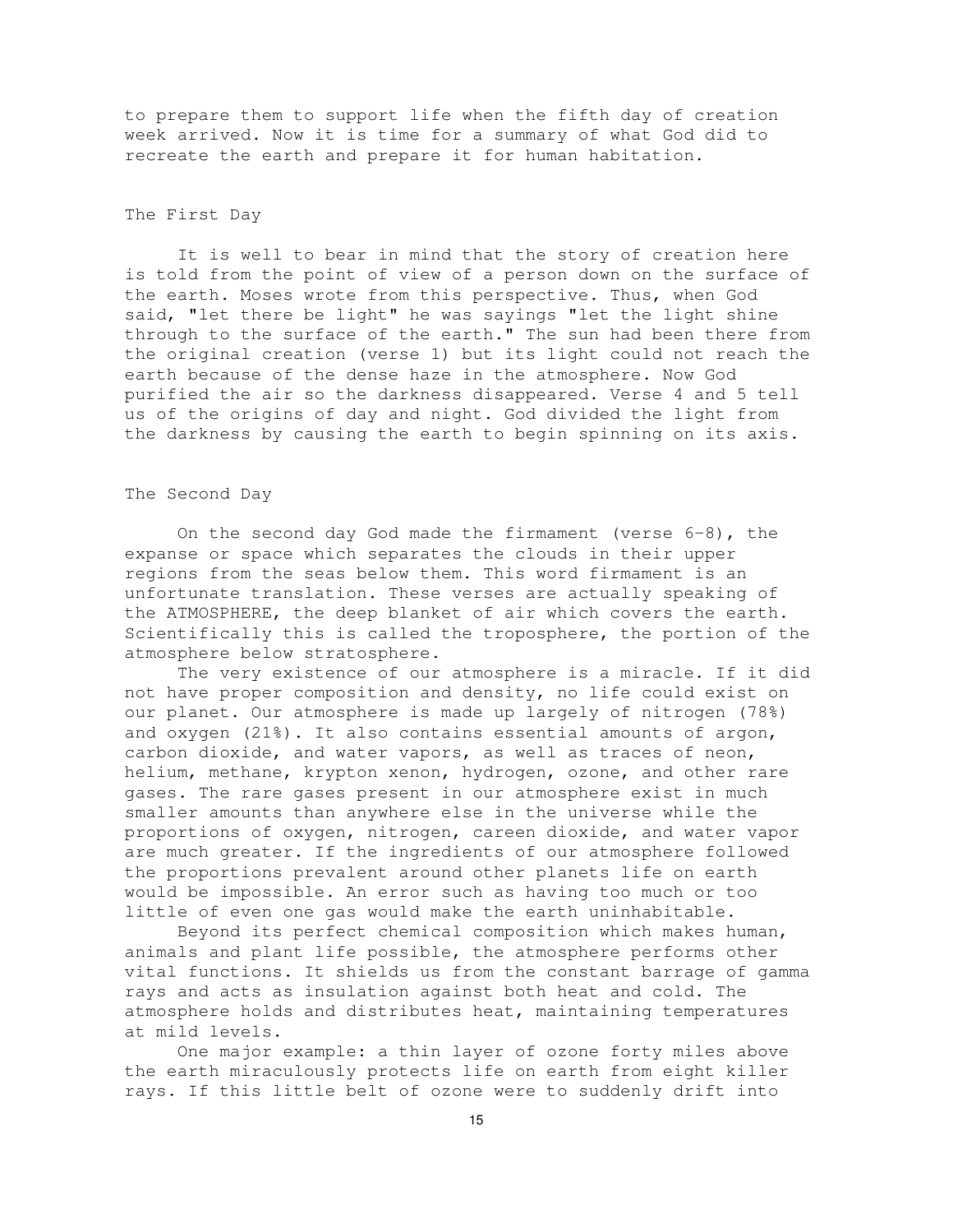to prepare them to support life when the fifth day of creation week arrived. Now it is time for a summary of what God did to recreate the earth and prepare it for human habitation.

## The First Day

It is well to bear in mind that the story of creation here is told from the point of view of a person down on the surface of the earth. Moses wrote from this perspective. Thus, when God said, "let there be light" he was sayings "let the light shine through to the surface of the earth." The sun had been there from the original creation (verse 1) but its light could not reach the earth because of the dense haze in the atmosphere. Now God purified the air so the darkness disappeared. Verse 4 and 5 tell us of the origins of day and night. God divided the light from the darkness by causing the earth to begin spinning on its axis.

## The Second Day

On the second day God made the firmament (verse 6-8), the expanse or space which separates the clouds in their upper regions from the seas below them. This word firmament is an unfortunate translation. These verses are actually speaking of the ATMOSPHERE, the deep blanket of air which covers the earth. Scientifically this is called the troposphere, the portion of the atmosphere below stratosphere.

The very existence of our atmosphere is a miracle. If it did not have proper composition and density, no life could exist on our planet. Our atmosphere is made up largely of nitrogen (78%) and oxygen (21%). It also contains essential amounts of argon, carbon dioxide, and water vapors, as well as traces of neon, helium, methane, krypton xenon, hydrogen, ozone, and other rare gases. The rare gases present in our atmosphere exist in much smaller amounts than anywhere else in the universe while the proportions of oxygen, nitrogen, careen dioxide, and water vapor are much greater. If the ingredients of our atmosphere followed the proportions prevalent around other planets life on earth would be impossible. An error such as having too much or too little of even one gas would make the earth uninhabitable.

Beyond its perfect chemical composition which makes human, animals and plant life possible, the atmosphere performs other vital functions. It shields us from the constant barrage of gamma rays and acts as insulation against both heat and cold. The atmosphere holds and distributes heat, maintaining temperatures at mild levels.

One major example: a thin layer of ozone forty miles above the earth miraculously protects life on earth from eight killer rays. If this little belt of ozone were to suddenly drift into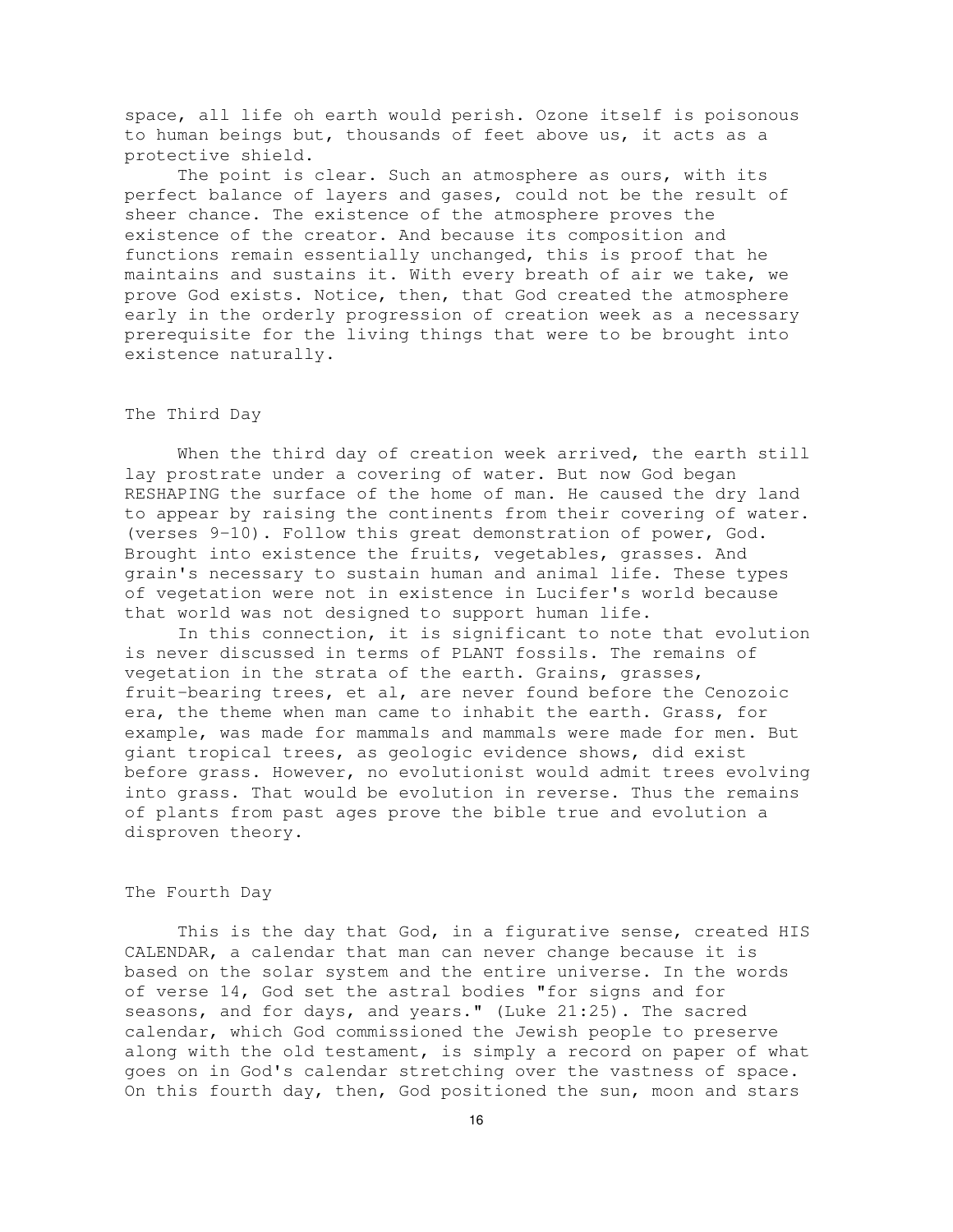space, all life oh earth would perish. Ozone itself is poisonous to human beings but, thousands of feet above us, it acts as a protective shield.

The point is clear. Such an atmosphere as ours, with its perfect balance of layers and gases, could not be the result of sheer chance. The existence of the atmosphere proves the existence of the creator. And because its composition and functions remain essentially unchanged, this is proof that he maintains and sustains it. With every breath of air we take, we prove God exists. Notice, then, that God created the atmosphere early in the orderly progression of creation week as a necessary prerequisite for the living things that were to be brought into existence naturally.

## The Third Day

When the third day of creation week arrived, the earth still lay prostrate under a covering of water. But now God began RESHAPING the surface of the home of man. He caused the dry land to appear by raising the continents from their covering of water. (verses 9-10). Follow this great demonstration of power, God. Brought into existence the fruits, vegetables, grasses. And grain's necessary to sustain human and animal life. These types of vegetation were not in existence in Lucifer's world because that world was not designed to support human life.

In this connection, it is significant to note that evolution is never discussed in terms of PLANT fossils. The remains of vegetation in the strata of the earth. Grains, grasses, fruit-bearing trees, et al, are never found before the Cenozoic era, the theme when man came to inhabit the earth. Grass, for example, was made for mammals and mammals were made for men. But giant tropical trees, as geologic evidence shows, did exist before grass. However, no evolutionist would admit trees evolving into grass. That would be evolution in reverse. Thus the remains of plants from past ages prove the bible true and evolution a disproven theory.

## The Fourth Day

This is the day that God, in a figurative sense, created HIS CALENDAR, a calendar that man can never change because it is based on the solar system and the entire universe. In the words of verse 14, God set the astral bodies "for signs and for seasons, and for days, and years." (Luke 21:25). The sacred calendar, which God commissioned the Jewish people to preserve along with the old testament, is simply a record on paper of what goes on in God's calendar stretching over the vastness of space. On this fourth day, then, God positioned the sun, moon and stars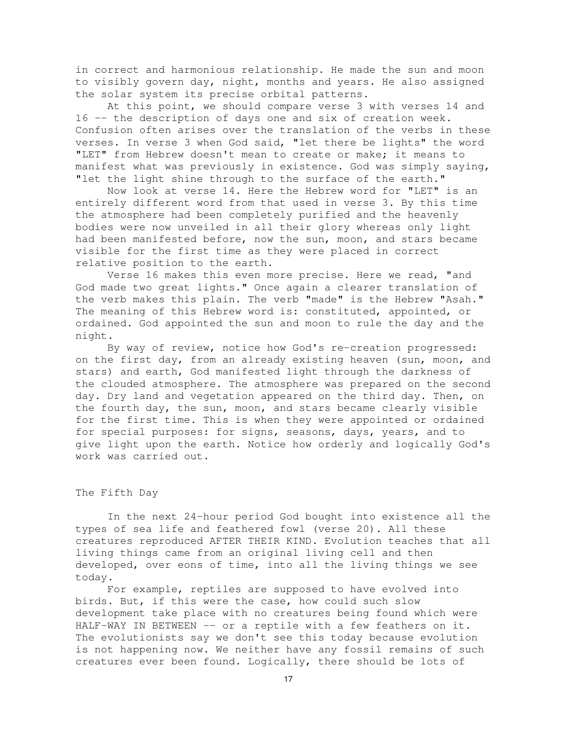in correct and harmonious relationship. He made the sun and moon to visibly govern day, night, months and years. He also assigned the solar system its precise orbital patterns.

At this point, we should compare verse 3 with verses 14 and 16 -- the description of days one and six of creation week. Confusion often arises over the translation of the verbs in these verses. In verse 3 when God said, "let there be lights" the word "LET" from Hebrew doesn't mean to create or make; it means to manifest what was previously in existence. God was simply saying, "let the light shine through to the surface of the earth."

Now look at verse 14. Here the Hebrew word for "LET" is an entirely different word from that used in verse 3. By this time the atmosphere had been completely purified and the heavenly bodies were now unveiled in all their glory whereas only light had been manifested before, now the sun, moon, and stars became visible for the first time as they were placed in correct relative position to the earth.

Verse 16 makes this even more precise. Here we read, "and God made two great lights." Once again a clearer translation of the verb makes this plain. The verb "made" is the Hebrew "Asah." The meaning of this Hebrew word is: constituted, appointed, or ordained. God appointed the sun and moon to rule the day and the night.

By way of review, notice how God's re-creation progressed: on the first day, from an already existing heaven (sun, moon, and stars) and earth, God manifested light through the darkness of the clouded atmosphere. The atmosphere was prepared on the second day. Dry land and vegetation appeared on the third day. Then, on the fourth day, the sun, moon, and stars became clearly visible for the first time. This is when they were appointed or ordained for special purposes: for signs, seasons, days, years, and to give light upon the earth. Notice how orderly and logically God's work was carried out.

## The Fifth Day

In the next 24-hour period God bought into existence all the types of sea life and feathered fowl (verse 20). All these creatures reproduced AFTER THEIR KIND. Evolution teaches that all living things came from an original living cell and then developed, over eons of time, into all the living things we see today.

For example, reptiles are supposed to have evolved into birds. But, if this were the case, how could such slow development take place with no creatures being found which were HALF-WAY IN BETWEEN -- or a reptile with a few feathers on it. The evolutionists say we don't see this today because evolution is not happening now. We neither have any fossil remains of such creatures ever been found. Logically, there should be lots of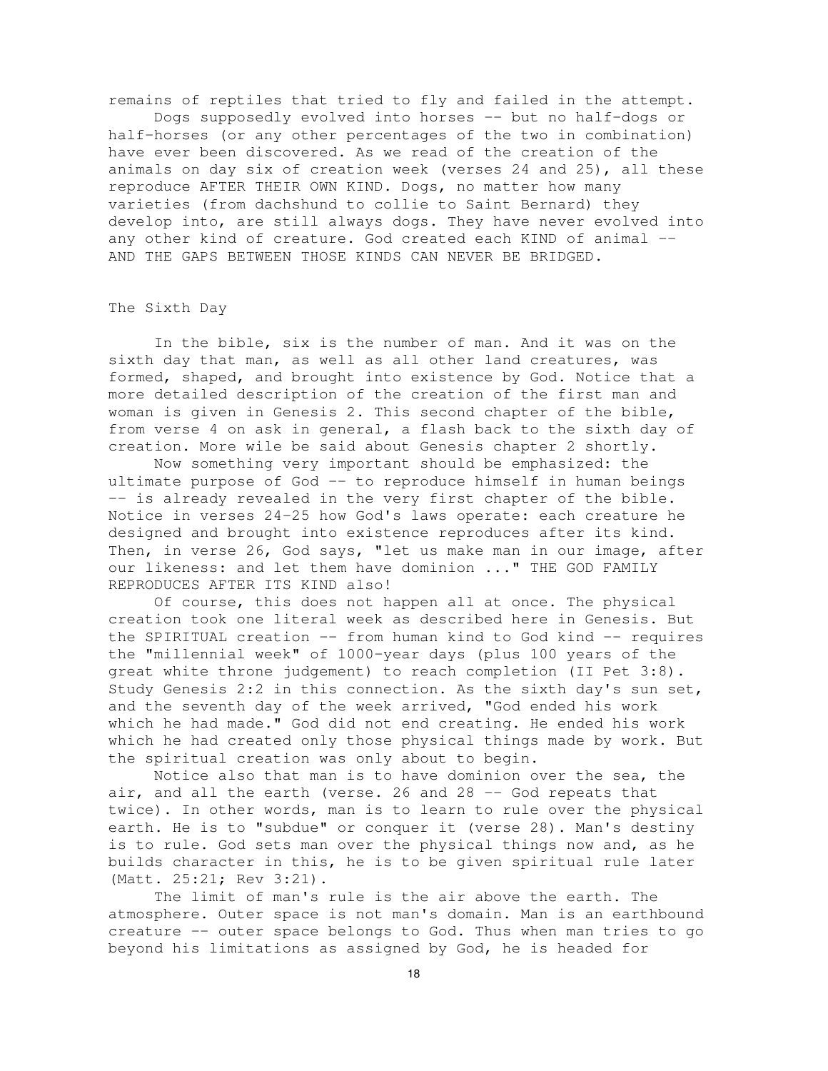remains of reptiles that tried to fly and failed in the attempt.

Dogs supposedly evolved into horses -- but no half-dogs or half-horses (or any other percentages of the two in combination) have ever been discovered. As we read of the creation of the animals on day six of creation week (verses 24 and 25), all these reproduce AFTER THEIR OWN KIND. Dogs, no matter how many varieties (from dachshund to collie to Saint Bernard) they develop into, are still always dogs. They have never evolved into any other kind of creature. God created each KIND of animal -- AND THE GAPS BETWEEN THOSE KINDS CAN NEVER BE BRIDGED.

## The Sixth Day

In the bible, six is the number of man. And it was on the sixth day that man, as well as all other land creatures, was formed, shaped, and brought into existence by God. Notice that a more detailed description of the creation of the first man and woman is given in Genesis 2. This second chapter of the bible, from verse 4 on ask in general, a flash back to the sixth day of creation. More wile be said about Genesis chapter 2 shortly.

Now something very important should be emphasized: the ultimate purpose of God -- to reproduce himself in human beings -- is already revealed in the very first chapter of the bible. Notice in verses 24-25 how God's laws operate: each creature he designed and brought into existence reproduces after its kind. Then, in verse 26, God says, "let us make man in our image, after our likeness: and let them have dominion ..." THE GOD FAMILY REPRODUCES AFTER ITS KIND also!

Of course, this does not happen all at once. The physical creation took one literal week as described here in Genesis. But the SPIRITUAL creation -- from human kind to God kind -- requires the "millennial week" of 1000-year days (plus 100 years of the great white throne judgement) to reach completion (II Pet 3:8). Study Genesis 2:2 in this connection. As the sixth day's sun set, and the seventh day of the week arrived, "God ended his work which he had made." God did not end creating. He ended his work which he had created only those physical things made by work. But the spiritual creation was only about to begin.

Notice also that man is to have dominion over the sea, the air, and all the earth (verse. 26 and 28 -- God repeats that twice). In other words, man is to learn to rule over the physical earth. He is to "subdue" or conquer it (verse 28). Man's destiny is to rule. God sets man over the physical things now and, as he builds character in this, he is to be given spiritual rule later (Matt. 25:21; Rev 3:21).

The limit of man's rule is the air above the earth. The atmosphere. Outer space is not man's domain. Man is an earthbound creature -- outer space belongs to God. Thus when man tries to go beyond his limitations as assigned by God, he is headed for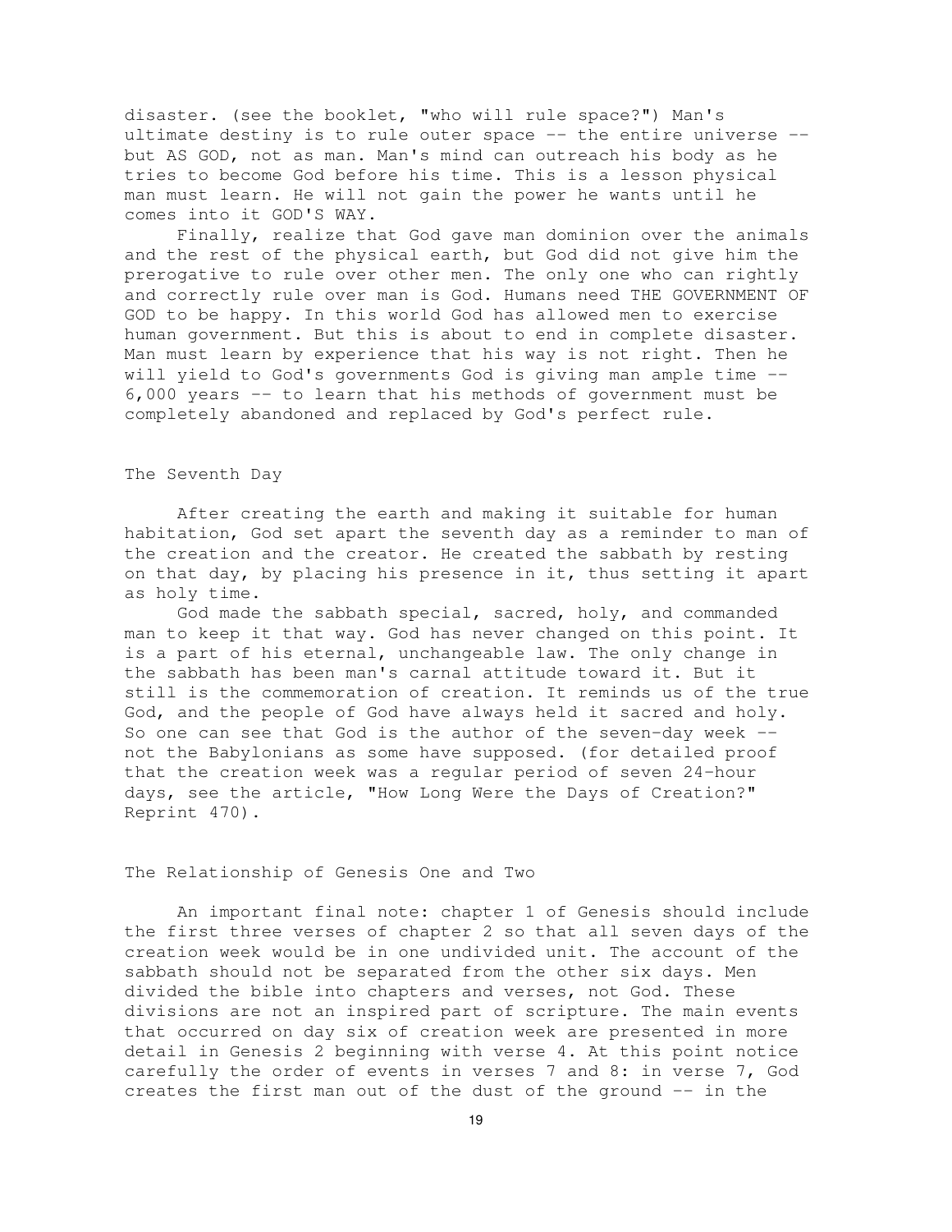disaster. (see the booklet, "who will rule space?") Man's ultimate destiny is to rule outer space -- the entire universe -- but AS GOD, not as man. Man's mind can outreach his body as he tries to become God before his time. This is a lesson physical man must learn. He will not gain the power he wants until he comes into it GOD'S WAY.

Finally, realize that God gave man dominion over the animals and the rest of the physical earth, but God did not give him the prerogative to rule over other men. The only one who can rightly and correctly rule over man is God. Humans need THE GOVERNMENT OF GOD to be happy. In this world God has allowed men to exercise human government. But this is about to end in complete disaster. Man must learn by experience that his way is not right. Then he will yield to God's governments God is giving man ample time -- 6,000 years -- to learn that his methods of government must be completely abandoned and replaced by God's perfect rule.

## The Seventh Day

After creating the earth and making it suitable for human habitation, God set apart the seventh day as a reminder to man of the creation and the creator. He created the sabbath by resting on that day, by placing his presence in it, thus setting it apart as holy time.

God made the sabbath special, sacred, holy, and commanded man to keep it that way. God has never changed on this point. It is a part of his eternal, unchangeable law. The only change in the sabbath has been man's carnal attitude toward it. But it still is the commemoration of creation. It reminds us of the true God, and the people of God have always held it sacred and holy. So one can see that God is the author of the seven-day week -- not the Babylonians as some have supposed. (for detailed proof that the creation week was a regular period of seven 24-hour days, see the article, "How Long Were the Days of Creation?" Reprint 470).

## The Relationship of Genesis One and Two

An important final note: chapter 1 of Genesis should include the first three verses of chapter 2 so that all seven days of the creation week would be in one undivided unit. The account of the sabbath should not be separated from the other six days. Men divided the bible into chapters and verses, not God. These divisions are not an inspired part of scripture. The main events that occurred on day six of creation week are presented in more detail in Genesis 2 beginning with verse 4. At this point notice carefully the order of events in verses 7 and 8: in verse 7, God creates the first man out of the dust of the ground -- in the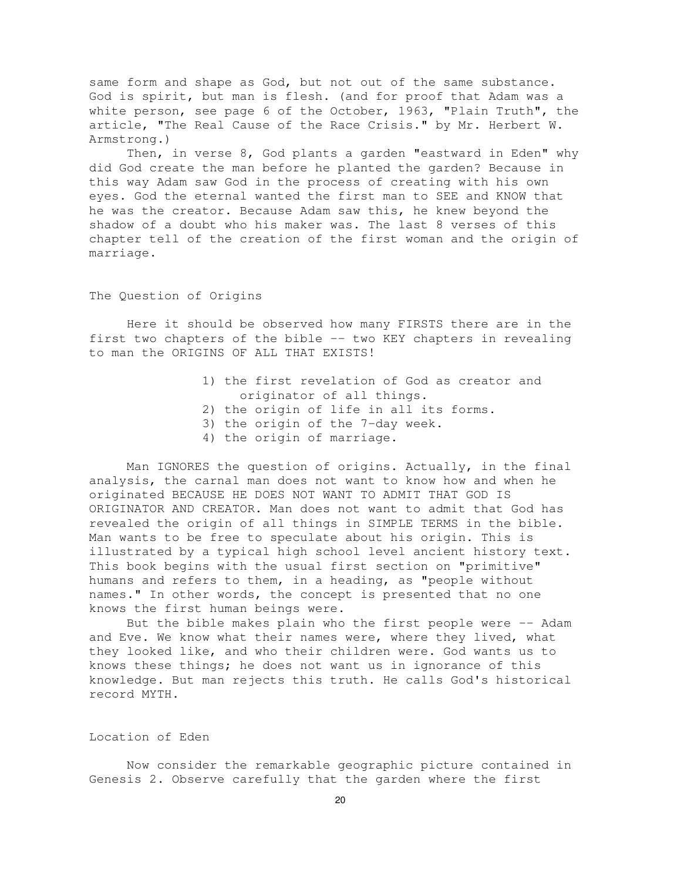same form and shape as God, but not out of the same substance. God is spirit, but man is flesh. (and for proof that Adam was a white person, see page 6 of the October, 1963, "Plain Truth", the article, "The Real Cause of the Race Crisis." by Mr. Herbert W. Armstrong.)

Then, in verse 8, God plants a garden "eastward in Eden" why did God create the man before he planted the garden? Because in this way Adam saw God in the process of creating with his own eyes. God the eternal wanted the first man to SEE and KNOW that he was the creator. Because Adam saw this, he knew beyond the shadow of a doubt who his maker was. The last 8 verses of this chapter tell of the creation of the first woman and the origin of marriage.

## The Question of Origins

Here it should be observed how many FIRSTS there are in the first two chapters of the bible -- two KEY chapters in revealing to man the ORIGINS OF ALL THAT EXISTS!

1) the first revelation of God as creator and originator of all things.
2) the origin of life in all its forms.
3) the origin of the 7-day week.
4) the origin of marriage.

Man IGNORES the question of origins. Actually, in the final analysis, the carnal man does not want to know how and when he originated BECAUSE HE DOES NOT WANT TO ADMIT THAT GOD IS ORIGINATOR AND CREATOR. Man does not want to admit that God has revealed the origin of all things in SIMPLE TERMS in the bible. Man wants to be free to speculate about his origin. This is illustrated by a typical high school level ancient history text. This book begins with the usual first section on "primitive" humans and refers to them, in a heading, as "people without names." In other words, the concept is presented that no one knows the first human beings were.

But the bible makes plain who the first people were -- Adam and Eve. We know what their names were, where they lived, what they looked like, and who their children were. God wants us to knows these things; he does not want us in ignorance of this knowledge. But man rejects this truth. He calls God's historical record MYTH.

## Location of Eden

Now consider the remarkable geographic picture contained in Genesis 2. Observe carefully that the garden where the first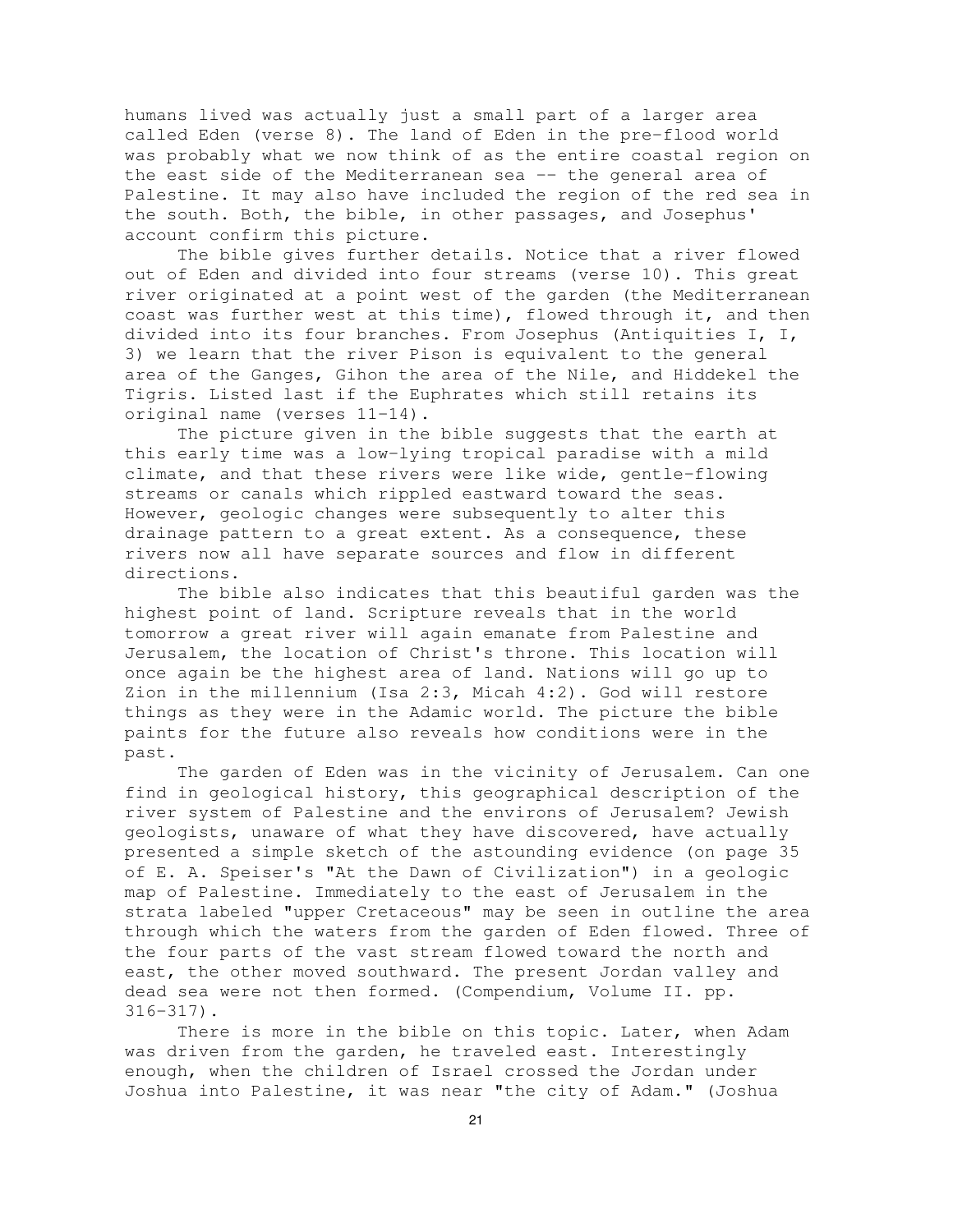humans lived was actually just a small part of a larger area called Eden (verse 8). The land of Eden in the pre-flood world was probably what we now think of as the entire coastal region on the east side of the Mediterranean sea -- the general area of Palestine. It may also have included the region of the red sea in the south. Both, the bible, in other passages, and Josephus' account confirm this picture.

The bible gives further details. Notice that a river flowed out of Eden and divided into four streams (verse 10). This great river originated at a point west of the garden (the Mediterranean coast was further west at this time), flowed through it, and then divided into its four branches. From Josephus (Antiquities I, I, 3) we learn that the river Pison is equivalent to the general area of the Ganges, Gihon the area of the Nile, and Hiddekel the Tigris. Listed last if the Euphrates which still retains its original name (verses 11-14).

The picture given in the bible suggests that the earth at this early time was a low-lying tropical paradise with a mild climate, and that these rivers were like wide, gentle-flowing streams or canals which rippled eastward toward the seas. However, geologic changes were subsequently to alter this drainage pattern to a great extent. As a consequence, these rivers now all have separate sources and flow in different directions.

The bible also indicates that this beautiful garden was the highest point of land. Scripture reveals that in the world tomorrow a great river will again emanate from Palestine and Jerusalem, the location of Christ's throne. This location will once again be the highest area of land. Nations will go up to Zion in the millennium (Isa 2:3, Micah 4:2). God will restore things as they were in the Adamic world. The picture the bible paints for the future also reveals how conditions were in the past.

The garden of Eden was in the vicinity of Jerusalem. Can one find in geological history, this geographical description of the river system of Palestine and the environs of Jerusalem? Jewish geologists, unaware of what they have discovered, have actually presented a simple sketch of the astounding evidence (on page 35 of E. A. Speiser's "At the Dawn of Civilization") in a geologic map of Palestine. Immediately to the east of Jerusalem in the strata labeled "upper Cretaceous" may be seen in outline the area through which the waters from the garden of Eden flowed. Three of the four parts of the vast stream flowed toward the north and east, the other moved southward. The present Jordan valley and dead sea were not then formed. (Compendium, Volume II. pp. 316-317).

There is more in the bible on this topic. Later, when Adam was driven from the garden, he traveled east. Interestingly enough, when the children of Israel crossed the Jordan under Joshua into Palestine, it was near "the city of Adam." (Joshua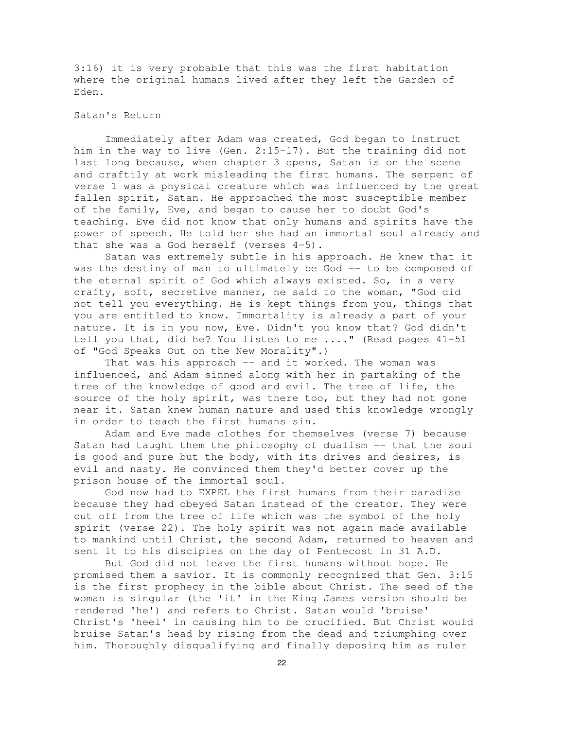3:16) it is very probable that this was the first habitation where the original humans lived after they left the Garden of Eden.

## Satan's Return

Immediately after Adam was created, God began to instruct him in the way to live (Gen. 2:15-17). But the training did not last long because, when chapter 3 opens, Satan is on the scene and craftily at work misleading the first humans. The serpent of verse 1 was a physical creature which was influenced by the great fallen spirit, Satan. He approached the most susceptible member of the family, Eve, and began to cause her to doubt God's teaching. Eve did not know that only humans and spirits have the power of speech. He told her she had an immortal soul already and that she was a God herself (verses 4-5).

Satan was extremely subtle in his approach. He knew that it was the destiny of man to ultimately be God -- to be composed of the eternal spirit of God which always existed. So, in a very crafty, soft, secretive manner, he said to the woman, "God did not tell you everything. He is kept things from you, things that you are entitled to know. Immortality is already a part of your nature. It is in you now, Eve. Didn't you know that? God didn't tell you that, did he? You listen to me ...." (Read pages 41-51 of "God Speaks Out on the New Morality".)

That was his approach -- and it worked. The woman was influenced, and Adam sinned along with her in partaking of the tree of the knowledge of good and evil. The tree of life, the source of the holy spirit, was there too, but they had not gone near it. Satan knew human nature and used this knowledge wrongly in order to teach the first humans sin.

Adam and Eve made clothes for themselves (verse 7) because Satan had taught them the philosophy of dualism -- that the soul is good and pure but the body, with its drives and desires, is evil and nasty. He convinced them they'd better cover up the prison house of the immortal soul.

God now had to EXPEL the first humans from their paradise because they had obeyed Satan instead of the creator. They were cut off from the tree of life which was the symbol of the holy spirit (verse 22). The holy spirit was not again made available to mankind until Christ, the second Adam, returned to heaven and sent it to his disciples on the day of Pentecost in 31 A.D.

But God did not leave the first humans without hope. He promised them a savior. It is commonly recognized that Gen. 3:15 is the first prophecy in the bible about Christ. The seed of the woman is singular (the 'it' in the King James version should be rendered 'he') and refers to Christ. Satan would 'bruise' Christ's 'heel' in causing him to be crucified. But Christ would bruise Satan's head by rising from the dead and triumphing over him. Thoroughly disqualifying and finally deposing him as ruler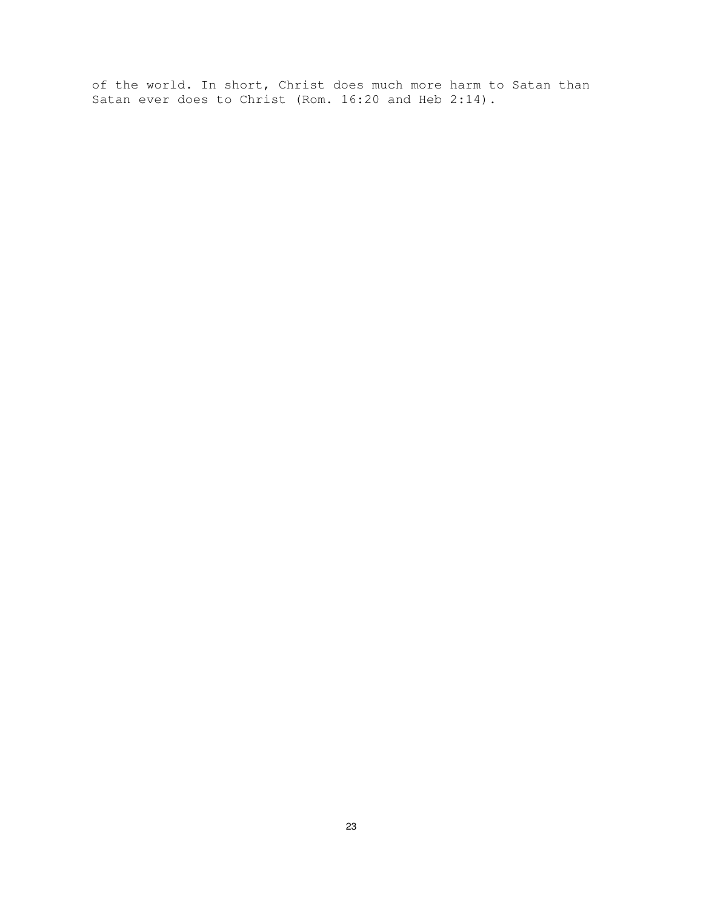of the world. In short, Christ does much more harm to Satan than Satan ever does to Christ (Rom. 16:20 and Heb 2:14).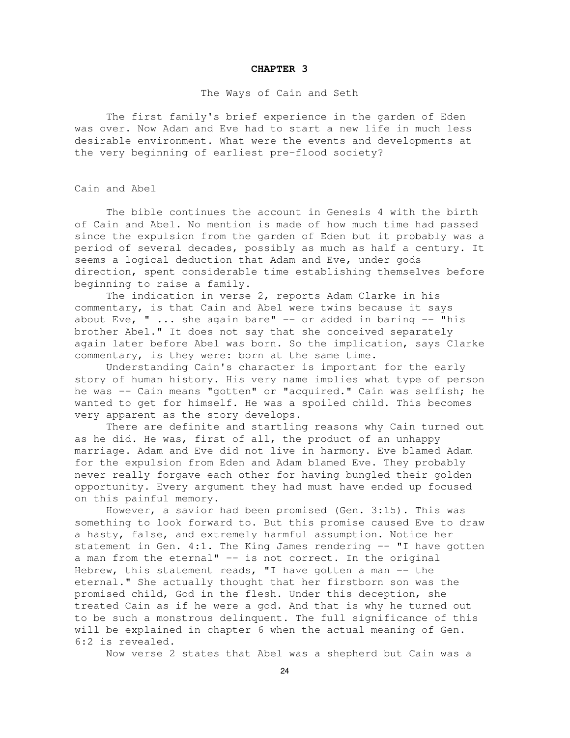# CHAPTER 3

## The Ways of Cain and Seth

The first family's brief experience in the garden of Eden was over. Now Adam and Eve had to start a new life in much less desirable environment. What were the events and developments at the very beginning of earliest pre-flood society?

### Cain and Abel

The bible continues the account in Genesis 4 with the birth of Cain and Abel. No mention is made of how much time had passed since the expulsion from the garden of Eden but it probably was a period of several decades, possibly as much as half a century. It seems a logical deduction that Adam and Eve, under gods direction, spent considerable time establishing themselves before beginning to raise a family.

The indication in verse 2, reports Adam Clarke in his commentary, is that Cain and Abel were twins because it says about Eve, " ... she again bare" -- or added in baring -- "his brother Abel." It does not say that she conceived separately again later before Abel was born. So the implication, says Clarke commentary, is they were: born at the same time.

Understanding Cain's character is important for the early story of human history. His very name implies what type of person he was -- Cain means "gotten" or "acquired." Cain was selfish; he wanted to get for himself. He was a spoiled child. This becomes very apparent as the story develops.

There are definite and startling reasons why Cain turned out as he did. He was, first of all, the product of an unhappy marriage. Adam and Eve did not live in harmony. Eve blamed Adam for the expulsion from Eden and Adam blamed Eve. They probably never really forgave each other for having bungled their golden opportunity. Every argument they had must have ended up focused on this painful memory.

However, a savior had been promised (Gen. 3:15). This was something to look forward to. But this promise caused Eve to draw a hasty, false, and extremely harmful assumption. Notice her statement in Gen. 4:1. The King James rendering -- "I have gotten a man from the eternal" -- is not correct. In the original Hebrew, this statement reads, "I have gotten a man -- the eternal." She actually thought that her firstborn son was the promised child, God in the flesh. Under this deception, she treated Cain as if he were a god. And that is why he turned out to be such a monstrous delinquent. The full significance of this will be explained in chapter 6 when the actual meaning of Gen. 6:2 is revealed.

Now verse 2 states that Abel was a shepherd but Cain was a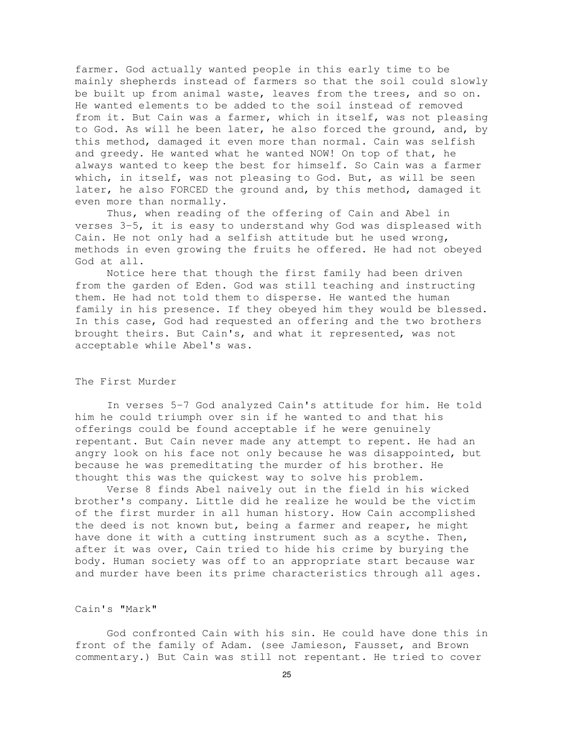farmer. God actually wanted people in this early time to be mainly shepherds instead of farmers so that the soil could slowly be built up from animal waste, leaves from the trees, and so on. He wanted elements to be added to the soil instead of removed from it. But Cain was a farmer, which in itself, was not pleasing to God. As will he been later, he also forced the ground, and, by this method, damaged it even more than normal. Cain was selfish and greedy. He wanted what he wanted NOW! On top of that, he always wanted to keep the best for himself. So Cain was a farmer which, in itself, was not pleasing to God. But, as will be seen later, he also FORCED the ground and, by this method, damaged it even more than normally.

Thus, when reading of the offering of Cain and Abel in verses 3-5, it is easy to understand why God was displeased with Cain. He not only had a selfish attitude but he used wrong, methods in even growing the fruits he offered. He had not obeyed God at all.

Notice here that though the first family had been driven from the garden of Eden. God was still teaching and instructing them. He had not told them to disperse. He wanted the human family in his presence. If they obeyed him they would be blessed. In this case, God had requested an offering and the two brothers brought theirs. But Cain's, and what it represented, was not acceptable while Abel's was.

## The First Murder

In verses 5-7 God analyzed Cain's attitude for him. He told him he could triumph over sin if he wanted to and that his offerings could be found acceptable if he were genuinely repentant. But Cain never made any attempt to repent. He had an angry look on his face not only because he was disappointed, but because he was premeditating the murder of his brother. He thought this was the quickest way to solve his problem.

Verse 8 finds Abel naively out in the field in his wicked brother's company. Little did he realize he would be the victim of the first murder in all human history. How Cain accomplished the deed is not known but, being a farmer and reaper, he might have done it with a cutting instrument such as a scythe. Then, after it was over, Cain tried to hide his crime by burying the body. Human society was off to an appropriate start because war and murder have been its prime characteristics through all ages.

## Cain's "Mark"

God confronted Cain with his sin. He could have done this in front of the family of Adam. (see Jamieson, Fausset, and Brown commentary.) But Cain was still not repentant. He tried to cover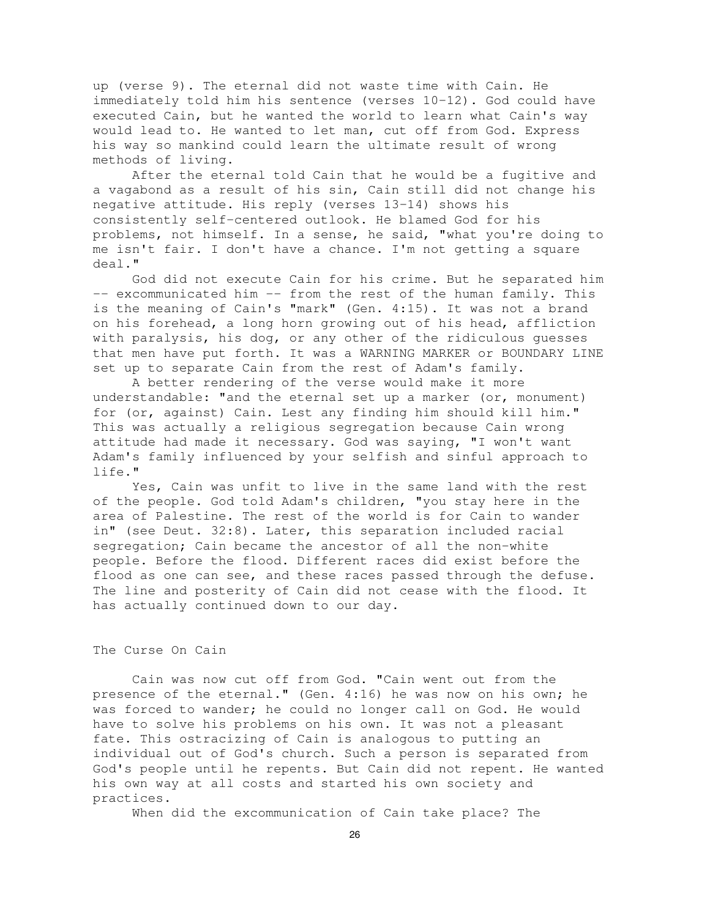up (verse 9). The eternal did not waste time with Cain. He immediately told him his sentence (verses 10-12). God could have executed Cain, but he wanted the world to learn what Cain's way would lead to. He wanted to let man, cut off from God. Express his way so mankind could learn the ultimate result of wrong methods of living.

After the eternal told Cain that he would be a fugitive and a vagabond as a result of his sin, Cain still did not change his negative attitude. His reply (verses 13-14) shows his consistently self-centered outlook. He blamed God for his problems, not himself. In a sense, he said, "what you're doing to me isn't fair. I don't have a chance. I'm not getting a square deal."

God did not execute Cain for his crime. But he separated him -- excommunicated him -- from the rest of the human family. This is the meaning of Cain's "mark" (Gen. 4:15). It was not a brand on his forehead, a long horn growing out of his head, affliction with paralysis, his dog, or any other of the ridiculous guesses that men have put forth. It was a WARNING MARKER or BOUNDARY LINE set up to separate Cain from the rest of Adam's family.

A better rendering of the verse would make it more understandable: "and the eternal set up a marker (or, monument) for (or, against) Cain. Lest any finding him should kill him." This was actually a religious segregation because Cain wrong attitude had made it necessary. God was saying, "I won't want Adam's family influenced by your selfish and sinful approach to life."

Yes, Cain was unfit to live in the same land with the rest of the people. God told Adam's children, "you stay here in the area of Palestine. The rest of the world is for Cain to wander in" (see Deut. 32:8). Later, this separation included racial segregation; Cain became the ancestor of all the non-white people. Before the flood. Different races did exist before the flood as one can see, and these races passed through the defuse. The line and posterity of Cain did not cease with the flood. It has actually continued down to our day.

## The Curse On Cain

Cain was now cut off from God. "Cain went out from the presence of the eternal." (Gen. 4:16) he was now on his own; he was forced to wander; he could no longer call on God. He would have to solve his problems on his own. It was not a pleasant fate. This ostracizing of Cain is analogous to putting an individual out of God's church. Such a person is separated from God's people until he repents. But Cain did not repent. He wanted his own way at all costs and started his own society and practices.

When did the excommunication of Cain take place? The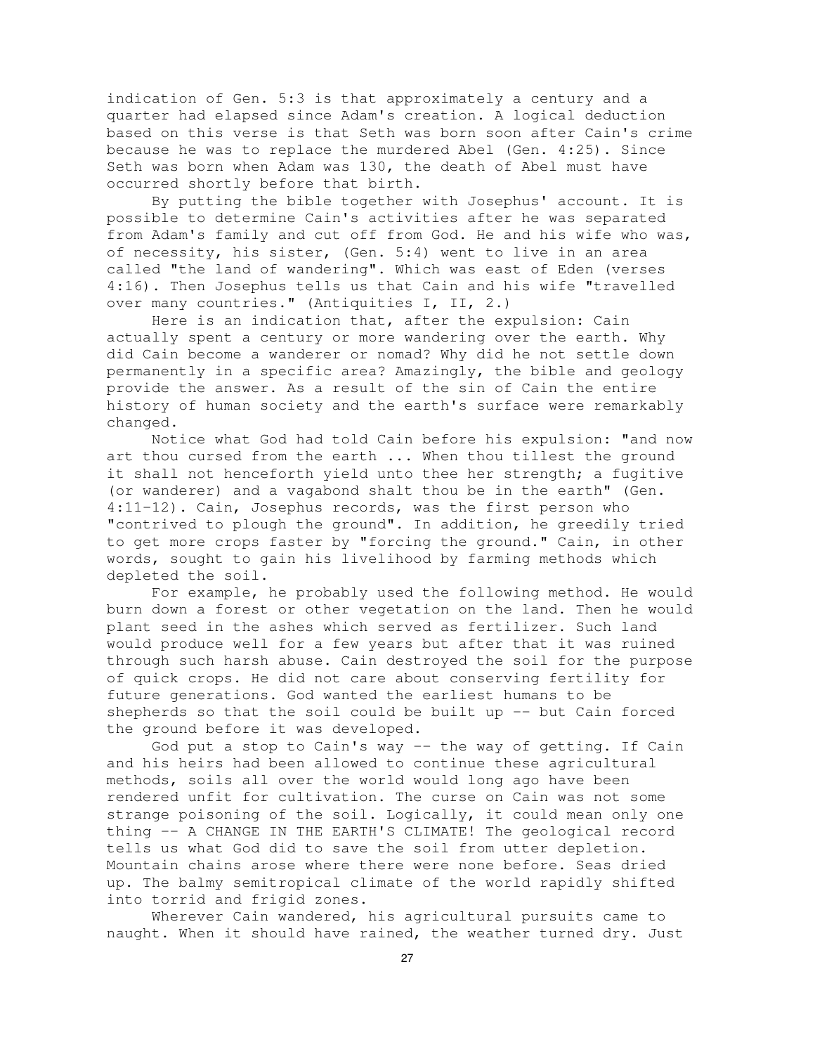indication of Gen. 5:3 is that approximately a century and a quarter had elapsed since Adam's creation. A logical deduction based on this verse is that Seth was born soon after Cain's crime because he was to replace the murdered Abel (Gen. 4:25). Since Seth was born when Adam was 130, the death of Abel must have occurred shortly before that birth.

By putting the bible together with Josephus' account. It is possible to determine Cain's activities after he was separated from Adam's family and cut off from God. He and his wife who was, of necessity, his sister, (Gen. 5:4) went to live in an area called "the land of wandering". Which was east of Eden (verses 4:16). Then Josephus tells us that Cain and his wife "travelled over many countries." (Antiquities I, II, 2.)

Here is an indication that, after the expulsion: Cain actually spent a century or more wandering over the earth. Why did Cain become a wanderer or nomad? Why did he not settle down permanently in a specific area? Amazingly, the bible and geology provide the answer. As a result of the sin of Cain the entire history of human society and the earth's surface were remarkably changed.

Notice what God had told Cain before his expulsion: "and now art thou cursed from the earth ... When thou tillest the ground it shall not henceforth yield unto thee her strength; a fugitive (or wanderer) and a vagabond shalt thou be in the earth" (Gen. 4:11-12). Cain, Josephus records, was the first person who "contrived to plough the ground". In addition, he greedily tried to get more crops faster by "forcing the ground." Cain, in other words, sought to gain his livelihood by farming methods which depleted the soil.

For example, he probably used the following method. He would burn down a forest or other vegetation on the land. Then he would plant seed in the ashes which served as fertilizer. Such land would produce well for a few years but after that it was ruined through such harsh abuse. Cain destroyed the soil for the purpose of quick crops. He did not care about conserving fertility for future generations. God wanted the earliest humans to be shepherds so that the soil could be built up -- but Cain forced the ground before it was developed.

God put a stop to Cain's way -- the way of getting. If Cain and his heirs had been allowed to continue these agricultural methods, soils all over the world would long ago have been rendered unfit for cultivation. The curse on Cain was not some strange poisoning of the soil. Logically, it could mean only one thing -- A CHANGE IN THE EARTH'S CLIMATE! The geological record tells us what God did to save the soil from utter depletion. Mountain chains arose where there were none before. Seas dried up. The balmy semitropical climate of the world rapidly shifted into torrid and frigid zones.

Wherever Cain wandered, his agricultural pursuits came to naught. When it should have rained, the weather turned dry. Just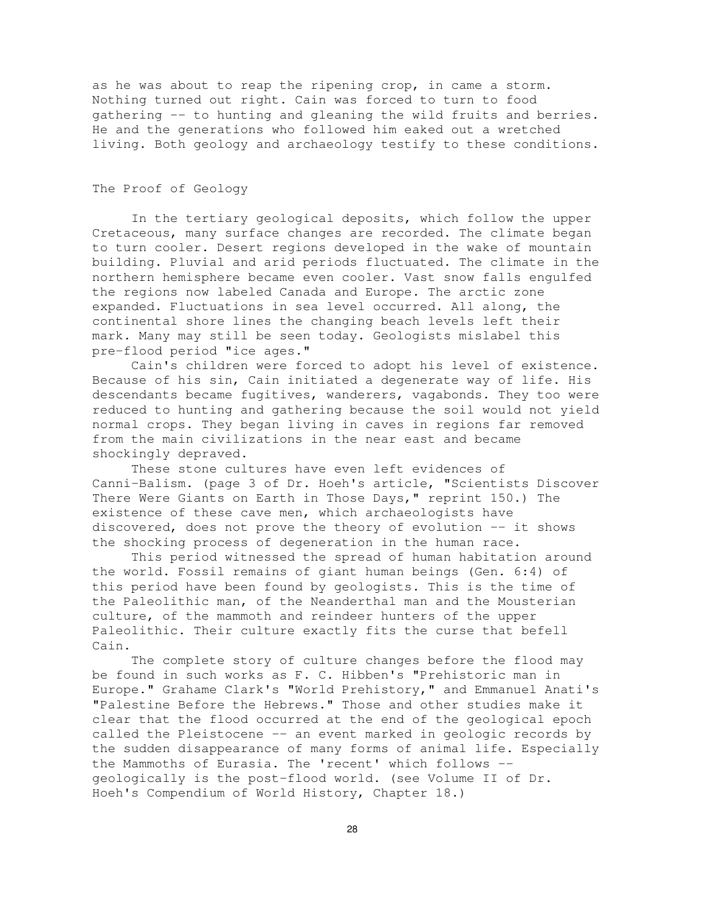as he was about to reap the ripening crop, in came a storm. Nothing turned out right. Cain was forced to turn to food gathering -- to hunting and gleaning the wild fruits and berries. He and the generations who followed him eaked out a wretched living. Both geology and archaeology testify to these conditions.

## The Proof of Geology

In the tertiary geological deposits, which follow the upper Cretaceous, many surface changes are recorded. The climate began to turn cooler. Desert regions developed in the wake of mountain building. Pluvial and arid periods fluctuated. The climate in the northern hemisphere became even cooler. Vast snow falls engulfed the regions now labeled Canada and Europe. The arctic zone expanded. Fluctuations in sea level occurred. All along, the continental shore lines the changing beach levels left their mark. Many may still be seen today. Geologists mislabel this pre-flood period "ice ages."

Cain's children were forced to adopt his level of existence. Because of his sin, Cain initiated a degenerate way of life. His descendants became fugitives, wanderers, vagabonds. They too were reduced to hunting and gathering because the soil would not yield normal crops. They began living in caves in regions far removed from the main civilizations in the near east and became shockingly depraved.

These stone cultures have even left evidences of Canni-Balism. (page 3 of Dr. Hoeh's article, "Scientists Discover There Were Giants on Earth in Those Days," reprint 150.) The existence of these cave men, which archaeologists have discovered, does not prove the theory of evolution -- it shows the shocking process of degeneration in the human race.

This period witnessed the spread of human habitation around the world. Fossil remains of giant human beings (Gen. 6:4) of this period have been found by geologists. This is the time of the Paleolithic man, of the Neanderthal man and the Mousterian culture, of the mammoth and reindeer hunters of the upper Paleolithic. Their culture exactly fits the curse that befell Cain.

The complete story of culture changes before the flood may be found in such works as F. C. Hibben's "Prehistoric man in Europe." Grahame Clark's "World Prehistory," and Emmanuel Anati's "Palestine Before the Hebrews." Those and other studies make it clear that the flood occurred at the end of the geological epoch called the Pleistocene -- an event marked in geologic records by the sudden disappearance of many forms of animal life. Especially the Mammoths of Eurasia. The 'recent' which follows -- geologically is the post-flood world. (see Volume II of Dr. Hoeh's Compendium of World History, Chapter 18.)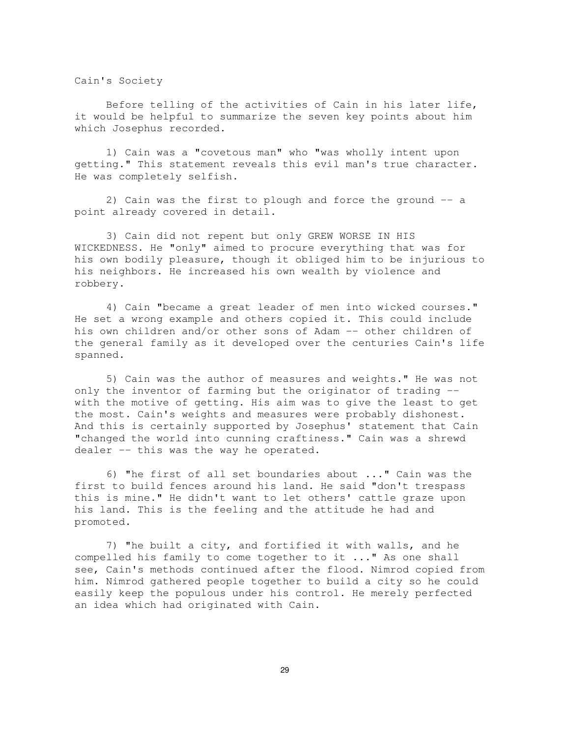## Cain's Society

Before telling of the activities of Cain in his later life, it would be helpful to summarize the seven key points about him which Josephus recorded.

1) Cain was a "covetous man" who "was wholly intent upon getting." This statement reveals this evil man's true character. He was completely selfish.

2) Cain was the first to plough and force the ground -- a point already covered in detail.

3) Cain did not repent but only GREW WORSE IN HIS WICKEDNESS. He "only" aimed to procure everything that was for his own bodily pleasure, though it obliged him to be injurious to his neighbors. He increased his own wealth by violence and robbery.

4) Cain "became a great leader of men into wicked courses." He set a wrong example and others copied it. This could include his own children and/or other sons of Adam -- other children of the general family as it developed over the centuries Cain's life spanned.

5) Cain was the author of measures and weights." He was not only the inventor of farming but the originator of trading -- with the motive of getting. His aim was to give the least to get the most. Cain's weights and measures were probably dishonest. And this is certainly supported by Josephus' statement that Cain "changed the world into cunning craftiness." Cain was a shrewd dealer -- this was the way he operated.

6) "he first of all set boundaries about ..." Cain was the first to build fences around his land. He said "don't trespass this is mine." He didn't want to let others' cattle graze upon his land. This is the feeling and the attitude he had and promoted.

7) "he built a city, and fortified it with walls, and he compelled his family to come together to it ..." As one shall see, Cain's methods continued after the flood. Nimrod copied from him. Nimrod gathered people together to build a city so he could easily keep the populous under his control. He merely perfected an idea which had originated with Cain.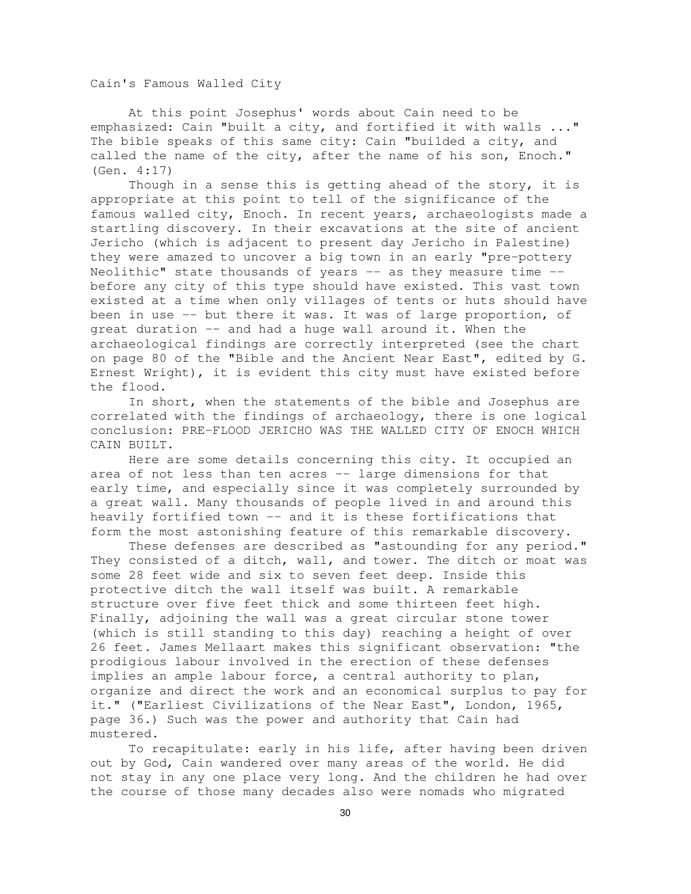## Cain's Famous Walled City

At this point Josephus' words about Cain need to be emphasized: Cain "built a city, and fortified it with walls ..." The bible speaks of this same city: Cain "builded a city, and called the name of the city, after the name of his son, Enoch." (Gen. 4:17)

Though in a sense this is getting ahead of the story, it is appropriate at this point to tell of the significance of the famous walled city, Enoch. In recent years, archaeologists made a startling discovery. In their excavations at the site of ancient Jericho (which is adjacent to present day Jericho in Palestine) they were amazed to uncover a big town in an early "pre-pottery Neolithic" state thousands of years -- as they measure time -- before any city of this type should have existed. This vast town existed at a time when only villages of tents or huts should have been in use -- but there it was. It was of large proportion, of great duration -- and had a huge wall around it. When the archaeological findings are correctly interpreted (see the chart on page 80 of the "Bible and the Ancient Near East", edited by G. Ernest Wright), it is evident this city must have existed before the flood.

In short, when the statements of the bible and Josephus are correlated with the findings of archaeology, there is one logical conclusion: PRE-FLOOD JERICHO WAS THE WALLED CITY OF ENOCH WHICH CAIN BUILT.

Here are some details concerning this city. It occupied an area of not less than ten acres -- large dimensions for that early time, and especially since it was completely surrounded by a great wall. Many thousands of people lived in and around this heavily fortified town -- and it is these fortifications that form the most astonishing feature of this remarkable discovery.

These defenses are described as "astounding for any period." They consisted of a ditch, wall, and tower. The ditch or moat was some 28 feet wide and six to seven feet deep. Inside this protective ditch the wall itself was built. A remarkable structure over five feet thick and some thirteen feet high. Finally, adjoining the wall was a great circular stone tower (which is still standing to this day) reaching a height of over 26 feet. James Mellaart makes this significant observation: "the prodigious labour involved in the erection of these defenses implies an ample labour force, a central authority to plan, organize and direct the work and an economical surplus to pay for it." ("Earliest Civilizations of the Near East", London, 1965, page 36.) Such was the power and authority that Cain had mustered.

To recapitulate: early in his life, after having been driven out by God, Cain wandered over many areas of the world. He did not stay in any one place very long. And the children he had over the course of those many decades also were nomads who migrated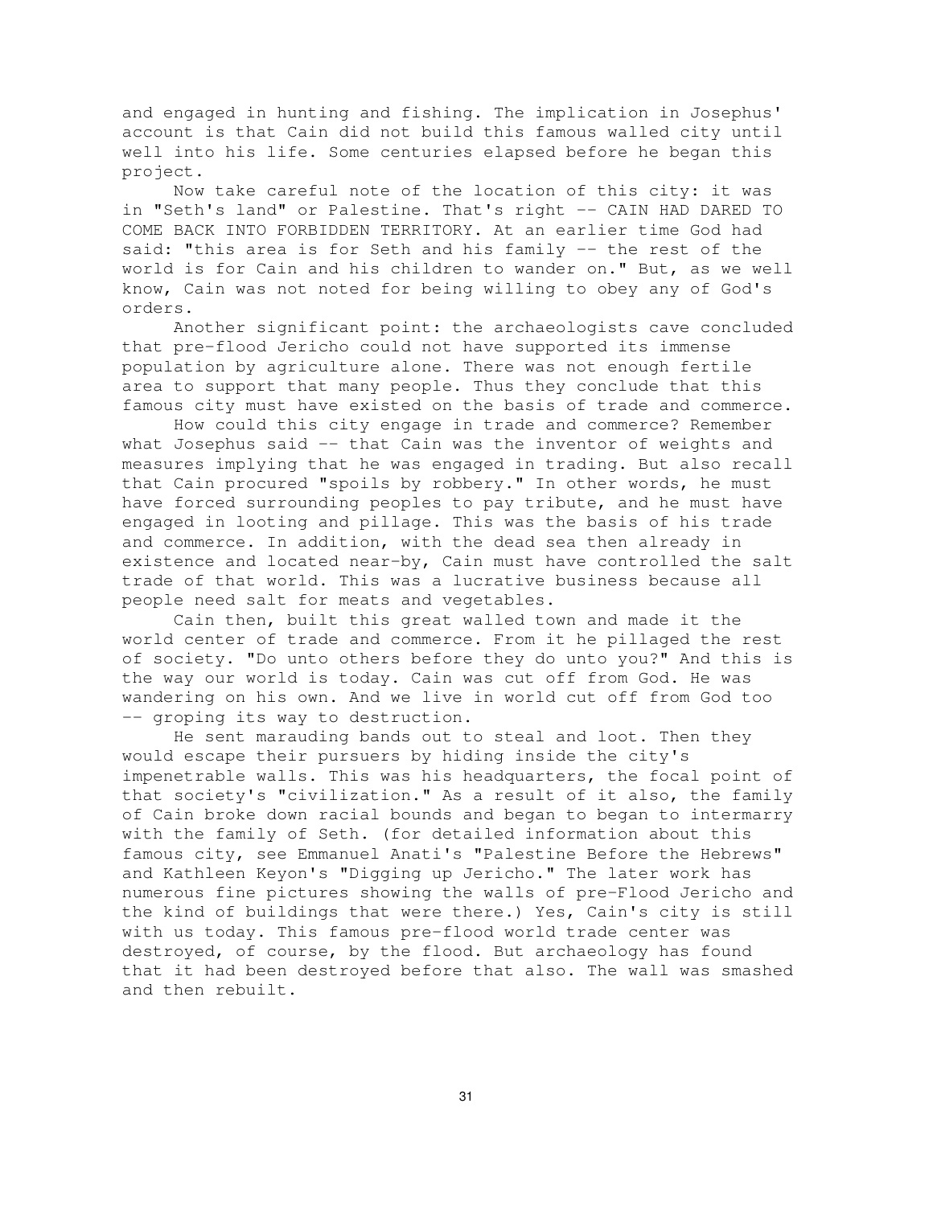and engaged in hunting and fishing. The implication in Josephus' account is that Cain did not build this famous walled city until well into his life. Some centuries elapsed before he began this project.

Now take careful note of the location of this city: it was in "Seth's land" or Palestine. That's right -- CAIN HAD DARED TO COME BACK INTO FORBIDDEN TERRITORY. At an earlier time God had said: "this area is for Seth and his family -- the rest of the world is for Cain and his children to wander on." But, as we well know, Cain was not noted for being willing to obey any of God's orders.

Another significant point: the archaeologists cave concluded that pre-flood Jericho could not have supported its immense population by agriculture alone. There was not enough fertile area to support that many people. Thus they conclude that this famous city must have existed on the basis of trade and commerce.

How could this city engage in trade and commerce? Remember what Josephus said -- that Cain was the inventor of weights and measures implying that he was engaged in trading. But also recall that Cain procured "spoils by robbery." In other words, he must have forced surrounding peoples to pay tribute, and he must have engaged in looting and pillage. This was the basis of his trade and commerce. In addition, with the dead sea then already in existence and located near-by, Cain must have controlled the salt trade of that world. This was a lucrative business because all people need salt for meats and vegetables.

Cain then, built this great walled town and made it the world center of trade and commerce. From it he pillaged the rest of society. "Do unto others before they do unto you?" And this is the way our world is today. Cain was cut off from God. He was wandering on his own. And we live in world cut off from God too -- groping its way to destruction.

He sent marauding bands out to steal and loot. Then they would escape their pursuers by hiding inside the city's impenetrable walls. This was his headquarters, the focal point of that society's "civilization." As a result of it also, the family of Cain broke down racial bounds and began to began to intermarry with the family of Seth. (for detailed information about this famous city, see Emmanuel Anati's "Palestine Before the Hebrews" and Kathleen Keyon's "Digging up Jericho." The later work has numerous fine pictures showing the walls of pre-Flood Jericho and the kind of buildings that were there.) Yes, Cain's city is still with us today. This famous pre-flood world trade center was destroyed, of course, by the flood. But archaeology has found that it had been destroyed before that also. The wall was smashed and then rebuilt.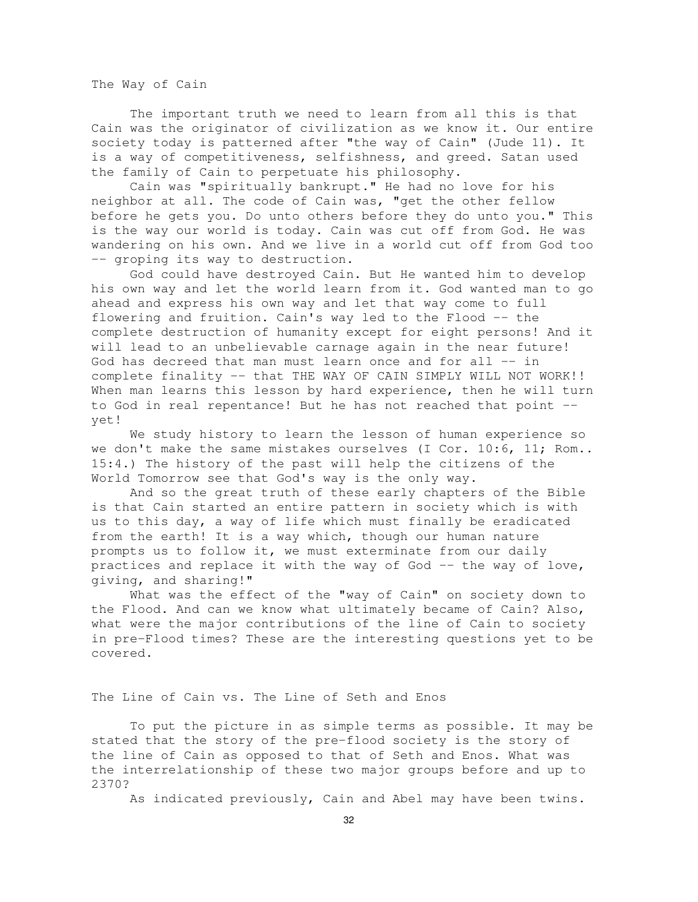## The Way of Cain

The important truth we need to learn from all this is that Cain was the originator of civilization as we know it. Our entire society today is patterned after "the way of Cain" (Jude 11). It is a way of competitiveness, selfishness, and greed. Satan used the family of Cain to perpetuate his philosophy.

Cain was "spiritually bankrupt." He had no love for his neighbor at all. The code of Cain was, "get the other fellow before he gets you. Do unto others before they do unto you." This is the way our world is today. Cain was cut off from God. He was wandering on his own. And we live in a world cut off from God too -- groping its way to destruction.

God could have destroyed Cain. But He wanted him to develop his own way and let the world learn from it. God wanted man to go ahead and express his own way and let that way come to full flowering and fruition. Cain's way led to the Flood -- the complete destruction of humanity except for eight persons! And it will lead to an unbelievable carnage again in the near future! God has decreed that man must learn once and for all -- in complete finality -- that THE WAY OF CAIN SIMPLY WILL NOT WORK!! When man learns this lesson by hard experience, then he will turn to God in real repentance! But he has not reached that point -- yet!

We study history to learn the lesson of human experience so we don't make the same mistakes ourselves (I Cor. 10:6, 11; Rom.. 15:4.) The history of the past will help the citizens of the World Tomorrow see that God's way is the only way.

And so the great truth of these early chapters of the Bible is that Cain started an entire pattern in society which is with us to this day, a way of life which must finally be eradicated from the earth! It is a way which, though our human nature prompts us to follow it, we must exterminate from our daily practices and replace it with the way of God -- the way of love, giving, and sharing!"

What was the effect of the "way of Cain" on society down to the Flood. And can we know what ultimately became of Cain? Also, what were the major contributions of the line of Cain to society in pre-Flood times? These are the interesting questions yet to be covered.

## The Line of Cain vs. The Line of Seth and Enos

To put the picture in as simple terms as possible. It may be stated that the story of the pre-flood society is the story of the line of Cain as opposed to that of Seth and Enos. What was the interrelationship of these two major groups before and up to 2370?

As indicated previously, Cain and Abel may have been twins.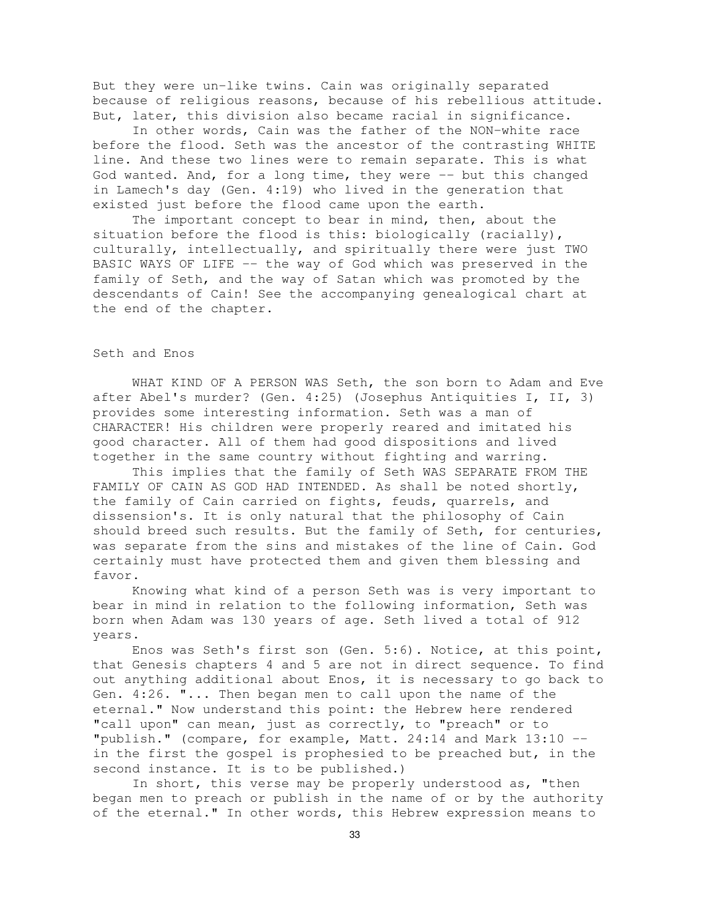But they were un-like twins. Cain was originally separated because of religious reasons, because of his rebellious attitude. But, later, this division also became racial in significance.

In other words, Cain was the father of the NON-white race before the flood. Seth was the ancestor of the contrasting WHITE line. And these two lines were to remain separate. This is what God wanted. And, for a long time, they were -- but this changed in Lamech's day (Gen. 4:19) who lived in the generation that existed just before the flood came upon the earth.

The important concept to bear in mind, then, about the situation before the flood is this: biologically (racially), culturally, intellectually, and spiritually there were just TWO BASIC WAYS OF LIFE -- the way of God which was preserved in the family of Seth, and the way of Satan which was promoted by the descendants of Cain! See the accompanying genealogical chart at the end of the chapter.

## Seth and Enos

WHAT KIND OF A PERSON WAS Seth, the son born to Adam and Eve after Abel's murder? (Gen. 4:25) (Josephus Antiquities I, II, 3) provides some interesting information. Seth was a man of CHARACTER! His children were properly reared and imitated his good character. All of them had good dispositions and lived together in the same country without fighting and warring.

This implies that the family of Seth WAS SEPARATE FROM THE FAMILY OF CAIN AS GOD HAD INTENDED. As shall be noted shortly, the family of Cain carried on fights, feuds, quarrels, and dissension's. It is only natural that the philosophy of Cain should breed such results. But the family of Seth, for centuries, was separate from the sins and mistakes of the line of Cain. God certainly must have protected them and given them blessing and favor.

Knowing what kind of a person Seth was is very important to bear in mind in relation to the following information, Seth was born when Adam was 130 years of age. Seth lived a total of 912 years.

Enos was Seth's first son (Gen. 5:6). Notice, at this point, that Genesis chapters 4 and 5 are not in direct sequence. To find out anything additional about Enos, it is necessary to go back to Gen. 4:26. "... Then began men to call upon the name of the eternal." Now understand this point: the Hebrew here rendered "call upon" can mean, just as correctly, to "preach" or to "publish." (compare, for example, Matt. 24:14 and Mark 13:10 -- in the first the gospel is prophesied to be preached but, in the second instance. It is to be published.)

In short, this verse may be properly understood as, "then began men to preach or publish in the name of or by the authority of the eternal." In other words, this Hebrew expression means to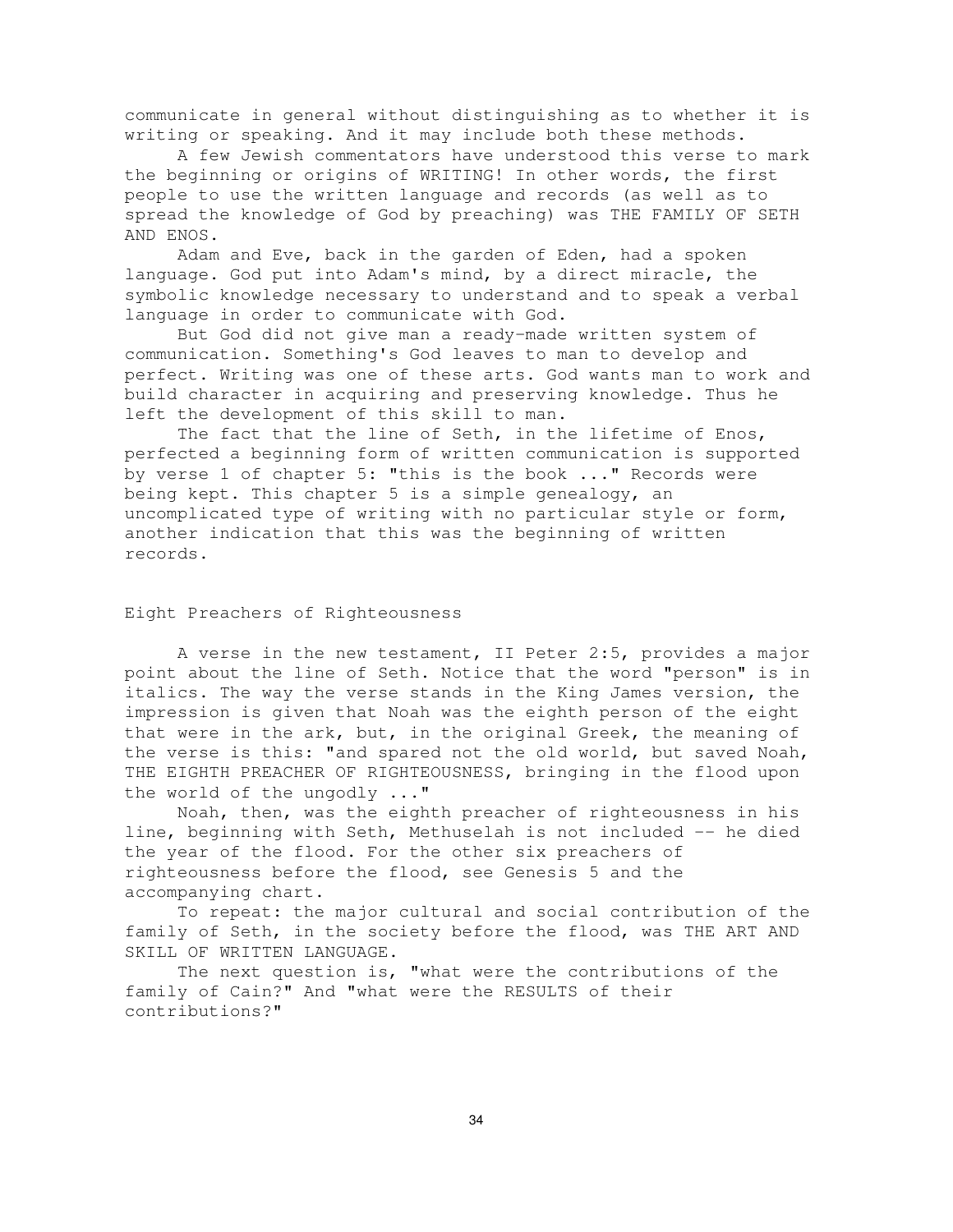communicate in general without distinguishing as to whether it is writing or speaking. And it may include both these methods.

A few Jewish commentators have understood this verse to mark the beginning or origins of WRITING! In other words, the first people to use the written language and records (as well as to spread the knowledge of God by preaching) was THE FAMILY OF SETH AND ENOS.

Adam and Eve, back in the garden of Eden, had a spoken language. God put into Adam's mind, by a direct miracle, the symbolic knowledge necessary to understand and to speak a verbal language in order to communicate with God.

But God did not give man a ready-made written system of communication. Something's God leaves to man to develop and perfect. Writing was one of these arts. God wants man to work and build character in acquiring and preserving knowledge. Thus he left the development of this skill to man.

The fact that the line of Seth, in the lifetime of Enos, perfected a beginning form of written communication is supported by verse 1 of chapter 5: "this is the book ..." Records were being kept. This chapter 5 is a simple genealogy, an uncomplicated type of writing with no particular style or form, another indication that this was the beginning of written records.

## Eight Preachers of Righteousness

A verse in the new testament, II Peter 2:5, provides a major point about the line of Seth. Notice that the word "person" is in italics. The way the verse stands in the King James version, the impression is given that Noah was the eighth person of the eight that were in the ark, but, in the original Greek, the meaning of the verse is this: "and spared not the old world, but saved Noah, THE EIGHTH PREACHER OF RIGHTEOUSNESS, bringing in the flood upon the world of the ungodly ..."

Noah, then, was the eighth preacher of righteousness in his line, beginning with Seth, Methuselah is not included -- he died the year of the flood. For the other six preachers of righteousness before the flood, see Genesis 5 and the accompanying chart.

To repeat: the major cultural and social contribution of the family of Seth, in the society before the flood, was THE ART AND SKILL OF WRITTEN LANGUAGE.

The next question is, "what were the contributions of the family of Cain?" And "what were the RESULTS of their contributions?"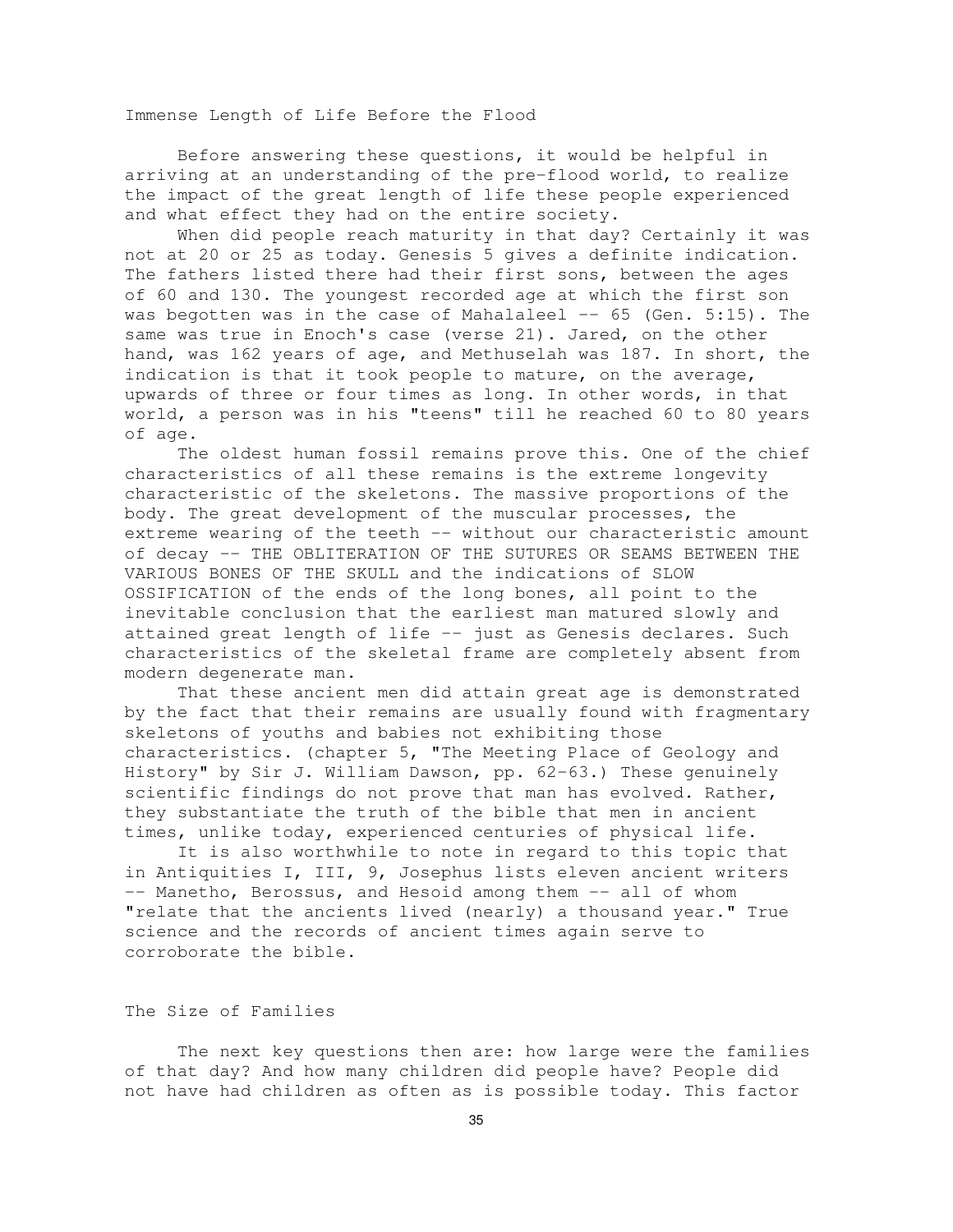## Immense Length of Life Before the Flood

Before answering these questions, it would be helpful in arriving at an understanding of the pre-flood world, to realize the impact of the great length of life these people experienced and what effect they had on the entire society.

When did people reach maturity in that day? Certainly it was not at 20 or 25 as today. Genesis 5 gives a definite indication. The fathers listed there had their first sons, between the ages of 60 and 130. The youngest recorded age at which the first son was begotten was in the case of Mahalaleel -- 65 (Gen. 5:15). The same was true in Enoch's case (verse 21). Jared, on the other hand, was 162 years of age, and Methuselah was 187. In short, the indication is that it took people to mature, on the average, upwards of three or four times as long. In other words, in that world, a person was in his "teens" till he reached 60 to 80 years of age.

The oldest human fossil remains prove this. One of the chief characteristics of all these remains is the extreme longevity characteristic of the skeletons. The massive proportions of the body. The great development of the muscular processes, the extreme wearing of the teeth -- without our characteristic amount of decay -- THE OBLITERATION OF THE SUTURES OR SEAMS BETWEEN THE VARIOUS BONES OF THE SKULL and the indications of SLOW OSSIFICATION of the ends of the long bones, all point to the inevitable conclusion that the earliest man matured slowly and attained great length of life -- just as Genesis declares. Such characteristics of the skeletal frame are completely absent from modern degenerate man.

That these ancient men did attain great age is demonstrated by the fact that their remains are usually found with fragmentary skeletons of youths and babies not exhibiting those characteristics. (chapter 5, "The Meeting Place of Geology and History" by Sir J. William Dawson, pp. 62-63.) These genuinely scientific findings do not prove that man has evolved. Rather, they substantiate the truth of the bible that men in ancient times, unlike today, experienced centuries of physical life.

It is also worthwhile to note in regard to this topic that in Antiquities I, III, 9, Josephus lists eleven ancient writers -- Manetho, Berossus, and Hesoid among them -- all of whom "relate that the ancients lived (nearly) a thousand year." True science and the records of ancient times again serve to corroborate the bible.

## The Size of Families

The next key questions then are: how large were the families of that day? And how many children did people have? People did not have had children as often as is possible today. This factor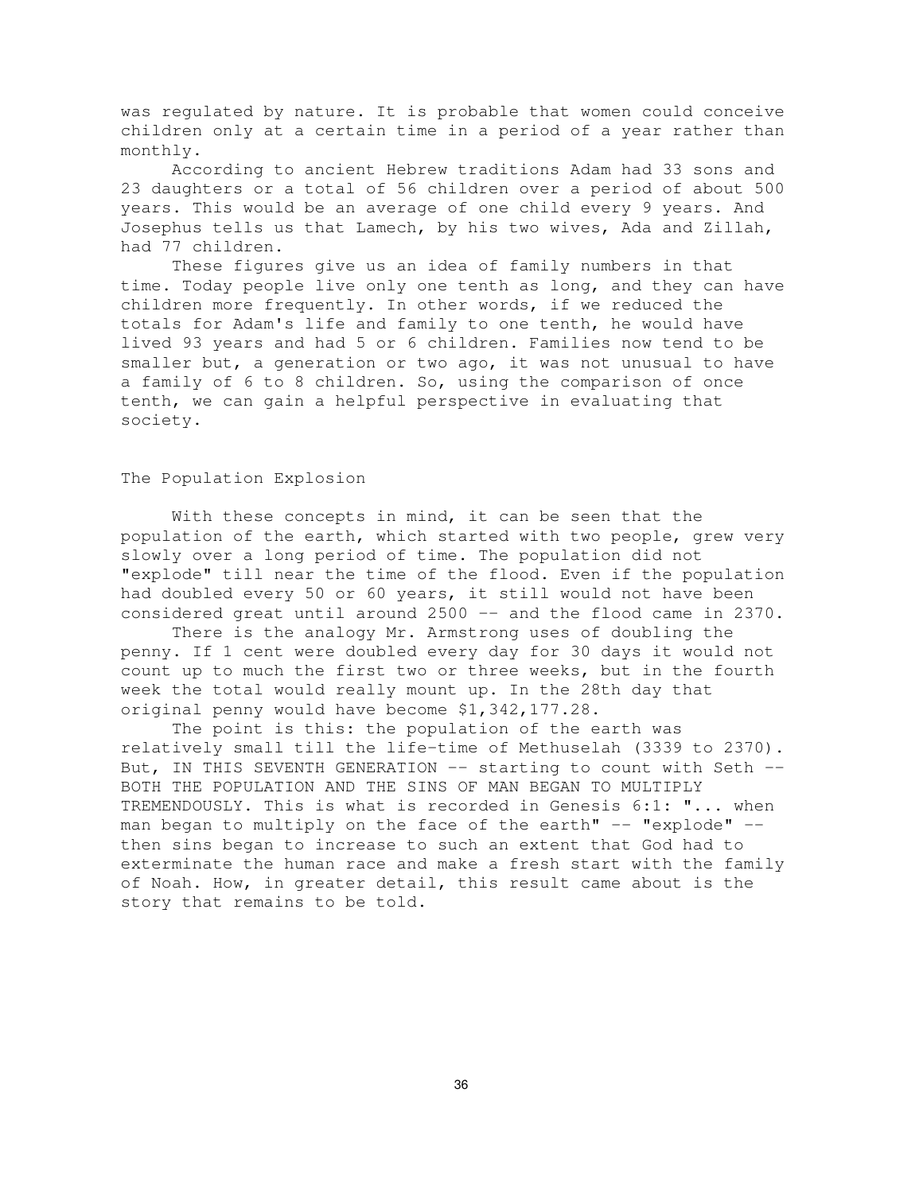was regulated by nature. It is probable that women could conceive children only at a certain time in a period of a year rather than monthly.

According to ancient Hebrew traditions Adam had 33 sons and 23 daughters or a total of 56 children over a period of about 500 years. This would be an average of one child every 9 years. And Josephus tells us that Lamech, by his two wives, Ada and Zillah, had 77 children.

These figures give us an idea of family numbers in that time. Today people live only one tenth as long, and they can have children more frequently. In other words, if we reduced the totals for Adam's life and family to one tenth, he would have lived 93 years and had 5 or 6 children. Families now tend to be smaller but, a generation or two ago, it was not unusual to have a family of 6 to 8 children. So, using the comparison of once tenth, we can gain a helpful perspective in evaluating that society.

## The Population Explosion

With these concepts in mind, it can be seen that the population of the earth, which started with two people, grew very slowly over a long period of time. The population did not "explode" till near the time of the flood. Even if the population had doubled every 50 or 60 years, it still would not have been considered great until around 2500 -- and the flood came in 2370.

There is the analogy Mr. Armstrong uses of doubling the penny. If 1 cent were doubled every day for 30 days it would not count up to much the first two or three weeks, but in the fourth week the total would really mount up. In the 28th day that original penny would have become $1,342,177.28.

The point is this: the population of the earth was relatively small till the life-time of Methuselah (3339 to 2370). But, IN THIS SEVENTH GENERATION -- starting to count with Seth -- BOTH THE POPULATION AND THE SINS OF MAN BEGAN TO MULTIPLY TREMENDOUSLY. This is what is recorded in Genesis 6:1: "... when man began to multiply on the face of the earth" -- "explode" -- then sins began to increase to such an extent that God had to exterminate the human race and make a fresh start with the family of Noah. How, in greater detail, this result came about is the story that remains to be told.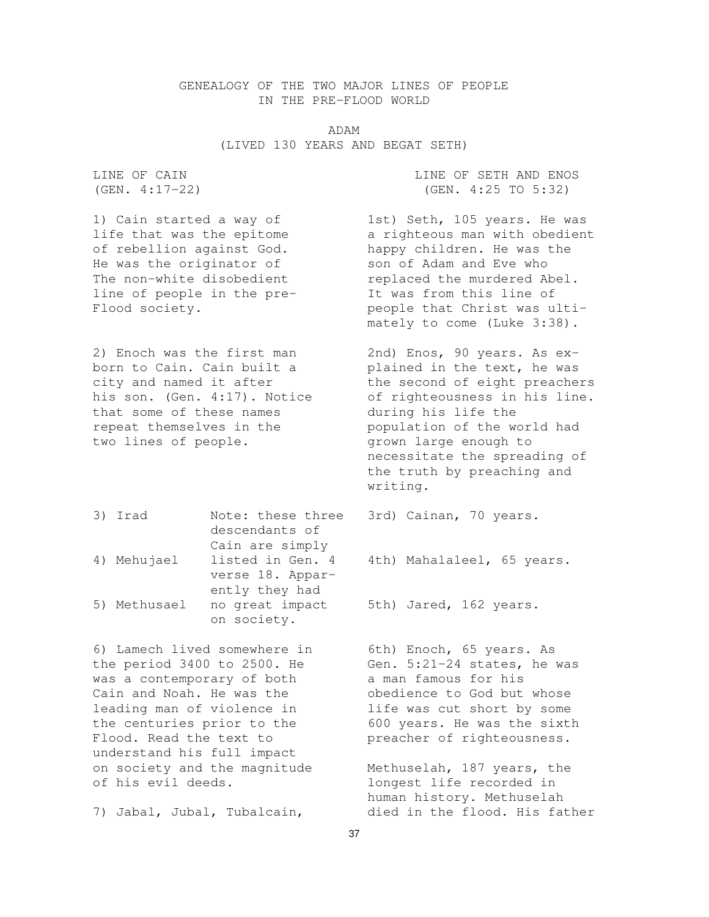# GENEALOGY OF THE TWO MAJOR LINES OF PEOPLE IN THE PRE-FLOOD WORLD

## ADAM
### (LIVED 130 YEARS AND BEGAT SETH)

## LINE OF CAIN (GEN. 4:17-22)

1) Cain started a way of life that was the epitome of rebellion against God. He was the originator of The non-white disobedient line of people in the pre-Flood society.

2) Enoch was the first man born to Cain. Cain built a city and named it after his son. (Gen. 4:17). Notice that some of these names repeat themselves in the two lines of people.

3) Irad

4) Mehujael

5) Methusael

Note: these three descendants of Cain are simply listed in Gen. 4 verse 18. Apparently they had no great impact on society.

6) Lamech lived somewhere in the period 3400 to 2500. He was a contemporary of both Cain and Noah. He was the leading man of violence in the centuries prior to the Flood. Read the text to understand his full impact on society and the magnitude of his evil deeds.

7) Jabal, Jubal, Tubalcain,

## LINE OF SETH AND ENOS (GEN. 4:25 TO 5:32)

1st) Seth, 105 years. He was a righteous man with obedient happy children. He was the son of Adam and Eve who replaced the murdered Abel. It was from this line of people that Christ was ultimately to come (Luke 3:38).

2nd) Enos, 90 years. As explained in the text, he was the second of eight preachers of righteousness in his line. during his life the population of the world had grown large enough to necessitate the spreading of the truth by preaching and writing.

3rd) Cainan, 70 years.

4th) Mahalaleel, 65 years.

5th) Jared, 162 years.

6th) Enoch, 65 years. As Gen. 5:21-24 states, he was a man famous for his obedience to God but whose life was cut short by some 600 years. He was the sixth preacher of righteousness.

Methuselah, 187 years, the longest life recorded in human history. Methuselah died in the flood. His father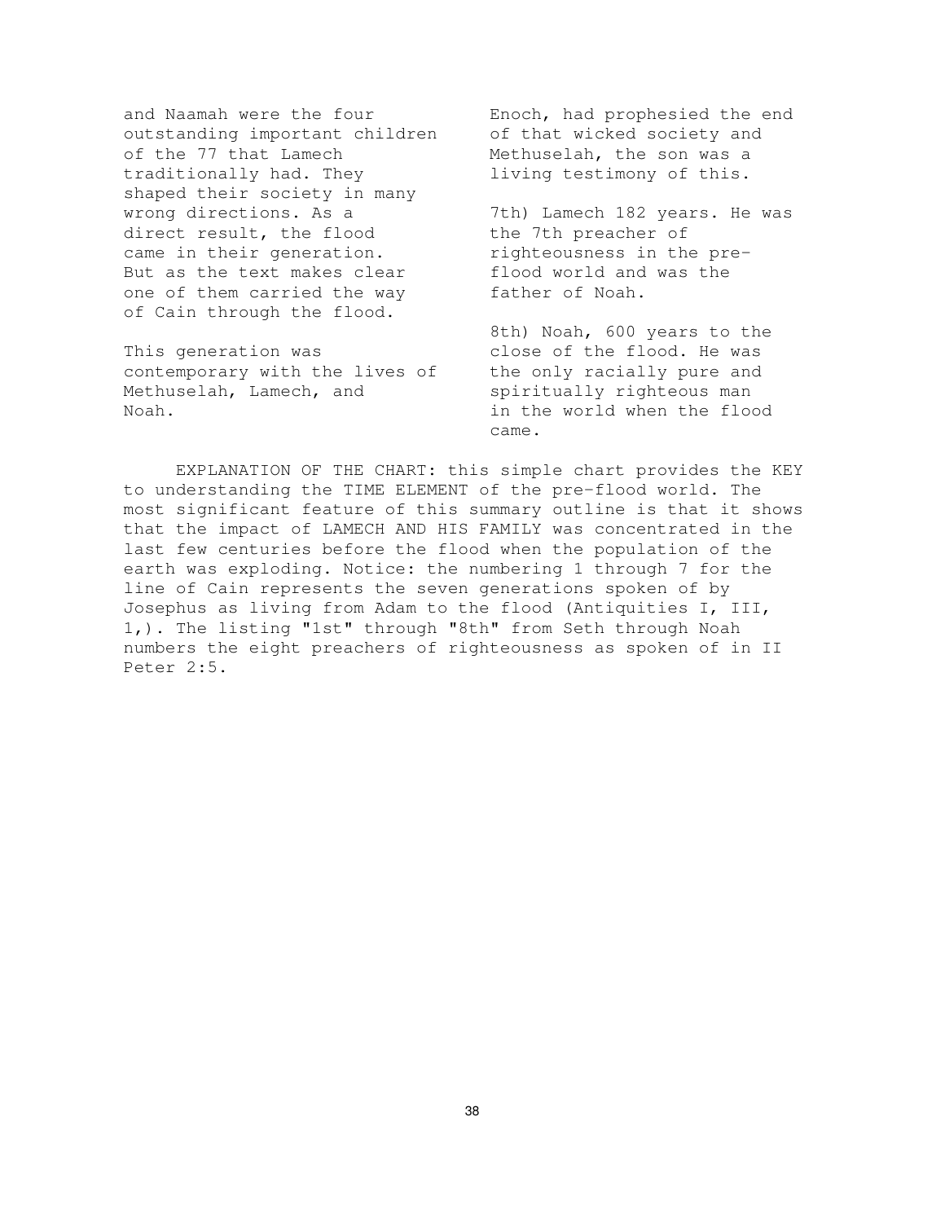and Naamah were the four outstanding important children of the 77 that Lamech traditionally had. They shaped their society in many wrong directions. As a direct result, the flood came in their generation. But as the text makes clear one of them carried the way of Cain through the flood.

This generation was contemporary with the lives of Methuselah, Lamech, and Noah.

Enoch, had prophesied the end of that wicked society and Methuselah, the son was a living testimony of this.

7th) Lamech 182 years. He was the 7th preacher of righteousness in the pre-flood world and was the father of Noah.

8th) Noah, 600 years to the close of the flood. He was the only racially pure and spiritually righteous man in the world when the flood came.

EXPLANATION OF THE CHART: this simple chart provides the KEY to understanding the TIME ELEMENT of the pre-flood world. The most significant feature of this summary outline is that it shows that the impact of LAMECH AND HIS FAMILY was concentrated in the last few centuries before the flood when the population of the earth was exploding. Notice: the numbering 1 through 7 for the line of Cain represents the seven generations spoken of by Josephus as living from Adam to the flood (Antiquities I, III, 1,). The listing "1st" through "8th" from Seth through Noah numbers the eight preachers of righteousness as spoken of in II Peter 2:5.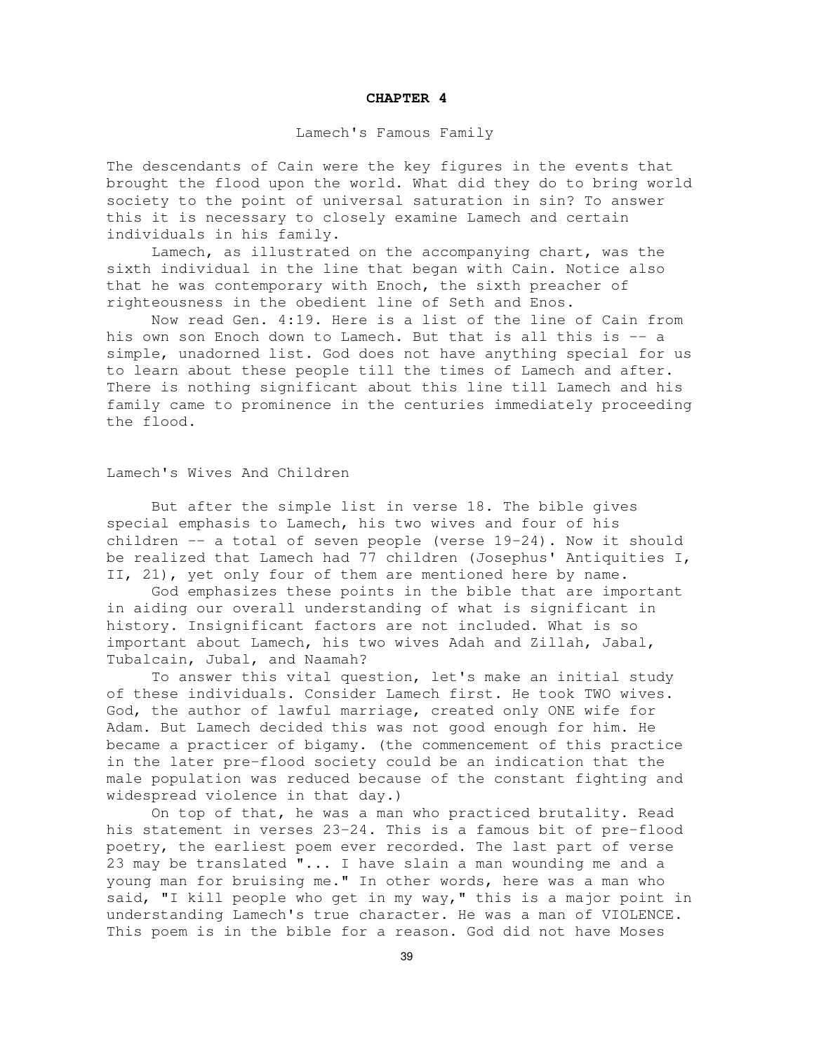# CHAPTER 4

## Lamech's Famous Family

The descendants of Cain were the key figures in the events that brought the flood upon the world. What did they do to bring world society to the point of universal saturation in sin? To answer this it is necessary to closely examine Lamech and certain individuals in his family.

Lamech, as illustrated on the accompanying chart, was the sixth individual in the line that began with Cain. Notice also that he was contemporary with Enoch, the sixth preacher of righteousness in the obedient line of Seth and Enos.

Now read Gen. 4:19. Here is a list of the line of Cain from his own son Enoch down to Lamech. But that is all this is -- a simple, unadorned list. God does not have anything special for us to learn about these people till the times of Lamech and after. There is nothing significant about this line till Lamech and his family came to prominence in the centuries immediately proceeding the flood.

### Lamech's Wives And Children

But after the simple list in verse 18. The bible gives special emphasis to Lamech, his two wives and four of his children -- a total of seven people (verse 19-24). Now it should be realized that Lamech had 77 children (Josephus' Antiquities I, II, 21), yet only four of them are mentioned here by name.

God emphasizes these points in the bible that are important in aiding our overall understanding of what is significant in history. Insignificant factors are not included. What is so important about Lamech, his two wives Adah and Zillah, Jabal, Tubalcain, Jubal, and Naamah?

To answer this vital question, let's make an initial study of these individuals. Consider Lamech first. He took TWO wives. God, the author of lawful marriage, created only ONE wife for Adam. But Lamech decided this was not good enough for him. He became a practicer of bigamy. (the commencement of this practice in the later pre-flood society could be an indication that the male population was reduced because of the constant fighting and widespread violence in that day.)

On top of that, he was a man who practiced brutality. Read his statement in verses 23-24. This is a famous bit of pre-flood poetry, the earliest poem ever recorded. The last part of verse 23 may be translated "... I have slain a man wounding me and a young man for bruising me." In other words, here was a man who said, "I kill people who get in my way," this is a major point in understanding Lamech's true character. He was a man of VIOLENCE. This poem is in the bible for a reason. God did not have Moses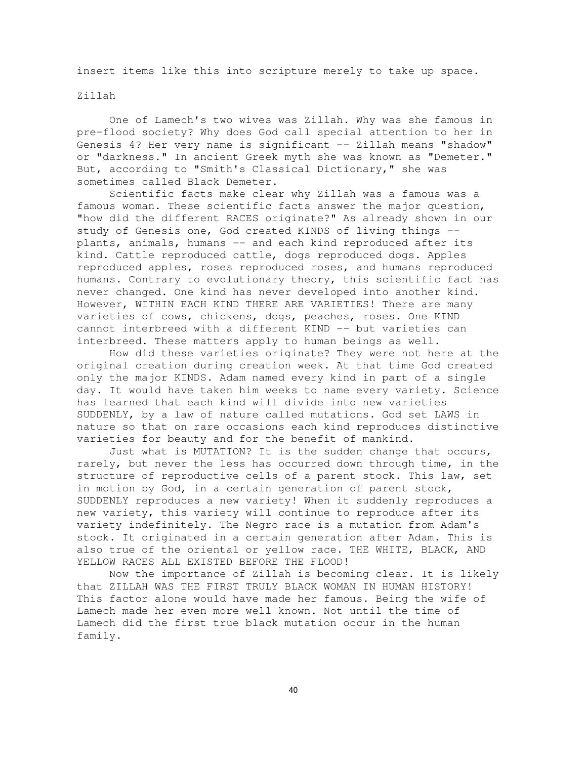insert items like this into scripture merely to take up space.

## Zillah

One of Lamech's two wives was Zillah. Why was she famous in pre-flood society? Why does God call special attention to her in Genesis 4? Her very name is significant -- Zillah means "shadow" or "darkness." In ancient Greek myth she was known as "Demeter." But, according to "Smith's Classical Dictionary," she was sometimes called Black Demeter.

Scientific facts make clear why Zillah was a famous was a famous woman. These scientific facts answer the major question, "how did the different RACES originate?" As already shown in our study of Genesis one, God created KINDS of living things -- plants, animals, humans -- and each kind reproduced after its kind. Cattle reproduced cattle, dogs reproduced dogs. Apples reproduced apples, roses reproduced roses, and humans reproduced humans. Contrary to evolutionary theory, this scientific fact has never changed. One kind has never developed into another kind. However, WITHIN EACH KIND THERE ARE VARIETIES! There are many varieties of cows, chickens, dogs, peaches, roses. One KIND cannot interbreed with a different KIND -- but varieties can interbreed. These matters apply to human beings as well.

How did these varieties originate? They were not here at the original creation during creation week. At that time God created only the major KINDS. Adam named every kind in part of a single day. It would have taken him weeks to name every variety. Science has learned that each kind will divide into new varieties SUDDENLY, by a law of nature called mutations. God set LAWS in nature so that on rare occasions each kind reproduces distinctive varieties for beauty and for the benefit of mankind.

Just what is MUTATION? It is the sudden change that occurs, rarely, but never the less has occurred down through time, in the structure of reproductive cells of a parent stock. This law, set in motion by God, in a certain generation of parent stock, SUDDENLY reproduces a new variety! When it suddenly reproduces a new variety, this variety will continue to reproduce after its variety indefinitely. The Negro race is a mutation from Adam's stock. It originated in a certain generation after Adam. This is also true of the oriental or yellow race. THE WHITE, BLACK, AND YELLOW RACES ALL EXISTED BEFORE THE FLOOD!

Now the importance of Zillah is becoming clear. It is likely that ZILLAH WAS THE FIRST TRULY BLACK WOMAN IN HUMAN HISTORY! This factor alone would have made her famous. Being the wife of Lamech made her even more well known. Not until the time of Lamech did the first true black mutation occur in the human family.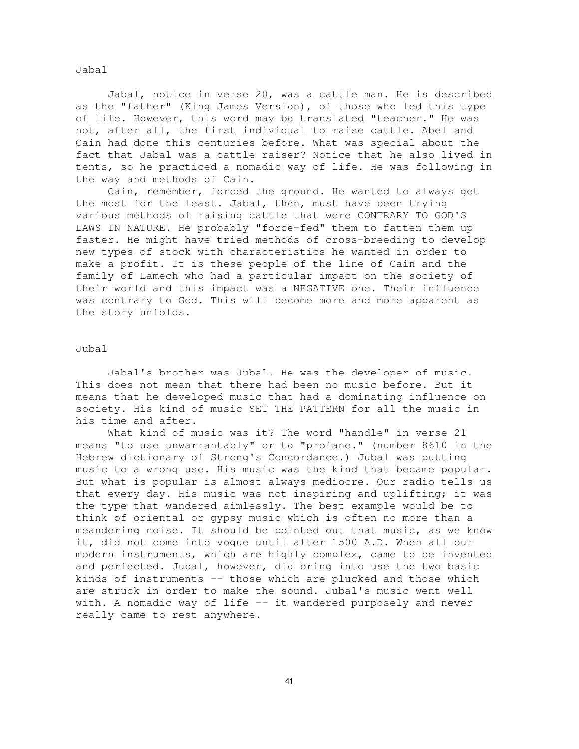## Jabal

Jabal, notice in verse 20, was a cattle man. He is described as the "father" (King James Version), of those who led this type of life. However, this word may be translated "teacher." He was not, after all, the first individual to raise cattle. Abel and Cain had done this centuries before. What was special about the fact that Jabal was a cattle raiser? Notice that he also lived in tents, so he practiced a nomadic way of life. He was following in the way and methods of Cain.

Cain, remember, forced the ground. He wanted to always get the most for the least. Jabal, then, must have been trying various methods of raising cattle that were CONTRARY TO GOD'S LAWS IN NATURE. He probably "force-fed" them to fatten them up faster. He might have tried methods of cross-breeding to develop new types of stock with characteristics he wanted in order to make a profit. It is these people of the line of Cain and the family of Lamech who had a particular impact on the society of their world and this impact was a NEGATIVE one. Their influence was contrary to God. This will become more and more apparent as the story unfolds.

## Jubal

Jabal's brother was Jubal. He was the developer of music. This does not mean that there had been no music before. But it means that he developed music that had a dominating influence on society. His kind of music SET THE PATTERN for all the music in his time and after.

What kind of music was it? The word "handle" in verse 21 means "to use unwarrantably" or to "profane." (number 8610 in the Hebrew dictionary of Strong's Concordance.) Jubal was putting music to a wrong use. His music was the kind that became popular. But what is popular is almost always mediocre. Our radio tells us that every day. His music was not inspiring and uplifting; it was the type that wandered aimlessly. The best example would be to think of oriental or gypsy music which is often no more than a meandering noise. It should be pointed out that music, as we know it, did not come into vogue until after 1500 A.D. When all our modern instruments, which are highly complex, came to be invented and perfected. Jubal, however, did bring into use the two basic kinds of instruments -- those which are plucked and those which are struck in order to make the sound. Jubal's music went well with. A nomadic way of life -- it wandered purposely and never really came to rest anywhere.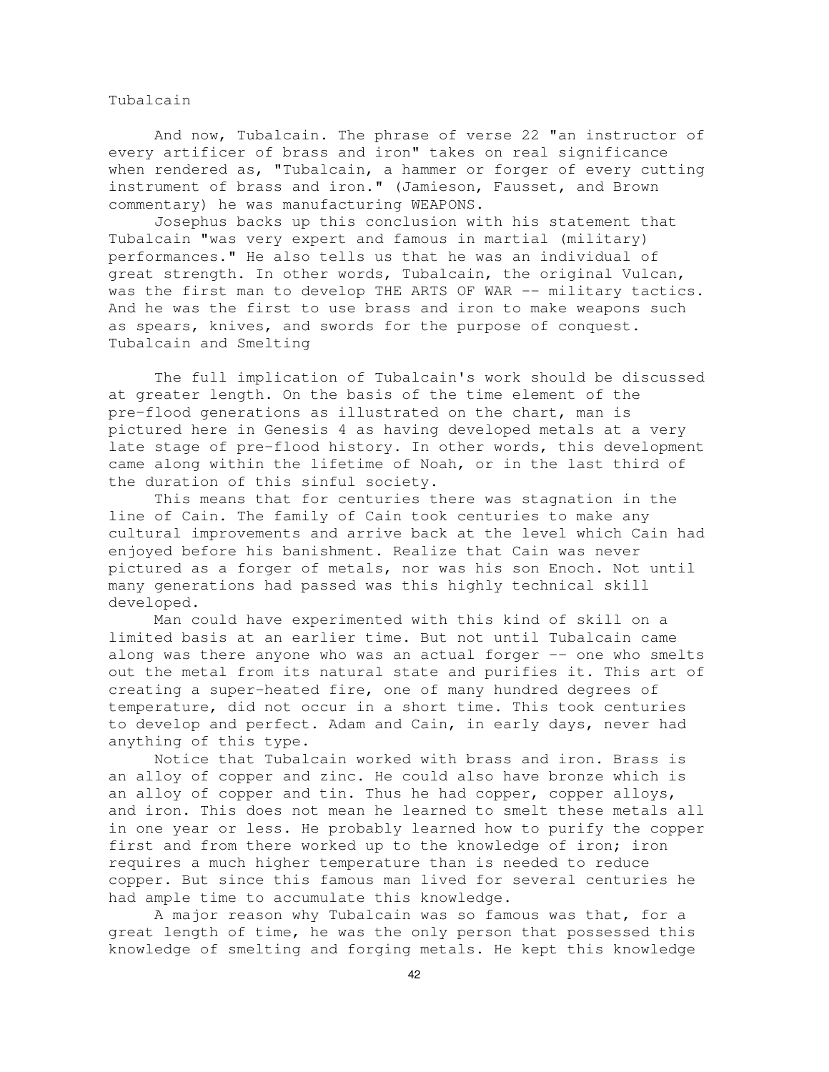## Tubalcain

And now, Tubalcain. The phrase of verse 22 "an instructor of every artificer of brass and iron" takes on real significance when rendered as, "Tubalcain, a hammer or forger of every cutting instrument of brass and iron." (Jamieson, Fausset, and Brown commentary) he was manufacturing WEAPONS.

Josephus backs up this conclusion with his statement that Tubalcain "was very expert and famous in martial (military) performances." He also tells us that he was an individual of great strength. In other words, Tubalcain, the original Vulcan, was the first man to develop THE ARTS OF WAR -- military tactics. And he was the first to use brass and iron to make weapons such as spears, knives, and swords for the purpose of conquest.

## Tubalcain and Smelting

The full implication of Tubalcain's work should be discussed at greater length. On the basis of the time element of the pre-flood generations as illustrated on the chart, man is pictured here in Genesis 4 as having developed metals at a very late stage of pre-flood history. In other words, this development came along within the lifetime of Noah, or in the last third of the duration of this sinful society.

This means that for centuries there was stagnation in the line of Cain. The family of Cain took centuries to make any cultural improvements and arrive back at the level which Cain had enjoyed before his banishment. Realize that Cain was never pictured as a forger of metals, nor was his son Enoch. Not until many generations had passed was this highly technical skill developed.

Man could have experimented with this kind of skill on a limited basis at an earlier time. But not until Tubalcain came along was there anyone who was an actual forger -- one who smelts out the metal from its natural state and purifies it. This art of creating a super-heated fire, one of many hundred degrees of temperature, did not occur in a short time. This took centuries to develop and perfect. Adam and Cain, in early days, never had anything of this type.

Notice that Tubalcain worked with brass and iron. Brass is an alloy of copper and zinc. He could also have bronze which is an alloy of copper and tin. Thus he had copper, copper alloys, and iron. This does not mean he learned to smelt these metals all in one year or less. He probably learned how to purify the copper first and from there worked up to the knowledge of iron; iron requires a much higher temperature than is needed to reduce copper. But since this famous man lived for several centuries he had ample time to accumulate this knowledge.

A major reason why Tubalcain was so famous was that, for a great length of time, he was the only person that possessed this knowledge of smelting and forging metals. He kept this knowledge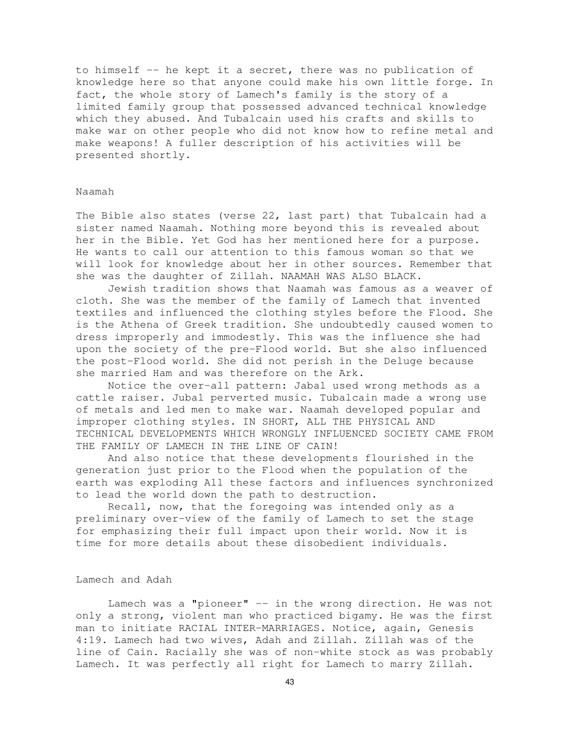to himself -- he kept it a secret, there was no publication of knowledge here so that anyone could make his own little forge. In fact, the whole story of Lamech's family is the story of a limited family group that possessed advanced technical knowledge which they abused. And Tubalcain used his crafts and skills to make war on other people who did not know how to refine metal and make weapons! A fuller description of his activities will be presented shortly.

## Naamah

The Bible also states (verse 22, last part) that Tubalcain had a sister named Naamah. Nothing more beyond this is revealed about her in the Bible. Yet God has her mentioned here for a purpose. He wants to call our attention to this famous woman so that we will look for knowledge about her in other sources. Remember that she was the daughter of Zillah. NAAMAH WAS ALSO BLACK.

Jewish tradition shows that Naamah was famous as a weaver of cloth. She was the member of the family of Lamech that invented textiles and influenced the clothing styles before the Flood. She is the Athena of Greek tradition. She undoubtedly caused women to dress improperly and immodestly. This was the influence she had upon the society of the pre-Flood world. But she also influenced the post-Flood world. She did not perish in the Deluge because she married Ham and was therefore on the Ark.

Notice the over-all pattern: Jabal used wrong methods as a cattle raiser. Jubal perverted music. Tubalcain made a wrong use of metals and led men to make war. Naamah developed popular and improper clothing styles. IN SHORT, ALL THE PHYSICAL AND TECHNICAL DEVELOPMENTS WHICH WRONGLY INFLUENCED SOCIETY CAME FROM THE FAMILY OF LAMECH IN THE LINE OF CAIN!

And also notice that these developments flourished in the generation just prior to the Flood when the population of the earth was exploding All these factors and influences synchronized to lead the world down the path to destruction.

Recall, now, that the foregoing was intended only as a preliminary over-view of the family of Lamech to set the stage for emphasizing their full impact upon their world. Now it is time for more details about these disobedient individuals.

## Lamech and Adah

Lamech was a "pioneer" -- in the wrong direction. He was not only a strong, violent man who practiced bigamy. He was the first man to initiate RACIAL INTER-MARRIAGES. Notice, again, Genesis 4:19. Lamech had two wives, Adah and Zillah. Zillah was of the line of Cain. Racially she was of non-white stock as was probably Lamech. It was perfectly all right for Lamech to marry Zillah.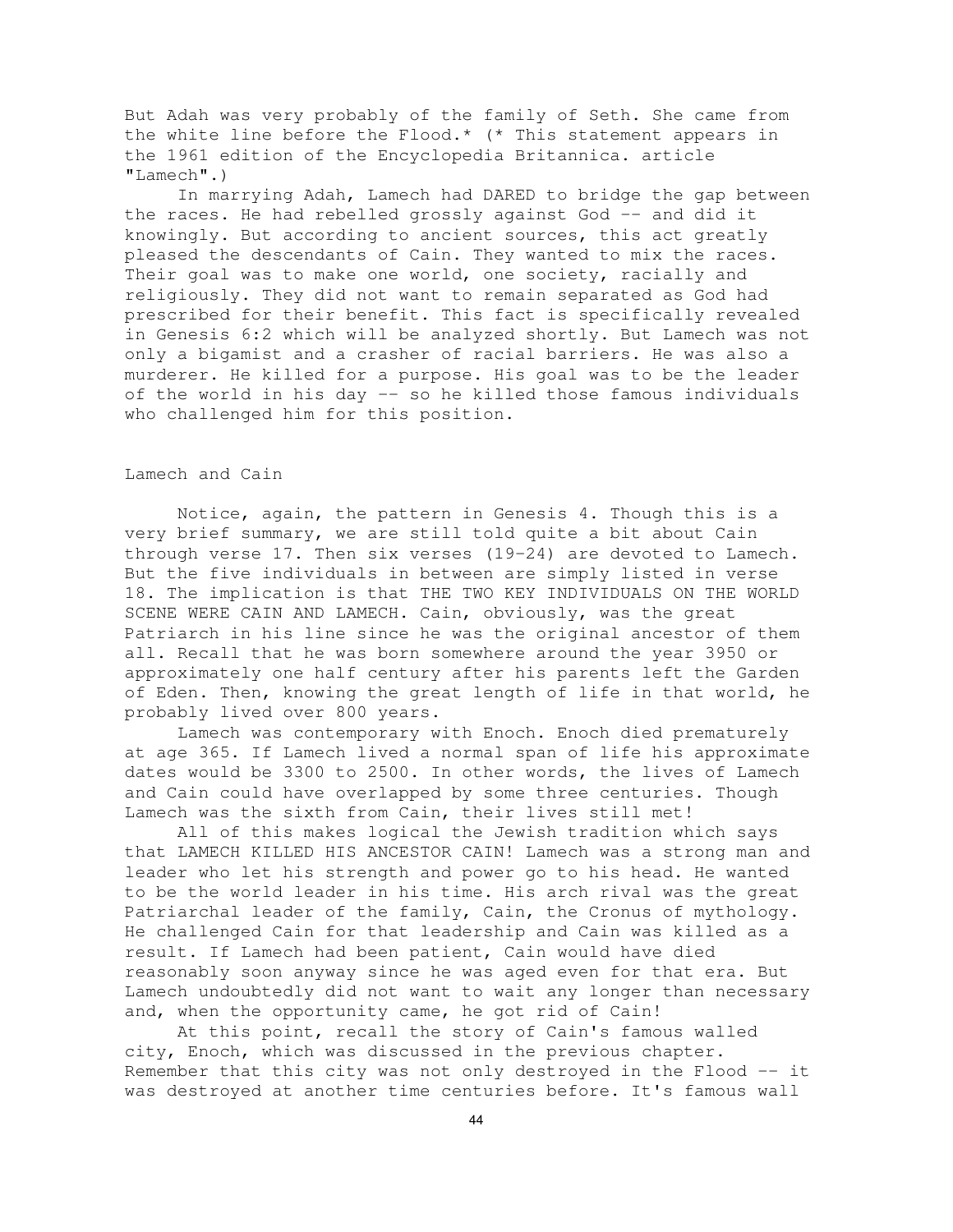But Adah was very probably of the family of Seth. She came from the white line before the Flood.* (* This statement appears in the 1961 edition of the Encyclopedia Britannica. article "Lamech".)

In marrying Adah, Lamech had DARED to bridge the gap between the races. He had rebelled grossly against God -- and did it knowingly. But according to ancient sources, this act greatly pleased the descendants of Cain. They wanted to mix the races. Their goal was to make one world, one society, racially and religiously. They did not want to remain separated as God had prescribed for their benefit. This fact is specifically revealed in Genesis 6:2 which will be analyzed shortly. But Lamech was not only a bigamist and a crasher of racial barriers. He was also a murderer. He killed for a purpose. His goal was to be the leader of the world in his day -- so he killed those famous individuals who challenged him for this position.

## Lamech and Cain

Notice, again, the pattern in Genesis 4. Though this is a very brief summary, we are still told quite a bit about Cain through verse 17. Then six verses (19-24) are devoted to Lamech. But the five individuals in between are simply listed in verse 18. The implication is that THE TWO KEY INDIVIDUALS ON THE WORLD SCENE WERE CAIN AND LAMECH. Cain, obviously, was the great Patriarch in his line since he was the original ancestor of them all. Recall that he was born somewhere around the year 3950 or approximately one half century after his parents left the Garden of Eden. Then, knowing the great length of life in that world, he probably lived over 800 years.

Lamech was contemporary with Enoch. Enoch died prematurely at age 365. If Lamech lived a normal span of life his approximate dates would be 3300 to 2500. In other words, the lives of Lamech and Cain could have overlapped by some three centuries. Though Lamech was the sixth from Cain, their lives still met!

All of this makes logical the Jewish tradition which says that LAMECH KILLED HIS ANCESTOR CAIN! Lamech was a strong man and leader who let his strength and power go to his head. He wanted to be the world leader in his time. His arch rival was the great Patriarchal leader of the family, Cain, the Cronus of mythology. He challenged Cain for that leadership and Cain was killed as a result. If Lamech had been patient, Cain would have died reasonably soon anyway since he was aged even for that era. But Lamech undoubtedly did not want to wait any longer than necessary and, when the opportunity came, he got rid of Cain!

At this point, recall the story of Cain's famous walled city, Enoch, which was discussed in the previous chapter. Remember that this city was not only destroyed in the Flood -- it was destroyed at another time centuries before. It's famous wall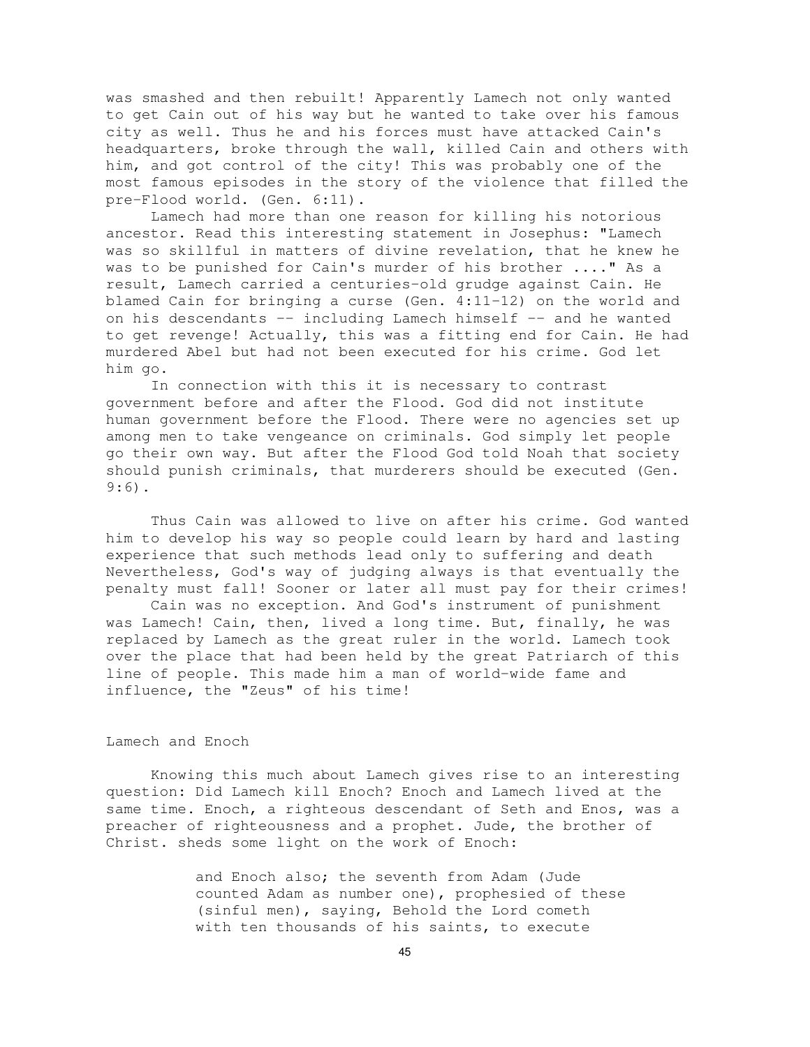was smashed and then rebuilt! Apparently Lamech not only wanted to get Cain out of his way but he wanted to take over his famous city as well. Thus he and his forces must have attacked Cain's headquarters, broke through the wall, killed Cain and others with him, and got control of the city! This was probably one of the most famous episodes in the story of the violence that filled the pre-Flood world. (Gen. 6:11).

Lamech had more than one reason for killing his notorious ancestor. Read this interesting statement in Josephus: "Lamech was so skillful in matters of divine revelation, that he knew he was to be punished for Cain's murder of his brother ...." As a result, Lamech carried a centuries-old grudge against Cain. He blamed Cain for bringing a curse (Gen. 4:11-12) on the world and on his descendants -- including Lamech himself -- and he wanted to get revenge! Actually, this was a fitting end for Cain. He had murdered Abel but had not been executed for his crime. God let him go.

In connection with this it is necessary to contrast government before and after the Flood. God did not institute human government before the Flood. There were no agencies set up among men to take vengeance on criminals. God simply let people go their own way. But after the Flood God told Noah that society should punish criminals, that murderers should be executed (Gen. 9:6).

Thus Cain was allowed to live on after his crime. God wanted him to develop his way so people could learn by hard and lasting experience that such methods lead only to suffering and death Nevertheless, God's way of judging always is that eventually the penalty must fall! Sooner or later all must pay for their crimes!

Cain was no exception. And God's instrument of punishment was Lamech! Cain, then, lived a long time. But, finally, he was replaced by Lamech as the great ruler in the world. Lamech took over the place that had been held by the great Patriarch of this line of people. This made him a man of world-wide fame and influence, the "Zeus" of his time!

## Lamech and Enoch

Knowing this much about Lamech gives rise to an interesting question: Did Lamech kill Enoch? Enoch and Lamech lived at the same time. Enoch, a righteous descendant of Seth and Enos, was a preacher of righteousness and a prophet. Jude, the brother of Christ. sheds some light on the work of Enoch:

> and Enoch also; the seventh from Adam (Jude counted Adam as number one), prophesied of these (sinful men), saying, Behold the Lord cometh with ten thousands of his saints, to execute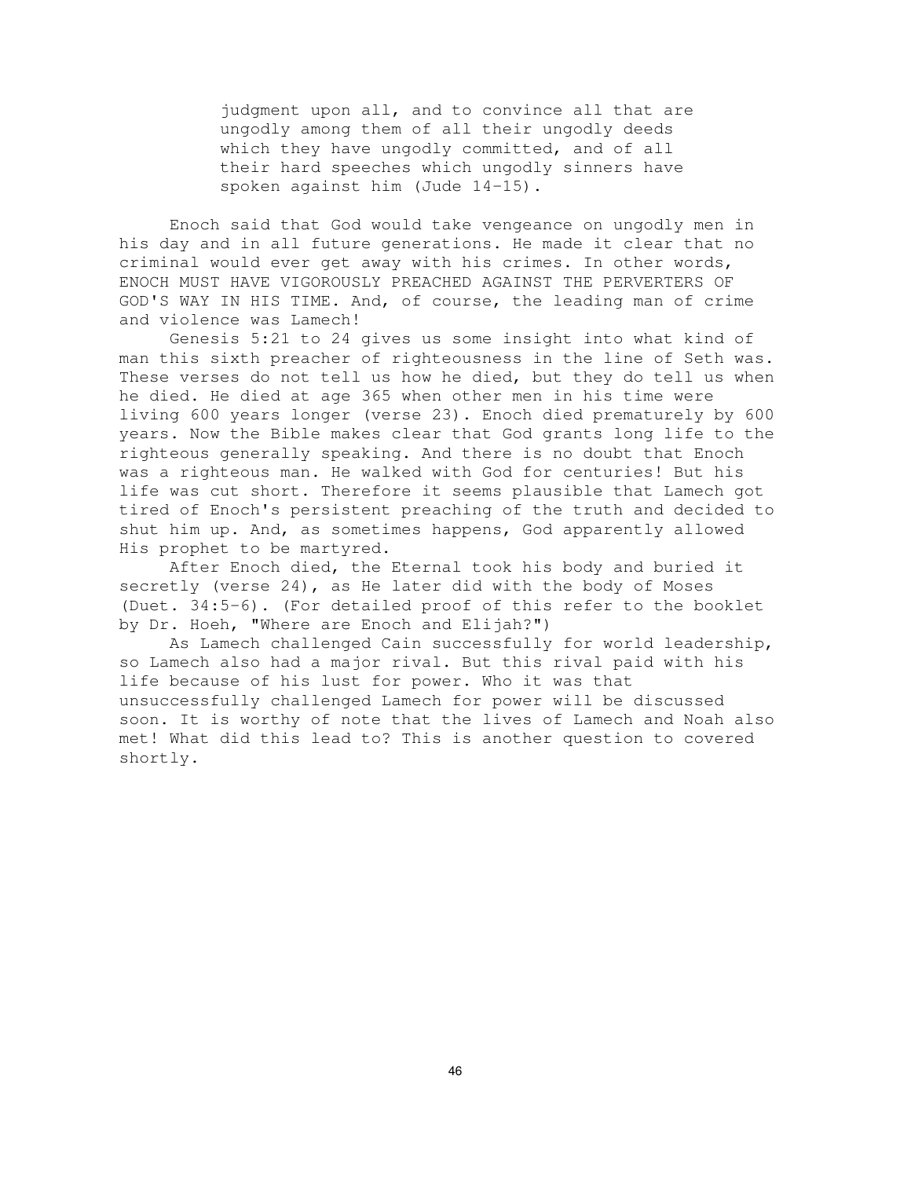> judgment upon all, and to convince all that are ungodly among them of all their ungodly deeds which they have ungodly committed, and of all their hard speeches which ungodly sinners have spoken against him (Jude 14-15).

Enoch said that God would take vengeance on ungodly men in his day and in all future generations. He made it clear that no criminal would ever get away with his crimes. In other words, ENOCH MUST HAVE VIGOROUSLY PREACHED AGAINST THE PERVERTERS OF GOD'S WAY IN HIS TIME. And, of course, the leading man of crime and violence was Lamech!

Genesis 5:21 to 24 gives us some insight into what kind of man this sixth preacher of righteousness in the line of Seth was. These verses do not tell us how he died, but they do tell us when he died. He died at age 365 when other men in his time were living 600 years longer (verse 23). Enoch died prematurely by 600 years. Now the Bible makes clear that God grants long life to the righteous generally speaking. And there is no doubt that Enoch was a righteous man. He walked with God for centuries! But his life was cut short. Therefore it seems plausible that Lamech got tired of Enoch's persistent preaching of the truth and decided to shut him up. And, as sometimes happens, God apparently allowed His prophet to be martyred.

After Enoch died, the Eternal took his body and buried it secretly (verse 24), as He later did with the body of Moses (Duet. 34:5-6). (For detailed proof of this refer to the booklet by Dr. Hoeh, "Where are Enoch and Elijah?")

As Lamech challenged Cain successfully for world leadership, so Lamech also had a major rival. But this rival paid with his life because of his lust for power. Who it was that unsuccessfully challenged Lamech for power will be discussed soon. It is worthy of note that the lives of Lamech and Noah also met! What did this lead to? This is another question to covered shortly.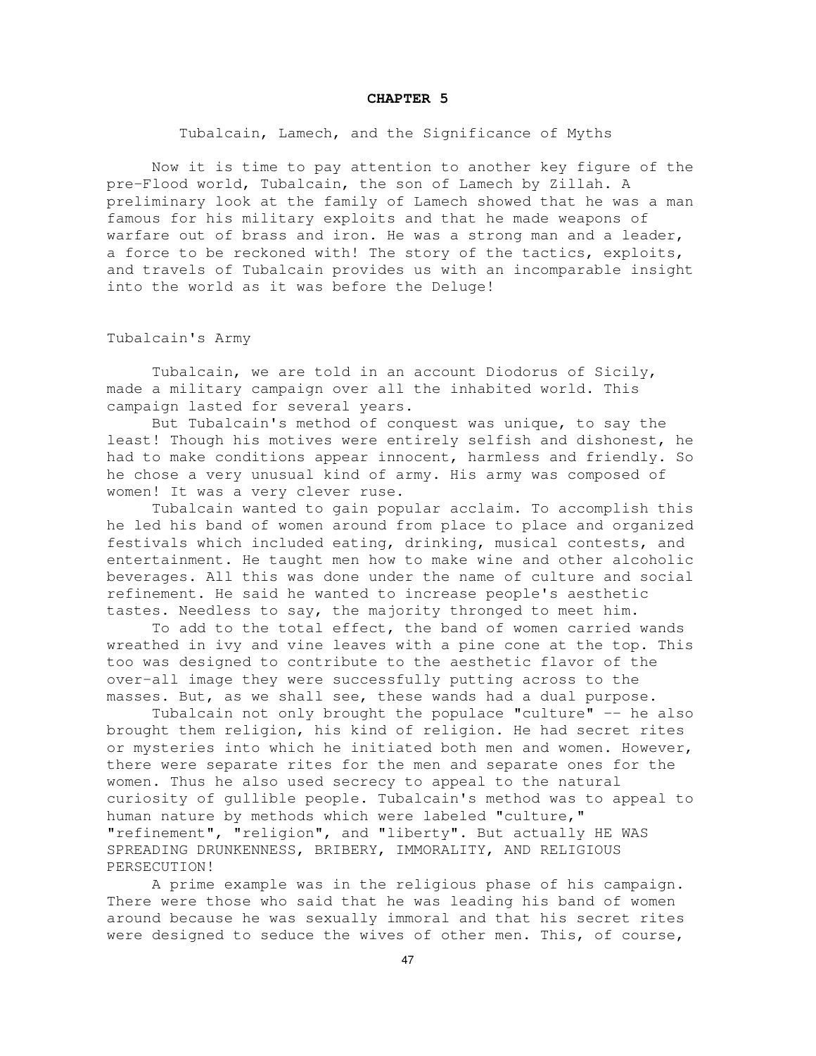# CHAPTER 5

## Tubalcain, Lamech, and the Significance of Myths

Now it is time to pay attention to another key figure of the pre-Flood world, Tubalcain, the son of Lamech by Zillah. A preliminary look at the family of Lamech showed that he was a man famous for his military exploits and that he made weapons of warfare out of brass and iron. He was a strong man and a leader, a force to be reckoned with! The story of the tactics, exploits, and travels of Tubalcain provides us with an incomparable insight into the world as it was before the Deluge!

### Tubalcain's Army

Tubalcain, we are told in an account Diodorus of Sicily, made a military campaign over all the inhabited world. This campaign lasted for several years.

But Tubalcain's method of conquest was unique, to say the least! Though his motives were entirely selfish and dishonest, he had to make conditions appear innocent, harmless and friendly. So he chose a very unusual kind of army. His army was composed of women! It was a very clever ruse.

Tubalcain wanted to gain popular acclaim. To accomplish this he led his band of women around from place to place and organized festivals which included eating, drinking, musical contests, and entertainment. He taught men how to make wine and other alcoholic beverages. All this was done under the name of culture and social refinement. He said he wanted to increase people's aesthetic tastes. Needless to say, the majority thronged to meet him.

To add to the total effect, the band of women carried wands wreathed in ivy and vine leaves with a pine cone at the top. This too was designed to contribute to the aesthetic flavor of the over-all image they were successfully putting across to the masses. But, as we shall see, these wands had a dual purpose.

Tubalcain not only brought the populace "culture" -- he also brought them religion, his kind of religion. He had secret rites or mysteries into which he initiated both men and women. However, there were separate rites for the men and separate ones for the women. Thus he also used secrecy to appeal to the natural curiosity of gullible people. Tubalcain's method was to appeal to human nature by methods which were labeled "culture," "refinement", "religion", and "liberty". But actually HE WAS SPREADING DRUNKENNESS, BRIBERY, IMMORALITY, AND RELIGIOUS PERSECUTION!

A prime example was in the religious phase of his campaign. There were those who said that he was leading his band of women around because he was sexually immoral and that his secret rites were designed to seduce the wives of other men. This, of course,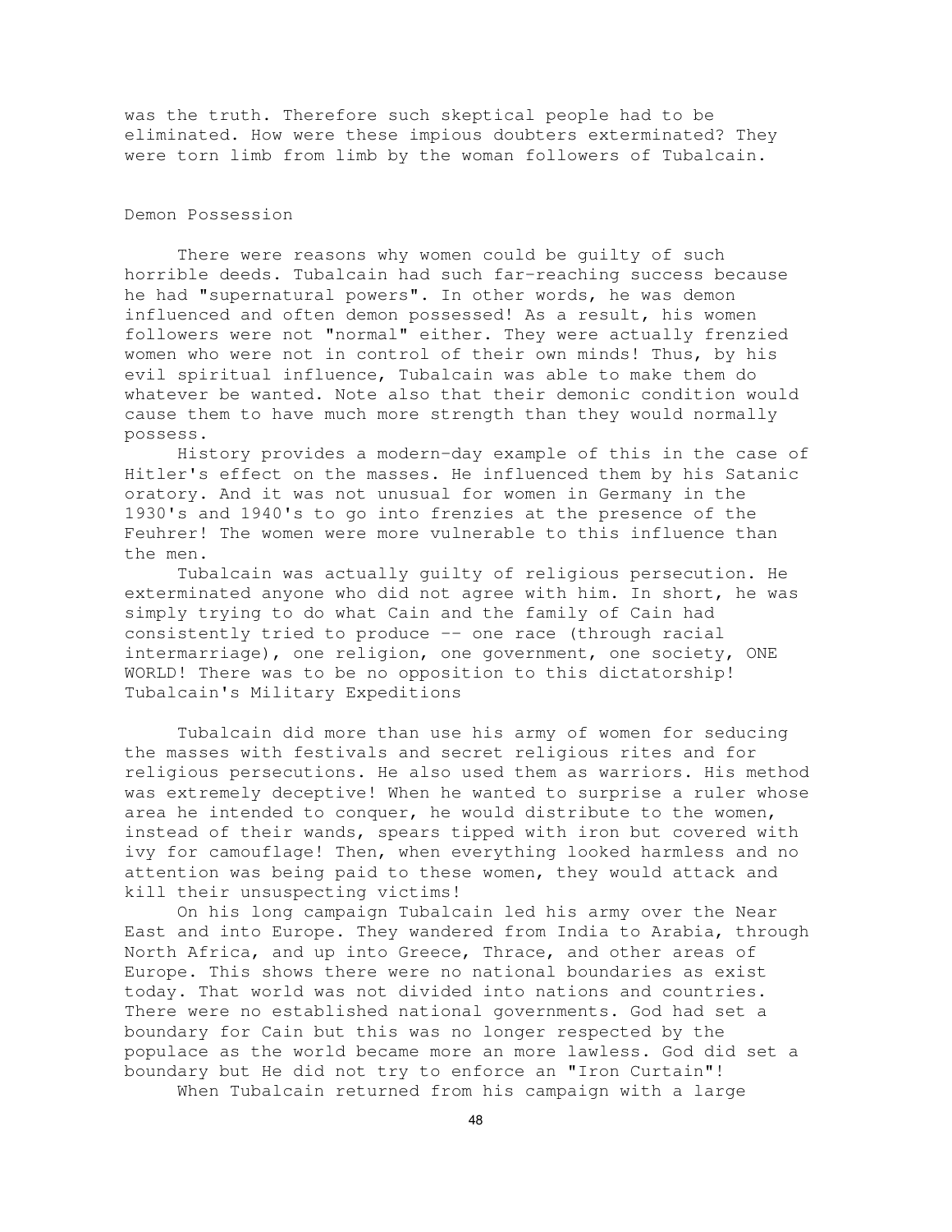was the truth. Therefore such skeptical people had to be eliminated. How were these impious doubters exterminated? They were torn limb from limb by the woman followers of Tubalcain.

## Demon Possession

There were reasons why women could be guilty of such horrible deeds. Tubalcain had such far-reaching success because he had "supernatural powers". In other words, he was demon influenced and often demon possessed! As a result, his women followers were not "normal" either. They were actually frenzied women who were not in control of their own minds! Thus, by his evil spiritual influence, Tubalcain was able to make them do whatever be wanted. Note also that their demonic condition would cause them to have much more strength than they would normally possess.

History provides a modern-day example of this in the case of Hitler's effect on the masses. He influenced them by his Satanic oratory. And it was not unusual for women in Germany in the 1930's and 1940's to go into frenzies at the presence of the Feuhrer! The women were more vulnerable to this influence than the men.

Tubalcain was actually guilty of religious persecution. He exterminated anyone who did not agree with him. In short, he was simply trying to do what Cain and the family of Cain had consistently tried to produce -- one race (through racial intermarriage), one religion, one government, one society, ONE WORLD! There was to be no opposition to this dictatorship!

## Tubalcain's Military Expeditions

Tubalcain did more than use his army of women for seducing the masses with festivals and secret religious rites and for religious persecutions. He also used them as warriors. His method was extremely deceptive! When he wanted to surprise a ruler whose area he intended to conquer, he would distribute to the women, instead of their wands, spears tipped with iron but covered with ivy for camouflage! Then, when everything looked harmless and no attention was being paid to these women, they would attack and kill their unsuspecting victims!

On his long campaign Tubalcain led his army over the Near East and into Europe. They wandered from India to Arabia, through North Africa, and up into Greece, Thrace, and other areas of Europe. This shows there were no national boundaries as exist today. That world was not divided into nations and countries. There were no established national governments. God had set a boundary for Cain but this was no longer respected by the populace as the world became more an more lawless. God did set a boundary but He did not try to enforce an "Iron Curtain"!

When Tubalcain returned from his campaign with a large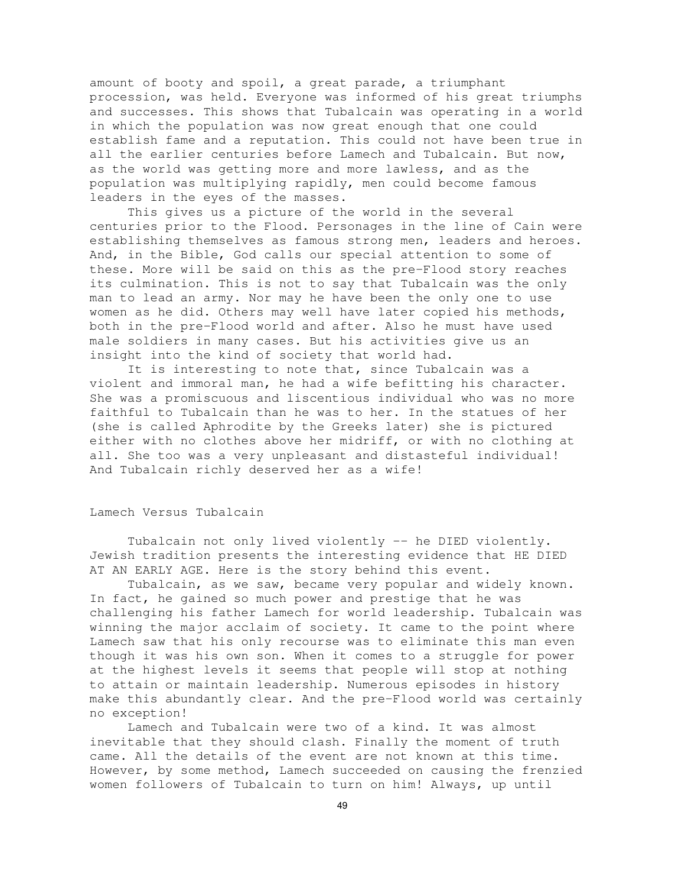amount of booty and spoil, a great parade, a triumphant procession, was held. Everyone was informed of his great triumphs and successes. This shows that Tubalcain was operating in a world in which the population was now great enough that one could establish fame and a reputation. This could not have been true in all the earlier centuries before Lamech and Tubalcain. But now, as the world was getting more and more lawless, and as the population was multiplying rapidly, men could become famous leaders in the eyes of the masses.

This gives us a picture of the world in the several centuries prior to the Flood. Personages in the line of Cain were establishing themselves as famous strong men, leaders and heroes. And, in the Bible, God calls our special attention to some of these. More will be said on this as the pre-Flood story reaches its culmination. This is not to say that Tubalcain was the only man to lead an army. Nor may he have been the only one to use women as he did. Others may well have later copied his methods, both in the pre-Flood world and after. Also he must have used male soldiers in many cases. But his activities give us an insight into the kind of society that world had.

It is interesting to note that, since Tubalcain was a violent and immoral man, he had a wife befitting his character. She was a promiscuous and liscentious individual who was no more faithful to Tubalcain than he was to her. In the statues of her (she is called Aphrodite by the Greeks later) she is pictured either with no clothes above her midriff, or with no clothing at all. She too was a very unpleasant and distasteful individual! And Tubalcain richly deserved her as a wife!

## Lamech Versus Tubalcain

Tubalcain not only lived violently -- he DIED violently. Jewish tradition presents the interesting evidence that HE DIED AT AN EARLY AGE. Here is the story behind this event.

Tubalcain, as we saw, became very popular and widely known. In fact, he gained so much power and prestige that he was challenging his father Lamech for world leadership. Tubalcain was winning the major acclaim of society. It came to the point where Lamech saw that his only recourse was to eliminate this man even though it was his own son. When it comes to a struggle for power at the highest levels it seems that people will stop at nothing to attain or maintain leadership. Numerous episodes in history make this abundantly clear. And the pre-Flood world was certainly no exception!

Lamech and Tubalcain were two of a kind. It was almost inevitable that they should clash. Finally the moment of truth came. All the details of the event are not known at this time. However, by some method, Lamech succeeded on causing the frenzied women followers of Tubalcain to turn on him! Always, up until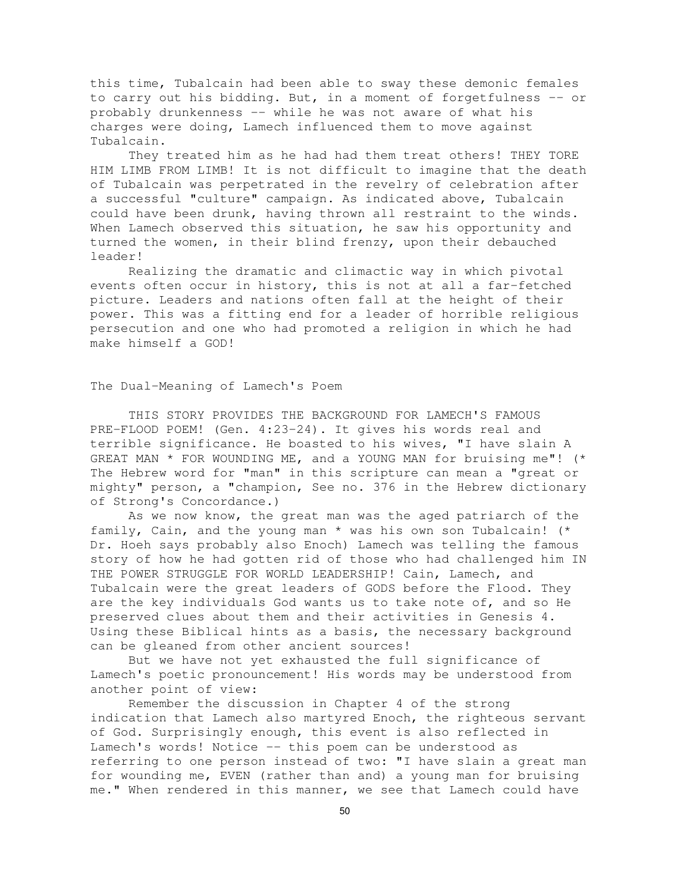this time, Tubalcain had been able to sway these demonic females to carry out his bidding. But, in a moment of forgetfulness -- or probably drunkenness -- while he was not aware of what his charges were doing, Lamech influenced them to move against Tubalcain.

They treated him as he had had them treat others! THEY TORE HIM LIMB FROM LIMB! It is not difficult to imagine that the death of Tubalcain was perpetrated in the revelry of celebration after a successful "culture" campaign. As indicated above, Tubalcain could have been drunk, having thrown all restraint to the winds. When Lamech observed this situation, he saw his opportunity and turned the women, in their blind frenzy, upon their debauched leader!

Realizing the dramatic and climactic way in which pivotal events often occur in history, this is not at all a far-fetched picture. Leaders and nations often fall at the height of their power. This was a fitting end for a leader of horrible religious persecution and one who had promoted a religion in which he had make himself a GOD!

## The Dual-Meaning of Lamech's Poem

THIS STORY PROVIDES THE BACKGROUND FOR LAMECH'S FAMOUS PRE-FLOOD POEM! (Gen. 4:23-24). It gives his words real and terrible significance. He boasted to his wives, "I have slain A GREAT MAN * FOR WOUNDING ME, and a YOUNG MAN for bruising me"! (* The Hebrew word for "man" in this scripture can mean a "great or mighty" person, a "champion, See no. 376 in the Hebrew dictionary of Strong's Concordance.)

As we now know, the great man was the aged patriarch of the family, Cain, and the young man * was his own son Tubalcain! (* Dr. Hoeh says probably also Enoch) Lamech was telling the famous story of how he had gotten rid of those who had challenged him IN THE POWER STRUGGLE FOR WORLD LEADERSHIP! Cain, Lamech, and Tubalcain were the great leaders of GODS before the Flood. They are the key individuals God wants us to take note of, and so He preserved clues about them and their activities in Genesis 4. Using these Biblical hints as a basis, the necessary background can be gleaned from other ancient sources!

But we have not yet exhausted the full significance of Lamech's poetic pronouncement! His words may be understood from another point of view:

Remember the discussion in Chapter 4 of the strong indication that Lamech also martyred Enoch, the righteous servant of God. Surprisingly enough, this event is also reflected in Lamech's words! Notice -- this poem can be understood as referring to one person instead of two: "I have slain a great man for wounding me, EVEN (rather than and) a young man for bruising me." When rendered in this manner, we see that Lamech could have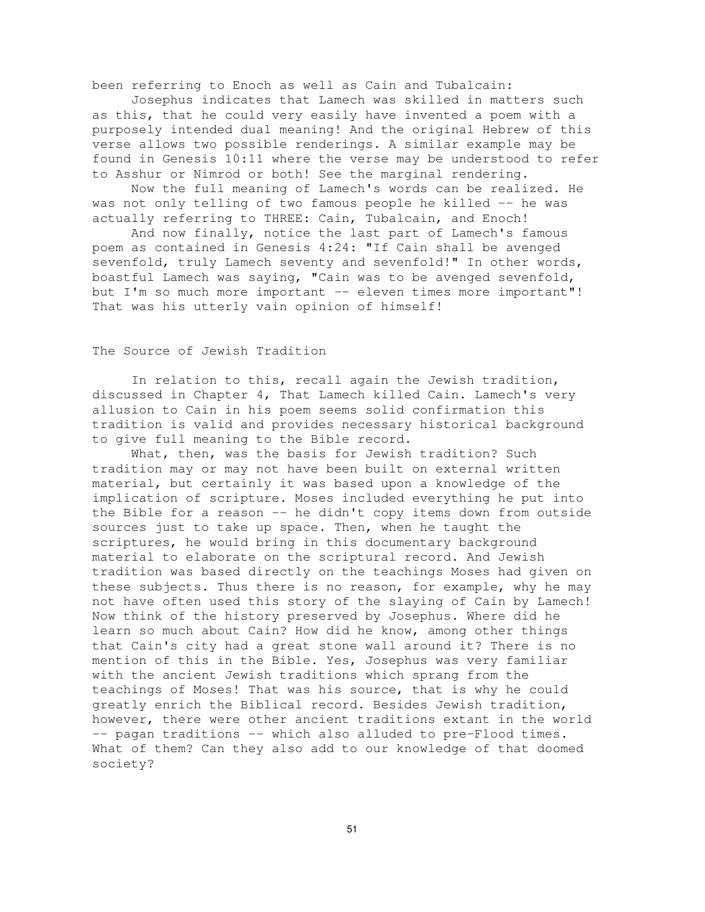been referring to Enoch as well as Cain and Tubalcain:

Josephus indicates that Lamech was skilled in matters such as this, that he could very easily have invented a poem with a purposely intended dual meaning! And the original Hebrew of this verse allows two possible renderings. A similar example may be found in Genesis 10:11 where the verse may be understood to refer to Asshur or Nimrod or both! See the marginal rendering.

Now the full meaning of Lamech's words can be realized. He was not only telling of two famous people he killed -- he was actually referring to THREE: Cain, Tubalcain, and Enoch!

And now finally, notice the last part of Lamech's famous poem as contained in Genesis 4:24: "If Cain shall be avenged sevenfold, truly Lamech seventy and sevenfold!" In other words, boastful Lamech was saying, "Cain was to be avenged sevenfold, but I'm so much more important -- eleven times more important"! That was his utterly vain opinion of himself!

## The Source of Jewish Tradition

In relation to this, recall again the Jewish tradition, discussed in Chapter 4, That Lamech killed Cain. Lamech's very allusion to Cain in his poem seems solid confirmation this tradition is valid and provides necessary historical background to give full meaning to the Bible record.

What, then, was the basis for Jewish tradition? Such tradition may or may not have been built on external written material, but certainly it was based upon a knowledge of the implication of scripture. Moses included everything he put into the Bible for a reason -- he didn't copy items down from outside sources just to take up space. Then, when he taught the scriptures, he would bring in this documentary background material to elaborate on the scriptural record. And Jewish tradition was based directly on the teachings Moses had given on these subjects. Thus there is no reason, for example, why he may not have often used this story of the slaying of Cain by Lamech! Now think of the history preserved by Josephus. Where did he learn so much about Cain? How did he know, among other things that Cain's city had a great stone wall around it? There is no mention of this in the Bible. Yes, Josephus was very familiar with the ancient Jewish traditions which sprang from the teachings of Moses! That was his source, that is why he could greatly enrich the Biblical record. Besides Jewish tradition, however, there were other ancient traditions extant in the world -- pagan traditions -- which also alluded to pre-Flood times. What of them? Can they also add to our knowledge of that doomed society?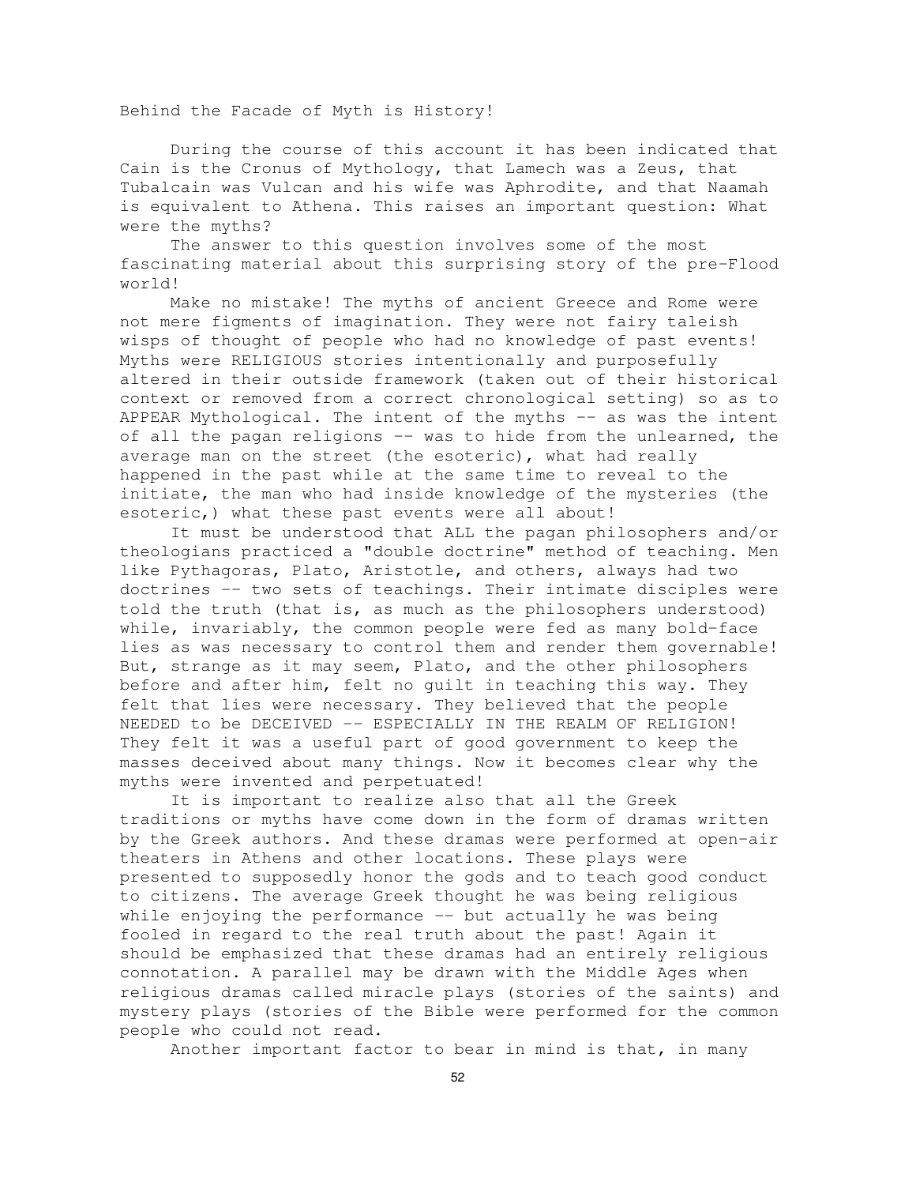Behind the Facade of Myth is History!

During the course of this account it has been indicated that Cain is the Cronus of Mythology, that Lamech was a Zeus, that Tubalcain was Vulcan and his wife was Aphrodite, and that Naamah is equivalent to Athena. This raises an important question: What were the myths?

The answer to this question involves some of the most fascinating material about this surprising story of the pre-Flood world!

Make no mistake! The myths of ancient Greece and Rome were not mere figments of imagination. They were not fairy taleish wisps of thought of people who had no knowledge of past events! Myths were RELIGIOUS stories intentionally and purposefully altered in their outside framework (taken out of their historical context or removed from a correct chronological setting) so as to APPEAR Mythological. The intent of the myths -- as was the intent of all the pagan religions -- was to hide from the unlearned, the average man on the street (the esoteric), what had really happened in the past while at the same time to reveal to the initiate, the man who had inside knowledge of the mysteries (the esoteric,) what these past events were all about!

It must be understood that ALL the pagan philosophers and/or theologians practiced a "double doctrine" method of teaching. Men like Pythagoras, Plato, Aristotle, and others, always had two doctrines -- two sets of teachings. Their intimate disciples were told the truth (that is, as much as the philosophers understood) while, invariably, the common people were fed as many bold-face lies as was necessary to control them and render them governable! But, strange as it may seem, Plato, and the other philosophers before and after him, felt no guilt in teaching this way. They felt that lies were necessary. They believed that the people NEEDED to be DECEIVED -- ESPECIALLY IN THE REALM OF RELIGION! They felt it was a useful part of good government to keep the masses deceived about many things. Now it becomes clear why the myths were invented and perpetuated!

It is important to realize also that all the Greek traditions or myths have come down in the form of dramas written by the Greek authors. And these dramas were performed at open-air theaters in Athens and other locations. These plays were presented to supposedly honor the gods and to teach good conduct to citizens. The average Greek thought he was being religious while enjoying the performance -- but actually he was being fooled in regard to the real truth about the past! Again it should be emphasized that these dramas had an entirely religious connotation. A parallel may be drawn with the Middle Ages when religious dramas called miracle plays (stories of the saints) and mystery plays (stories of the Bible were performed for the common people who could not read.

Another important factor to bear in mind is that, in many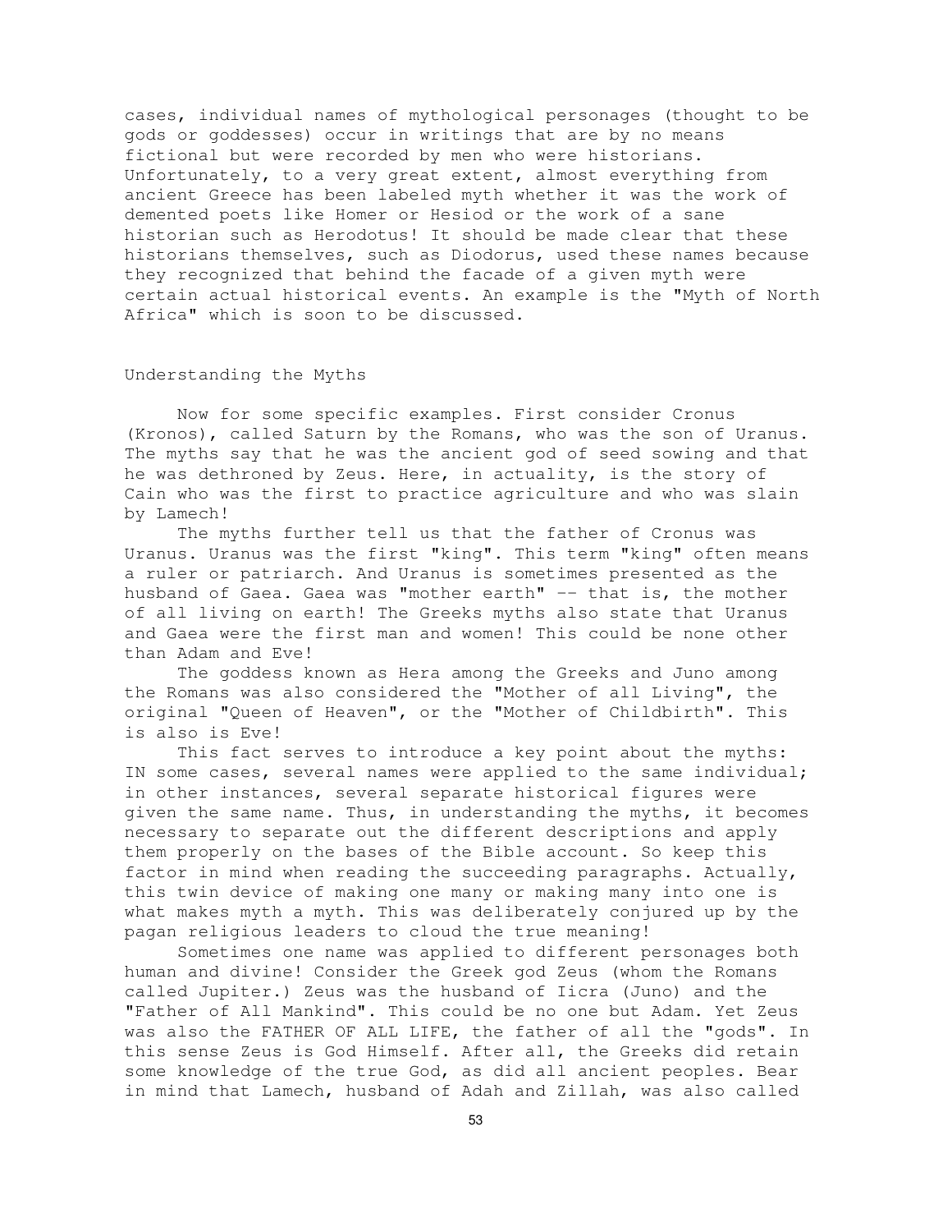cases, individual names of mythological personages (thought to be gods or goddesses) occur in writings that are by no means fictional but were recorded by men who were historians. Unfortunately, to a very great extent, almost everything from ancient Greece has been labeled myth whether it was the work of demented poets like Homer or Hesiod or the work of a sane historian such as Herodotus! It should be made clear that these historians themselves, such as Diodorus, used these names because they recognized that behind the facade of a given myth were certain actual historical events. An example is the "Myth of North Africa" which is soon to be discussed.

## Understanding the Myths

Now for some specific examples. First consider Cronus (Kronos), called Saturn by the Romans, who was the son of Uranus. The myths say that he was the ancient god of seed sowing and that he was dethroned by Zeus. Here, in actuality, is the story of Cain who was the first to practice agriculture and who was slain by Lamech!

The myths further tell us that the father of Cronus was Uranus. Uranus was the first "king". This term "king" often means a ruler or patriarch. And Uranus is sometimes presented as the husband of Gaea. Gaea was "mother earth" -- that is, the mother of all living on earth! The Greeks myths also state that Uranus and Gaea were the first man and women! This could be none other than Adam and Eve!

The goddess known as Hera among the Greeks and Juno among the Romans was also considered the "Mother of all Living", the original "Queen of Heaven", or the "Mother of Childbirth". This is also is Eve!

This fact serves to introduce a key point about the myths: IN some cases, several names were applied to the same individual; in other instances, several separate historical figures were given the same name. Thus, in understanding the myths, it becomes necessary to separate out the different descriptions and apply them properly on the bases of the Bible account. So keep this factor in mind when reading the succeeding paragraphs. Actually, this twin device of making one many or making many into one is what makes myth a myth. This was deliberately conjured up by the pagan religious leaders to cloud the true meaning!

Sometimes one name was applied to different personages both human and divine! Consider the Greek god Zeus (whom the Romans called Jupiter.) Zeus was the husband of Iicra (Juno) and the "Father of All Mankind". This could be no one but Adam. Yet Zeus was also the FATHER OF ALL LIFE, the father of all the "gods". In this sense Zeus is God Himself. After all, the Greeks did retain some knowledge of the true God, as did all ancient peoples. Bear in mind that Lamech, husband of Adah and Zillah, was also called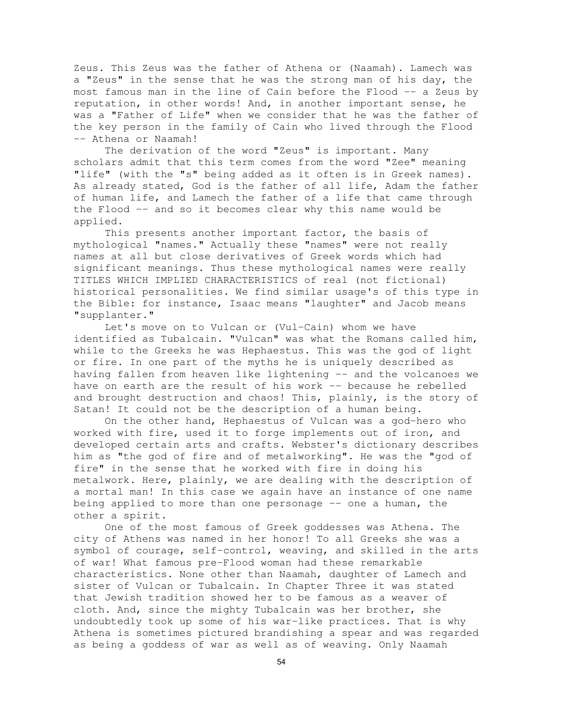Zeus. This Zeus was the father of Athena or (Naamah). Lamech was a "Zeus" in the sense that he was the strong man of his day, the most famous man in the line of Cain before the Flood -- a Zeus by reputation, in other words! And, in another important sense, he was a "Father of Life" when we consider that he was the father of the key person in the family of Cain who lived through the Flood -- Athena or Naamah!

The derivation of the word "Zeus" is important. Many scholars admit that this term comes from the word "Zee" meaning "life" (with the "s" being added as it often is in Greek names). As already stated, God is the father of all life, Adam the father of human life, and Lamech the father of a life that came through the Flood -- and so it becomes clear why this name would be applied.

This presents another important factor, the basis of mythological "names." Actually these "names" were not really names at all but close derivatives of Greek words which had significant meanings. Thus these mythological names were really TITLES WHICH IMPLIED CHARACTERISTICS of real (not fictional) historical personalities. We find similar usage's of this type in the Bible: for instance, Isaac means "laughter" and Jacob means "supplanter."

Let's move on to Vulcan or (Vul-Cain) whom we have identified as Tubalcain. "Vulcan" was what the Romans called him, while to the Greeks he was Hephaestus. This was the god of light or fire. In one part of the myths he is uniquely described as having fallen from heaven like lightening -- and the volcanoes we have on earth are the result of his work -- because he rebelled and brought destruction and chaos! This, plainly, is the story of Satan! It could not be the description of a human being.

On the other hand, Hephaestus of Vulcan was a god-hero who worked with fire, used it to forge implements out of iron, and developed certain arts and crafts. Webster's dictionary describes him as "the god of fire and of metalworking". He was the "god of fire" in the sense that he worked with fire in doing his metalwork. Here, plainly, we are dealing with the description of a mortal man! In this case we again have an instance of one name being applied to more than one personage -- one a human, the other a spirit.

One of the most famous of Greek goddesses was Athena. The city of Athens was named in her honor! To all Greeks she was a symbol of courage, self-control, weaving, and skilled in the arts of war! What famous pre-Flood woman had these remarkable characteristics. None other than Naamah, daughter of Lamech and sister of Vulcan or Tubalcain. In Chapter Three it was stated that Jewish tradition showed her to be famous as a weaver of cloth. And, since the mighty Tubalcain was her brother, she undoubtedly took up some of his war-like practices. That is why Athena is sometimes pictured brandishing a spear and was regarded as being a goddess of war as well as of weaving. Only Naamah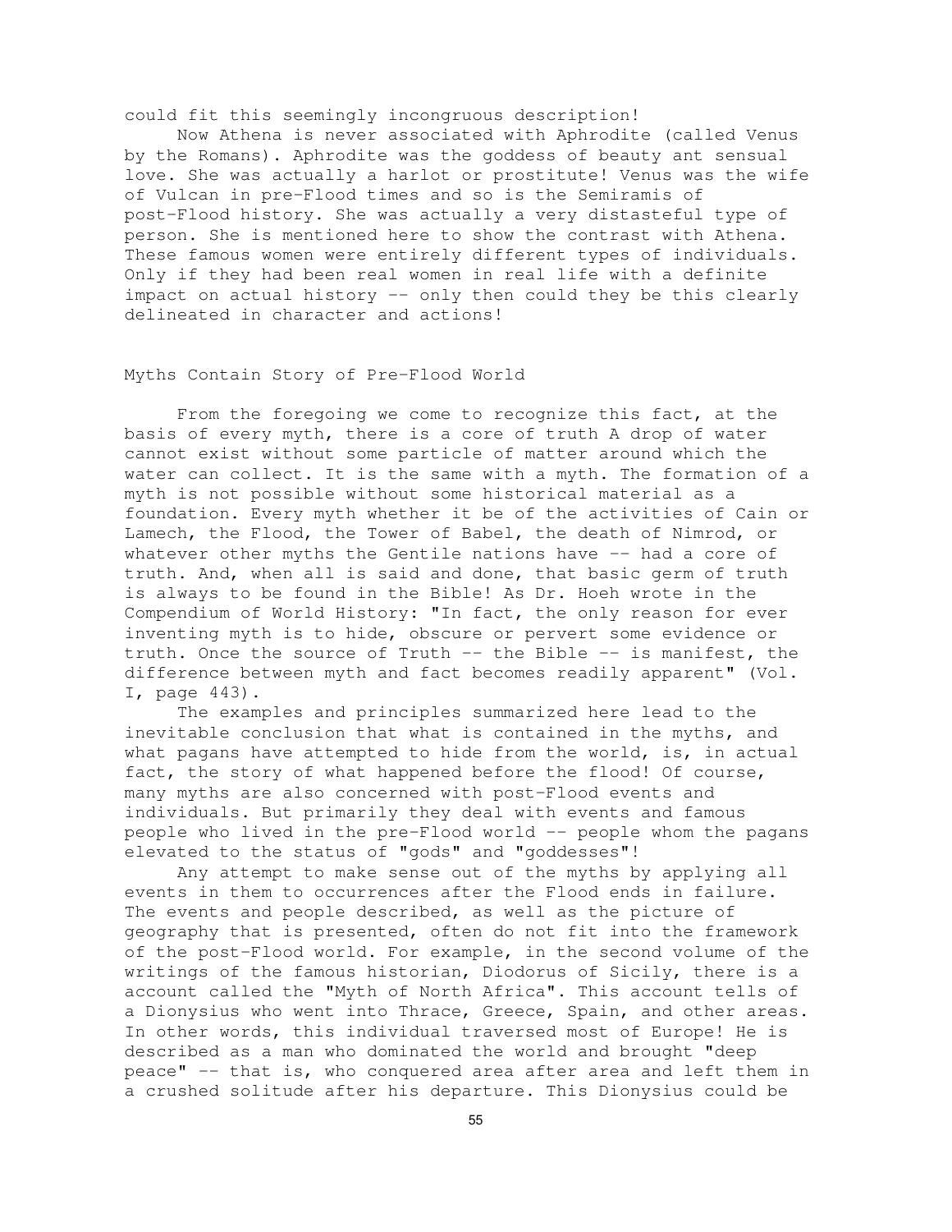could fit this seemingly incongruous description!

Now Athena is never associated with Aphrodite (called Venus by the Romans). Aphrodite was the goddess of beauty ant sensual love. She was actually a harlot or prostitute! Venus was the wife of Vulcan in pre-Flood times and so is the Semiramis of post-Flood history. She was actually a very distasteful type of person. She is mentioned here to show the contrast with Athena. These famous women were entirely different types of individuals. Only if they had been real women in real life with a definite impact on actual history -- only then could they be this clearly delineated in character and actions!

## Myths Contain Story of Pre-Flood World

From the foregoing we come to recognize this fact, at the basis of every myth, there is a core of truth A drop of water cannot exist without some particle of matter around which the water can collect. It is the same with a myth. The formation of a myth is not possible without some historical material as a foundation. Every myth whether it be of the activities of Cain or Lamech, the Flood, the Tower of Babel, the death of Nimrod, or whatever other myths the Gentile nations have -- had a core of truth. And, when all is said and done, that basic germ of truth is always to be found in the Bible! As Dr. Hoeh wrote in the Compendium of World History: "In fact, the only reason for ever inventing myth is to hide, obscure or pervert some evidence or truth. Once the source of Truth -- the Bible -- is manifest, the difference between myth and fact becomes readily apparent" (Vol. I, page 443).

The examples and principles summarized here lead to the inevitable conclusion that what is contained in the myths, and what pagans have attempted to hide from the world, is, in actual fact, the story of what happened before the flood! Of course, many myths are also concerned with post-Flood events and individuals. But primarily they deal with events and famous people who lived in the pre-Flood world -- people whom the pagans elevated to the status of "gods" and "goddesses"!

Any attempt to make sense out of the myths by applying all events in them to occurrences after the Flood ends in failure. The events and people described, as well as the picture of geography that is presented, often do not fit into the framework of the post-Flood world. For example, in the second volume of the writings of the famous historian, Diodorus of Sicily, there is a account called the "Myth of North Africa". This account tells of a Dionysius who went into Thrace, Greece, Spain, and other areas. In other words, this individual traversed most of Europe! He is described as a man who dominated the world and brought "deep peace" -- that is, who conquered area after area and left them in a crushed solitude after his departure. This Dionysius could be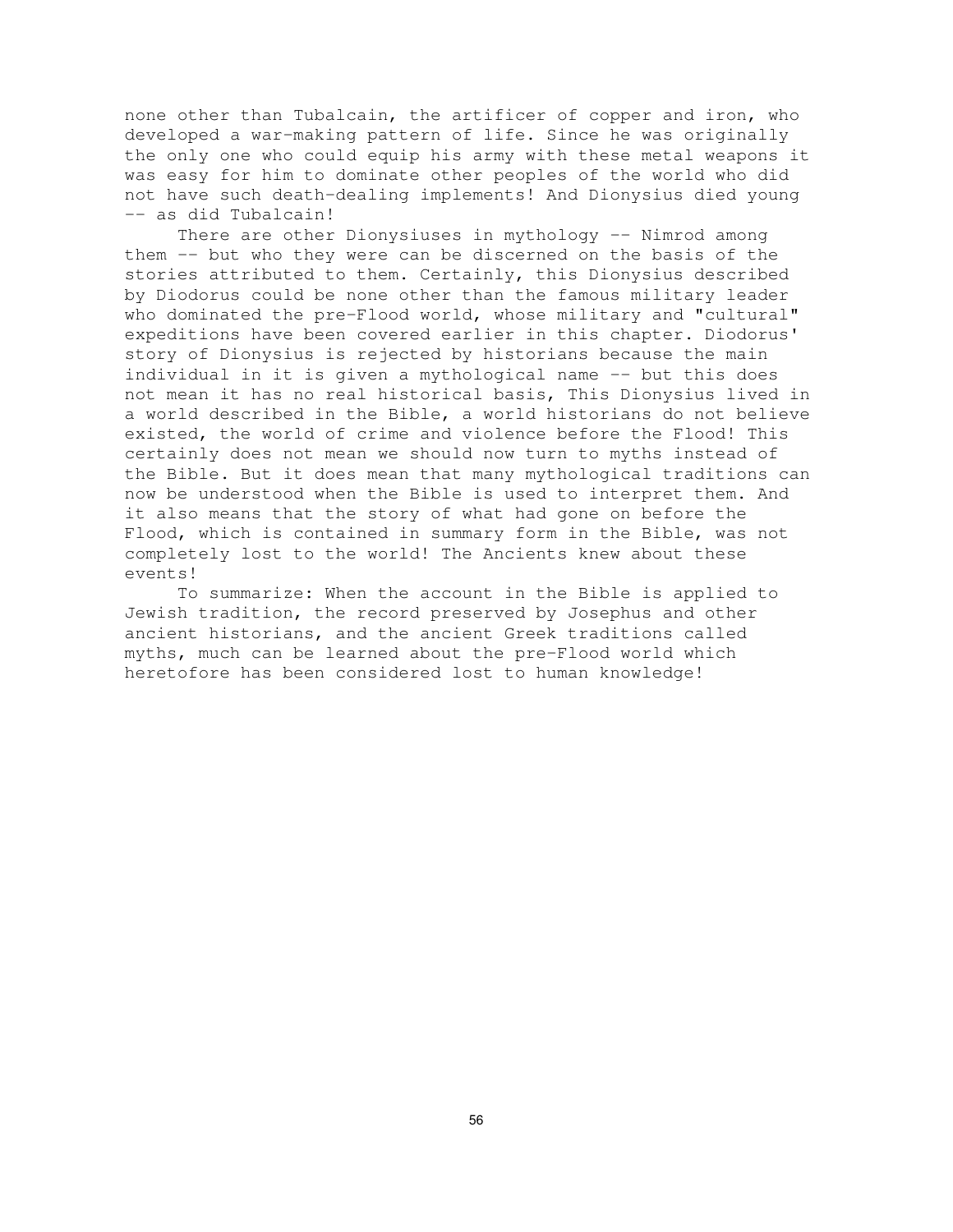none other than Tubalcain, the artificer of copper and iron, who developed a war-making pattern of life. Since he was originally the only one who could equip his army with these metal weapons it was easy for him to dominate other peoples of the world who did not have such death-dealing implements! And Dionysius died young -- as did Tubalcain!

There are other Dionysiuses in mythology -- Nimrod among them -- but who they were can be discerned on the basis of the stories attributed to them. Certainly, this Dionysius described by Diodorus could be none other than the famous military leader who dominated the pre-Flood world, whose military and "cultural" expeditions have been covered earlier in this chapter. Diodorus' story of Dionysius is rejected by historians because the main individual in it is given a mythological name -- but this does not mean it has no real historical basis, This Dionysius lived in a world described in the Bible, a world historians do not believe existed, the world of crime and violence before the Flood! This certainly does not mean we should now turn to myths instead of the Bible. But it does mean that many mythological traditions can now be understood when the Bible is used to interpret them. And it also means that the story of what had gone on before the Flood, which is contained in summary form in the Bible, was not completely lost to the world! The Ancients knew about these events!

To summarize: When the account in the Bible is applied to Jewish tradition, the record preserved by Josephus and other ancient historians, and the ancient Greek traditions called myths, much can be learned about the pre-Flood world which heretofore has been considered lost to human knowledge!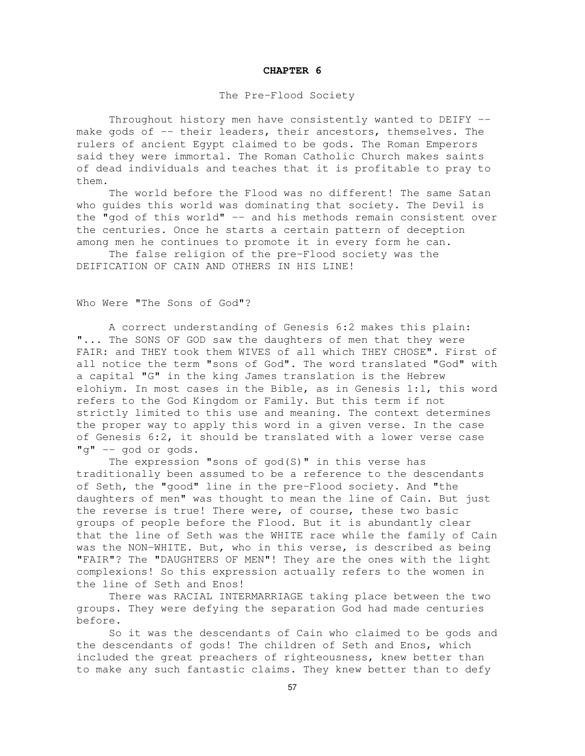# CHAPTER 6

## The Pre-Flood Society

Throughout history men have consistently wanted to DEIFY -- make gods of -- their leaders, their ancestors, themselves. The rulers of ancient Egypt claimed to be gods. The Roman Emperors said they were immortal. The Roman Catholic Church makes saints of dead individuals and teaches that it is profitable to pray to them.

The world before the Flood was no different! The same Satan who guides this world was dominating that society. The Devil is the "god of this world" -- and his methods remain consistent over the centuries. Once he starts a certain pattern of deception among men he continues to promote it in every form he can.

The false religion of the pre-Flood society was the DEIFICATION OF CAIN AND OTHERS IN HIS LINE!

### Who Were "The Sons of God"?

A correct understanding of Genesis 6:2 makes this plain: "... The SONS OF GOD saw the daughters of men that they were FAIR: and THEY took them WIVES of all which THEY CHOSE". First of all notice the term "sons of God". The word translated "God" with a capital "G" in the king James translation is the Hebrew elohiym. In most cases in the Bible, as in Genesis 1:1, this word refers to the God Kingdom or Family. But this term if not strictly limited to this use and meaning. The context determines the proper way to apply this word in a given verse. In the case of Genesis 6:2, it should be translated with a lower verse case "g" -- god or gods.

The expression "sons of god(S)" in this verse has traditionally been assumed to be a reference to the descendants of Seth, the "good" line in the pre-Flood society. And "the daughters of men" was thought to mean the line of Cain. But just the reverse is true! There were, of course, these two basic groups of people before the Flood. But it is abundantly clear that the line of Seth was the WHITE race while the family of Cain was the NON-WHITE. But, who in this verse, is described as being "FAIR"? The "DAUGHTERS OF MEN"! They are the ones with the light complexions! So this expression actually refers to the women in the line of Seth and Enos!

There was RACIAL INTERMARRIAGE taking place between the two groups. They were defying the separation God had made centuries before.

So it was the descendants of Cain who claimed to be gods and the descendants of gods! The children of Seth and Enos, which included the great preachers of righteousness, knew better than to make any such fantastic claims. They knew better than to defy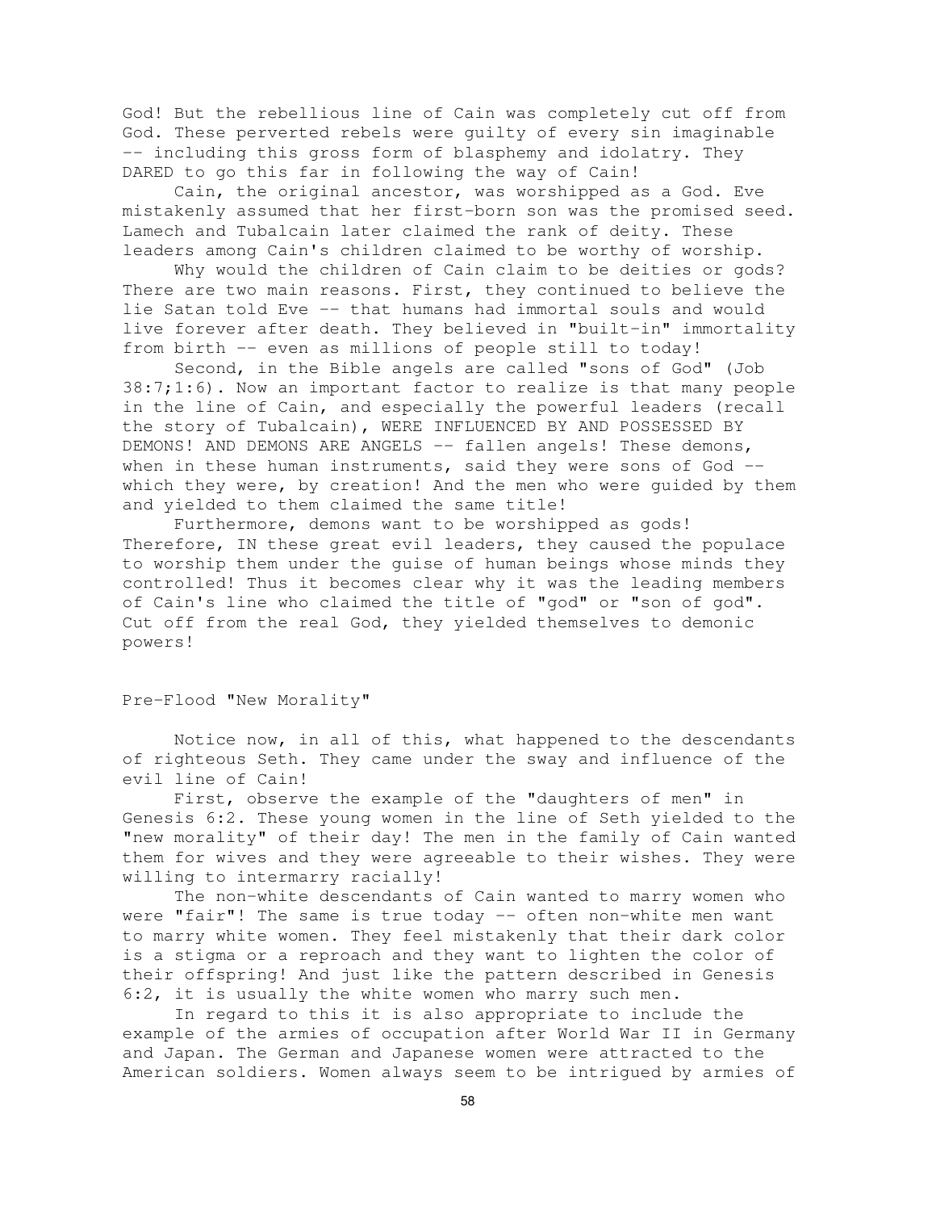God! But the rebellious line of Cain was completely cut off from God. These perverted rebels were guilty of every sin imaginable -- including this gross form of blasphemy and idolatry. They DARED to go this far in following the way of Cain!

Cain, the original ancestor, was worshipped as a God. Eve mistakenly assumed that her first-born son was the promised seed. Lamech and Tubalcain later claimed the rank of deity. These leaders among Cain's children claimed to be worthy of worship.

Why would the children of Cain claim to be deities or gods? There are two main reasons. First, they continued to believe the lie Satan told Eve -- that humans had immortal souls and would live forever after death. They believed in "built-in" immortality from birth -- even as millions of people still to today!

Second, in the Bible angels are called "sons of God" (Job 38:7;1:6). Now an important factor to realize is that many people in the line of Cain, and especially the powerful leaders (recall the story of Tubalcain), WERE INFLUENCED BY AND POSSESSED BY DEMONS! AND DEMONS ARE ANGELS -- fallen angels! These demons, when in these human instruments, said they were sons of God -- which they were, by creation! And the men who were guided by them and yielded to them claimed the same title!

Furthermore, demons want to be worshipped as gods! Therefore, IN these great evil leaders, they caused the populace to worship them under the guise of human beings whose minds they controlled! Thus it becomes clear why it was the leading members of Cain's line who claimed the title of "god" or "son of god". Cut off from the real God, they yielded themselves to demonic powers!

## Pre-Flood "New Morality"

Notice now, in all of this, what happened to the descendants of righteous Seth. They came under the sway and influence of the evil line of Cain!

First, observe the example of the "daughters of men" in Genesis 6:2. These young women in the line of Seth yielded to the "new morality" of their day! The men in the family of Cain wanted them for wives and they were agreeable to their wishes. They were willing to intermarry racially!

The non-white descendants of Cain wanted to marry women who were "fair"! The same is true today -- often non-white men want to marry white women. They feel mistakenly that their dark color is a stigma or a reproach and they want to lighten the color of their offspring! And just like the pattern described in Genesis 6:2, it is usually the white women who marry such men.

In regard to this it is also appropriate to include the example of the armies of occupation after World War II in Germany and Japan. The German and Japanese women were attracted to the American soldiers. Women always seem to be intrigued by armies of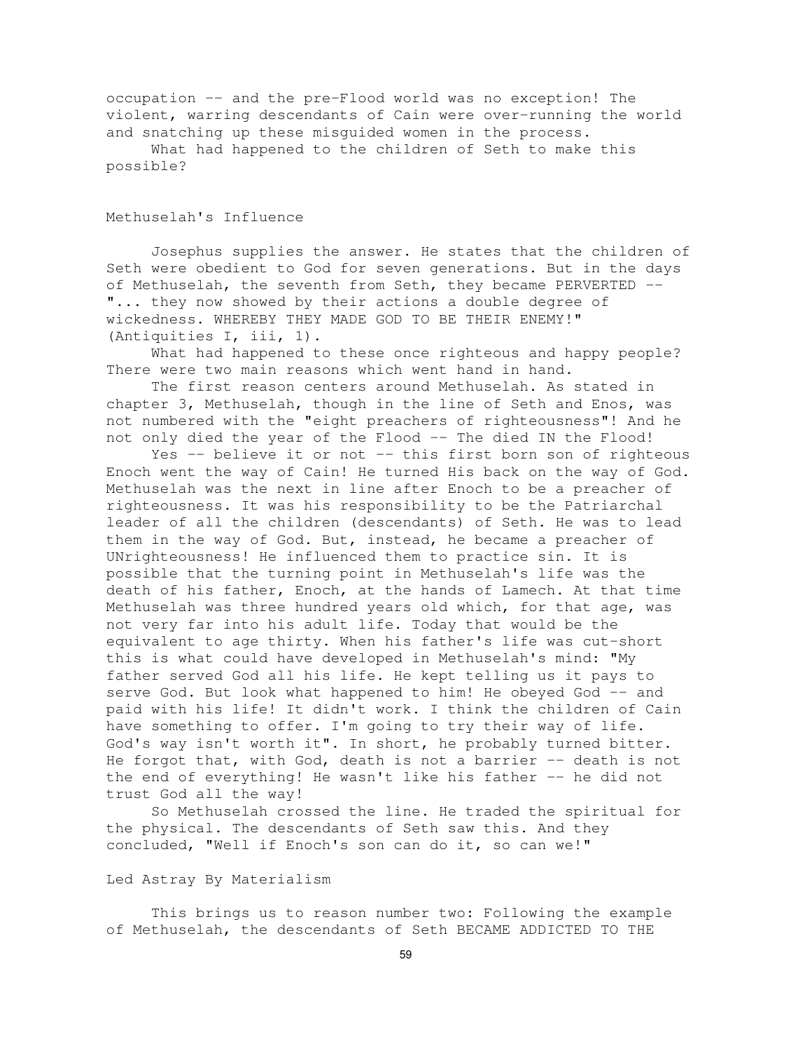occupation -- and the pre-Flood world was no exception! The violent, warring descendants of Cain were over-running the world and snatching up these misguided women in the process.

What had happened to the children of Seth to make this possible?

## Methuselah's Influence

Josephus supplies the answer. He states that the children of Seth were obedient to God for seven generations. But in the days of Methuselah, the seventh from Seth, they became PERVERTED -- "... they now showed by their actions a double degree of wickedness. WHEREBY THEY MADE GOD TO BE THEIR ENEMY!" (Antiquities I, iii, 1).

What had happened to these once righteous and happy people? There were two main reasons which went hand in hand.

The first reason centers around Methuselah. As stated in chapter 3, Methuselah, though in the line of Seth and Enos, was not numbered with the "eight preachers of righteousness"! And he not only died the year of the Flood -- The died IN the Flood!

Yes -- believe it or not -- this first born son of righteous Enoch went the way of Cain! He turned His back on the way of God. Methuselah was the next in line after Enoch to be a preacher of righteousness. It was his responsibility to be the Patriarchal leader of all the children (descendants) of Seth. He was to lead them in the way of God. But, instead, he became a preacher of UNrighteousness! He influenced them to practice sin. It is possible that the turning point in Methuselah's life was the death of his father, Enoch, at the hands of Lamech. At that time Methuselah was three hundred years old which, for that age, was not very far into his adult life. Today that would be the equivalent to age thirty. When his father's life was cut-short this is what could have developed in Methuselah's mind: "My father served God all his life. He kept telling us it pays to serve God. But look what happened to him! He obeyed God -- and paid with his life! It didn't work. I think the children of Cain have something to offer. I'm going to try their way of life. God's way isn't worth it". In short, he probably turned bitter. He forgot that, with God, death is not a barrier -- death is not the end of everything! He wasn't like his father -- he did not trust God all the way!

So Methuselah crossed the line. He traded the spiritual for the physical. The descendants of Seth saw this. And they concluded, "Well if Enoch's son can do it, so can we!"

## Led Astray By Materialism

This brings us to reason number two: Following the example of Methuselah, the descendants of Seth BECAME ADDICTED TO THE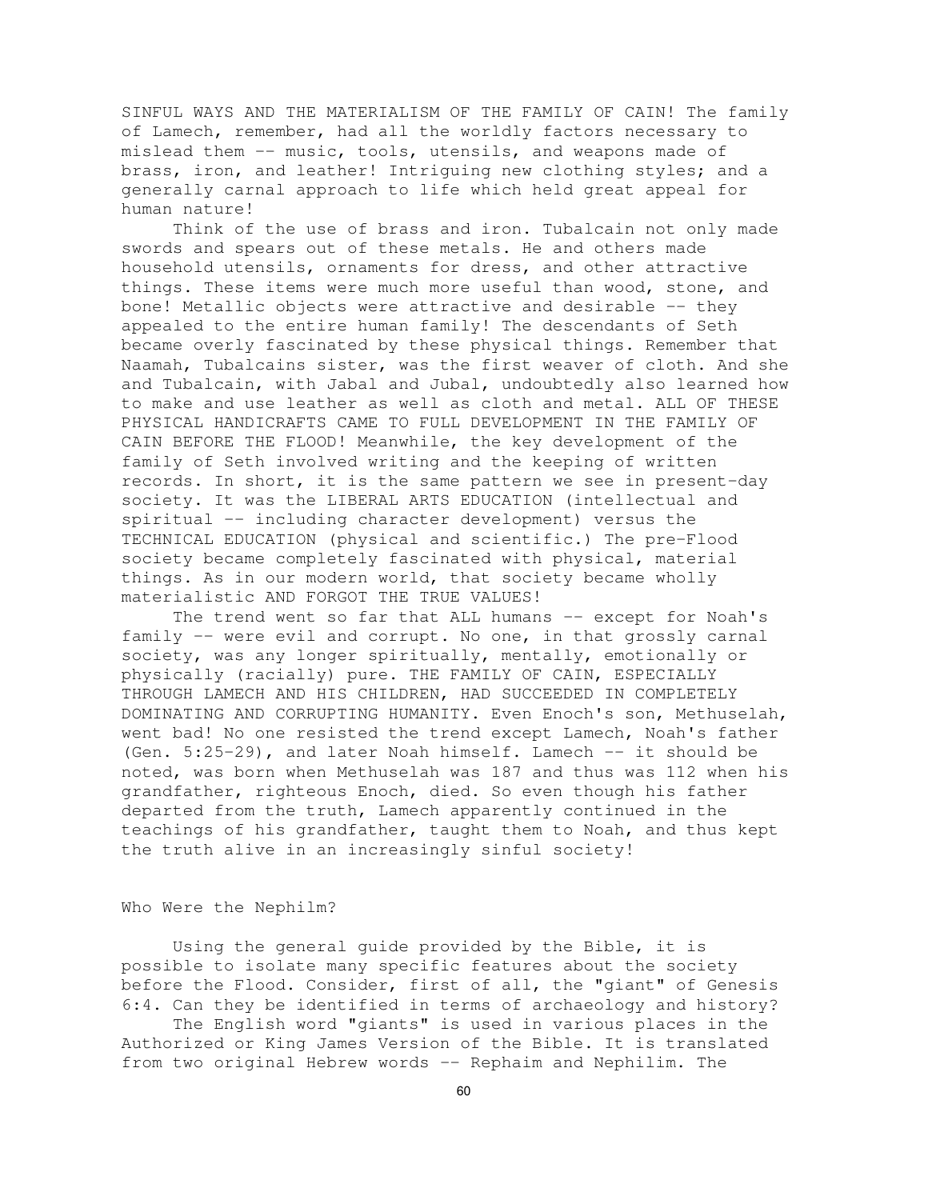SINFUL WAYS AND THE MATERIALISM OF THE FAMILY OF CAIN! The family of Lamech, remember, had all the worldly factors necessary to mislead them -- music, tools, utensils, and weapons made of brass, iron, and leather! Intriguing new clothing styles; and a generally carnal approach to life which held great appeal for human nature!

Think of the use of brass and iron. Tubalcain not only made swords and spears out of these metals. He and others made household utensils, ornaments for dress, and other attractive things. These items were much more useful than wood, stone, and bone! Metallic objects were attractive and desirable -- they appealed to the entire human family! The descendants of Seth became overly fascinated by these physical things. Remember that Naamah, Tubalcains sister, was the first weaver of cloth. And she and Tubalcain, with Jabal and Jubal, undoubtedly also learned how to make and use leather as well as cloth and metal. ALL OF THESE PHYSICAL HANDICRAFTS CAME TO FULL DEVELOPMENT IN THE FAMILY OF CAIN BEFORE THE FLOOD! Meanwhile, the key development of the family of Seth involved writing and the keeping of written records. In short, it is the same pattern we see in present-day society. It was the LIBERAL ARTS EDUCATION (intellectual and spiritual -- including character development) versus the TECHNICAL EDUCATION (physical and scientific.) The pre-Flood society became completely fascinated with physical, material things. As in our modern world, that society became wholly materialistic AND FORGOT THE TRUE VALUES!

The trend went so far that ALL humans -- except for Noah's family -- were evil and corrupt. No one, in that grossly carnal society, was any longer spiritually, mentally, emotionally or physically (racially) pure. THE FAMILY OF CAIN, ESPECIALLY THROUGH LAMECH AND HIS CHILDREN, HAD SUCCEEDED IN COMPLETELY DOMINATING AND CORRUPTING HUMANITY. Even Enoch's son, Methuselah, went bad! No one resisted the trend except Lamech, Noah's father (Gen. 5:25-29), and later Noah himself. Lamech -- it should be noted, was born when Methuselah was 187 and thus was 112 when his grandfather, righteous Enoch, died. So even though his father departed from the truth, Lamech apparently continued in the teachings of his grandfather, taught them to Noah, and thus kept the truth alive in an increasingly sinful society!

## Who Were the Nephilm?

Using the general guide provided by the Bible, it is possible to isolate many specific features about the society before the Flood. Consider, first of all, the "giant" of Genesis 6:4. Can they be identified in terms of archaeology and history?

The English word "giants" is used in various places in the Authorized or King James Version of the Bible. It is translated from two original Hebrew words -- Rephaim and Nephilim. The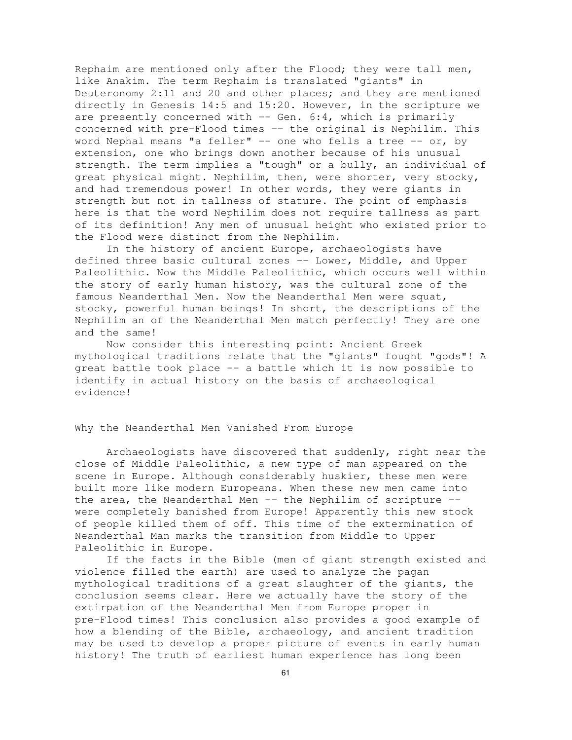Rephaim are mentioned only after the Flood; they were tall men, like Anakim. The term Rephaim is translated "giants" in Deuteronomy 2:11 and 20 and other places; and they are mentioned directly in Genesis 14:5 and 15:20. However, in the scripture we are presently concerned with -- Gen. 6:4, which is primarily concerned with pre-Flood times -- the original is Nephilim. This word Nephal means "a feller" -- one who fells a tree -- or, by extension, one who brings down another because of his unusual strength. The term implies a "tough" or a bully, an individual of great physical might. Nephilim, then, were shorter, very stocky, and had tremendous power! In other words, they were giants in strength but not in tallness of stature. The point of emphasis here is that the word Nephilim does not require tallness as part of its definition! Any men of unusual height who existed prior to the Flood were distinct from the Nephilim.

In the history of ancient Europe, archaeologists have defined three basic cultural zones -- Lower, Middle, and Upper Paleolithic. Now the Middle Paleolithic, which occurs well within the story of early human history, was the cultural zone of the famous Neanderthal Men. Now the Neanderthal Men were squat, stocky, powerful human beings! In short, the descriptions of the Nephilim an of the Neanderthal Men match perfectly! They are one and the same!

Now consider this interesting point: Ancient Greek mythological traditions relate that the "giants" fought "gods"! A great battle took place -- a battle which it is now possible to identify in actual history on the basis of archaeological evidence!

## Why the Neanderthal Men Vanished From Europe

Archaeologists have discovered that suddenly, right near the close of Middle Paleolithic, a new type of man appeared on the scene in Europe. Although considerably huskier, these men were built more like modern Europeans. When these new men came into the area, the Neanderthal Men -- the Nephilim of scripture -- were completely banished from Europe! Apparently this new stock of people killed them of off. This time of the extermination of Neanderthal Man marks the transition from Middle to Upper Paleolithic in Europe.

If the facts in the Bible (men of giant strength existed and violence filled the earth) are used to analyze the pagan mythological traditions of a great slaughter of the giants, the conclusion seems clear. Here we actually have the story of the extirpation of the Neanderthal Men from Europe proper in pre-Flood times! This conclusion also provides a good example of how a blending of the Bible, archaeology, and ancient tradition may be used to develop a proper picture of events in early human history! The truth of earliest human experience has long been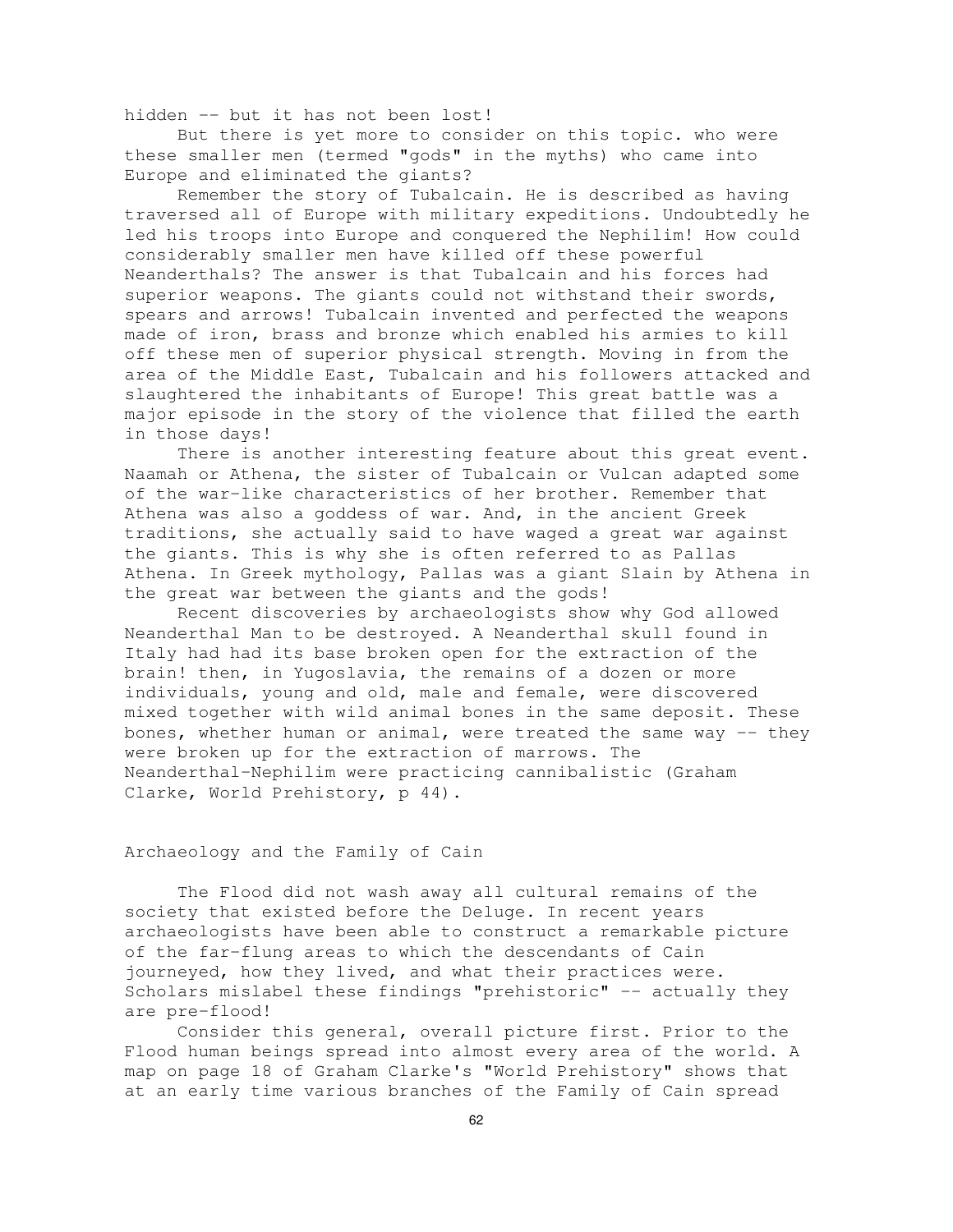hidden -- but it has not been lost!

But there is yet more to consider on this topic. who were these smaller men (termed "gods" in the myths) who came into Europe and eliminated the giants?

Remember the story of Tubalcain. He is described as having traversed all of Europe with military expeditions. Undoubtedly he led his troops into Europe and conquered the Nephilim! How could considerably smaller men have killed off these powerful Neanderthals? The answer is that Tubalcain and his forces had superior weapons. The giants could not withstand their swords, spears and arrows! Tubalcain invented and perfected the weapons made of iron, brass and bronze which enabled his armies to kill off these men of superior physical strength. Moving in from the area of the Middle East, Tubalcain and his followers attacked and slaughtered the inhabitants of Europe! This great battle was a major episode in the story of the violence that filled the earth in those days!

There is another interesting feature about this great event. Naamah or Athena, the sister of Tubalcain or Vulcan adapted some of the war-like characteristics of her brother. Remember that Athena was also a goddess of war. And, in the ancient Greek traditions, she actually said to have waged a great war against the giants. This is why she is often referred to as Pallas Athena. In Greek mythology, Pallas was a giant Slain by Athena in the great war between the giants and the gods!

Recent discoveries by archaeologists show why God allowed Neanderthal Man to be destroyed. A Neanderthal skull found in Italy had had its base broken open for the extraction of the brain! then, in Yugoslavia, the remains of a dozen or more individuals, young and old, male and female, were discovered mixed together with wild animal bones in the same deposit. These bones, whether human or animal, were treated the same way -- they were broken up for the extraction of marrows. The Neanderthal-Nephilim were practicing cannibalistic (Graham Clarke, World Prehistory, p 44).

## Archaeology and the Family of Cain

The Flood did not wash away all cultural remains of the society that existed before the Deluge. In recent years archaeologists have been able to construct a remarkable picture of the far-flung areas to which the descendants of Cain journeyed, how they lived, and what their practices were. Scholars mislabel these findings "prehistoric" -- actually they are pre-flood!

Consider this general, overall picture first. Prior to the Flood human beings spread into almost every area of the world. A map on page 18 of Graham Clarke's "World Prehistory" shows that at an early time various branches of the Family of Cain spread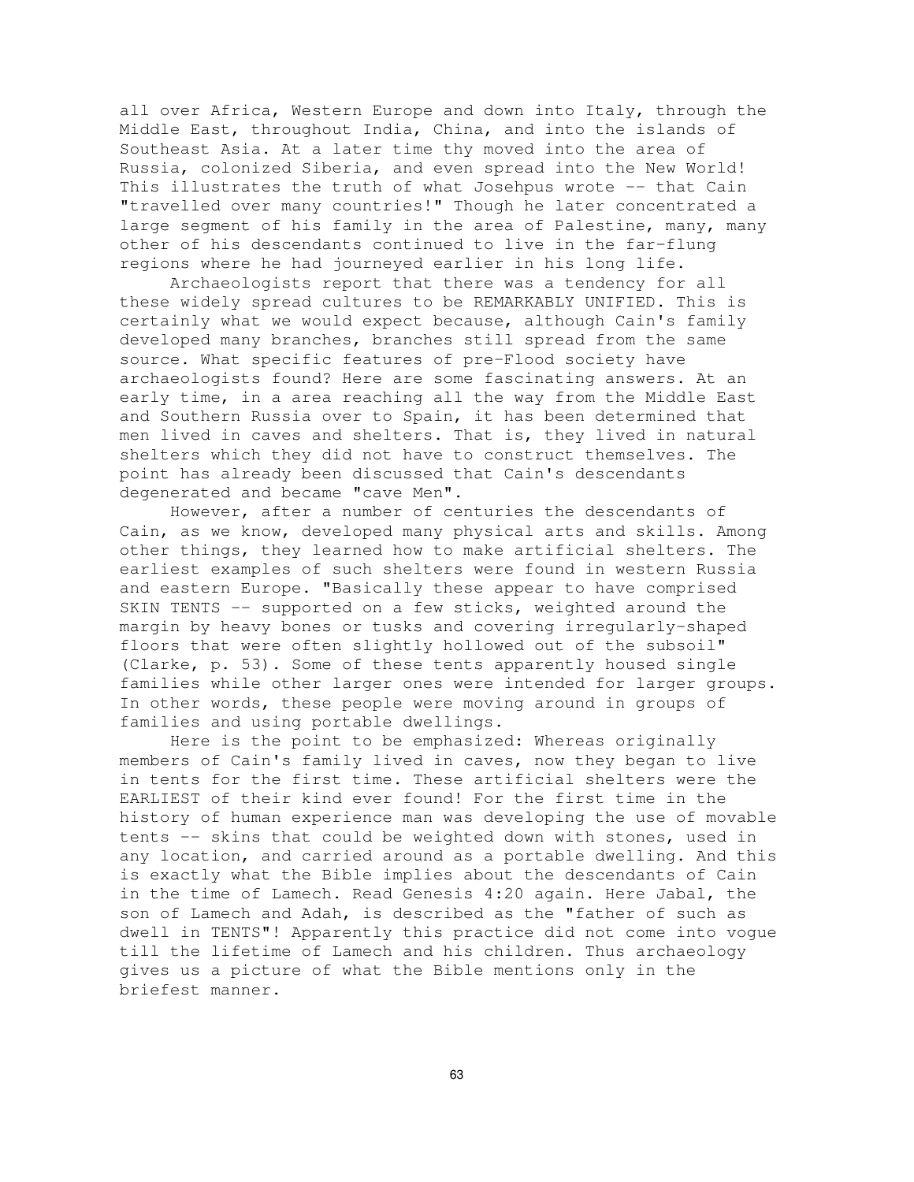all over Africa, Western Europe and down into Italy, through the Middle East, throughout India, China, and into the islands of Southeast Asia. At a later time thy moved into the area of Russia, colonized Siberia, and even spread into the New World! This illustrates the truth of what Josehpus wrote -- that Cain "travelled over many countries!" Though he later concentrated a large segment of his family in the area of Palestine, many, many other of his descendants continued to live in the far-flung regions where he had journeyed earlier in his long life.

Archaeologists report that there was a tendency for all these widely spread cultures to be REMARKABLY UNIFIED. This is certainly what we would expect because, although Cain's family developed many branches, branches still spread from the same source. What specific features of pre-Flood society have archaeologists found? Here are some fascinating answers. At an early time, in a area reaching all the way from the Middle East and Southern Russia over to Spain, it has been determined that men lived in caves and shelters. That is, they lived in natural shelters which they did not have to construct themselves. The point has already been discussed that Cain's descendants degenerated and became "cave Men".

However, after a number of centuries the descendants of Cain, as we know, developed many physical arts and skills. Among other things, they learned how to make artificial shelters. The earliest examples of such shelters were found in western Russia and eastern Europe. "Basically these appear to have comprised SKIN TENTS -- supported on a few sticks, weighted around the margin by heavy bones or tusks and covering irregularly-shaped floors that were often slightly hollowed out of the subsoil" (Clarke, p. 53). Some of these tents apparently housed single families while other larger ones were intended for larger groups. In other words, these people were moving around in groups of families and using portable dwellings.

Here is the point to be emphasized: Whereas originally members of Cain's family lived in caves, now they began to live in tents for the first time. These artificial shelters were the EARLIEST of their kind ever found! For the first time in the history of human experience man was developing the use of movable tents -- skins that could be weighted down with stones, used in any location, and carried around as a portable dwelling. And this is exactly what the Bible implies about the descendants of Cain in the time of Lamech. Read Genesis 4:20 again. Here Jabal, the son of Lamech and Adah, is described as the "father of such as dwell in TENTS"! Apparently this practice did not come into vogue till the lifetime of Lamech and his children. Thus archaeology gives us a picture of what the Bible mentions only in the briefest manner.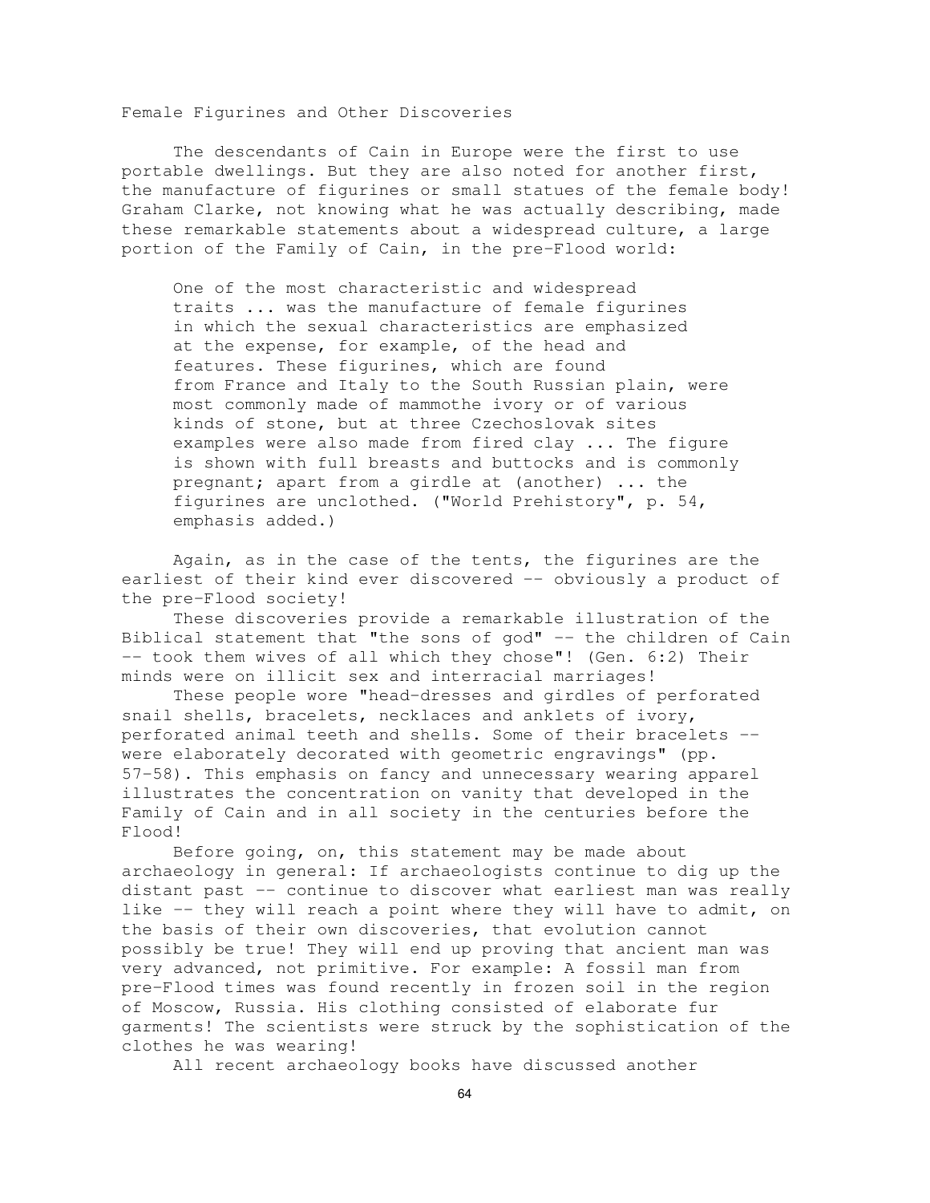## Female Figurines and Other Discoveries

The descendants of Cain in Europe were the first to use portable dwellings. But they are also noted for another first, the manufacture of figurines or small statues of the female body! Graham Clarke, not knowing what he was actually describing, made these remarkable statements about a widespread culture, a large portion of the Family of Cain, in the pre-Flood world:

> One of the most characteristic and widespread traits ... was the manufacture of female figurines in which the sexual characteristics are emphasized at the expense, for example, of the head and features. These figurines, which are found from France and Italy to the South Russian plain, were most commonly made of mammothe ivory or of various kinds of stone, but at three Czechoslovak sites examples were also made from fired clay ... The figure is shown with full breasts and buttocks and is commonly pregnant; apart from a girdle at (another) ... the figurines are unclothed. ("World Prehistory", p. 54, emphasis added.)

Again, as in the case of the tents, the figurines are the earliest of their kind ever discovered -- obviously a product of the pre-Flood society!

These discoveries provide a remarkable illustration of the Biblical statement that "the sons of god" -- the children of Cain -- took them wives of all which they chose"! (Gen. 6:2) Their minds were on illicit sex and interracial marriages!

These people wore "head-dresses and girdles of perforated snail shells, bracelets, necklaces and anklets of ivory, perforated animal teeth and shells. Some of their bracelets -- were elaborately decorated with geometric engravings" (pp. 57-58). This emphasis on fancy and unnecessary wearing apparel illustrates the concentration on vanity that developed in the Family of Cain and in all society in the centuries before the Flood!

Before going, on, this statement may be made about archaeology in general: If archaeologists continue to dig up the distant past -- continue to discover what earliest man was really like -- they will reach a point where they will have to admit, on the basis of their own discoveries, that evolution cannot possibly be true! They will end up proving that ancient man was very advanced, not primitive. For example: A fossil man from pre-Flood times was found recently in frozen soil in the region of Moscow, Russia. His clothing consisted of elaborate fur garments! The scientists were struck by the sophistication of the clothes he was wearing!

All recent archaeology books have discussed another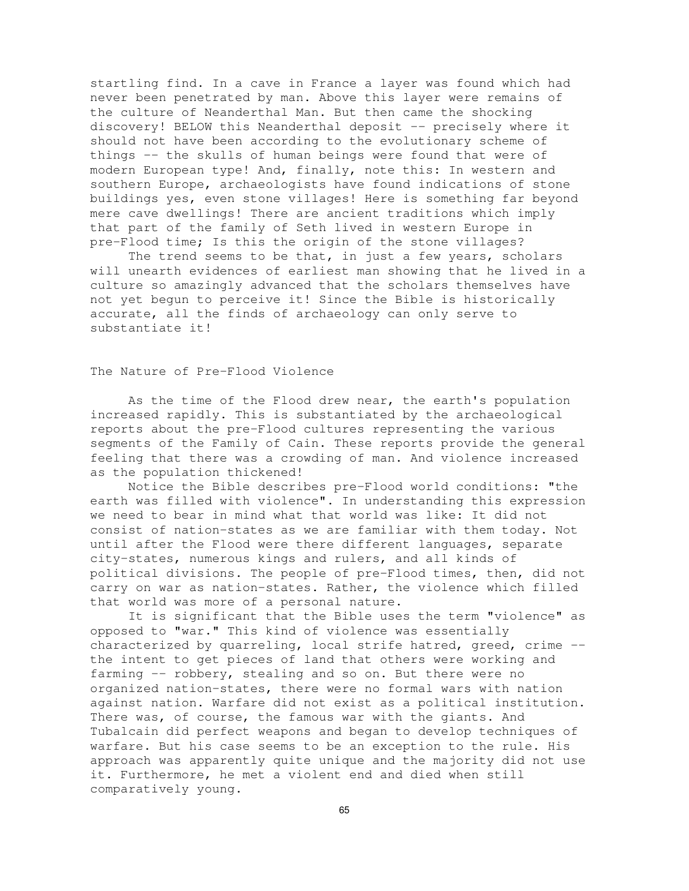startling find. In a cave in France a layer was found which had never been penetrated by man. Above this layer were remains of the culture of Neanderthal Man. But then came the shocking discovery! BELOW this Neanderthal deposit -- precisely where it should not have been according to the evolutionary scheme of things -- the skulls of human beings were found that were of modern European type! And, finally, note this: In western and southern Europe, archaeologists have found indications of stone buildings yes, even stone villages! Here is something far beyond mere cave dwellings! There are ancient traditions which imply that part of the family of Seth lived in western Europe in pre-Flood time; Is this the origin of the stone villages?

The trend seems to be that, in just a few years, scholars will unearth evidences of earliest man showing that he lived in a culture so amazingly advanced that the scholars themselves have not yet begun to perceive it! Since the Bible is historically accurate, all the finds of archaeology can only serve to substantiate it!

## The Nature of Pre-Flood Violence

As the time of the Flood drew near, the earth's population increased rapidly. This is substantiated by the archaeological reports about the pre-Flood cultures representing the various segments of the Family of Cain. These reports provide the general feeling that there was a crowding of man. And violence increased as the population thickened!

Notice the Bible describes pre-Flood world conditions: "the earth was filled with violence". In understanding this expression we need to bear in mind what that world was like: It did not consist of nation-states as we are familiar with them today. Not until after the Flood were there different languages, separate city-states, numerous kings and rulers, and all kinds of political divisions. The people of pre-Flood times, then, did not carry on war as nation-states. Rather, the violence which filled that world was more of a personal nature.

It is significant that the Bible uses the term "violence" as opposed to "war." This kind of violence was essentially characterized by quarreling, local strife hatred, greed, crime -- the intent to get pieces of land that others were working and farming -- robbery, stealing and so on. But there were no organized nation-states, there were no formal wars with nation against nation. Warfare did not exist as a political institution. There was, of course, the famous war with the giants. And Tubalcain did perfect weapons and began to develop techniques of warfare. But his case seems to be an exception to the rule. His approach was apparently quite unique and the majority did not use it. Furthermore, he met a violent end and died when still comparatively young.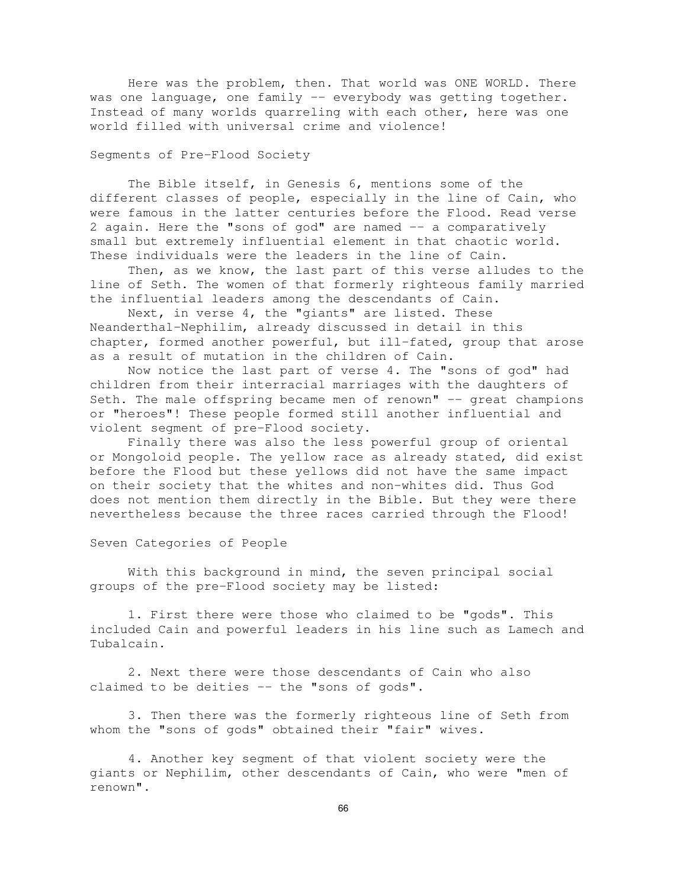Here was the problem, then. That world was ONE WORLD. There was one language, one family -- everybody was getting together. Instead of many worlds quarreling with each other, here was one world filled with universal crime and violence!

## Segments of Pre-Flood Society

The Bible itself, in Genesis 6, mentions some of the different classes of people, especially in the line of Cain, who were famous in the latter centuries before the Flood. Read verse 2 again. Here the "sons of god" are named -- a comparatively small but extremely influential element in that chaotic world. These individuals were the leaders in the line of Cain.

Then, as we know, the last part of this verse alludes to the line of Seth. The women of that formerly righteous family married the influential leaders among the descendants of Cain.

Next, in verse 4, the "giants" are listed. These Neanderthal-Nephilim, already discussed in detail in this chapter, formed another powerful, but ill-fated, group that arose as a result of mutation in the children of Cain.

Now notice the last part of verse 4. The "sons of god" had children from their interracial marriages with the daughters of Seth. The male offspring became men of renown" -- great champions or "heroes"! These people formed still another influential and violent segment of pre-Flood society.

Finally there was also the less powerful group of oriental or Mongoloid people. The yellow race as already stated, did exist before the Flood but these yellows did not have the same impact on their society that the whites and non-whites did. Thus God does not mention them directly in the Bible. But they were there nevertheless because the three races carried through the Flood!

## Seven Categories of People

With this background in mind, the seven principal social groups of the pre-Flood society may be listed:

1. First there were those who claimed to be "gods". This included Cain and powerful leaders in his line such as Lamech and Tubalcain.

2. Next there were those descendants of Cain who also claimed to be deities -- the "sons of gods".

3. Then there was the formerly righteous line of Seth from whom the "sons of gods" obtained their "fair" wives.

4. Another key segment of that violent society were the giants or Nephilim, other descendants of Cain, who were "men of renown".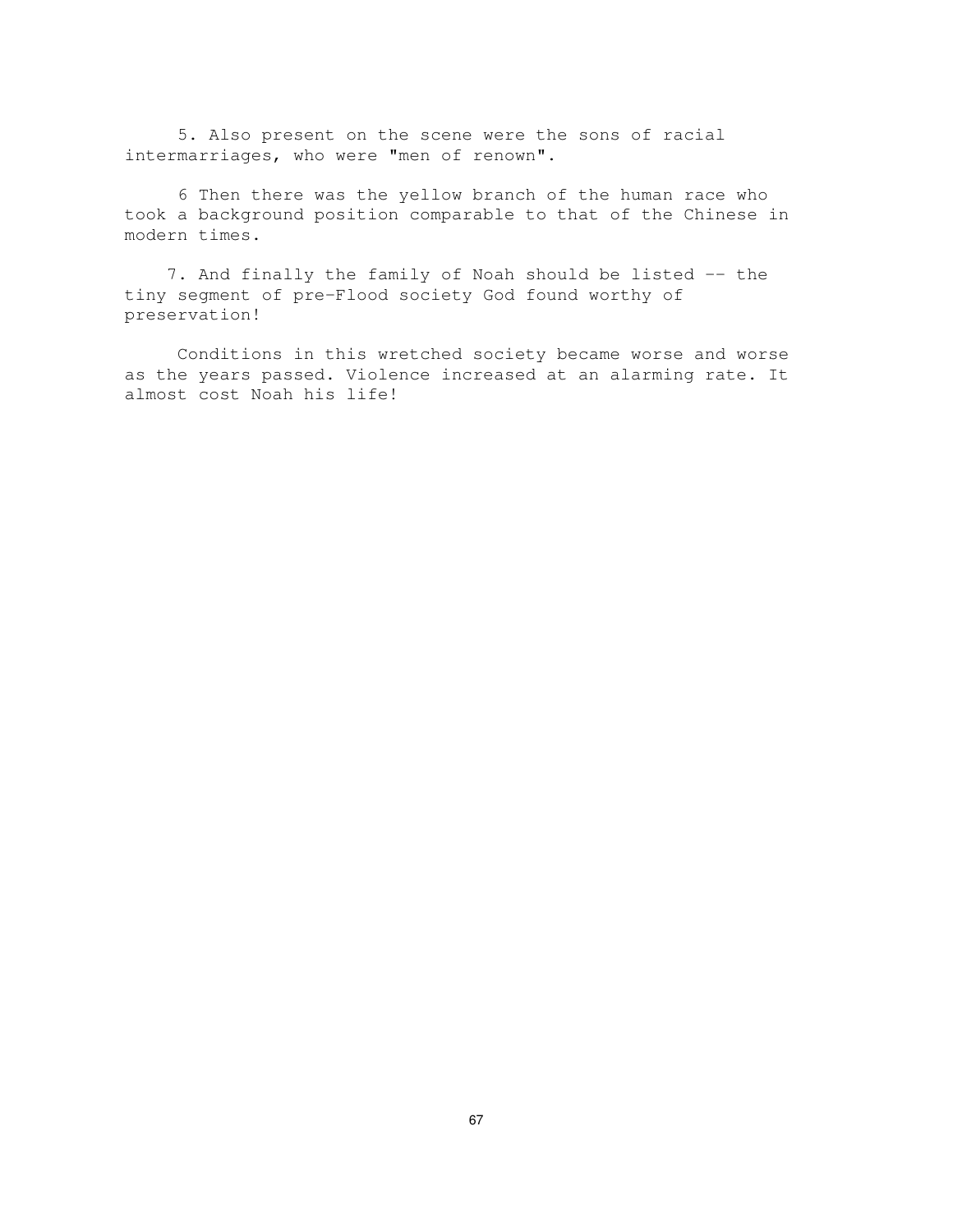5. Also present on the scene were the sons of racial intermarriages, who were "men of renown".

6 Then there was the yellow branch of the human race who took a background position comparable to that of the Chinese in modern times.

7. And finally the family of Noah should be listed -- the tiny segment of pre-Flood society God found worthy of preservation!

Conditions in this wretched society became worse and worse as the years passed. Violence increased at an alarming rate. It almost cost Noah his life!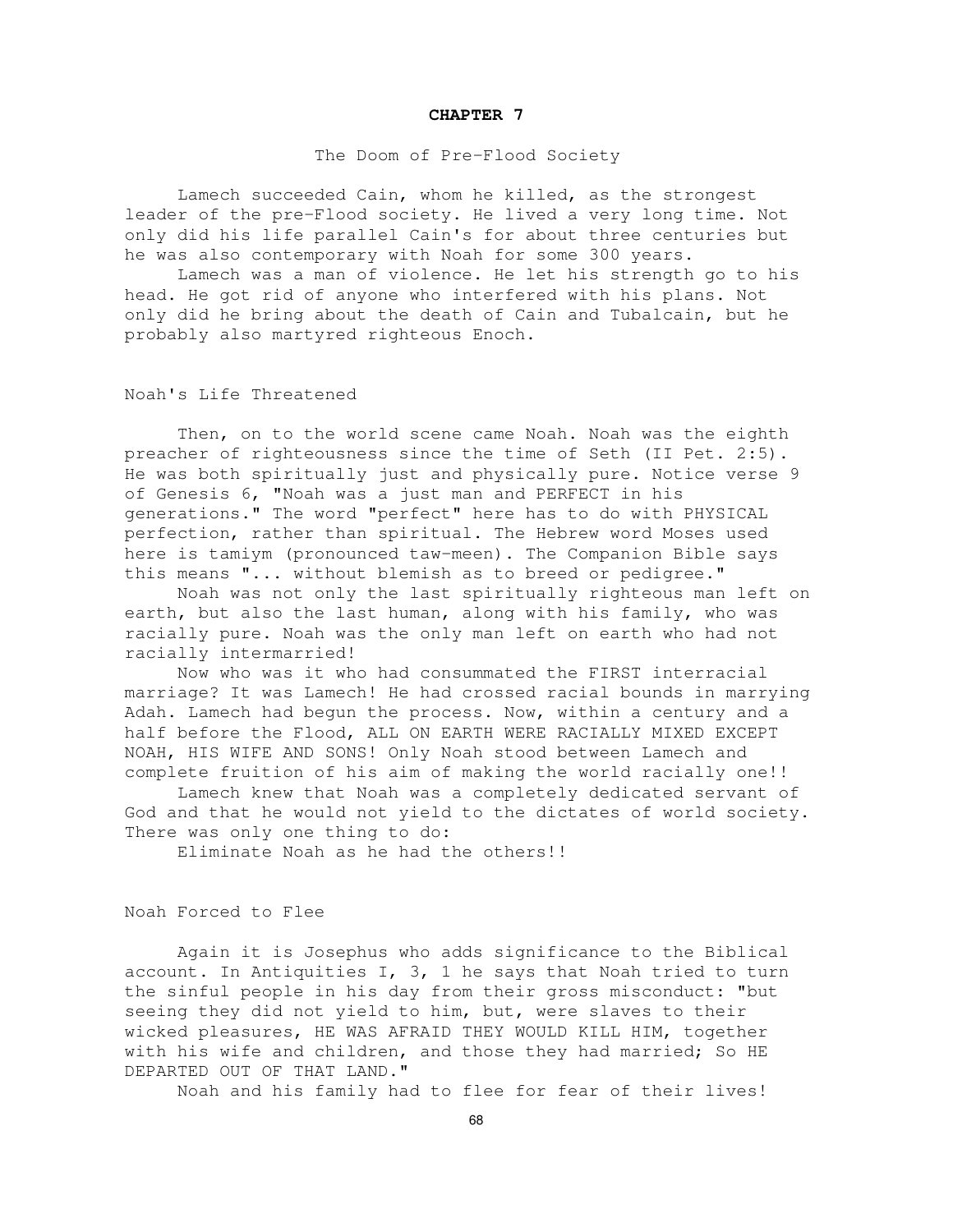# CHAPTER 7

## The Doom of Pre-Flood Society

Lamech succeeded Cain, whom he killed, as the strongest leader of the pre-Flood society. He lived a very long time. Not only did his life parallel Cain's for about three centuries but he was also contemporary with Noah for some 300 years.

Lamech was a man of violence. He let his strength go to his head. He got rid of anyone who interfered with his plans. Not only did he bring about the death of Cain and Tubalcain, but he probably also martyred righteous Enoch.

### Noah's Life Threatened

Then, on to the world scene came Noah. Noah was the eighth preacher of righteousness since the time of Seth (II Pet. 2:5). He was both spiritually just and physically pure. Notice verse 9 of Genesis 6, "Noah was a just man and PERFECT in his generations." The word "perfect" here has to do with PHYSICAL perfection, rather than spiritual. The Hebrew word Moses used here is tamiym (pronounced taw-meen). The Companion Bible says this means "... without blemish as to breed or pedigree."

Noah was not only the last spiritually righteous man left on earth, but also the last human, along with his family, who was racially pure. Noah was the only man left on earth who had not racially intermarried!

Now who was it who had consummated the FIRST interracial marriage? It was Lamech! He had crossed racial bounds in marrying Adah. Lamech had begun the process. Now, within a century and a half before the Flood, ALL ON EARTH WERE RACIALLY MIXED EXCEPT NOAH, HIS WIFE AND SONS! Only Noah stood between Lamech and complete fruition of his aim of making the world racially one!!

Lamech knew that Noah was a completely dedicated servant of God and that he would not yield to the dictates of world society. There was only one thing to do:

Eliminate Noah as he had the others!!

### Noah Forced to Flee

Again it is Josephus who adds significance to the Biblical account. In Antiquities I, 3, 1 he says that Noah tried to turn the sinful people in his day from their gross misconduct: "but seeing they did not yield to him, but, were slaves to their wicked pleasures, HE WAS AFRAID THEY WOULD KILL HIM, together with his wife and children, and those they had married; So HE DEPARTED OUT OF THAT LAND."

Noah and his family had to flee for fear of their lives!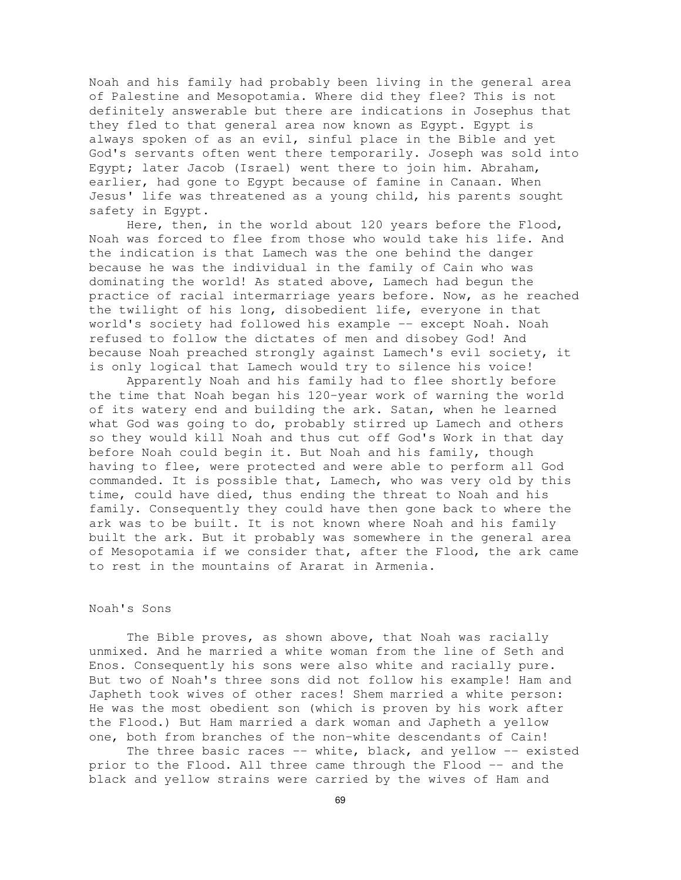Noah and his family had probably been living in the general area of Palestine and Mesopotamia. Where did they flee? This is not definitely answerable but there are indications in Josephus that they fled to that general area now known as Egypt. Egypt is always spoken of as an evil, sinful place in the Bible and yet God's servants often went there temporarily. Joseph was sold into Egypt; later Jacob (Israel) went there to join him. Abraham, earlier, had gone to Egypt because of famine in Canaan. When Jesus' life was threatened as a young child, his parents sought safety in Egypt.

Here, then, in the world about 120 years before the Flood, Noah was forced to flee from those who would take his life. And the indication is that Lamech was the one behind the danger because he was the individual in the family of Cain who was dominating the world! As stated above, Lamech had begun the practice of racial intermarriage years before. Now, as he reached the twilight of his long, disobedient life, everyone in that world's society had followed his example -- except Noah. Noah refused to follow the dictates of men and disobey God! And because Noah preached strongly against Lamech's evil society, it is only logical that Lamech would try to silence his voice!

Apparently Noah and his family had to flee shortly before the time that Noah began his 120-year work of warning the world of its watery end and building the ark. Satan, when he learned what God was going to do, probably stirred up Lamech and others so they would kill Noah and thus cut off God's Work in that day before Noah could begin it. But Noah and his family, though having to flee, were protected and were able to perform all God commanded. It is possible that, Lamech, who was very old by this time, could have died, thus ending the threat to Noah and his family. Consequently they could have then gone back to where the ark was to be built. It is not known where Noah and his family built the ark. But it probably was somewhere in the general area of Mesopotamia if we consider that, after the Flood, the ark came to rest in the mountains of Ararat in Armenia.

## Noah's Sons

The Bible proves, as shown above, that Noah was racially unmixed. And he married a white woman from the line of Seth and Enos. Consequently his sons were also white and racially pure. But two of Noah's three sons did not follow his example! Ham and Japheth took wives of other races! Shem married a white person: He was the most obedient son (which is proven by his work after the Flood.) But Ham married a dark woman and Japheth a yellow one, both from branches of the non-white descendants of Cain!

The three basic races -- white, black, and yellow -- existed prior to the Flood. All three came through the Flood -- and the black and yellow strains were carried by the wives of Ham and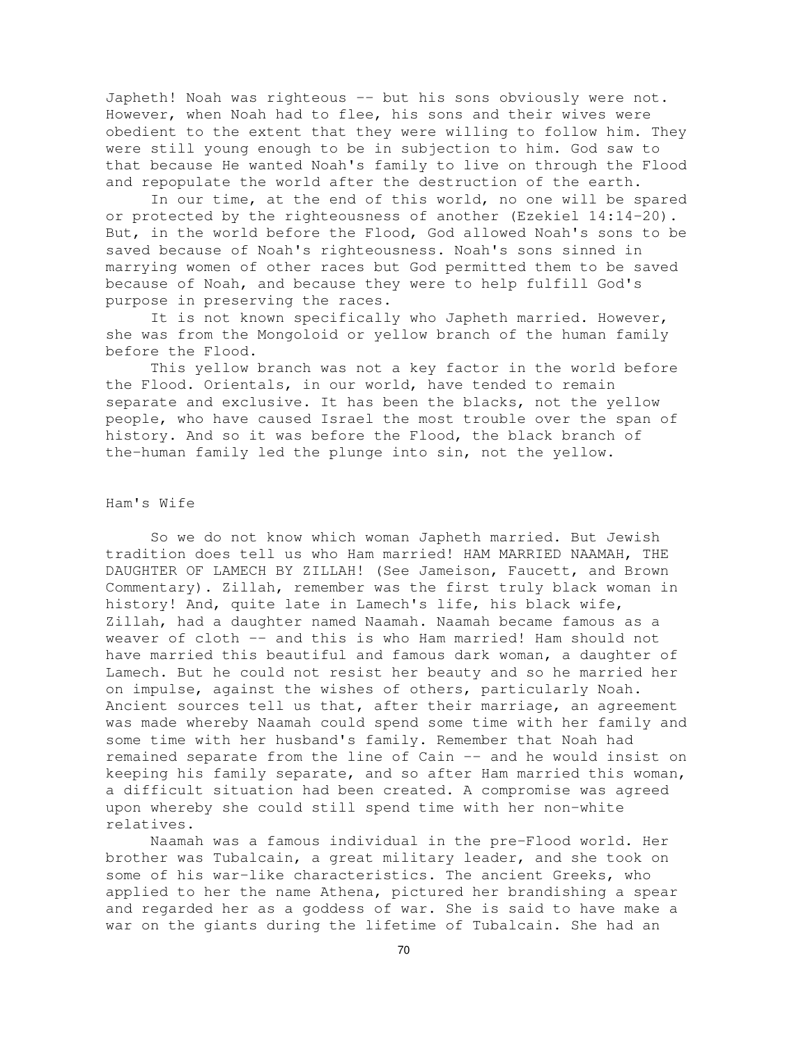Japheth! Noah was righteous -- but his sons obviously were not. However, when Noah had to flee, his sons and their wives were obedient to the extent that they were willing to follow him. They were still young enough to be in subjection to him. God saw to that because He wanted Noah's family to live on through the Flood and repopulate the world after the destruction of the earth.

In our time, at the end of this world, no one will be spared or protected by the righteousness of another (Ezekiel 14:14-20). But, in the world before the Flood, God allowed Noah's sons to be saved because of Noah's righteousness. Noah's sons sinned in marrying women of other races but God permitted them to be saved because of Noah, and because they were to help fulfill God's purpose in preserving the races.

It is not known specifically who Japheth married. However, she was from the Mongoloid or yellow branch of the human family before the Flood.

This yellow branch was not a key factor in the world before the Flood. Orientals, in our world, have tended to remain separate and exclusive. It has been the blacks, not the yellow people, who have caused Israel the most trouble over the span of history. And so it was before the Flood, the black branch of the-human family led the plunge into sin, not the yellow.

## Ham's Wife

So we do not know which woman Japheth married. But Jewish tradition does tell us who Ham married! HAM MARRIED NAAMAH, THE DAUGHTER OF LAMECH BY ZILLAH! (See Jameison, Faucett, and Brown Commentary). Zillah, remember was the first truly black woman in history! And, quite late in Lamech's life, his black wife, Zillah, had a daughter named Naamah. Naamah became famous as a weaver of cloth -- and this is who Ham married! Ham should not have married this beautiful and famous dark woman, a daughter of Lamech. But he could not resist her beauty and so he married her on impulse, against the wishes of others, particularly Noah. Ancient sources tell us that, after their marriage, an agreement was made whereby Naamah could spend some time with her family and some time with her husband's family. Remember that Noah had remained separate from the line of Cain -- and he would insist on keeping his family separate, and so after Ham married this woman, a difficult situation had been created. A compromise was agreed upon whereby she could still spend time with her non-white relatives.

Naamah was a famous individual in the pre-Flood world. Her brother was Tubalcain, a great military leader, and she took on some of his war-like characteristics. The ancient Greeks, who applied to her the name Athena, pictured her brandishing a spear and regarded her as a goddess of war. She is said to have make a war on the giants during the lifetime of Tubalcain. She had an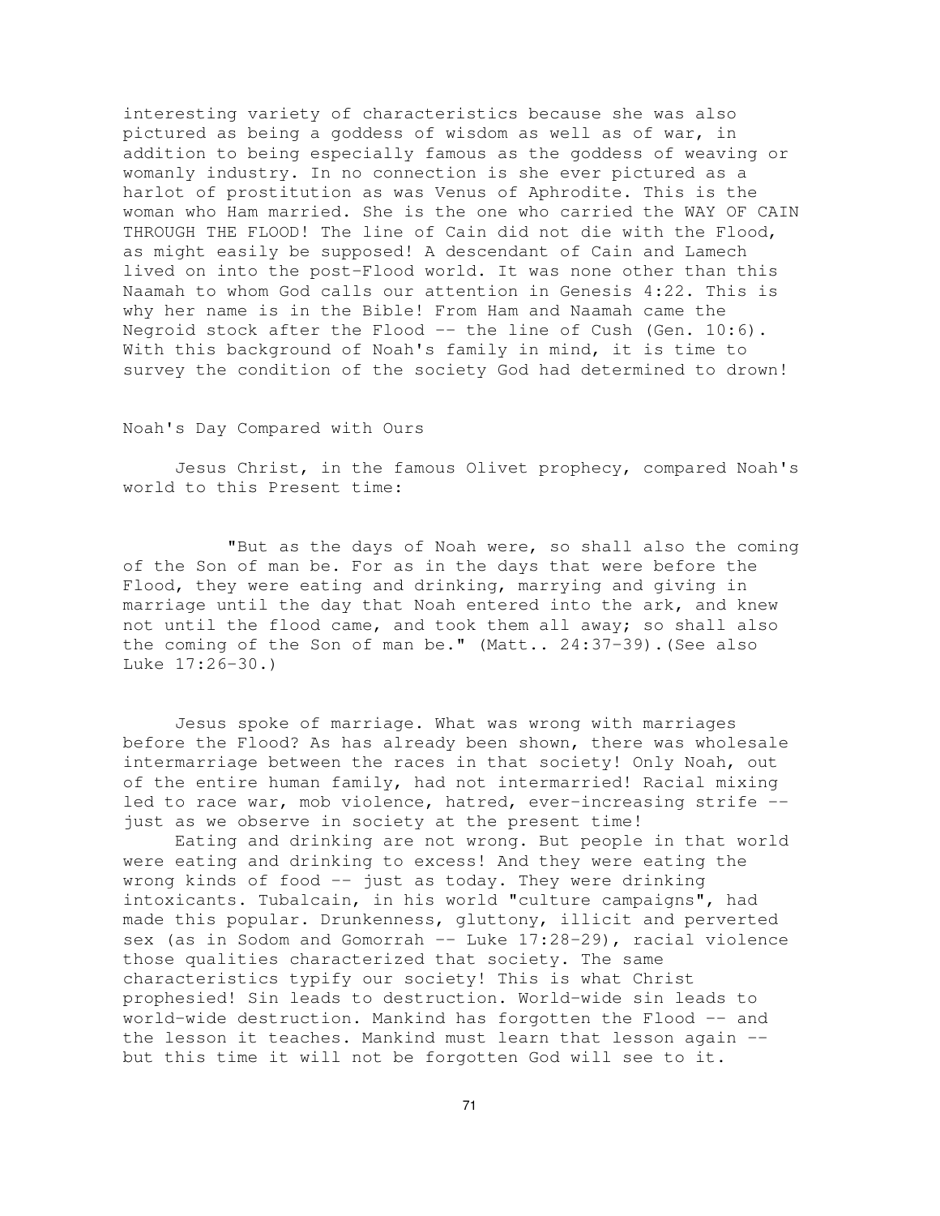interesting variety of characteristics because she was also pictured as being a goddess of wisdom as well as of war, in addition to being especially famous as the goddess of weaving or womanly industry. In no connection is she ever pictured as a harlot of prostitution as was Venus of Aphrodite. This is the woman who Ham married. She is the one who carried the WAY OF CAIN THROUGH THE FLOOD! The line of Cain did not die with the Flood, as might easily be supposed! A descendant of Cain and Lamech lived on into the post-Flood world. It was none other than this Naamah to whom God calls our attention in Genesis 4:22. This is why her name is in the Bible! From Ham and Naamah came the Negroid stock after the Flood -- the line of Cush (Gen. 10:6). With this background of Noah's family in mind, it is time to survey the condition of the society God had determined to drown!

## Noah's Day Compared with Ours

Jesus Christ, in the famous Olivet prophecy, compared Noah's world to this Present time:

> "But as the days of Noah were, so shall also the coming of the Son of man be. For as in the days that were before the Flood, they were eating and drinking, marrying and giving in marriage until the day that Noah entered into the ark, and knew not until the flood came, and took them all away; so shall also the coming of the Son of man be." (Matt.. 24:37-39).(See also Luke 17:26-30.)

Jesus spoke of marriage. What was wrong with marriages before the Flood? As has already been shown, there was wholesale intermarriage between the races in that society! Only Noah, out of the entire human family, had not intermarried! Racial mixing led to race war, mob violence, hatred, ever-increasing strife -- just as we observe in society at the present time!

Eating and drinking are not wrong. But people in that world were eating and drinking to excess! And they were eating the wrong kinds of food -- just as today. They were drinking intoxicants. Tubalcain, in his world "culture campaigns", had made this popular. Drunkenness, gluttony, illicit and perverted sex (as in Sodom and Gomorrah -- Luke 17:28-29), racial violence those qualities characterized that society. The same characteristics typify our society! This is what Christ prophesied! Sin leads to destruction. World-wide sin leads to world-wide destruction. Mankind has forgotten the Flood -- and the lesson it teaches. Mankind must learn that lesson again -- but this time it will not be forgotten God will see to it.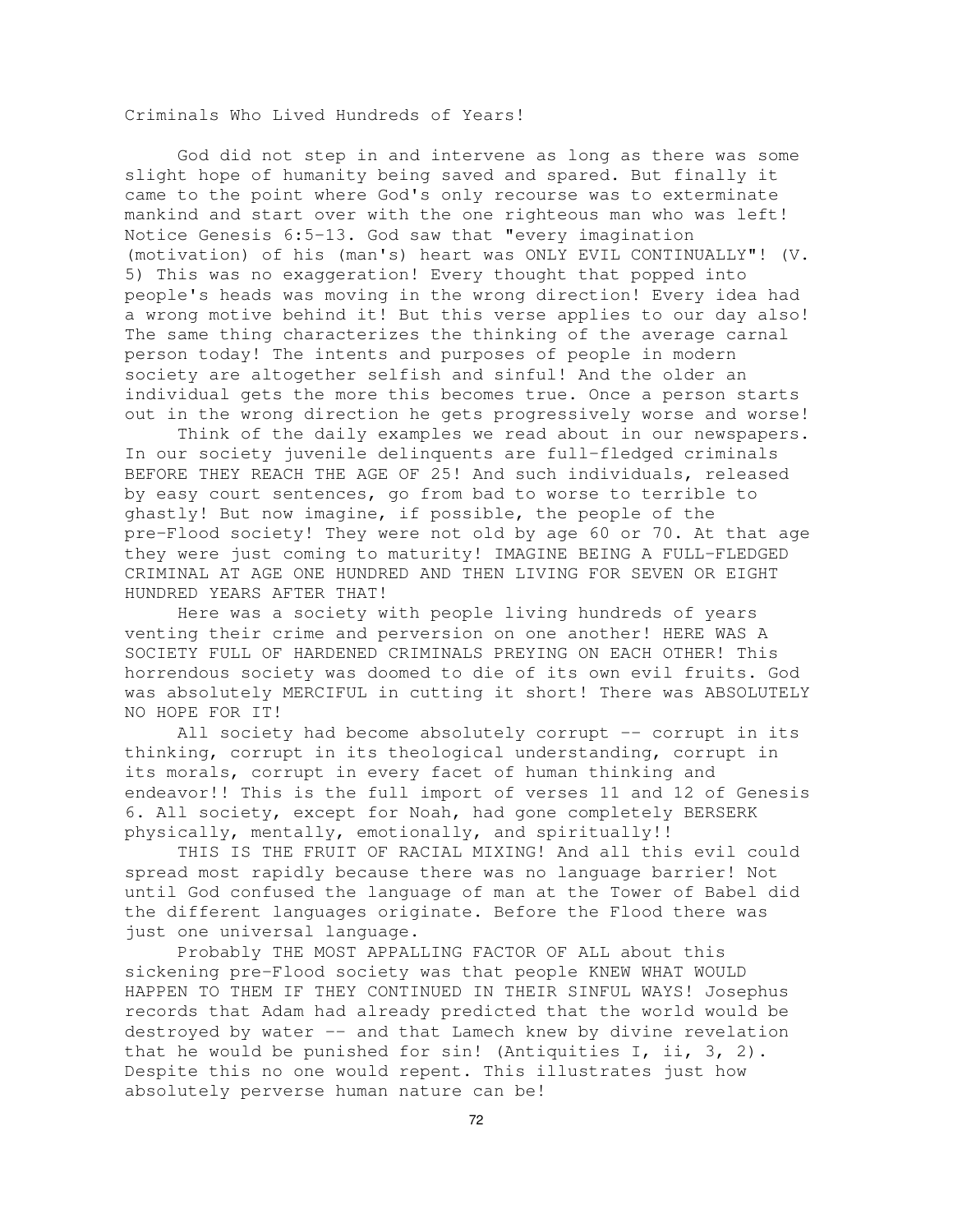## Criminals Who Lived Hundreds of Years!

God did not step in and intervene as long as there was some slight hope of humanity being saved and spared. But finally it came to the point where God's only recourse was to exterminate mankind and start over with the one righteous man who was left! Notice Genesis 6:5-13. God saw that "every imagination (motivation) of his (man's) heart was ONLY EVIL CONTINUALLY"! (V. 5) This was no exaggeration! Every thought that popped into people's heads was moving in the wrong direction! Every idea had a wrong motive behind it! But this verse applies to our day also! The same thing characterizes the thinking of the average carnal person today! The intents and purposes of people in modern society are altogether selfish and sinful! And the older an individual gets the more this becomes true. Once a person starts out in the wrong direction he gets progressively worse and worse!

Think of the daily examples we read about in our newspapers. In our society juvenile delinquents are full-fledged criminals BEFORE THEY REACH THE AGE OF 25! And such individuals, released by easy court sentences, go from bad to worse to terrible to ghastly! But now imagine, if possible, the people of the pre-Flood society! They were not old by age 60 or 70. At that age they were just coming to maturity! IMAGINE BEING A FULL-FLEDGED CRIMINAL AT AGE ONE HUNDRED AND THEN LIVING FOR SEVEN OR EIGHT HUNDRED YEARS AFTER THAT!

Here was a society with people living hundreds of years venting their crime and perversion on one another! HERE WAS A SOCIETY FULL OF HARDENED CRIMINALS PREYING ON EACH OTHER! This horrendous society was doomed to die of its own evil fruits. God was absolutely MERCIFUL in cutting it short! There was ABSOLUTELY NO HOPE FOR IT!

All society had become absolutely corrupt -- corrupt in its thinking, corrupt in its theological understanding, corrupt in its morals, corrupt in every facet of human thinking and endeavor!! This is the full import of verses 11 and 12 of Genesis 6. All society, except for Noah, had gone completely BERSERK physically, mentally, emotionally, and spiritually!!

THIS IS THE FRUIT OF RACIAL MIXING! And all this evil could spread most rapidly because there was no language barrier! Not until God confused the language of man at the Tower of Babel did the different languages originate. Before the Flood there was just one universal language.

Probably THE MOST APPALLING FACTOR OF ALL about this sickening pre-Flood society was that people KNEW WHAT WOULD HAPPEN TO THEM IF THEY CONTINUED IN THEIR SINFUL WAYS! Josephus records that Adam had already predicted that the world would be destroyed by water -- and that Lamech knew by divine revelation that he would be punished for sin! (Antiquities I, ii, 3, 2). Despite this no one would repent. This illustrates just how absolutely perverse human nature can be!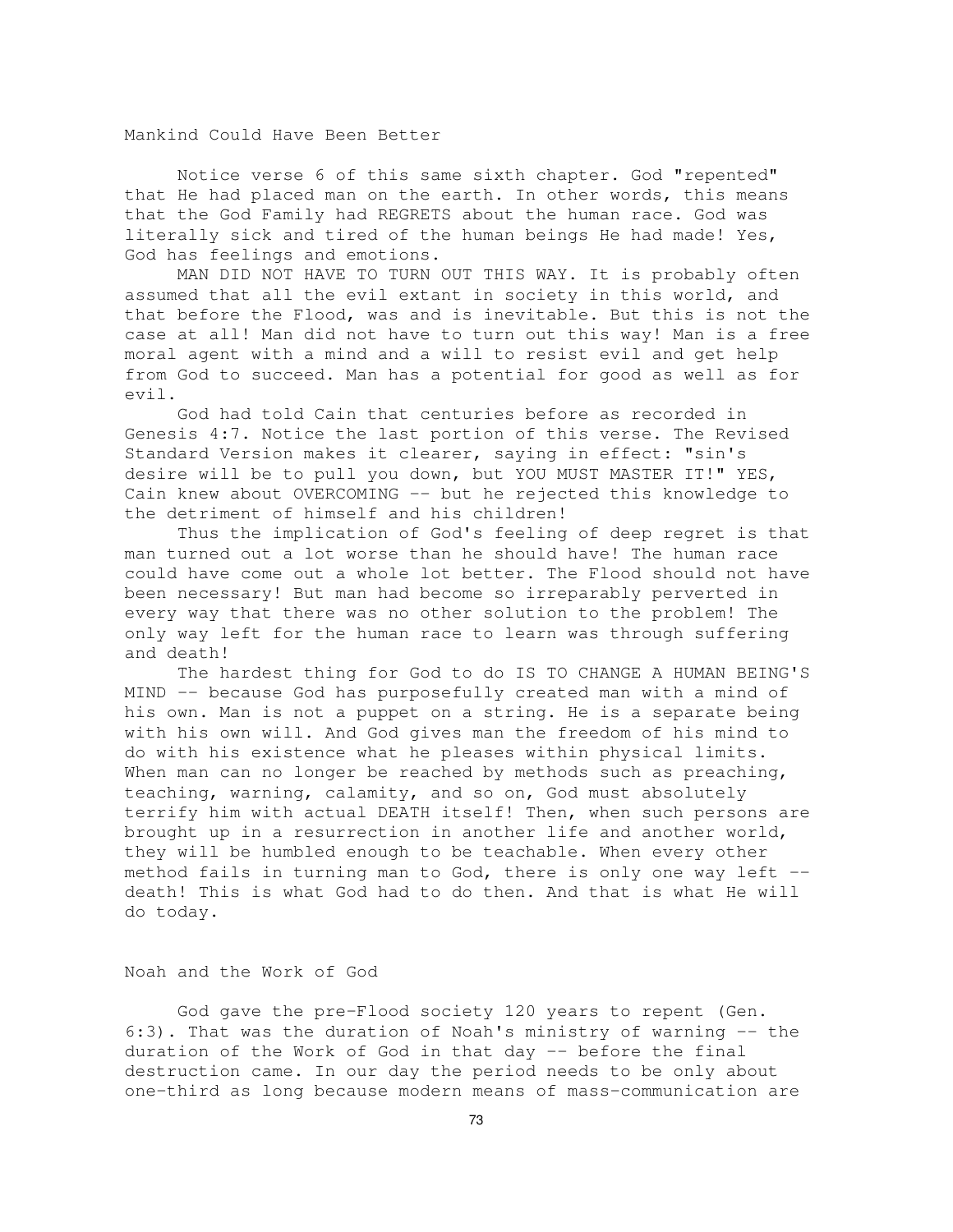## Mankind Could Have Been Better

Notice verse 6 of this same sixth chapter. God "repented" that He had placed man on the earth. In other words, this means that the God Family had REGRETS about the human race. God was literally sick and tired of the human beings He had made! Yes, God has feelings and emotions.

MAN DID NOT HAVE TO TURN OUT THIS WAY. It is probably often assumed that all the evil extant in society in this world, and that before the Flood, was and is inevitable. But this is not the case at all! Man did not have to turn out this way! Man is a free moral agent with a mind and a will to resist evil and get help from God to succeed. Man has a potential for good as well as for evil.

God had told Cain that centuries before as recorded in Genesis 4:7. Notice the last portion of this verse. The Revised Standard Version makes it clearer, saying in effect: "sin's desire will be to pull you down, but YOU MUST MASTER IT!" YES, Cain knew about OVERCOMING -- but he rejected this knowledge to the detriment of himself and his children!

Thus the implication of God's feeling of deep regret is that man turned out a lot worse than he should have! The human race could have come out a whole lot better. The Flood should not have been necessary! But man had become so irreparably perverted in every way that there was no other solution to the problem! The only way left for the human race to learn was through suffering and death!

The hardest thing for God to do IS TO CHANGE A HUMAN BEING'S MIND -- because God has purposefully created man with a mind of his own. Man is not a puppet on a string. He is a separate being with his own will. And God gives man the freedom of his mind to do with his existence what he pleases within physical limits. When man can no longer be reached by methods such as preaching, teaching, warning, calamity, and so on, God must absolutely terrify him with actual DEATH itself! Then, when such persons are brought up in a resurrection in another life and another world, they will be humbled enough to be teachable. When every other method fails in turning man to God, there is only one way left -- death! This is what God had to do then. And that is what He will do today.

## Noah and the Work of God

God gave the pre-Flood society 120 years to repent (Gen. 6:3). That was the duration of Noah's ministry of warning -- the duration of the Work of God in that day -- before the final destruction came. In our day the period needs to be only about one-third as long because modern means of mass-communication are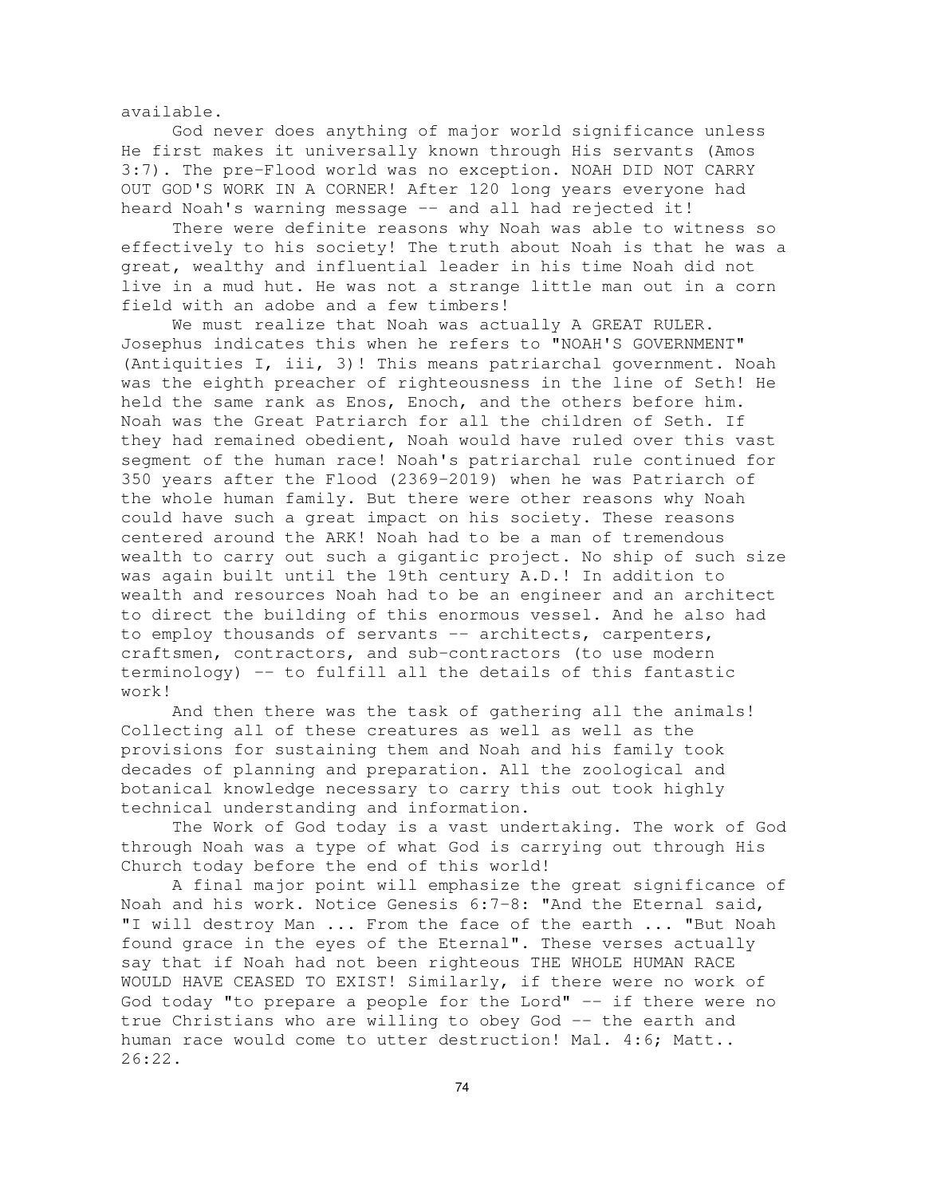available.

God never does anything of major world significance unless He first makes it universally known through His servants (Amos 3:7). The pre-Flood world was no exception. NOAH DID NOT CARRY OUT GOD'S WORK IN A CORNER! After 120 long years everyone had heard Noah's warning message -- and all had rejected it!

There were definite reasons why Noah was able to witness so effectively to his society! The truth about Noah is that he was a great, wealthy and influential leader in his time Noah did not live in a mud hut. He was not a strange little man out in a corn field with an adobe and a few timbers!

We must realize that Noah was actually A GREAT RULER. Josephus indicates this when he refers to "NOAH'S GOVERNMENT" (Antiquities I, iii, 3)! This means patriarchal government. Noah was the eighth preacher of righteousness in the line of Seth! He held the same rank as Enos, Enoch, and the others before him. Noah was the Great Patriarch for all the children of Seth. If they had remained obedient, Noah would have ruled over this vast segment of the human race! Noah's patriarchal rule continued for 350 years after the Flood (2369-2019) when he was Patriarch of the whole human family. But there were other reasons why Noah could have such a great impact on his society. These reasons centered around the ARK! Noah had to be a man of tremendous wealth to carry out such a gigantic project. No ship of such size was again built until the 19th century A.D.! In addition to wealth and resources Noah had to be an engineer and an architect to direct the building of this enormous vessel. And he also had to employ thousands of servants -- architects, carpenters, craftsmen, contractors, and sub-contractors (to use modern terminology) -- to fulfill all the details of this fantastic work!

And then there was the task of gathering all the animals! Collecting all of these creatures as well as well as the provisions for sustaining them and Noah and his family took decades of planning and preparation. All the zoological and botanical knowledge necessary to carry this out took highly technical understanding and information.

The Work of God today is a vast undertaking. The work of God through Noah was a type of what God is carrying out through His Church today before the end of this world!

A final major point will emphasize the great significance of Noah and his work. Notice Genesis 6:7-8: "And the Eternal said, "I will destroy Man ... From the face of the earth ... "But Noah found grace in the eyes of the Eternal". These verses actually say that if Noah had not been righteous THE WHOLE HUMAN RACE WOULD HAVE CEASED TO EXIST! Similarly, if there were no work of God today "to prepare a people for the Lord" -- if there were no true Christians who are willing to obey God -- the earth and human race would come to utter destruction! Mal. 4:6; Matt.. 26:22.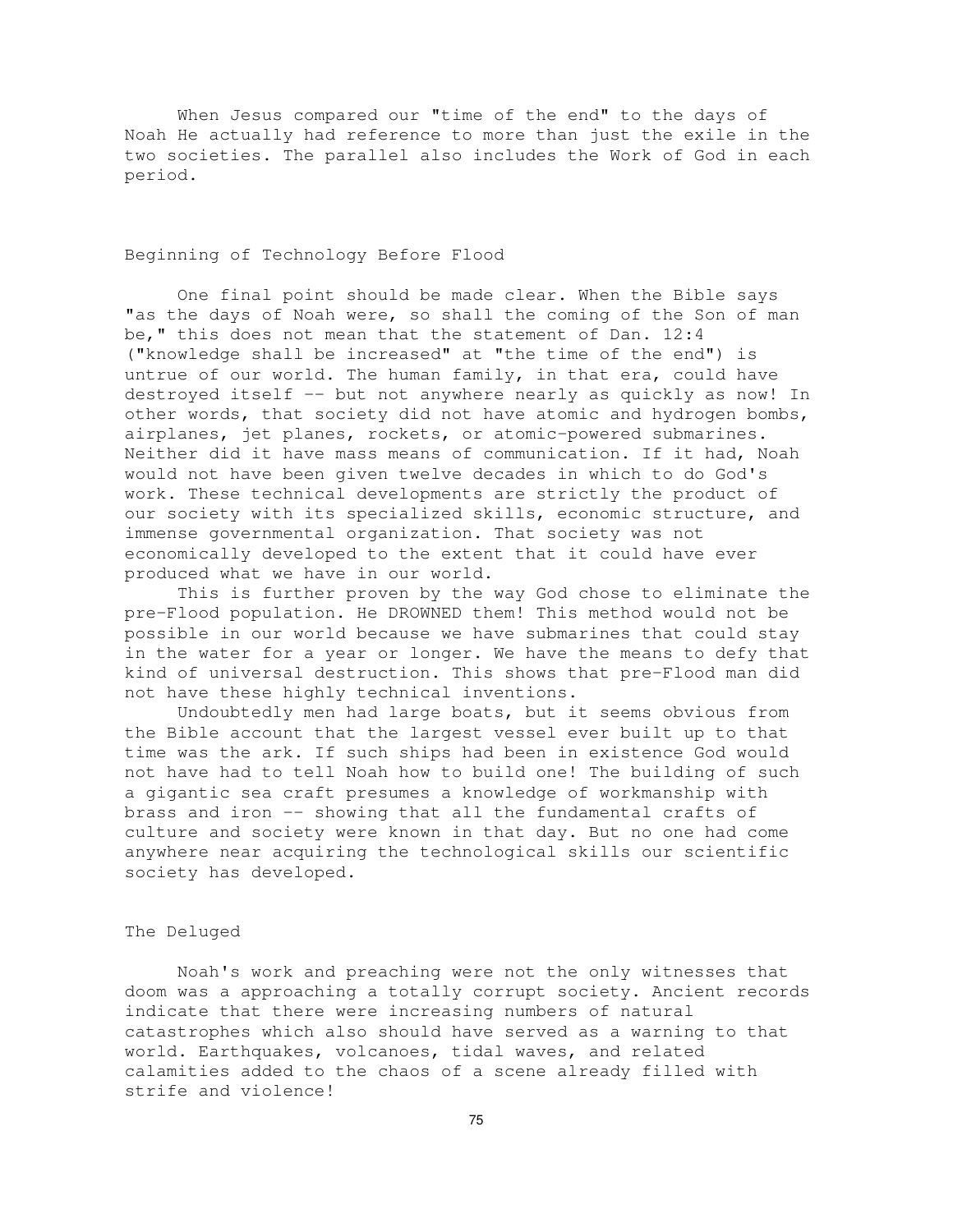When Jesus compared our "time of the end" to the days of Noah He actually had reference to more than just the exile in the two societies. The parallel also includes the Work of God in each period.

## Beginning of Technology Before Flood

One final point should be made clear. When the Bible says "as the days of Noah were, so shall the coming of the Son of man be," this does not mean that the statement of Dan. 12:4 ("knowledge shall be increased" at "the time of the end") is untrue of our world. The human family, in that era, could have destroyed itself -- but not anywhere nearly as quickly as now! In other words, that society did not have atomic and hydrogen bombs, airplanes, jet planes, rockets, or atomic-powered submarines. Neither did it have mass means of communication. If it had, Noah would not have been given twelve decades in which to do God's work. These technical developments are strictly the product of our society with its specialized skills, economic structure, and immense governmental organization. That society was not economically developed to the extent that it could have ever produced what we have in our world.

This is further proven by the way God chose to eliminate the pre-Flood population. He DROWNED them! This method would not be possible in our world because we have submarines that could stay in the water for a year or longer. We have the means to defy that kind of universal destruction. This shows that pre-Flood man did not have these highly technical inventions.

Undoubtedly men had large boats, but it seems obvious from the Bible account that the largest vessel ever built up to that time was the ark. If such ships had been in existence God would not have had to tell Noah how to build one! The building of such a gigantic sea craft presumes a knowledge of workmanship with brass and iron -- showing that all the fundamental crafts of culture and society were known in that day. But no one had come anywhere near acquiring the technological skills our scientific society has developed.

## The Deluged

Noah's work and preaching were not the only witnesses that doom was a approaching a totally corrupt society. Ancient records indicate that there were increasing numbers of natural catastrophes which also should have served as a warning to that world. Earthquakes, volcanoes, tidal waves, and related calamities added to the chaos of a scene already filled with strife and violence!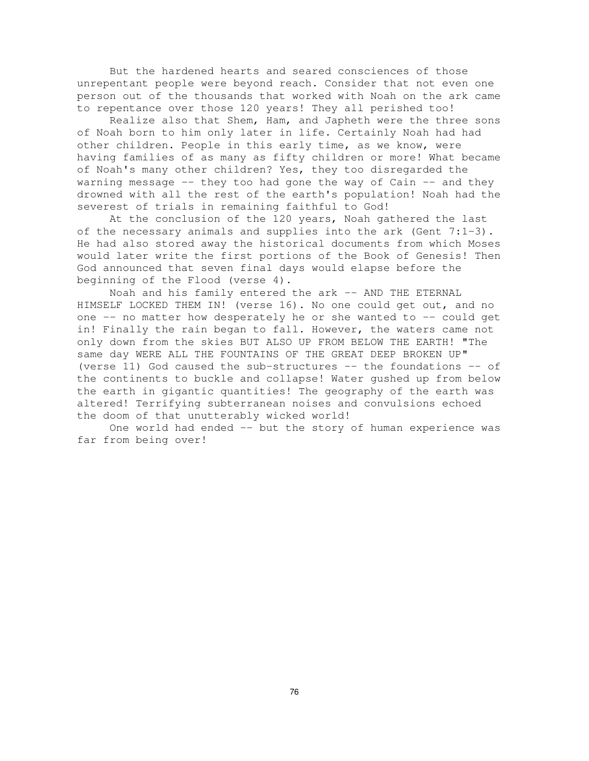But the hardened hearts and seared consciences of those unrepentant people were beyond reach. Consider that not even one person out of the thousands that worked with Noah on the ark came to repentance over those 120 years! They all perished too!

Realize also that Shem, Ham, and Japheth were the three sons of Noah born to him only later in life. Certainly Noah had had other children. People in this early time, as we know, were having families of as many as fifty children or more! What became of Noah's many other children? Yes, they too disregarded the warning message -- they too had gone the way of Cain -- and they drowned with all the rest of the earth's population! Noah had the severest of trials in remaining faithful to God!

At the conclusion of the 120 years, Noah gathered the last of the necessary animals and supplies into the ark (Gent 7:1-3). He had also stored away the historical documents from which Moses would later write the first portions of the Book of Genesis! Then God announced that seven final days would elapse before the beginning of the Flood (verse 4).

Noah and his family entered the ark -- AND THE ETERNAL HIMSELF LOCKED THEM IN! (verse 16). No one could get out, and no one -- no matter how desperately he or she wanted to -- could get in! Finally the rain began to fall. However, the waters came not only down from the skies BUT ALSO UP FROM BELOW THE EARTH! "The same day WERE ALL THE FOUNTAINS OF THE GREAT DEEP BROKEN UP" (verse 11) God caused the sub-structures -- the foundations -- of the continents to buckle and collapse! Water gushed up from below the earth in gigantic quantities! The geography of the earth was altered! Terrifying subterranean noises and convulsions echoed the doom of that unutterably wicked world!

One world had ended -- but the story of human experience was far from being over!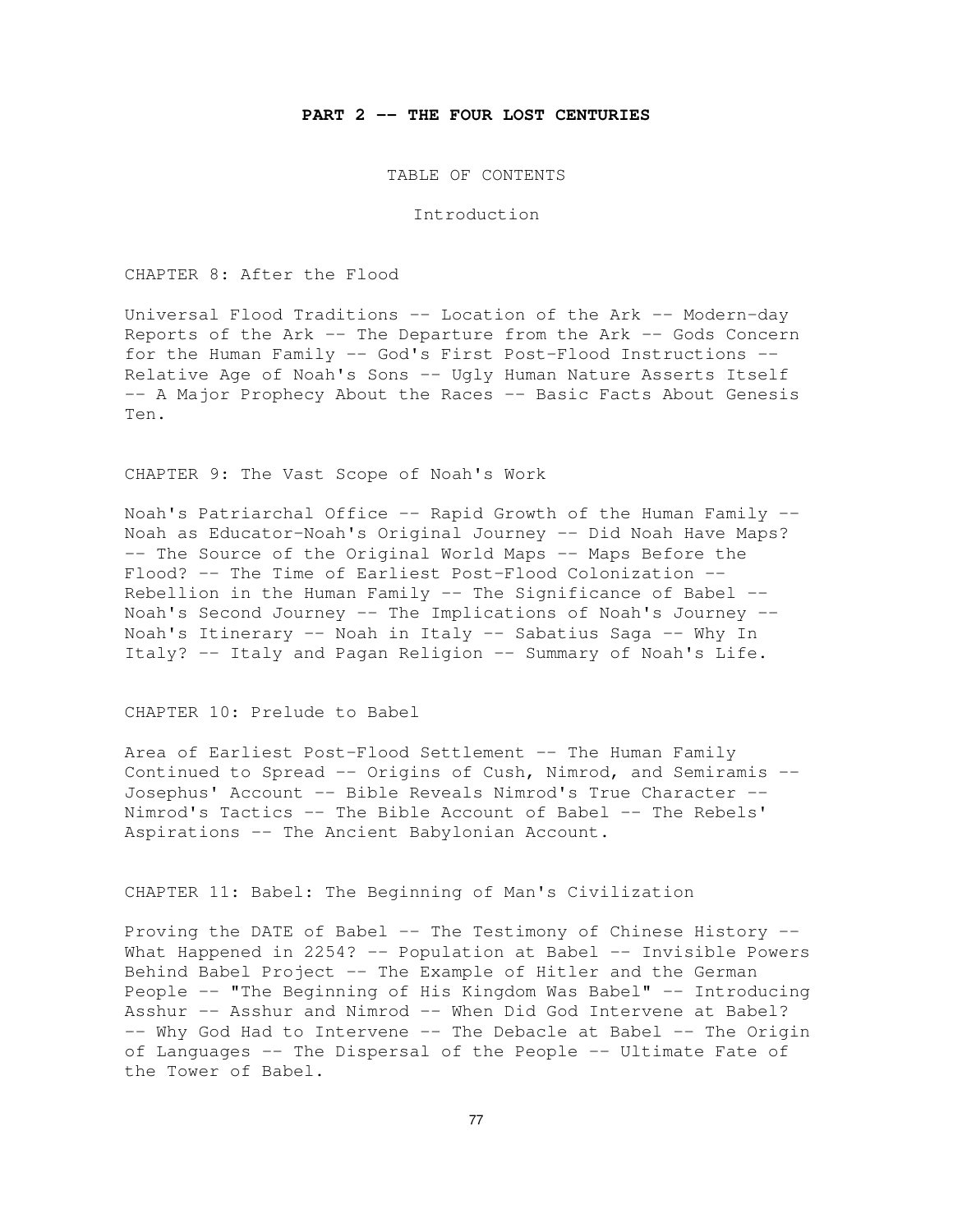# PART 2 -- THE FOUR LOST CENTURIES

TABLE OF CONTENTS

Introduction

CHAPTER 8: After the Flood

Universal Flood Traditions -- Location of the Ark -- Modern-day Reports of the Ark -- The Departure from the Ark -- Gods Concern for the Human Family -- God's First Post-Flood Instructions -- Relative Age of Noah's Sons -- Ugly Human Nature Asserts Itself -- A Major Prophecy About the Races -- Basic Facts About Genesis Ten.

CHAPTER 9: The Vast Scope of Noah's Work

Noah's Patriarchal Office -- Rapid Growth of the Human Family -- Noah as Educator-Noah's Original Journey -- Did Noah Have Maps? -- The Source of the Original World Maps -- Maps Before the Flood? -- The Time of Earliest Post-Flood Colonization -- Rebellion in the Human Family -- The Significance of Babel -- Noah's Second Journey -- The Implications of Noah's Journey -- Noah's Itinerary -- Noah in Italy -- Sabatius Saga -- Why In Italy? -- Italy and Pagan Religion -- Summary of Noah's Life.

CHAPTER 10: Prelude to Babel

Area of Earliest Post-Flood Settlement -- The Human Family Continued to Spread -- Origins of Cush, Nimrod, and Semiramis -- Josephus' Account -- Bible Reveals Nimrod's True Character -- Nimrod's Tactics -- The Bible Account of Babel -- The Rebels' Aspirations -- The Ancient Babylonian Account.

CHAPTER 11: Babel: The Beginning of Man's Civilization

Proving the DATE of Babel -- The Testimony of Chinese History -- What Happened in 2254? -- Population at Babel -- Invisible Powers Behind Babel Project -- The Example of Hitler and the German People -- "The Beginning of His Kingdom Was Babel" -- Introducing Asshur -- Asshur and Nimrod -- When Did God Intervene at Babel? -- Why God Had to Intervene -- The Debacle at Babel -- The Origin of Languages -- The Dispersal of the People -- Ultimate Fate of the Tower of Babel.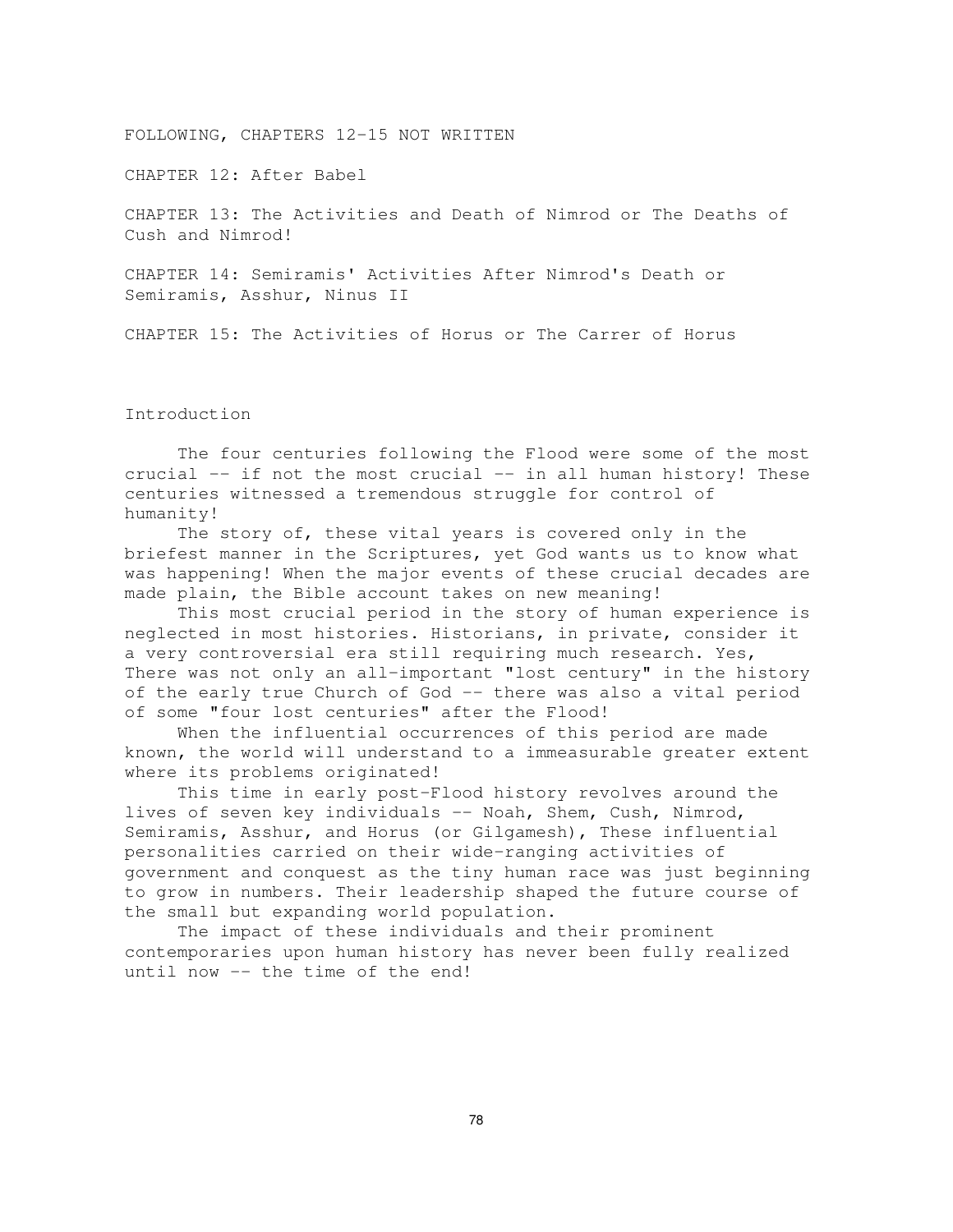FOLLOWING, CHAPTERS 12-15 NOT WRITTEN

CHAPTER 12: After Babel

CHAPTER 13: The Activities and Death of Nimrod or The Deaths of Cush and Nimrod!

CHAPTER 14: Semiramis' Activities After Nimrod's Death or Semiramis, Asshur, Ninus II

CHAPTER 15: The Activities of Horus or The Carrer of Horus

## Introduction

The four centuries following the Flood were some of the most crucial -- if not the most crucial -- in all human history! These centuries witnessed a tremendous struggle for control of humanity!

The story of, these vital years is covered only in the briefest manner in the Scriptures, yet God wants us to know what was happening! When the major events of these crucial decades are made plain, the Bible account takes on new meaning!

This most crucial period in the story of human experience is neglected in most histories. Historians, in private, consider it a very controversial era still requiring much research. Yes, There was not only an all-important "lost century" in the history of the early true Church of God -- there was also a vital period of some "four lost centuries" after the Flood!

When the influential occurrences of this period are made known, the world will understand to a immeasurable greater extent where its problems originated!

This time in early post-Flood history revolves around the lives of seven key individuals -- Noah, Shem, Cush, Nimrod, Semiramis, Asshur, and Horus (or Gilgamesh), These influential personalities carried on their wide-ranging activities of government and conquest as the tiny human race was just beginning to grow in numbers. Their leadership shaped the future course of the small but expanding world population.

The impact of these individuals and their prominent contemporaries upon human history has never been fully realized until now -- the time of the end!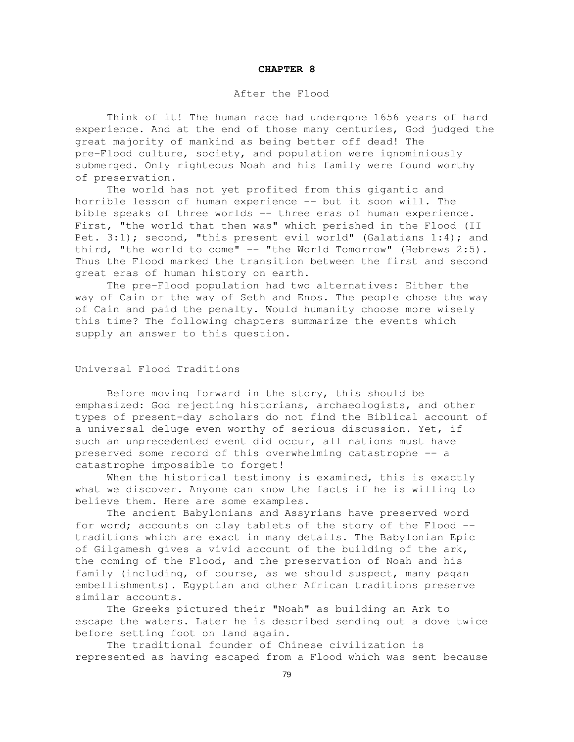# CHAPTER 8

## After the Flood

Think of it! The human race had undergone 1656 years of hard experience. And at the end of those many centuries, God judged the great majority of mankind as being better off dead! The pre-Flood culture, society, and population were ignominiously submerged. Only righteous Noah and his family were found worthy of preservation.

The world has not yet profited from this gigantic and horrible lesson of human experience -- but it soon will. The bible speaks of three worlds -- three eras of human experience. First, "the world that then was" which perished in the Flood (II Pet. 3:1); second, "this present evil world" (Galatians 1:4); and third, "the world to come" -- "the World Tomorrow" (Hebrews 2:5). Thus the Flood marked the transition between the first and second great eras of human history on earth.

The pre-Flood population had two alternatives: Either the way of Cain or the way of Seth and Enos. The people chose the way of Cain and paid the penalty. Would humanity choose more wisely this time? The following chapters summarize the events which supply an answer to this question.

### Universal Flood Traditions

Before moving forward in the story, this should be emphasized: God rejecting historians, archaeologists, and other types of present-day scholars do not find the Biblical account of a universal deluge even worthy of serious discussion. Yet, if such an unprecedented event did occur, all nations must have preserved some record of this overwhelming catastrophe -- a catastrophe impossible to forget!

When the historical testimony is examined, this is exactly what we discover. Anyone can know the facts if he is willing to believe them. Here are some examples.

The ancient Babylonians and Assyrians have preserved word for word; accounts on clay tablets of the story of the Flood -- traditions which are exact in many details. The Babylonian Epic of Gilgamesh gives a vivid account of the building of the ark, the coming of the Flood, and the preservation of Noah and his family (including, of course, as we should suspect, many pagan embellishments). Egyptian and other African traditions preserve similar accounts.

The Greeks pictured their "Noah" as building an Ark to escape the waters. Later he is described sending out a dove twice before setting foot on land again.

The traditional founder of Chinese civilization is represented as having escaped from a Flood which was sent because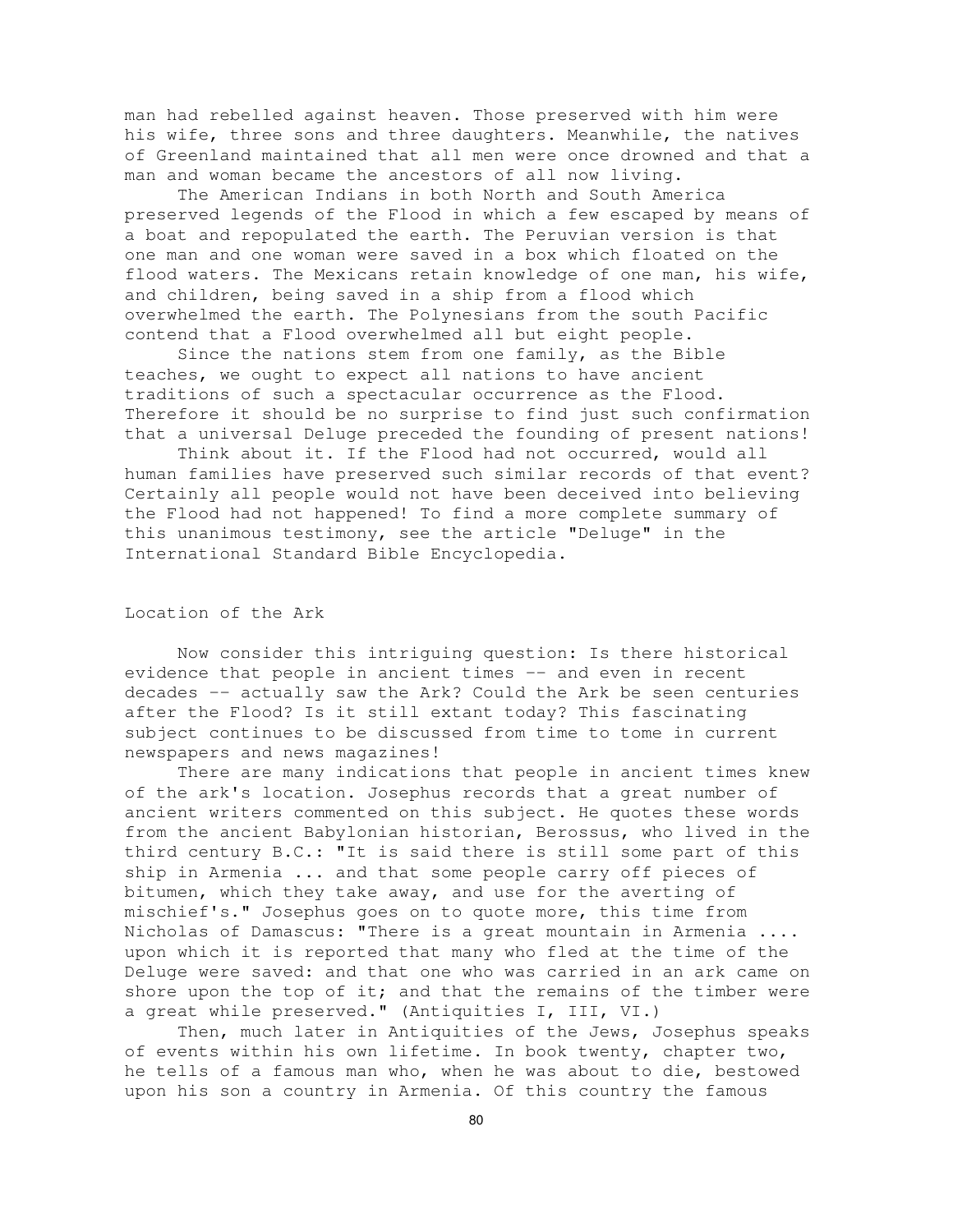man had rebelled against heaven. Those preserved with him were his wife, three sons and three daughters. Meanwhile, the natives of Greenland maintained that all men were once drowned and that a man and woman became the ancestors of all now living.

The American Indians in both North and South America preserved legends of the Flood in which a few escaped by means of a boat and repopulated the earth. The Peruvian version is that one man and one woman were saved in a box which floated on the flood waters. The Mexicans retain knowledge of one man, his wife, and children, being saved in a ship from a flood which overwhelmed the earth. The Polynesians from the south Pacific contend that a Flood overwhelmed all but eight people.

Since the nations stem from one family, as the Bible teaches, we ought to expect all nations to have ancient traditions of such a spectacular occurrence as the Flood. Therefore it should be no surprise to find just such confirmation that a universal Deluge preceded the founding of present nations!

Think about it. If the Flood had not occurred, would all human families have preserved such similar records of that event? Certainly all people would not have been deceived into believing the Flood had not happened! To find a more complete summary of this unanimous testimony, see the article "Deluge" in the International Standard Bible Encyclopedia.

## Location of the Ark

Now consider this intriguing question: Is there historical evidence that people in ancient times -- and even in recent decades -- actually saw the Ark? Could the Ark be seen centuries after the Flood? Is it still extant today? This fascinating subject continues to be discussed from time to tome in current newspapers and news magazines!

There are many indications that people in ancient times knew of the ark's location. Josephus records that a great number of ancient writers commented on this subject. He quotes these words from the ancient Babylonian historian, Berossus, who lived in the third century B.C.: "It is said there is still some part of this ship in Armenia ... and that some people carry off pieces of bitumen, which they take away, and use for the averting of mischief's." Josephus goes on to quote more, this time from Nicholas of Damascus: "There is a great mountain in Armenia .... upon which it is reported that many who fled at the time of the Deluge were saved: and that one who was carried in an ark came on shore upon the top of it; and that the remains of the timber were a great while preserved." (Antiquities I, III, VI.)

Then, much later in Antiquities of the Jews, Josephus speaks of events within his own lifetime. In book twenty, chapter two, he tells of a famous man who, when he was about to die, bestowed upon his son a country in Armenia. Of this country the famous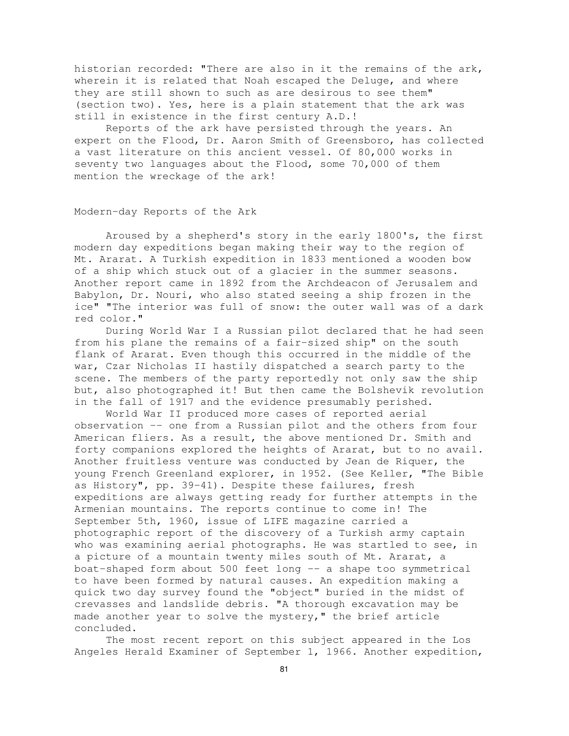historian recorded: "There are also in it the remains of the ark, wherein it is related that Noah escaped the Deluge, and where they are still shown to such as are desirous to see them" (section two). Yes, here is a plain statement that the ark was still in existence in the first century A.D.!

Reports of the ark have persisted through the years. An expert on the Flood, Dr. Aaron Smith of Greensboro, has collected a vast literature on this ancient vessel. Of 80,000 works in seventy two languages about the Flood, some 70,000 of them mention the wreckage of the ark!

## Modern-day Reports of the Ark

Aroused by a shepherd's story in the early 1800's, the first modern day expeditions began making their way to the region of Mt. Ararat. A Turkish expedition in 1833 mentioned a wooden bow of a ship which stuck out of a glacier in the summer seasons. Another report came in 1892 from the Archdeacon of Jerusalem and Babylon, Dr. Nouri, who also stated seeing a ship frozen in the ice" "The interior was full of snow: the outer wall was of a dark red color."

During World War I a Russian pilot declared that he had seen from his plane the remains of a fair-sized ship" on the south flank of Ararat. Even though this occurred in the middle of the war, Czar Nicholas II hastily dispatched a search party to the scene. The members of the party reportedly not only saw the ship but, also photographed it! But then came the Bolshevik revolution in the fall of 1917 and the evidence presumably perished.

World War II produced more cases of reported aerial observation -- one from a Russian pilot and the others from four American fliers. As a result, the above mentioned Dr. Smith and forty companions explored the heights of Ararat, but to no avail. Another fruitless venture was conducted by Jean de Riquer, the young French Greenland explorer, in 1952. (See Keller, "The Bible as History", pp. 39-41). Despite these failures, fresh expeditions are always getting ready for further attempts in the Armenian mountains. The reports continue to come in! The September 5th, 1960, issue of LIFE magazine carried a photographic report of the discovery of a Turkish army captain who was examining aerial photographs. He was startled to see, in a picture of a mountain twenty miles south of Mt. Ararat, a boat-shaped form about 500 feet long -- a shape too symmetrical to have been formed by natural causes. An expedition making a quick two day survey found the "object" buried in the midst of crevasses and landslide debris. "A thorough excavation may be made another year to solve the mystery," the brief article concluded.

The most recent report on this subject appeared in the Los Angeles Herald Examiner of September 1, 1966. Another expedition,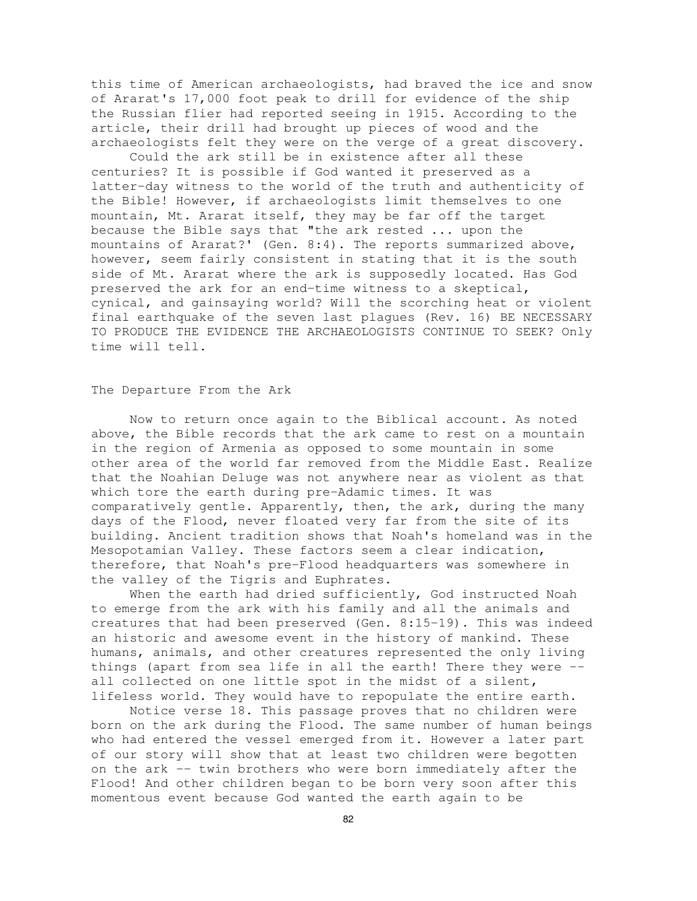this time of American archaeologists, had braved the ice and snow of Ararat's 17,000 foot peak to drill for evidence of the ship the Russian flier had reported seeing in 1915. According to the article, their drill had brought up pieces of wood and the archaeologists felt they were on the verge of a great discovery.

Could the ark still be in existence after all these centuries? It is possible if God wanted it preserved as a latter-day witness to the world of the truth and authenticity of the Bible! However, if archaeologists limit themselves to one mountain, Mt. Ararat itself, they may be far off the target because the Bible says that "the ark rested ... upon the mountains of Ararat?' (Gen. 8:4). The reports summarized above, however, seem fairly consistent in stating that it is the south side of Mt. Ararat where the ark is supposedly located. Has God preserved the ark for an end-time witness to a skeptical, cynical, and gainsaying world? Will the scorching heat or violent final earthquake of the seven last plagues (Rev. 16) BE NECESSARY TO PRODUCE THE EVIDENCE THE ARCHAEOLOGISTS CONTINUE TO SEEK? Only time will tell.

## The Departure From the Ark

Now to return once again to the Biblical account. As noted above, the Bible records that the ark came to rest on a mountain in the region of Armenia as opposed to some mountain in some other area of the world far removed from the Middle East. Realize that the Noahian Deluge was not anywhere near as violent as that which tore the earth during pre-Adamic times. It was comparatively gentle. Apparently, then, the ark, during the many days of the Flood, never floated very far from the site of its building. Ancient tradition shows that Noah's homeland was in the Mesopotamian Valley. These factors seem a clear indication, therefore, that Noah's pre-Flood headquarters was somewhere in the valley of the Tigris and Euphrates.

When the earth had dried sufficiently, God instructed Noah to emerge from the ark with his family and all the animals and creatures that had been preserved (Gen. 8:15-19). This was indeed an historic and awesome event in the history of mankind. These humans, animals, and other creatures represented the only living things (apart from sea life in all the earth! There they were -- all collected on one little spot in the midst of a silent, lifeless world. They would have to repopulate the entire earth.

Notice verse 18. This passage proves that no children were born on the ark during the Flood. The same number of human beings who had entered the vessel emerged from it. However a later part of our story will show that at least two children were begotten on the ark -- twin brothers who were born immediately after the Flood! And other children began to be born very soon after this momentous event because God wanted the earth again to be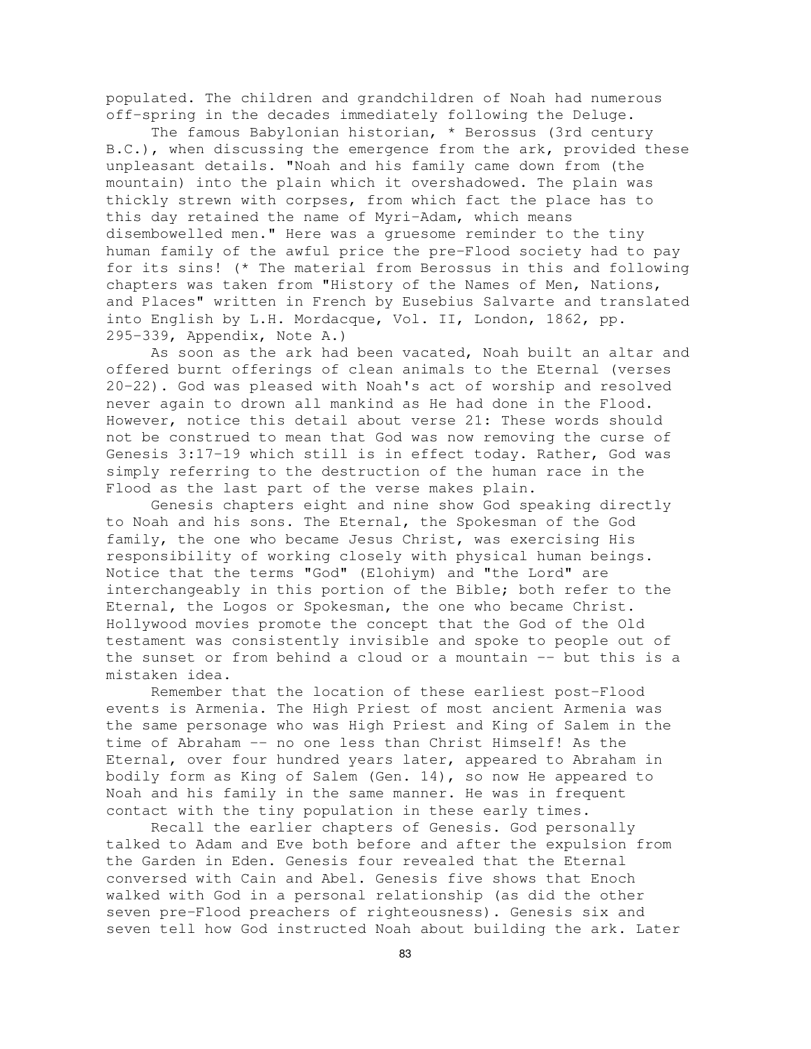populated. The children and grandchildren of Noah had numerous off-spring in the decades immediately following the Deluge.

The famous Babylonian historian, * Berossus (3rd century B.C.), when discussing the emergence from the ark, provided these unpleasant details. "Noah and his family came down from (the mountain) into the plain which it overshadowed. The plain was thickly strewn with corpses, from which fact the place has to this day retained the name of Myri-Adam, which means disembowelled men." Here was a gruesome reminder to the tiny human family of the awful price the pre-Flood society had to pay for its sins! (* The material from Berossus in this and following chapters was taken from "History of the Names of Men, Nations, and Places" written in French by Eusebius Salvarte and translated into English by L.H. Mordacque, Vol. II, London, 1862, pp. 295-339, Appendix, Note A.)

As soon as the ark had been vacated, Noah built an altar and offered burnt offerings of clean animals to the Eternal (verses 20-22). God was pleased with Noah's act of worship and resolved never again to drown all mankind as He had done in the Flood. However, notice this detail about verse 21: These words should not be construed to mean that God was now removing the curse of Genesis 3:17-19 which still is in effect today. Rather, God was simply referring to the destruction of the human race in the Flood as the last part of the verse makes plain.

Genesis chapters eight and nine show God speaking directly to Noah and his sons. The Eternal, the Spokesman of the God family, the one who became Jesus Christ, was exercising His responsibility of working closely with physical human beings. Notice that the terms "God" (Elohiym) and "the Lord" are interchangeably in this portion of the Bible; both refer to the Eternal, the Logos or Spokesman, the one who became Christ. Hollywood movies promote the concept that the God of the Old testament was consistently invisible and spoke to people out of the sunset or from behind a cloud or a mountain -- but this is a mistaken idea.

Remember that the location of these earliest post-Flood events is Armenia. The High Priest of most ancient Armenia was the same personage who was High Priest and King of Salem in the time of Abraham -- no one less than Christ Himself! As the Eternal, over four hundred years later, appeared to Abraham in bodily form as King of Salem (Gen. 14), so now He appeared to Noah and his family in the same manner. He was in frequent contact with the tiny population in these early times.

Recall the earlier chapters of Genesis. God personally talked to Adam and Eve both before and after the expulsion from the Garden in Eden. Genesis four revealed that the Eternal conversed with Cain and Abel. Genesis five shows that Enoch walked with God in a personal relationship (as did the other seven pre-Flood preachers of righteousness). Genesis six and seven tell how God instructed Noah about building the ark. Later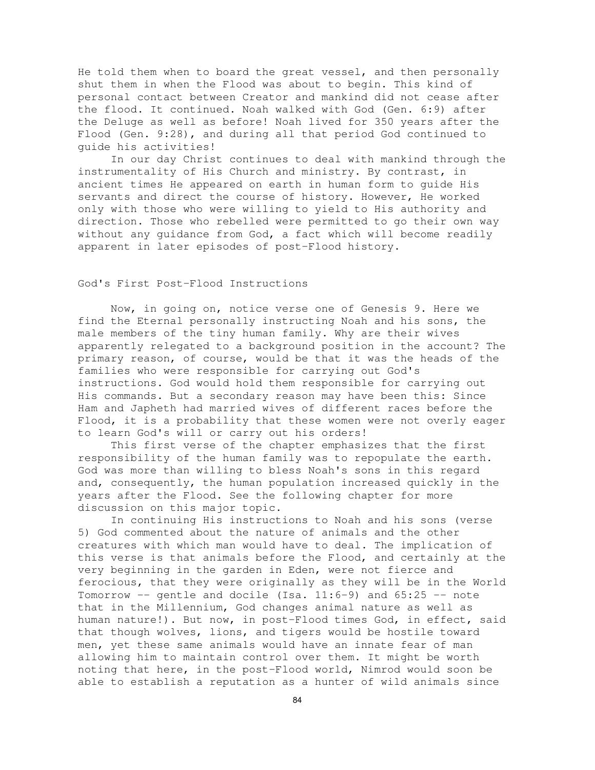He told them when to board the great vessel, and then personally shut them in when the Flood was about to begin. This kind of personal contact between Creator and mankind did not cease after the flood. It continued. Noah walked with God (Gen. 6:9) after the Deluge as well as before! Noah lived for 350 years after the Flood (Gen. 9:28), and during all that period God continued to guide his activities!

In our day Christ continues to deal with mankind through the instrumentality of His Church and ministry. By contrast, in ancient times He appeared on earth in human form to guide His servants and direct the course of history. However, He worked only with those who were willing to yield to His authority and direction. Those who rebelled were permitted to go their own way without any guidance from God, a fact which will become readily apparent in later episodes of post-Flood history.

## God's First Post-Flood Instructions

Now, in going on, notice verse one of Genesis 9. Here we find the Eternal personally instructing Noah and his sons, the male members of the tiny human family. Why are their wives apparently relegated to a background position in the account? The primary reason, of course, would be that it was the heads of the families who were responsible for carrying out God's instructions. God would hold them responsible for carrying out His commands. But a secondary reason may have been this: Since Ham and Japheth had married wives of different races before the Flood, it is a probability that these women were not overly eager to learn God's will or carry out his orders!

This first verse of the chapter emphasizes that the first responsibility of the human family was to repopulate the earth. God was more than willing to bless Noah's sons in this regard and, consequently, the human population increased quickly in the years after the Flood. See the following chapter for more discussion on this major topic.

In continuing His instructions to Noah and his sons (verse 5) God commented about the nature of animals and the other creatures with which man would have to deal. The implication of this verse is that animals before the Flood, and certainly at the very beginning in the garden in Eden, were not fierce and ferocious, that they were originally as they will be in the World Tomorrow -- gentle and docile (Isa. 11:6-9) and 65:25 -- note that in the Millennium, God changes animal nature as well as human nature!). But now, in post-Flood times God, in effect, said that though wolves, lions, and tigers would be hostile toward men, yet these same animals would have an innate fear of man allowing him to maintain control over them. It might be worth noting that here, in the post-Flood world, Nimrod would soon be able to establish a reputation as a hunter of wild animals since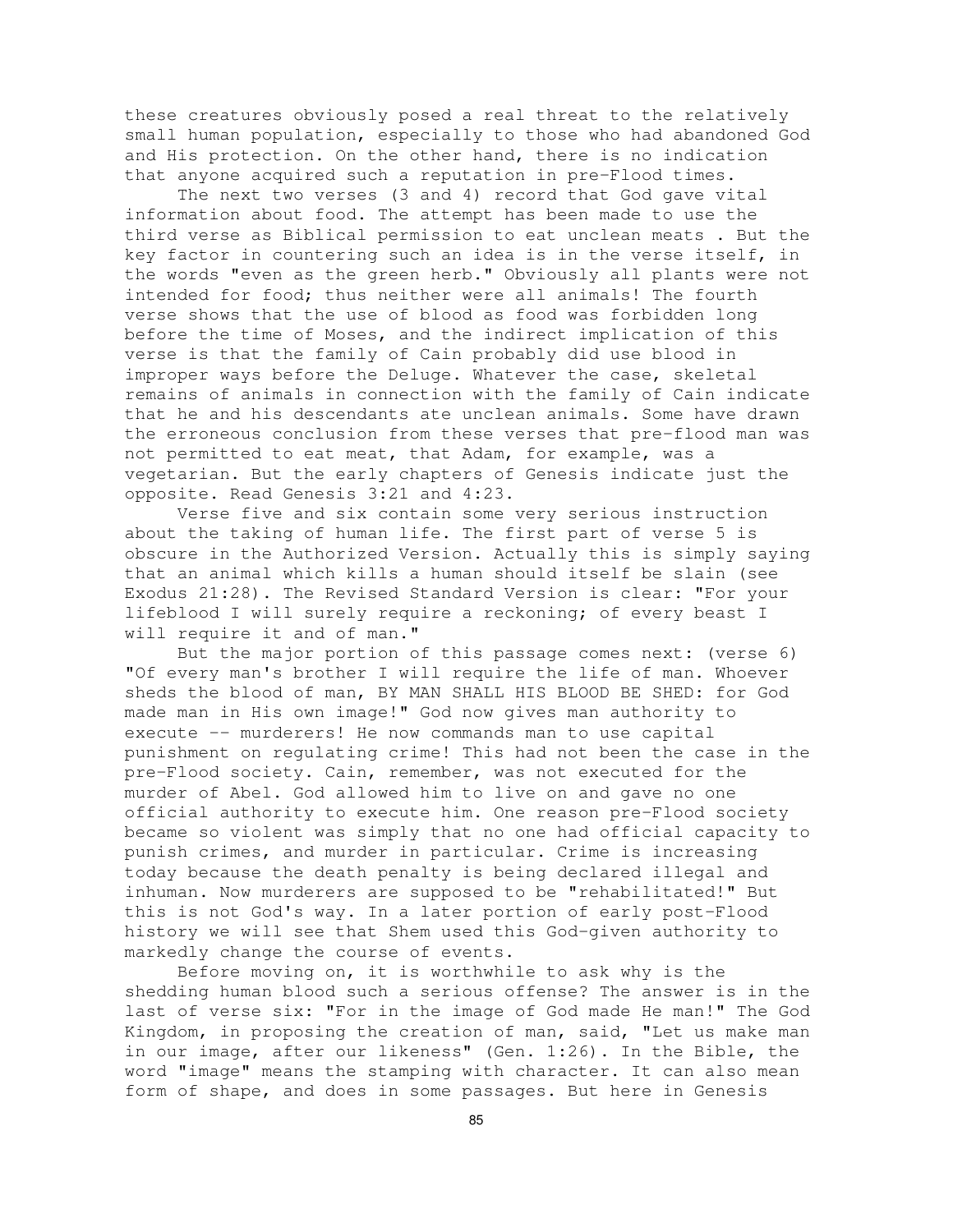these creatures obviously posed a real threat to the relatively small human population, especially to those who had abandoned God and His protection. On the other hand, there is no indication that anyone acquired such a reputation in pre-Flood times.

The next two verses (3 and 4) record that God gave vital information about food. The attempt has been made to use the third verse as Biblical permission to eat unclean meats . But the key factor in countering such an idea is in the verse itself, in the words "even as the green herb." Obviously all plants were not intended for food; thus neither were all animals! The fourth verse shows that the use of blood as food was forbidden long before the time of Moses, and the indirect implication of this verse is that the family of Cain probably did use blood in improper ways before the Deluge. Whatever the case, skeletal remains of animals in connection with the family of Cain indicate that he and his descendants ate unclean animals. Some have drawn the erroneous conclusion from these verses that pre-flood man was not permitted to eat meat, that Adam, for example, was a vegetarian. But the early chapters of Genesis indicate just the opposite. Read Genesis 3:21 and 4:23.

Verse five and six contain some very serious instruction about the taking of human life. The first part of verse 5 is obscure in the Authorized Version. Actually this is simply saying that an animal which kills a human should itself be slain (see Exodus 21:28). The Revised Standard Version is clear: "For your lifeblood I will surely require a reckoning; of every beast I will require it and of man."

But the major portion of this passage comes next: (verse 6) "Of every man's brother I will require the life of man. Whoever sheds the blood of man, BY MAN SHALL HIS BLOOD BE SHED: for God made man in His own image!" God now gives man authority to execute -- murderers! He now commands man to use capital punishment on regulating crime! This had not been the case in the pre-Flood society. Cain, remember, was not executed for the murder of Abel. God allowed him to live on and gave no one official authority to execute him. One reason pre-Flood society became so violent was simply that no one had official capacity to punish crimes, and murder in particular. Crime is increasing today because the death penalty is being declared illegal and inhuman. Now murderers are supposed to be "rehabilitated!" But this is not God's way. In a later portion of early post-Flood history we will see that Shem used this God-given authority to markedly change the course of events.

Before moving on, it is worthwhile to ask why is the shedding human blood such a serious offense? The answer is in the last of verse six: "For in the image of God made He man!" The God Kingdom, in proposing the creation of man, said, "Let us make man in our image, after our likeness" (Gen. 1:26). In the Bible, the word "image" means the stamping with character. It can also mean form of shape, and does in some passages. But here in Genesis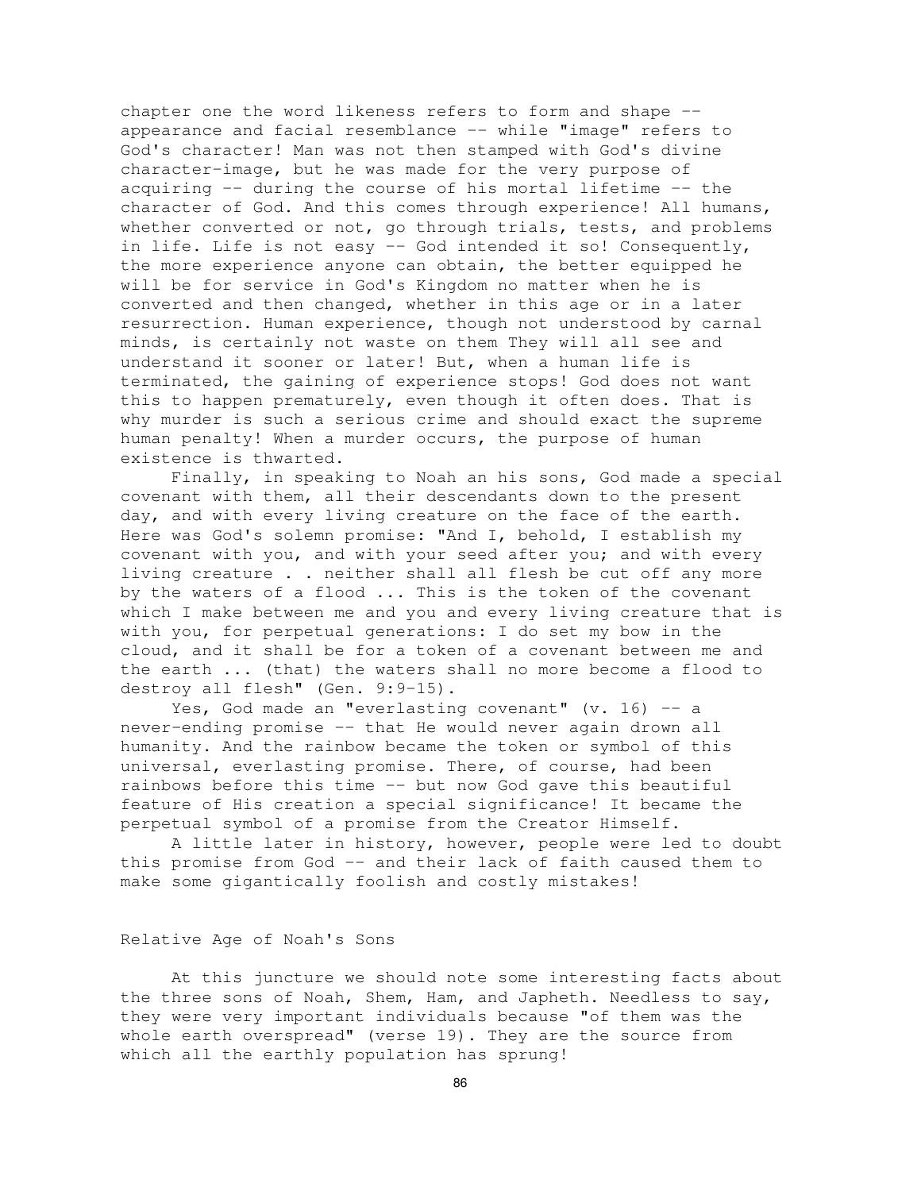chapter one the word likeness refers to form and shape -- appearance and facial resemblance -- while "image" refers to God's character! Man was not then stamped with God's divine character-image, but he was made for the very purpose of acquiring -- during the course of his mortal lifetime -- the character of God. And this comes through experience! All humans, whether converted or not, go through trials, tests, and problems in life. Life is not easy -- God intended it so! Consequently, the more experience anyone can obtain, the better equipped he will be for service in God's Kingdom no matter when he is converted and then changed, whether in this age or in a later resurrection. Human experience, though not understood by carnal minds, is certainly not waste on them They will all see and understand it sooner or later! But, when a human life is terminated, the gaining of experience stops! God does not want this to happen prematurely, even though it often does. That is why murder is such a serious crime and should exact the supreme human penalty! When a murder occurs, the purpose of human existence is thwarted.

Finally, in speaking to Noah an his sons, God made a special covenant with them, all their descendants down to the present day, and with every living creature on the face of the earth. Here was God's solemn promise: "And I, behold, I establish my covenant with you, and with your seed after you; and with every living creature . . neither shall all flesh be cut off any more by the waters of a flood ... This is the token of the covenant which I make between me and you and every living creature that is with you, for perpetual generations: I do set my bow in the cloud, and it shall be for a token of a covenant between me and the earth ... (that) the waters shall no more become a flood to destroy all flesh" (Gen. 9:9-15).

Yes, God made an "everlasting covenant" (v. 16) -- a never-ending promise -- that He would never again drown all humanity. And the rainbow became the token or symbol of this universal, everlasting promise. There, of course, had been rainbows before this time -- but now God gave this beautiful feature of His creation a special significance! It became the perpetual symbol of a promise from the Creator Himself.

A little later in history, however, people were led to doubt this promise from God -- and their lack of faith caused them to make some gigantically foolish and costly mistakes!

## Relative Age of Noah's Sons

At this juncture we should note some interesting facts about the three sons of Noah, Shem, Ham, and Japheth. Needless to say, they were very important individuals because "of them was the whole earth overspread" (verse 19). They are the source from which all the earthly population has sprung!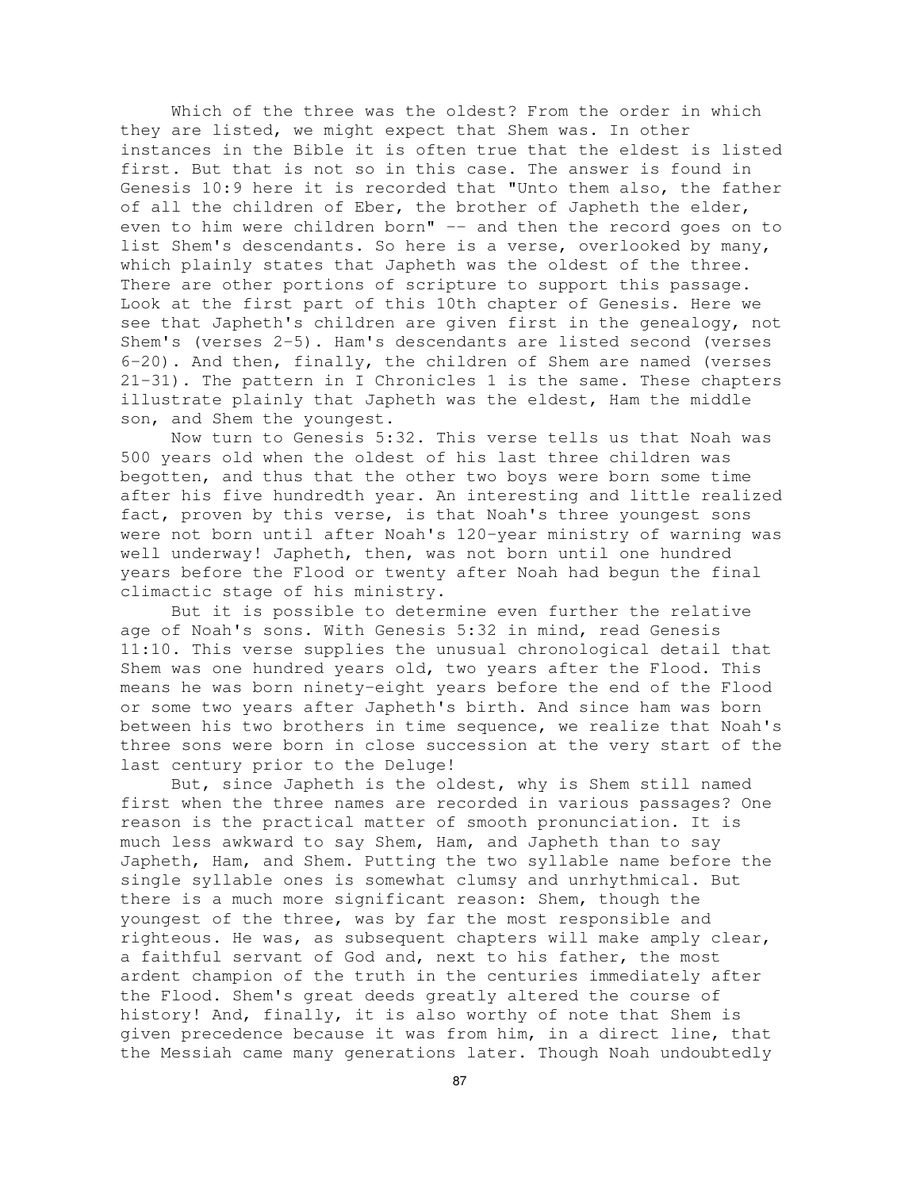Which of the three was the oldest? From the order in which they are listed, we might expect that Shem was. In other instances in the Bible it is often true that the eldest is listed first. But that is not so in this case. The answer is found in Genesis 10:9 here it is recorded that "Unto them also, the father of all the children of Eber, the brother of Japheth the elder, even to him were children born" -- and then the record goes on to list Shem's descendants. So here is a verse, overlooked by many, which plainly states that Japheth was the oldest of the three. There are other portions of scripture to support this passage. Look at the first part of this 10th chapter of Genesis. Here we see that Japheth's children are given first in the genealogy, not Shem's (verses 2-5). Ham's descendants are listed second (verses 6-20). And then, finally, the children of Shem are named (verses 21-31). The pattern in I Chronicles 1 is the same. These chapters illustrate plainly that Japheth was the eldest, Ham the middle son, and Shem the youngest.

Now turn to Genesis 5:32. This verse tells us that Noah was 500 years old when the oldest of his last three children was begotten, and thus that the other two boys were born some time after his five hundredth year. An interesting and little realized fact, proven by this verse, is that Noah's three youngest sons were not born until after Noah's 120-year ministry of warning was well underway! Japheth, then, was not born until one hundred years before the Flood or twenty after Noah had begun the final climactic stage of his ministry.

But it is possible to determine even further the relative age of Noah's sons. With Genesis 5:32 in mind, read Genesis 11:10. This verse supplies the unusual chronological detail that Shem was one hundred years old, two years after the Flood. This means he was born ninety-eight years before the end of the Flood or some two years after Japheth's birth. And since ham was born between his two brothers in time sequence, we realize that Noah's three sons were born in close succession at the very start of the last century prior to the Deluge!

But, since Japheth is the oldest, why is Shem still named first when the three names are recorded in various passages? One reason is the practical matter of smooth pronunciation. It is much less awkward to say Shem, Ham, and Japheth than to say Japheth, Ham, and Shem. Putting the two syllable name before the single syllable ones is somewhat clumsy and unrhythmical. But there is a much more significant reason: Shem, though the youngest of the three, was by far the most responsible and righteous. He was, as subsequent chapters will make amply clear, a faithful servant of God and, next to his father, the most ardent champion of the truth in the centuries immediately after the Flood. Shem's great deeds greatly altered the course of history! And, finally, it is also worthy of note that Shem is given precedence because it was from him, in a direct line, that the Messiah came many generations later. Though Noah undoubtedly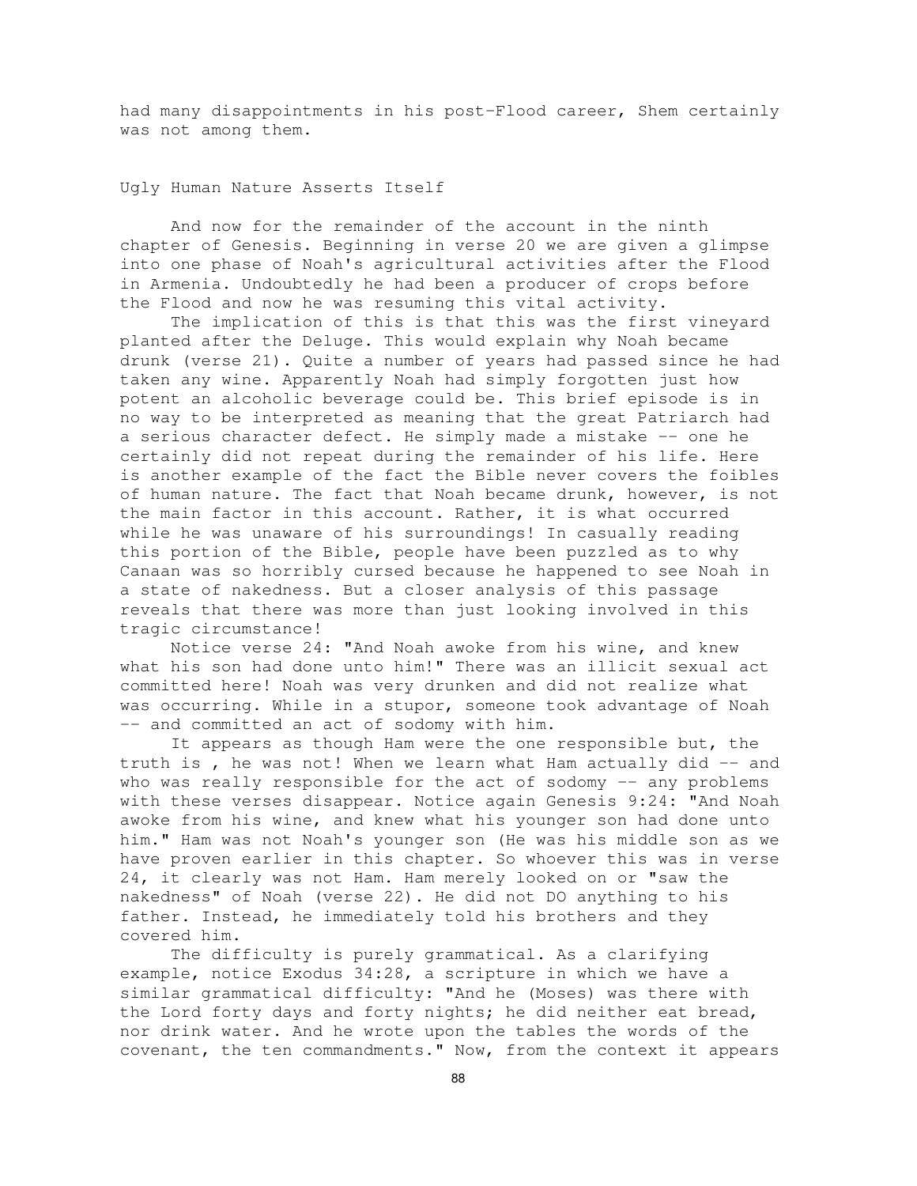had many disappointments in his post-Flood career, Shem certainly was not among them.

## Ugly Human Nature Asserts Itself

And now for the remainder of the account in the ninth chapter of Genesis. Beginning in verse 20 we are given a glimpse into one phase of Noah's agricultural activities after the Flood in Armenia. Undoubtedly he had been a producer of crops before the Flood and now he was resuming this vital activity.

The implication of this is that this was the first vineyard planted after the Deluge. This would explain why Noah became drunk (verse 21). Quite a number of years had passed since he had taken any wine. Apparently Noah had simply forgotten just how potent an alcoholic beverage could be. This brief episode is in no way to be interpreted as meaning that the great Patriarch had a serious character defect. He simply made a mistake -- one he certainly did not repeat during the remainder of his life. Here is another example of the fact the Bible never covers the foibles of human nature. The fact that Noah became drunk, however, is not the main factor in this account. Rather, it is what occurred while he was unaware of his surroundings! In casually reading this portion of the Bible, people have been puzzled as to why Canaan was so horribly cursed because he happened to see Noah in a state of nakedness. But a closer analysis of this passage reveals that there was more than just looking involved in this tragic circumstance!

Notice verse 24: "And Noah awoke from his wine, and knew what his son had done unto him!" There was an illicit sexual act committed here! Noah was very drunken and did not realize what was occurring. While in a stupor, someone took advantage of Noah -- and committed an act of sodomy with him.

It appears as though Ham were the one responsible but, the truth is , he was not! When we learn what Ham actually did -- and who was really responsible for the act of sodomy -- any problems with these verses disappear. Notice again Genesis 9:24: "And Noah awoke from his wine, and knew what his younger son had done unto him." Ham was not Noah's younger son (He was his middle son as we have proven earlier in this chapter. So whoever this was in verse 24, it clearly was not Ham. Ham merely looked on or "saw the nakedness" of Noah (verse 22). He did not DO anything to his father. Instead, he immediately told his brothers and they covered him.

The difficulty is purely grammatical. As a clarifying example, notice Exodus 34:28, a scripture in which we have a similar grammatical difficulty: "And he (Moses) was there with the Lord forty days and forty nights; he did neither eat bread, nor drink water. And he wrote upon the tables the words of the covenant, the ten commandments." Now, from the context it appears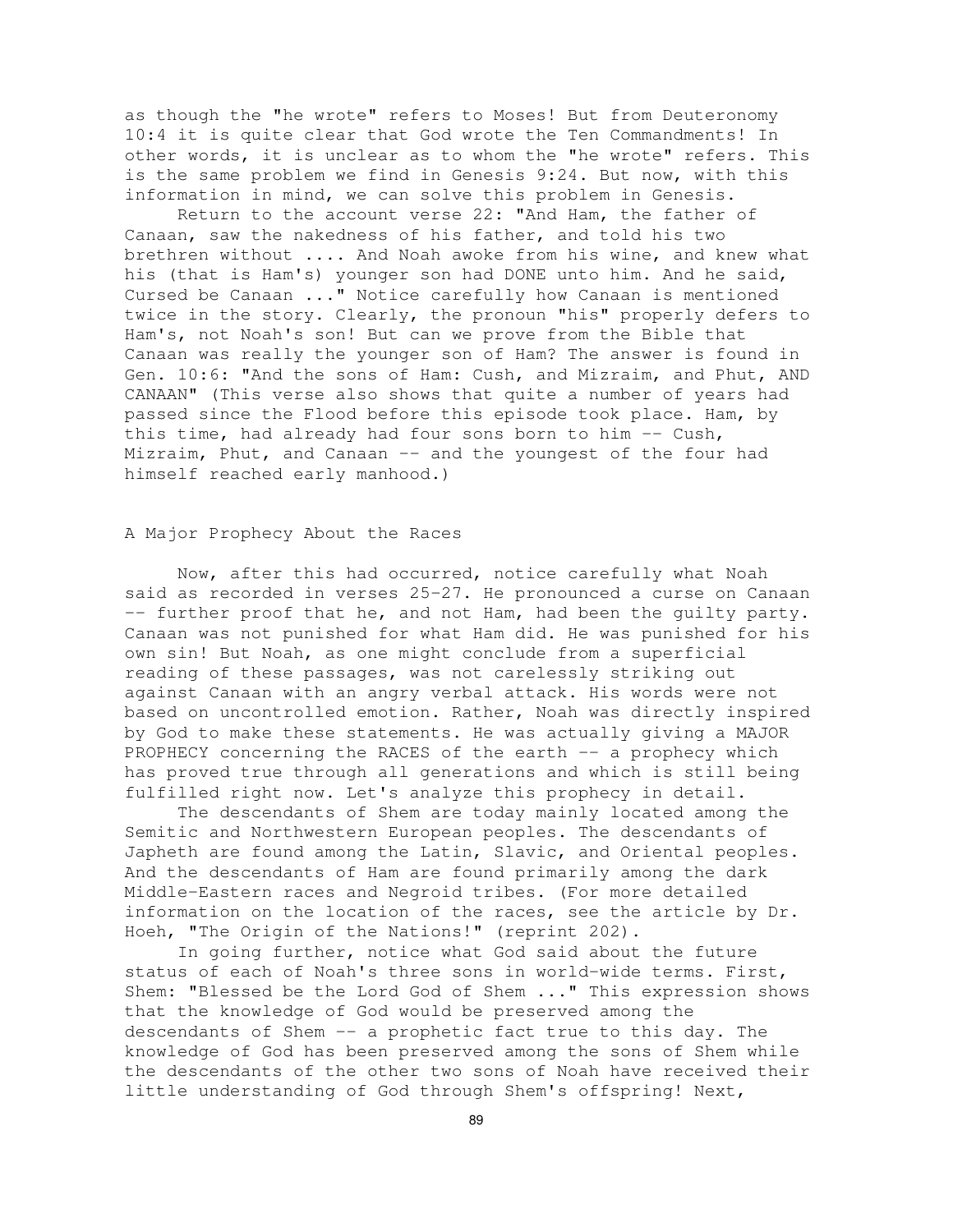as though the "he wrote" refers to Moses! But from Deuteronomy 10:4 it is quite clear that God wrote the Ten Commandments! In other words, it is unclear as to whom the "he wrote" refers. This is the same problem we find in Genesis 9:24. But now, with this information in mind, we can solve this problem in Genesis.

Return to the account verse 22: "And Ham, the father of Canaan, saw the nakedness of his father, and told his two brethren without .... And Noah awoke from his wine, and knew what his (that is Ham's) younger son had DONE unto him. And he said, Cursed be Canaan ..." Notice carefully how Canaan is mentioned twice in the story. Clearly, the pronoun "his" properly defers to Ham's, not Noah's son! But can we prove from the Bible that Canaan was really the younger son of Ham? The answer is found in Gen. 10:6: "And the sons of Ham: Cush, and Mizraim, and Phut, AND CANAAN" (This verse also shows that quite a number of years had passed since the Flood before this episode took place. Ham, by this time, had already had four sons born to him -- Cush, Mizraim, Phut, and Canaan -- and the youngest of the four had himself reached early manhood.)

## A Major Prophecy About the Races

Now, after this had occurred, notice carefully what Noah said as recorded in verses 25-27. He pronounced a curse on Canaan -- further proof that he, and not Ham, had been the guilty party. Canaan was not punished for what Ham did. He was punished for his own sin! But Noah, as one might conclude from a superficial reading of these passages, was not carelessly striking out against Canaan with an angry verbal attack. His words were not based on uncontrolled emotion. Rather, Noah was directly inspired by God to make these statements. He was actually giving a MAJOR PROPHECY concerning the RACES of the earth -- a prophecy which has proved true through all generations and which is still being fulfilled right now. Let's analyze this prophecy in detail.

The descendants of Shem are today mainly located among the Semitic and Northwestern European peoples. The descendants of Japheth are found among the Latin, Slavic, and Oriental peoples. And the descendants of Ham are found primarily among the dark Middle-Eastern races and Negroid tribes. (For more detailed information on the location of the races, see the article by Dr. Hoeh, "The Origin of the Nations!" (reprint 202).

In going further, notice what God said about the future status of each of Noah's three sons in world-wide terms. First, Shem: "Blessed be the Lord God of Shem ..." This expression shows that the knowledge of God would be preserved among the descendants of Shem -- a prophetic fact true to this day. The knowledge of God has been preserved among the sons of Shem while the descendants of the other two sons of Noah have received their little understanding of God through Shem's offspring! Next,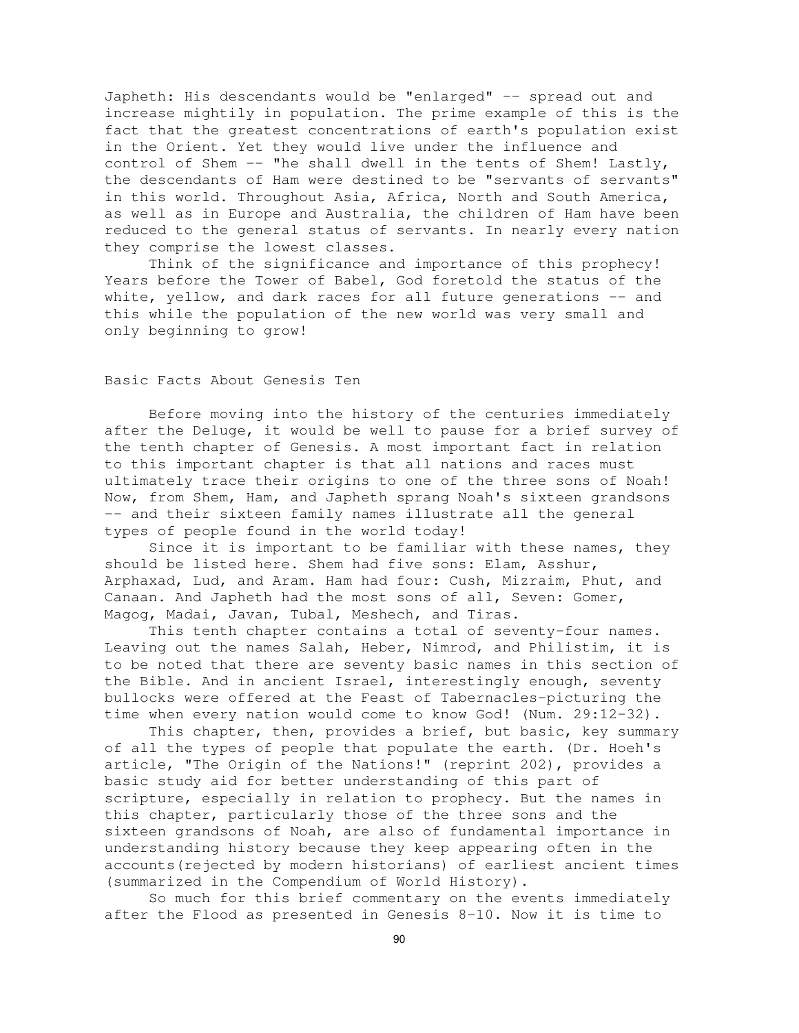Japheth: His descendants would be "enlarged" -- spread out and increase mightily in population. The prime example of this is the fact that the greatest concentrations of earth's population exist in the Orient. Yet they would live under the influence and control of Shem -- "he shall dwell in the tents of Shem! Lastly, the descendants of Ham were destined to be "servants of servants" in this world. Throughout Asia, Africa, North and South America, as well as in Europe and Australia, the children of Ham have been reduced to the general status of servants. In nearly every nation they comprise the lowest classes.

Think of the significance and importance of this prophecy! Years before the Tower of Babel, God foretold the status of the white, yellow, and dark races for all future generations -- and this while the population of the new world was very small and only beginning to grow!

## Basic Facts About Genesis Ten

Before moving into the history of the centuries immediately after the Deluge, it would be well to pause for a brief survey of the tenth chapter of Genesis. A most important fact in relation to this important chapter is that all nations and races must ultimately trace their origins to one of the three sons of Noah! Now, from Shem, Ham, and Japheth sprang Noah's sixteen grandsons -- and their sixteen family names illustrate all the general types of people found in the world today!

Since it is important to be familiar with these names, they should be listed here. Shem had five sons: Elam, Asshur, Arphaxad, Lud, and Aram. Ham had four: Cush, Mizraim, Phut, and Canaan. And Japheth had the most sons of all, Seven: Gomer, Magog, Madai, Javan, Tubal, Meshech, and Tiras.

This tenth chapter contains a total of seventy-four names. Leaving out the names Salah, Heber, Nimrod, and Philistim, it is to be noted that there are seventy basic names in this section of the Bible. And in ancient Israel, interestingly enough, seventy bullocks were offered at the Feast of Tabernacles-picturing the time when every nation would come to know God! (Num. 29:12-32).

This chapter, then, provides a brief, but basic, key summary of all the types of people that populate the earth. (Dr. Hoeh's article, "The Origin of the Nations!" (reprint 202), provides a basic study aid for better understanding of this part of scripture, especially in relation to prophecy. But the names in this chapter, particularly those of the three sons and the sixteen grandsons of Noah, are also of fundamental importance in understanding history because they keep appearing often in the accounts(rejected by modern historians) of earliest ancient times (summarized in the Compendium of World History).

So much for this brief commentary on the events immediately after the Flood as presented in Genesis 8-10. Now it is time to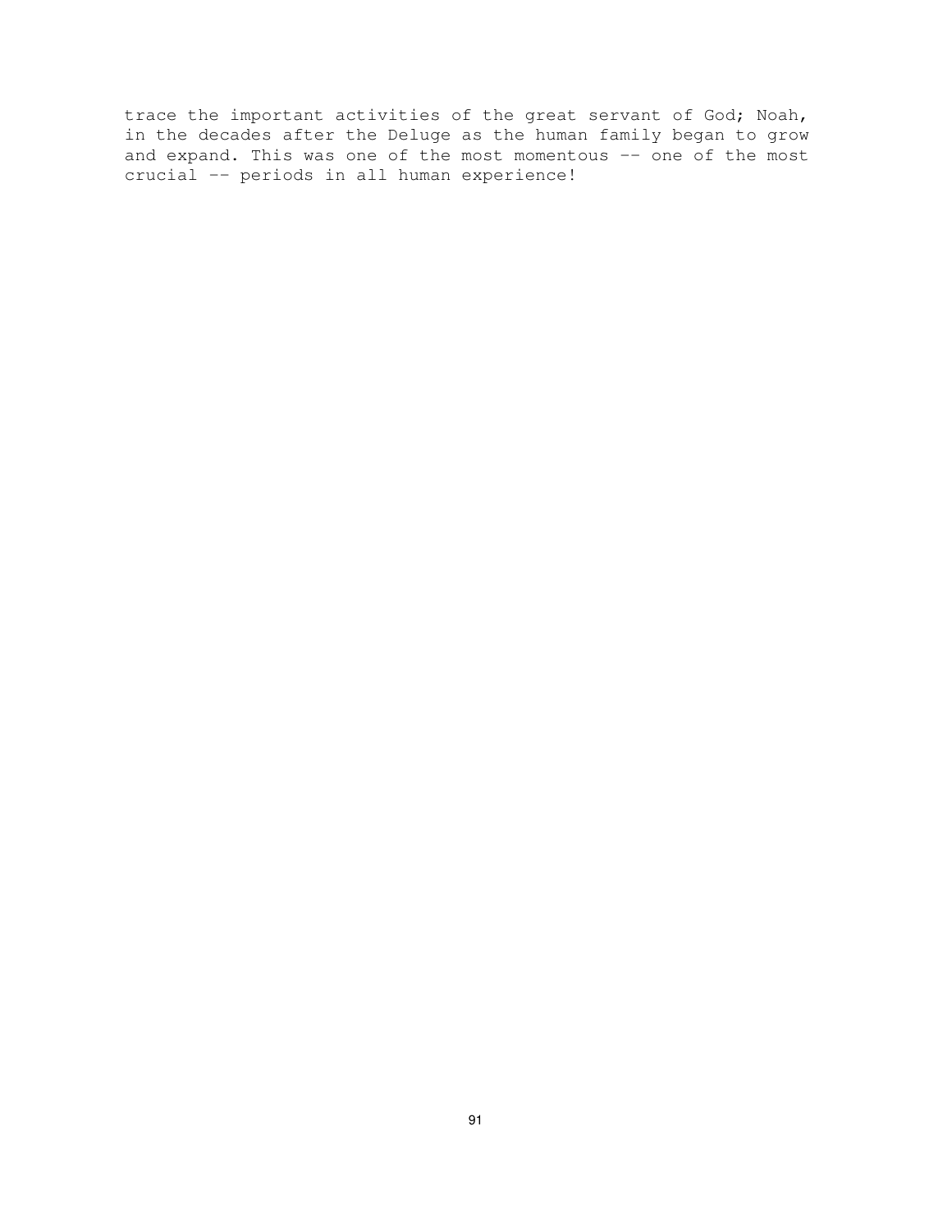trace the important activities of the great servant of God; Noah, in the decades after the Deluge as the human family began to grow and expand. This was one of the most momentous -- one of the most crucial -- periods in all human experience!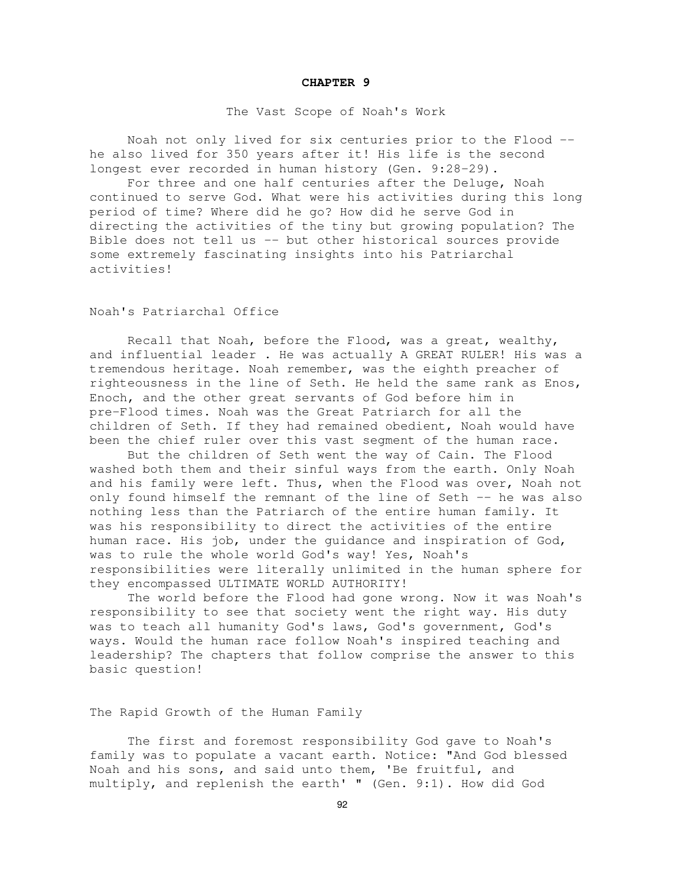# CHAPTER 9

## The Vast Scope of Noah's Work

Noah not only lived for six centuries prior to the Flood -- he also lived for 350 years after it! His life is the second longest ever recorded in human history (Gen. 9:28-29).

For three and one half centuries after the Deluge, Noah continued to serve God. What were his activities during this long period of time? Where did he go? How did he serve God in directing the activities of the tiny but growing population? The Bible does not tell us -- but other historical sources provide some extremely fascinating insights into his Patriarchal activities!

### Noah's Patriarchal Office

Recall that Noah, before the Flood, was a great, wealthy, and influential leader . He was actually A GREAT RULER! His was a tremendous heritage. Noah remember, was the eighth preacher of righteousness in the line of Seth. He held the same rank as Enos, Enoch, and the other great servants of God before him in pre-Flood times. Noah was the Great Patriarch for all the children of Seth. If they had remained obedient, Noah would have been the chief ruler over this vast segment of the human race.

But the children of Seth went the way of Cain. The Flood washed both them and their sinful ways from the earth. Only Noah and his family were left. Thus, when the Flood was over, Noah not only found himself the remnant of the line of Seth -- he was also nothing less than the Patriarch of the entire human family. It was his responsibility to direct the activities of the entire human race. His job, under the guidance and inspiration of God, was to rule the whole world God's way! Yes, Noah's responsibilities were literally unlimited in the human sphere for they encompassed ULTIMATE WORLD AUTHORITY!

The world before the Flood had gone wrong. Now it was Noah's responsibility to see that society went the right way. His duty was to teach all humanity God's laws, God's government, God's ways. Would the human race follow Noah's inspired teaching and leadership? The chapters that follow comprise the answer to this basic question!

### The Rapid Growth of the Human Family

The first and foremost responsibility God gave to Noah's family was to populate a vacant earth. Notice: "And God blessed Noah and his sons, and said unto them, 'Be fruitful, and multiply, and replenish the earth' " (Gen. 9:1). How did God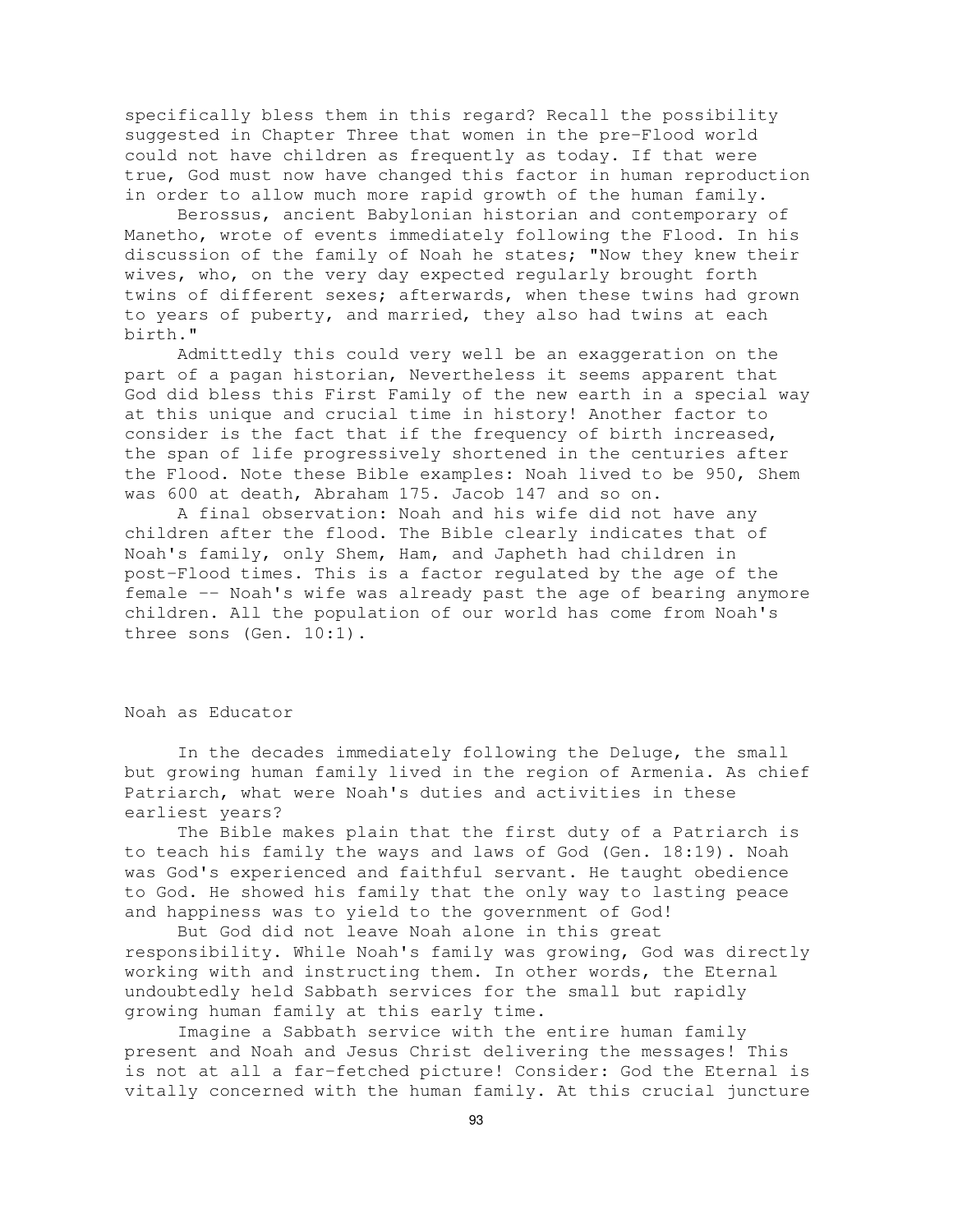specifically bless them in this regard? Recall the possibility suggested in Chapter Three that women in the pre-Flood world could not have children as frequently as today. If that were true, God must now have changed this factor in human reproduction in order to allow much more rapid growth of the human family.

Berossus, ancient Babylonian historian and contemporary of Manetho, wrote of events immediately following the Flood. In his discussion of the family of Noah he states; "Now they knew their wives, who, on the very day expected regularly brought forth twins of different sexes; afterwards, when these twins had grown to years of puberty, and married, they also had twins at each birth."

Admittedly this could very well be an exaggeration on the part of a pagan historian, Nevertheless it seems apparent that God did bless this First Family of the new earth in a special way at this unique and crucial time in history! Another factor to consider is the fact that if the frequency of birth increased, the span of life progressively shortened in the centuries after the Flood. Note these Bible examples: Noah lived to be 950, Shem was 600 at death, Abraham 175. Jacob 147 and so on.

A final observation: Noah and his wife did not have any children after the flood. The Bible clearly indicates that of Noah's family, only Shem, Ham, and Japheth had children in post-Flood times. This is a factor regulated by the age of the female -- Noah's wife was already past the age of bearing anymore children. All the population of our world has come from Noah's three sons (Gen. 10:1).

## Noah as Educator

In the decades immediately following the Deluge, the small but growing human family lived in the region of Armenia. As chief Patriarch, what were Noah's duties and activities in these earliest years?

The Bible makes plain that the first duty of a Patriarch is to teach his family the ways and laws of God (Gen. 18:19). Noah was God's experienced and faithful servant. He taught obedience to God. He showed his family that the only way to lasting peace and happiness was to yield to the government of God!

But God did not leave Noah alone in this great responsibility. While Noah's family was growing, God was directly working with and instructing them. In other words, the Eternal undoubtedly held Sabbath services for the small but rapidly growing human family at this early time.

Imagine a Sabbath service with the entire human family present and Noah and Jesus Christ delivering the messages! This is not at all a far-fetched picture! Consider: God the Eternal is vitally concerned with the human family. At this crucial juncture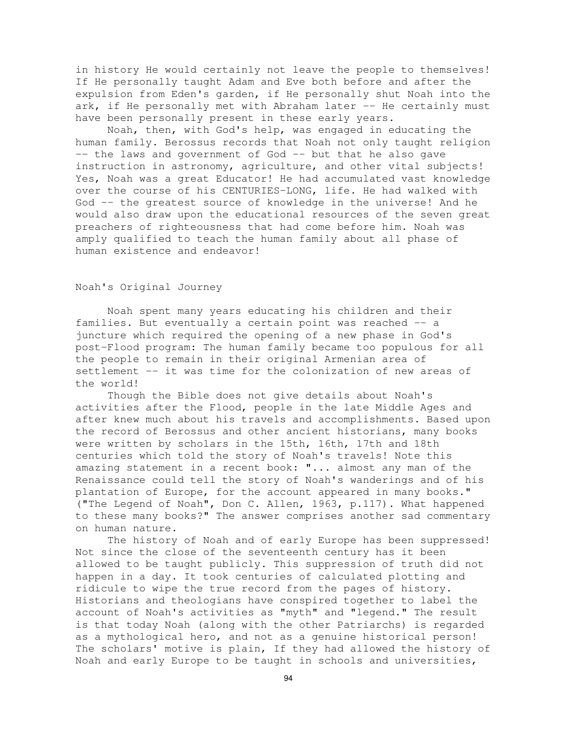in history He would certainly not leave the people to themselves! If He personally taught Adam and Eve both before and after the expulsion from Eden's garden, if He personally shut Noah into the ark, if He personally met with Abraham later -- He certainly must have been personally present in these early years.

Noah, then, with God's help, was engaged in educating the human family. Berossus records that Noah not only taught religion -- the laws and government of God -- but that he also gave instruction in astronomy, agriculture, and other vital subjects! Yes, Noah was a great Educator! He had accumulated vast knowledge over the course of his CENTURIES-LONG, life. He had walked with God -- the greatest source of knowledge in the universe! And he would also draw upon the educational resources of the seven great preachers of righteousness that had come before him. Noah was amply qualified to teach the human family about all phase of human existence and endeavor!

## Noah's Original Journey

Noah spent many years educating his children and their families. But eventually a certain point was reached -- a juncture which required the opening of a new phase in God's post-Flood program: The human family became too populous for all the people to remain in their original Armenian area of settlement -- it was time for the colonization of new areas of the world!

Though the Bible does not give details about Noah's activities after the Flood, people in the late Middle Ages and after knew much about his travels and accomplishments. Based upon the record of Berossus and other ancient historians, many books were written by scholars in the 15th, 16th, 17th and 18th centuries which told the story of Noah's travels! Note this amazing statement in a recent book: "... almost any man of the Renaissance could tell the story of Noah's wanderings and of his plantation of Europe, for the account appeared in many books." ("The Legend of Noah", Don C. Allen, 1963, p.117). What happened to these many books?" The answer comprises another sad commentary on human nature.

The history of Noah and of early Europe has been suppressed! Not since the close of the seventeenth century has it been allowed to be taught publicly. This suppression of truth did not happen in a day. It took centuries of calculated plotting and ridicule to wipe the true record from the pages of history. Historians and theologians have conspired together to label the account of Noah's activities as "myth" and "legend." The result is that today Noah (along with the other Patriarchs) is regarded as a mythological hero, and not as a genuine historical person! The scholars' motive is plain, If they had allowed the history of Noah and early Europe to be taught in schools and universities,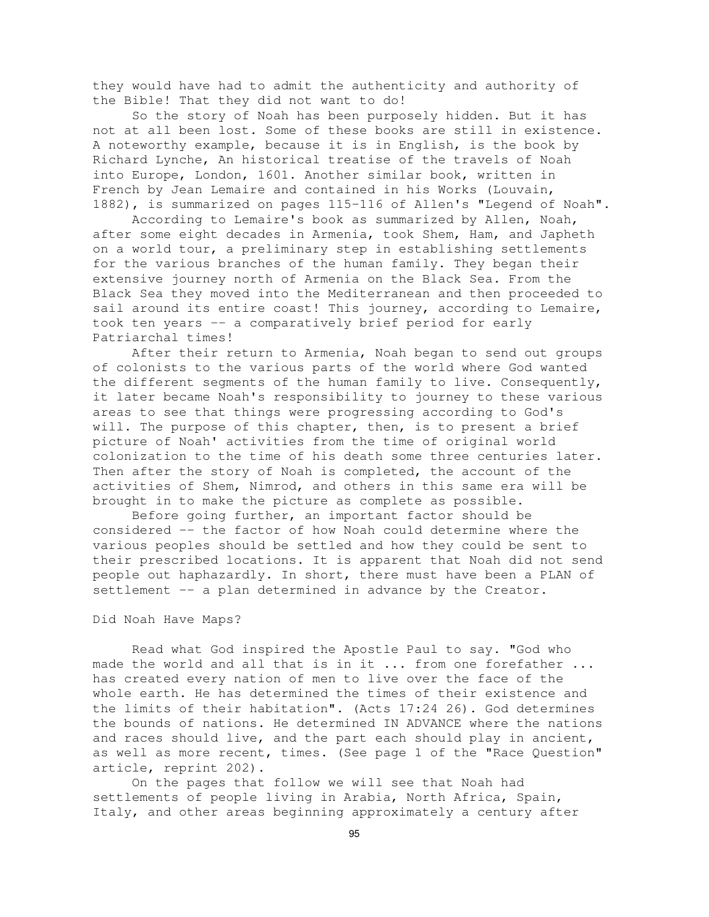they would have had to admit the authenticity and authority of the Bible! That they did not want to do!

So the story of Noah has been purposely hidden. But it has not at all been lost. Some of these books are still in existence. A noteworthy example, because it is in English, is the book by Richard Lynche, An historical treatise of the travels of Noah into Europe, London, 1601. Another similar book, written in French by Jean Lemaire and contained in his Works (Louvain, 1882), is summarized on pages 115-116 of Allen's "Legend of Noah".

According to Lemaire's book as summarized by Allen, Noah, after some eight decades in Armenia, took Shem, Ham, and Japheth on a world tour, a preliminary step in establishing settlements for the various branches of the human family. They began their extensive journey north of Armenia on the Black Sea. From the Black Sea they moved into the Mediterranean and then proceeded to sail around its entire coast! This journey, according to Lemaire, took ten years -- a comparatively brief period for early Patriarchal times!

After their return to Armenia, Noah began to send out groups of colonists to the various parts of the world where God wanted the different segments of the human family to live. Consequently, it later became Noah's responsibility to journey to these various areas to see that things were progressing according to God's will. The purpose of this chapter, then, is to present a brief picture of Noah' activities from the time of original world colonization to the time of his death some three centuries later. Then after the story of Noah is completed, the account of the activities of Shem, Nimrod, and others in this same era will be brought in to make the picture as complete as possible.

Before going further, an important factor should be considered -- the factor of how Noah could determine where the various peoples should be settled and how they could be sent to their prescribed locations. It is apparent that Noah did not send people out haphazardly. In short, there must have been a PLAN of settlement -- a plan determined in advance by the Creator.

## Did Noah Have Maps?

Read what God inspired the Apostle Paul to say. "God who made the world and all that is in it ... from one forefather ... has created every nation of men to live over the face of the whole earth. He has determined the times of their existence and the limits of their habitation". (Acts 17:24 26). God determines the bounds of nations. He determined IN ADVANCE where the nations and races should live, and the part each should play in ancient, as well as more recent, times. (See page 1 of the "Race Question" article, reprint 202).

On the pages that follow we will see that Noah had settlements of people living in Arabia, North Africa, Spain, Italy, and other areas beginning approximately a century after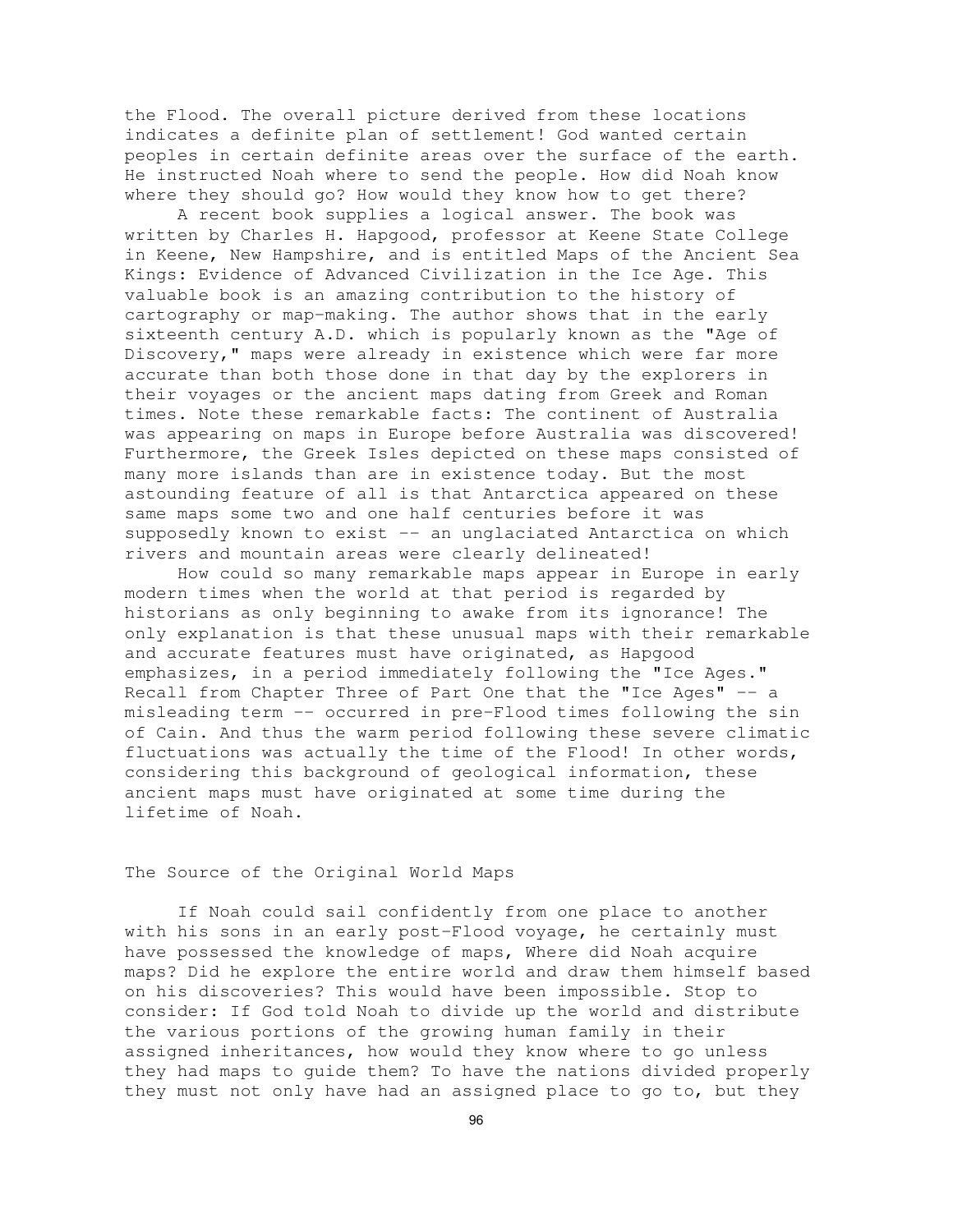the Flood. The overall picture derived from these locations indicates a definite plan of settlement! God wanted certain peoples in certain definite areas over the surface of the earth. He instructed Noah where to send the people. How did Noah know where they should go? How would they know how to get there?

A recent book supplies a logical answer. The book was written by Charles H. Hapgood, professor at Keene State College in Keene, New Hampshire, and is entitled Maps of the Ancient Sea Kings: Evidence of Advanced Civilization in the Ice Age. This valuable book is an amazing contribution to the history of cartography or map-making. The author shows that in the early sixteenth century A.D. which is popularly known as the "Age of Discovery," maps were already in existence which were far more accurate than both those done in that day by the explorers in their voyages or the ancient maps dating from Greek and Roman times. Note these remarkable facts: The continent of Australia was appearing on maps in Europe before Australia was discovered! Furthermore, the Greek Isles depicted on these maps consisted of many more islands than are in existence today. But the most astounding feature of all is that Antarctica appeared on these same maps some two and one half centuries before it was supposedly known to exist -- an unglaciated Antarctica on which rivers and mountain areas were clearly delineated!

How could so many remarkable maps appear in Europe in early modern times when the world at that period is regarded by historians as only beginning to awake from its ignorance! The only explanation is that these unusual maps with their remarkable and accurate features must have originated, as Hapgood emphasizes, in a period immediately following the "Ice Ages." Recall from Chapter Three of Part One that the "Ice Ages" -- a misleading term -- occurred in pre-Flood times following the sin of Cain. And thus the warm period following these severe climatic fluctuations was actually the time of the Flood! In other words, considering this background of geological information, these ancient maps must have originated at some time during the lifetime of Noah.

## The Source of the Original World Maps

If Noah could sail confidently from one place to another with his sons in an early post-Flood voyage, he certainly must have possessed the knowledge of maps, Where did Noah acquire maps? Did he explore the entire world and draw them himself based on his discoveries? This would have been impossible. Stop to consider: If God told Noah to divide up the world and distribute the various portions of the growing human family in their assigned inheritances, how would they know where to go unless they had maps to guide them? To have the nations divided properly they must not only have had an assigned place to go to, but they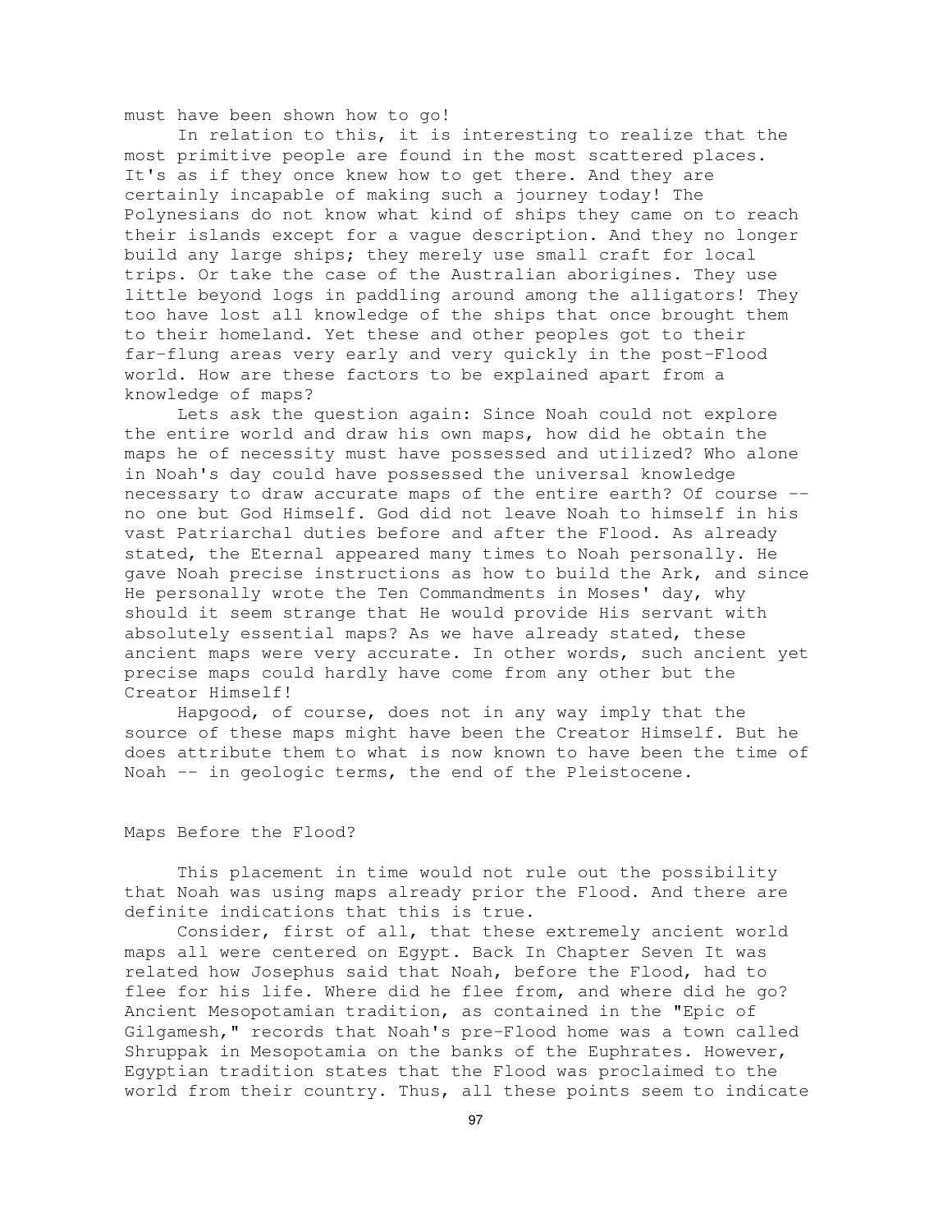must have been shown how to go!

In relation to this, it is interesting to realize that the most primitive people are found in the most scattered places. It's as if they once knew how to get there. And they are certainly incapable of making such a journey today! The Polynesians do not know what kind of ships they came on to reach their islands except for a vague description. And they no longer build any large ships; they merely use small craft for local trips. Or take the case of the Australian aborigines. They use little beyond logs in paddling around among the alligators! They too have lost all knowledge of the ships that once brought them to their homeland. Yet these and other peoples got to their far-flung areas very early and very quickly in the post-Flood world. How are these factors to be explained apart from a knowledge of maps?

Lets ask the question again: Since Noah could not explore the entire world and draw his own maps, how did he obtain the maps he of necessity must have possessed and utilized? Who alone in Noah's day could have possessed the universal knowledge necessary to draw accurate maps of the entire earth? Of course -- no one but God Himself. God did not leave Noah to himself in his vast Patriarchal duties before and after the Flood. As already stated, the Eternal appeared many times to Noah personally. He gave Noah precise instructions as how to build the Ark, and since He personally wrote the Ten Commandments in Moses' day, why should it seem strange that He would provide His servant with absolutely essential maps? As we have already stated, these ancient maps were very accurate. In other words, such ancient yet precise maps could hardly have come from any other but the Creator Himself!

Hapgood, of course, does not in any way imply that the source of these maps might have been the Creator Himself. But he does attribute them to what is now known to have been the time of Noah -- in geologic terms, the end of the Pleistocene.

## Maps Before the Flood?

This placement in time would not rule out the possibility that Noah was using maps already prior the Flood. And there are definite indications that this is true.

Consider, first of all, that these extremely ancient world maps all were centered on Egypt. Back In Chapter Seven It was related how Josephus said that Noah, before the Flood, had to flee for his life. Where did he flee from, and where did he go? Ancient Mesopotamian tradition, as contained in the "Epic of Gilgamesh," records that Noah's pre-Flood home was a town called Shruppak in Mesopotamia on the banks of the Euphrates. However, Egyptian tradition states that the Flood was proclaimed to the world from their country. Thus, all these points seem to indicate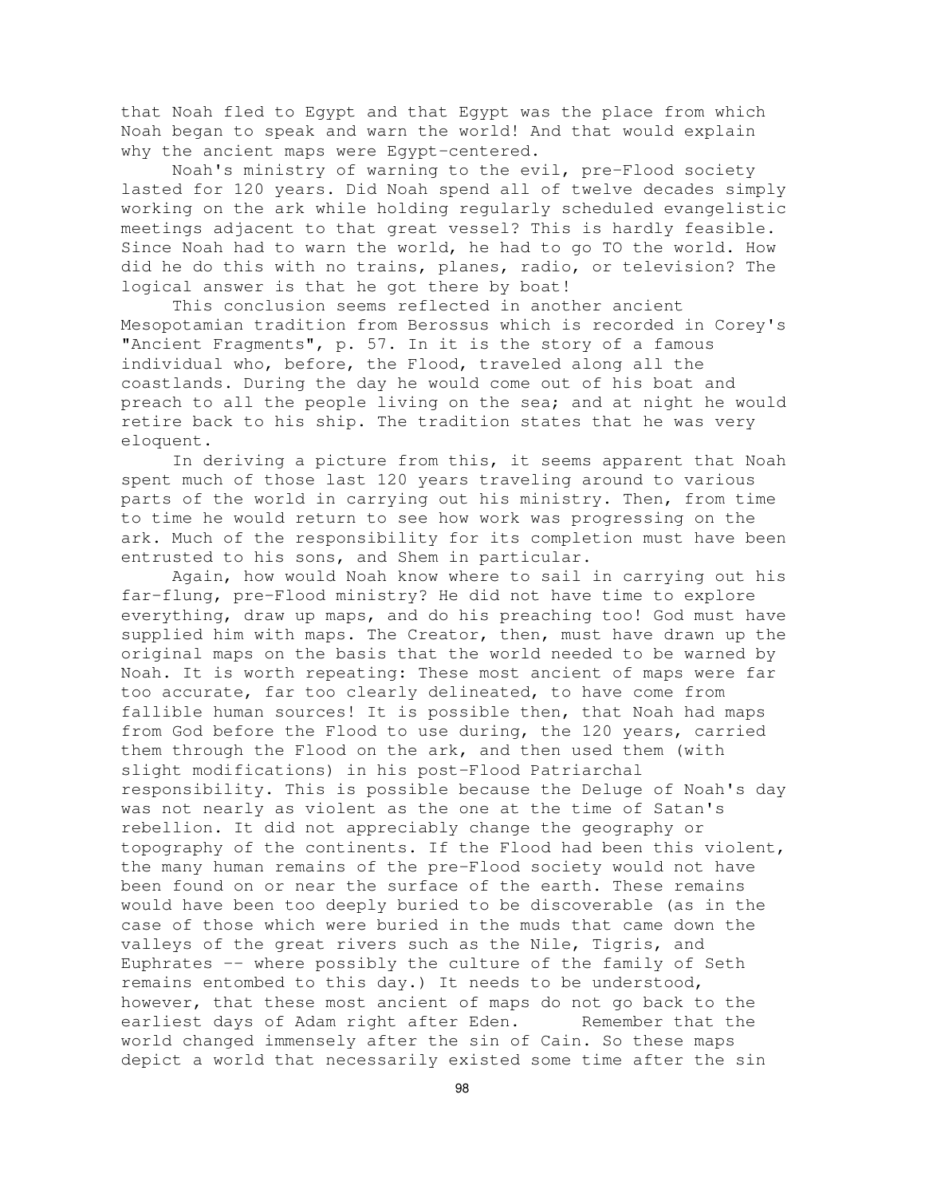that Noah fled to Egypt and that Egypt was the place from which Noah began to speak and warn the world! And that would explain why the ancient maps were Egypt-centered.

Noah's ministry of warning to the evil, pre-Flood society lasted for 120 years. Did Noah spend all of twelve decades simply working on the ark while holding regularly scheduled evangelistic meetings adjacent to that great vessel? This is hardly feasible. Since Noah had to warn the world, he had to go TO the world. How did he do this with no trains, planes, radio, or television? The logical answer is that he got there by boat!

This conclusion seems reflected in another ancient Mesopotamian tradition from Berossus which is recorded in Corey's "Ancient Fragments", p. 57. In it is the story of a famous individual who, before, the Flood, traveled along all the coastlands. During the day he would come out of his boat and preach to all the people living on the sea; and at night he would retire back to his ship. The tradition states that he was very eloquent.

In deriving a picture from this, it seems apparent that Noah spent much of those last 120 years traveling around to various parts of the world in carrying out his ministry. Then, from time to time he would return to see how work was progressing on the ark. Much of the responsibility for its completion must have been entrusted to his sons, and Shem in particular.

Again, how would Noah know where to sail in carrying out his far-flung, pre-Flood ministry? He did not have time to explore everything, draw up maps, and do his preaching too! God must have supplied him with maps. The Creator, then, must have drawn up the original maps on the basis that the world needed to be warned by Noah. It is worth repeating: These most ancient of maps were far too accurate, far too clearly delineated, to have come from fallible human sources! It is possible then, that Noah had maps from God before the Flood to use during, the 120 years, carried them through the Flood on the ark, and then used them (with slight modifications) in his post-Flood Patriarchal responsibility. This is possible because the Deluge of Noah's day was not nearly as violent as the one at the time of Satan's rebellion. It did not appreciably change the geography or topography of the continents. If the Flood had been this violent, the many human remains of the pre-Flood society would not have been found on or near the surface of the earth. These remains would have been too deeply buried to be discoverable (as in the case of those which were buried in the muds that came down the valleys of the great rivers such as the Nile, Tigris, and Euphrates -- where possibly the culture of the family of Seth remains entombed to this day.) It needs to be understood, however, that these most ancient of maps do not go back to the earliest days of Adam right after Eden. Remember that the world changed immensely after the sin of Cain. So these maps depict a world that necessarily existed some time after the sin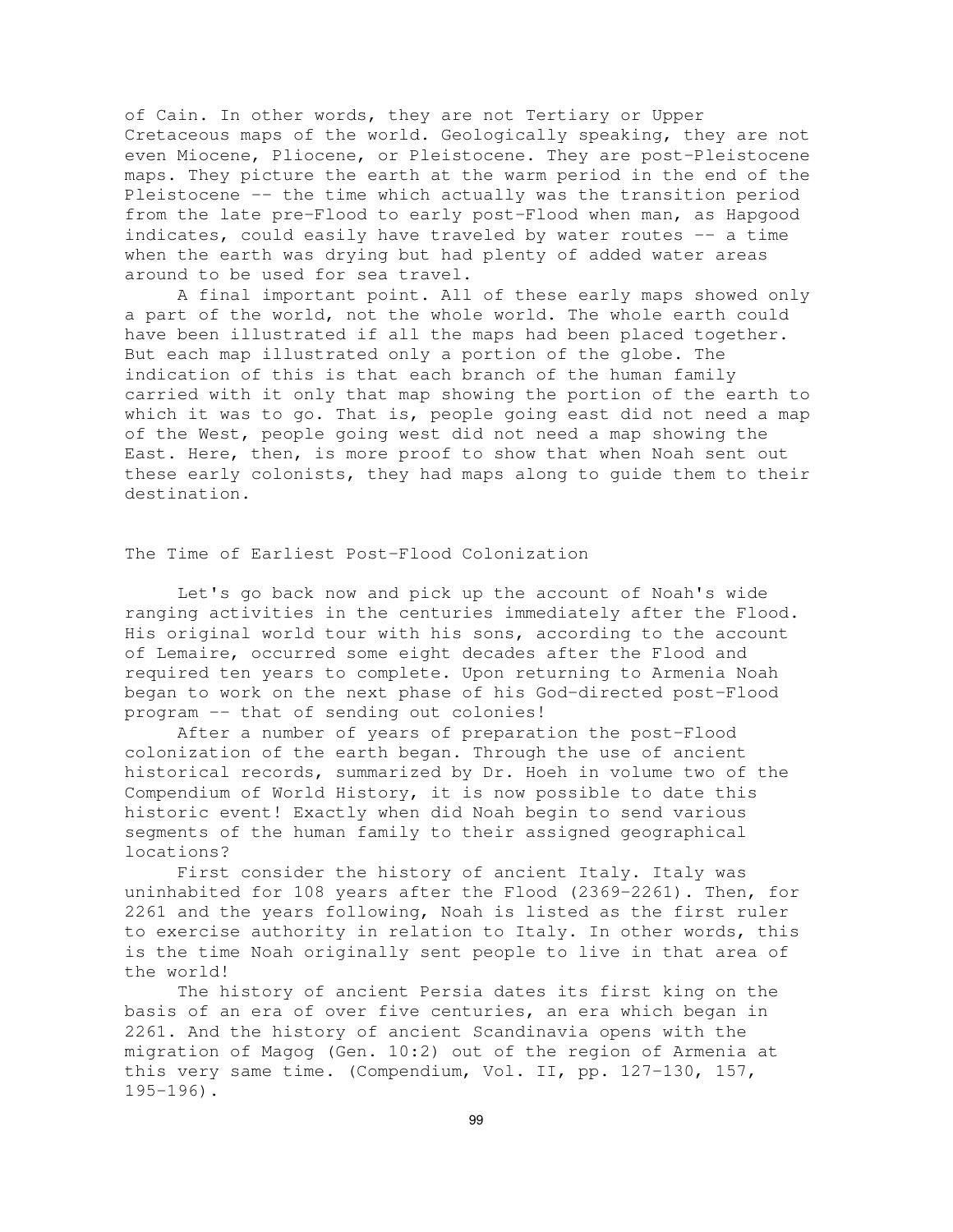of Cain. In other words, they are not Tertiary or Upper Cretaceous maps of the world. Geologically speaking, they are not even Miocene, Pliocene, or Pleistocene. They are post-Pleistocene maps. They picture the earth at the warm period in the end of the Pleistocene -- the time which actually was the transition period from the late pre-Flood to early post-Flood when man, as Hapgood indicates, could easily have traveled by water routes -- a time when the earth was drying but had plenty of added water areas around to be used for sea travel.

A final important point. All of these early maps showed only a part of the world, not the whole world. The whole earth could have been illustrated if all the maps had been placed together. But each map illustrated only a portion of the globe. The indication of this is that each branch of the human family carried with it only that map showing the portion of the earth to which it was to go. That is, people going east did not need a map of the West, people going west did not need a map showing the East. Here, then, is more proof to show that when Noah sent out these early colonists, they had maps along to guide them to their destination.

## The Time of Earliest Post-Flood Colonization

Let's go back now and pick up the account of Noah's wide ranging activities in the centuries immediately after the Flood. His original world tour with his sons, according to the account of Lemaire, occurred some eight decades after the Flood and required ten years to complete. Upon returning to Armenia Noah began to work on the next phase of his God-directed post-Flood program -- that of sending out colonies!

After a number of years of preparation the post-Flood colonization of the earth began. Through the use of ancient historical records, summarized by Dr. Hoeh in volume two of the Compendium of World History, it is now possible to date this historic event! Exactly when did Noah begin to send various segments of the human family to their assigned geographical locations?

First consider the history of ancient Italy. Italy was uninhabited for 108 years after the Flood (2369-2261). Then, for 2261 and the years following, Noah is listed as the first ruler to exercise authority in relation to Italy. In other words, this is the time Noah originally sent people to live in that area of the world!

The history of ancient Persia dates its first king on the basis of an era of over five centuries, an era which began in 2261. And the history of ancient Scandinavia opens with the migration of Magog (Gen. 10:2) out of the region of Armenia at this very same time. (Compendium, Vol. II, pp. 127-130, 157, 195-196).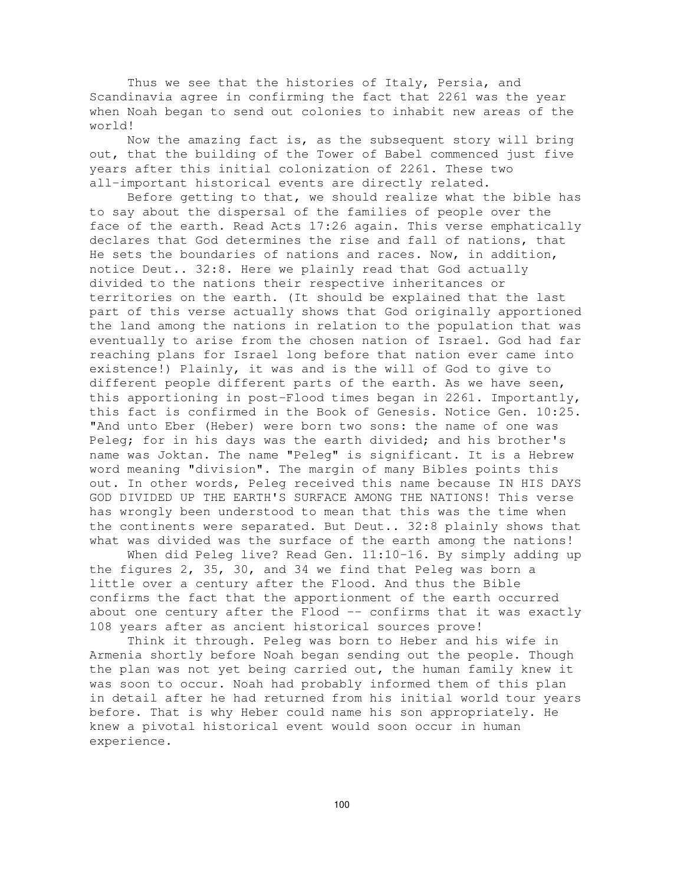Thus we see that the histories of Italy, Persia, and Scandinavia agree in confirming the fact that 2261 was the year when Noah began to send out colonies to inhabit new areas of the world!

Now the amazing fact is, as the subsequent story will bring out, that the building of the Tower of Babel commenced just five years after this initial colonization of 2261. These two all-important historical events are directly related.

Before getting to that, we should realize what the bible has to say about the dispersal of the families of people over the face of the earth. Read Acts 17:26 again. This verse emphatically declares that God determines the rise and fall of nations, that He sets the boundaries of nations and races. Now, in addition, notice Deut.. 32:8. Here we plainly read that God actually divided to the nations their respective inheritances or territories on the earth. (It should be explained that the last part of this verse actually shows that God originally apportioned the land among the nations in relation to the population that was eventually to arise from the chosen nation of Israel. God had far reaching plans for Israel long before that nation ever came into existence!) Plainly, it was and is the will of God to give to different people different parts of the earth. As we have seen, this apportioning in post-Flood times began in 2261. Importantly, this fact is confirmed in the Book of Genesis. Notice Gen. 10:25. "And unto Eber (Heber) were born two sons: the name of one was Peleg; for in his days was the earth divided; and his brother's name was Joktan. The name "Peleg" is significant. It is a Hebrew word meaning "division". The margin of many Bibles points this out. In other words, Peleg received this name because IN HIS DAYS GOD DIVIDED UP THE EARTH'S SURFACE AMONG THE NATIONS! This verse has wrongly been understood to mean that this was the time when the continents were separated. But Deut.. 32:8 plainly shows that what was divided was the surface of the earth among the nations!

When did Peleg live? Read Gen. 11:10-16. By simply adding up the figures 2, 35, 30, and 34 we find that Peleg was born a little over a century after the Flood. And thus the Bible confirms the fact that the apportionment of the earth occurred about one century after the Flood -- confirms that it was exactly 108 years after as ancient historical sources prove!

Think it through. Peleg was born to Heber and his wife in Armenia shortly before Noah began sending out the people. Though the plan was not yet being carried out, the human family knew it was soon to occur. Noah had probably informed them of this plan in detail after he had returned from his initial world tour years before. That is why Heber could name his son appropriately. He knew a pivotal historical event would soon occur in human experience.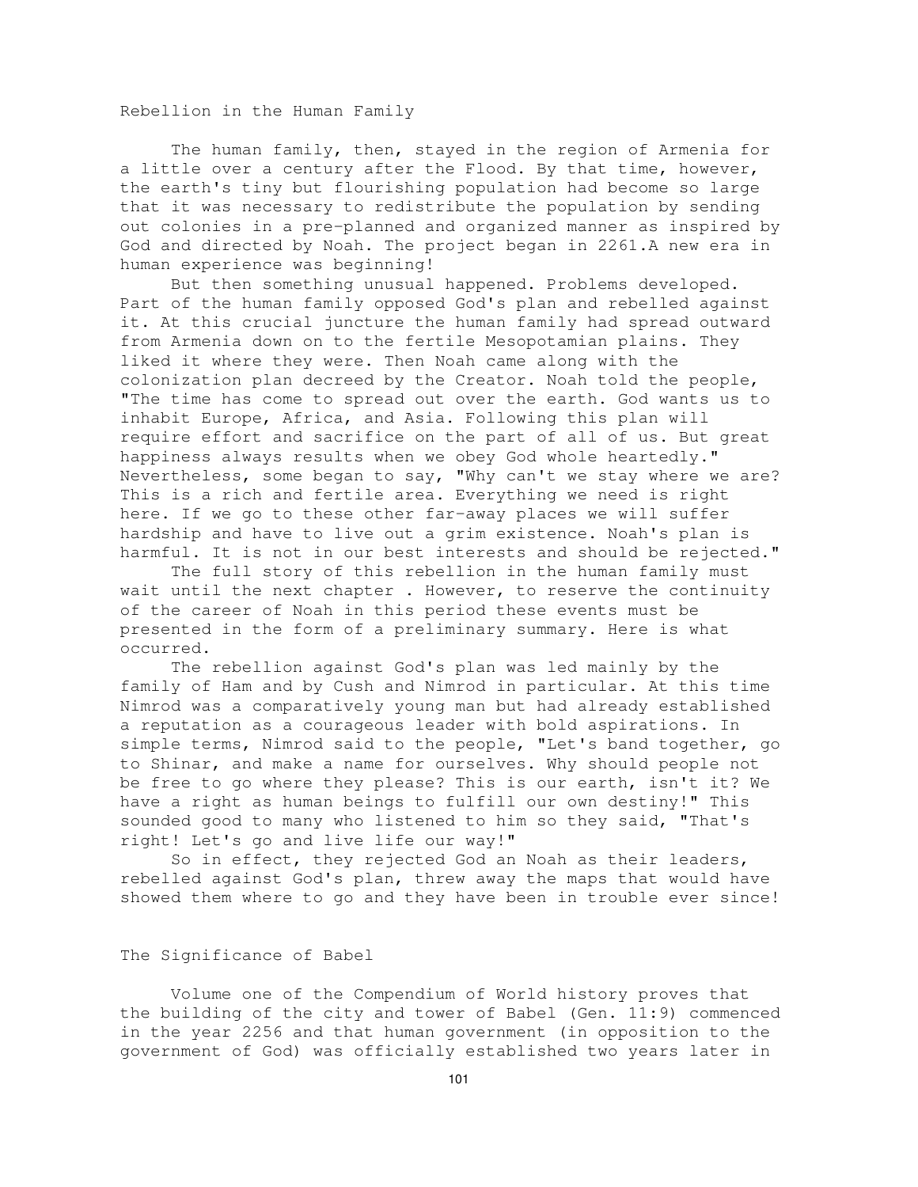## Rebellion in the Human Family

The human family, then, stayed in the region of Armenia for a little over a century after the Flood. By that time, however, the earth's tiny but flourishing population had become so large that it was necessary to redistribute the population by sending out colonies in a pre-planned and organized manner as inspired by God and directed by Noah. The project began in 2261.A new era in human experience was beginning!

But then something unusual happened. Problems developed. Part of the human family opposed God's plan and rebelled against it. At this crucial juncture the human family had spread outward from Armenia down on to the fertile Mesopotamian plains. They liked it where they were. Then Noah came along with the colonization plan decreed by the Creator. Noah told the people, "The time has come to spread out over the earth. God wants us to inhabit Europe, Africa, and Asia. Following this plan will require effort and sacrifice on the part of all of us. But great happiness always results when we obey God whole heartedly." Nevertheless, some began to say, "Why can't we stay where we are? This is a rich and fertile area. Everything we need is right here. If we go to these other far-away places we will suffer hardship and have to live out a grim existence. Noah's plan is harmful. It is not in our best interests and should be rejected."

The full story of this rebellion in the human family must wait until the next chapter . However, to reserve the continuity of the career of Noah in this period these events must be presented in the form of a preliminary summary. Here is what occurred.

The rebellion against God's plan was led mainly by the family of Ham and by Cush and Nimrod in particular. At this time Nimrod was a comparatively young man but had already established a reputation as a courageous leader with bold aspirations. In simple terms, Nimrod said to the people, "Let's band together, go to Shinar, and make a name for ourselves. Why should people not be free to go where they please? This is our earth, isn't it? We have a right as human beings to fulfill our own destiny!" This sounded good to many who listened to him so they said, "That's right! Let's go and live life our way!"

So in effect, they rejected God an Noah as their leaders, rebelled against God's plan, threw away the maps that would have showed them where to go and they have been in trouble ever since!

## The Significance of Babel

Volume one of the Compendium of World history proves that the building of the city and tower of Babel (Gen. 11:9) commenced in the year 2256 and that human government (in opposition to the government of God) was officially established two years later in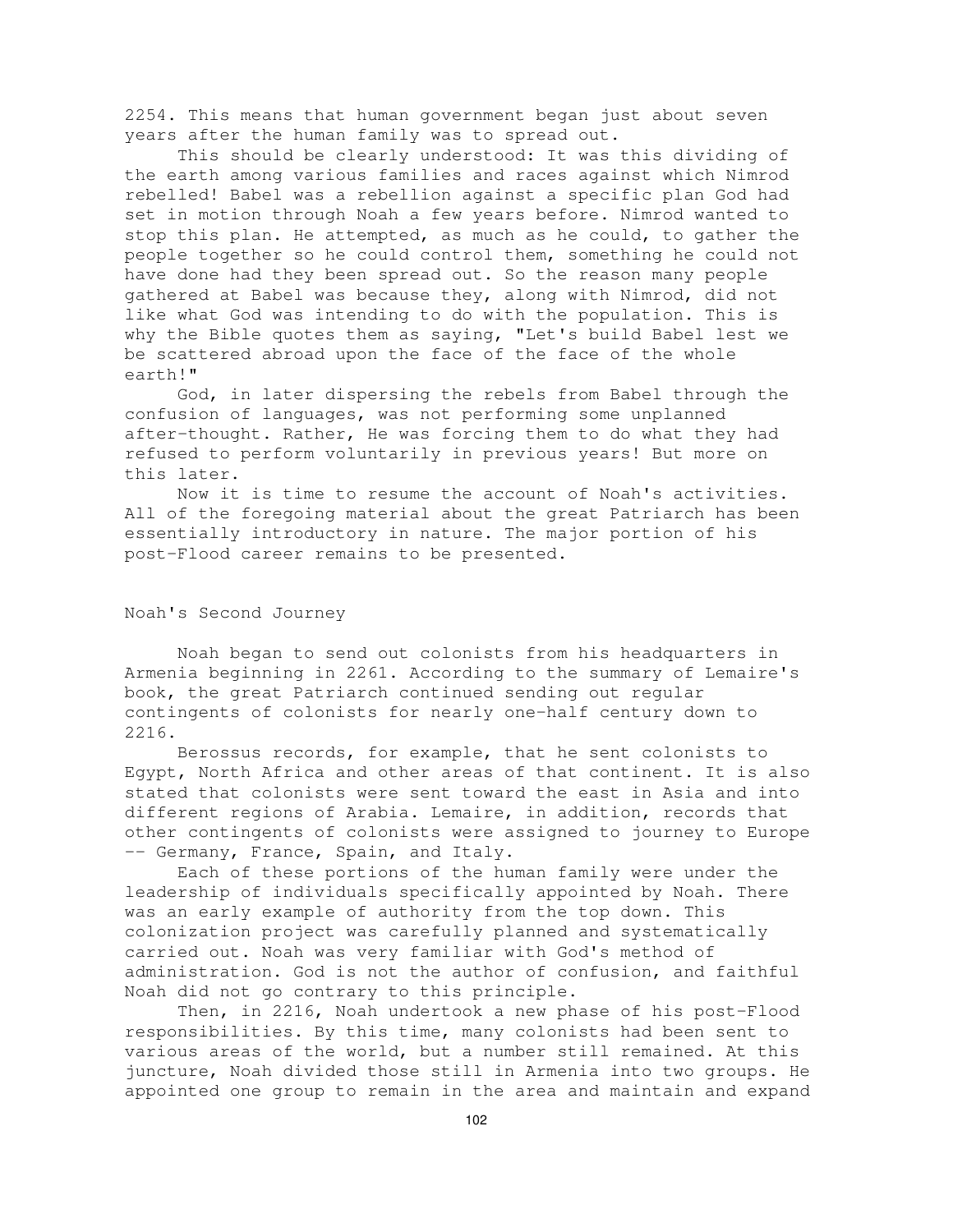2254. This means that human government began just about seven years after the human family was to spread out.

This should be clearly understood: It was this dividing of the earth among various families and races against which Nimrod rebelled! Babel was a rebellion against a specific plan God had set in motion through Noah a few years before. Nimrod wanted to stop this plan. He attempted, as much as he could, to gather the people together so he could control them, something he could not have done had they been spread out. So the reason many people gathered at Babel was because they, along with Nimrod, did not like what God was intending to do with the population. This is why the Bible quotes them as saying, "Let's build Babel lest we be scattered abroad upon the face of the face of the whole earth!"

God, in later dispersing the rebels from Babel through the confusion of languages, was not performing some unplanned after-thought. Rather, He was forcing them to do what they had refused to perform voluntarily in previous years! But more on this later.

Now it is time to resume the account of Noah's activities. All of the foregoing material about the great Patriarch has been essentially introductory in nature. The major portion of his post-Flood career remains to be presented.

## Noah's Second Journey

Noah began to send out colonists from his headquarters in Armenia beginning in 2261. According to the summary of Lemaire's book, the great Patriarch continued sending out regular contingents of colonists for nearly one-half century down to 2216.

Berossus records, for example, that he sent colonists to Egypt, North Africa and other areas of that continent. It is also stated that colonists were sent toward the east in Asia and into different regions of Arabia. Lemaire, in addition, records that other contingents of colonists were assigned to journey to Europe -- Germany, France, Spain, and Italy.

Each of these portions of the human family were under the leadership of individuals specifically appointed by Noah. There was an early example of authority from the top down. This colonization project was carefully planned and systematically carried out. Noah was very familiar with God's method of administration. God is not the author of confusion, and faithful Noah did not go contrary to this principle.

Then, in 2216, Noah undertook a new phase of his post-Flood responsibilities. By this time, many colonists had been sent to various areas of the world, but a number still remained. At this juncture, Noah divided those still in Armenia into two groups. He appointed one group to remain in the area and maintain and expand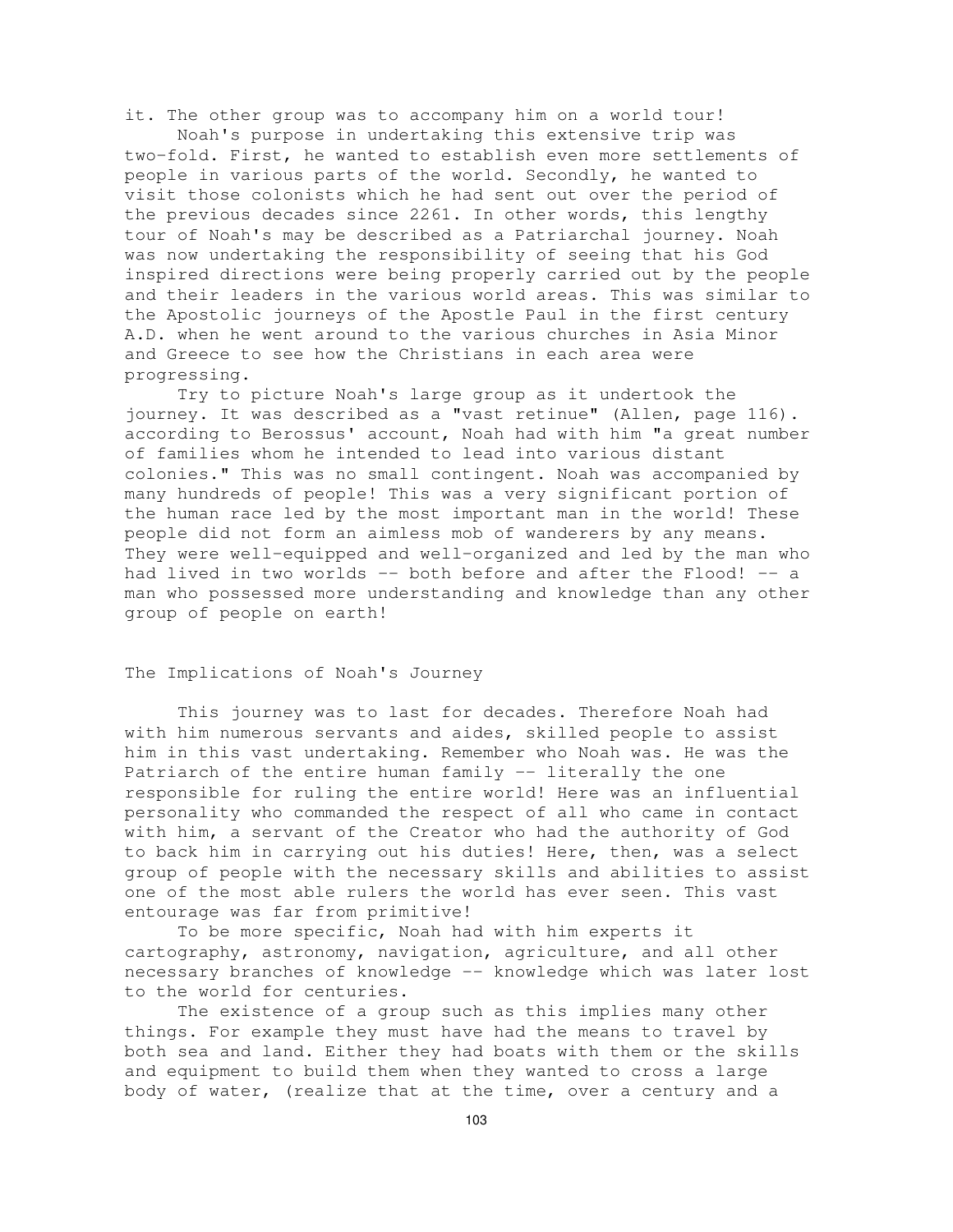it. The other group was to accompany him on a world tour!

Noah's purpose in undertaking this extensive trip was two-fold. First, he wanted to establish even more settlements of people in various parts of the world. Secondly, he wanted to visit those colonists which he had sent out over the period of the previous decades since 2261. In other words, this lengthy tour of Noah's may be described as a Patriarchal journey. Noah was now undertaking the responsibility of seeing that his God inspired directions were being properly carried out by the people and their leaders in the various world areas. This was similar to the Apostolic journeys of the Apostle Paul in the first century A.D. when he went around to the various churches in Asia Minor and Greece to see how the Christians in each area were progressing.

Try to picture Noah's large group as it undertook the journey. It was described as a "vast retinue" (Allen, page 116). according to Berossus' account, Noah had with him "a great number of families whom he intended to lead into various distant colonies." This was no small contingent. Noah was accompanied by many hundreds of people! This was a very significant portion of the human race led by the most important man in the world! These people did not form an aimless mob of wanderers by any means. They were well-equipped and well-organized and led by the man who had lived in two worlds -- both before and after the Flood! -- a man who possessed more understanding and knowledge than any other group of people on earth!

## The Implications of Noah's Journey

This journey was to last for decades. Therefore Noah had with him numerous servants and aides, skilled people to assist him in this vast undertaking. Remember who Noah was. He was the Patriarch of the entire human family -- literally the one responsible for ruling the entire world! Here was an influential personality who commanded the respect of all who came in contact with him, a servant of the Creator who had the authority of God to back him in carrying out his duties! Here, then, was a select group of people with the necessary skills and abilities to assist one of the most able rulers the world has ever seen. This vast entourage was far from primitive!

To be more specific, Noah had with him experts it cartography, astronomy, navigation, agriculture, and all other necessary branches of knowledge -- knowledge which was later lost to the world for centuries.

The existence of a group such as this implies many other things. For example they must have had the means to travel by both sea and land. Either they had boats with them or the skills and equipment to build them when they wanted to cross a large body of water, (realize that at the time, over a century and a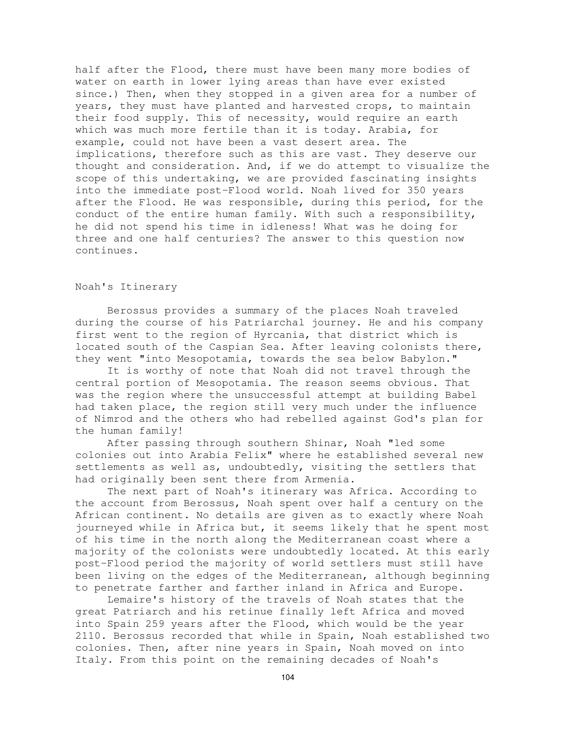half after the Flood, there must have been many more bodies of water on earth in lower lying areas than have ever existed since.) Then, when they stopped in a given area for a number of years, they must have planted and harvested crops, to maintain their food supply. This of necessity, would require an earth which was much more fertile than it is today. Arabia, for example, could not have been a vast desert area. The implications, therefore such as this are vast. They deserve our thought and consideration. And, if we do attempt to visualize the scope of this undertaking, we are provided fascinating insights into the immediate post-Flood world. Noah lived for 350 years after the Flood. He was responsible, during this period, for the conduct of the entire human family. With such a responsibility, he did not spend his time in idleness! What was he doing for three and one half centuries? The answer to this question now continues.

## Noah's Itinerary

Berossus provides a summary of the places Noah traveled during the course of his Patriarchal journey. He and his company first went to the region of Hyrcania, that district which is located south of the Caspian Sea. After leaving colonists there, they went "into Mesopotamia, towards the sea below Babylon."

It is worthy of note that Noah did not travel through the central portion of Mesopotamia. The reason seems obvious. That was the region where the unsuccessful attempt at building Babel had taken place, the region still very much under the influence of Nimrod and the others who had rebelled against God's plan for the human family!

After passing through southern Shinar, Noah "led some colonies out into Arabia Felix" where he established several new settlements as well as, undoubtedly, visiting the settlers that had originally been sent there from Armenia.

The next part of Noah's itinerary was Africa. According to the account from Berossus, Noah spent over half a century on the African continent. No details are given as to exactly where Noah journeyed while in Africa but, it seems likely that he spent most of his time in the north along the Mediterranean coast where a majority of the colonists were undoubtedly located. At this early post-Flood period the majority of world settlers must still have been living on the edges of the Mediterranean, although beginning to penetrate farther and farther inland in Africa and Europe.

Lemaire's history of the travels of Noah states that the great Patriarch and his retinue finally left Africa and moved into Spain 259 years after the Flood, which would be the year 2110. Berossus recorded that while in Spain, Noah established two colonies. Then, after nine years in Spain, Noah moved on into Italy. From this point on the remaining decades of Noah's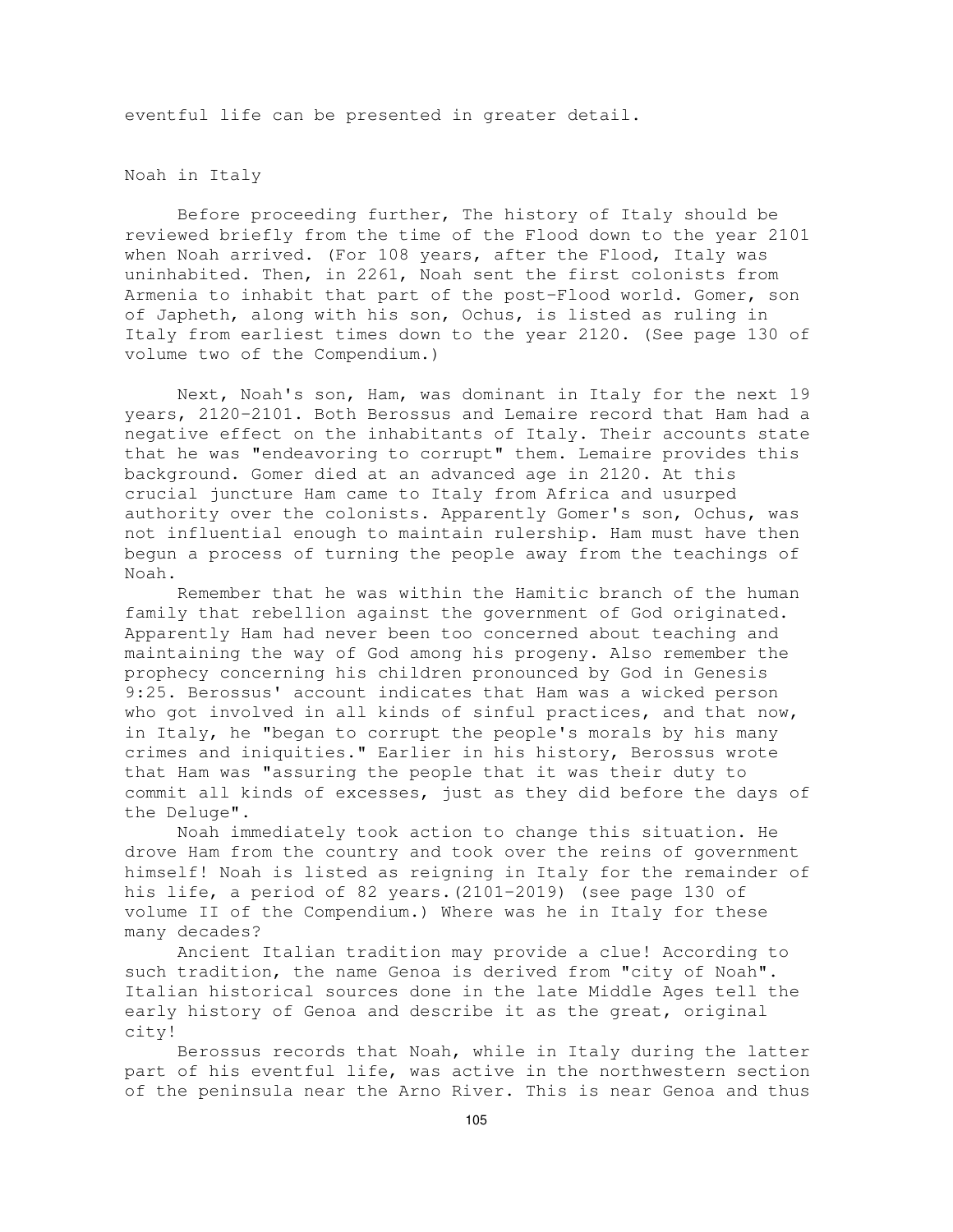eventful life can be presented in greater detail.

## Noah in Italy

Before proceeding further, The history of Italy should be reviewed briefly from the time of the Flood down to the year 2101 when Noah arrived. (For 108 years, after the Flood, Italy was uninhabited. Then, in 2261, Noah sent the first colonists from Armenia to inhabit that part of the post-Flood world. Gomer, son of Japheth, along with his son, Ochus, is listed as ruling in Italy from earliest times down to the year 2120. (See page 130 of volume two of the Compendium.)

Next, Noah's son, Ham, was dominant in Italy for the next 19 years, 2120-2101. Both Berossus and Lemaire record that Ham had a negative effect on the inhabitants of Italy. Their accounts state that he was "endeavoring to corrupt" them. Lemaire provides this background. Gomer died at an advanced age in 2120. At this crucial juncture Ham came to Italy from Africa and usurped authority over the colonists. Apparently Gomer's son, Ochus, was not influential enough to maintain rulership. Ham must have then begun a process of turning the people away from the teachings of Noah.

Remember that he was within the Hamitic branch of the human family that rebellion against the government of God originated. Apparently Ham had never been too concerned about teaching and maintaining the way of God among his progeny. Also remember the prophecy concerning his children pronounced by God in Genesis 9:25. Berossus' account indicates that Ham was a wicked person who got involved in all kinds of sinful practices, and that now, in Italy, he "began to corrupt the people's morals by his many crimes and iniquities." Earlier in his history, Berossus wrote that Ham was "assuring the people that it was their duty to commit all kinds of excesses, just as they did before the days of the Deluge".

Noah immediately took action to change this situation. He drove Ham from the country and took over the reins of government himself! Noah is listed as reigning in Italy for the remainder of his life, a period of 82 years.(2101-2019) (see page 130 of volume II of the Compendium.) Where was he in Italy for these many decades?

Ancient Italian tradition may provide a clue! According to such tradition, the name Genoa is derived from "city of Noah". Italian historical sources done in the late Middle Ages tell the early history of Genoa and describe it as the great, original city!

Berossus records that Noah, while in Italy during the latter part of his eventful life, was active in the northwestern section of the peninsula near the Arno River. This is near Genoa and thus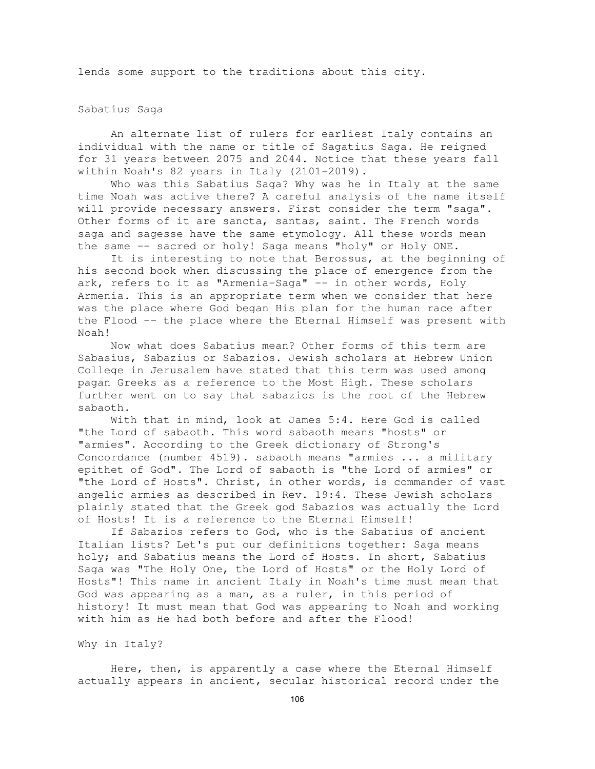lends some support to the traditions about this city.

## Sabatius Saga

An alternate list of rulers for earliest Italy contains an individual with the name or title of Sagatius Saga. He reigned for 31 years between 2075 and 2044. Notice that these years fall within Noah's 82 years in Italy (2101-2019).

Who was this Sabatius Saga? Why was he in Italy at the same time Noah was active there? A careful analysis of the name itself will provide necessary answers. First consider the term "saga". Other forms of it are sancta, santas, saint. The French words saga and sagesse have the same etymology. All these words mean the same -- sacred or holy! Saga means "holy" or Holy ONE.

It is interesting to note that Berossus, at the beginning of his second book when discussing the place of emergence from the ark, refers to it as "Armenia-Saga" -- in other words, Holy Armenia. This is an appropriate term when we consider that here was the place where God began His plan for the human race after the Flood -- the place where the Eternal Himself was present with Noah!

Now what does Sabatius mean? Other forms of this term are Sabasius, Sabazius or Sabazios. Jewish scholars at Hebrew Union College in Jerusalem have stated that this term was used among pagan Greeks as a reference to the Most High. These scholars further went on to say that sabazios is the root of the Hebrew sabaoth.

With that in mind, look at James 5:4. Here God is called "the Lord of sabaoth. This word sabaoth means "hosts" or "armies". According to the Greek dictionary of Strong's Concordance (number 4519). sabaoth means "armies ... a military epithet of God". The Lord of sabaoth is "the Lord of armies" or "the Lord of Hosts". Christ, in other words, is commander of vast angelic armies as described in Rev. 19:4. These Jewish scholars plainly stated that the Greek god Sabazios was actually the Lord of Hosts! It is a reference to the Eternal Himself!

If Sabazios refers to God, who is the Sabatius of ancient Italian lists? Let's put our definitions together: Saga means holy; and Sabatius means the Lord of Hosts. In short, Sabatius Saga was "The Holy One, the Lord of Hosts" or the Holy Lord of Hosts"! This name in ancient Italy in Noah's time must mean that God was appearing as a man, as a ruler, in this period of history! It must mean that God was appearing to Noah and working with him as He had both before and after the Flood!

## Why in Italy?

Here, then, is apparently a case where the Eternal Himself actually appears in ancient, secular historical record under the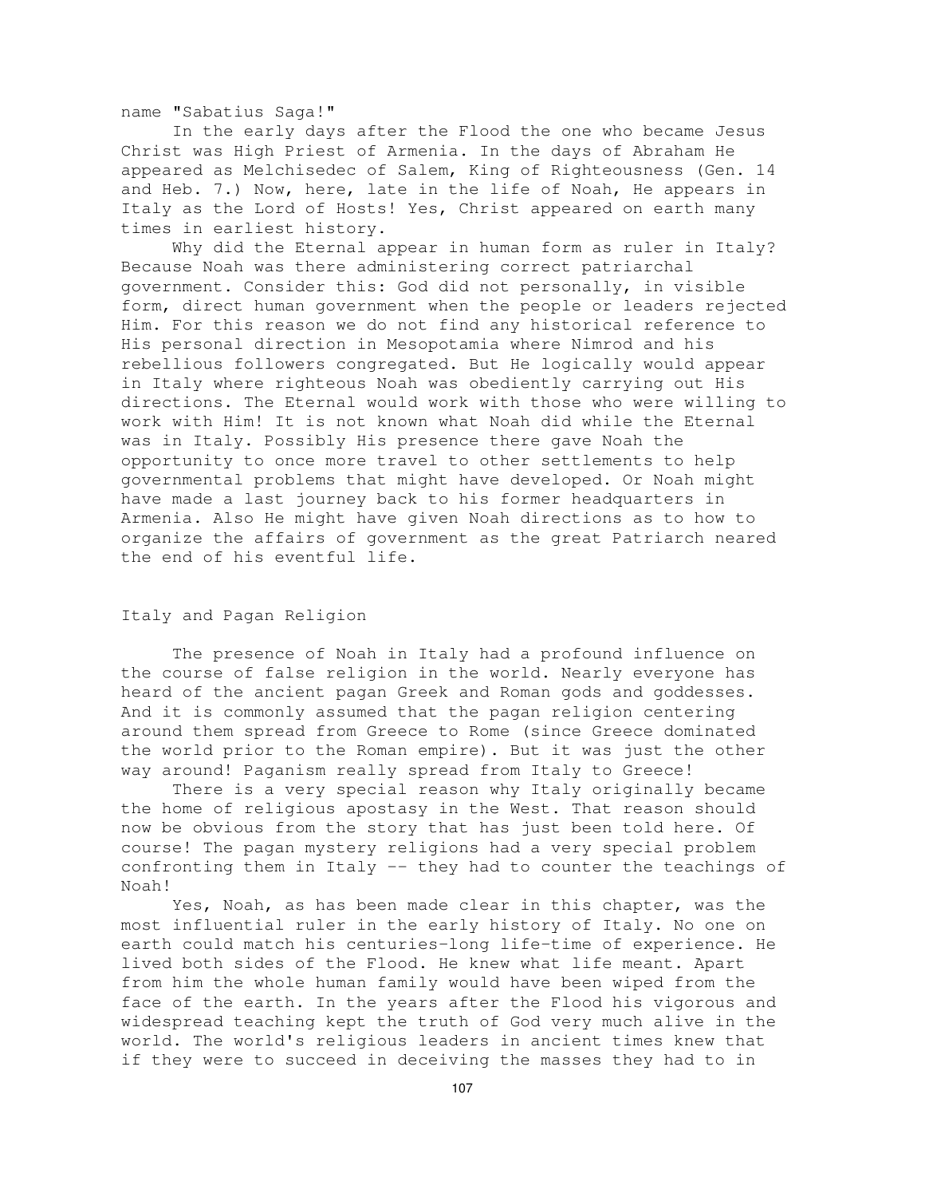name "Sabatius Saga!"

In the early days after the Flood the one who became Jesus Christ was High Priest of Armenia. In the days of Abraham He appeared as Melchisedec of Salem, King of Righteousness (Gen. 14 and Heb. 7.) Now, here, late in the life of Noah, He appears in Italy as the Lord of Hosts! Yes, Christ appeared on earth many times in earliest history.

Why did the Eternal appear in human form as ruler in Italy? Because Noah was there administering correct patriarchal government. Consider this: God did not personally, in visible form, direct human government when the people or leaders rejected Him. For this reason we do not find any historical reference to His personal direction in Mesopotamia where Nimrod and his rebellious followers congregated. But He logically would appear in Italy where righteous Noah was obediently carrying out His directions. The Eternal would work with those who were willing to work with Him! It is not known what Noah did while the Eternal was in Italy. Possibly His presence there gave Noah the opportunity to once more travel to other settlements to help governmental problems that might have developed. Or Noah might have made a last journey back to his former headquarters in Armenia. Also He might have given Noah directions as to how to organize the affairs of government as the great Patriarch neared the end of his eventful life.

## Italy and Pagan Religion

The presence of Noah in Italy had a profound influence on the course of false religion in the world. Nearly everyone has heard of the ancient pagan Greek and Roman gods and goddesses. And it is commonly assumed that the pagan religion centering around them spread from Greece to Rome (since Greece dominated the world prior to the Roman empire). But it was just the other way around! Paganism really spread from Italy to Greece!

There is a very special reason why Italy originally became the home of religious apostasy in the West. That reason should now be obvious from the story that has just been told here. Of course! The pagan mystery religions had a very special problem confronting them in Italy -- they had to counter the teachings of Noah!

Yes, Noah, as has been made clear in this chapter, was the most influential ruler in the early history of Italy. No one on earth could match his centuries-long life-time of experience. He lived both sides of the Flood. He knew what life meant. Apart from him the whole human family would have been wiped from the face of the earth. In the years after the Flood his vigorous and widespread teaching kept the truth of God very much alive in the world. The world's religious leaders in ancient times knew that if they were to succeed in deceiving the masses they had to in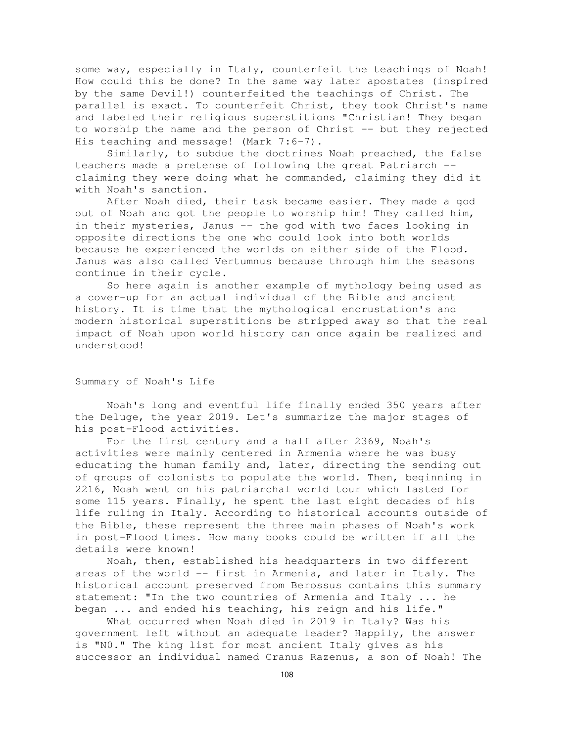some way, especially in Italy, counterfeit the teachings of Noah! How could this be done? In the same way later apostates (inspired by the same Devil!) counterfeited the teachings of Christ. The parallel is exact. To counterfeit Christ, they took Christ's name and labeled their religious superstitions "Christian! They began to worship the name and the person of Christ -- but they rejected His teaching and message! (Mark 7:6-7).

Similarly, to subdue the doctrines Noah preached, the false teachers made a pretense of following the great Patriarch -- claiming they were doing what he commanded, claiming they did it with Noah's sanction.

After Noah died, their task became easier. They made a god out of Noah and got the people to worship him! They called him, in their mysteries, Janus -- the god with two faces looking in opposite directions the one who could look into both worlds because he experienced the worlds on either side of the Flood. Janus was also called Vertumnus because through him the seasons continue in their cycle.

So here again is another example of mythology being used as a cover-up for an actual individual of the Bible and ancient history. It is time that the mythological encrustation's and modern historical superstitions be stripped away so that the real impact of Noah upon world history can once again be realized and understood!

## Summary of Noah's Life

Noah's long and eventful life finally ended 350 years after the Deluge, the year 2019. Let's summarize the major stages of his post-Flood activities.

For the first century and a half after 2369, Noah's activities were mainly centered in Armenia where he was busy educating the human family and, later, directing the sending out of groups of colonists to populate the world. Then, beginning in 2216, Noah went on his patriarchal world tour which lasted for some 115 years. Finally, he spent the last eight decades of his life ruling in Italy. According to historical accounts outside of the Bible, these represent the three main phases of Noah's work in post-Flood times. How many books could be written if all the details were known!

Noah, then, established his headquarters in two different areas of the world -- first in Armenia, and later in Italy. The historical account preserved from Berossus contains this summary statement: "In the two countries of Armenia and Italy ... he began ... and ended his teaching, his reign and his life."

What occurred when Noah died in 2019 in Italy? Was his government left without an adequate leader? Happily, the answer is "N0." The king list for most ancient Italy gives as his successor an individual named Cranus Razenus, a son of Noah! The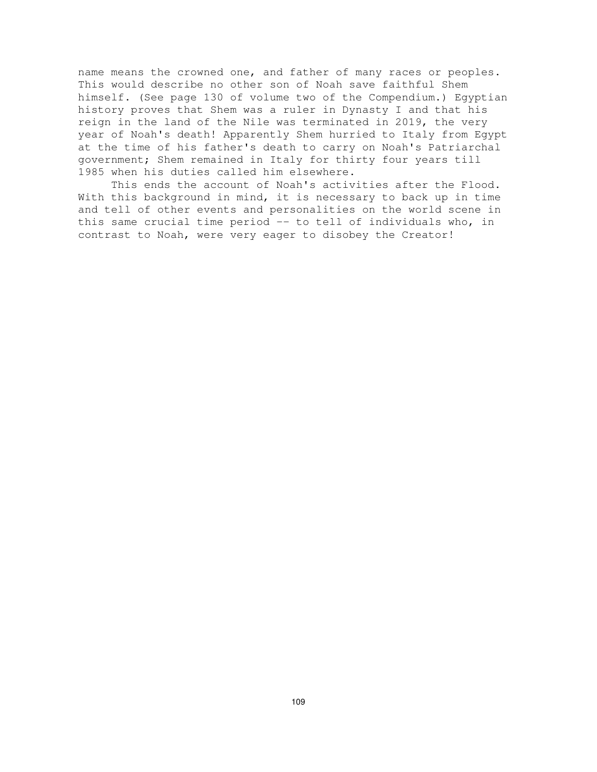name means the crowned one, and father of many races or peoples. This would describe no other son of Noah save faithful Shem himself. (See page 130 of volume two of the Compendium.) Egyptian history proves that Shem was a ruler in Dynasty I and that his reign in the land of the Nile was terminated in 2019, the very year of Noah's death! Apparently Shem hurried to Italy from Egypt at the time of his father's death to carry on Noah's Patriarchal government; Shem remained in Italy for thirty four years till 1985 when his duties called him elsewhere.

This ends the account of Noah's activities after the Flood. With this background in mind, it is necessary to back up in time and tell of other events and personalities on the world scene in this same crucial time period -- to tell of individuals who, in contrast to Noah, were very eager to disobey the Creator!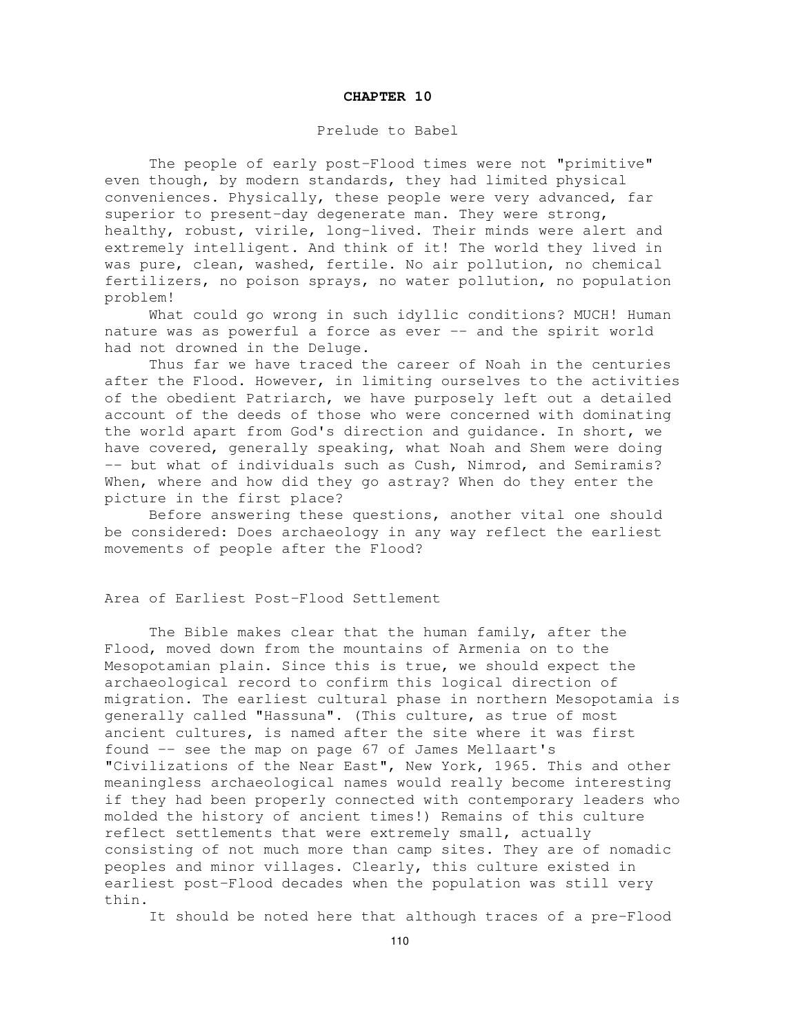# CHAPTER 10

## Prelude to Babel

The people of early post-Flood times were not "primitive" even though, by modern standards, they had limited physical conveniences. Physically, these people were very advanced, far superior to present-day degenerate man. They were strong, healthy, robust, virile, long-lived. Their minds were alert and extremely intelligent. And think of it! The world they lived in was pure, clean, washed, fertile. No air pollution, no chemical fertilizers, no poison sprays, no water pollution, no population problem!

What could go wrong in such idyllic conditions? MUCH! Human nature was as powerful a force as ever -- and the spirit world had not drowned in the Deluge.

Thus far we have traced the career of Noah in the centuries after the Flood. However, in limiting ourselves to the activities of the obedient Patriarch, we have purposely left out a detailed account of the deeds of those who were concerned with dominating the world apart from God's direction and guidance. In short, we have covered, generally speaking, what Noah and Shem were doing -- but what of individuals such as Cush, Nimrod, and Semiramis? When, where and how did they go astray? When do they enter the picture in the first place?

Before answering these questions, another vital one should be considered: Does archaeology in any way reflect the earliest movements of people after the Flood?

### Area of Earliest Post-Flood Settlement

The Bible makes clear that the human family, after the Flood, moved down from the mountains of Armenia on to the Mesopotamian plain. Since this is true, we should expect the archaeological record to confirm this logical direction of migration. The earliest cultural phase in northern Mesopotamia is generally called "Hassuna". (This culture, as true of most ancient cultures, is named after the site where it was first found -- see the map on page 67 of James Mellaart's "Civilizations of the Near East", New York, 1965. This and other meaningless archaeological names would really become interesting if they had been properly connected with contemporary leaders who molded the history of ancient times!) Remains of this culture reflect settlements that were extremely small, actually consisting of not much more than camp sites. They are of nomadic peoples and minor villages. Clearly, this culture existed in earliest post-Flood decades when the population was still very thin.

It should be noted here that although traces of a pre-Flood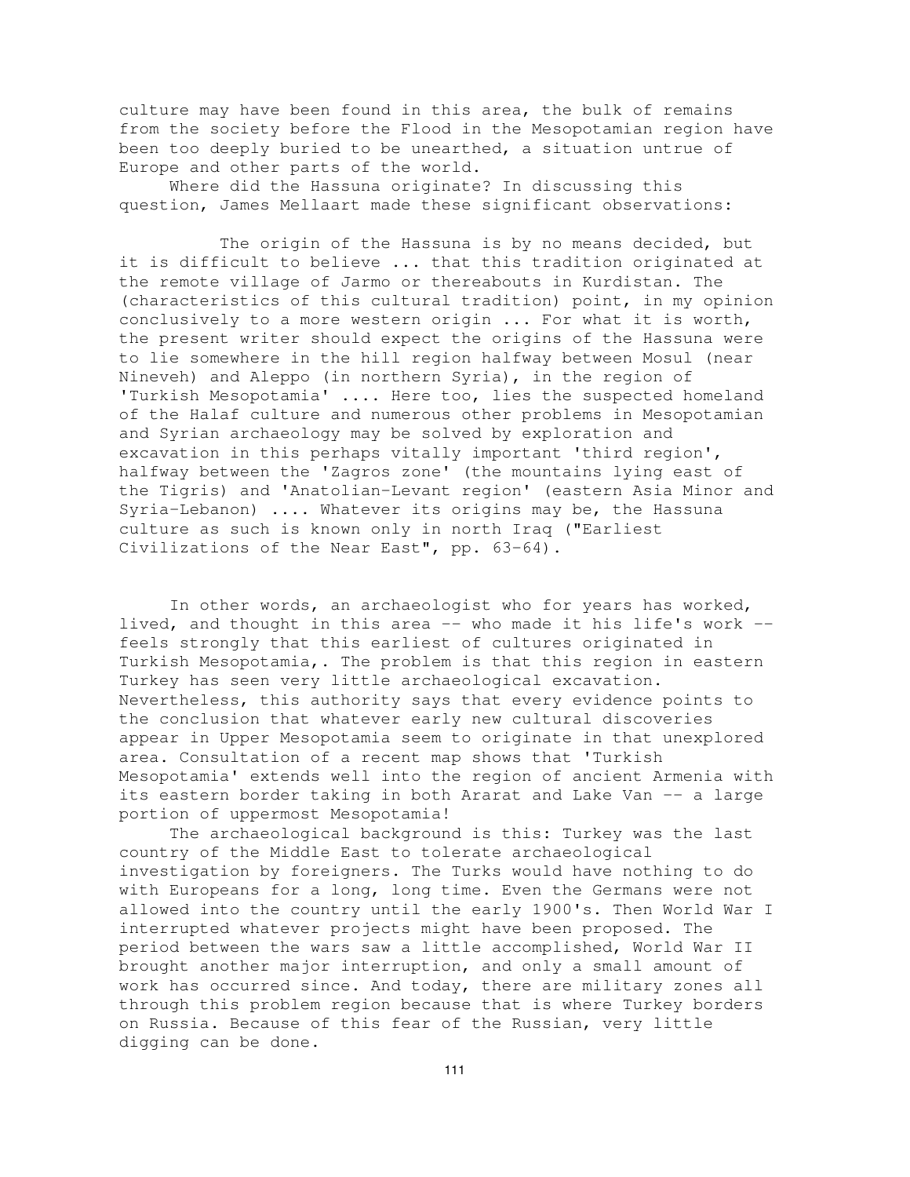culture may have been found in this area, the bulk of remains from the society before the Flood in the Mesopotamian region have been too deeply buried to be unearthed, a situation untrue of Europe and other parts of the world.

Where did the Hassuna originate? In discussing this question, James Mellaart made these significant observations:

> The origin of the Hassuna is by no means decided, but it is difficult to believe ... that this tradition originated at the remote village of Jarmo or thereabouts in Kurdistan. The (characteristics of this cultural tradition) point, in my opinion conclusively to a more western origin ... For what it is worth, the present writer should expect the origins of the Hassuna were to lie somewhere in the hill region halfway between Mosul (near Nineveh) and Aleppo (in northern Syria), in the region of 'Turkish Mesopotamia' .... Here too, lies the suspected homeland of the Halaf culture and numerous other problems in Mesopotamian and Syrian archaeology may be solved by exploration and excavation in this perhaps vitally important 'third region', halfway between the 'Zagros zone' (the mountains lying east of the Tigris) and 'Anatolian-Levant region' (eastern Asia Minor and Syria-Lebanon) .... Whatever its origins may be, the Hassuna culture as such is known only in north Iraq ("Earliest Civilizations of the Near East", pp. 63-64).

In other words, an archaeologist who for years has worked, lived, and thought in this area -- who made it his life's work -- feels strongly that this earliest of cultures originated in Turkish Mesopotamia,. The problem is that this region in eastern Turkey has seen very little archaeological excavation. Nevertheless, this authority says that every evidence points to the conclusion that whatever early new cultural discoveries appear in Upper Mesopotamia seem to originate in that unexplored area. Consultation of a recent map shows that 'Turkish Mesopotamia' extends well into the region of ancient Armenia with its eastern border taking in both Ararat and Lake Van -- a large portion of uppermost Mesopotamia!

The archaeological background is this: Turkey was the last country of the Middle East to tolerate archaeological investigation by foreigners. The Turks would have nothing to do with Europeans for a long, long time. Even the Germans were not allowed into the country until the early 1900's. Then World War I interrupted whatever projects might have been proposed. The period between the wars saw a little accomplished, World War II brought another major interruption, and only a small amount of work has occurred since. And today, there are military zones all through this problem region because that is where Turkey borders on Russia. Because of this fear of the Russian, very little digging can be done.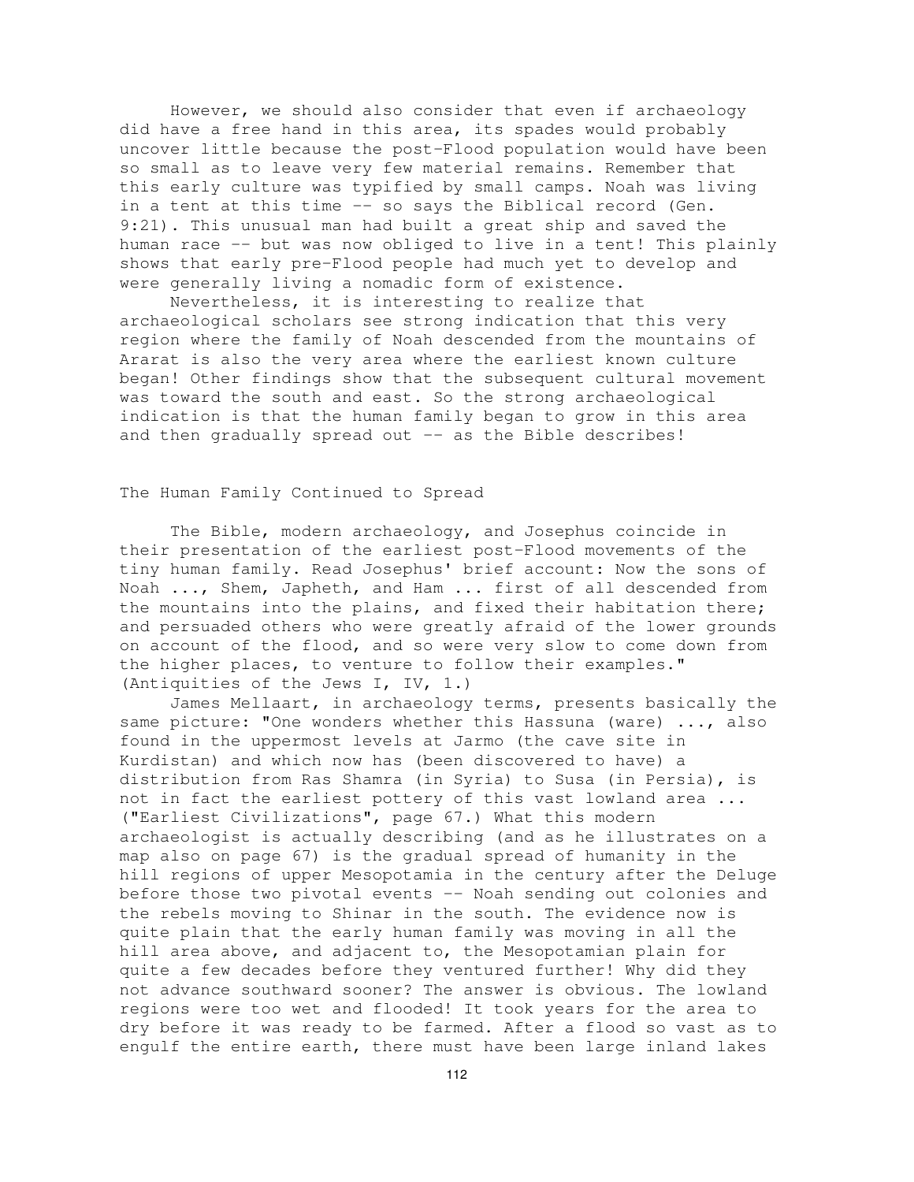However, we should also consider that even if archaeology did have a free hand in this area, its spades would probably uncover little because the post-Flood population would have been so small as to leave very few material remains. Remember that this early culture was typified by small camps. Noah was living in a tent at this time -- so says the Biblical record (Gen. 9:21). This unusual man had built a great ship and saved the human race -- but was now obliged to live in a tent! This plainly shows that early pre-Flood people had much yet to develop and were generally living a nomadic form of existence.

Nevertheless, it is interesting to realize that archaeological scholars see strong indication that this very region where the family of Noah descended from the mountains of Ararat is also the very area where the earliest known culture began! Other findings show that the subsequent cultural movement was toward the south and east. So the strong archaeological indication is that the human family began to grow in this area and then gradually spread out -- as the Bible describes!

## The Human Family Continued to Spread

The Bible, modern archaeology, and Josephus coincide in their presentation of the earliest post-Flood movements of the tiny human family. Read Josephus' brief account: Now the sons of Noah ..., Shem, Japheth, and Ham ... first of all descended from the mountains into the plains, and fixed their habitation there; and persuaded others who were greatly afraid of the lower grounds on account of the flood, and so were very slow to come down from the higher places, to venture to follow their examples." (Antiquities of the Jews I, IV, 1.)

James Mellaart, in archaeology terms, presents basically the same picture: "One wonders whether this Hassuna (ware) ..., also found in the uppermost levels at Jarmo (the cave site in Kurdistan) and which now has (been discovered to have) a distribution from Ras Shamra (in Syria) to Susa (in Persia), is not in fact the earliest pottery of this vast lowland area ... ("Earliest Civilizations", page 67.) What this modern archaeologist is actually describing (and as he illustrates on a map also on page 67) is the gradual spread of humanity in the hill regions of upper Mesopotamia in the century after the Deluge before those two pivotal events -- Noah sending out colonies and the rebels moving to Shinar in the south. The evidence now is quite plain that the early human family was moving in all the hill area above, and adjacent to, the Mesopotamian plain for quite a few decades before they ventured further! Why did they not advance southward sooner? The answer is obvious. The lowland regions were too wet and flooded! It took years for the area to dry before it was ready to be farmed. After a flood so vast as to engulf the entire earth, there must have been large inland lakes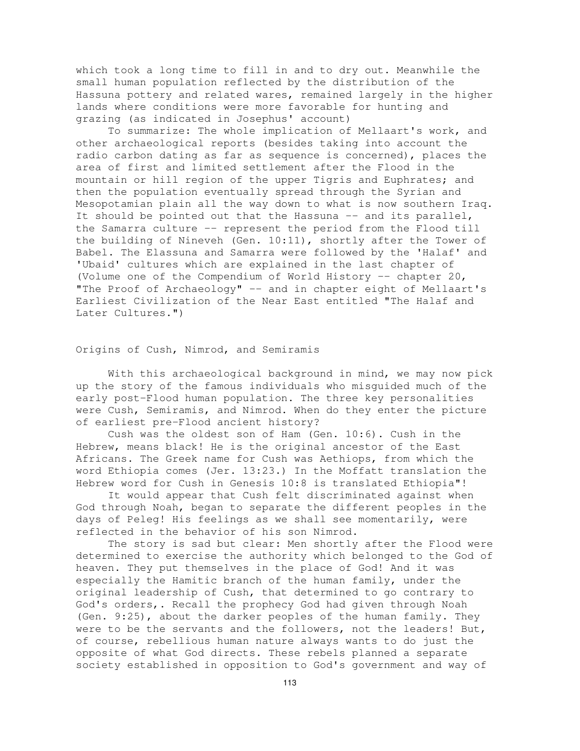which took a long time to fill in and to dry out. Meanwhile the small human population reflected by the distribution of the Hassuna pottery and related wares, remained largely in the higher lands where conditions were more favorable for hunting and grazing (as indicated in Josephus' account)

To summarize: The whole implication of Mellaart's work, and other archaeological reports (besides taking into account the radio carbon dating as far as sequence is concerned), places the area of first and limited settlement after the Flood in the mountain or hill region of the upper Tigris and Euphrates; and then the population eventually spread through the Syrian and Mesopotamian plain all the way down to what is now southern Iraq. It should be pointed out that the Hassuna -- and its parallel, the Samarra culture -- represent the period from the Flood till the building of Nineveh (Gen. 10:11), shortly after the Tower of Babel. The Elassuna and Samarra were followed by the 'Halaf' and 'Ubaid' cultures which are explained in the last chapter of (Volume one of the Compendium of World History -- chapter 20, "The Proof of Archaeology" -- and in chapter eight of Mellaart's Earliest Civilization of the Near East entitled "The Halaf and Later Cultures.")

## Origins of Cush, Nimrod, and Semiramis

With this archaeological background in mind, we may now pick up the story of the famous individuals who misguided much of the early post-Flood human population. The three key personalities were Cush, Semiramis, and Nimrod. When do they enter the picture of earliest pre-Flood ancient history?

Cush was the oldest son of Ham (Gen. 10:6). Cush in the Hebrew, means black! He is the original ancestor of the East Africans. The Greek name for Cush was Aethiops, from which the word Ethiopia comes (Jer. 13:23.) In the Moffatt translation the Hebrew word for Cush in Genesis 10:8 is translated Ethiopia"!

It would appear that Cush felt discriminated against when God through Noah, began to separate the different peoples in the days of Peleg! His feelings as we shall see momentarily, were reflected in the behavior of his son Nimrod.

The story is sad but clear: Men shortly after the Flood were determined to exercise the authority which belonged to the God of heaven. They put themselves in the place of God! And it was especially the Hamitic branch of the human family, under the original leadership of Cush, that determined to go contrary to God's orders,. Recall the prophecy God had given through Noah (Gen. 9:25), about the darker peoples of the human family. They were to be the servants and the followers, not the leaders! But, of course, rebellious human nature always wants to do just the opposite of what God directs. These rebels planned a separate society established in opposition to God's government and way of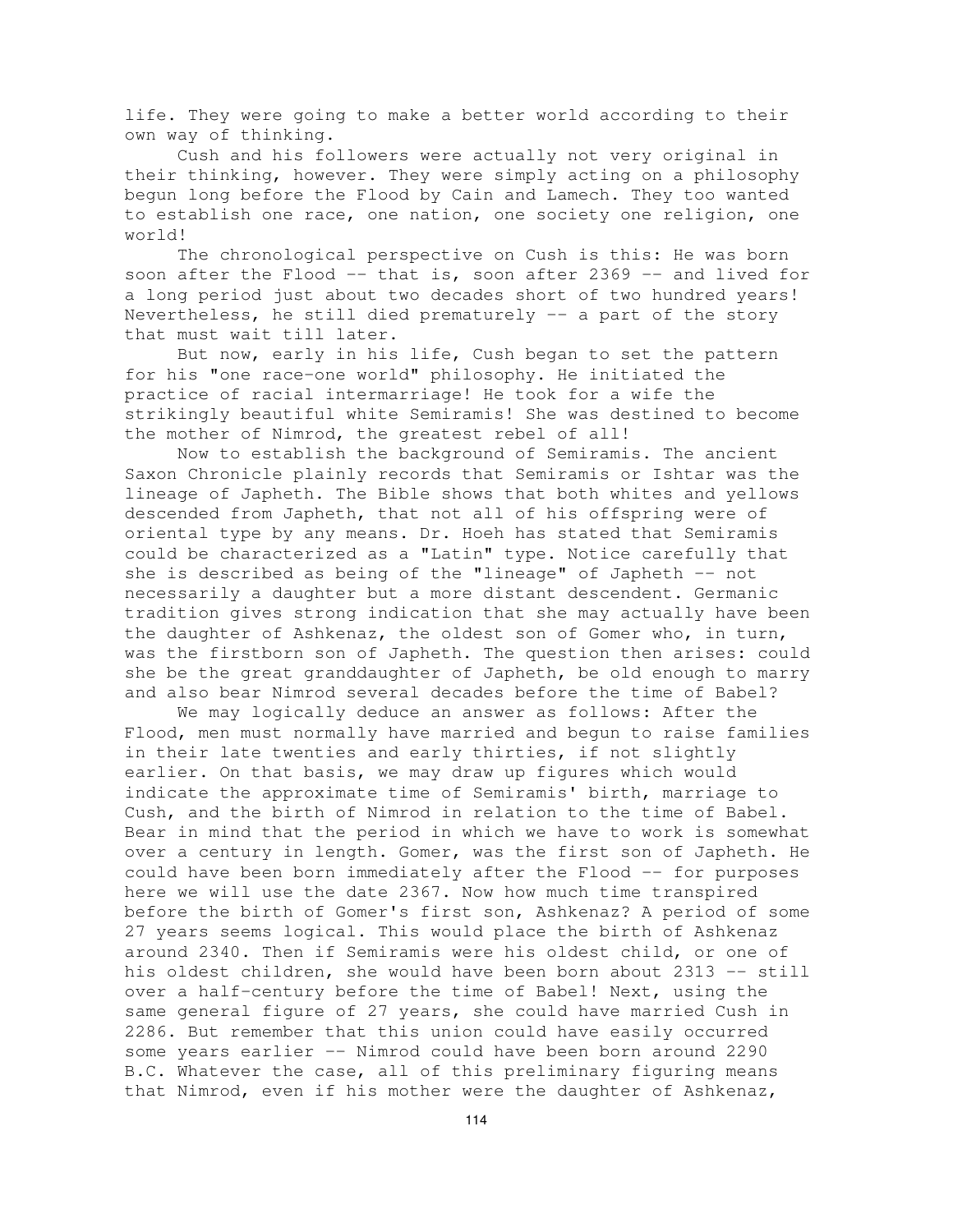life. They were going to make a better world according to their own way of thinking.

Cush and his followers were actually not very original in their thinking, however. They were simply acting on a philosophy begun long before the Flood by Cain and Lamech. They too wanted to establish one race, one nation, one society one religion, one world!

The chronological perspective on Cush is this: He was born soon after the Flood -- that is, soon after 2369 -- and lived for a long period just about two decades short of two hundred years! Nevertheless, he still died prematurely -- a part of the story that must wait till later.

But now, early in his life, Cush began to set the pattern for his "one race-one world" philosophy. He initiated the practice of racial intermarriage! He took for a wife the strikingly beautiful white Semiramis! She was destined to become the mother of Nimrod, the greatest rebel of all!

Now to establish the background of Semiramis. The ancient Saxon Chronicle plainly records that Semiramis or Ishtar was the lineage of Japheth. The Bible shows that both whites and yellows descended from Japheth, that not all of his offspring were of oriental type by any means. Dr. Hoeh has stated that Semiramis could be characterized as a "Latin" type. Notice carefully that she is described as being of the "lineage" of Japheth -- not necessarily a daughter but a more distant descendent. Germanic tradition gives strong indication that she may actually have been the daughter of Ashkenaz, the oldest son of Gomer who, in turn, was the firstborn son of Japheth. The question then arises: could she be the great granddaughter of Japheth, be old enough to marry and also bear Nimrod several decades before the time of Babel?

We may logically deduce an answer as follows: After the Flood, men must normally have married and begun to raise families in their late twenties and early thirties, if not slightly earlier. On that basis, we may draw up figures which would indicate the approximate time of Semiramis' birth, marriage to Cush, and the birth of Nimrod in relation to the time of Babel. Bear in mind that the period in which we have to work is somewhat over a century in length. Gomer, was the first son of Japheth. He could have been born immediately after the Flood -- for purposes here we will use the date 2367. Now how much time transpired before the birth of Gomer's first son, Ashkenaz? A period of some 27 years seems logical. This would place the birth of Ashkenaz around 2340. Then if Semiramis were his oldest child, or one of his oldest children, she would have been born about 2313 -- still over a half-century before the time of Babel! Next, using the same general figure of 27 years, she could have married Cush in 2286. But remember that this union could have easily occurred some years earlier -- Nimrod could have been born around 2290 B.C. Whatever the case, all of this preliminary figuring means that Nimrod, even if his mother were the daughter of Ashkenaz,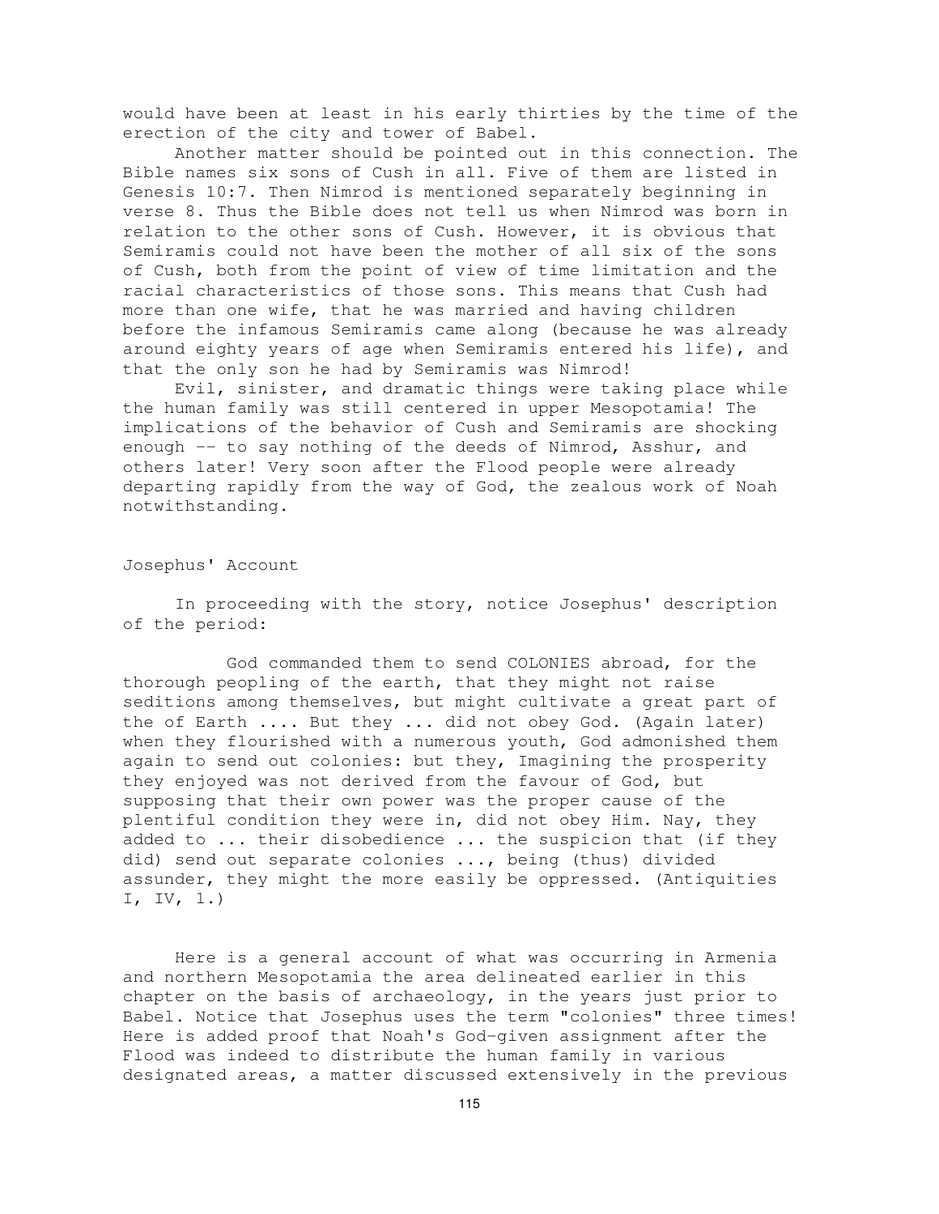would have been at least in his early thirties by the time of the erection of the city and tower of Babel.

Another matter should be pointed out in this connection. The Bible names six sons of Cush in all. Five of them are listed in Genesis 10:7. Then Nimrod is mentioned separately beginning in verse 8. Thus the Bible does not tell us when Nimrod was born in relation to the other sons of Cush. However, it is obvious that Semiramis could not have been the mother of all six of the sons of Cush, both from the point of view of time limitation and the racial characteristics of those sons. This means that Cush had more than one wife, that he was married and having children before the infamous Semiramis came along (because he was already around eighty years of age when Semiramis entered his life), and that the only son he had by Semiramis was Nimrod!

Evil, sinister, and dramatic things were taking place while the human family was still centered in upper Mesopotamia! The implications of the behavior of Cush and Semiramis are shocking enough -- to say nothing of the deeds of Nimrod, Asshur, and others later! Very soon after the Flood people were already departing rapidly from the way of God, the zealous work of Noah notwithstanding.

## Josephus' Account

In proceeding with the story, notice Josephus' description of the period:

> God commanded them to send COLONIES abroad, for the thorough peopling of the earth, that they might not raise seditions among themselves, but might cultivate a great part of the of Earth .... But they ... did not obey God. (Again later) when they flourished with a numerous youth, God admonished them again to send out colonies: but they, Imagining the prosperity they enjoyed was not derived from the favour of God, but supposing that their own power was the proper cause of the plentiful condition they were in, did not obey Him. Nay, they added to ... their disobedience ... the suspicion that (if they did) send out separate colonies ..., being (thus) divided assunder, they might the more easily be oppressed. (Antiquities I, IV, 1.)

Here is a general account of what was occurring in Armenia and northern Mesopotamia the area delineated earlier in this chapter on the basis of archaeology, in the years just prior to Babel. Notice that Josephus uses the term "colonies" three times! Here is added proof that Noah's God-given assignment after the Flood was indeed to distribute the human family in various designated areas, a matter discussed extensively in the previous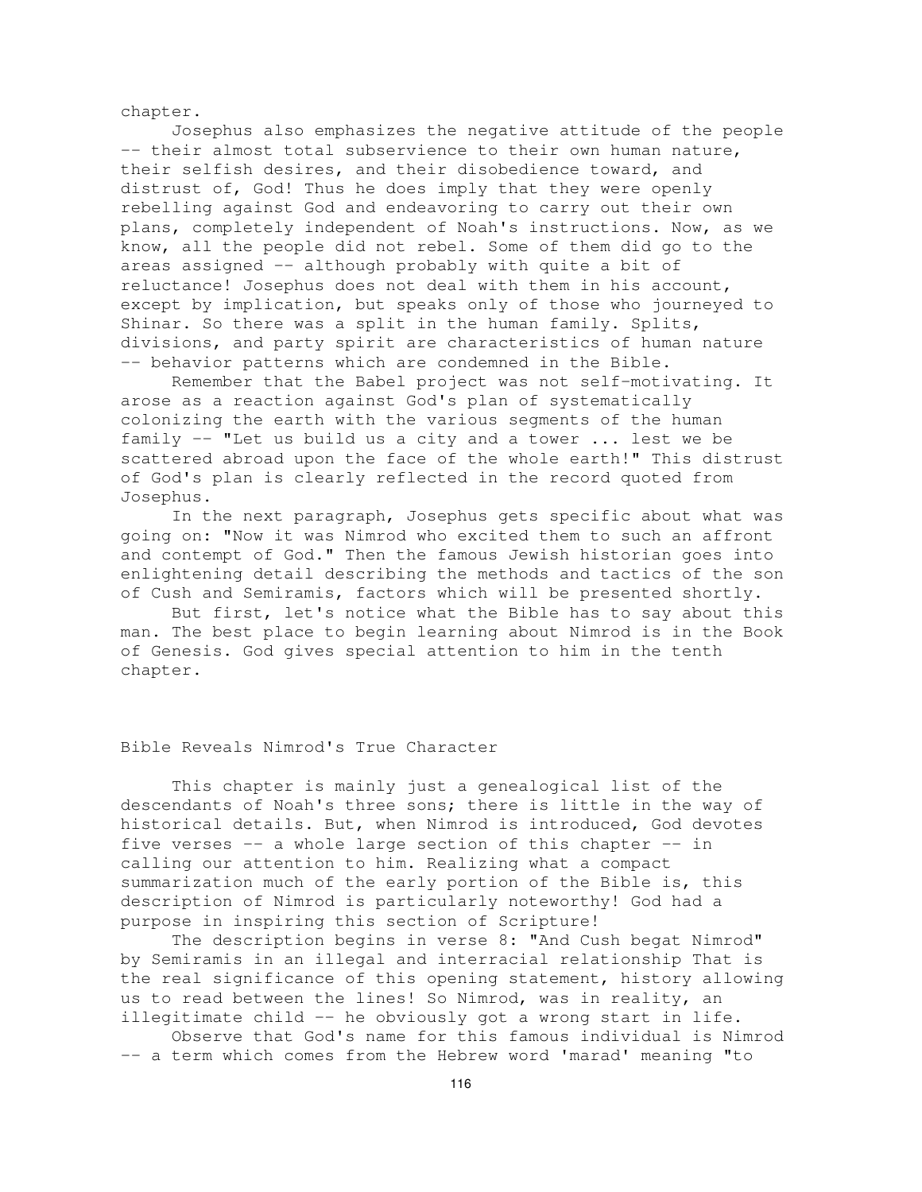chapter.

Josephus also emphasizes the negative attitude of the people -- their almost total subservience to their own human nature, their selfish desires, and their disobedience toward, and distrust of, God! Thus he does imply that they were openly rebelling against God and endeavoring to carry out their own plans, completely independent of Noah's instructions. Now, as we know, all the people did not rebel. Some of them did go to the areas assigned -- although probably with quite a bit of reluctance! Josephus does not deal with them in his account, except by implication, but speaks only of those who journeyed to Shinar. So there was a split in the human family. Splits, divisions, and party spirit are characteristics of human nature -- behavior patterns which are condemned in the Bible.

Remember that the Babel project was not self-motivating. It arose as a reaction against God's plan of systematically colonizing the earth with the various segments of the human family -- "Let us build us a city and a tower ... lest we be scattered abroad upon the face of the whole earth!" This distrust of God's plan is clearly reflected in the record quoted from Josephus.

In the next paragraph, Josephus gets specific about what was going on: "Now it was Nimrod who excited them to such an affront and contempt of God." Then the famous Jewish historian goes into enlightening detail describing the methods and tactics of the son of Cush and Semiramis, factors which will be presented shortly.

But first, let's notice what the Bible has to say about this man. The best place to begin learning about Nimrod is in the Book of Genesis. God gives special attention to him in the tenth chapter.

## Bible Reveals Nimrod's True Character

This chapter is mainly just a genealogical list of the descendants of Noah's three sons; there is little in the way of historical details. But, when Nimrod is introduced, God devotes five verses -- a whole large section of this chapter -- in calling our attention to him. Realizing what a compact summarization much of the early portion of the Bible is, this description of Nimrod is particularly noteworthy! God had a purpose in inspiring this section of Scripture!

The description begins in verse 8: "And Cush begat Nimrod" by Semiramis in an illegal and interracial relationship That is the real significance of this opening statement, history allowing us to read between the lines! So Nimrod, was in reality, an illegitimate child -- he obviously got a wrong start in life.

Observe that God's name for this famous individual is Nimrod -- a term which comes from the Hebrew word 'marad' meaning "to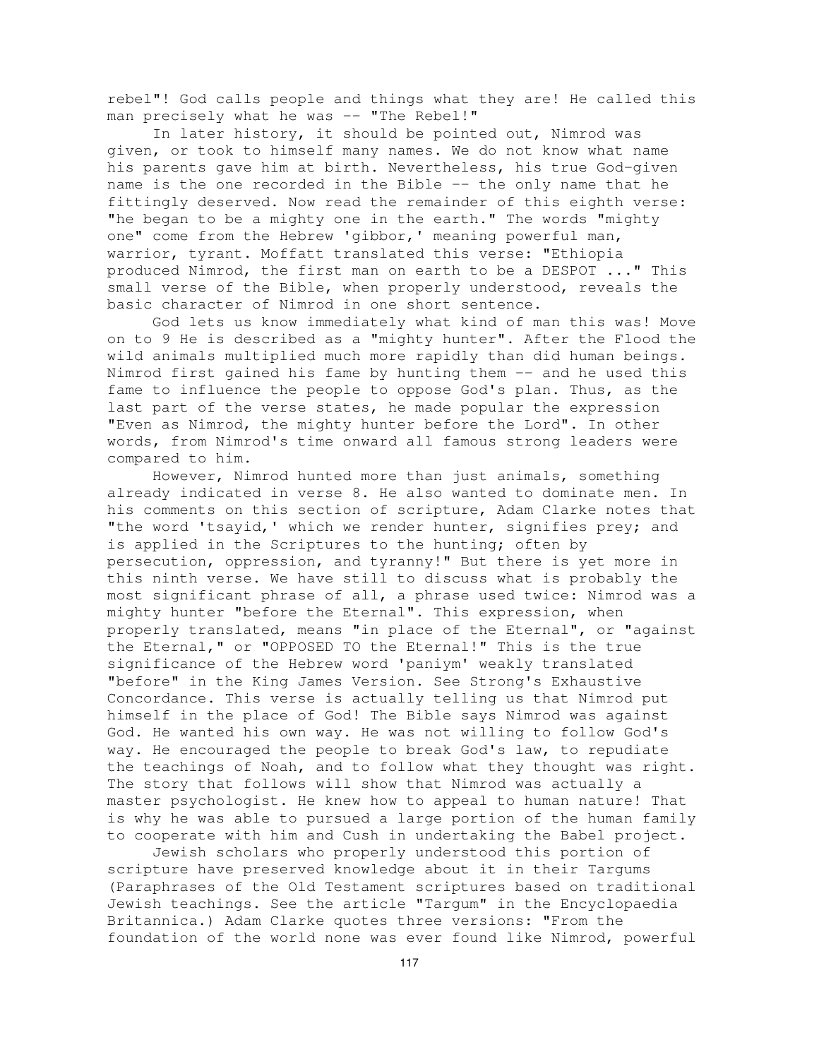rebel"! God calls people and things what they are! He called this man precisely what he was -- "The Rebel!"

In later history, it should be pointed out, Nimrod was given, or took to himself many names. We do not know what name his parents gave him at birth. Nevertheless, his true God-given name is the one recorded in the Bible -- the only name that he fittingly deserved. Now read the remainder of this eighth verse: "he began to be a mighty one in the earth." The words "mighty one" come from the Hebrew 'gibbor,' meaning powerful man, warrior, tyrant. Moffatt translated this verse: "Ethiopia produced Nimrod, the first man on earth to be a DESPOT ..." This small verse of the Bible, when properly understood, reveals the basic character of Nimrod in one short sentence.

God lets us know immediately what kind of man this was! Move on to 9 He is described as a "mighty hunter". After the Flood the wild animals multiplied much more rapidly than did human beings. Nimrod first gained his fame by hunting them -- and he used this fame to influence the people to oppose God's plan. Thus, as the last part of the verse states, he made popular the expression "Even as Nimrod, the mighty hunter before the Lord". In other words, from Nimrod's time onward all famous strong leaders were compared to him.

However, Nimrod hunted more than just animals, something already indicated in verse 8. He also wanted to dominate men. In his comments on this section of scripture, Adam Clarke notes that "the word 'tsayid,' which we render hunter, signifies prey; and is applied in the Scriptures to the hunting; often by persecution, oppression, and tyranny!" But there is yet more in this ninth verse. We have still to discuss what is probably the most significant phrase of all, a phrase used twice: Nimrod was a mighty hunter "before the Eternal". This expression, when properly translated, means "in place of the Eternal", or "against the Eternal," or "OPPOSED TO the Eternal!" This is the true significance of the Hebrew word 'paniym' weakly translated "before" in the King James Version. See Strong's Exhaustive Concordance. This verse is actually telling us that Nimrod put himself in the place of God! The Bible says Nimrod was against God. He wanted his own way. He was not willing to follow God's way. He encouraged the people to break God's law, to repudiate the teachings of Noah, and to follow what they thought was right. The story that follows will show that Nimrod was actually a master psychologist. He knew how to appeal to human nature! That is why he was able to pursued a large portion of the human family to cooperate with him and Cush in undertaking the Babel project.

Jewish scholars who properly understood this portion of scripture have preserved knowledge about it in their Targums (Paraphrases of the Old Testament scriptures based on traditional Jewish teachings. See the article "Targum" in the Encyclopaedia Britannica.) Adam Clarke quotes three versions: "From the foundation of the world none was ever found like Nimrod, powerful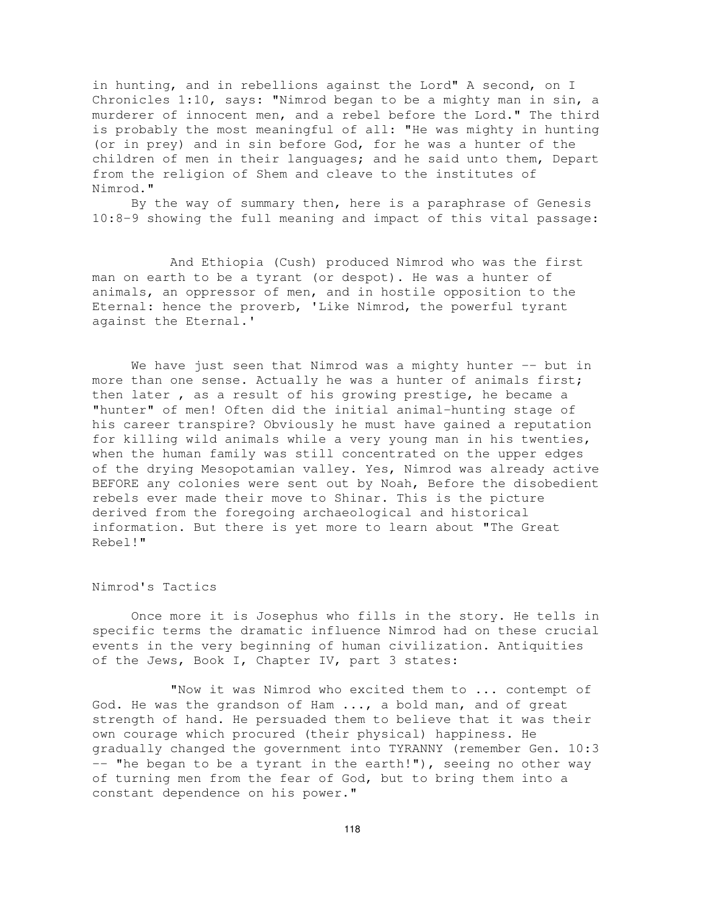in hunting, and in rebellions against the Lord" A second, on I Chronicles 1:10, says: "Nimrod began to be a mighty man in sin, a murderer of innocent men, and a rebel before the Lord." The third is probably the most meaningful of all: "He was mighty in hunting (or in prey) and in sin before God, for he was a hunter of the children of men in their languages; and he said unto them, Depart from the religion of Shem and cleave to the institutes of Nimrod."

By the way of summary then, here is a paraphrase of Genesis 10:8-9 showing the full meaning and impact of this vital passage:

> And Ethiopia (Cush) produced Nimrod who was the first man on earth to be a tyrant (or despot). He was a hunter of animals, an oppressor of men, and in hostile opposition to the Eternal: hence the proverb, 'Like Nimrod, the powerful tyrant against the Eternal.'

We have just seen that Nimrod was a mighty hunter -- but in more than one sense. Actually he was a hunter of animals first; then later , as a result of his growing prestige, he became a "hunter" of men! Often did the initial animal-hunting stage of his career transpire? Obviously he must have gained a reputation for killing wild animals while a very young man in his twenties, when the human family was still concentrated on the upper edges of the drying Mesopotamian valley. Yes, Nimrod was already active BEFORE any colonies were sent out by Noah, Before the disobedient rebels ever made their move to Shinar. This is the picture derived from the foregoing archaeological and historical information. But there is yet more to learn about "The Great Rebel!"

## Nimrod's Tactics

Once more it is Josephus who fills in the story. He tells in specific terms the dramatic influence Nimrod had on these crucial events in the very beginning of human civilization. Antiquities of the Jews, Book I, Chapter IV, part 3 states:

> "Now it was Nimrod who excited them to ... contempt of God. He was the grandson of Ham ..., a bold man, and of great strength of hand. He persuaded them to believe that it was their own courage which procured (their physical) happiness. He gradually changed the government into TYRANNY (remember Gen. 10:3 -- "he began to be a tyrant in the earth!"), seeing no other way of turning men from the fear of God, but to bring them into a constant dependence on his power."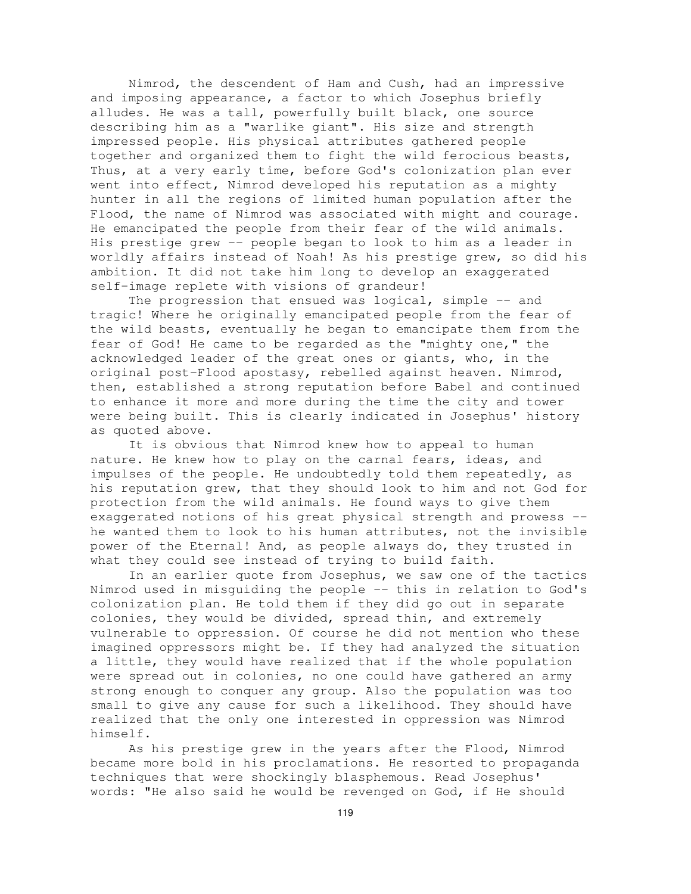Nimrod, the descendent of Ham and Cush, had an impressive and imposing appearance, a factor to which Josephus briefly alludes. He was a tall, powerfully built black, one source describing him as a "warlike giant". His size and strength impressed people. His physical attributes gathered people together and organized them to fight the wild ferocious beasts, Thus, at a very early time, before God's colonization plan ever went into effect, Nimrod developed his reputation as a mighty hunter in all the regions of limited human population after the Flood, the name of Nimrod was associated with might and courage. He emancipated the people from their fear of the wild animals. His prestige grew -- people began to look to him as a leader in worldly affairs instead of Noah! As his prestige grew, so did his ambition. It did not take him long to develop an exaggerated self-image replete with visions of grandeur!

The progression that ensued was logical, simple -- and tragic! Where he originally emancipated people from the fear of the wild beasts, eventually he began to emancipate them from the fear of God! He came to be regarded as the "mighty one," the acknowledged leader of the great ones or giants, who, in the original post-Flood apostasy, rebelled against heaven. Nimrod, then, established a strong reputation before Babel and continued to enhance it more and more during the time the city and tower were being built. This is clearly indicated in Josephus' history as quoted above.

It is obvious that Nimrod knew how to appeal to human nature. He knew how to play on the carnal fears, ideas, and impulses of the people. He undoubtedly told them repeatedly, as his reputation grew, that they should look to him and not God for protection from the wild animals. He found ways to give them exaggerated notions of his great physical strength and prowess -- he wanted them to look to his human attributes, not the invisible power of the Eternal! And, as people always do, they trusted in what they could see instead of trying to build faith.

In an earlier quote from Josephus, we saw one of the tactics Nimrod used in misguiding the people -- this in relation to God's colonization plan. He told them if they did go out in separate colonies, they would be divided, spread thin, and extremely vulnerable to oppression. Of course he did not mention who these imagined oppressors might be. If they had analyzed the situation a little, they would have realized that if the whole population were spread out in colonies, no one could have gathered an army strong enough to conquer any group. Also the population was too small to give any cause for such a likelihood. They should have realized that the only one interested in oppression was Nimrod himself.

As his prestige grew in the years after the Flood, Nimrod became more bold in his proclamations. He resorted to propaganda techniques that were shockingly blasphemous. Read Josephus' words: "He also said he would be revenged on God, if He should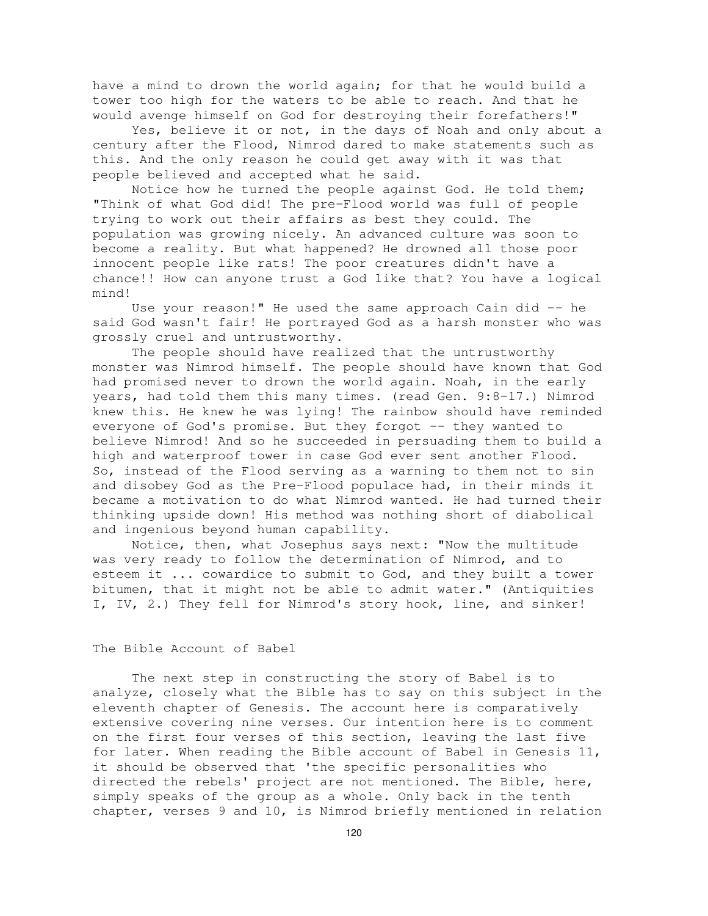have a mind to drown the world again; for that he would build a tower too high for the waters to be able to reach. And that he would avenge himself on God for destroying their forefathers!"

Yes, believe it or not, in the days of Noah and only about a century after the Flood, Nimrod dared to make statements such as this. And the only reason he could get away with it was that people believed and accepted what he said.

Notice how he turned the people against God. He told them; "Think of what God did! The pre-Flood world was full of people trying to work out their affairs as best they could. The population was growing nicely. An advanced culture was soon to become a reality. But what happened? He drowned all those poor innocent people like rats! The poor creatures didn't have a chance!! How can anyone trust a God like that? You have a logical mind!

Use your reason!" He used the same approach Cain did -- he said God wasn't fair! He portrayed God as a harsh monster who was grossly cruel and untrustworthy.

The people should have realized that the untrustworthy monster was Nimrod himself. The people should have known that God had promised never to drown the world again. Noah, in the early years, had told them this many times. (read Gen. 9:8-17.) Nimrod knew this. He knew he was lying! The rainbow should have reminded everyone of God's promise. But they forgot -- they wanted to believe Nimrod! And so he succeeded in persuading them to build a high and waterproof tower in case God ever sent another Flood. So, instead of the Flood serving as a warning to them not to sin and disobey God as the Pre-Flood populace had, in their minds it became a motivation to do what Nimrod wanted. He had turned their thinking upside down! His method was nothing short of diabolical and ingenious beyond human capability.

Notice, then, what Josephus says next: "Now the multitude was very ready to follow the determination of Nimrod, and to esteem it ... cowardice to submit to God, and they built a tower bitumen, that it might not be able to admit water." (Antiquities I, IV, 2.) They fell for Nimrod's story hook, line, and sinker!

## The Bible Account of Babel

The next step in constructing the story of Babel is to analyze, closely what the Bible has to say on this subject in the eleventh chapter of Genesis. The account here is comparatively extensive covering nine verses. Our intention here is to comment on the first four verses of this section, leaving the last five for later. When reading the Bible account of Babel in Genesis 11, it should be observed that 'the specific personalities who directed the rebels' project are not mentioned. The Bible, here, simply speaks of the group as a whole. Only back in the tenth chapter, verses 9 and 10, is Nimrod briefly mentioned in relation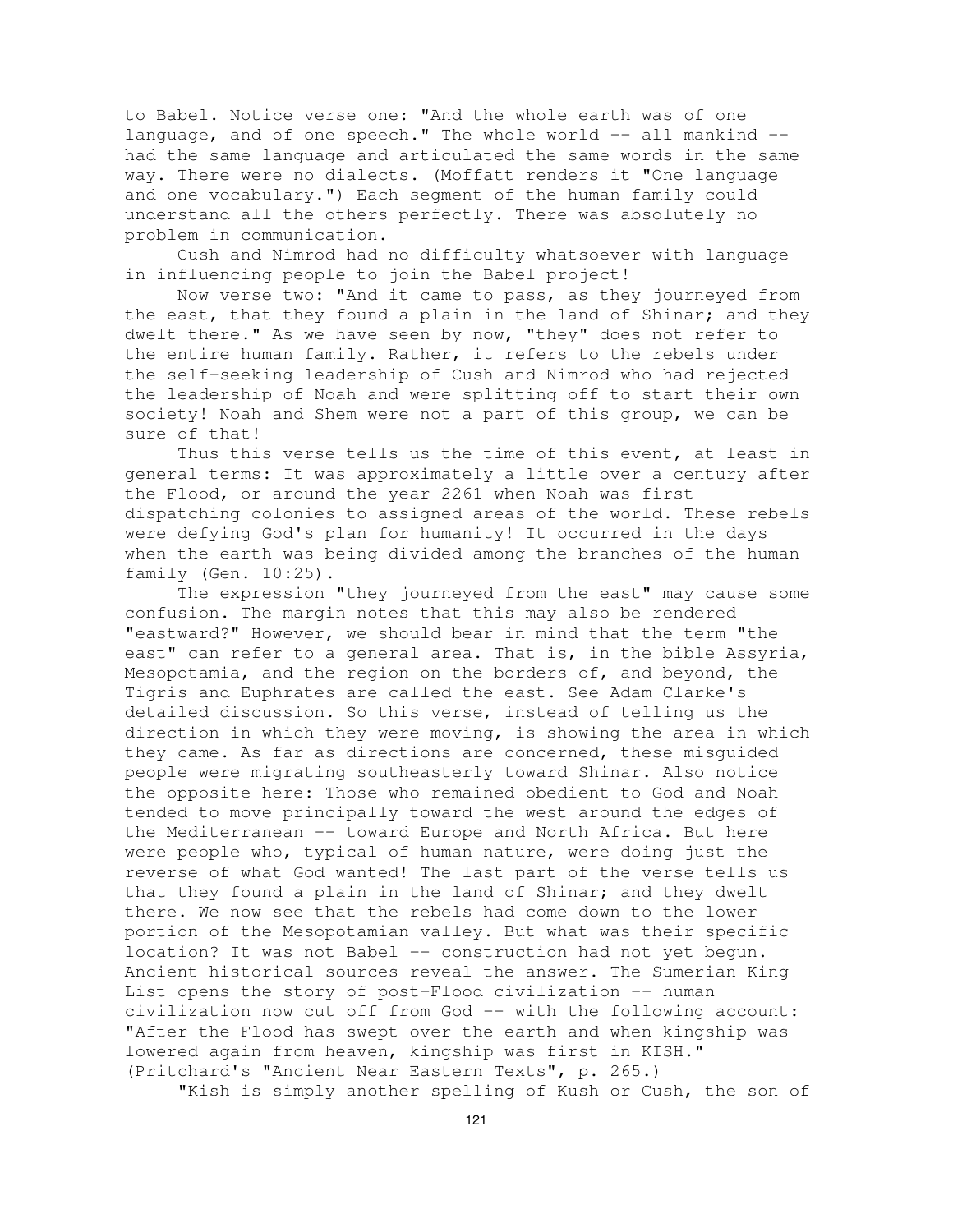to Babel. Notice verse one: "And the whole earth was of one language, and of one speech." The whole world -- all mankind -- had the same language and articulated the same words in the same way. There were no dialects. (Moffatt renders it "One language and one vocabulary.") Each segment of the human family could understand all the others perfectly. There was absolutely no problem in communication.

Cush and Nimrod had no difficulty whatsoever with language in influencing people to join the Babel project!

Now verse two: "And it came to pass, as they journeyed from the east, that they found a plain in the land of Shinar; and they dwelt there." As we have seen by now, "they" does not refer to the entire human family. Rather, it refers to the rebels under the self-seeking leadership of Cush and Nimrod who had rejected the leadership of Noah and were splitting off to start their own society! Noah and Shem were not a part of this group, we can be sure of that!

Thus this verse tells us the time of this event, at least in general terms: It was approximately a little over a century after the Flood, or around the year 2261 when Noah was first dispatching colonies to assigned areas of the world. These rebels were defying God's plan for humanity! It occurred in the days when the earth was being divided among the branches of the human family (Gen. 10:25).

The expression "they journeyed from the east" may cause some confusion. The margin notes that this may also be rendered "eastward?" However, we should bear in mind that the term "the east" can refer to a general area. That is, in the bible Assyria, Mesopotamia, and the region on the borders of, and beyond, the Tigris and Euphrates are called the east. See Adam Clarke's detailed discussion. So this verse, instead of telling us the direction in which they were moving, is showing the area in which they came. As far as directions are concerned, these misguided people were migrating southeasterly toward Shinar. Also notice the opposite here: Those who remained obedient to God and Noah tended to move principally toward the west around the edges of the Mediterranean -- toward Europe and North Africa. But here were people who, typical of human nature, were doing just the reverse of what God wanted! The last part of the verse tells us that they found a plain in the land of Shinar; and they dwelt there. We now see that the rebels had come down to the lower portion of the Mesopotamian valley. But what was their specific location? It was not Babel -- construction had not yet begun. Ancient historical sources reveal the answer. The Sumerian King List opens the story of post-Flood civilization -- human civilization now cut off from God -- with the following account: "After the Flood has swept over the earth and when kingship was lowered again from heaven, kingship was first in KISH." (Pritchard's "Ancient Near Eastern Texts", p. 265.)

"Kish is simply another spelling of Kush or Cush, the son of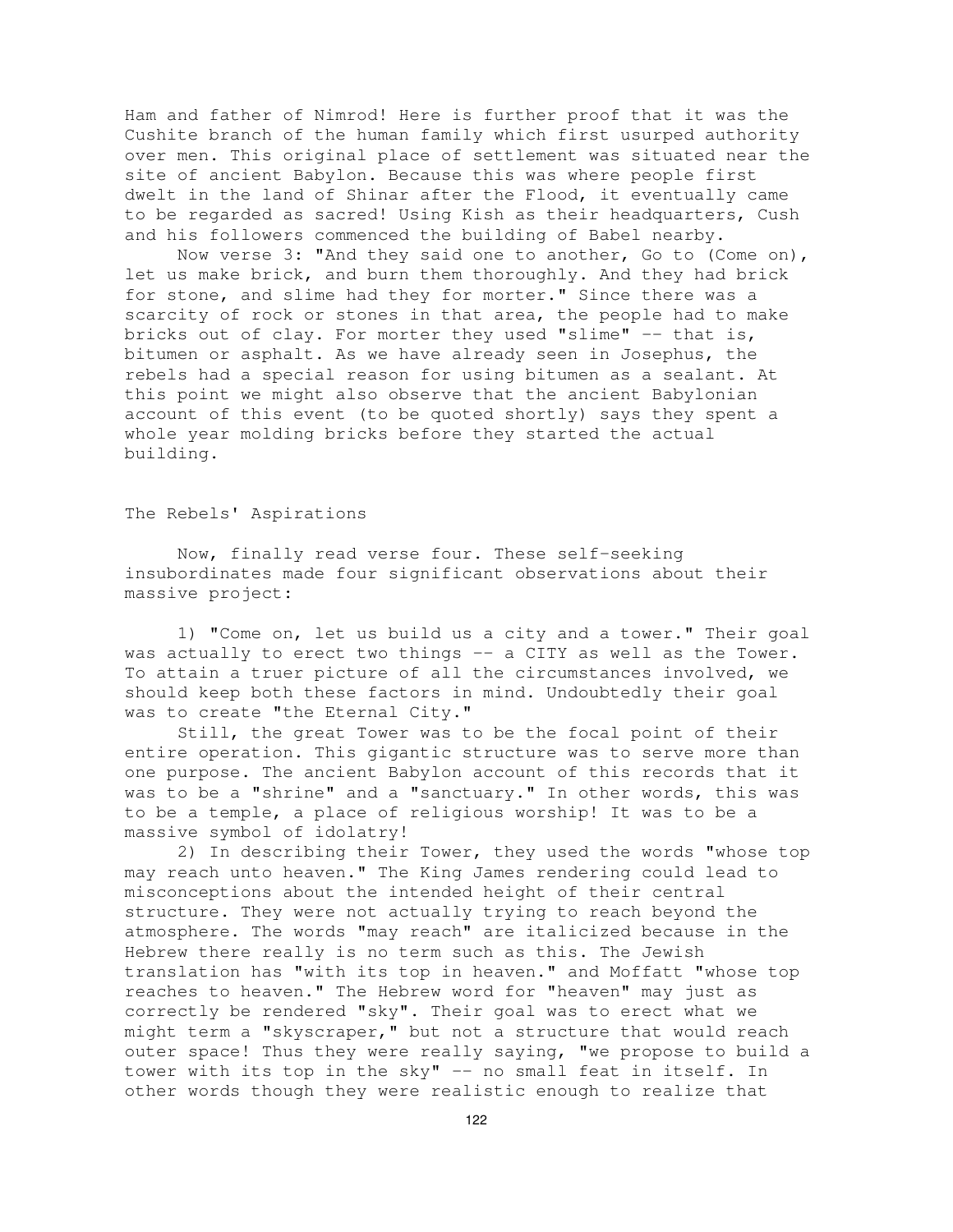Ham and father of Nimrod! Here is further proof that it was the Cushite branch of the human family which first usurped authority over men. This original place of settlement was situated near the site of ancient Babylon. Because this was where people first dwelt in the land of Shinar after the Flood, it eventually came to be regarded as sacred! Using Kish as their headquarters, Cush and his followers commenced the building of Babel nearby.

Now verse 3: "And they said one to another, Go to (Come on), let us make brick, and burn them thoroughly. And they had brick for stone, and slime had they for morter." Since there was a scarcity of rock or stones in that area, the people had to make bricks out of clay. For morter they used "slime" -- that is, bitumen or asphalt. As we have already seen in Josephus, the rebels had a special reason for using bitumen as a sealant. At this point we might also observe that the ancient Babylonian account of this event (to be quoted shortly) says they spent a whole year molding bricks before they started the actual building.

## The Rebels' Aspirations

Now, finally read verse four. These self-seeking insubordinates made four significant observations about their massive project:

1) "Come on, let us build us a city and a tower." Their goal was actually to erect two things -- a CITY as well as the Tower. To attain a truer picture of all the circumstances involved, we should keep both these factors in mind. Undoubtedly their goal was to create "the Eternal City."

Still, the great Tower was to be the focal point of their entire operation. This gigantic structure was to serve more than one purpose. The ancient Babylon account of this records that it was to be a "shrine" and a "sanctuary." In other words, this was to be a temple, a place of religious worship! It was to be a massive symbol of idolatry!

2) In describing their Tower, they used the words "whose top may reach unto heaven." The King James rendering could lead to misconceptions about the intended height of their central structure. They were not actually trying to reach beyond the atmosphere. The words "may reach" are italicized because in the Hebrew there really is no term such as this. The Jewish translation has "with its top in heaven." and Moffatt "whose top reaches to heaven." The Hebrew word for "heaven" may just as correctly be rendered "sky". Their goal was to erect what we might term a "skyscraper," but not a structure that would reach outer space! Thus they were really saying, "we propose to build a tower with its top in the sky" -- no small feat in itself. In other words though they were realistic enough to realize that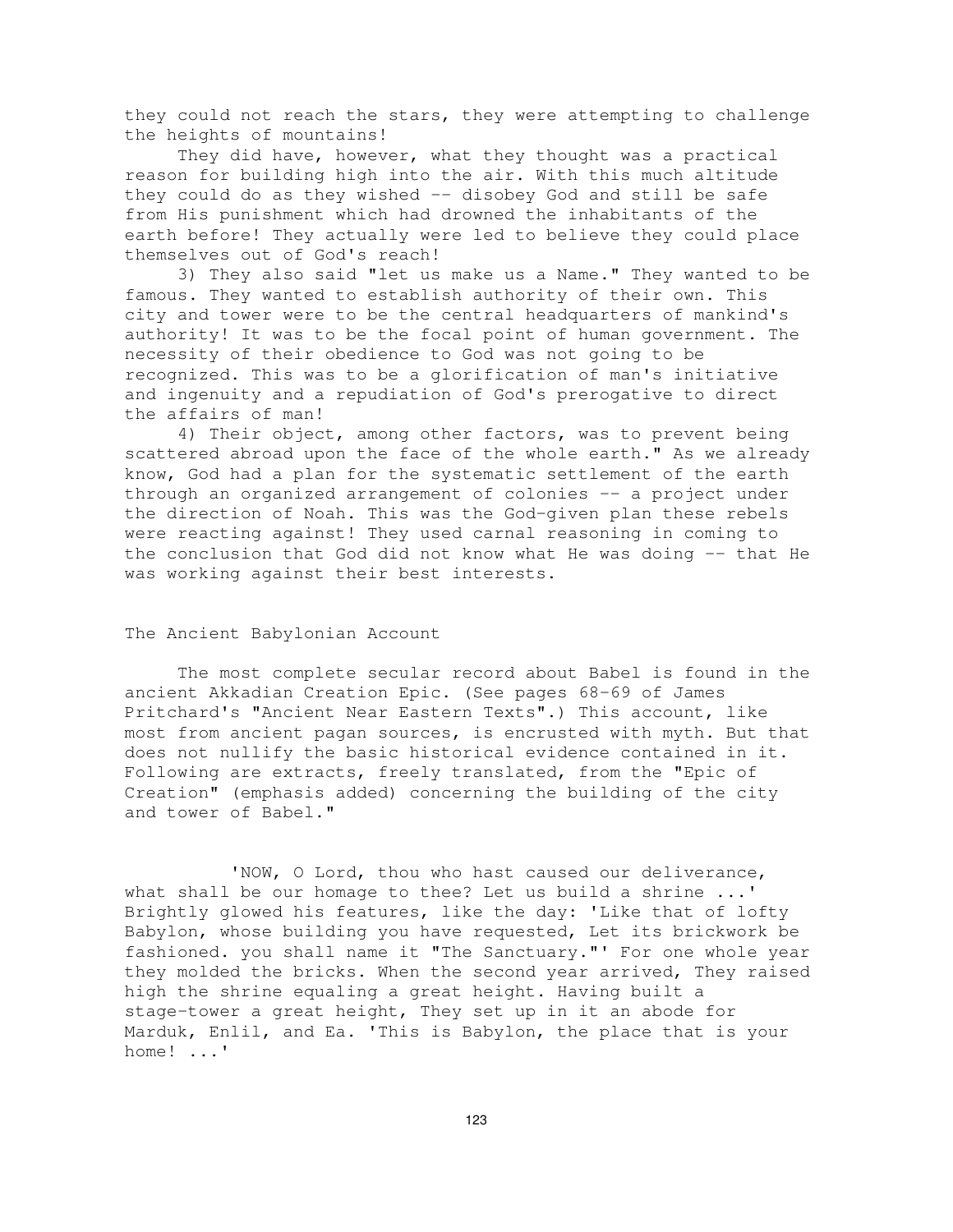they could not reach the stars, they were attempting to challenge the heights of mountains!

They did have, however, what they thought was a practical reason for building high into the air. With this much altitude they could do as they wished -- disobey God and still be safe from His punishment which had drowned the inhabitants of the earth before! They actually were led to believe they could place themselves out of God's reach!

3) They also said "let us make us a Name." They wanted to be famous. They wanted to establish authority of their own. This city and tower were to be the central headquarters of mankind's authority! It was to be the focal point of human government. The necessity of their obedience to God was not going to be recognized. This was to be a glorification of man's initiative and ingenuity and a repudiation of God's prerogative to direct the affairs of man!

4) Their object, among other factors, was to prevent being scattered abroad upon the face of the whole earth." As we already know, God had a plan for the systematic settlement of the earth through an organized arrangement of colonies -- a project under the direction of Noah. This was the God-given plan these rebels were reacting against! They used carnal reasoning in coming to the conclusion that God did not know what He was doing -- that He was working against their best interests.

## The Ancient Babylonian Account

The most complete secular record about Babel is found in the ancient Akkadian Creation Epic. (See pages 68-69 of James Pritchard's "Ancient Near Eastern Texts".) This account, like most from ancient pagan sources, is encrusted with myth. But that does not nullify the basic historical evidence contained in it. Following are extracts, freely translated, from the "Epic of Creation" (emphasis added) concerning the building of the city and tower of Babel."

> 'NOW, O Lord, thou who hast caused our deliverance, what shall be our homage to thee? Let us build a shrine ...' Brightly glowed his features, like the day: 'Like that of lofty Babylon, whose building you have requested, Let its brickwork be fashioned. you shall name it "The Sanctuary."' For one whole year they molded the bricks. When the second year arrived, They raised high the shrine equaling a great height. Having built a stage-tower a great height, They set up in it an abode for Marduk, Enlil, and Ea. 'This is Babylon, the place that is your home! ...'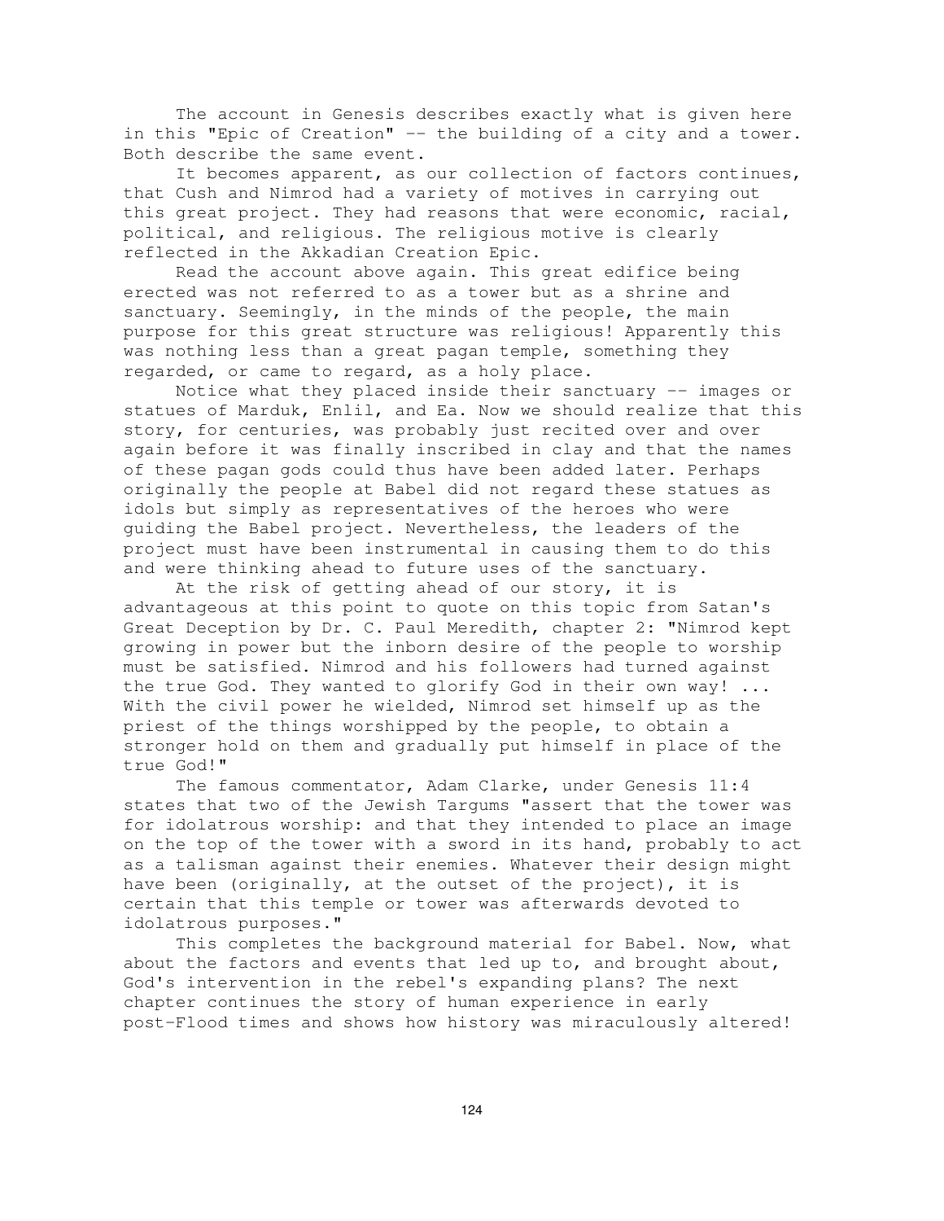The account in Genesis describes exactly what is given here in this "Epic of Creation" -- the building of a city and a tower. Both describe the same event.

It becomes apparent, as our collection of factors continues, that Cush and Nimrod had a variety of motives in carrying out this great project. They had reasons that were economic, racial, political, and religious. The religious motive is clearly reflected in the Akkadian Creation Epic.

Read the account above again. This great edifice being erected was not referred to as a tower but as a shrine and sanctuary. Seemingly, in the minds of the people, the main purpose for this great structure was religious! Apparently this was nothing less than a great pagan temple, something they regarded, or came to regard, as a holy place.

Notice what they placed inside their sanctuary -- images or statues of Marduk, Enlil, and Ea. Now we should realize that this story, for centuries, was probably just recited over and over again before it was finally inscribed in clay and that the names of these pagan gods could thus have been added later. Perhaps originally the people at Babel did not regard these statues as idols but simply as representatives of the heroes who were guiding the Babel project. Nevertheless, the leaders of the project must have been instrumental in causing them to do this and were thinking ahead to future uses of the sanctuary.

At the risk of getting ahead of our story, it is advantageous at this point to quote on this topic from Satan's Great Deception by Dr. C. Paul Meredith, chapter 2: "Nimrod kept growing in power but the inborn desire of the people to worship must be satisfied. Nimrod and his followers had turned against the true God. They wanted to glorify God in their own way! ... With the civil power he wielded, Nimrod set himself up as the priest of the things worshipped by the people, to obtain a stronger hold on them and gradually put himself in place of the true God!"

The famous commentator, Adam Clarke, under Genesis 11:4 states that two of the Jewish Targums "assert that the tower was for idolatrous worship: and that they intended to place an image on the top of the tower with a sword in its hand, probably to act as a talisman against their enemies. Whatever their design might have been (originally, at the outset of the project), it is certain that this temple or tower was afterwards devoted to idolatrous purposes."

This completes the background material for Babel. Now, what about the factors and events that led up to, and brought about, God's intervention in the rebel's expanding plans? The next chapter continues the story of human experience in early post-Flood times and shows how history was miraculously altered!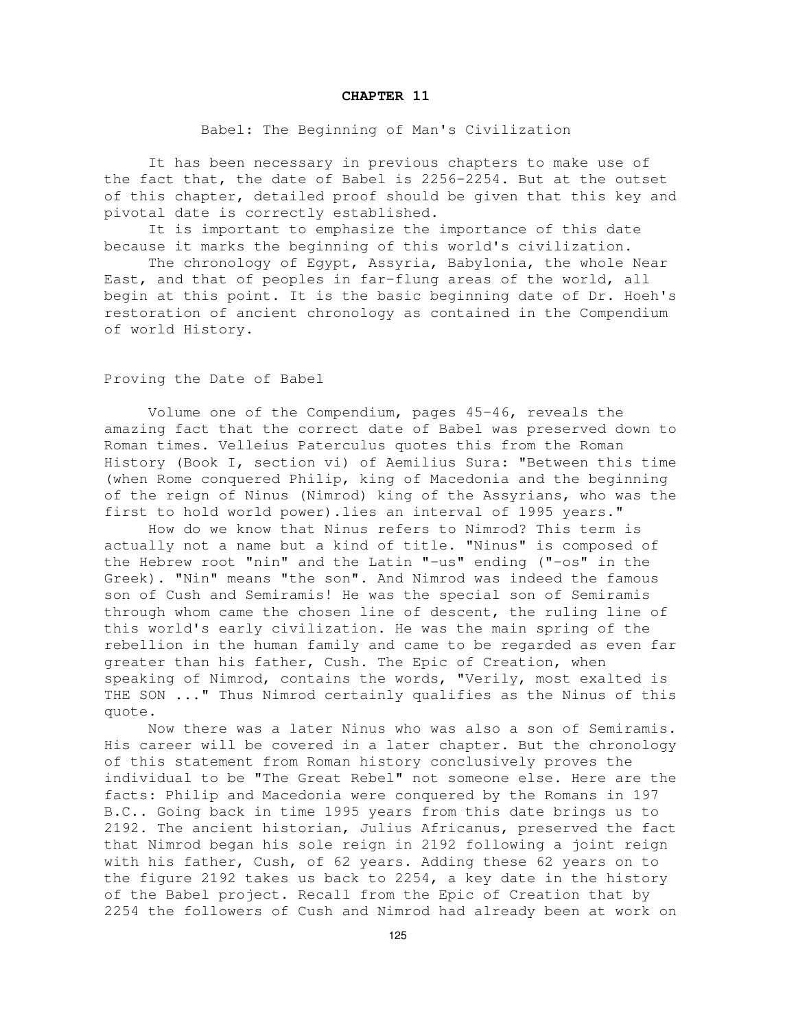# CHAPTER 11

## Babel: The Beginning of Man's Civilization

It has been necessary in previous chapters to make use of the fact that, the date of Babel is 2256-2254. But at the outset of this chapter, detailed proof should be given that this key and pivotal date is correctly established.

It is important to emphasize the importance of this date because it marks the beginning of this world's civilization.

The chronology of Egypt, Assyria, Babylonia, the whole Near East, and that of peoples in far-flung areas of the world, all begin at this point. It is the basic beginning date of Dr. Hoeh's restoration of ancient chronology as contained in the Compendium of world History.

### Proving the Date of Babel

Volume one of the Compendium, pages 45-46, reveals the amazing fact that the correct date of Babel was preserved down to Roman times. Velleius Paterculus quotes this from the Roman History (Book I, section vi) of Aemilius Sura: "Between this time (when Rome conquered Philip, king of Macedonia and the beginning of the reign of Ninus (Nimrod) king of the Assyrians, who was the first to hold world power).lies an interval of 1995 years."

How do we know that Ninus refers to Nimrod? This term is actually not a name but a kind of title. "Ninus" is composed of the Hebrew root "nin" and the Latin "-us" ending ("-os" in the Greek). "Nin" means "the son". And Nimrod was indeed the famous son of Cush and Semiramis! He was the special son of Semiramis through whom came the chosen line of descent, the ruling line of this world's early civilization. He was the main spring of the rebellion in the human family and came to be regarded as even far greater than his father, Cush. The Epic of Creation, when speaking of Nimrod, contains the words, "Verily, most exalted is THE SON ..." Thus Nimrod certainly qualifies as the Ninus of this quote.

Now there was a later Ninus who was also a son of Semiramis. His career will be covered in a later chapter. But the chronology of this statement from Roman history conclusively proves the individual to be "The Great Rebel" not someone else. Here are the facts: Philip and Macedonia were conquered by the Romans in 197 B.C.. Going back in time 1995 years from this date brings us to 2192. The ancient historian, Julius Africanus, preserved the fact that Nimrod began his sole reign in 2192 following a joint reign with his father, Cush, of 62 years. Adding these 62 years on to the figure 2192 takes us back to 2254, a key date in the history of the Babel project. Recall from the Epic of Creation that by 2254 the followers of Cush and Nimrod had already been at work on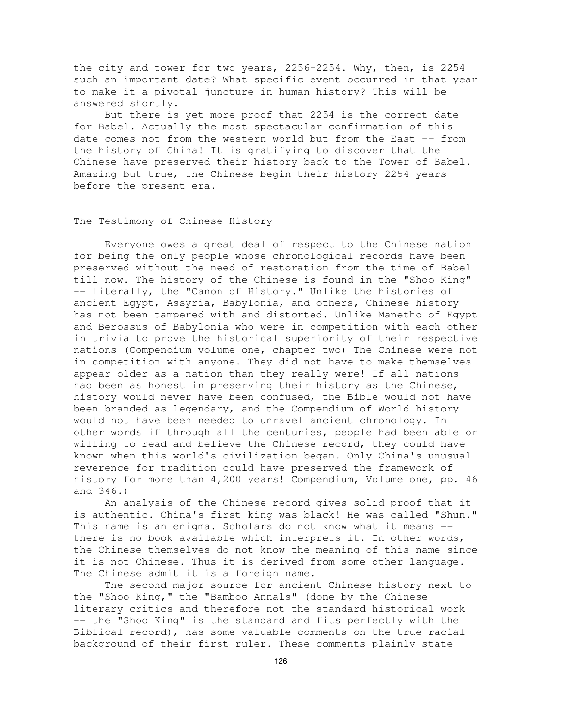the city and tower for two years, 2256-2254. Why, then, is 2254 such an important date? What specific event occurred in that year to make it a pivotal juncture in human history? This will be answered shortly.

But there is yet more proof that 2254 is the correct date for Babel. Actually the most spectacular confirmation of this date comes not from the western world but from the East -- from the history of China! It is gratifying to discover that the Chinese have preserved their history back to the Tower of Babel. Amazing but true, the Chinese begin their history 2254 years before the present era.

## The Testimony of Chinese History

Everyone owes a great deal of respect to the Chinese nation for being the only people whose chronological records have been preserved without the need of restoration from the time of Babel till now. The history of the Chinese is found in the "Shoo King" -- literally, the "Canon of History." Unlike the histories of ancient Egypt, Assyria, Babylonia, and others, Chinese history has not been tampered with and distorted. Unlike Manetho of Egypt and Berossus of Babylonia who were in competition with each other in trivia to prove the historical superiority of their respective nations (Compendium volume one, chapter two) The Chinese were not in competition with anyone. They did not have to make themselves appear older as a nation than they really were! If all nations had been as honest in preserving their history as the Chinese, history would never have been confused, the Bible would not have been branded as legendary, and the Compendium of World history would not have been needed to unravel ancient chronology. In other words if through all the centuries, people had been able or willing to read and believe the Chinese record, they could have known when this world's civilization began. Only China's unusual reverence for tradition could have preserved the framework of history for more than 4,200 years! Compendium, Volume one, pp. 46 and 346.)

An analysis of the Chinese record gives solid proof that it is authentic. China's first king was black! He was called "Shun." This name is an enigma. Scholars do not know what it means -- there is no book available which interprets it. In other words, the Chinese themselves do not know the meaning of this name since it is not Chinese. Thus it is derived from some other language. The Chinese admit it is a foreign name.

The second major source for ancient Chinese history next to the "Shoo King," the "Bamboo Annals" (done by the Chinese literary critics and therefore not the standard historical work -- the "Shoo King" is the standard and fits perfectly with the Biblical record), has some valuable comments on the true racial background of their first ruler. These comments plainly state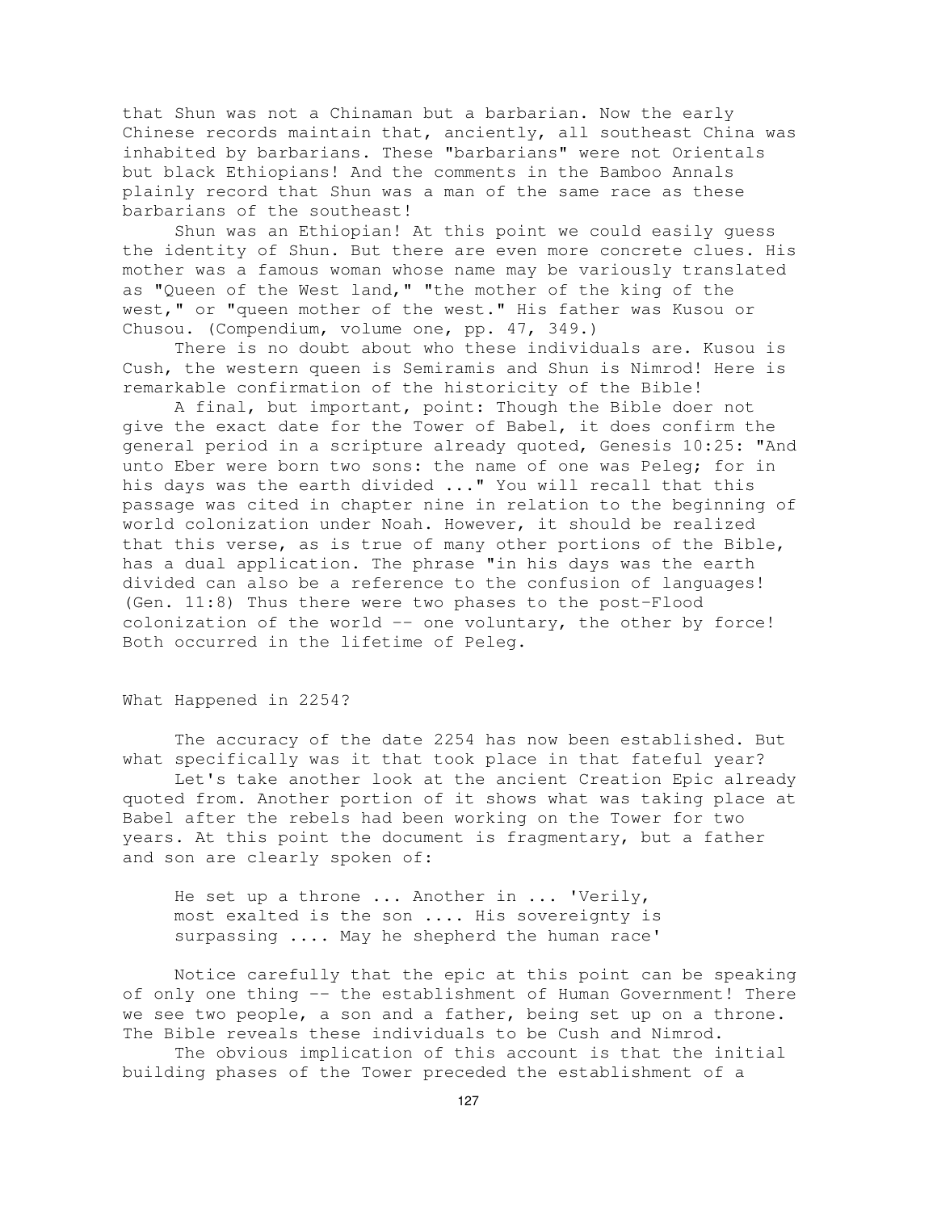that Shun was not a Chinaman but a barbarian. Now the early Chinese records maintain that, anciently, all southeast China was inhabited by barbarians. These "barbarians" were not Orientals but black Ethiopians! And the comments in the Bamboo Annals plainly record that Shun was a man of the same race as these barbarians of the southeast!

Shun was an Ethiopian! At this point we could easily guess the identity of Shun. But there are even more concrete clues. His mother was a famous woman whose name may be variously translated as "Queen of the West land," "the mother of the king of the west," or "queen mother of the west." His father was Kusou or Chusou. (Compendium, volume one, pp. 47, 349.)

There is no doubt about who these individuals are. Kusou is Cush, the western queen is Semiramis and Shun is Nimrod! Here is remarkable confirmation of the historicity of the Bible!

A final, but important, point: Though the Bible doer not give the exact date for the Tower of Babel, it does confirm the general period in a scripture already quoted, Genesis 10:25: "And unto Eber were born two sons: the name of one was Peleg; for in his days was the earth divided ..." You will recall that this passage was cited in chapter nine in relation to the beginning of world colonization under Noah. However, it should be realized that this verse, as is true of many other portions of the Bible, has a dual application. The phrase "in his days was the earth divided can also be a reference to the confusion of languages! (Gen. 11:8) Thus there were two phases to the post-Flood colonization of the world -- one voluntary, the other by force! Both occurred in the lifetime of Peleg.

## What Happened in 2254?

The accuracy of the date 2254 has now been established. But what specifically was it that took place in that fateful year?

Let's take another look at the ancient Creation Epic already quoted from. Another portion of it shows what was taking place at Babel after the rebels had been working on the Tower for two years. At this point the document is fragmentary, but a father and son are clearly spoken of:

> He set up a throne ... Another in ... 'Verily, most exalted is the son .... His sovereignty is surpassing .... May he shepherd the human race'

Notice carefully that the epic at this point can be speaking of only one thing -- the establishment of Human Government! There we see two people, a son and a father, being set up on a throne. The Bible reveals these individuals to be Cush and Nimrod.

The obvious implication of this account is that the initial building phases of the Tower preceded the establishment of a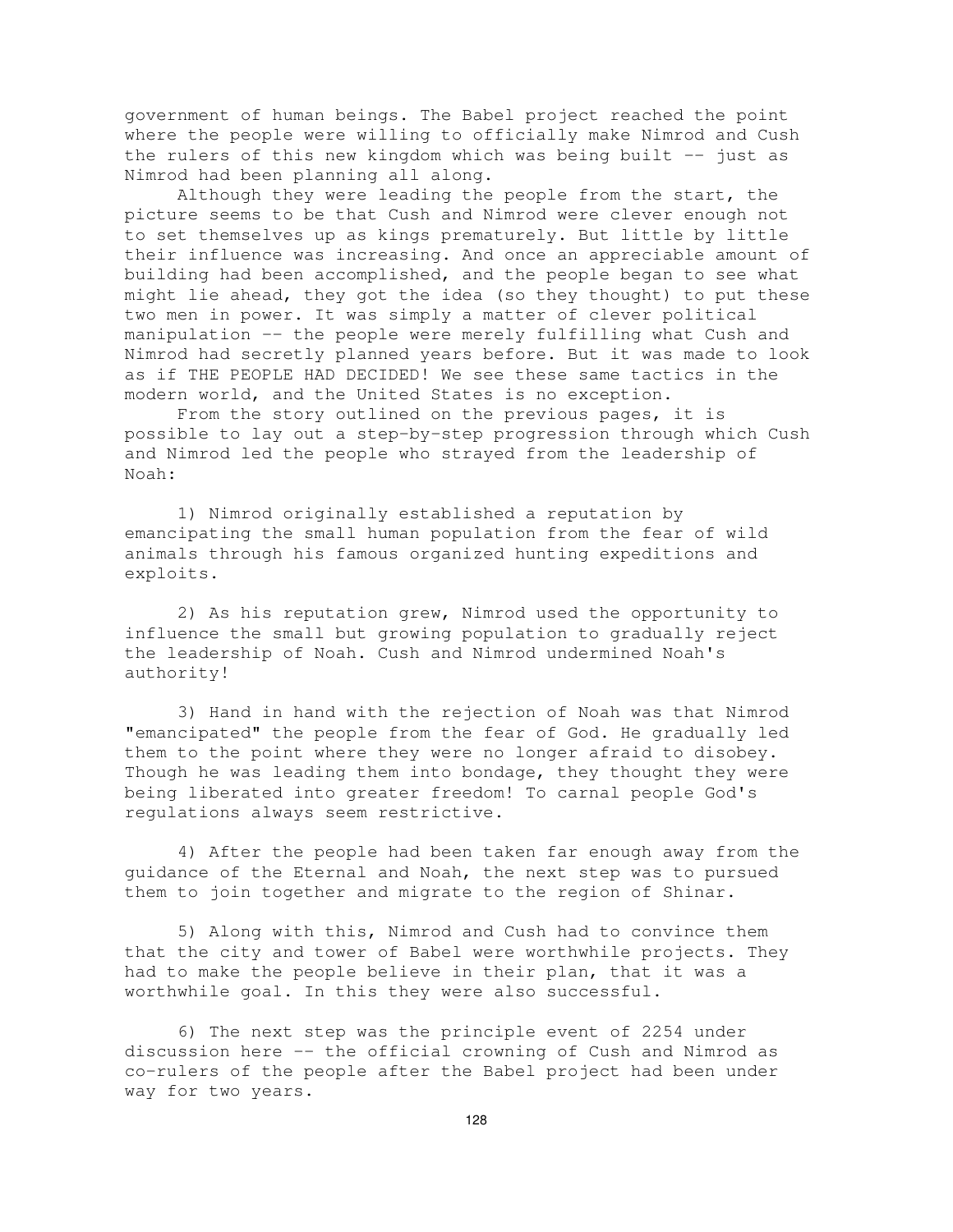government of human beings. The Babel project reached the point where the people were willing to officially make Nimrod and Cush the rulers of this new kingdom which was being built -- just as Nimrod had been planning all along.

Although they were leading the people from the start, the picture seems to be that Cush and Nimrod were clever enough not to set themselves up as kings prematurely. But little by little their influence was increasing. And once an appreciable amount of building had been accomplished, and the people began to see what might lie ahead, they got the idea (so they thought) to put these two men in power. It was simply a matter of clever political manipulation -- the people were merely fulfilling what Cush and Nimrod had secretly planned years before. But it was made to look as if THE PEOPLE HAD DECIDED! We see these same tactics in the modern world, and the United States is no exception.

From the story outlined on the previous pages, it is possible to lay out a step-by-step progression through which Cush and Nimrod led the people who strayed from the leadership of Noah:

1) Nimrod originally established a reputation by emancipating the small human population from the fear of wild animals through his famous organized hunting expeditions and exploits.

2) As his reputation grew, Nimrod used the opportunity to influence the small but growing population to gradually reject the leadership of Noah. Cush and Nimrod undermined Noah's authority!

3) Hand in hand with the rejection of Noah was that Nimrod "emancipated" the people from the fear of God. He gradually led them to the point where they were no longer afraid to disobey. Though he was leading them into bondage, they thought they were being liberated into greater freedom! To carnal people God's regulations always seem restrictive.

4) After the people had been taken far enough away from the guidance of the Eternal and Noah, the next step was to pursued them to join together and migrate to the region of Shinar.

5) Along with this, Nimrod and Cush had to convince them that the city and tower of Babel were worthwhile projects. They had to make the people believe in their plan, that it was a worthwhile goal. In this they were also successful.

6) The next step was the principle event of 2254 under discussion here -- the official crowning of Cush and Nimrod as co-rulers of the people after the Babel project had been under way for two years.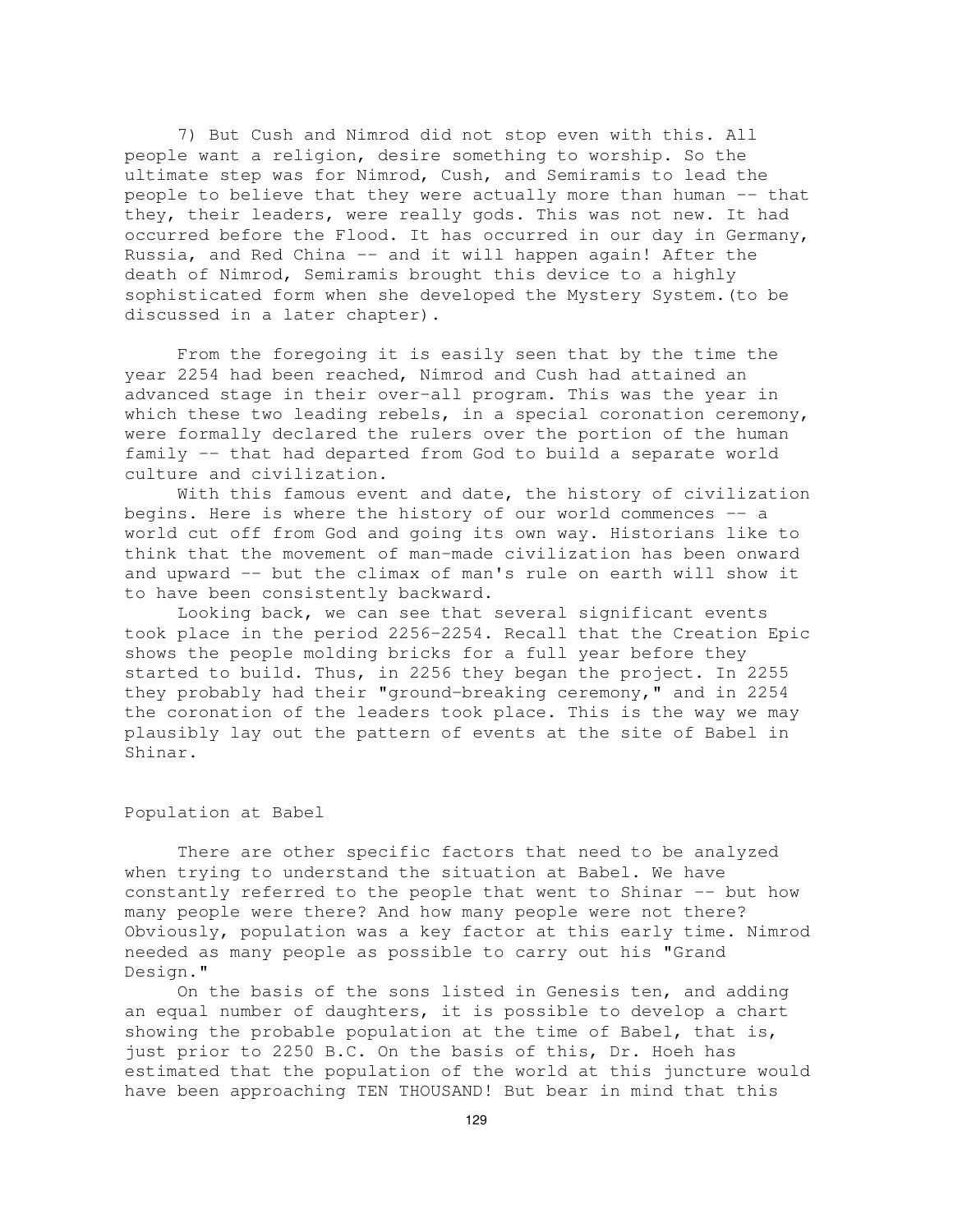7) But Cush and Nimrod did not stop even with this. All people want a religion, desire something to worship. So the ultimate step was for Nimrod, Cush, and Semiramis to lead the people to believe that they were actually more than human -- that they, their leaders, were really gods. This was not new. It had occurred before the Flood. It has occurred in our day in Germany, Russia, and Red China -- and it will happen again! After the death of Nimrod, Semiramis brought this device to a highly sophisticated form when she developed the Mystery System.(to be discussed in a later chapter).

From the foregoing it is easily seen that by the time the year 2254 had been reached, Nimrod and Cush had attained an advanced stage in their over-all program. This was the year in which these two leading rebels, in a special coronation ceremony, were formally declared the rulers over the portion of the human family -- that had departed from God to build a separate world culture and civilization.

With this famous event and date, the history of civilization begins. Here is where the history of our world commences -- a world cut off from God and going its own way. Historians like to think that the movement of man-made civilization has been onward and upward -- but the climax of man's rule on earth will show it to have been consistently backward.

Looking back, we can see that several significant events took place in the period 2256-2254. Recall that the Creation Epic shows the people molding bricks for a full year before they started to build. Thus, in 2256 they began the project. In 2255 they probably had their "ground-breaking ceremony," and in 2254 the coronation of the leaders took place. This is the way we may plausibly lay out the pattern of events at the site of Babel in Shinar.

## Population at Babel

There are other specific factors that need to be analyzed when trying to understand the situation at Babel. We have constantly referred to the people that went to Shinar -- but how many people were there? And how many people were not there? Obviously, population was a key factor at this early time. Nimrod needed as many people as possible to carry out his "Grand Design."

On the basis of the sons listed in Genesis ten, and adding an equal number of daughters, it is possible to develop a chart showing the probable population at the time of Babel, that is, just prior to 2250 B.C. On the basis of this, Dr. Hoeh has estimated that the population of the world at this juncture would have been approaching TEN THOUSAND! But bear in mind that this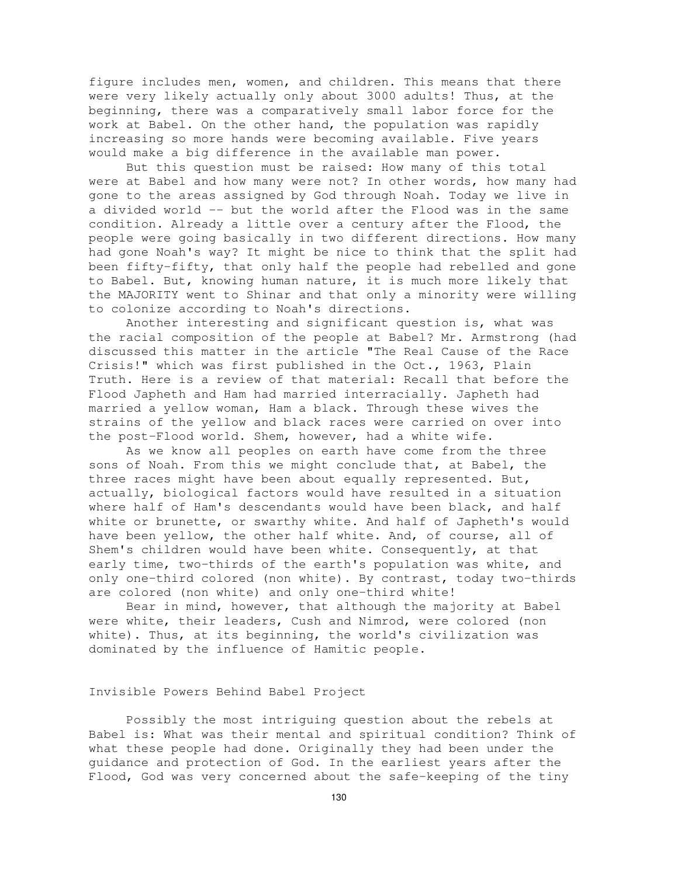figure includes men, women, and children. This means that there were very likely actually only about 3000 adults! Thus, at the beginning, there was a comparatively small labor force for the work at Babel. On the other hand, the population was rapidly increasing so more hands were becoming available. Five years would make a big difference in the available man power.

But this question must be raised: How many of this total were at Babel and how many were not? In other words, how many had gone to the areas assigned by God through Noah. Today we live in a divided world -- but the world after the Flood was in the same condition. Already a little over a century after the Flood, the people were going basically in two different directions. How many had gone Noah's way? It might be nice to think that the split had been fifty-fifty, that only half the people had rebelled and gone to Babel. But, knowing human nature, it is much more likely that the MAJORITY went to Shinar and that only a minority were willing to colonize according to Noah's directions.

Another interesting and significant question is, what was the racial composition of the people at Babel? Mr. Armstrong (had discussed this matter in the article "The Real Cause of the Race Crisis!" which was first published in the Oct., 1963, Plain Truth. Here is a review of that material: Recall that before the Flood Japheth and Ham had married interracially. Japheth had married a yellow woman, Ham a black. Through these wives the strains of the yellow and black races were carried on over into the post-Flood world. Shem, however, had a white wife.

As we know all peoples on earth have come from the three sons of Noah. From this we might conclude that, at Babel, the three races might have been about equally represented. But, actually, biological factors would have resulted in a situation where half of Ham's descendants would have been black, and half white or brunette, or swarthy white. And half of Japheth's would have been yellow, the other half white. And, of course, all of Shem's children would have been white. Consequently, at that early time, two-thirds of the earth's population was white, and only one-third colored (non white). By contrast, today two-thirds are colored (non white) and only one-third white!

Bear in mind, however, that although the majority at Babel were white, their leaders, Cush and Nimrod, were colored (non white). Thus, at its beginning, the world's civilization was dominated by the influence of Hamitic people.

## Invisible Powers Behind Babel Project

Possibly the most intriguing question about the rebels at Babel is: What was their mental and spiritual condition? Think of what these people had done. Originally they had been under the guidance and protection of God. In the earliest years after the Flood, God was very concerned about the safe-keeping of the tiny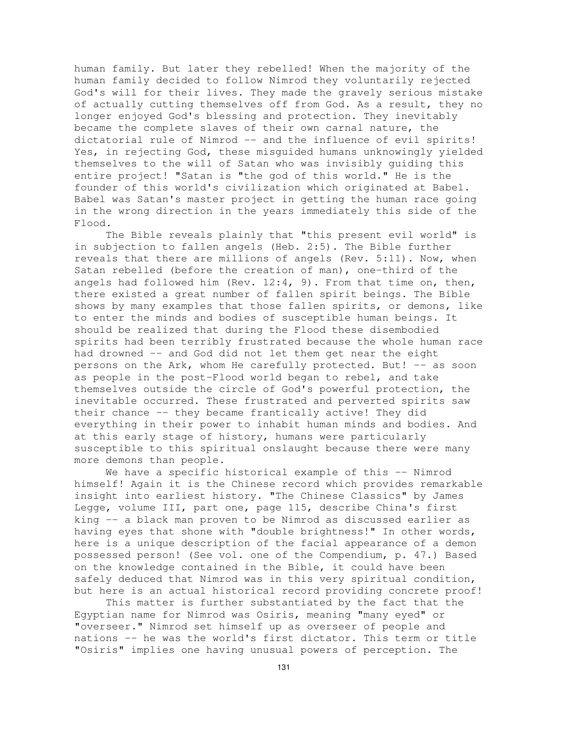human family. But later they rebelled! When the majority of the human family decided to follow Nimrod they voluntarily rejected God's will for their lives. They made the gravely serious mistake of actually cutting themselves off from God. As a result, they no longer enjoyed God's blessing and protection. They inevitably became the complete slaves of their own carnal nature, the dictatorial rule of Nimrod -- and the influence of evil spirits! Yes, in rejecting God, these misguided humans unknowingly yielded themselves to the will of Satan who was invisibly guiding this entire project! "Satan is "the god of this world." He is the founder of this world's civilization which originated at Babel. Babel was Satan's master project in getting the human race going in the wrong direction in the years immediately this side of the Flood.

The Bible reveals plainly that "this present evil world" is in subjection to fallen angels (Heb. 2:5). The Bible further reveals that there are millions of angels (Rev. 5:11). Now, when Satan rebelled (before the creation of man), one-third of the angels had followed him (Rev. 12:4, 9). From that time on, then, there existed a great number of fallen spirit beings. The Bible shows by many examples that those fallen spirits, or demons, like to enter the minds and bodies of susceptible human beings. It should be realized that during the Flood these disembodied spirits had been terribly frustrated because the whole human race had drowned -- and God did not let them get near the eight persons on the Ark, whom He carefully protected. But! -- as soon as people in the post-Flood world began to rebel, and take themselves outside the circle of God's powerful protection, the inevitable occurred. These frustrated and perverted spirits saw their chance -- they became frantically active! They did everything in their power to inhabit human minds and bodies. And at this early stage of history, humans were particularly susceptible to this spiritual onslaught because there were many more demons than people.

We have a specific historical example of this -- Nimrod himself! Again it is the Chinese record which provides remarkable insight into earliest history. "The Chinese Classics" by James Legge, volume III, part one, page 115, describe China's first king -- a black man proven to be Nimrod as discussed earlier as having eyes that shone with "double brightness!" In other words, here is a unique description of the facial appearance of a demon possessed person! (See vol. one of the Compendium, p. 47.) Based on the knowledge contained in the Bible, it could have been safely deduced that Nimrod was in this very spiritual condition, but here is an actual historical record providing concrete proof!

This matter is further substantiated by the fact that the Egyptian name for Nimrod was Osiris, meaning "many eyed" or "overseer." Nimrod set himself up as overseer of people and nations -- he was the world's first dictator. This term or title "Osiris" implies one having unusual powers of perception. The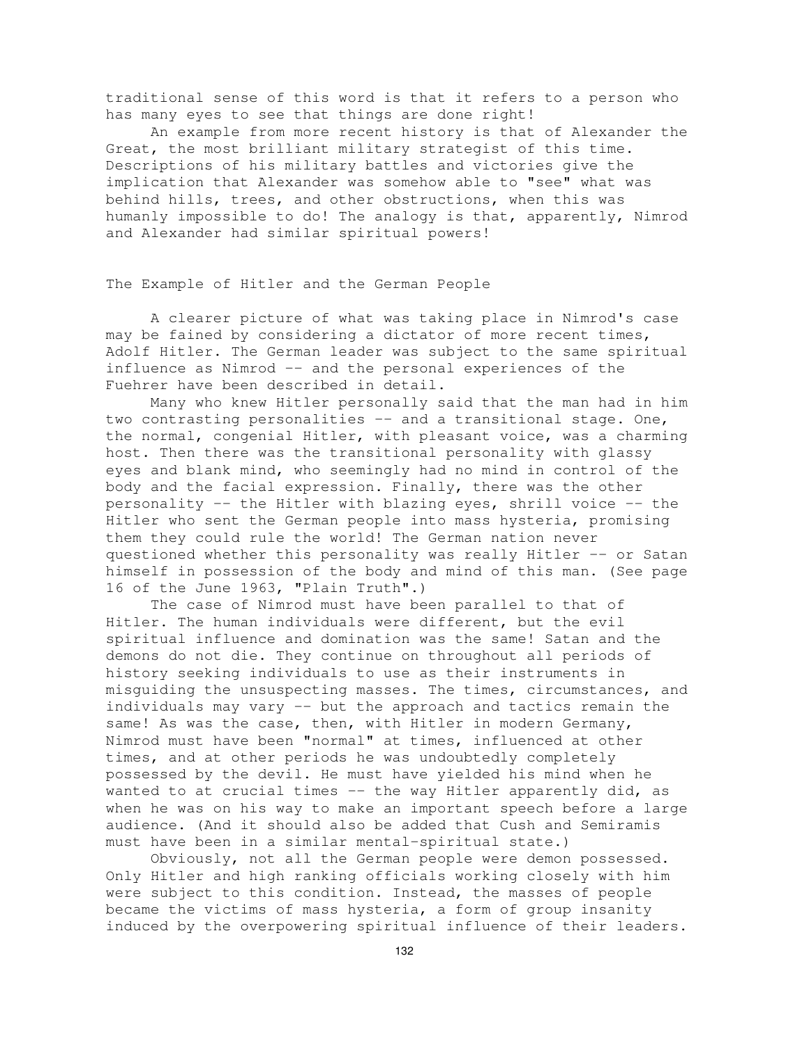traditional sense of this word is that it refers to a person who has many eyes to see that things are done right!

An example from more recent history is that of Alexander the Great, the most brilliant military strategist of this time. Descriptions of his military battles and victories give the implication that Alexander was somehow able to "see" what was behind hills, trees, and other obstructions, when this was humanly impossible to do! The analogy is that, apparently, Nimrod and Alexander had similar spiritual powers!

## The Example of Hitler and the German People

A clearer picture of what was taking place in Nimrod's case may be fained by considering a dictator of more recent times, Adolf Hitler. The German leader was subject to the same spiritual influence as Nimrod -- and the personal experiences of the Fuehrer have been described in detail.

Many who knew Hitler personally said that the man had in him two contrasting personalities -- and a transitional stage. One, the normal, congenial Hitler, with pleasant voice, was a charming host. Then there was the transitional personality with glassy eyes and blank mind, who seemingly had no mind in control of the body and the facial expression. Finally, there was the other personality -- the Hitler with blazing eyes, shrill voice -- the Hitler who sent the German people into mass hysteria, promising them they could rule the world! The German nation never questioned whether this personality was really Hitler -- or Satan himself in possession of the body and mind of this man. (See page 16 of the June 1963, "Plain Truth".)

The case of Nimrod must have been parallel to that of Hitler. The human individuals were different, but the evil spiritual influence and domination was the same! Satan and the demons do not die. They continue on throughout all periods of history seeking individuals to use as their instruments in misguiding the unsuspecting masses. The times, circumstances, and individuals may vary -- but the approach and tactics remain the same! As was the case, then, with Hitler in modern Germany, Nimrod must have been "normal" at times, influenced at other times, and at other periods he was undoubtedly completely possessed by the devil. He must have yielded his mind when he wanted to at crucial times -- the way Hitler apparently did, as when he was on his way to make an important speech before a large audience. (And it should also be added that Cush and Semiramis must have been in a similar mental-spiritual state.)

Obviously, not all the German people were demon possessed. Only Hitler and high ranking officials working closely with him were subject to this condition. Instead, the masses of people became the victims of mass hysteria, a form of group insanity induced by the overpowering spiritual influence of their leaders.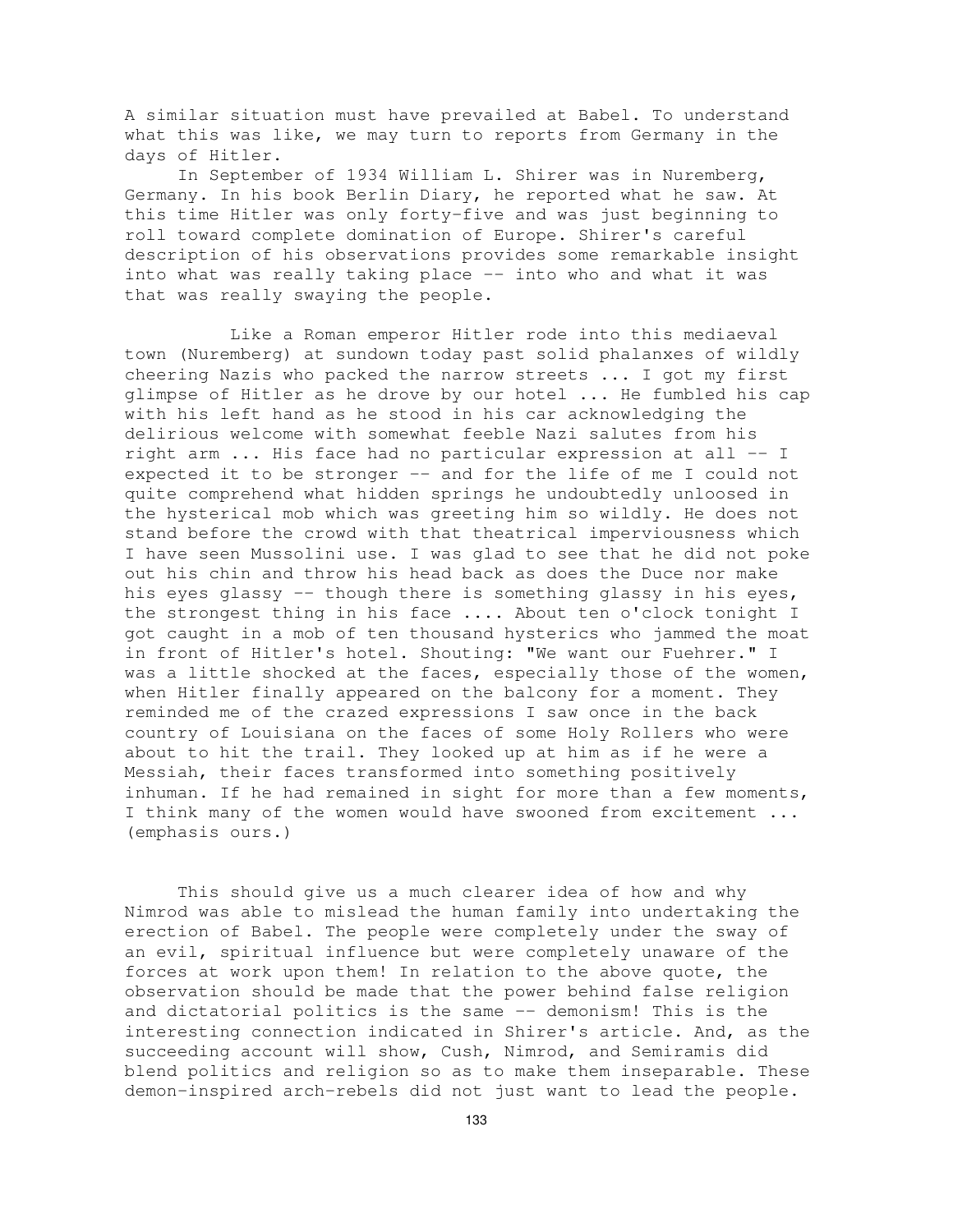A similar situation must have prevailed at Babel. To understand what this was like, we may turn to reports from Germany in the days of Hitler.

In September of 1934 William L. Shirer was in Nuremberg, Germany. In his book Berlin Diary, he reported what he saw. At this time Hitler was only forty-five and was just beginning to roll toward complete domination of Europe. Shirer's careful description of his observations provides some remarkable insight into what was really taking place -- into who and what it was that was really swaying the people.

> Like a Roman emperor Hitler rode into this mediaeval town (Nuremberg) at sundown today past solid phalanxes of wildly cheering Nazis who packed the narrow streets ... I got my first glimpse of Hitler as he drove by our hotel ... He fumbled his cap with his left hand as he stood in his car acknowledging the delirious welcome with somewhat feeble Nazi salutes from his right arm ... His face had no particular expression at all -- I expected it to be stronger -- and for the life of me I could not quite comprehend what hidden springs he undoubtedly unloosed in the hysterical mob which was greeting him so wildly. He does not stand before the crowd with that theatrical imperviousness which I have seen Mussolini use. I was glad to see that he did not poke out his chin and throw his head back as does the Duce nor make his eyes glassy -- though there is something glassy in his eyes, the strongest thing in his face .... About ten o'clock tonight I got caught in a mob of ten thousand hysterics who jammed the moat in front of Hitler's hotel. Shouting: "We want our Fuehrer." I was a little shocked at the faces, especially those of the women, when Hitler finally appeared on the balcony for a moment. They reminded me of the crazed expressions I saw once in the back country of Louisiana on the faces of some Holy Rollers who were about to hit the trail. They looked up at him as if he were a Messiah, their faces transformed into something positively inhuman. If he had remained in sight for more than a few moments, I think many of the women would have swooned from excitement ... (emphasis ours.)

This should give us a much clearer idea of how and why Nimrod was able to mislead the human family into undertaking the erection of Babel. The people were completely under the sway of an evil, spiritual influence but were completely unaware of the forces at work upon them! In relation to the above quote, the observation should be made that the power behind false religion and dictatorial politics is the same -- demonism! This is the interesting connection indicated in Shirer's article. And, as the succeeding account will show, Cush, Nimrod, and Semiramis did blend politics and religion so as to make them inseparable. These demon-inspired arch-rebels did not just want to lead the people.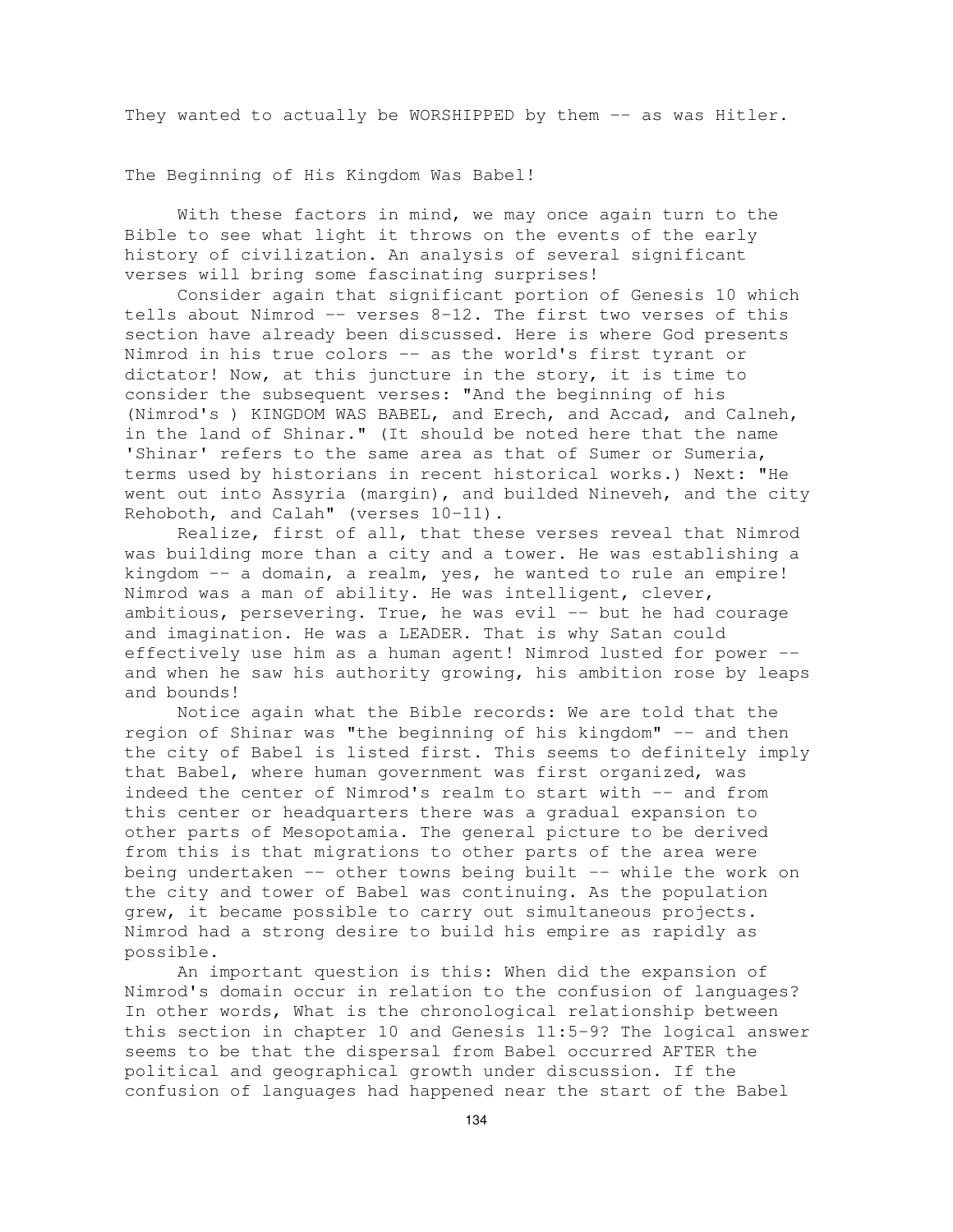They wanted to actually be WORSHIPPED by them -- as was Hitler.

## The Beginning of His Kingdom Was Babel!

With these factors in mind, we may once again turn to the Bible to see what light it throws on the events of the early history of civilization. An analysis of several significant verses will bring some fascinating surprises!

Consider again that significant portion of Genesis 10 which tells about Nimrod -- verses 8-12. The first two verses of this section have already been discussed. Here is where God presents Nimrod in his true colors -- as the world's first tyrant or dictator! Now, at this juncture in the story, it is time to consider the subsequent verses: "And the beginning of his (Nimrod's ) KINGDOM WAS BABEL, and Erech, and Accad, and Calneh, in the land of Shinar." (It should be noted here that the name 'Shinar' refers to the same area as that of Sumer or Sumeria, terms used by historians in recent historical works.) Next: "He went out into Assyria (margin), and builded Nineveh, and the city Rehoboth, and Calah" (verses 10-11).

Realize, first of all, that these verses reveal that Nimrod was building more than a city and a tower. He was establishing a kingdom -- a domain, a realm, yes, he wanted to rule an empire! Nimrod was a man of ability. He was intelligent, clever, ambitious, persevering. True, he was evil -- but he had courage and imagination. He was a LEADER. That is why Satan could effectively use him as a human agent! Nimrod lusted for power -- and when he saw his authority growing, his ambition rose by leaps and bounds!

Notice again what the Bible records: We are told that the region of Shinar was "the beginning of his kingdom" -- and then the city of Babel is listed first. This seems to definitely imply that Babel, where human government was first organized, was indeed the center of Nimrod's realm to start with -- and from this center or headquarters there was a gradual expansion to other parts of Mesopotamia. The general picture to be derived from this is that migrations to other parts of the area were being undertaken -- other towns being built -- while the work on the city and tower of Babel was continuing. As the population grew, it became possible to carry out simultaneous projects. Nimrod had a strong desire to build his empire as rapidly as possible.

An important question is this: When did the expansion of Nimrod's domain occur in relation to the confusion of languages? In other words, What is the chronological relationship between this section in chapter 10 and Genesis 11:5-9? The logical answer seems to be that the dispersal from Babel occurred AFTER the political and geographical growth under discussion. If the confusion of languages had happened near the start of the Babel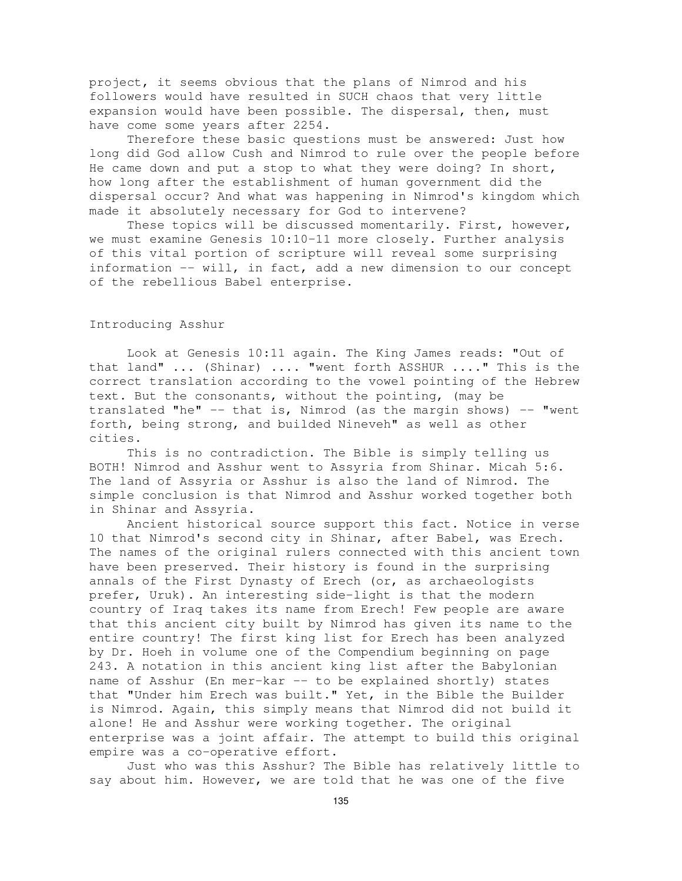project, it seems obvious that the plans of Nimrod and his followers would have resulted in SUCH chaos that very little expansion would have been possible. The dispersal, then, must have come some years after 2254.

Therefore these basic questions must be answered: Just how long did God allow Cush and Nimrod to rule over the people before He came down and put a stop to what they were doing? In short, how long after the establishment of human government did the dispersal occur? And what was happening in Nimrod's kingdom which made it absolutely necessary for God to intervene?

These topics will be discussed momentarily. First, however, we must examine Genesis 10:10-11 more closely. Further analysis of this vital portion of scripture will reveal some surprising information -- will, in fact, add a new dimension to our concept of the rebellious Babel enterprise.

## Introducing Asshur

Look at Genesis 10:11 again. The King James reads: "Out of that land" ... (Shinar) .... "went forth ASSHUR ...." This is the correct translation according to the vowel pointing of the Hebrew text. But the consonants, without the pointing, (may be translated "he" -- that is, Nimrod (as the margin shows) -- "went forth, being strong, and builded Nineveh" as well as other cities.

This is no contradiction. The Bible is simply telling us BOTH! Nimrod and Asshur went to Assyria from Shinar. Micah 5:6. The land of Assyria or Asshur is also the land of Nimrod. The simple conclusion is that Nimrod and Asshur worked together both in Shinar and Assyria.

Ancient historical source support this fact. Notice in verse 10 that Nimrod's second city in Shinar, after Babel, was Erech. The names of the original rulers connected with this ancient town have been preserved. Their history is found in the surprising annals of the First Dynasty of Erech (or, as archaeologists prefer, Uruk). An interesting side-light is that the modern country of Iraq takes its name from Erech! Few people are aware that this ancient city built by Nimrod has given its name to the entire country! The first king list for Erech has been analyzed by Dr. Hoeh in volume one of the Compendium beginning on page 243. A notation in this ancient king list after the Babylonian name of Asshur (En mer-kar -- to be explained shortly) states that "Under him Erech was built." Yet, in the Bible the Builder is Nimrod. Again, this simply means that Nimrod did not build it alone! He and Asshur were working together. The original enterprise was a joint affair. The attempt to build this original empire was a co-operative effort.

Just who was this Asshur? The Bible has relatively little to say about him. However, we are told that he was one of the five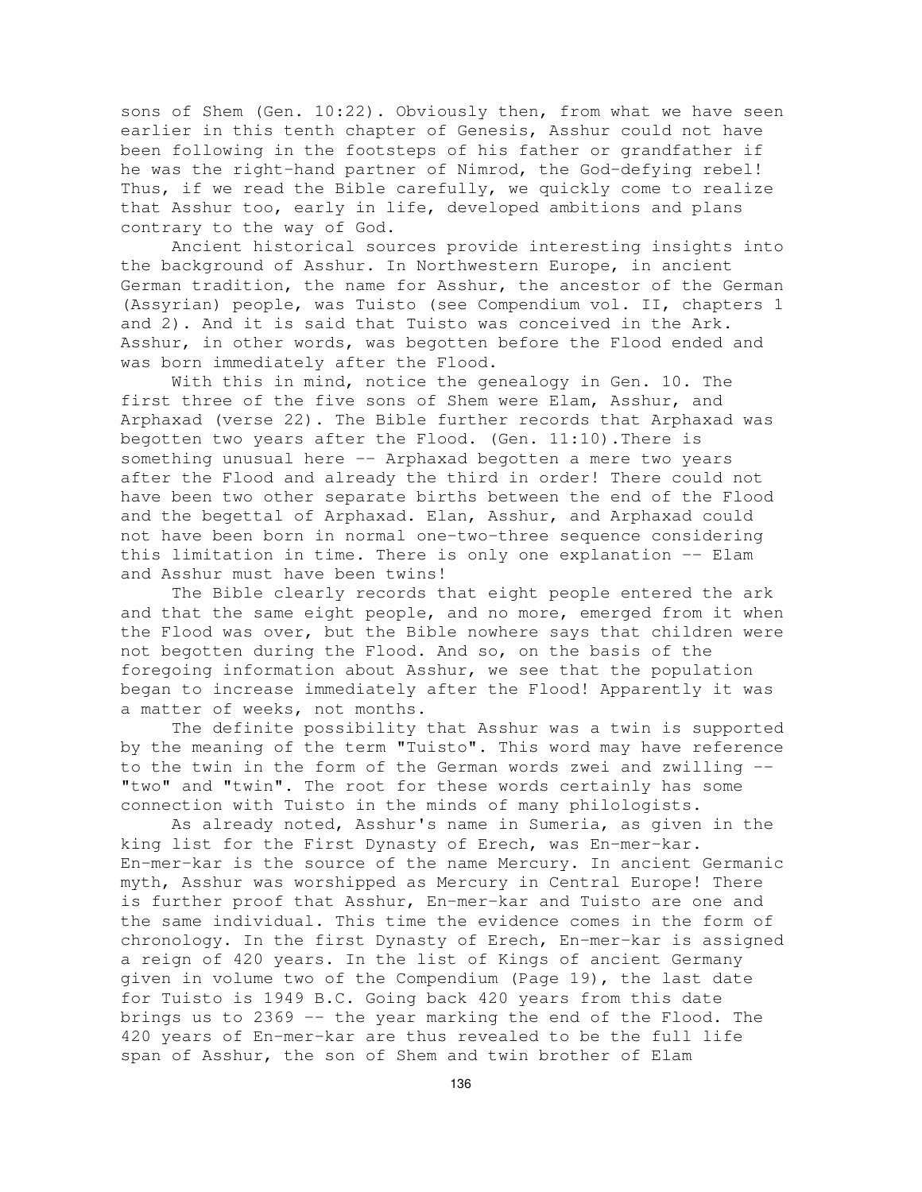sons of Shem (Gen. 10:22). Obviously then, from what we have seen earlier in this tenth chapter of Genesis, Asshur could not have been following in the footsteps of his father or grandfather if he was the right-hand partner of Nimrod, the God-defying rebel! Thus, if we read the Bible carefully, we quickly come to realize that Asshur too, early in life, developed ambitions and plans contrary to the way of God.

Ancient historical sources provide interesting insights into the background of Asshur. In Northwestern Europe, in ancient German tradition, the name for Asshur, the ancestor of the German (Assyrian) people, was Tuisto (see Compendium vol. II, chapters 1 and 2). And it is said that Tuisto was conceived in the Ark. Asshur, in other words, was begotten before the Flood ended and was born immediately after the Flood.

With this in mind, notice the genealogy in Gen. 10. The first three of the five sons of Shem were Elam, Asshur, and Arphaxad (verse 22). The Bible further records that Arphaxad was begotten two years after the Flood. (Gen. 11:10).There is something unusual here -- Arphaxad begotten a mere two years after the Flood and already the third in order! There could not have been two other separate births between the end of the Flood and the begettal of Arphaxad. Elan, Asshur, and Arphaxad could not have been born in normal one-two-three sequence considering this limitation in time. There is only one explanation -- Elam and Asshur must have been twins!

The Bible clearly records that eight people entered the ark and that the same eight people, and no more, emerged from it when the Flood was over, but the Bible nowhere says that children were not begotten during the Flood. And so, on the basis of the foregoing information about Asshur, we see that the population began to increase immediately after the Flood! Apparently it was a matter of weeks, not months.

The definite possibility that Asshur was a twin is supported by the meaning of the term "Tuisto". This word may have reference to the twin in the form of the German words zwei and zwilling -- "two" and "twin". The root for these words certainly has some connection with Tuisto in the minds of many philologists.

As already noted, Asshur's name in Sumeria, as given in the king list for the First Dynasty of Erech, was En-mer-kar. En-mer-kar is the source of the name Mercury. In ancient Germanic myth, Asshur was worshipped as Mercury in Central Europe! There is further proof that Asshur, En-mer-kar and Tuisto are one and the same individual. This time the evidence comes in the form of chronology. In the first Dynasty of Erech, En-mer-kar is assigned a reign of 420 years. In the list of Kings of ancient Germany given in volume two of the Compendium (Page 19), the last date for Tuisto is 1949 B.C. Going back 420 years from this date brings us to 2369 -- the year marking the end of the Flood. The 420 years of En-mer-kar are thus revealed to be the full life span of Asshur, the son of Shem and twin brother of Elam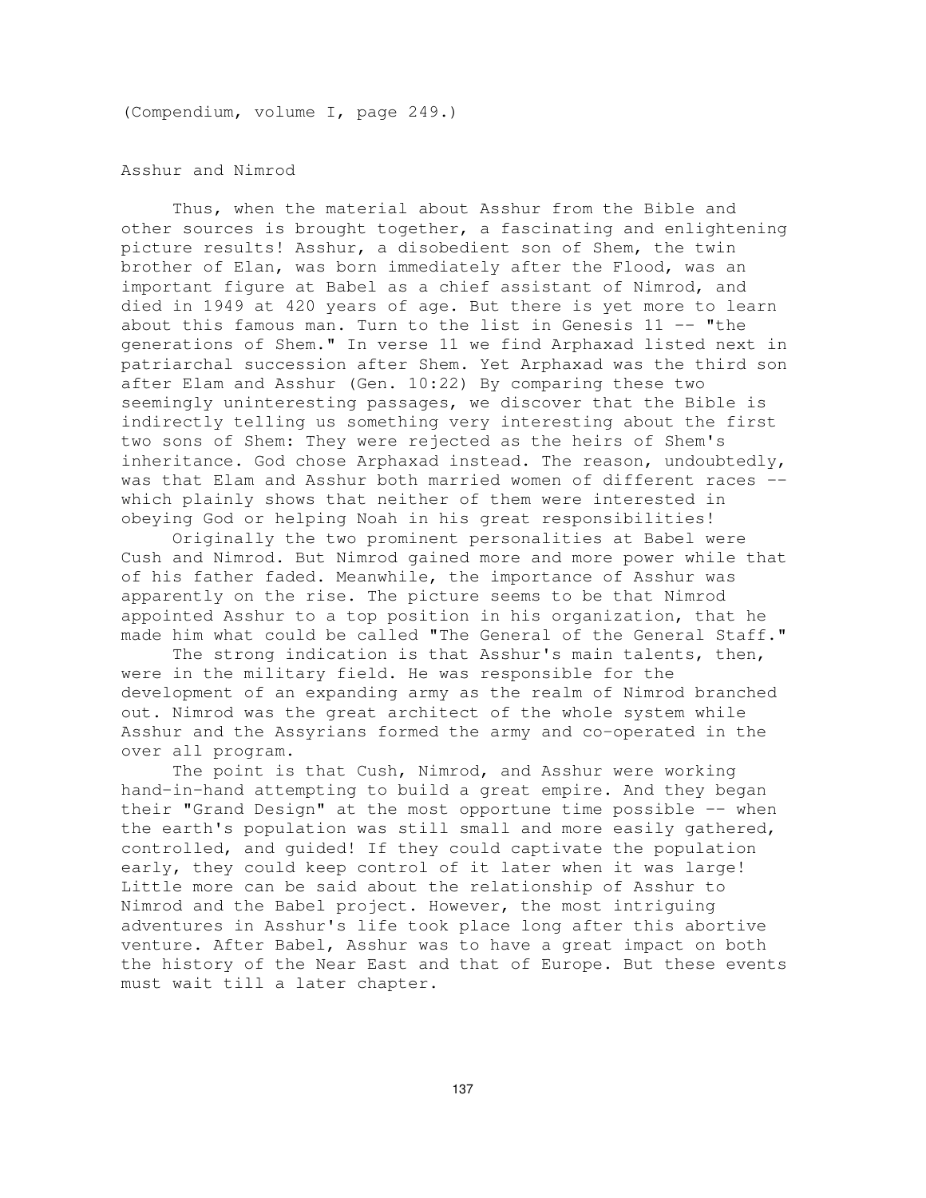(Compendium, volume I, page 249.)

## Asshur and Nimrod

Thus, when the material about Asshur from the Bible and other sources is brought together, a fascinating and enlightening picture results! Asshur, a disobedient son of Shem, the twin brother of Elan, was born immediately after the Flood, was an important figure at Babel as a chief assistant of Nimrod, and died in 1949 at 420 years of age. But there is yet more to learn about this famous man. Turn to the list in Genesis 11 -- "the generations of Shem." In verse 11 we find Arphaxad listed next in patriarchal succession after Shem. Yet Arphaxad was the third son after Elam and Asshur (Gen. 10:22) By comparing these two seemingly uninteresting passages, we discover that the Bible is indirectly telling us something very interesting about the first two sons of Shem: They were rejected as the heirs of Shem's inheritance. God chose Arphaxad instead. The reason, undoubtedly, was that Elam and Asshur both married women of different races -- which plainly shows that neither of them were interested in obeying God or helping Noah in his great responsibilities!

Originally the two prominent personalities at Babel were Cush and Nimrod. But Nimrod gained more and more power while that of his father faded. Meanwhile, the importance of Asshur was apparently on the rise. The picture seems to be that Nimrod appointed Asshur to a top position in his organization, that he made him what could be called "The General of the General Staff."

The strong indication is that Asshur's main talents, then, were in the military field. He was responsible for the development of an expanding army as the realm of Nimrod branched out. Nimrod was the great architect of the whole system while Asshur and the Assyrians formed the army and co-operated in the over all program.

The point is that Cush, Nimrod, and Asshur were working hand-in-hand attempting to build a great empire. And they began their "Grand Design" at the most opportune time possible -- when the earth's population was still small and more easily gathered, controlled, and guided! If they could captivate the population early, they could keep control of it later when it was large! Little more can be said about the relationship of Asshur to Nimrod and the Babel project. However, the most intriguing adventures in Asshur's life took place long after this abortive venture. After Babel, Asshur was to have a great impact on both the history of the Near East and that of Europe. But these events must wait till a later chapter.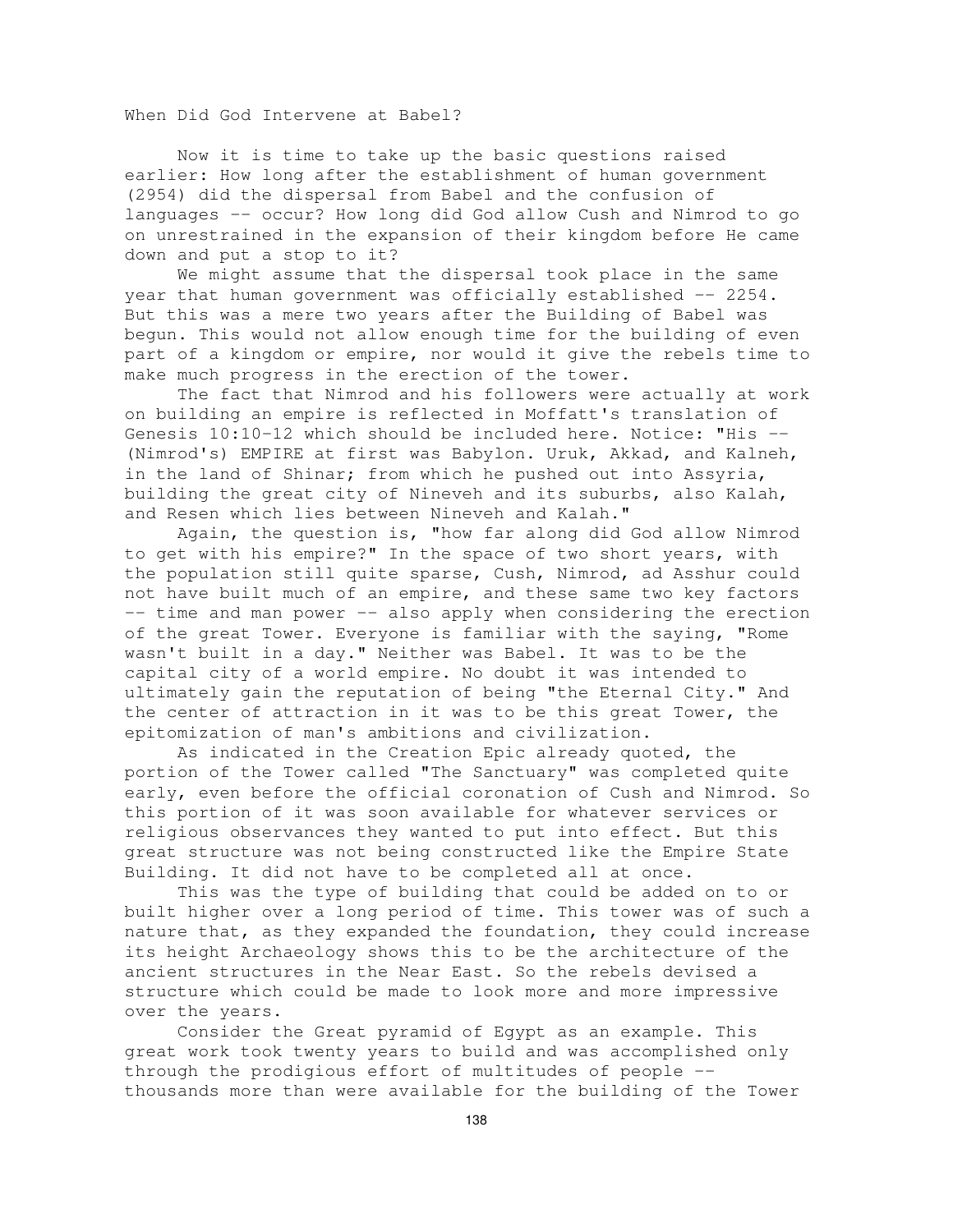## When Did God Intervene at Babel?

Now it is time to take up the basic questions raised earlier: How long after the establishment of human government (2954) did the dispersal from Babel and the confusion of languages -- occur? How long did God allow Cush and Nimrod to go on unrestrained in the expansion of their kingdom before He came down and put a stop to it?

We might assume that the dispersal took place in the same year that human government was officially established -- 2254. But this was a mere two years after the Building of Babel was begun. This would not allow enough time for the building of even part of a kingdom or empire, nor would it give the rebels time to make much progress in the erection of the tower.

The fact that Nimrod and his followers were actually at work on building an empire is reflected in Moffatt's translation of Genesis 10:10-12 which should be included here. Notice: "His -- (Nimrod's) EMPIRE at first was Babylon. Uruk, Akkad, and Kalneh, in the land of Shinar; from which he pushed out into Assyria, building the great city of Nineveh and its suburbs, also Kalah, and Resen which lies between Nineveh and Kalah."

Again, the question is, "how far along did God allow Nimrod to get with his empire?" In the space of two short years, with the population still quite sparse, Cush, Nimrod, ad Asshur could not have built much of an empire, and these same two key factors -- time and man power -- also apply when considering the erection of the great Tower. Everyone is familiar with the saying, "Rome wasn't built in a day." Neither was Babel. It was to be the capital city of a world empire. No doubt it was intended to ultimately gain the reputation of being "the Eternal City." And the center of attraction in it was to be this great Tower, the epitomization of man's ambitions and civilization.

As indicated in the Creation Epic already quoted, the portion of the Tower called "The Sanctuary" was completed quite early, even before the official coronation of Cush and Nimrod. So this portion of it was soon available for whatever services or religious observances they wanted to put into effect. But this great structure was not being constructed like the Empire State Building. It did not have to be completed all at once.

This was the type of building that could be added on to or built higher over a long period of time. This tower was of such a nature that, as they expanded the foundation, they could increase its height Archaeology shows this to be the architecture of the ancient structures in the Near East. So the rebels devised a structure which could be made to look more and more impressive over the years.

Consider the Great pyramid of Egypt as an example. This great work took twenty years to build and was accomplished only through the prodigious effort of multitudes of people -- thousands more than were available for the building of the Tower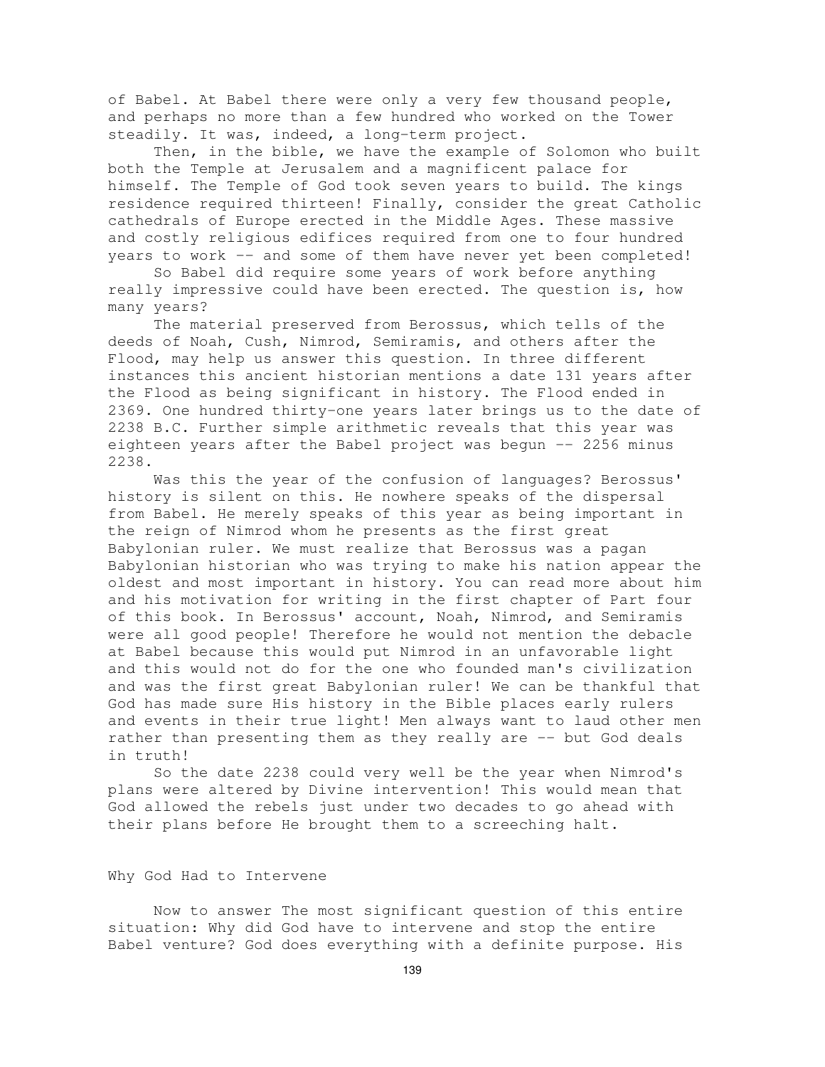of Babel. At Babel there were only a very few thousand people, and perhaps no more than a few hundred who worked on the Tower steadily. It was, indeed, a long-term project.

Then, in the bible, we have the example of Solomon who built both the Temple at Jerusalem and a magnificent palace for himself. The Temple of God took seven years to build. The kings residence required thirteen! Finally, consider the great Catholic cathedrals of Europe erected in the Middle Ages. These massive and costly religious edifices required from one to four hundred years to work -- and some of them have never yet been completed!

So Babel did require some years of work before anything really impressive could have been erected. The question is, how many years?

The material preserved from Berossus, which tells of the deeds of Noah, Cush, Nimrod, Semiramis, and others after the Flood, may help us answer this question. In three different instances this ancient historian mentions a date 131 years after the Flood as being significant in history. The Flood ended in 2369. One hundred thirty-one years later brings us to the date of 2238 B.C. Further simple arithmetic reveals that this year was eighteen years after the Babel project was begun -- 2256 minus 2238.

Was this the year of the confusion of languages? Berossus' history is silent on this. He nowhere speaks of the dispersal from Babel. He merely speaks of this year as being important in the reign of Nimrod whom he presents as the first great Babylonian ruler. We must realize that Berossus was a pagan Babylonian historian who was trying to make his nation appear the oldest and most important in history. You can read more about him and his motivation for writing in the first chapter of Part four of this book. In Berossus' account, Noah, Nimrod, and Semiramis were all good people! Therefore he would not mention the debacle at Babel because this would put Nimrod in an unfavorable light and this would not do for the one who founded man's civilization and was the first great Babylonian ruler! We can be thankful that God has made sure His history in the Bible places early rulers and events in their true light! Men always want to laud other men rather than presenting them as they really are -- but God deals in truth!

So the date 2238 could very well be the year when Nimrod's plans were altered by Divine intervention! This would mean that God allowed the rebels just under two decades to go ahead with their plans before He brought them to a screeching halt.

## Why God Had to Intervene

Now to answer The most significant question of this entire situation: Why did God have to intervene and stop the entire Babel venture? God does everything with a definite purpose. His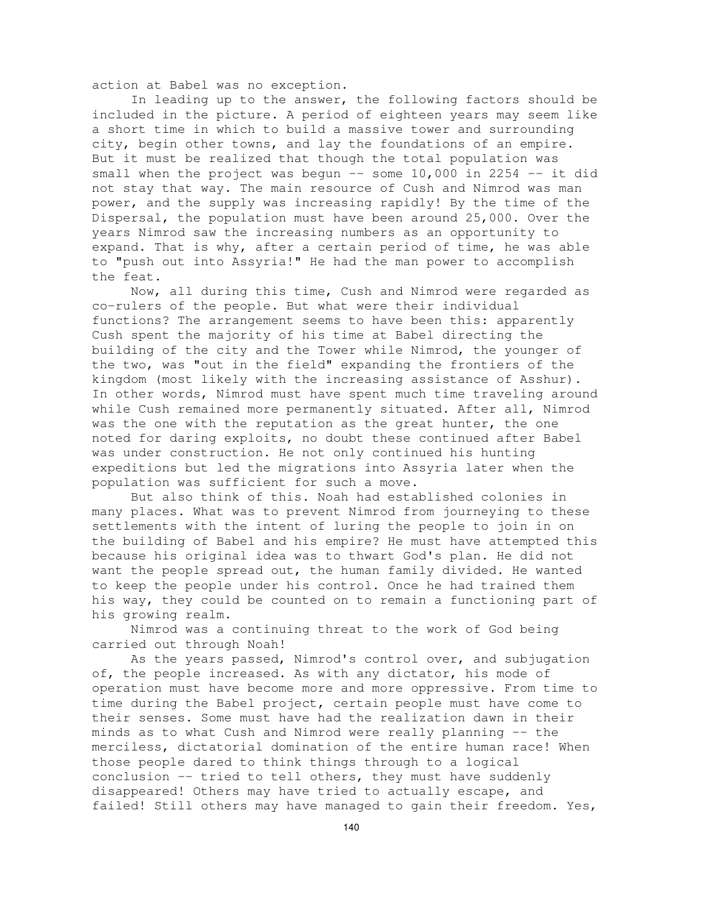action at Babel was no exception.

In leading up to the answer, the following factors should be included in the picture. A period of eighteen years may seem like a short time in which to build a massive tower and surrounding city, begin other towns, and lay the foundations of an empire. But it must be realized that though the total population was small when the project was begun -- some 10,000 in 2254 -- it did not stay that way. The main resource of Cush and Nimrod was man power, and the supply was increasing rapidly! By the time of the Dispersal, the population must have been around 25,000. Over the years Nimrod saw the increasing numbers as an opportunity to expand. That is why, after a certain period of time, he was able to "push out into Assyria!" He had the man power to accomplish the feat.

Now, all during this time, Cush and Nimrod were regarded as co-rulers of the people. But what were their individual functions? The arrangement seems to have been this: apparently Cush spent the majority of his time at Babel directing the building of the city and the Tower while Nimrod, the younger of the two, was "out in the field" expanding the frontiers of the kingdom (most likely with the increasing assistance of Asshur). In other words, Nimrod must have spent much time traveling around while Cush remained more permanently situated. After all, Nimrod was the one with the reputation as the great hunter, the one noted for daring exploits, no doubt these continued after Babel was under construction. He not only continued his hunting expeditions but led the migrations into Assyria later when the population was sufficient for such a move.

But also think of this. Noah had established colonies in many places. What was to prevent Nimrod from journeying to these settlements with the intent of luring the people to join in on the building of Babel and his empire? He must have attempted this because his original idea was to thwart God's plan. He did not want the people spread out, the human family divided. He wanted to keep the people under his control. Once he had trained them his way, they could be counted on to remain a functioning part of his growing realm.

Nimrod was a continuing threat to the work of God being carried out through Noah!

As the years passed, Nimrod's control over, and subjugation of, the people increased. As with any dictator, his mode of operation must have become more and more oppressive. From time to time during the Babel project, certain people must have come to their senses. Some must have had the realization dawn in their minds as to what Cush and Nimrod were really planning -- the merciless, dictatorial domination of the entire human race! When those people dared to think things through to a logical conclusion -- tried to tell others, they must have suddenly disappeared! Others may have tried to actually escape, and failed! Still others may have managed to gain their freedom. Yes,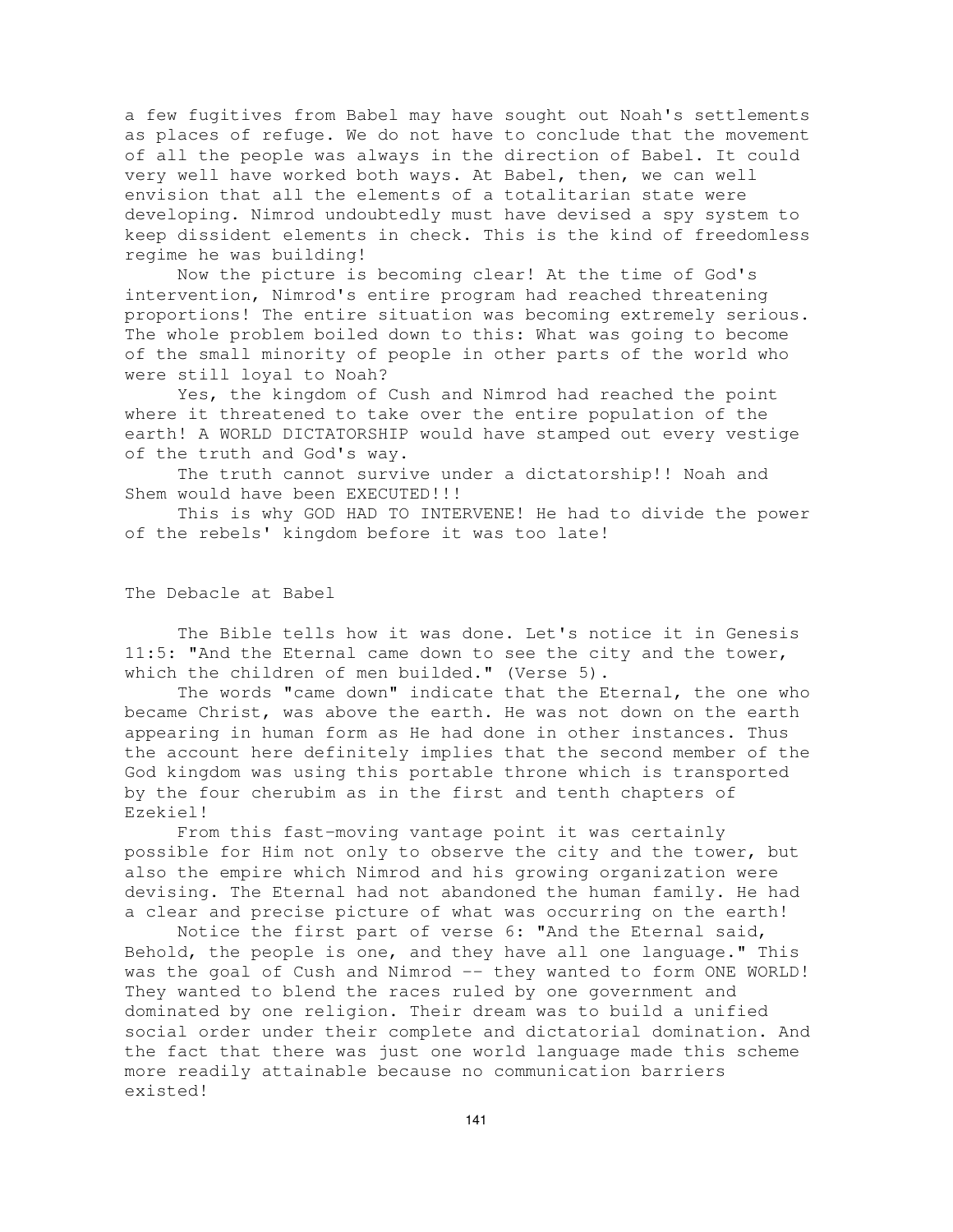a few fugitives from Babel may have sought out Noah's settlements as places of refuge. We do not have to conclude that the movement of all the people was always in the direction of Babel. It could very well have worked both ways. At Babel, then, we can well envision that all the elements of a totalitarian state were developing. Nimrod undoubtedly must have devised a spy system to keep dissident elements in check. This is the kind of freedomless regime he was building!

Now the picture is becoming clear! At the time of God's intervention, Nimrod's entire program had reached threatening proportions! The entire situation was becoming extremely serious. The whole problem boiled down to this: What was going to become of the small minority of people in other parts of the world who were still loyal to Noah?

Yes, the kingdom of Cush and Nimrod had reached the point where it threatened to take over the entire population of the earth! A WORLD DICTATORSHIP would have stamped out every vestige of the truth and God's way.

The truth cannot survive under a dictatorship!! Noah and Shem would have been EXECUTED!!!

This is why GOD HAD TO INTERVENE! He had to divide the power of the rebels' kingdom before it was too late!

## The Debacle at Babel

The Bible tells how it was done. Let's notice it in Genesis 11:5: "And the Eternal came down to see the city and the tower, which the children of men builded." (Verse 5).

The words "came down" indicate that the Eternal, the one who became Christ, was above the earth. He was not down on the earth appearing in human form as He had done in other instances. Thus the account here definitely implies that the second member of the God kingdom was using this portable throne which is transported by the four cherubim as in the first and tenth chapters of Ezekiel!

From this fast-moving vantage point it was certainly possible for Him not only to observe the city and the tower, but also the empire which Nimrod and his growing organization were devising. The Eternal had not abandoned the human family. He had a clear and precise picture of what was occurring on the earth!

Notice the first part of verse 6: "And the Eternal said, Behold, the people is one, and they have all one language." This was the goal of Cush and Nimrod -- they wanted to form ONE WORLD! They wanted to blend the races ruled by one government and dominated by one religion. Their dream was to build a unified social order under their complete and dictatorial domination. And the fact that there was just one world language made this scheme more readily attainable because no communication barriers existed!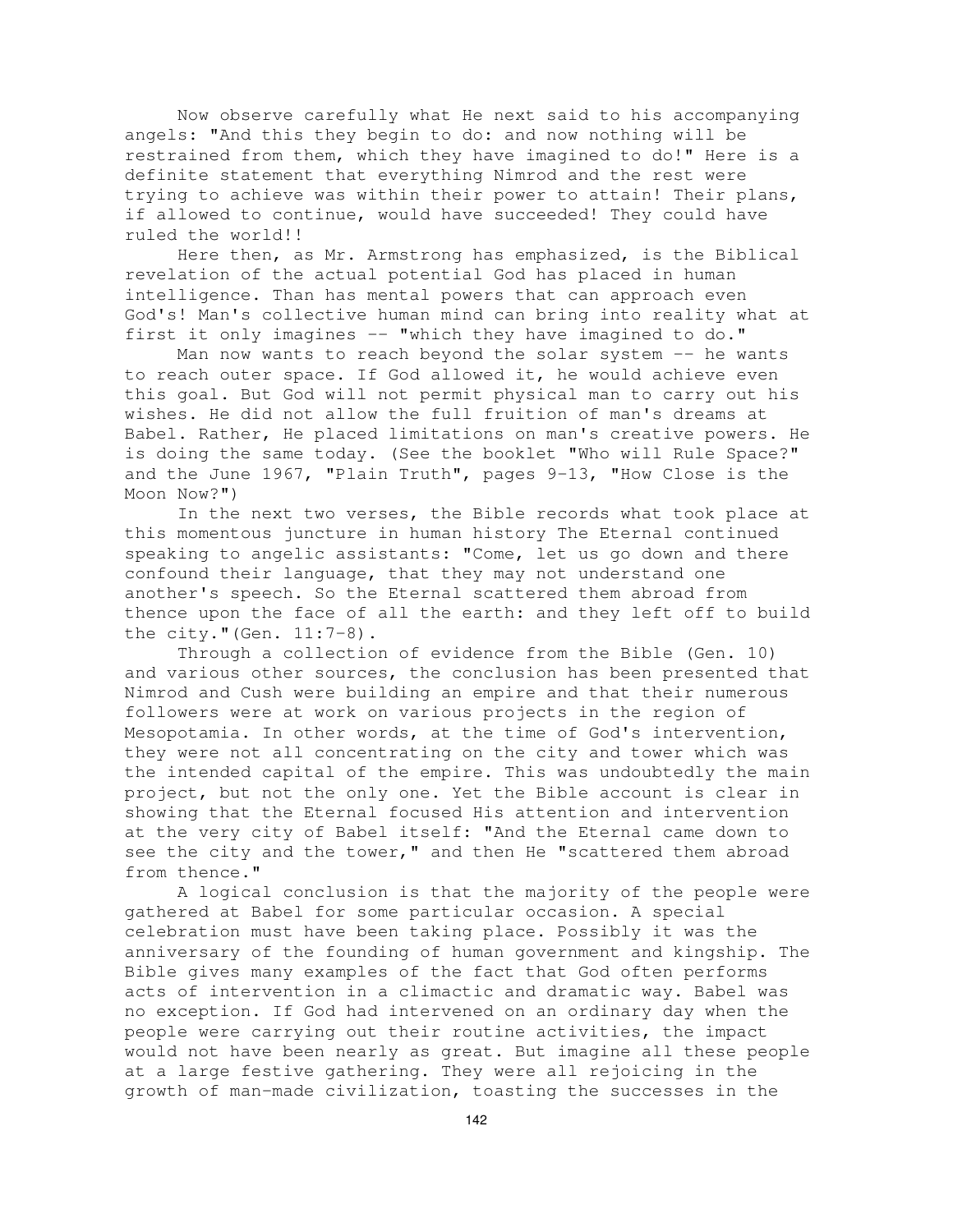Now observe carefully what He next said to his accompanying angels: "And this they begin to do: and now nothing will be restrained from them, which they have imagined to do!" Here is a definite statement that everything Nimrod and the rest were trying to achieve was within their power to attain! Their plans, if allowed to continue, would have succeeded! They could have ruled the world!!

Here then, as Mr. Armstrong has emphasized, is the Biblical revelation of the actual potential God has placed in human intelligence. Than has mental powers that can approach even God's! Man's collective human mind can bring into reality what at first it only imagines -- "which they have imagined to do."

Man now wants to reach beyond the solar system -- he wants to reach outer space. If God allowed it, he would achieve even this goal. But God will not permit physical man to carry out his wishes. He did not allow the full fruition of man's dreams at Babel. Rather, He placed limitations on man's creative powers. He is doing the same today. (See the booklet "Who will Rule Space?" and the June 1967, "Plain Truth", pages 9-13, "How Close is the Moon Now?")

In the next two verses, the Bible records what took place at this momentous juncture in human history The Eternal continued speaking to angelic assistants: "Come, let us go down and there confound their language, that they may not understand one another's speech. So the Eternal scattered them abroad from thence upon the face of all the earth: and they left off to build the city."(Gen. 11:7-8).

Through a collection of evidence from the Bible (Gen. 10) and various other sources, the conclusion has been presented that Nimrod and Cush were building an empire and that their numerous followers were at work on various projects in the region of Mesopotamia. In other words, at the time of God's intervention, they were not all concentrating on the city and tower which was the intended capital of the empire. This was undoubtedly the main project, but not the only one. Yet the Bible account is clear in showing that the Eternal focused His attention and intervention at the very city of Babel itself: "And the Eternal came down to see the city and the tower," and then He "scattered them abroad from thence."

A logical conclusion is that the majority of the people were gathered at Babel for some particular occasion. A special celebration must have been taking place. Possibly it was the anniversary of the founding of human government and kingship. The Bible gives many examples of the fact that God often performs acts of intervention in a climactic and dramatic way. Babel was no exception. If God had intervened on an ordinary day when the people were carrying out their routine activities, the impact would not have been nearly as great. But imagine all these people at a large festive gathering. They were all rejoicing in the growth of man-made civilization, toasting the successes in the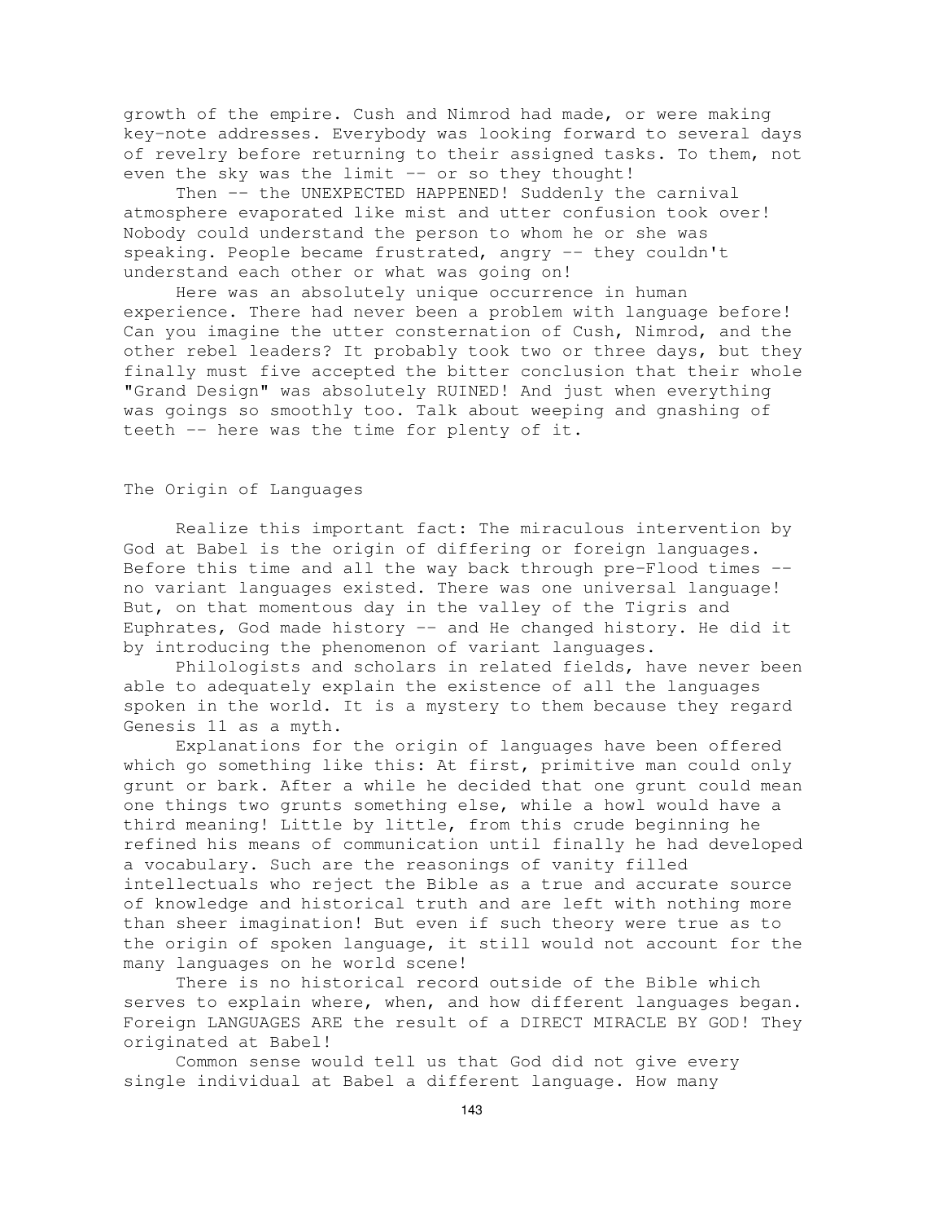growth of the empire. Cush and Nimrod had made, or were making key-note addresses. Everybody was looking forward to several days of revelry before returning to their assigned tasks. To them, not even the sky was the limit -- or so they thought!

Then -- the UNEXPECTED HAPPENED! Suddenly the carnival atmosphere evaporated like mist and utter confusion took over! Nobody could understand the person to whom he or she was speaking. People became frustrated, angry -- they couldn't understand each other or what was going on!

Here was an absolutely unique occurrence in human experience. There had never been a problem with language before! Can you imagine the utter consternation of Cush, Nimrod, and the other rebel leaders? It probably took two or three days, but they finally must five accepted the bitter conclusion that their whole "Grand Design" was absolutely RUINED! And just when everything was goings so smoothly too. Talk about weeping and gnashing of teeth -- here was the time for plenty of it.

## The Origin of Languages

Realize this important fact: The miraculous intervention by God at Babel is the origin of differing or foreign languages. Before this time and all the way back through pre-Flood times -- no variant languages existed. There was one universal language! But, on that momentous day in the valley of the Tigris and Euphrates, God made history -- and He changed history. He did it by introducing the phenomenon of variant languages.

Philologists and scholars in related fields, have never been able to adequately explain the existence of all the languages spoken in the world. It is a mystery to them because they regard Genesis 11 as a myth.

Explanations for the origin of languages have been offered which go something like this: At first, primitive man could only grunt or bark. After a while he decided that one grunt could mean one things two grunts something else, while a howl would have a third meaning! Little by little, from this crude beginning he refined his means of communication until finally he had developed a vocabulary. Such are the reasonings of vanity filled intellectuals who reject the Bible as a true and accurate source of knowledge and historical truth and are left with nothing more than sheer imagination! But even if such theory were true as to the origin of spoken language, it still would not account for the many languages on he world scene!

There is no historical record outside of the Bible which serves to explain where, when, and how different languages began. Foreign LANGUAGES ARE the result of a DIRECT MIRACLE BY GOD! They originated at Babel!

Common sense would tell us that God did not give every single individual at Babel a different language. How many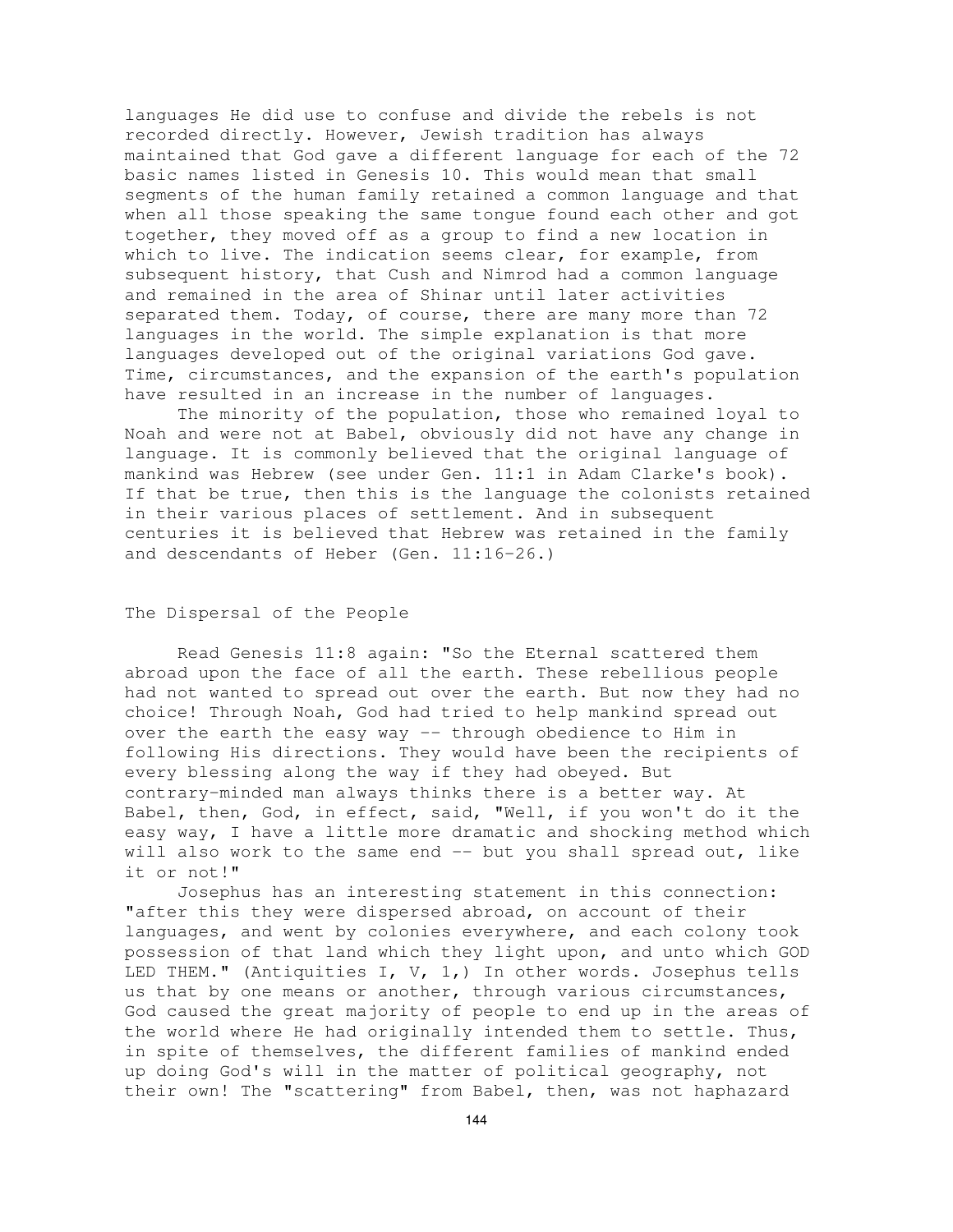languages He did use to confuse and divide the rebels is not recorded directly. However, Jewish tradition has always maintained that God gave a different language for each of the 72 basic names listed in Genesis 10. This would mean that small segments of the human family retained a common language and that when all those speaking the same tongue found each other and got together, they moved off as a group to find a new location in which to live. The indication seems clear, for example, from subsequent history, that Cush and Nimrod had a common language and remained in the area of Shinar until later activities separated them. Today, of course, there are many more than 72 languages in the world. The simple explanation is that more languages developed out of the original variations God gave. Time, circumstances, and the expansion of the earth's population have resulted in an increase in the number of languages.

The minority of the population, those who remained loyal to Noah and were not at Babel, obviously did not have any change in language. It is commonly believed that the original language of mankind was Hebrew (see under Gen. 11:1 in Adam Clarke's book). If that be true, then this is the language the colonists retained in their various places of settlement. And in subsequent centuries it is believed that Hebrew was retained in the family and descendants of Heber (Gen. 11:16-26.)

## The Dispersal of the People

Read Genesis 11:8 again: "So the Eternal scattered them abroad upon the face of all the earth. These rebellious people had not wanted to spread out over the earth. But now they had no choice! Through Noah, God had tried to help mankind spread out over the earth the easy way -- through obedience to Him in following His directions. They would have been the recipients of every blessing along the way if they had obeyed. But contrary-minded man always thinks there is a better way. At Babel, then, God, in effect, said, "Well, if you won't do it the easy way, I have a little more dramatic and shocking method which will also work to the same end -- but you shall spread out, like it or not!"

Josephus has an interesting statement in this connection: "after this they were dispersed abroad, on account of their languages, and went by colonies everywhere, and each colony took possession of that land which they light upon, and unto which GOD LED THEM." (Antiquities I, V, 1,) In other words. Josephus tells us that by one means or another, through various circumstances, God caused the great majority of people to end up in the areas of the world where He had originally intended them to settle. Thus, in spite of themselves, the different families of mankind ended up doing God's will in the matter of political geography, not their own! The "scattering" from Babel, then, was not haphazard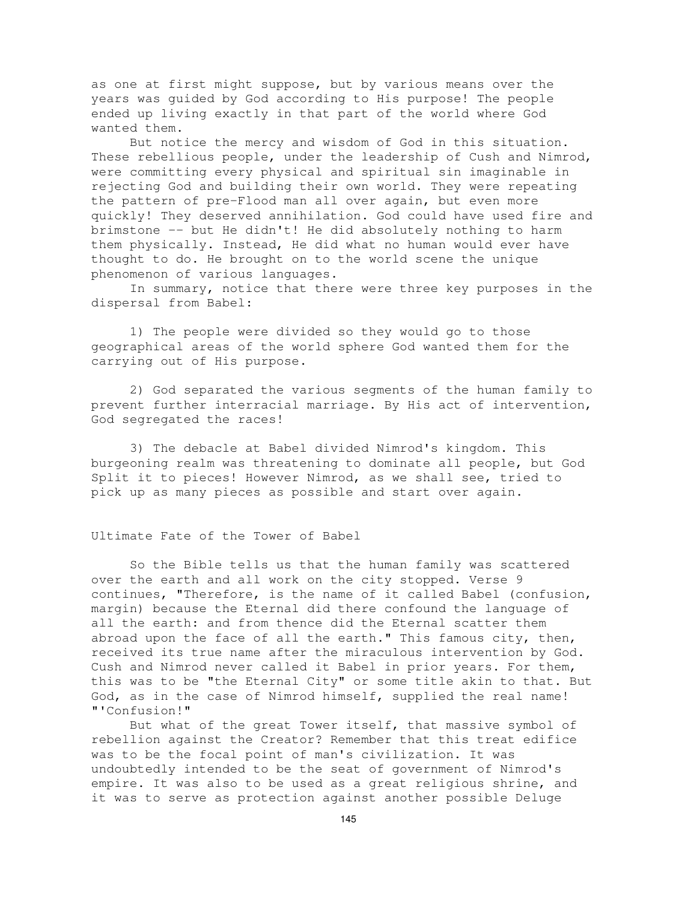as one at first might suppose, but by various means over the years was guided by God according to His purpose! The people ended up living exactly in that part of the world where God wanted them.

But notice the mercy and wisdom of God in this situation. These rebellious people, under the leadership of Cush and Nimrod, were committing every physical and spiritual sin imaginable in rejecting God and building their own world. They were repeating the pattern of pre-Flood man all over again, but even more quickly! They deserved annihilation. God could have used fire and brimstone -- but He didn't! He did absolutely nothing to harm them physically. Instead, He did what no human would ever have thought to do. He brought on to the world scene the unique phenomenon of various languages.

In summary, notice that there were three key purposes in the dispersal from Babel:

1) The people were divided so they would go to those geographical areas of the world sphere God wanted them for the carrying out of His purpose.

2) God separated the various segments of the human family to prevent further interracial marriage. By His act of intervention, God segregated the races!

3) The debacle at Babel divided Nimrod's kingdom. This burgeoning realm was threatening to dominate all people, but God Split it to pieces! However Nimrod, as we shall see, tried to pick up as many pieces as possible and start over again.

## Ultimate Fate of the Tower of Babel

So the Bible tells us that the human family was scattered over the earth and all work on the city stopped. Verse 9 continues, "Therefore, is the name of it called Babel (confusion, margin) because the Eternal did there confound the language of all the earth: and from thence did the Eternal scatter them abroad upon the face of all the earth." This famous city, then, received its true name after the miraculous intervention by God. Cush and Nimrod never called it Babel in prior years. For them, this was to be "the Eternal City" or some title akin to that. But God, as in the case of Nimrod himself, supplied the real name! "'Confusion!"

But what of the great Tower itself, that massive symbol of rebellion against the Creator? Remember that this treat edifice was to be the focal point of man's civilization. It was undoubtedly intended to be the seat of government of Nimrod's empire. It was also to be used as a great religious shrine, and it was to serve as protection against another possible Deluge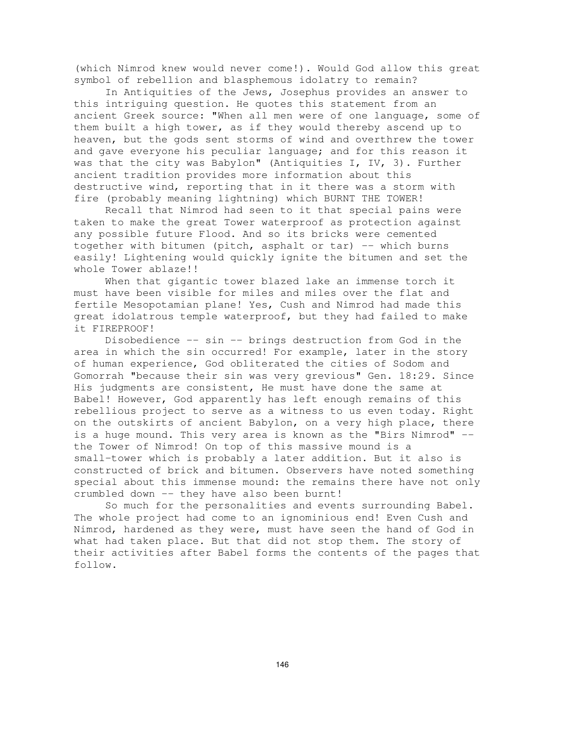(which Nimrod knew would never come!). Would God allow this great symbol of rebellion and blasphemous idolatry to remain?

In Antiquities of the Jews, Josephus provides an answer to this intriguing question. He quotes this statement from an ancient Greek source: "When all men were of one language, some of them built a high tower, as if they would thereby ascend up to heaven, but the gods sent storms of wind and overthrew the tower and gave everyone his peculiar language; and for this reason it was that the city was Babylon" (Antiquities I, IV, 3). Further ancient tradition provides more information about this destructive wind, reporting that in it there was a storm with fire (probably meaning lightning) which BURNT THE TOWER!

Recall that Nimrod had seen to it that special pains were taken to make the great Tower waterproof as protection against any possible future Flood. And so its bricks were cemented together with bitumen (pitch, asphalt or tar) -- which burns easily! Lightening would quickly ignite the bitumen and set the whole Tower ablaze!!

When that gigantic tower blazed lake an immense torch it must have been visible for miles and miles over the flat and fertile Mesopotamian plane! Yes, Cush and Nimrod had made this great idolatrous temple waterproof, but they had failed to make it FIREPROOF!

Disobedience -- sin -- brings destruction from God in the area in which the sin occurred! For example, later in the story of human experience, God obliterated the cities of Sodom and Gomorrah "because their sin was very grevious" Gen. 18:29. Since His judgments are consistent, He must have done the same at Babel! However, God apparently has left enough remains of this rebellious project to serve as a witness to us even today. Right on the outskirts of ancient Babylon, on a very high place, there is a huge mound. This very area is known as the "Birs Nimrod" -- the Tower of Nimrod! On top of this massive mound is a small-tower which is probably a later addition. But it also is constructed of brick and bitumen. Observers have noted something special about this immense mound: the remains there have not only crumbled down -- they have also been burnt!

So much for the personalities and events surrounding Babel. The whole project had come to an ignominious end! Even Cush and Nimrod, hardened as they were, must have seen the hand of God in what had taken place. But that did not stop them. The story of their activities after Babel forms the contents of the pages that follow.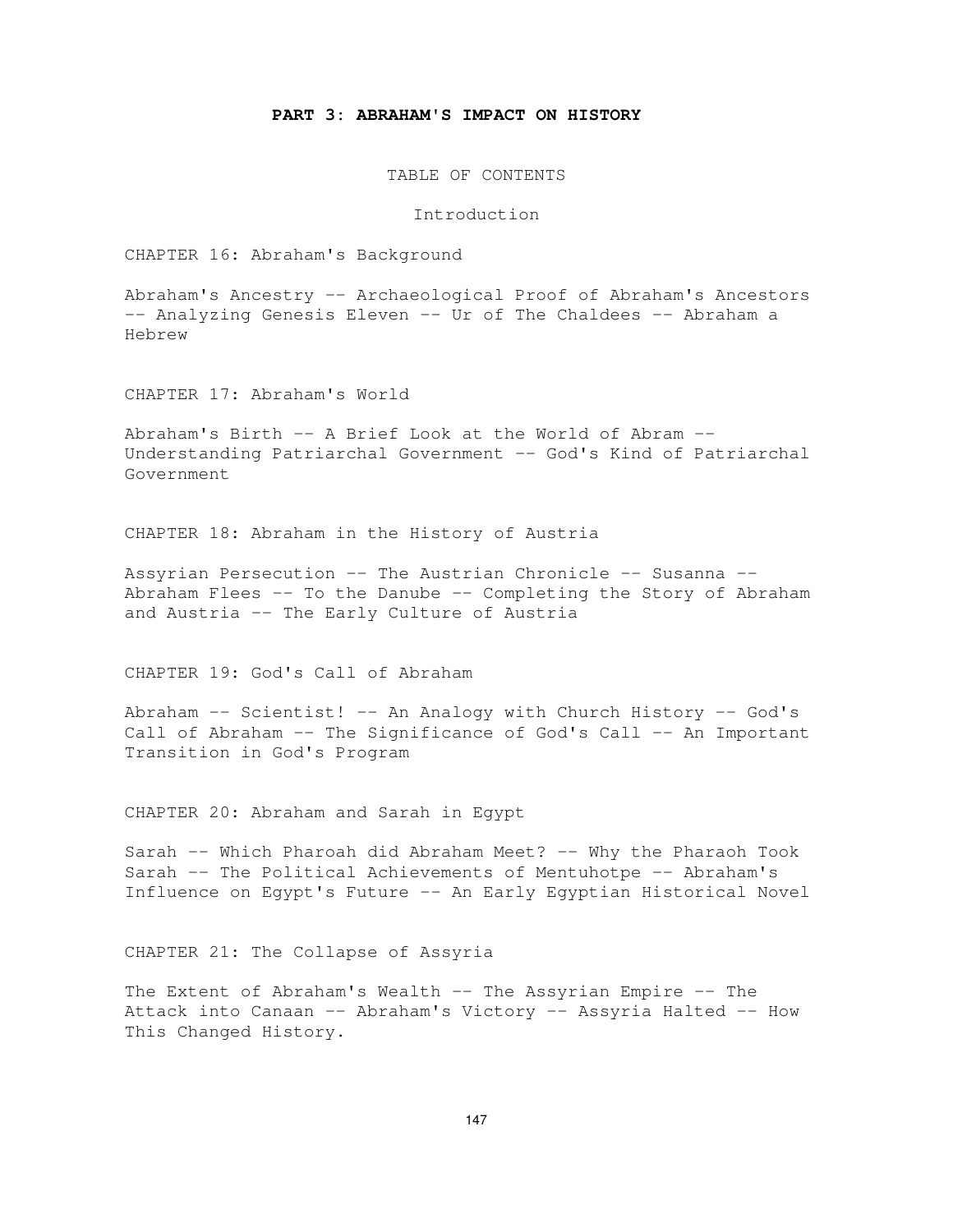## PART 3: ABRAHAM'S IMPACT ON HISTORY

TABLE OF CONTENTS

Introduction

CHAPTER 16: Abraham's Background

Abraham's Ancestry -- Archaeological Proof of Abraham's Ancestors -- Analyzing Genesis Eleven -- Ur of The Chaldees -- Abraham a Hebrew

CHAPTER 17: Abraham's World

Abraham's Birth -- A Brief Look at the World of Abram -- Understanding Patriarchal Government -- God's Kind of Patriarchal Government

CHAPTER 18: Abraham in the History of Austria

Assyrian Persecution -- The Austrian Chronicle -- Susanna -- Abraham Flees -- To the Danube -- Completing the Story of Abraham and Austria -- The Early Culture of Austria

CHAPTER 19: God's Call of Abraham

Abraham -- Scientist! -- An Analogy with Church History -- God's Call of Abraham -- The Significance of God's Call -- An Important Transition in God's Program

CHAPTER 20: Abraham and Sarah in Egypt

Sarah -- Which Pharoah did Abraham Meet? -- Why the Pharaoh Took Sarah -- The Political Achievements of Mentuhotpe -- Abraham's Influence on Egypt's Future -- An Early Egyptian Historical Novel

CHAPTER 21: The Collapse of Assyria

The Extent of Abraham's Wealth -- The Assyrian Empire -- The Attack into Canaan -- Abraham's Victory -- Assyria Halted -- How This Changed History.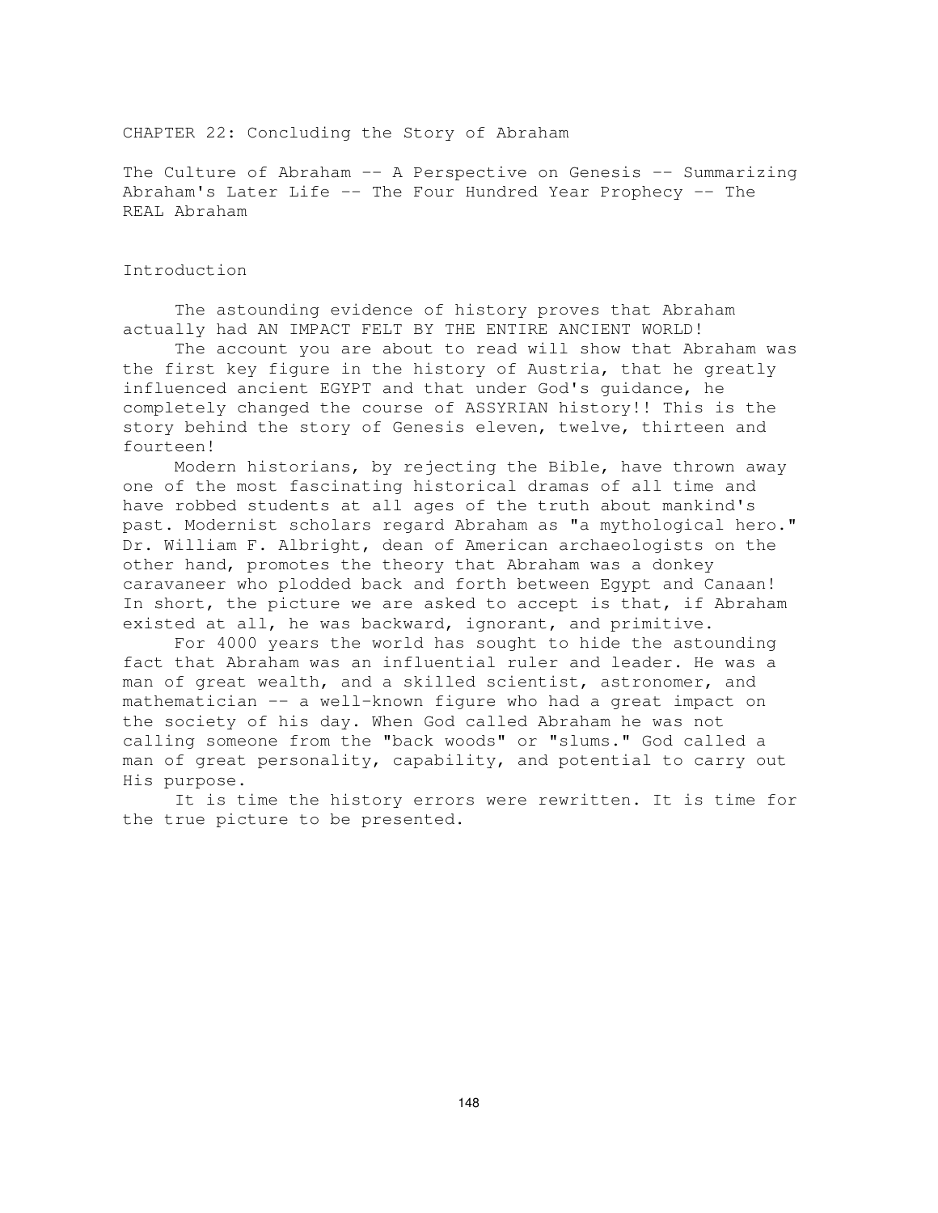# CHAPTER 22: Concluding the Story of Abraham

The Culture of Abraham -- A Perspective on Genesis -- Summarizing Abraham's Later Life -- The Four Hundred Year Prophecy -- The REAL Abraham

## Introduction

The astounding evidence of history proves that Abraham actually had AN IMPACT FELT BY THE ENTIRE ANCIENT WORLD!

The account you are about to read will show that Abraham was the first key figure in the history of Austria, that he greatly influenced ancient EGYPT and that under God's guidance, he completely changed the course of ASSYRIAN history!! This is the story behind the story of Genesis eleven, twelve, thirteen and fourteen!

Modern historians, by rejecting the Bible, have thrown away one of the most fascinating historical dramas of all time and have robbed students at all ages of the truth about mankind's past. Modernist scholars regard Abraham as "a mythological hero." Dr. William F. Albright, dean of American archaeologists on the other hand, promotes the theory that Abraham was a donkey caravaneer who plodded back and forth between Egypt and Canaan! In short, the picture we are asked to accept is that, if Abraham existed at all, he was backward, ignorant, and primitive.

For 4000 years the world has sought to hide the astounding fact that Abraham was an influential ruler and leader. He was a man of great wealth, and a skilled scientist, astronomer, and mathematician -- a well-known figure who had a great impact on the society of his day. When God called Abraham he was not calling someone from the "back woods" or "slums." God called a man of great personality, capability, and potential to carry out His purpose.

It is time the history errors were rewritten. It is time for the true picture to be presented.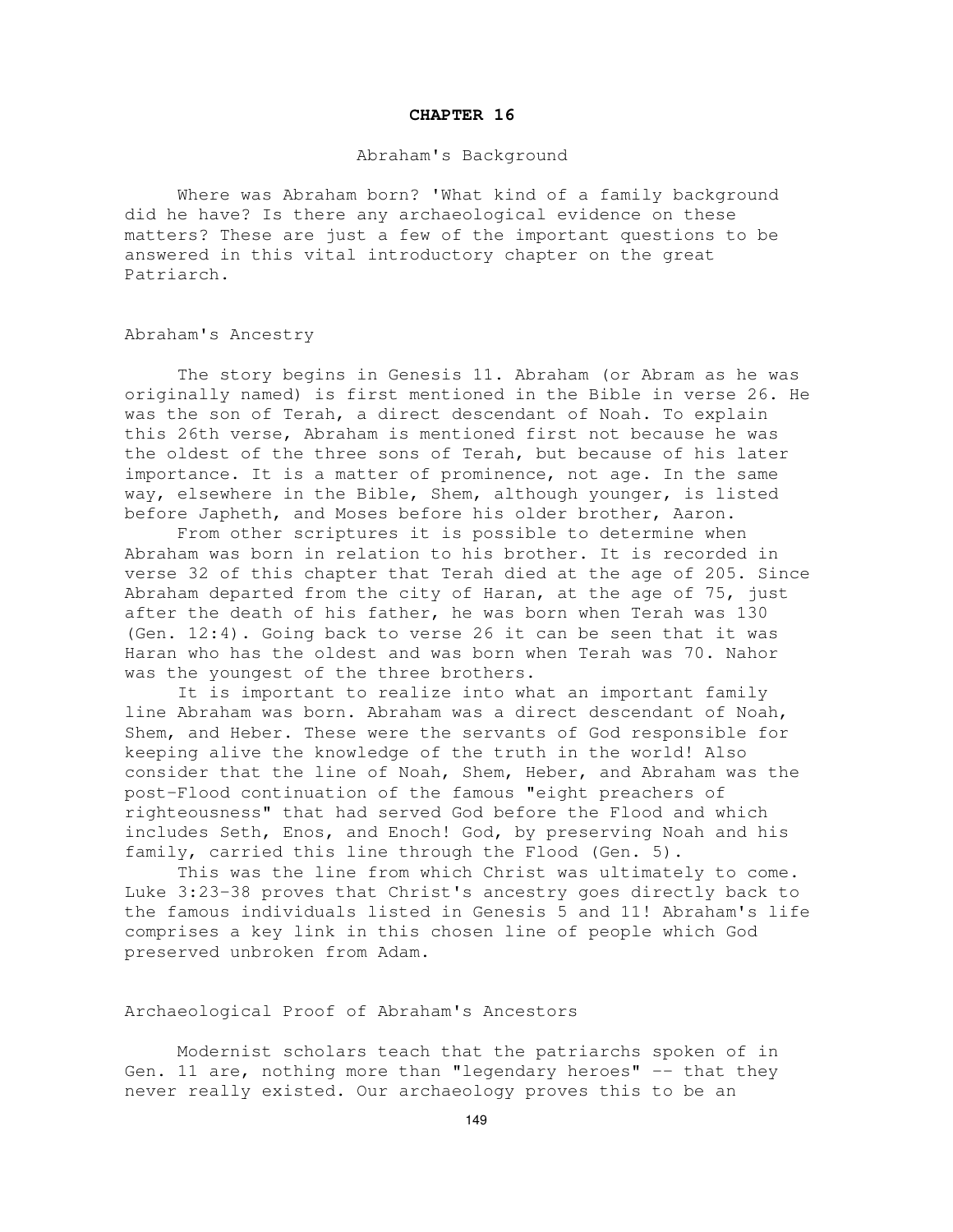# CHAPTER 16

## Abraham's Background

Where was Abraham born? 'What kind of a family background did he have? Is there any archaeological evidence on these matters? These are just a few of the important questions to be answered in this vital introductory chapter on the great Patriarch.

### Abraham's Ancestry

The story begins in Genesis 11. Abraham (or Abram as he was originally named) is first mentioned in the Bible in verse 26. He was the son of Terah, a direct descendant of Noah. To explain this 26th verse, Abraham is mentioned first not because he was the oldest of the three sons of Terah, but because of his later importance. It is a matter of prominence, not age. In the same way, elsewhere in the Bible, Shem, although younger, is listed before Japheth, and Moses before his older brother, Aaron.

From other scriptures it is possible to determine when Abraham was born in relation to his brother. It is recorded in verse 32 of this chapter that Terah died at the age of 205. Since Abraham departed from the city of Haran, at the age of 75, just after the death of his father, he was born when Terah was 130 (Gen. 12:4). Going back to verse 26 it can be seen that it was Haran who has the oldest and was born when Terah was 70. Nahor was the youngest of the three brothers.

It is important to realize into what an important family line Abraham was born. Abraham was a direct descendant of Noah, Shem, and Heber. These were the servants of God responsible for keeping alive the knowledge of the truth in the world! Also consider that the line of Noah, Shem, Heber, and Abraham was the post-Flood continuation of the famous "eight preachers of righteousness" that had served God before the Flood and which includes Seth, Enos, and Enoch! God, by preserving Noah and his family, carried this line through the Flood (Gen. 5).

This was the line from which Christ was ultimately to come. Luke 3:23-38 proves that Christ's ancestry goes directly back to the famous individuals listed in Genesis 5 and 11! Abraham's life comprises a key link in this chosen line of people which God preserved unbroken from Adam.

### Archaeological Proof of Abraham's Ancestors

Modernist scholars teach that the patriarchs spoken of in Gen. 11 are, nothing more than "legendary heroes" -- that they never really existed. Our archaeology proves this to be an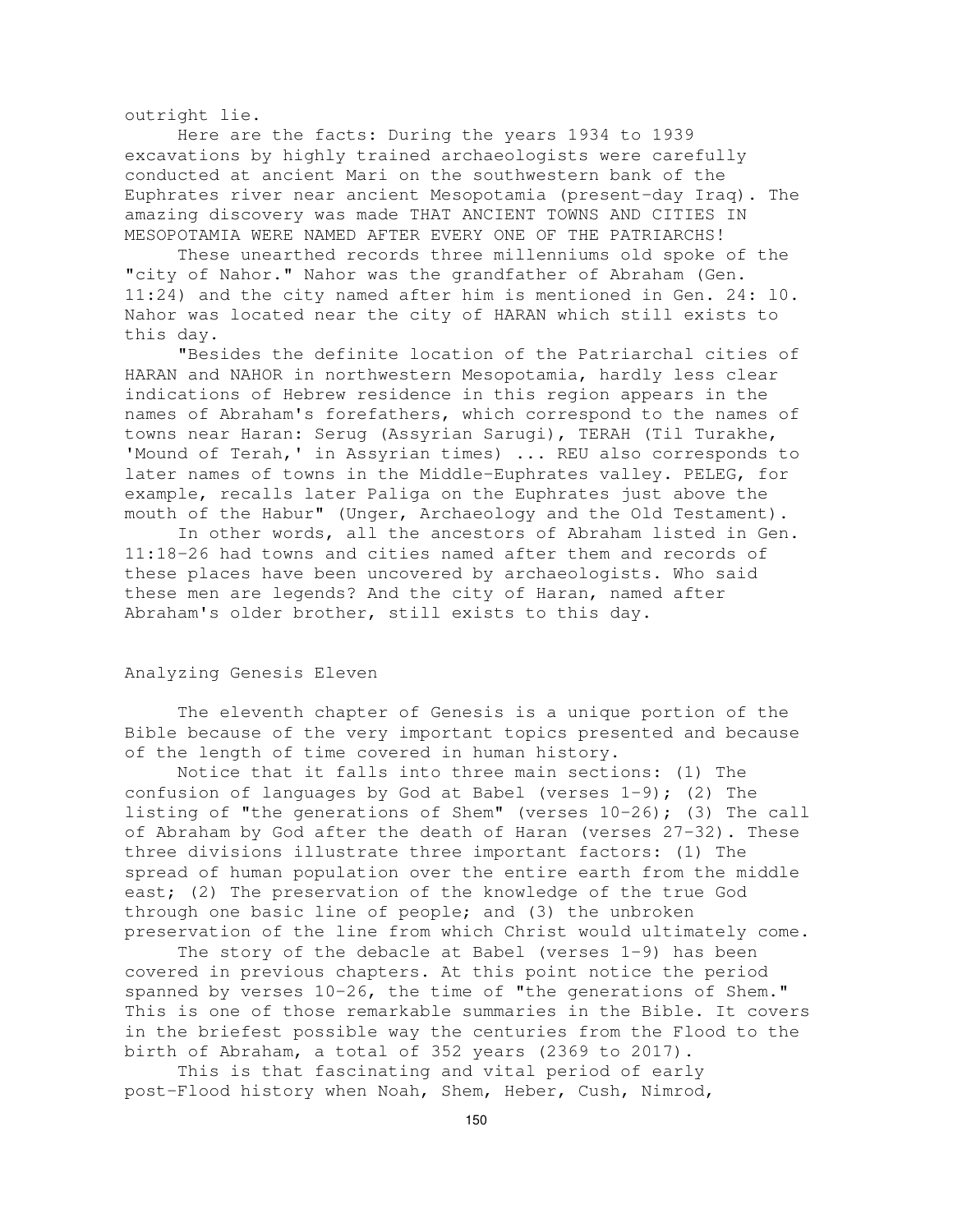outright lie.

Here are the facts: During the years 1934 to 1939 excavations by highly trained archaeologists were carefully conducted at ancient Mari on the southwestern bank of the Euphrates river near ancient Mesopotamia (present-day Iraq). The amazing discovery was made THAT ANCIENT TOWNS AND CITIES IN MESOPOTAMIA WERE NAMED AFTER EVERY ONE OF THE PATRIARCHS!

These unearthed records three millenniums old spoke of the "city of Nahor." Nahor was the grandfather of Abraham (Gen. 11:24) and the city named after him is mentioned in Gen. 24: 10. Nahor was located near the city of HARAN which still exists to this day.

"Besides the definite location of the Patriarchal cities of HARAN and NAHOR in northwestern Mesopotamia, hardly less clear indications of Hebrew residence in this region appears in the names of Abraham's forefathers, which correspond to the names of towns near Haran: Serug (Assyrian Sarugi), TERAH (Til Turakhe, 'Mound of Terah,' in Assyrian times) ... REU also corresponds to later names of towns in the Middle-Euphrates valley. PELEG, for example, recalls later Paliga on the Euphrates just above the mouth of the Habur" (Unger, Archaeology and the Old Testament).

In other words, all the ancestors of Abraham listed in Gen. 11:18-26 had towns and cities named after them and records of these places have been uncovered by archaeologists. Who said these men are legends? And the city of Haran, named after Abraham's older brother, still exists to this day.

## Analyzing Genesis Eleven

The eleventh chapter of Genesis is a unique portion of the Bible because of the very important topics presented and because of the length of time covered in human history.

Notice that it falls into three main sections: (1) The confusion of languages by God at Babel (verses 1-9); (2) The listing of "the generations of Shem" (verses 10-26); (3) The call of Abraham by God after the death of Haran (verses 27-32). These three divisions illustrate three important factors: (1) The spread of human population over the entire earth from the middle east; (2) The preservation of the knowledge of the true God through one basic line of people; and (3) the unbroken preservation of the line from which Christ would ultimately come.

The story of the debacle at Babel (verses 1-9) has been covered in previous chapters. At this point notice the period spanned by verses 10-26, the time of "the generations of Shem." This is one of those remarkable summaries in the Bible. It covers in the briefest possible way the centuries from the Flood to the birth of Abraham, a total of 352 years (2369 to 2017).

This is that fascinating and vital period of early post-Flood history when Noah, Shem, Heber, Cush, Nimrod,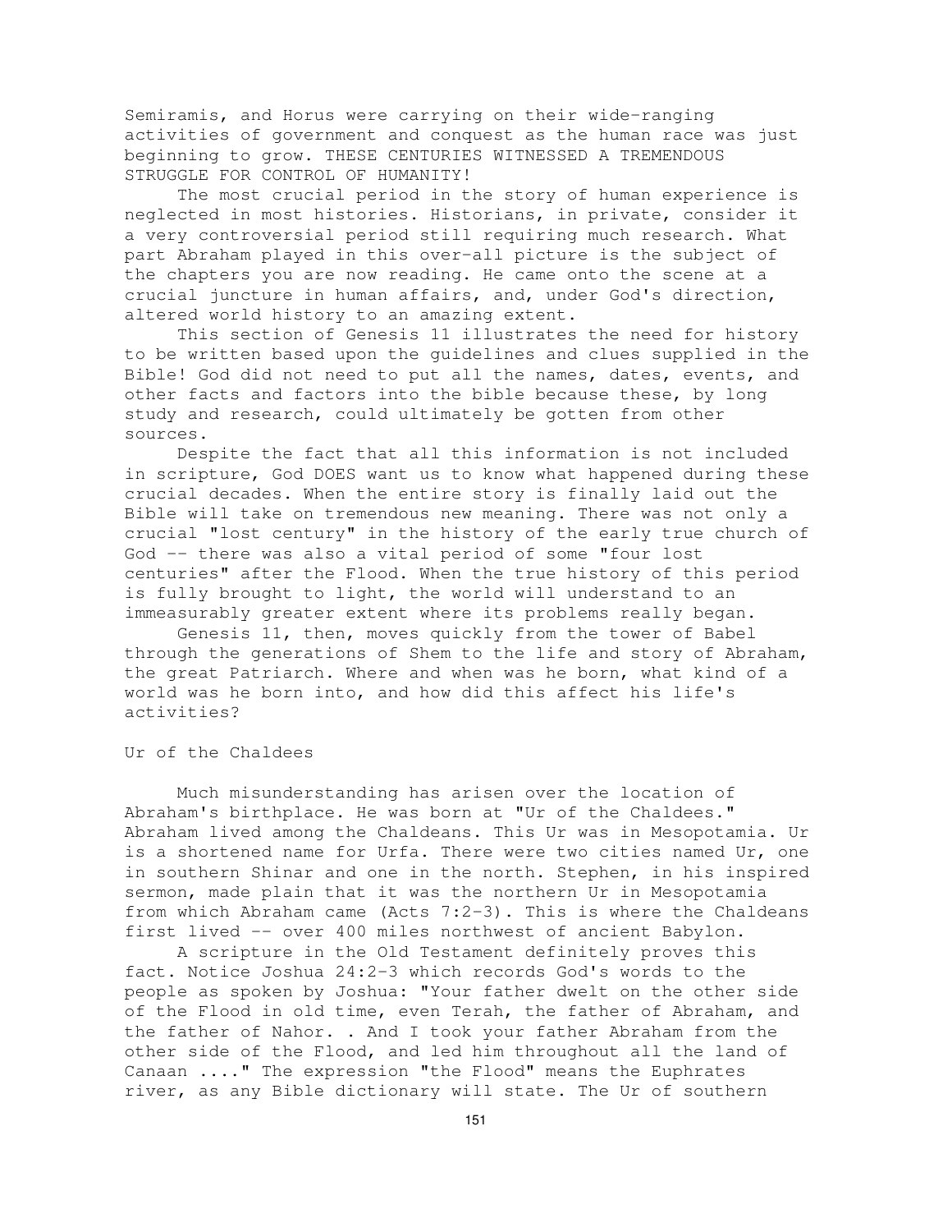Semiramis, and Horus were carrying on their wide-ranging activities of government and conquest as the human race was just beginning to grow. THESE CENTURIES WITNESSED A TREMENDOUS STRUGGLE FOR CONTROL OF HUMANITY!

The most crucial period in the story of human experience is neglected in most histories. Historians, in private, consider it a very controversial period still requiring much research. What part Abraham played in this over-all picture is the subject of the chapters you are now reading. He came onto the scene at a crucial juncture in human affairs, and, under God's direction, altered world history to an amazing extent.

This section of Genesis 11 illustrates the need for history to be written based upon the guidelines and clues supplied in the Bible! God did not need to put all the names, dates, events, and other facts and factors into the bible because these, by long study and research, could ultimately be gotten from other sources.

Despite the fact that all this information is not included in scripture, God DOES want us to know what happened during these crucial decades. When the entire story is finally laid out the Bible will take on tremendous new meaning. There was not only a crucial "lost century" in the history of the early true church of God -- there was also a vital period of some "four lost centuries" after the Flood. When the true history of this period is fully brought to light, the world will understand to an immeasurably greater extent where its problems really began.

Genesis 11, then, moves quickly from the tower of Babel through the generations of Shem to the life and story of Abraham, the great Patriarch. Where and when was he born, what kind of a world was he born into, and how did this affect his life's activities?

## Ur of the Chaldees

Much misunderstanding has arisen over the location of Abraham's birthplace. He was born at "Ur of the Chaldees." Abraham lived among the Chaldeans. This Ur was in Mesopotamia. Ur is a shortened name for Urfa. There were two cities named Ur, one in southern Shinar and one in the north. Stephen, in his inspired sermon, made plain that it was the northern Ur in Mesopotamia from which Abraham came (Acts 7:2-3). This is where the Chaldeans first lived -- over 400 miles northwest of ancient Babylon.

A scripture in the Old Testament definitely proves this fact. Notice Joshua 24:2-3 which records God's words to the people as spoken by Joshua: "Your father dwelt on the other side of the Flood in old time, even Terah, the father of Abraham, and the father of Nahor. . And I took your father Abraham from the other side of the Flood, and led him throughout all the land of Canaan ...." The expression "the Flood" means the Euphrates river, as any Bible dictionary will state. The Ur of southern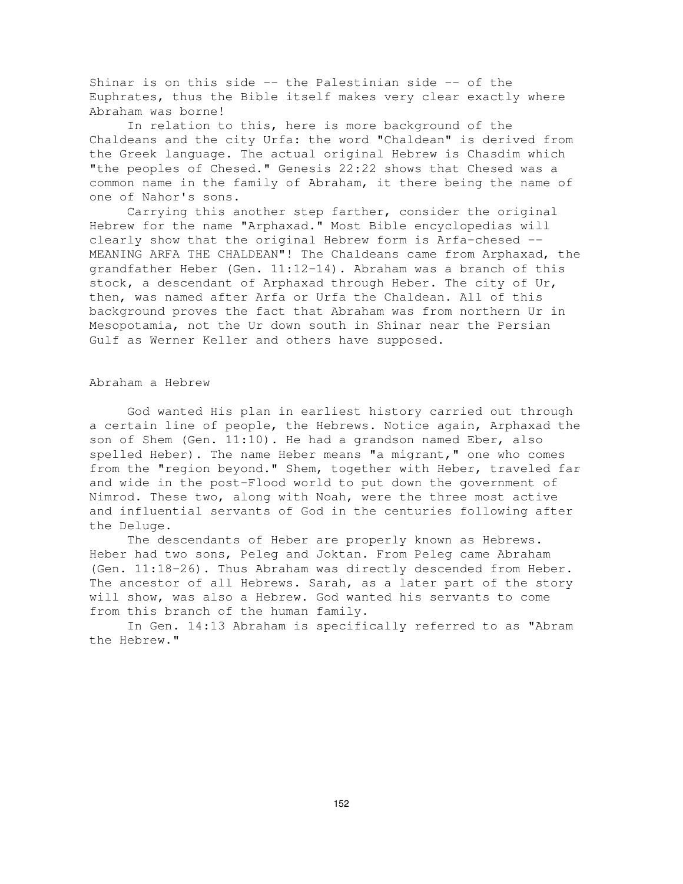Shinar is on this side -- the Palestinian side -- of the Euphrates, thus the Bible itself makes very clear exactly where Abraham was borne!

In relation to this, here is more background of the Chaldeans and the city Urfa: the word "Chaldean" is derived from the Greek language. The actual original Hebrew is Chasdim which "the peoples of Chesed." Genesis 22:22 shows that Chesed was a common name in the family of Abraham, it there being the name of one of Nahor's sons.

Carrying this another step farther, consider the original Hebrew for the name "Arphaxad." Most Bible encyclopedias will clearly show that the original Hebrew form is Arfa-chesed -- MEANING ARFA THE CHALDEAN"! The Chaldeans came from Arphaxad, the grandfather Heber (Gen. 11:12-14). Abraham was a branch of this stock, a descendant of Arphaxad through Heber. The city of Ur, then, was named after Arfa or Urfa the Chaldean. All of this background proves the fact that Abraham was from northern Ur in Mesopotamia, not the Ur down south in Shinar near the Persian Gulf as Werner Keller and others have supposed.

## Abraham a Hebrew

God wanted His plan in earliest history carried out through a certain line of people, the Hebrews. Notice again, Arphaxad the son of Shem (Gen. 11:10). He had a grandson named Eber, also spelled Heber). The name Heber means "a migrant," one who comes from the "region beyond." Shem, together with Heber, traveled far and wide in the post-Flood world to put down the government of Nimrod. These two, along with Noah, were the three most active and influential servants of God in the centuries following after the Deluge.

The descendants of Heber are properly known as Hebrews. Heber had two sons, Peleg and Joktan. From Peleg came Abraham (Gen. 11:18-26). Thus Abraham was directly descended from Heber. The ancestor of all Hebrews. Sarah, as a later part of the story will show, was also a Hebrew. God wanted his servants to come from this branch of the human family.

In Gen. 14:13 Abraham is specifically referred to as "Abram the Hebrew."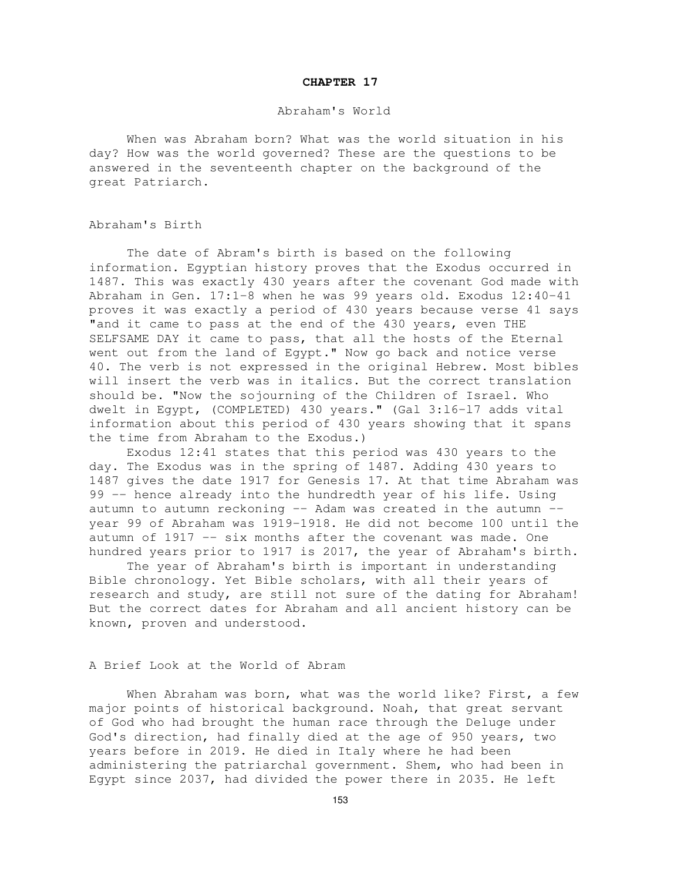# CHAPTER 17

## Abraham's World

When was Abraham born? What was the world situation in his day? How was the world governed? These are the questions to be answered in the seventeenth chapter on the background of the great Patriarch.

### Abraham's Birth

The date of Abram's birth is based on the following information. Egyptian history proves that the Exodus occurred in 1487. This was exactly 430 years after the covenant God made with Abraham in Gen. 17:1-8 when he was 99 years old. Exodus 12:40-41 proves it was exactly a period of 430 years because verse 41 says "and it came to pass at the end of the 430 years, even THE SELFSAME DAY it came to pass, that all the hosts of the Eternal went out from the land of Egypt." Now go back and notice verse 40. The verb is not expressed in the original Hebrew. Most bibles will insert the verb was in italics. But the correct translation should be. "Now the sojourning of the Children of Israel. Who dwelt in Egypt, (COMPLETED) 430 years." (Gal 3:l6-l7 adds vital information about this period of 430 years showing that it spans the time from Abraham to the Exodus.)

Exodus 12:41 states that this period was 430 years to the day. The Exodus was in the spring of 1487. Adding 430 years to 1487 gives the date 1917 for Genesis 17. At that time Abraham was 99 -- hence already into the hundredth year of his life. Using autumn to autumn reckoning -- Adam was created in the autumn -- year 99 of Abraham was 1919-1918. He did not become 100 until the autumn of 1917 -- six months after the covenant was made. One hundred years prior to 1917 is 2017, the year of Abraham's birth.

The year of Abraham's birth is important in understanding Bible chronology. Yet Bible scholars, with all their years of research and study, are still not sure of the dating for Abraham! But the correct dates for Abraham and all ancient history can be known, proven and understood.

### A Brief Look at the World of Abram

When Abraham was born, what was the world like? First, a few major points of historical background. Noah, that great servant of God who had brought the human race through the Deluge under God's direction, had finally died at the age of 950 years, two years before in 2019. He died in Italy where he had been administering the patriarchal government. Shem, who had been in Egypt since 2037, had divided the power there in 2035. He left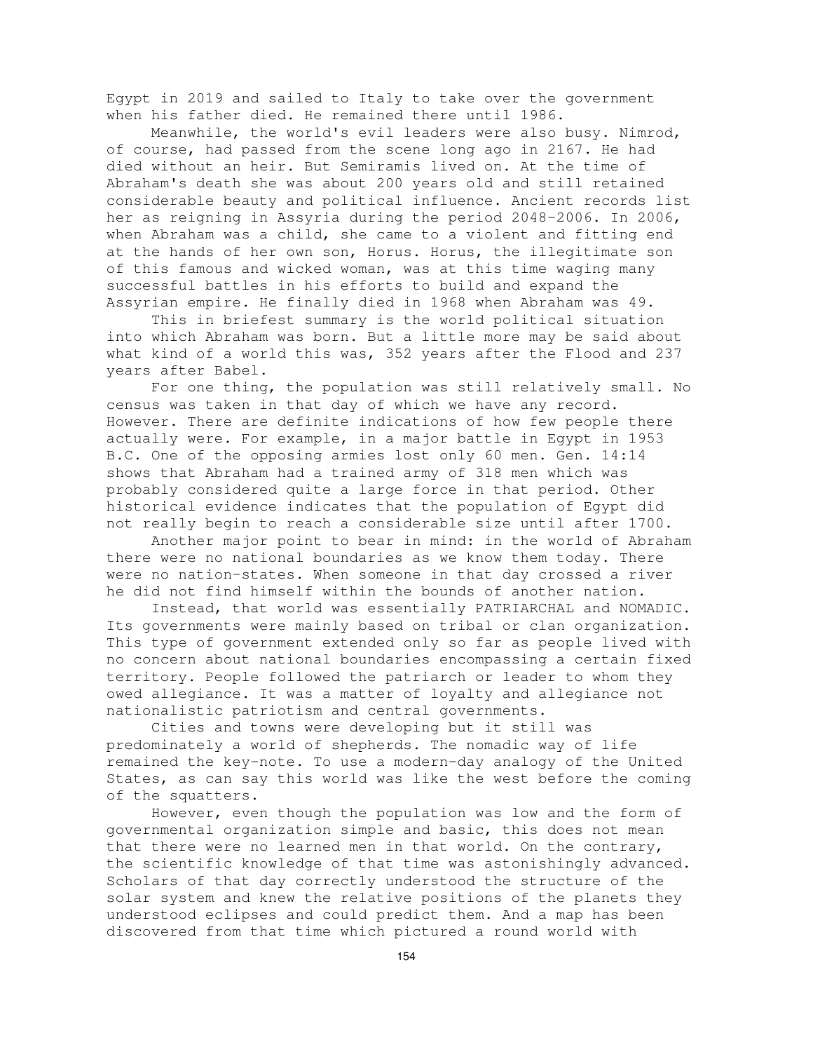Egypt in 2019 and sailed to Italy to take over the government when his father died. He remained there until 1986.

Meanwhile, the world's evil leaders were also busy. Nimrod, of course, had passed from the scene long ago in 2167. He had died without an heir. But Semiramis lived on. At the time of Abraham's death she was about 200 years old and still retained considerable beauty and political influence. Ancient records list her as reigning in Assyria during the period 2048-2006. In 2006, when Abraham was a child, she came to a violent and fitting end at the hands of her own son, Horus. Horus, the illegitimate son of this famous and wicked woman, was at this time waging many successful battles in his efforts to build and expand the Assyrian empire. He finally died in 1968 when Abraham was 49.

This in briefest summary is the world political situation into which Abraham was born. But a little more may be said about what kind of a world this was, 352 years after the Flood and 237 years after Babel.

For one thing, the population was still relatively small. No census was taken in that day of which we have any record. However. There are definite indications of how few people there actually were. For example, in a major battle in Egypt in 1953 B.C. One of the opposing armies lost only 60 men. Gen. 14:14 shows that Abraham had a trained army of 318 men which was probably considered quite a large force in that period. Other historical evidence indicates that the population of Egypt did not really begin to reach a considerable size until after 1700.

Another major point to bear in mind: in the world of Abraham there were no national boundaries as we know them today. There were no nation-states. When someone in that day crossed a river he did not find himself within the bounds of another nation.

Instead, that world was essentially PATRIARCHAL and NOMADIC. Its governments were mainly based on tribal or clan organization. This type of government extended only so far as people lived with no concern about national boundaries encompassing a certain fixed territory. People followed the patriarch or leader to whom they owed allegiance. It was a matter of loyalty and allegiance not nationalistic patriotism and central governments.

Cities and towns were developing but it still was predominately a world of shepherds. The nomadic way of life remained the key-note. To use a modern-day analogy of the United States, as can say this world was like the west before the coming of the squatters.

However, even though the population was low and the form of governmental organization simple and basic, this does not mean that there were no learned men in that world. On the contrary, the scientific knowledge of that time was astonishingly advanced. Scholars of that day correctly understood the structure of the solar system and knew the relative positions of the planets they understood eclipses and could predict them. And a map has been discovered from that time which pictured a round world with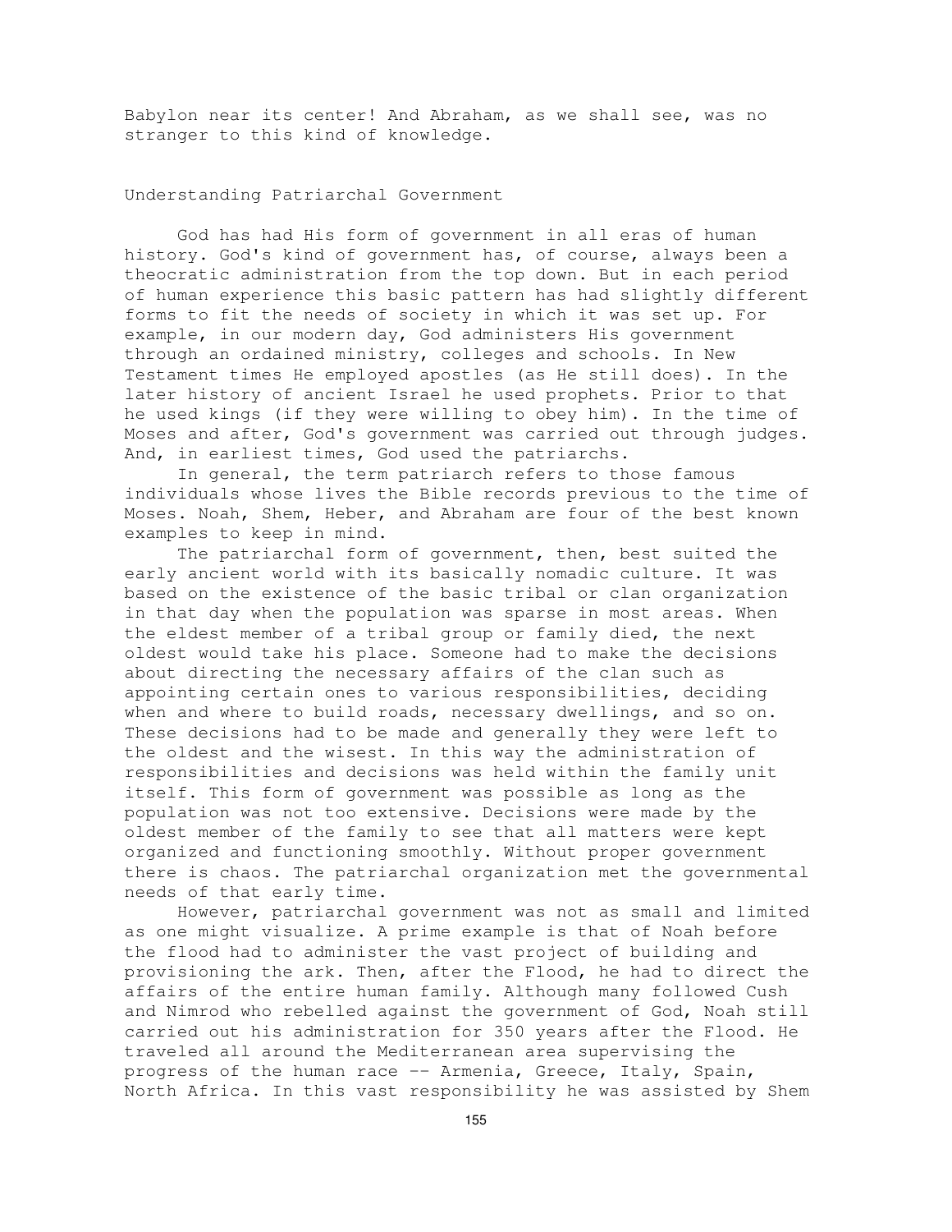Babylon near its center! And Abraham, as we shall see, was no stranger to this kind of knowledge.

## Understanding Patriarchal Government

God has had His form of government in all eras of human history. God's kind of government has, of course, always been a theocratic administration from the top down. But in each period of human experience this basic pattern has had slightly different forms to fit the needs of society in which it was set up. For example, in our modern day, God administers His government through an ordained ministry, colleges and schools. In New Testament times He employed apostles (as He still does). In the later history of ancient Israel he used prophets. Prior to that he used kings (if they were willing to obey him). In the time of Moses and after, God's government was carried out through judges. And, in earliest times, God used the patriarchs.

In general, the term patriarch refers to those famous individuals whose lives the Bible records previous to the time of Moses. Noah, Shem, Heber, and Abraham are four of the best known examples to keep in mind.

The patriarchal form of government, then, best suited the early ancient world with its basically nomadic culture. It was based on the existence of the basic tribal or clan organization in that day when the population was sparse in most areas. When the eldest member of a tribal group or family died, the next oldest would take his place. Someone had to make the decisions about directing the necessary affairs of the clan such as appointing certain ones to various responsibilities, deciding when and where to build roads, necessary dwellings, and so on. These decisions had to be made and generally they were left to the oldest and the wisest. In this way the administration of responsibilities and decisions was held within the family unit itself. This form of government was possible as long as the population was not too extensive. Decisions were made by the oldest member of the family to see that all matters were kept organized and functioning smoothly. Without proper government there is chaos. The patriarchal organization met the governmental needs of that early time.

However, patriarchal government was not as small and limited as one might visualize. A prime example is that of Noah before the flood had to administer the vast project of building and provisioning the ark. Then, after the Flood, he had to direct the affairs of the entire human family. Although many followed Cush and Nimrod who rebelled against the government of God, Noah still carried out his administration for 350 years after the Flood. He traveled all around the Mediterranean area supervising the progress of the human race -- Armenia, Greece, Italy, Spain, North Africa. In this vast responsibility he was assisted by Shem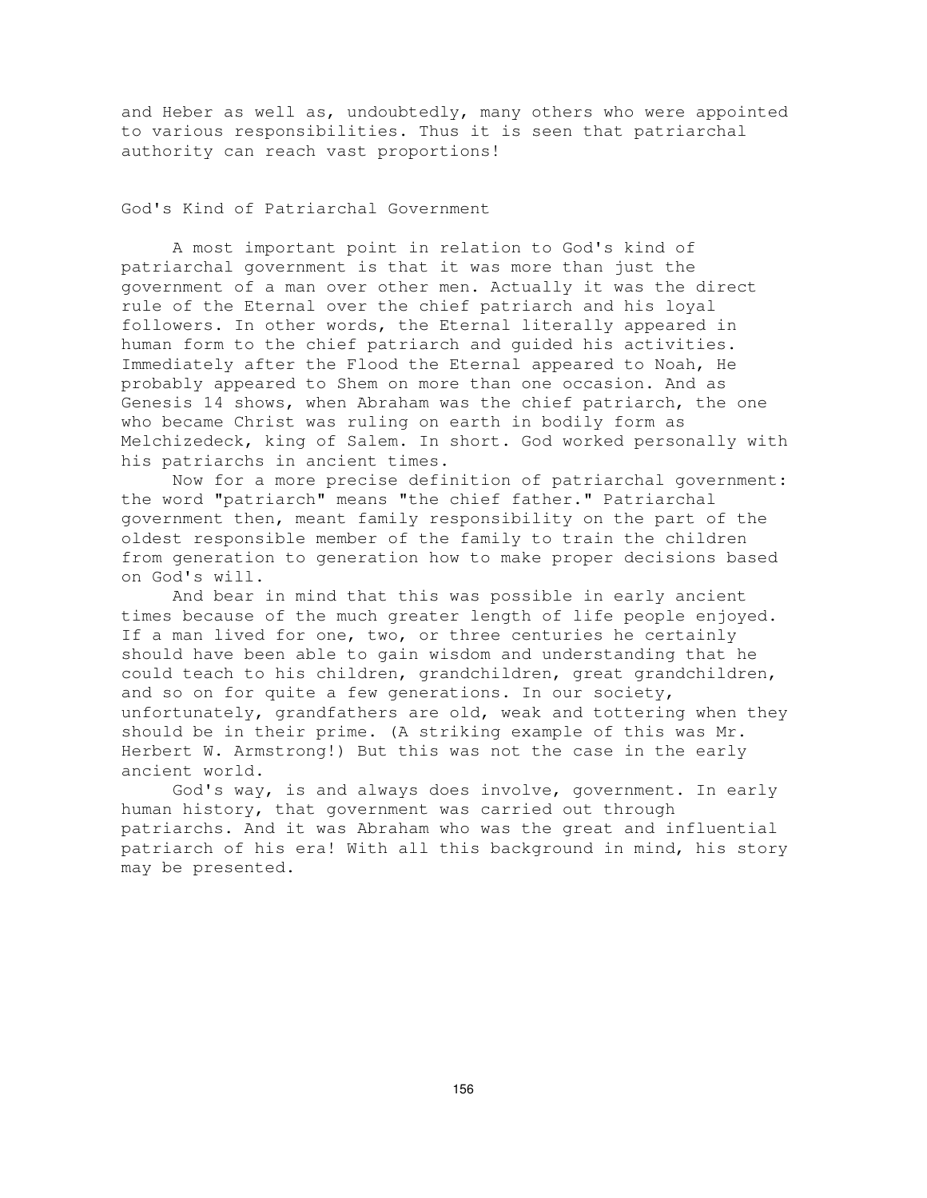and Heber as well as, undoubtedly, many others who were appointed to various responsibilities. Thus it is seen that patriarchal authority can reach vast proportions!

## God's Kind of Patriarchal Government

A most important point in relation to God's kind of patriarchal government is that it was more than just the government of a man over other men. Actually it was the direct rule of the Eternal over the chief patriarch and his loyal followers. In other words, the Eternal literally appeared in human form to the chief patriarch and guided his activities. Immediately after the Flood the Eternal appeared to Noah, He probably appeared to Shem on more than one occasion. And as Genesis 14 shows, when Abraham was the chief patriarch, the one who became Christ was ruling on earth in bodily form as Melchizedeck, king of Salem. In short. God worked personally with his patriarchs in ancient times.

Now for a more precise definition of patriarchal government: the word "patriarch" means "the chief father." Patriarchal government then, meant family responsibility on the part of the oldest responsible member of the family to train the children from generation to generation how to make proper decisions based on God's will.

And bear in mind that this was possible in early ancient times because of the much greater length of life people enjoyed. If a man lived for one, two, or three centuries he certainly should have been able to gain wisdom and understanding that he could teach to his children, grandchildren, great grandchildren, and so on for quite a few generations. In our society, unfortunately, grandfathers are old, weak and tottering when they should be in their prime. (A striking example of this was Mr. Herbert W. Armstrong!) But this was not the case in the early ancient world.

God's way, is and always does involve, government. In early human history, that government was carried out through patriarchs. And it was Abraham who was the great and influential patriarch of his era! With all this background in mind, his story may be presented.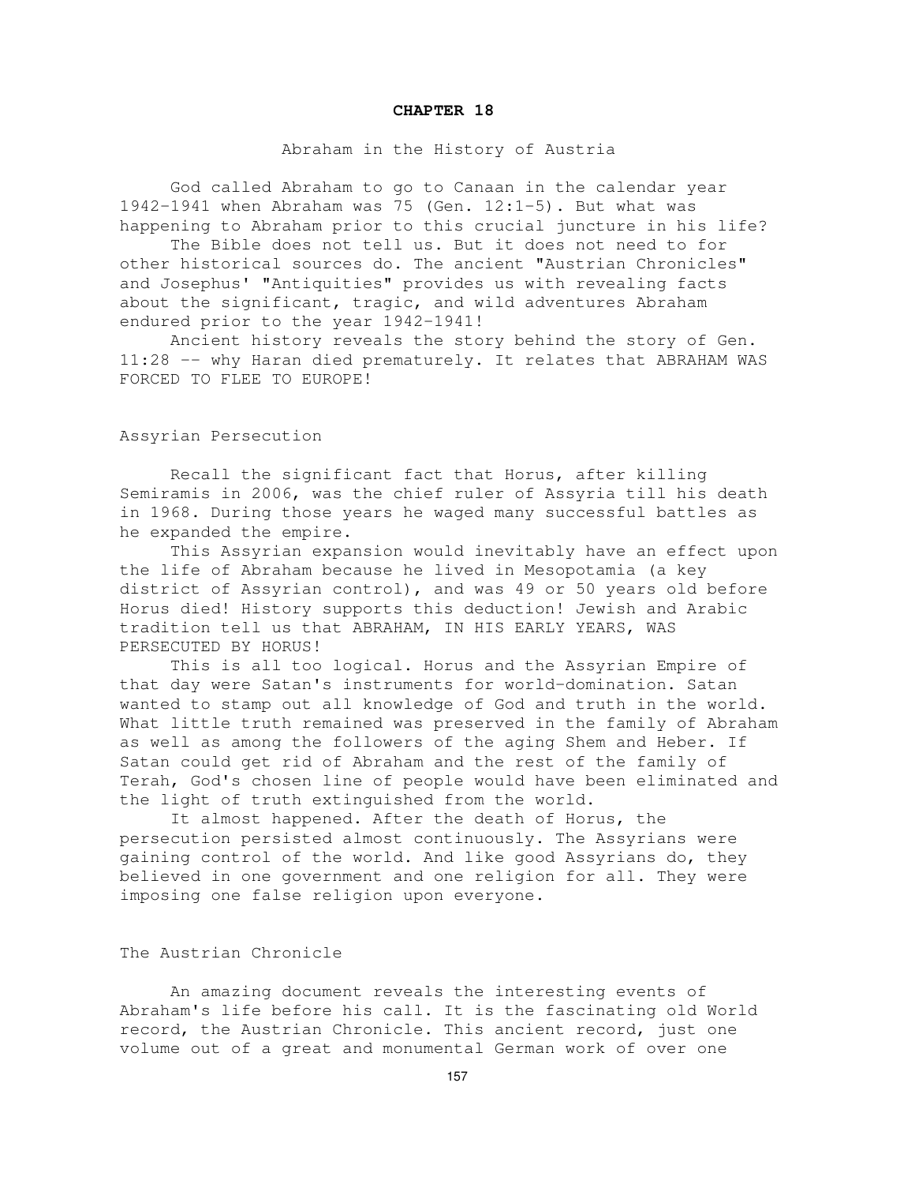# CHAPTER 18

## Abraham in the History of Austria

God called Abraham to go to Canaan in the calendar year 1942-1941 when Abraham was 75 (Gen. 12:1-5). But what was happening to Abraham prior to this crucial juncture in his life?

The Bible does not tell us. But it does not need to for other historical sources do. The ancient "Austrian Chronicles" and Josephus' "Antiquities" provides us with revealing facts about the significant, tragic, and wild adventures Abraham endured prior to the year 1942-1941!

Ancient history reveals the story behind the story of Gen. 11:28 -- why Haran died prematurely. It relates that ABRAHAM WAS FORCED TO FLEE TO EUROPE!

### Assyrian Persecution

Recall the significant fact that Horus, after killing Semiramis in 2006, was the chief ruler of Assyria till his death in 1968. During those years he waged many successful battles as he expanded the empire.

This Assyrian expansion would inevitably have an effect upon the life of Abraham because he lived in Mesopotamia (a key district of Assyrian control), and was 49 or 50 years old before Horus died! History supports this deduction! Jewish and Arabic tradition tell us that ABRAHAM, IN HIS EARLY YEARS, WAS PERSECUTED BY HORUS!

This is all too logical. Horus and the Assyrian Empire of that day were Satan's instruments for world-domination. Satan wanted to stamp out all knowledge of God and truth in the world. What little truth remained was preserved in the family of Abraham as well as among the followers of the aging Shem and Heber. If Satan could get rid of Abraham and the rest of the family of Terah, God's chosen line of people would have been eliminated and the light of truth extinguished from the world.

It almost happened. After the death of Horus, the persecution persisted almost continuously. The Assyrians were gaining control of the world. And like good Assyrians do, they believed in one government and one religion for all. They were imposing one false religion upon everyone.

### The Austrian Chronicle

An amazing document reveals the interesting events of Abraham's life before his call. It is the fascinating old World record, the Austrian Chronicle. This ancient record, just one volume out of a great and monumental German work of over one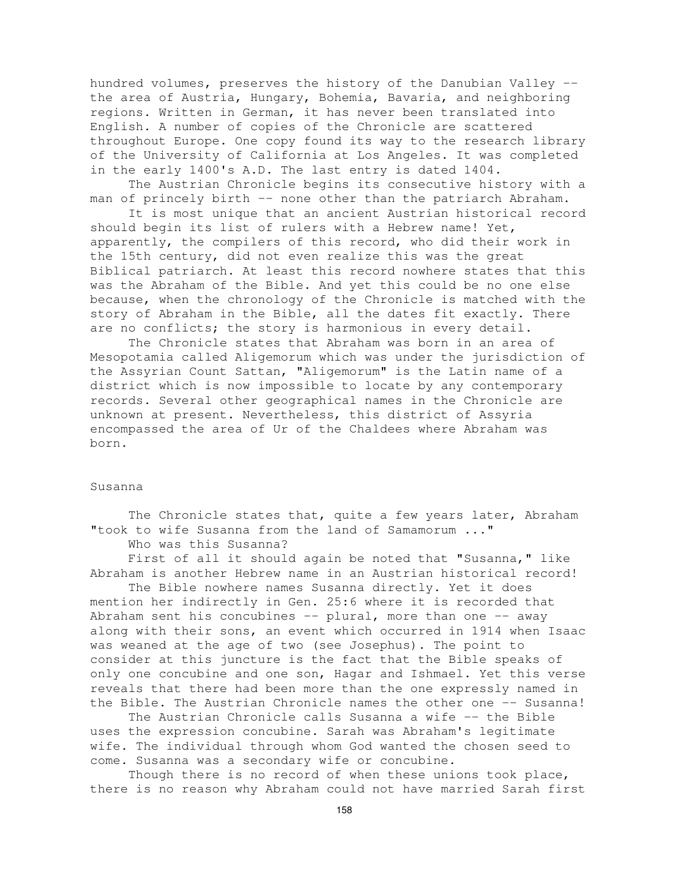hundred volumes, preserves the history of the Danubian Valley -- the area of Austria, Hungary, Bohemia, Bavaria, and neighboring regions. Written in German, it has never been translated into English. A number of copies of the Chronicle are scattered throughout Europe. One copy found its way to the research library of the University of California at Los Angeles. It was completed in the early 1400's A.D. The last entry is dated 1404.

The Austrian Chronicle begins its consecutive history with a man of princely birth -- none other than the patriarch Abraham.

It is most unique that an ancient Austrian historical record should begin its list of rulers with a Hebrew name! Yet, apparently, the compilers of this record, who did their work in the 15th century, did not even realize this was the great Biblical patriarch. At least this record nowhere states that this was the Abraham of the Bible. And yet this could be no one else because, when the chronology of the Chronicle is matched with the story of Abraham in the Bible, all the dates fit exactly. There are no conflicts; the story is harmonious in every detail.

The Chronicle states that Abraham was born in an area of Mesopotamia called Aligemorum which was under the jurisdiction of the Assyrian Count Sattan, "Aligemorum" is the Latin name of a district which is now impossible to locate by any contemporary records. Several other geographical names in the Chronicle are unknown at present. Nevertheless, this district of Assyria encompassed the area of Ur of the Chaldees where Abraham was born.

## Susanna

The Chronicle states that, quite a few years later, Abraham "took to wife Susanna from the land of Samamorum ..."

Who was this Susanna?

First of all it should again be noted that "Susanna," like Abraham is another Hebrew name in an Austrian historical record!

The Bible nowhere names Susanna directly. Yet it does mention her indirectly in Gen. 25:6 where it is recorded that Abraham sent his concubines -- plural, more than one -- away along with their sons, an event which occurred in 1914 when Isaac was weaned at the age of two (see Josephus). The point to consider at this juncture is the fact that the Bible speaks of only one concubine and one son, Hagar and Ishmael. Yet this verse reveals that there had been more than the one expressly named in the Bible. The Austrian Chronicle names the other one -- Susanna!

The Austrian Chronicle calls Susanna a wife -- the Bible uses the expression concubine. Sarah was Abraham's legitimate wife. The individual through whom God wanted the chosen seed to come. Susanna was a secondary wife or concubine.

Though there is no record of when these unions took place, there is no reason why Abraham could not have married Sarah first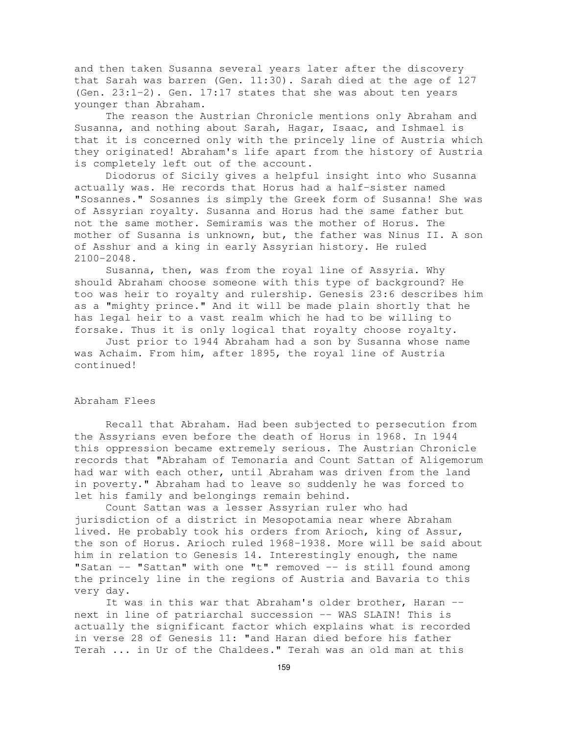and then taken Susanna several years later after the discovery that Sarah was barren (Gen. 11:30). Sarah died at the age of 127 (Gen. 23:1-2). Gen. 17:17 states that she was about ten years younger than Abraham.

The reason the Austrian Chronicle mentions only Abraham and Susanna, and nothing about Sarah, Hagar, Isaac, and Ishmael is that it is concerned only with the princely line of Austria which they originated! Abraham's life apart from the history of Austria is completely left out of the account.

Diodorus of Sicily gives a helpful insight into who Susanna actually was. He records that Horus had a half-sister named "Sosannes." Sosannes is simply the Greek form of Susanna! She was of Assyrian royalty. Susanna and Horus had the same father but not the same mother. Semiramis was the mother of Horus. The mother of Susanna is unknown, but, the father was Ninus II. A son of Asshur and a king in early Assyrian history. He ruled 2100-2048.

Susanna, then, was from the royal line of Assyria. Why should Abraham choose someone with this type of background? He too was heir to royalty and rulership. Genesis 23:6 describes him as a "mighty prince." And it will be made plain shortly that he has legal heir to a vast realm which he had to be willing to forsake. Thus it is only logical that royalty choose royalty.

Just prior to 1944 Abraham had a son by Susanna whose name was Achaim. From him, after 1895, the royal line of Austria continued!

## Abraham Flees

Recall that Abraham. Had been subjected to persecution from the Assyrians even before the death of Horus in 1968. In 1944 this oppression became extremely serious. The Austrian Chronicle records that "Abraham of Temonaria and Count Sattan of Aligemorum had war with each other, until Abraham was driven from the land in poverty." Abraham had to leave so suddenly he was forced to let his family and belongings remain behind.

Count Sattan was a lesser Assyrian ruler who had jurisdiction of a district in Mesopotamia near where Abraham lived. He probably took his orders from Arioch, king of Assur, the son of Horus. Arioch ruled 1968-1938. More will be said about him in relation to Genesis 14. Interestingly enough, the name "Satan -- "Sattan" with one "t" removed -- is still found among the princely line in the regions of Austria and Bavaria to this very day.

It was in this war that Abraham's older brother, Haran -- next in line of patriarchal succession -- WAS SLAIN! This is actually the significant factor which explains what is recorded in verse 28 of Genesis 11: "and Haran died before his father Terah ... in Ur of the Chaldees." Terah was an old man at this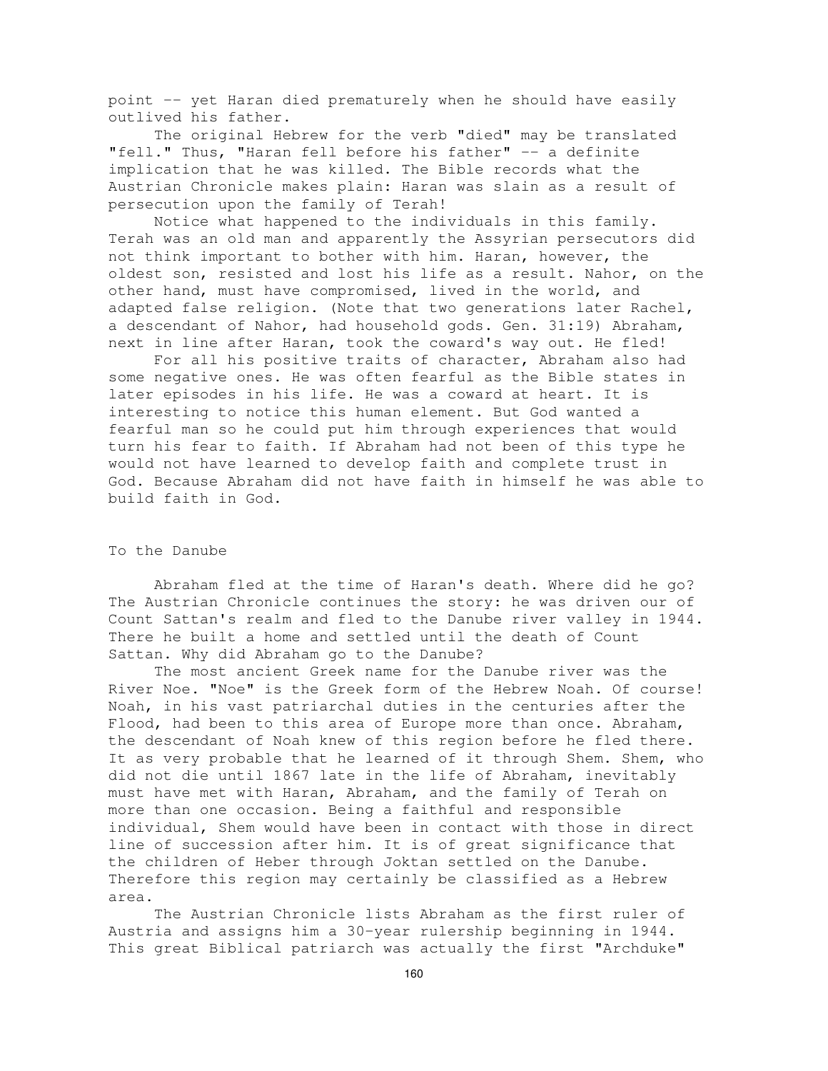point -- yet Haran died prematurely when he should have easily outlived his father.

The original Hebrew for the verb "died" may be translated "fell." Thus, "Haran fell before his father" -- a definite implication that he was killed. The Bible records what the Austrian Chronicle makes plain: Haran was slain as a result of persecution upon the family of Terah!

Notice what happened to the individuals in this family. Terah was an old man and apparently the Assyrian persecutors did not think important to bother with him. Haran, however, the oldest son, resisted and lost his life as a result. Nahor, on the other hand, must have compromised, lived in the world, and adapted false religion. (Note that two generations later Rachel, a descendant of Nahor, had household gods. Gen. 31:19) Abraham, next in line after Haran, took the coward's way out. He fled!

For all his positive traits of character, Abraham also had some negative ones. He was often fearful as the Bible states in later episodes in his life. He was a coward at heart. It is interesting to notice this human element. But God wanted a fearful man so he could put him through experiences that would turn his fear to faith. If Abraham had not been of this type he would not have learned to develop faith and complete trust in God. Because Abraham did not have faith in himself he was able to build faith in God.

## To the Danube

Abraham fled at the time of Haran's death. Where did he go? The Austrian Chronicle continues the story: he was driven our of Count Sattan's realm and fled to the Danube river valley in 1944. There he built a home and settled until the death of Count Sattan. Why did Abraham go to the Danube?

The most ancient Greek name for the Danube river was the River Noe. "Noe" is the Greek form of the Hebrew Noah. Of course! Noah, in his vast patriarchal duties in the centuries after the Flood, had been to this area of Europe more than once. Abraham, the descendant of Noah knew of this region before he fled there. It as very probable that he learned of it through Shem. Shem, who did not die until 1867 late in the life of Abraham, inevitably must have met with Haran, Abraham, and the family of Terah on more than one occasion. Being a faithful and responsible individual, Shem would have been in contact with those in direct line of succession after him. It is of great significance that the children of Heber through Joktan settled on the Danube. Therefore this region may certainly be classified as a Hebrew area.

The Austrian Chronicle lists Abraham as the first ruler of Austria and assigns him a 30-year rulership beginning in 1944. This great Biblical patriarch was actually the first "Archduke"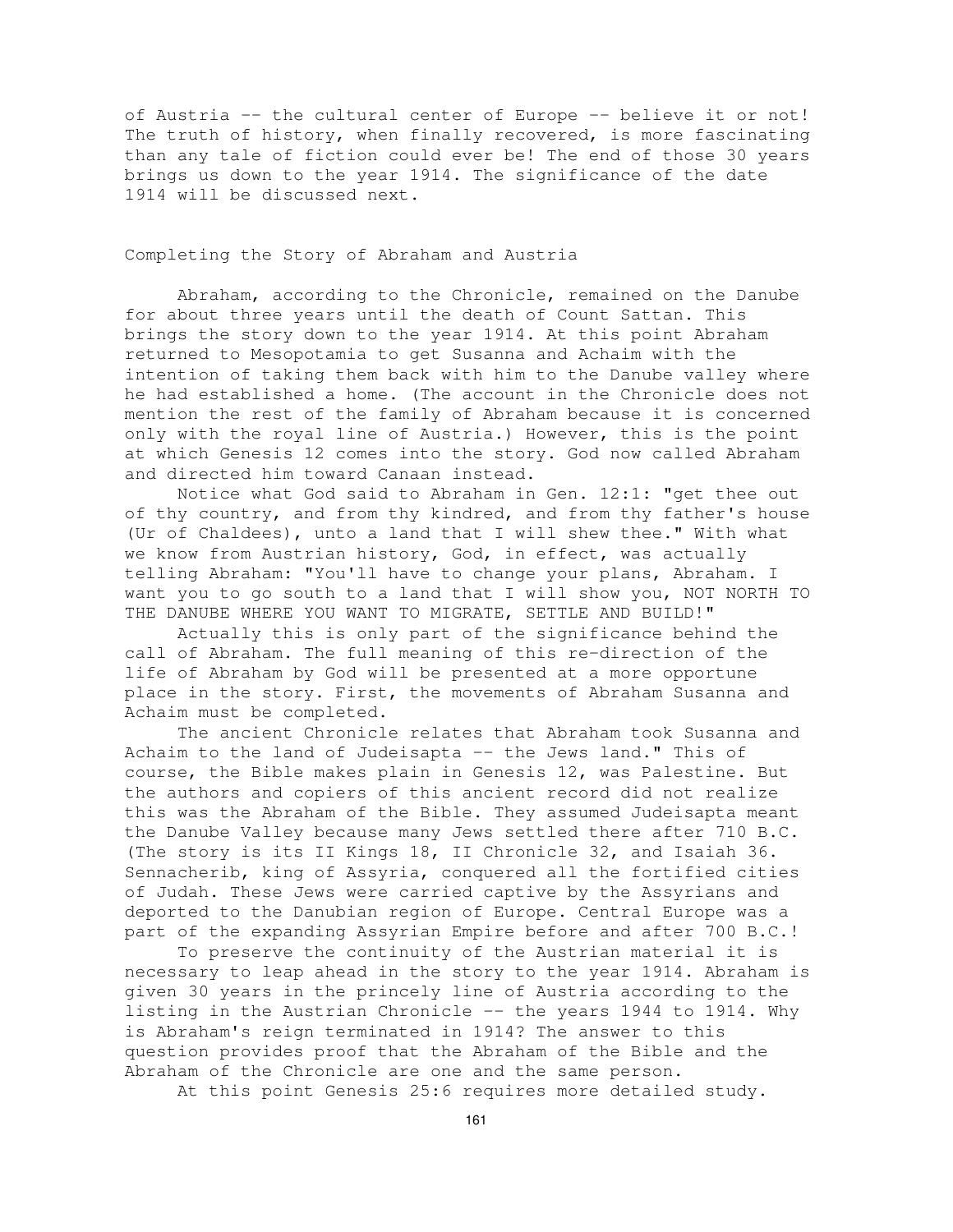of Austria -- the cultural center of Europe -- believe it or not! The truth of history, when finally recovered, is more fascinating than any tale of fiction could ever be! The end of those 30 years brings us down to the year 1914. The significance of the date 1914 will be discussed next.

## Completing the Story of Abraham and Austria

Abraham, according to the Chronicle, remained on the Danube for about three years until the death of Count Sattan. This brings the story down to the year 1914. At this point Abraham returned to Mesopotamia to get Susanna and Achaim with the intention of taking them back with him to the Danube valley where he had established a home. (The account in the Chronicle does not mention the rest of the family of Abraham because it is concerned only with the royal line of Austria.) However, this is the point at which Genesis 12 comes into the story. God now called Abraham and directed him toward Canaan instead.

Notice what God said to Abraham in Gen. 12:1: "get thee out of thy country, and from thy kindred, and from thy father's house (Ur of Chaldees), unto a land that I will shew thee." With what we know from Austrian history, God, in effect, was actually telling Abraham: "You'll have to change your plans, Abraham. I want you to go south to a land that I will show you, NOT NORTH TO THE DANUBE WHERE YOU WANT TO MIGRATE, SETTLE AND BUILD!"

Actually this is only part of the significance behind the call of Abraham. The full meaning of this re-direction of the life of Abraham by God will be presented at a more opportune place in the story. First, the movements of Abraham Susanna and Achaim must be completed.

The ancient Chronicle relates that Abraham took Susanna and Achaim to the land of Judeisapta -- the Jews land." This of course, the Bible makes plain in Genesis 12, was Palestine. But the authors and copiers of this ancient record did not realize this was the Abraham of the Bible. They assumed Judeisapta meant the Danube Valley because many Jews settled there after 710 B.C. (The story is its II Kings 18, II Chronicle 32, and Isaiah 36. Sennacherib, king of Assyria, conquered all the fortified cities of Judah. These Jews were carried captive by the Assyrians and deported to the Danubian region of Europe. Central Europe was a part of the expanding Assyrian Empire before and after 700 B.C.!

To preserve the continuity of the Austrian material it is necessary to leap ahead in the story to the year 1914. Abraham is given 30 years in the princely line of Austria according to the listing in the Austrian Chronicle -- the years 1944 to 1914. Why is Abraham's reign terminated in 1914? The answer to this question provides proof that the Abraham of the Bible and the Abraham of the Chronicle are one and the same person.

At this point Genesis 25:6 requires more detailed study.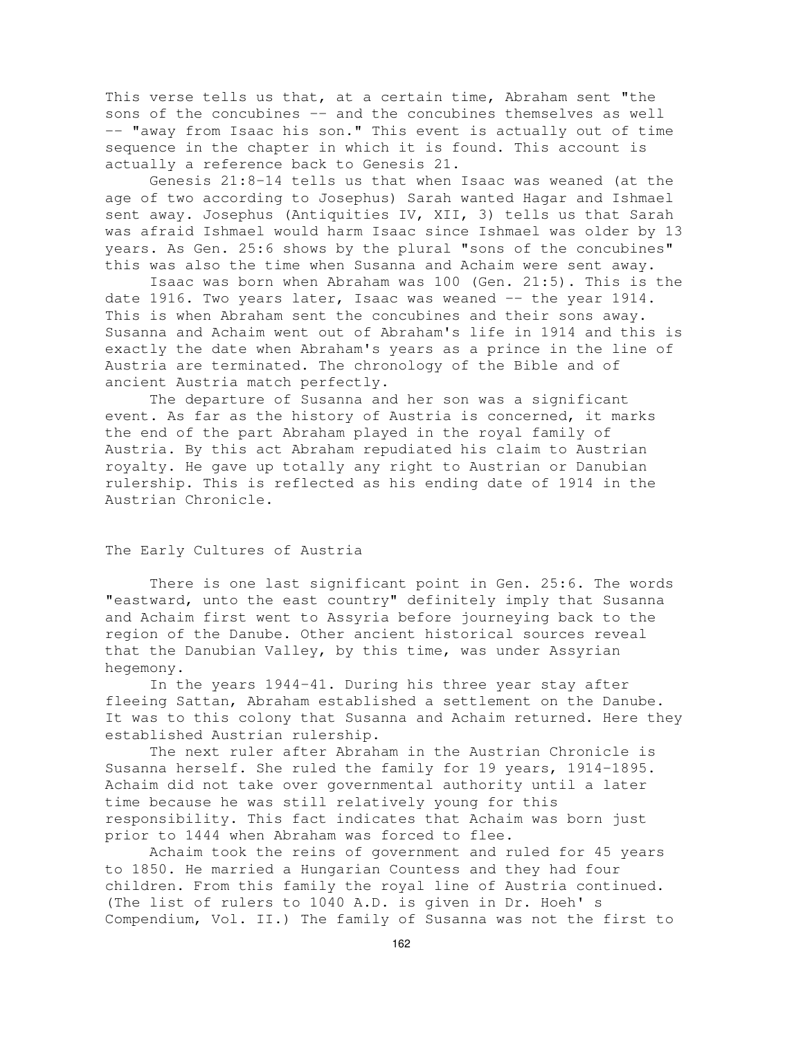This verse tells us that, at a certain time, Abraham sent "the sons of the concubines -- and the concubines themselves as well -- "away from Isaac his son." This event is actually out of time sequence in the chapter in which it is found. This account is actually a reference back to Genesis 21.

Genesis 21:8-14 tells us that when Isaac was weaned (at the age of two according to Josephus) Sarah wanted Hagar and Ishmael sent away. Josephus (Antiquities IV, XII, 3) tells us that Sarah was afraid Ishmael would harm Isaac since Ishmael was older by 13 years. As Gen. 25:6 shows by the plural "sons of the concubines" this was also the time when Susanna and Achaim were sent away.

Isaac was born when Abraham was 100 (Gen. 21:5). This is the date 1916. Two years later, Isaac was weaned -- the year 1914. This is when Abraham sent the concubines and their sons away. Susanna and Achaim went out of Abraham's life in 1914 and this is exactly the date when Abraham's years as a prince in the line of Austria are terminated. The chronology of the Bible and of ancient Austria match perfectly.

The departure of Susanna and her son was a significant event. As far as the history of Austria is concerned, it marks the end of the part Abraham played in the royal family of Austria. By this act Abraham repudiated his claim to Austrian royalty. He gave up totally any right to Austrian or Danubian rulership. This is reflected as his ending date of 1914 in the Austrian Chronicle.

## The Early Cultures of Austria

There is one last significant point in Gen. 25:6. The words "eastward, unto the east country" definitely imply that Susanna and Achaim first went to Assyria before journeying back to the region of the Danube. Other ancient historical sources reveal that the Danubian Valley, by this time, was under Assyrian hegemony.

In the years 1944-41. During his three year stay after fleeing Sattan, Abraham established a settlement on the Danube. It was to this colony that Susanna and Achaim returned. Here they established Austrian rulership.

The next ruler after Abraham in the Austrian Chronicle is Susanna herself. She ruled the family for 19 years, 1914-1895. Achaim did not take over governmental authority until a later time because he was still relatively young for this responsibility. This fact indicates that Achaim was born just prior to 1444 when Abraham was forced to flee.

Achaim took the reins of government and ruled for 45 years to 1850. He married a Hungarian Countess and they had four children. From this family the royal line of Austria continued. (The list of rulers to 1040 A.D. is given in Dr. Hoeh' s Compendium, Vol. II.) The family of Susanna was not the first to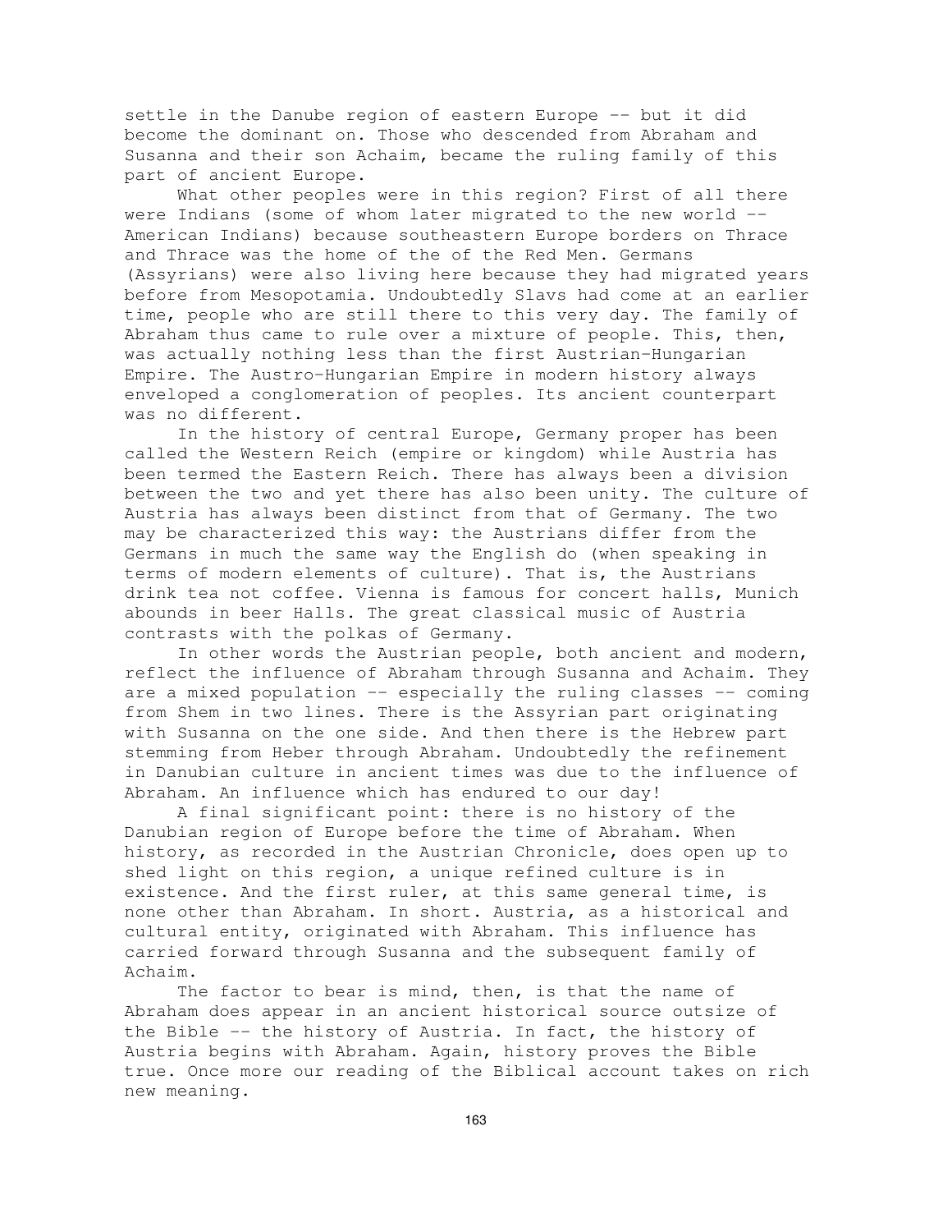settle in the Danube region of eastern Europe -- but it did become the dominant on. Those who descended from Abraham and Susanna and their son Achaim, became the ruling family of this part of ancient Europe.

What other peoples were in this region? First of all there were Indians (some of whom later migrated to the new world -- American Indians) because southeastern Europe borders on Thrace and Thrace was the home of the of the Red Men. Germans (Assyrians) were also living here because they had migrated years before from Mesopotamia. Undoubtedly Slavs had come at an earlier time, people who are still there to this very day. The family of Abraham thus came to rule over a mixture of people. This, then, was actually nothing less than the first Austrian-Hungarian Empire. The Austro-Hungarian Empire in modern history always enveloped a conglomeration of peoples. Its ancient counterpart was no different.

In the history of central Europe, Germany proper has been called the Western Reich (empire or kingdom) while Austria has been termed the Eastern Reich. There has always been a division between the two and yet there has also been unity. The culture of Austria has always been distinct from that of Germany. The two may be characterized this way: the Austrians differ from the Germans in much the same way the English do (when speaking in terms of modern elements of culture). That is, the Austrians drink tea not coffee. Vienna is famous for concert halls, Munich abounds in beer Halls. The great classical music of Austria contrasts with the polkas of Germany.

In other words the Austrian people, both ancient and modern, reflect the influence of Abraham through Susanna and Achaim. They are a mixed population -- especially the ruling classes -- coming from Shem in two lines. There is the Assyrian part originating with Susanna on the one side. And then there is the Hebrew part stemming from Heber through Abraham. Undoubtedly the refinement in Danubian culture in ancient times was due to the influence of Abraham. An influence which has endured to our day!

A final significant point: there is no history of the Danubian region of Europe before the time of Abraham. When history, as recorded in the Austrian Chronicle, does open up to shed light on this region, a unique refined culture is in existence. And the first ruler, at this same general time, is none other than Abraham. In short. Austria, as a historical and cultural entity, originated with Abraham. This influence has carried forward through Susanna and the subsequent family of Achaim.

The factor to bear is mind, then, is that the name of Abraham does appear in an ancient historical source outsize of the Bible -- the history of Austria. In fact, the history of Austria begins with Abraham. Again, history proves the Bible true. Once more our reading of the Biblical account takes on rich new meaning.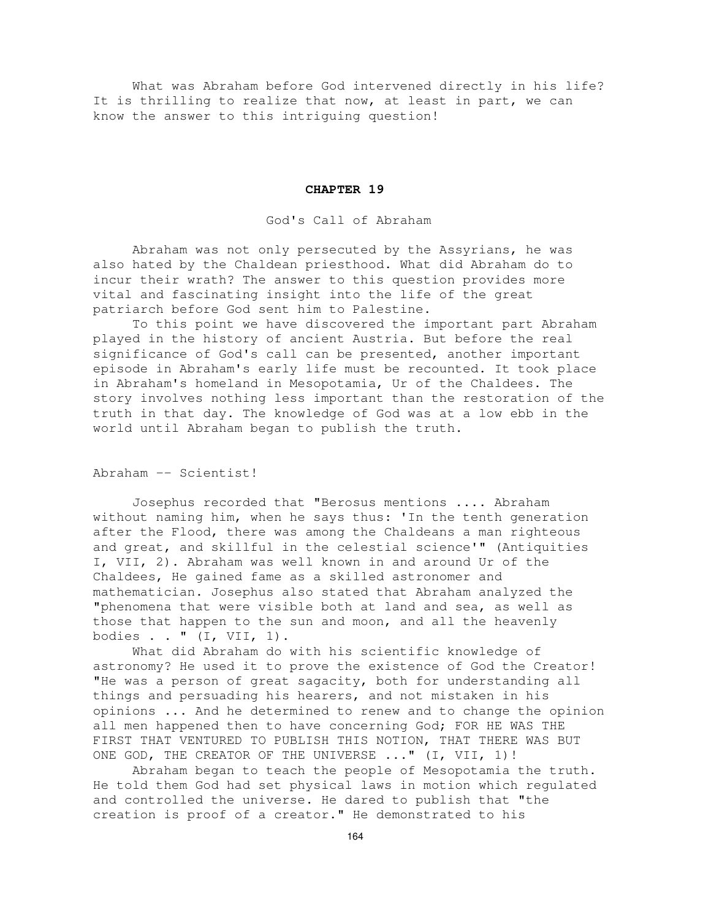What was Abraham before God intervened directly in his life? It is thrilling to realize that now, at least in part, we can know the answer to this intriguing question!

# CHAPTER 19

## God's Call of Abraham

Abraham was not only persecuted by the Assyrians, he was also hated by the Chaldean priesthood. What did Abraham do to incur their wrath? The answer to this question provides more vital and fascinating insight into the life of the great patriarch before God sent him to Palestine.

To this point we have discovered the important part Abraham played in the history of ancient Austria. But before the real significance of God's call can be presented, another important episode in Abraham's early life must be recounted. It took place in Abraham's homeland in Mesopotamia, Ur of the Chaldees. The story involves nothing less important than the restoration of the truth in that day. The knowledge of God was at a low ebb in the world until Abraham began to publish the truth.

### Abraham -- Scientist!

Josephus recorded that "Berosus mentions .... Abraham without naming him, when he says thus: 'In the tenth generation after the Flood, there was among the Chaldeans a man righteous and great, and skillful in the celestial science'" (Antiquities I, VII, 2). Abraham was well known in and around Ur of the Chaldees, He gained fame as a skilled astronomer and mathematician. Josephus also stated that Abraham analyzed the "phenomena that were visible both at land and sea, as well as those that happen to the sun and moon, and all the heavenly bodies . . " (I, VII, 1).

What did Abraham do with his scientific knowledge of astronomy? He used it to prove the existence of God the Creator! "He was a person of great sagacity, both for understanding all things and persuading his hearers, and not mistaken in his opinions ... And he determined to renew and to change the opinion all men happened then to have concerning God; FOR HE WAS THE FIRST THAT VENTURED TO PUBLISH THIS NOTION, THAT THERE WAS BUT ONE GOD, THE CREATOR OF THE UNIVERSE ..." (I, VII, 1)!

Abraham began to teach the people of Mesopotamia the truth. He told them God had set physical laws in motion which regulated and controlled the universe. He dared to publish that "the creation is proof of a creator." He demonstrated to his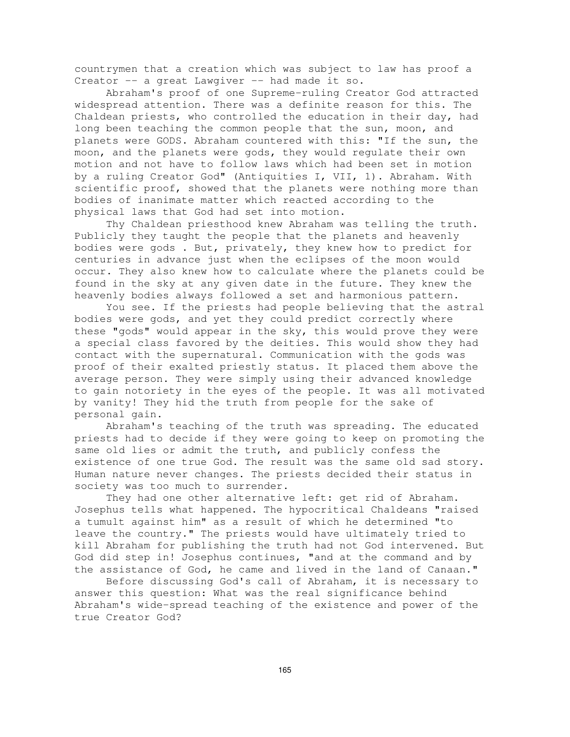countrymen that a creation which was subject to law has proof a Creator -- a great Lawgiver -- had made it so.

Abraham's proof of one Supreme-ruling Creator God attracted widespread attention. There was a definite reason for this. The Chaldean priests, who controlled the education in their day, had long been teaching the common people that the sun, moon, and planets were GODS. Abraham countered with this: "If the sun, the moon, and the planets were gods, they would regulate their own motion and not have to follow laws which had been set in motion by a ruling Creator God" (Antiquities I, VII, 1). Abraham. With scientific proof, showed that the planets were nothing more than bodies of inanimate matter which reacted according to the physical laws that God had set into motion.

Thy Chaldean priesthood knew Abraham was telling the truth. Publicly they taught the people that the planets and heavenly bodies were gods . But, privately, they knew how to predict for centuries in advance just when the eclipses of the moon would occur. They also knew how to calculate where the planets could be found in the sky at any given date in the future. They knew the heavenly bodies always followed a set and harmonious pattern.

You see. If the priests had people believing that the astral bodies were gods, and yet they could predict correctly where these "gods" would appear in the sky, this would prove they were a special class favored by the deities. This would show they had contact with the supernatural. Communication with the gods was proof of their exalted priestly status. It placed them above the average person. They were simply using their advanced knowledge to gain notoriety in the eyes of the people. It was all motivated by vanity! They hid the truth from people for the sake of personal gain.

Abraham's teaching of the truth was spreading. The educated priests had to decide if they were going to keep on promoting the same old lies or admit the truth, and publicly confess the existence of one true God. The result was the same old sad story. Human nature never changes. The priests decided their status in society was too much to surrender.

They had one other alternative left: get rid of Abraham. Josephus tells what happened. The hypocritical Chaldeans "raised a tumult against him" as a result of which he determined "to leave the country." The priests would have ultimately tried to kill Abraham for publishing the truth had not God intervened. But God did step in! Josephus continues, "and at the command and by the assistance of God, he came and lived in the land of Canaan."

Before discussing God's call of Abraham, it is necessary to answer this question: What was the real significance behind Abraham's wide-spread teaching of the existence and power of the true Creator God?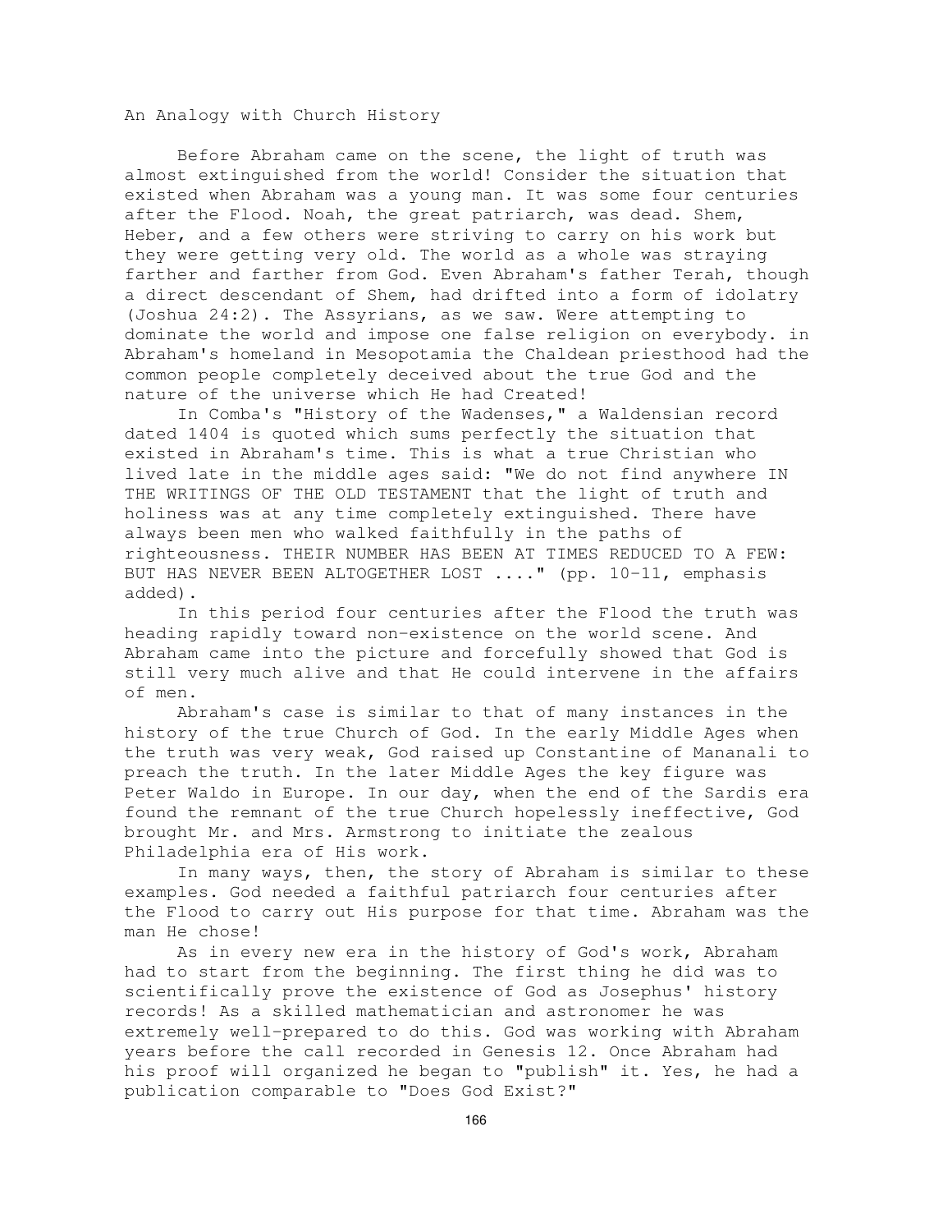## An Analogy with Church History

Before Abraham came on the scene, the light of truth was almost extinguished from the world! Consider the situation that existed when Abraham was a young man. It was some four centuries after the Flood. Noah, the great patriarch, was dead. Shem, Heber, and a few others were striving to carry on his work but they were getting very old. The world as a whole was straying farther and farther from God. Even Abraham's father Terah, though a direct descendant of Shem, had drifted into a form of idolatry (Joshua 24:2). The Assyrians, as we saw. Were attempting to dominate the world and impose one false religion on everybody. in Abraham's homeland in Mesopotamia the Chaldean priesthood had the common people completely deceived about the true God and the nature of the universe which He had Created!

In Comba's "History of the Wadenses," a Waldensian record dated 1404 is quoted which sums perfectly the situation that existed in Abraham's time. This is what a true Christian who lived late in the middle ages said: "We do not find anywhere IN THE WRITINGS OF THE OLD TESTAMENT that the light of truth and holiness was at any time completely extinguished. There have always been men who walked faithfully in the paths of righteousness. THEIR NUMBER HAS BEEN AT TIMES REDUCED TO A FEW: BUT HAS NEVER BEEN ALTOGETHER LOST ...." (pp. 10-11, emphasis added).

In this period four centuries after the Flood the truth was heading rapidly toward non-existence on the world scene. And Abraham came into the picture and forcefully showed that God is still very much alive and that He could intervene in the affairs of men.

Abraham's case is similar to that of many instances in the history of the true Church of God. In the early Middle Ages when the truth was very weak, God raised up Constantine of Mananali to preach the truth. In the later Middle Ages the key figure was Peter Waldo in Europe. In our day, when the end of the Sardis era found the remnant of the true Church hopelessly ineffective, God brought Mr. and Mrs. Armstrong to initiate the zealous Philadelphia era of His work.

In many ways, then, the story of Abraham is similar to these examples. God needed a faithful patriarch four centuries after the Flood to carry out His purpose for that time. Abraham was the man He chose!

As in every new era in the history of God's work, Abraham had to start from the beginning. The first thing he did was to scientifically prove the existence of God as Josephus' history records! As a skilled mathematician and astronomer he was extremely well-prepared to do this. God was working with Abraham years before the call recorded in Genesis 12. Once Abraham had his proof will organized he began to "publish" it. Yes, he had a publication comparable to "Does God Exist?"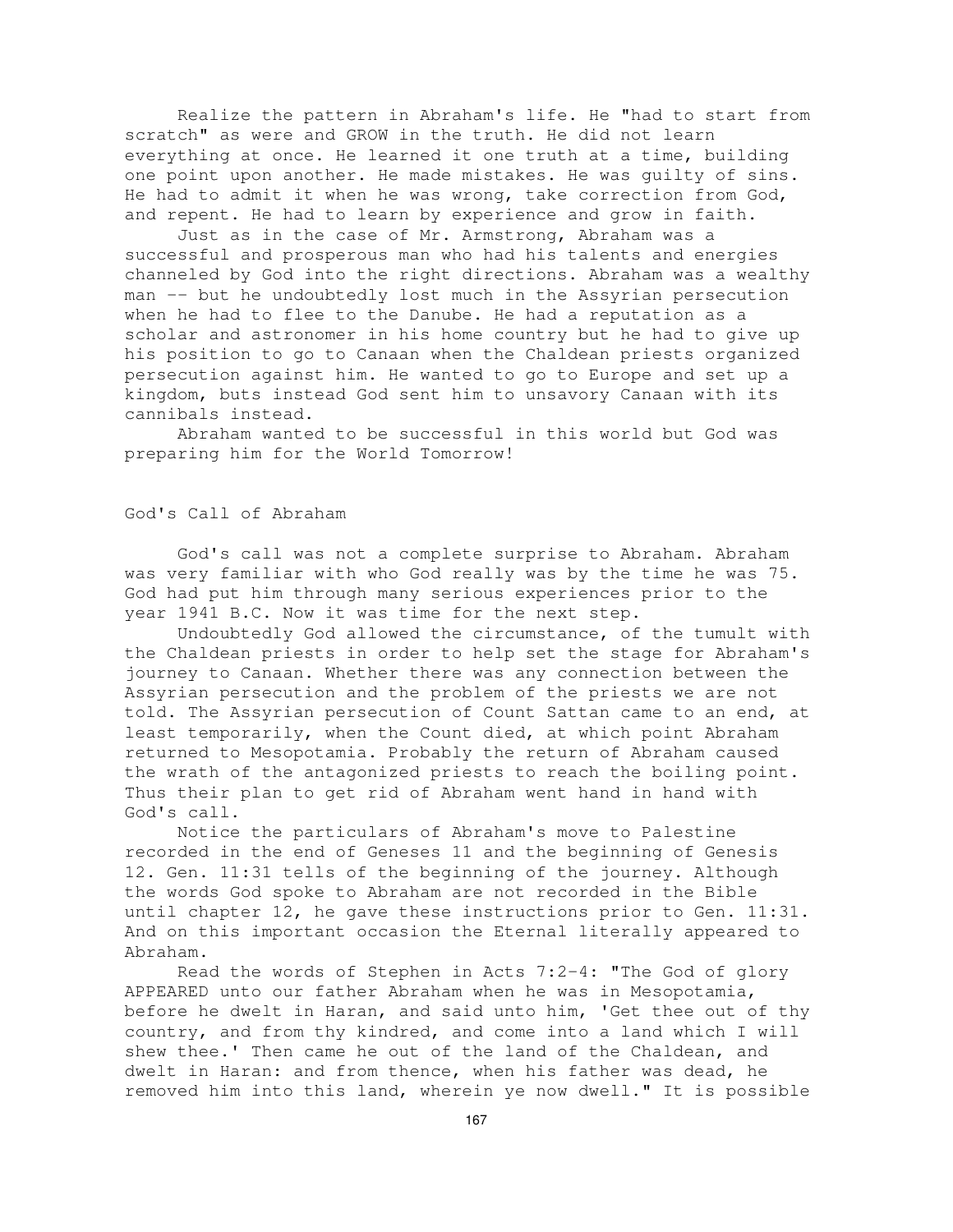Realize the pattern in Abraham's life. He "had to start from scratch" as were and GROW in the truth. He did not learn everything at once. He learned it one truth at a time, building one point upon another. He made mistakes. He was guilty of sins. He had to admit it when he was wrong, take correction from God, and repent. He had to learn by experience and grow in faith.

Just as in the case of Mr. Armstrong, Abraham was a successful and prosperous man who had his talents and energies channeled by God into the right directions. Abraham was a wealthy man -- but he undoubtedly lost much in the Assyrian persecution when he had to flee to the Danube. He had a reputation as a scholar and astronomer in his home country but he had to give up his position to go to Canaan when the Chaldean priests organized persecution against him. He wanted to go to Europe and set up a kingdom, buts instead God sent him to unsavory Canaan with its cannibals instead.

Abraham wanted to be successful in this world but God was preparing him for the World Tomorrow!

## God's Call of Abraham

God's call was not a complete surprise to Abraham. Abraham was very familiar with who God really was by the time he was 75. God had put him through many serious experiences prior to the year 1941 B.C. Now it was time for the next step.

Undoubtedly God allowed the circumstance, of the tumult with the Chaldean priests in order to help set the stage for Abraham's journey to Canaan. Whether there was any connection between the Assyrian persecution and the problem of the priests we are not told. The Assyrian persecution of Count Sattan came to an end, at least temporarily, when the Count died, at which point Abraham returned to Mesopotamia. Probably the return of Abraham caused the wrath of the antagonized priests to reach the boiling point. Thus their plan to get rid of Abraham went hand in hand with God's call.

Notice the particulars of Abraham's move to Palestine recorded in the end of Geneses 11 and the beginning of Genesis 12. Gen. 11:31 tells of the beginning of the journey. Although the words God spoke to Abraham are not recorded in the Bible until chapter 12, he gave these instructions prior to Gen. 11:31. And on this important occasion the Eternal literally appeared to Abraham.

Read the words of Stephen in Acts 7:2-4: "The God of glory APPEARED unto our father Abraham when he was in Mesopotamia, before he dwelt in Haran, and said unto him, 'Get thee out of thy country, and from thy kindred, and come into a land which I will shew thee.' Then came he out of the land of the Chaldean, and dwelt in Haran: and from thence, when his father was dead, he removed him into this land, wherein ye now dwell." It is possible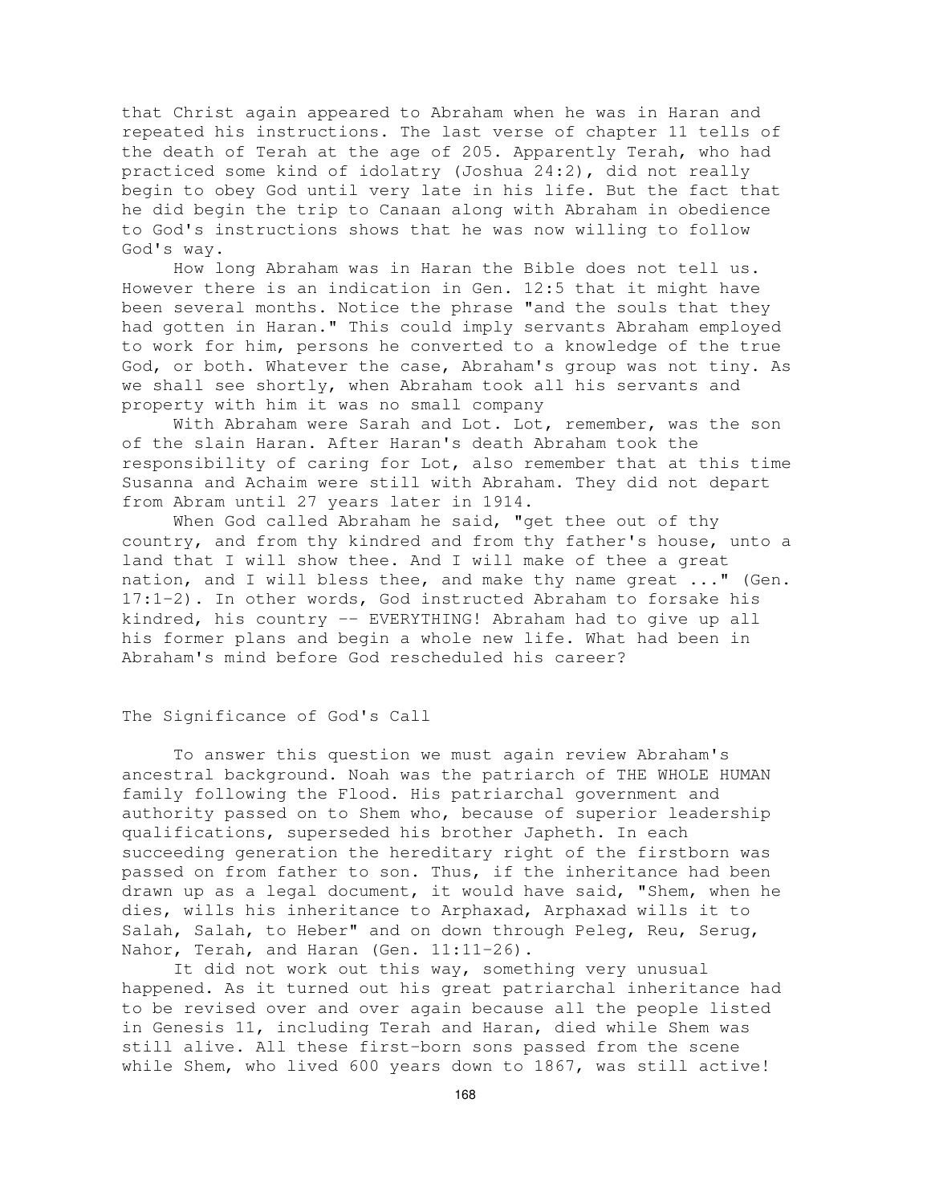that Christ again appeared to Abraham when he was in Haran and repeated his instructions. The last verse of chapter 11 tells of the death of Terah at the age of 205. Apparently Terah, who had practiced some kind of idolatry (Joshua 24:2), did not really begin to obey God until very late in his life. But the fact that he did begin the trip to Canaan along with Abraham in obedience to God's instructions shows that he was now willing to follow God's way.

How long Abraham was in Haran the Bible does not tell us. However there is an indication in Gen. 12:5 that it might have been several months. Notice the phrase "and the souls that they had gotten in Haran." This could imply servants Abraham employed to work for him, persons he converted to a knowledge of the true God, or both. Whatever the case, Abraham's group was not tiny. As we shall see shortly, when Abraham took all his servants and property with him it was no small company

With Abraham were Sarah and Lot. Lot, remember, was the son of the slain Haran. After Haran's death Abraham took the responsibility of caring for Lot, also remember that at this time Susanna and Achaim were still with Abraham. They did not depart from Abram until 27 years later in 1914.

When God called Abraham he said, "get thee out of thy country, and from thy kindred and from thy father's house, unto a land that I will show thee. And I will make of thee a great nation, and I will bless thee, and make thy name great ..." (Gen. 17:1-2). In other words, God instructed Abraham to forsake his kindred, his country -- EVERYTHING! Abraham had to give up all his former plans and begin a whole new life. What had been in Abraham's mind before God rescheduled his career?

## The Significance of God's Call

To answer this question we must again review Abraham's ancestral background. Noah was the patriarch of THE WHOLE HUMAN family following the Flood. His patriarchal government and authority passed on to Shem who, because of superior leadership qualifications, superseded his brother Japheth. In each succeeding generation the hereditary right of the firstborn was passed on from father to son. Thus, if the inheritance had been drawn up as a legal document, it would have said, "Shem, when he dies, wills his inheritance to Arphaxad, Arphaxad wills it to Salah, Salah, to Heber" and on down through Peleg, Reu, Serug, Nahor, Terah, and Haran (Gen. 11:11-26).

It did not work out this way, something very unusual happened. As it turned out his great patriarchal inheritance had to be revised over and over again because all the people listed in Genesis 11, including Terah and Haran, died while Shem was still alive. All these first-born sons passed from the scene while Shem, who lived 600 years down to 1867, was still active!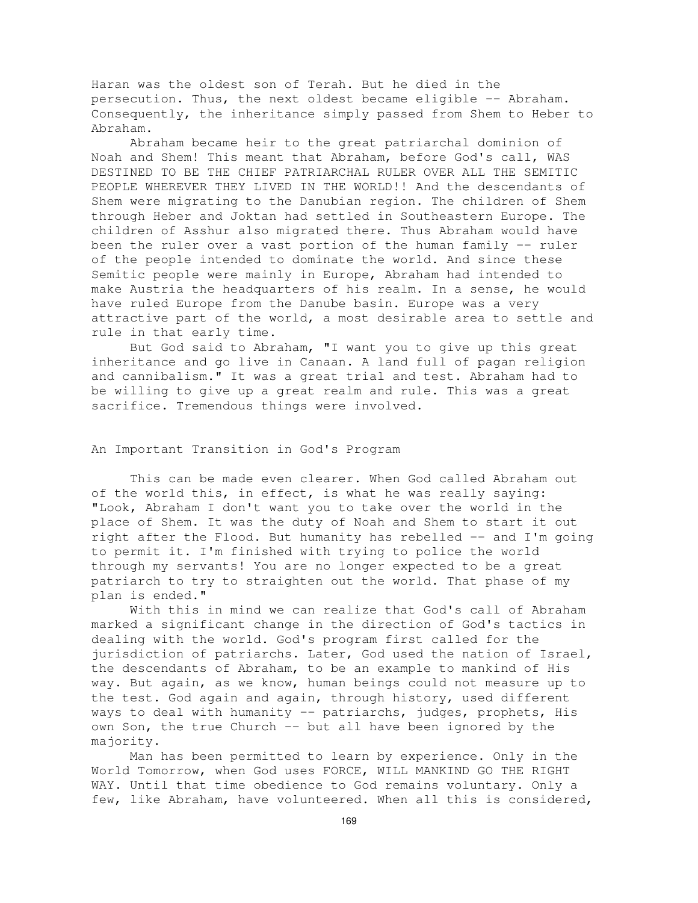Haran was the oldest son of Terah. But he died in the persecution. Thus, the next oldest became eligible -- Abraham. Consequently, the inheritance simply passed from Shem to Heber to Abraham.

Abraham became heir to the great patriarchal dominion of Noah and Shem! This meant that Abraham, before God's call, WAS DESTINED TO BE THE CHIEF PATRIARCHAL RULER OVER ALL THE SEMITIC PEOPLE WHEREVER THEY LIVED IN THE WORLD!! And the descendants of Shem were migrating to the Danubian region. The children of Shem through Heber and Joktan had settled in Southeastern Europe. The children of Asshur also migrated there. Thus Abraham would have been the ruler over a vast portion of the human family -- ruler of the people intended to dominate the world. And since these Semitic people were mainly in Europe, Abraham had intended to make Austria the headquarters of his realm. In a sense, he would have ruled Europe from the Danube basin. Europe was a very attractive part of the world, a most desirable area to settle and rule in that early time.

But God said to Abraham, "I want you to give up this great inheritance and go live in Canaan. A land full of pagan religion and cannibalism." It was a great trial and test. Abraham had to be willing to give up a great realm and rule. This was a great sacrifice. Tremendous things were involved.

## An Important Transition in God's Program

This can be made even clearer. When God called Abraham out of the world this, in effect, is what he was really saying: "Look, Abraham I don't want you to take over the world in the place of Shem. It was the duty of Noah and Shem to start it out right after the Flood. But humanity has rebelled -- and I'm going to permit it. I'm finished with trying to police the world through my servants! You are no longer expected to be a great patriarch to try to straighten out the world. That phase of my plan is ended."

With this in mind we can realize that God's call of Abraham marked a significant change in the direction of God's tactics in dealing with the world. God's program first called for the jurisdiction of patriarchs. Later, God used the nation of Israel, the descendants of Abraham, to be an example to mankind of His way. But again, as we know, human beings could not measure up to the test. God again and again, through history, used different ways to deal with humanity -- patriarchs, judges, prophets, His own Son, the true Church -- but all have been ignored by the majority.

Man has been permitted to learn by experience. Only in the World Tomorrow, when God uses FORCE, WILL MANKIND GO THE RIGHT WAY. Until that time obedience to God remains voluntary. Only a few, like Abraham, have volunteered. When all this is considered,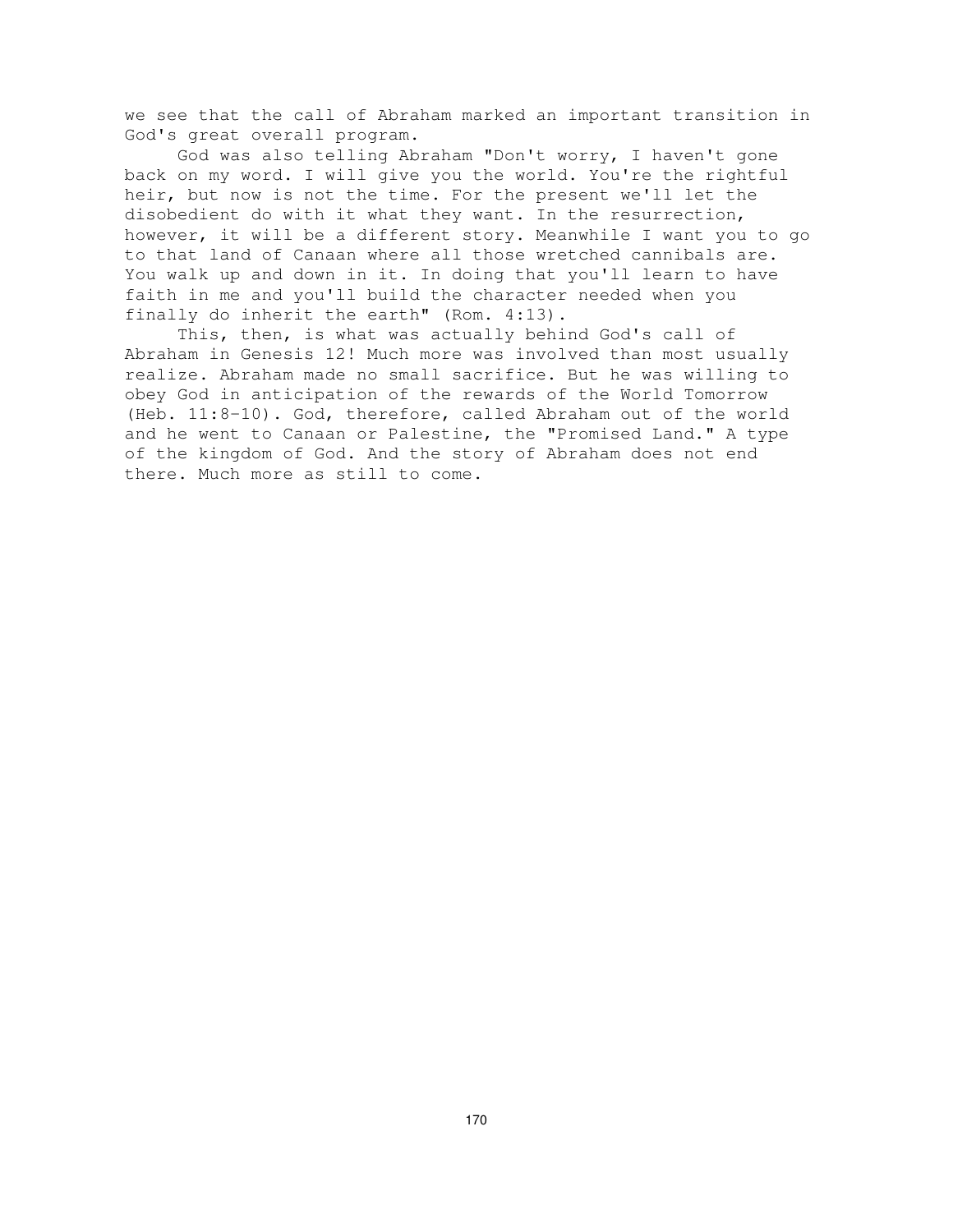we see that the call of Abraham marked an important transition in God's great overall program.

God was also telling Abraham "Don't worry, I haven't gone back on my word. I will give you the world. You're the rightful heir, but now is not the time. For the present we'll let the disobedient do with it what they want. In the resurrection, however, it will be a different story. Meanwhile I want you to go to that land of Canaan where all those wretched cannibals are. You walk up and down in it. In doing that you'll learn to have faith in me and you'll build the character needed when you finally do inherit the earth" (Rom. 4:13).

This, then, is what was actually behind God's call of Abraham in Genesis 12! Much more was involved than most usually realize. Abraham made no small sacrifice. But he was willing to obey God in anticipation of the rewards of the World Tomorrow (Heb. 11:8-10). God, therefore, called Abraham out of the world and he went to Canaan or Palestine, the "Promised Land." A type of the kingdom of God. And the story of Abraham does not end there. Much more as still to come.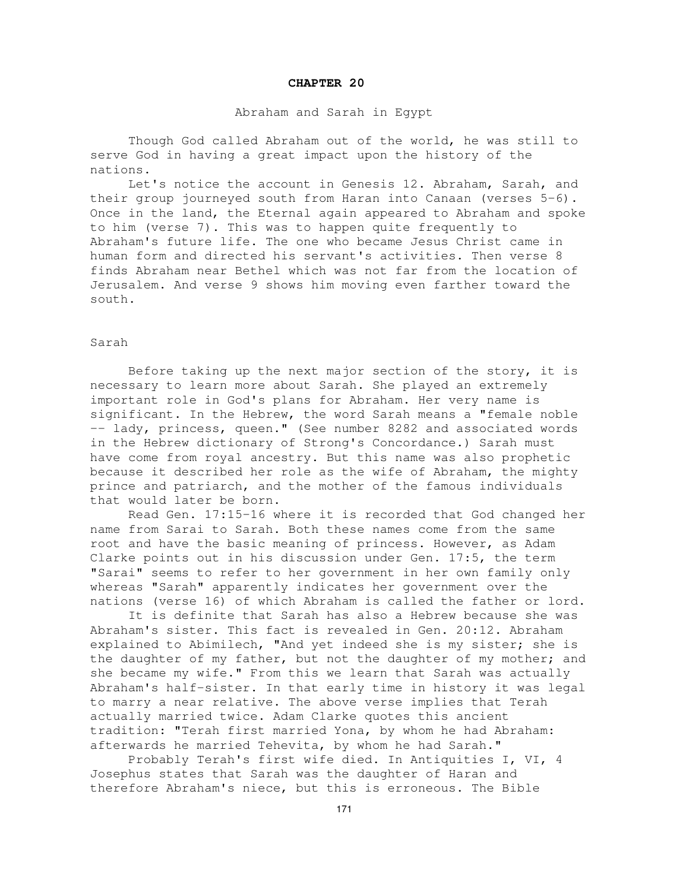# CHAPTER 20

## Abraham and Sarah in Egypt

Though God called Abraham out of the world, he was still to serve God in having a great impact upon the history of the nations.

Let's notice the account in Genesis 12. Abraham, Sarah, and their group journeyed south from Haran into Canaan (verses 5-6). Once in the land, the Eternal again appeared to Abraham and spoke to him (verse 7). This was to happen quite frequently to Abraham's future life. The one who became Jesus Christ came in human form and directed his servant's activities. Then verse 8 finds Abraham near Bethel which was not far from the location of Jerusalem. And verse 9 shows him moving even farther toward the south.

### Sarah

Before taking up the next major section of the story, it is necessary to learn more about Sarah. She played an extremely important role in God's plans for Abraham. Her very name is significant. In the Hebrew, the word Sarah means a "female noble -- lady, princess, queen." (See number 8282 and associated words in the Hebrew dictionary of Strong's Concordance.) Sarah must have come from royal ancestry. But this name was also prophetic because it described her role as the wife of Abraham, the mighty prince and patriarch, and the mother of the famous individuals that would later be born.

Read Gen. 17:15-16 where it is recorded that God changed her name from Sarai to Sarah. Both these names come from the same root and have the basic meaning of princess. However, as Adam Clarke points out in his discussion under Gen. 17:5, the term "Sarai" seems to refer to her government in her own family only whereas "Sarah" apparently indicates her government over the nations (verse 16) of which Abraham is called the father or lord.

It is definite that Sarah has also a Hebrew because she was Abraham's sister. This fact is revealed in Gen. 20:12. Abraham explained to Abimilech, "And yet indeed she is my sister; she is the daughter of my father, but not the daughter of my mother; and she became my wife." From this we learn that Sarah was actually Abraham's half-sister. In that early time in history it was legal to marry a near relative. The above verse implies that Terah actually married twice. Adam Clarke quotes this ancient tradition: "Terah first married Yona, by whom he had Abraham: afterwards he married Tehevita, by whom he had Sarah."

Probably Terah's first wife died. In Antiquities I, VI, 4 Josephus states that Sarah was the daughter of Haran and therefore Abraham's niece, but this is erroneous. The Bible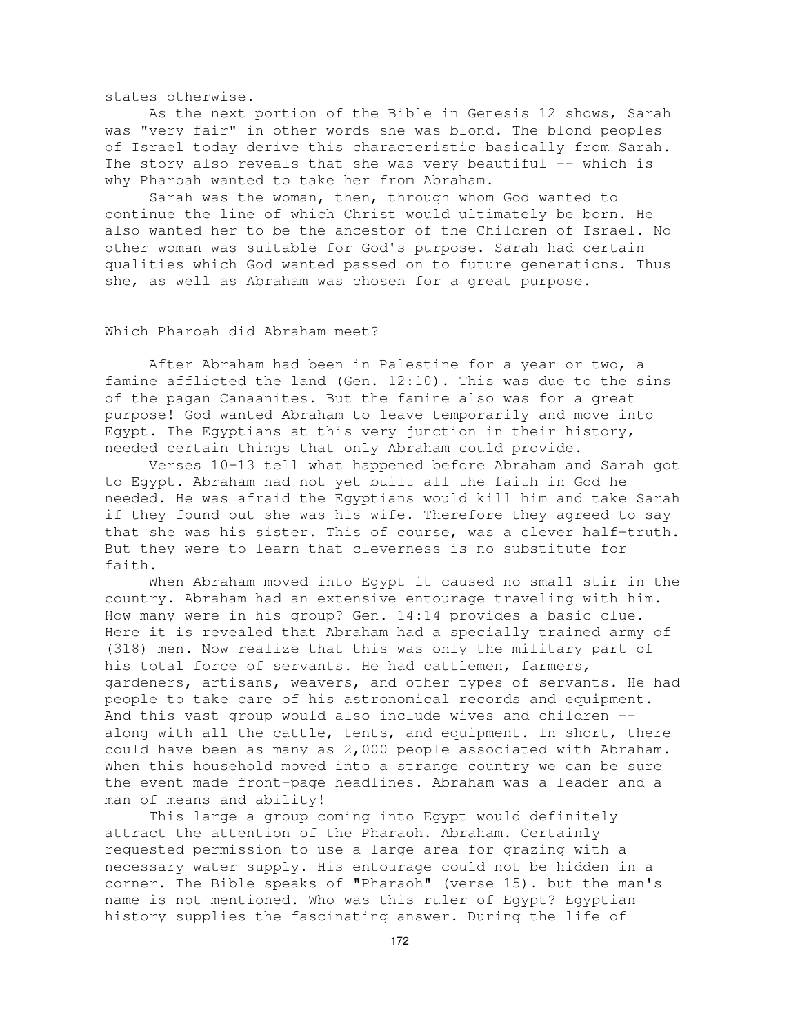states otherwise.

As the next portion of the Bible in Genesis 12 shows, Sarah was "very fair" in other words she was blond. The blond peoples of Israel today derive this characteristic basically from Sarah. The story also reveals that she was very beautiful -- which is why Pharoah wanted to take her from Abraham.

Sarah was the woman, then, through whom God wanted to continue the line of which Christ would ultimately be born. He also wanted her to be the ancestor of the Children of Israel. No other woman was suitable for God's purpose. Sarah had certain qualities which God wanted passed on to future generations. Thus she, as well as Abraham was chosen for a great purpose.

## Which Pharoah did Abraham meet?

After Abraham had been in Palestine for a year or two, a famine afflicted the land (Gen. 12:10). This was due to the sins of the pagan Canaanites. But the famine also was for a great purpose! God wanted Abraham to leave temporarily and move into Egypt. The Egyptians at this very junction in their history, needed certain things that only Abraham could provide.

Verses 10-13 tell what happened before Abraham and Sarah got to Egypt. Abraham had not yet built all the faith in God he needed. He was afraid the Egyptians would kill him and take Sarah if they found out she was his wife. Therefore they agreed to say that she was his sister. This of course, was a clever half-truth. But they were to learn that cleverness is no substitute for faith.

When Abraham moved into Egypt it caused no small stir in the country. Abraham had an extensive entourage traveling with him. How many were in his group? Gen. 14:14 provides a basic clue. Here it is revealed that Abraham had a specially trained army of (318) men. Now realize that this was only the military part of his total force of servants. He had cattlemen, farmers, gardeners, artisans, weavers, and other types of servants. He had people to take care of his astronomical records and equipment. And this vast group would also include wives and children -- along with all the cattle, tents, and equipment. In short, there could have been as many as 2,000 people associated with Abraham. When this household moved into a strange country we can be sure the event made front-page headlines. Abraham was a leader and a man of means and ability!

This large a group coming into Egypt would definitely attract the attention of the Pharaoh. Abraham. Certainly requested permission to use a large area for grazing with a necessary water supply. His entourage could not be hidden in a corner. The Bible speaks of "Pharaoh" (verse 15). but the man's name is not mentioned. Who was this ruler of Egypt? Egyptian history supplies the fascinating answer. During the life of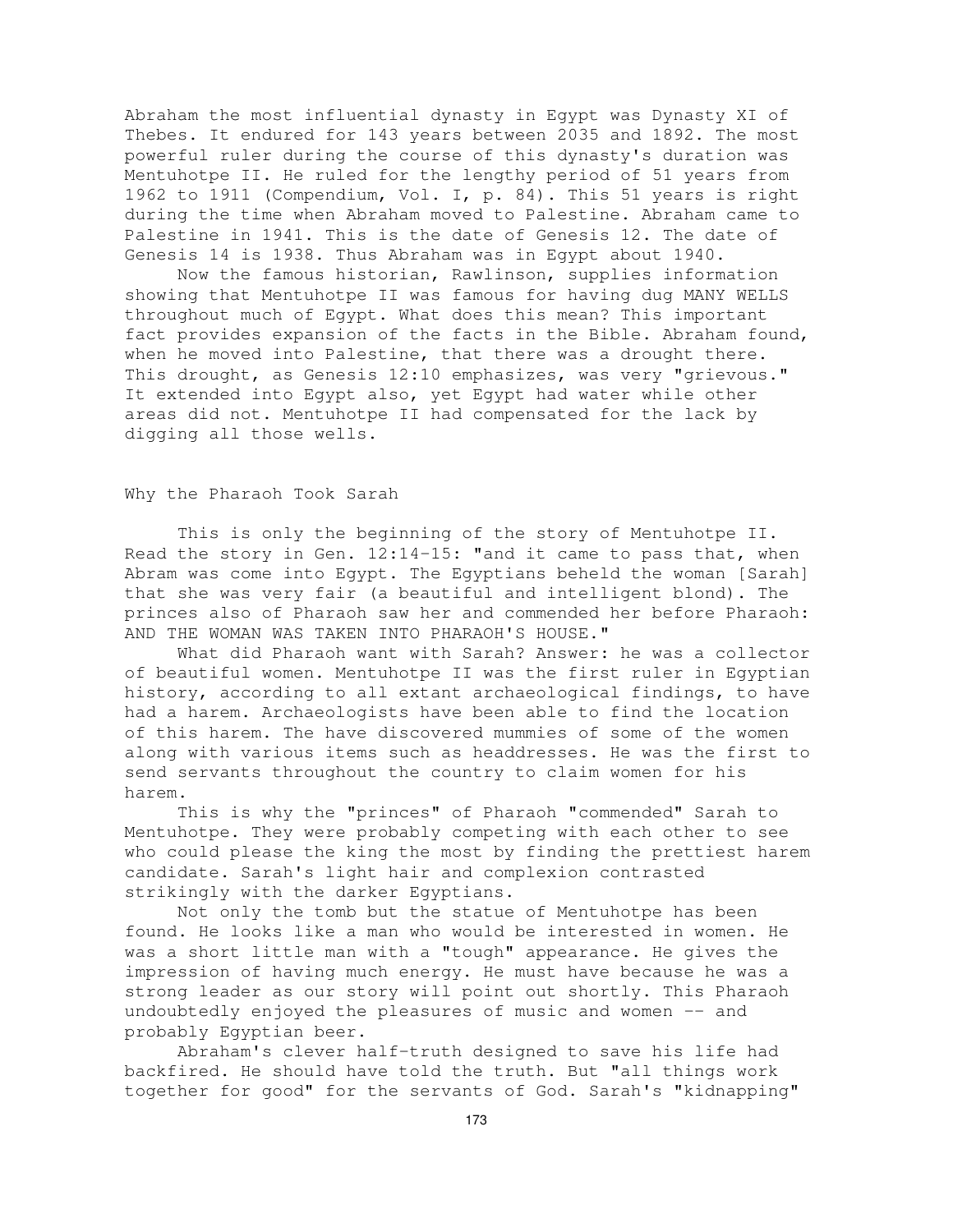Abraham the most influential dynasty in Egypt was Dynasty XI of Thebes. It endured for 143 years between 2035 and 1892. The most powerful ruler during the course of this dynasty's duration was Mentuhotpe II. He ruled for the lengthy period of 51 years from 1962 to 1911 (Compendium, Vol. I, p. 84). This 51 years is right during the time when Abraham moved to Palestine. Abraham came to Palestine in 1941. This is the date of Genesis 12. The date of Genesis 14 is 1938. Thus Abraham was in Egypt about 1940.

Now the famous historian, Rawlinson, supplies information showing that Mentuhotpe II was famous for having dug MANY WELLS throughout much of Egypt. What does this mean? This important fact provides expansion of the facts in the Bible. Abraham found, when he moved into Palestine, that there was a drought there. This drought, as Genesis 12:10 emphasizes, was very "grievous." It extended into Egypt also, yet Egypt had water while other areas did not. Mentuhotpe II had compensated for the lack by digging all those wells.

## Why the Pharaoh Took Sarah

This is only the beginning of the story of Mentuhotpe II. Read the story in Gen. 12:14-15: "and it came to pass that, when Abram was come into Egypt. The Egyptians beheld the woman [Sarah] that she was very fair (a beautiful and intelligent blond). The princes also of Pharaoh saw her and commended her before Pharaoh: AND THE WOMAN WAS TAKEN INTO PHARAOH'S HOUSE."

What did Pharaoh want with Sarah? Answer: he was a collector of beautiful women. Mentuhotpe II was the first ruler in Egyptian history, according to all extant archaeological findings, to have had a harem. Archaeologists have been able to find the location of this harem. The have discovered mummies of some of the women along with various items such as headdresses. He was the first to send servants throughout the country to claim women for his harem.

This is why the "princes" of Pharaoh "commended" Sarah to Mentuhotpe. They were probably competing with each other to see who could please the king the most by finding the prettiest harem candidate. Sarah's light hair and complexion contrasted strikingly with the darker Egyptians.

Not only the tomb but the statue of Mentuhotpe has been found. He looks like a man who would be interested in women. He was a short little man with a "tough" appearance. He gives the impression of having much energy. He must have because he was a strong leader as our story will point out shortly. This Pharaoh undoubtedly enjoyed the pleasures of music and women -- and probably Egyptian beer.

Abraham's clever half-truth designed to save his life had backfired. He should have told the truth. But "all things work together for good" for the servants of God. Sarah's "kidnapping"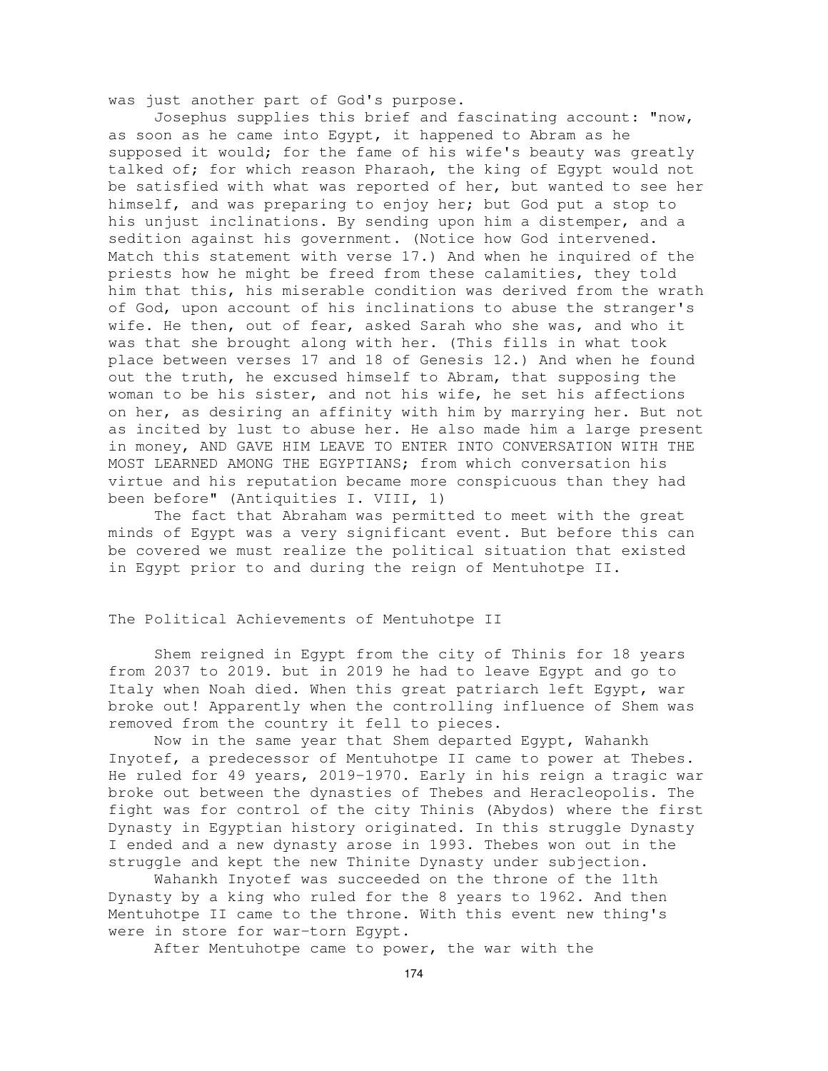was just another part of God's purpose.

Josephus supplies this brief and fascinating account: "now, as soon as he came into Egypt, it happened to Abram as he supposed it would; for the fame of his wife's beauty was greatly talked of; for which reason Pharaoh, the king of Egypt would not be satisfied with what was reported of her, but wanted to see her himself, and was preparing to enjoy her; but God put a stop to his unjust inclinations. By sending upon him a distemper, and a sedition against his government. (Notice how God intervened. Match this statement with verse 17.) And when he inquired of the priests how he might be freed from these calamities, they told him that this, his miserable condition was derived from the wrath of God, upon account of his inclinations to abuse the stranger's wife. He then, out of fear, asked Sarah who she was, and who it was that she brought along with her. (This fills in what took place between verses 17 and 18 of Genesis 12.) And when he found out the truth, he excused himself to Abram, that supposing the woman to be his sister, and not his wife, he set his affections on her, as desiring an affinity with him by marrying her. But not as incited by lust to abuse her. He also made him a large present in money, AND GAVE HIM LEAVE TO ENTER INTO CONVERSATION WITH THE MOST LEARNED AMONG THE EGYPTIANS; from which conversation his virtue and his reputation became more conspicuous than they had been before" (Antiquities I. VIII, 1)

The fact that Abraham was permitted to meet with the great minds of Egypt was a very significant event. But before this can be covered we must realize the political situation that existed in Egypt prior to and during the reign of Mentuhotpe II.

## The Political Achievements of Mentuhotpe II

Shem reigned in Egypt from the city of Thinis for 18 years from 2037 to 2019. but in 2019 he had to leave Egypt and go to Italy when Noah died. When this great patriarch left Egypt, war broke out! Apparently when the controlling influence of Shem was removed from the country it fell to pieces.

Now in the same year that Shem departed Egypt, Wahankh Inyotef, a predecessor of Mentuhotpe II came to power at Thebes. He ruled for 49 years, 2019-1970. Early in his reign a tragic war broke out between the dynasties of Thebes and Heracleopolis. The fight was for control of the city Thinis (Abydos) where the first Dynasty in Egyptian history originated. In this struggle Dynasty I ended and a new dynasty arose in 1993. Thebes won out in the struggle and kept the new Thinite Dynasty under subjection.

Wahankh Inyotef was succeeded on the throne of the 11th Dynasty by a king who ruled for the 8 years to 1962. And then Mentuhotpe II came to the throne. With this event new thing's were in store for war-torn Egypt.

After Mentuhotpe came to power, the war with the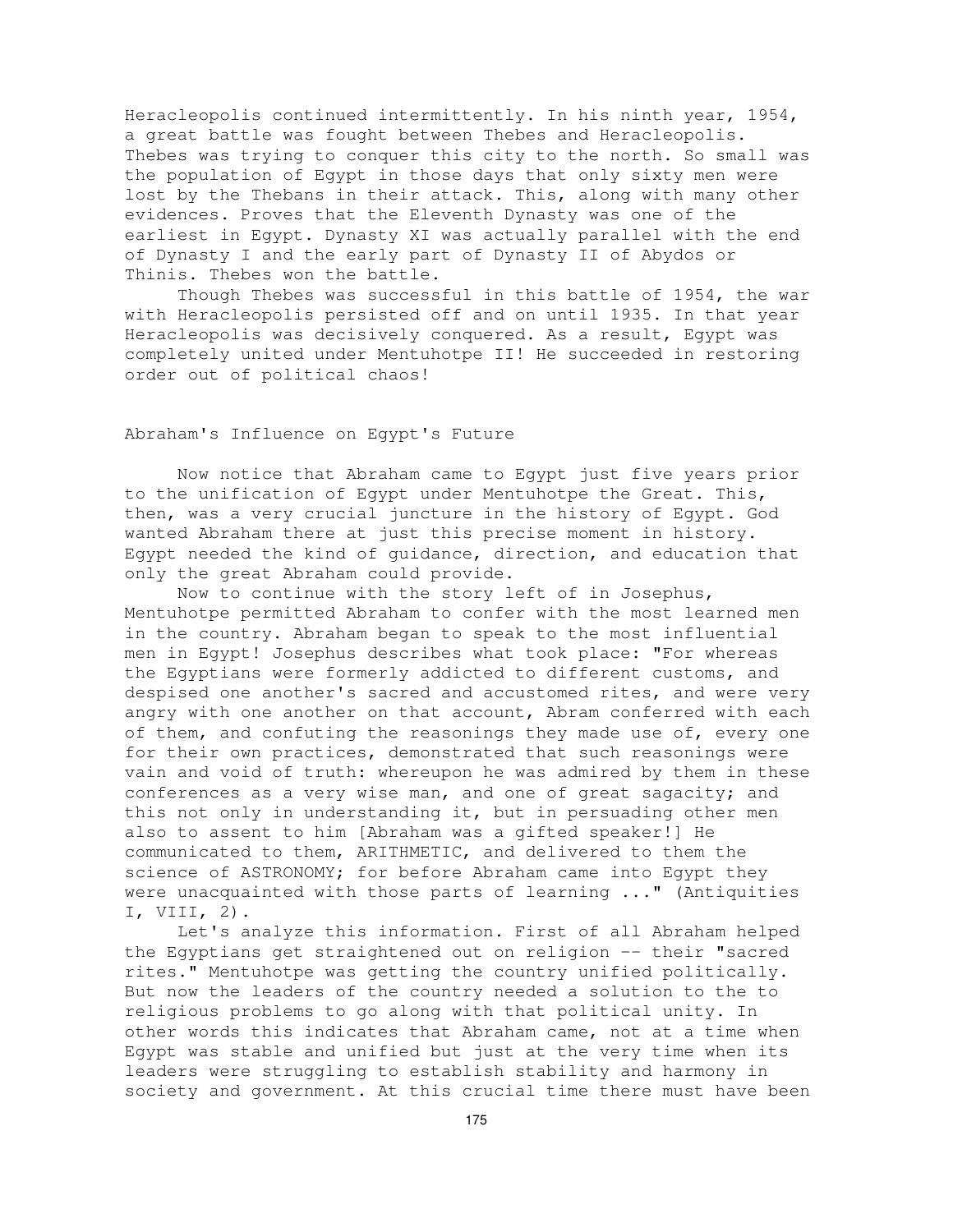Heracleopolis continued intermittently. In his ninth year, 1954, a great battle was fought between Thebes and Heracleopolis. Thebes was trying to conquer this city to the north. So small was the population of Egypt in those days that only sixty men were lost by the Thebans in their attack. This, along with many other evidences. Proves that the Eleventh Dynasty was one of the earliest in Egypt. Dynasty XI was actually parallel with the end of Dynasty I and the early part of Dynasty II of Abydos or Thinis. Thebes won the battle.

Though Thebes was successful in this battle of 1954, the war with Heracleopolis persisted off and on until 1935. In that year Heracleopolis was decisively conquered. As a result, Egypt was completely united under Mentuhotpe II! He succeeded in restoring order out of political chaos!

## Abraham's Influence on Egypt's Future

Now notice that Abraham came to Egypt just five years prior to the unification of Egypt under Mentuhotpe the Great. This, then, was a very crucial juncture in the history of Egypt. God wanted Abraham there at just this precise moment in history. Egypt needed the kind of guidance, direction, and education that only the great Abraham could provide.

Now to continue with the story left of in Josephus, Mentuhotpe permitted Abraham to confer with the most learned men in the country. Abraham began to speak to the most influential men in Egypt! Josephus describes what took place: "For whereas the Egyptians were formerly addicted to different customs, and despised one another's sacred and accustomed rites, and were very angry with one another on that account, Abram conferred with each of them, and confuting the reasonings they made use of, every one for their own practices, demonstrated that such reasonings were vain and void of truth: whereupon he was admired by them in these conferences as a very wise man, and one of great sagacity; and this not only in understanding it, but in persuading other men also to assent to him [Abraham was a gifted speaker!] He communicated to them, ARITHMETIC, and delivered to them the science of ASTRONOMY; for before Abraham came into Egypt they were unacquainted with those parts of learning ..." (Antiquities I, VIII, 2).

Let's analyze this information. First of all Abraham helped the Egyptians get straightened out on religion -- their "sacred rites." Mentuhotpe was getting the country unified politically. But now the leaders of the country needed a solution to the to religious problems to go along with that political unity. In other words this indicates that Abraham came, not at a time when Egypt was stable and unified but just at the very time when its leaders were struggling to establish stability and harmony in society and government. At this crucial time there must have been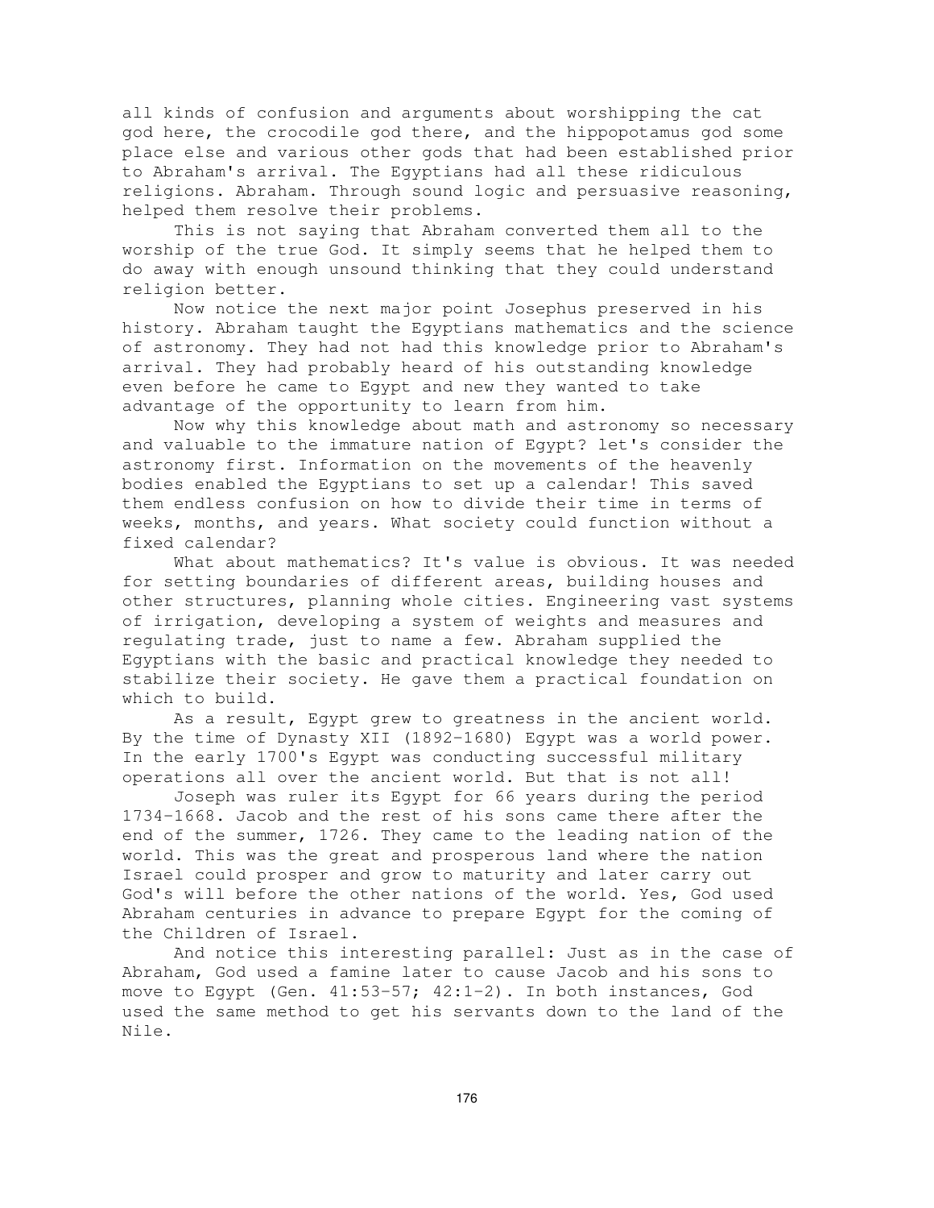all kinds of confusion and arguments about worshipping the cat god here, the crocodile god there, and the hippopotamus god some place else and various other gods that had been established prior to Abraham's arrival. The Egyptians had all these ridiculous religions. Abraham. Through sound logic and persuasive reasoning, helped them resolve their problems.

This is not saying that Abraham converted them all to the worship of the true God. It simply seems that he helped them to do away with enough unsound thinking that they could understand religion better.

Now notice the next major point Josephus preserved in his history. Abraham taught the Egyptians mathematics and the science of astronomy. They had not had this knowledge prior to Abraham's arrival. They had probably heard of his outstanding knowledge even before he came to Egypt and new they wanted to take advantage of the opportunity to learn from him.

Now why this knowledge about math and astronomy so necessary and valuable to the immature nation of Egypt? let's consider the astronomy first. Information on the movements of the heavenly bodies enabled the Egyptians to set up a calendar! This saved them endless confusion on how to divide their time in terms of weeks, months, and years. What society could function without a fixed calendar?

What about mathematics? It's value is obvious. It was needed for setting boundaries of different areas, building houses and other structures, planning whole cities. Engineering vast systems of irrigation, developing a system of weights and measures and regulating trade, just to name a few. Abraham supplied the Egyptians with the basic and practical knowledge they needed to stabilize their society. He gave them a practical foundation on which to build.

As a result, Egypt grew to greatness in the ancient world. By the time of Dynasty XII (1892-1680) Egypt was a world power. In the early 1700's Egypt was conducting successful military operations all over the ancient world. But that is not all!

Joseph was ruler its Egypt for 66 years during the period 1734-1668. Jacob and the rest of his sons came there after the end of the summer, 1726. They came to the leading nation of the world. This was the great and prosperous land where the nation Israel could prosper and grow to maturity and later carry out God's will before the other nations of the world. Yes, God used Abraham centuries in advance to prepare Egypt for the coming of the Children of Israel.

And notice this interesting parallel: Just as in the case of Abraham, God used a famine later to cause Jacob and his sons to move to Egypt (Gen. 41:53-57; 42:1-2). In both instances, God used the same method to get his servants down to the land of the Nile.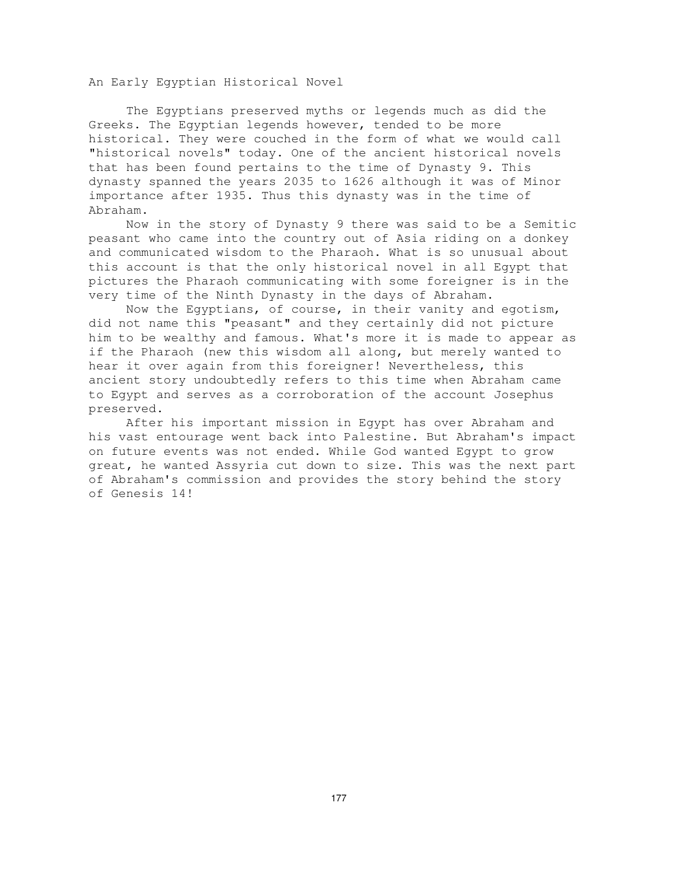An Early Egyptian Historical Novel

The Egyptians preserved myths or legends much as did the Greeks. The Egyptian legends however, tended to be more historical. They were couched in the form of what we would call "historical novels" today. One of the ancient historical novels that has been found pertains to the time of Dynasty 9. This dynasty spanned the years 2035 to 1626 although it was of Minor importance after 1935. Thus this dynasty was in the time of Abraham.

Now in the story of Dynasty 9 there was said to be a Semitic peasant who came into the country out of Asia riding on a donkey and communicated wisdom to the Pharaoh. What is so unusual about this account is that the only historical novel in all Egypt that pictures the Pharaoh communicating with some foreigner is in the very time of the Ninth Dynasty in the days of Abraham.

Now the Egyptians, of course, in their vanity and egotism, did not name this "peasant" and they certainly did not picture him to be wealthy and famous. What's more it is made to appear as if the Pharaoh (new this wisdom all along, but merely wanted to hear it over again from this foreigner! Nevertheless, this ancient story undoubtedly refers to this time when Abraham came to Egypt and serves as a corroboration of the account Josephus preserved.

After his important mission in Egypt has over Abraham and his vast entourage went back into Palestine. But Abraham's impact on future events was not ended. While God wanted Egypt to grow great, he wanted Assyria cut down to size. This was the next part of Abraham's commission and provides the story behind the story of Genesis 14!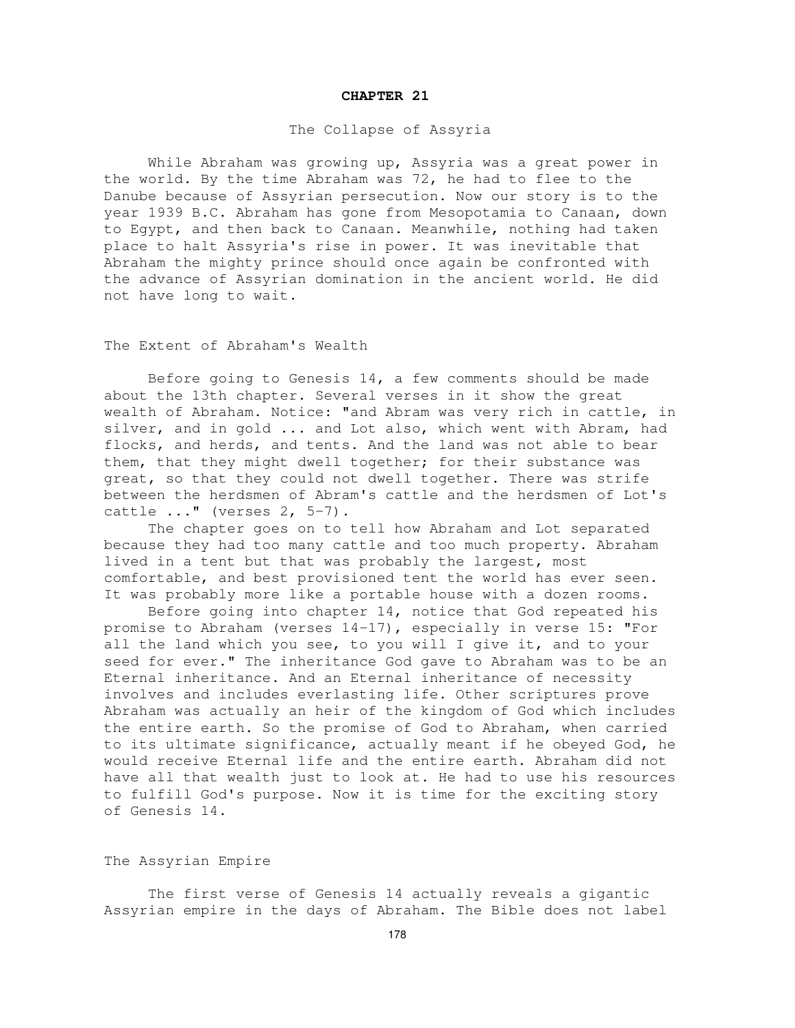# CHAPTER 21

## The Collapse of Assyria

While Abraham was growing up, Assyria was a great power in the world. By the time Abraham was 72, he had to flee to the Danube because of Assyrian persecution. Now our story is to the year 1939 B.C. Abraham has gone from Mesopotamia to Canaan, down to Egypt, and then back to Canaan. Meanwhile, nothing had taken place to halt Assyria's rise in power. It was inevitable that Abraham the mighty prince should once again be confronted with the advance of Assyrian domination in the ancient world. He did not have long to wait.

### The Extent of Abraham's Wealth

Before going to Genesis 14, a few comments should be made about the 13th chapter. Several verses in it show the great wealth of Abraham. Notice: "and Abram was very rich in cattle, in silver, and in gold ... and Lot also, which went with Abram, had flocks, and herds, and tents. And the land was not able to bear them, that they might dwell together; for their substance was great, so that they could not dwell together. There was strife between the herdsmen of Abram's cattle and the herdsmen of Lot's cattle ..." (verses 2, 5-7).

The chapter goes on to tell how Abraham and Lot separated because they had too many cattle and too much property. Abraham lived in a tent but that was probably the largest, most comfortable, and best provisioned tent the world has ever seen. It was probably more like a portable house with a dozen rooms.

Before going into chapter 14, notice that God repeated his promise to Abraham (verses 14-17), especially in verse 15: "For all the land which you see, to you will I give it, and to your seed for ever." The inheritance God gave to Abraham was to be an Eternal inheritance. And an Eternal inheritance of necessity involves and includes everlasting life. Other scriptures prove Abraham was actually an heir of the kingdom of God which includes the entire earth. So the promise of God to Abraham, when carried to its ultimate significance, actually meant if he obeyed God, he would receive Eternal life and the entire earth. Abraham did not have all that wealth just to look at. He had to use his resources to fulfill God's purpose. Now it is time for the exciting story of Genesis 14.

### The Assyrian Empire

The first verse of Genesis 14 actually reveals a gigantic Assyrian empire in the days of Abraham. The Bible does not label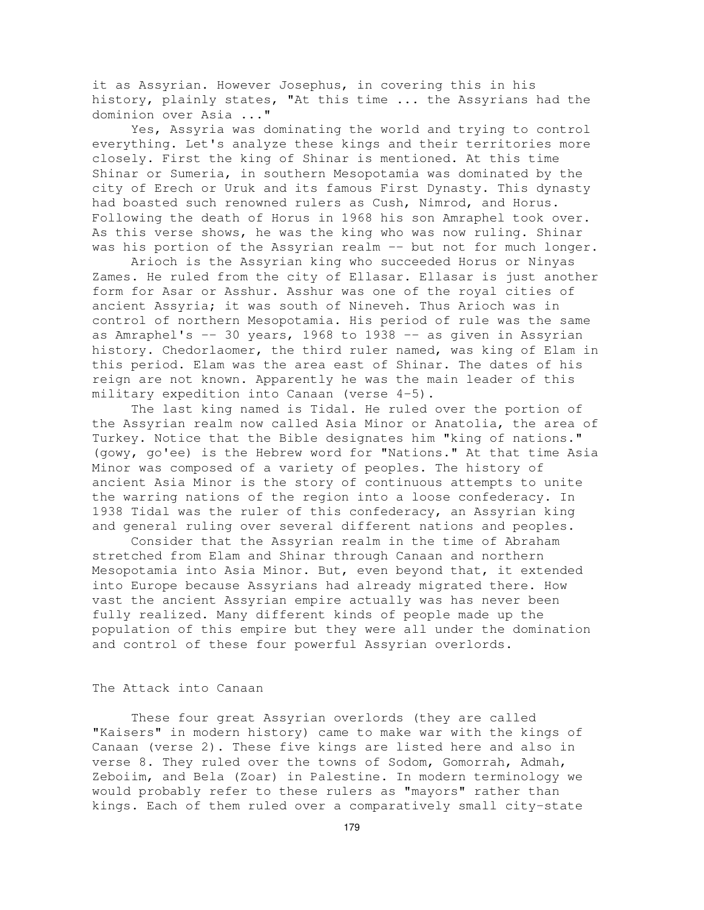it as Assyrian. However Josephus, in covering this in his history, plainly states, "At this time ... the Assyrians had the dominion over Asia ..."

Yes, Assyria was dominating the world and trying to control everything. Let's analyze these kings and their territories more closely. First the king of Shinar is mentioned. At this time Shinar or Sumeria, in southern Mesopotamia was dominated by the city of Erech or Uruk and its famous First Dynasty. This dynasty had boasted such renowned rulers as Cush, Nimrod, and Horus. Following the death of Horus in 1968 his son Amraphel took over. As this verse shows, he was the king who was now ruling. Shinar was his portion of the Assyrian realm -- but not for much longer.

Arioch is the Assyrian king who succeeded Horus or Ninyas Zames. He ruled from the city of Ellasar. Ellasar is just another form for Asar or Asshur. Asshur was one of the royal cities of ancient Assyria; it was south of Nineveh. Thus Arioch was in control of northern Mesopotamia. His period of rule was the same as Amraphel's -- 30 years, 1968 to 1938 -- as given in Assyrian history. Chedorlaomer, the third ruler named, was king of Elam in this period. Elam was the area east of Shinar. The dates of his reign are not known. Apparently he was the main leader of this military expedition into Canaan (verse 4-5).

The last king named is Tidal. He ruled over the portion of the Assyrian realm now called Asia Minor or Anatolia, the area of Turkey. Notice that the Bible designates him "king of nations." (gowy, go'ee) is the Hebrew word for "Nations." At that time Asia Minor was composed of a variety of peoples. The history of ancient Asia Minor is the story of continuous attempts to unite the warring nations of the region into a loose confederacy. In 1938 Tidal was the ruler of this confederacy, an Assyrian king and general ruling over several different nations and peoples.

Consider that the Assyrian realm in the time of Abraham stretched from Elam and Shinar through Canaan and northern Mesopotamia into Asia Minor. But, even beyond that, it extended into Europe because Assyrians had already migrated there. How vast the ancient Assyrian empire actually was has never been fully realized. Many different kinds of people made up the population of this empire but they were all under the domination and control of these four powerful Assyrian overlords.

## The Attack into Canaan

These four great Assyrian overlords (they are called "Kaisers" in modern history) came to make war with the kings of Canaan (verse 2). These five kings are listed here and also in verse 8. They ruled over the towns of Sodom, Gomorrah, Admah, Zeboiim, and Bela (Zoar) in Palestine. In modern terminology we would probably refer to these rulers as "mayors" rather than kings. Each of them ruled over a comparatively small city-state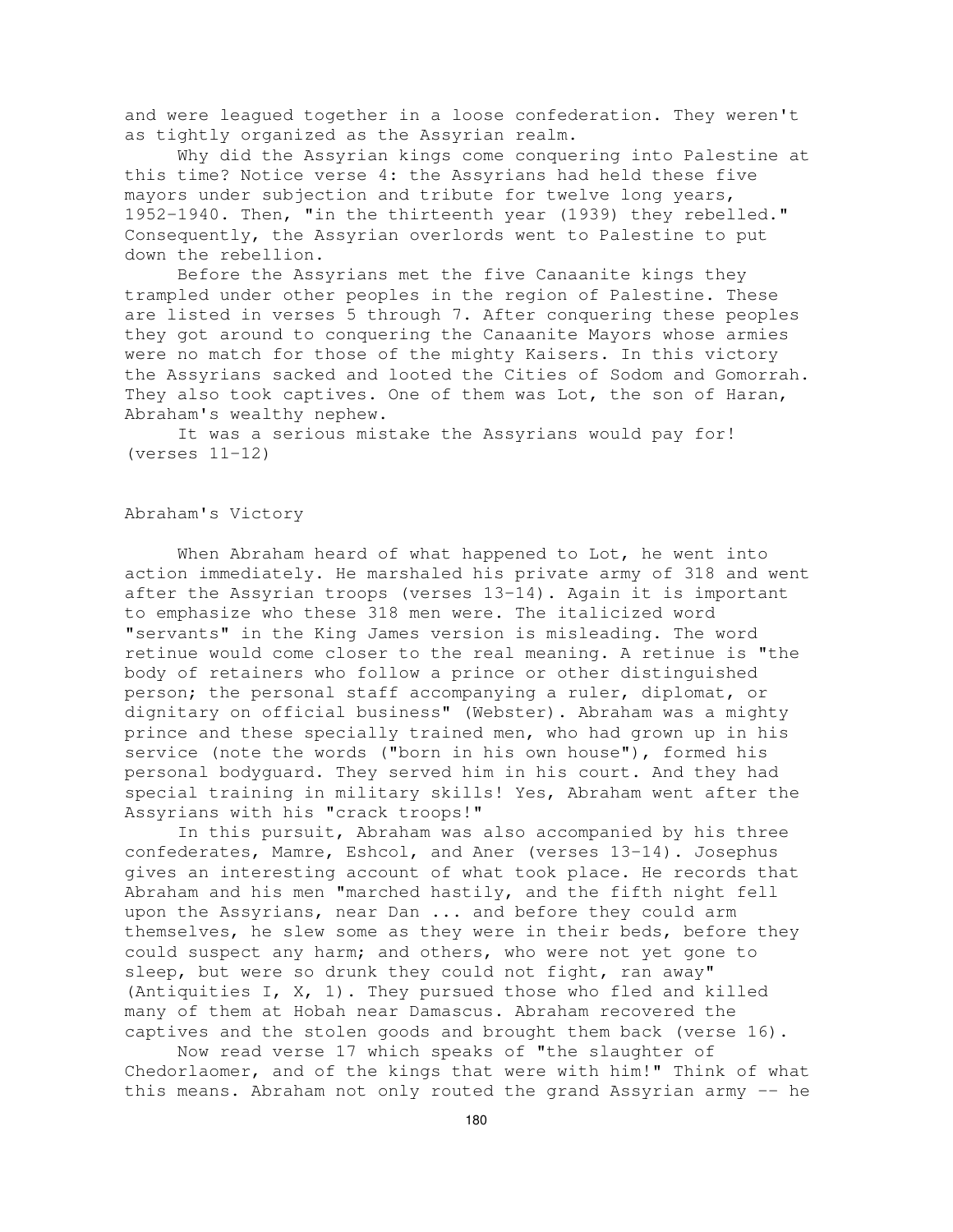and were leagued together in a loose confederation. They weren't as tightly organized as the Assyrian realm.

Why did the Assyrian kings come conquering into Palestine at this time? Notice verse 4: the Assyrians had held these five mayors under subjection and tribute for twelve long years, 1952-1940. Then, "in the thirteenth year (1939) they rebelled." Consequently, the Assyrian overlords went to Palestine to put down the rebellion.

Before the Assyrians met the five Canaanite kings they trampled under other peoples in the region of Palestine. These are listed in verses 5 through 7. After conquering these peoples they got around to conquering the Canaanite Mayors whose armies were no match for those of the mighty Kaisers. In this victory the Assyrians sacked and looted the Cities of Sodom and Gomorrah. They also took captives. One of them was Lot, the son of Haran, Abraham's wealthy nephew.

It was a serious mistake the Assyrians would pay for! (verses 11-12)

## Abraham's Victory

When Abraham heard of what happened to Lot, he went into action immediately. He marshaled his private army of 318 and went after the Assyrian troops (verses 13-14). Again it is important to emphasize who these 318 men were. The italicized word "servants" in the King James version is misleading. The word retinue would come closer to the real meaning. A retinue is "the body of retainers who follow a prince or other distinguished person; the personal staff accompanying a ruler, diplomat, or dignitary on official business" (Webster). Abraham was a mighty prince and these specially trained men, who had grown up in his service (note the words ("born in his own house"), formed his personal bodyguard. They served him in his court. And they had special training in military skills! Yes, Abraham went after the Assyrians with his "crack troops!"

In this pursuit, Abraham was also accompanied by his three confederates, Mamre, Eshcol, and Aner (verses 13-14). Josephus gives an interesting account of what took place. He records that Abraham and his men "marched hastily, and the fifth night fell upon the Assyrians, near Dan ... and before they could arm themselves, he slew some as they were in their beds, before they could suspect any harm; and others, who were not yet gone to sleep, but were so drunk they could not fight, ran away" (Antiquities I, X, 1). They pursued those who fled and killed many of them at Hobah near Damascus. Abraham recovered the captives and the stolen goods and brought them back (verse 16).

Now read verse 17 which speaks of "the slaughter of Chedorlaomer, and of the kings that were with him!" Think of what this means. Abraham not only routed the grand Assyrian army -- he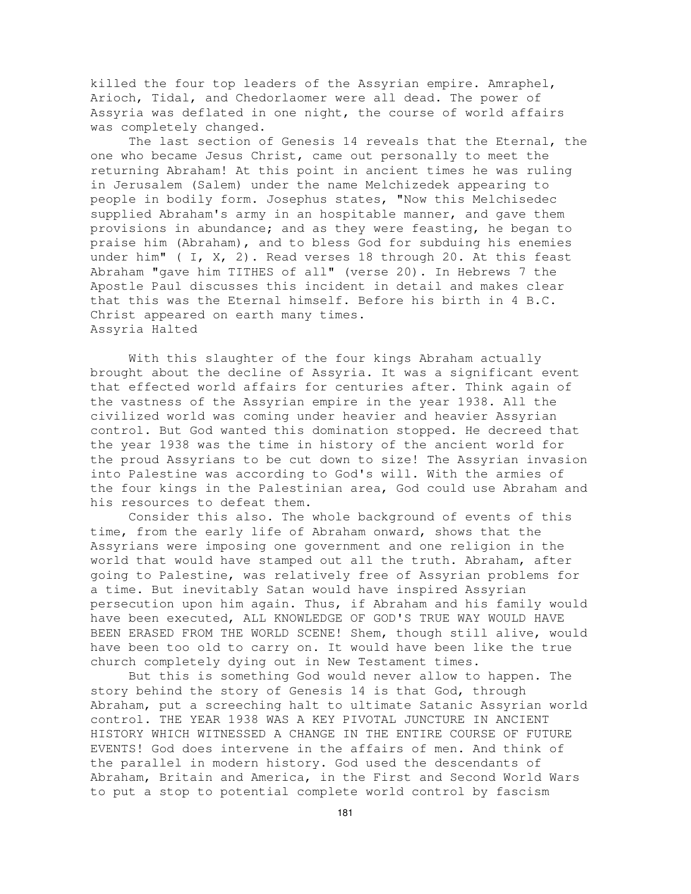killed the four top leaders of the Assyrian empire. Amraphel, Arioch, Tidal, and Chedorlaomer were all dead. The power of Assyria was deflated in one night, the course of world affairs was completely changed.

The last section of Genesis 14 reveals that the Eternal, the one who became Jesus Christ, came out personally to meet the returning Abraham! At this point in ancient times he was ruling in Jerusalem (Salem) under the name Melchizedek appearing to people in bodily form. Josephus states, "Now this Melchisedec supplied Abraham's army in an hospitable manner, and gave them provisions in abundance; and as they were feasting, he began to praise him (Abraham), and to bless God for subduing his enemies under him" ( I, X, 2). Read verses 18 through 20. At this feast Abraham "gave him TITHES of all" (verse 20). In Hebrews 7 the Apostle Paul discusses this incident in detail and makes clear that this was the Eternal himself. Before his birth in 4 B.C. Christ appeared on earth many times.

## Assyria Halted

With this slaughter of the four kings Abraham actually brought about the decline of Assyria. It was a significant event that effected world affairs for centuries after. Think again of the vastness of the Assyrian empire in the year 1938. All the civilized world was coming under heavier and heavier Assyrian control. But God wanted this domination stopped. He decreed that the year 1938 was the time in history of the ancient world for the proud Assyrians to be cut down to size! The Assyrian invasion into Palestine was according to God's will. With the armies of the four kings in the Palestinian area, God could use Abraham and his resources to defeat them.

Consider this also. The whole background of events of this time, from the early life of Abraham onward, shows that the Assyrians were imposing one government and one religion in the world that would have stamped out all the truth. Abraham, after going to Palestine, was relatively free of Assyrian problems for a time. But inevitably Satan would have inspired Assyrian persecution upon him again. Thus, if Abraham and his family would have been executed, ALL KNOWLEDGE OF GOD'S TRUE WAY WOULD HAVE BEEN ERASED FROM THE WORLD SCENE! Shem, though still alive, would have been too old to carry on. It would have been like the true church completely dying out in New Testament times.

But this is something God would never allow to happen. The story behind the story of Genesis 14 is that God, through Abraham, put a screeching halt to ultimate Satanic Assyrian world control. THE YEAR 1938 WAS A KEY PIVOTAL JUNCTURE IN ANCIENT HISTORY WHICH WITNESSED A CHANGE IN THE ENTIRE COURSE OF FUTURE EVENTS! God does intervene in the affairs of men. And think of the parallel in modern history. God used the descendants of Abraham, Britain and America, in the First and Second World Wars to put a stop to potential complete world control by fascism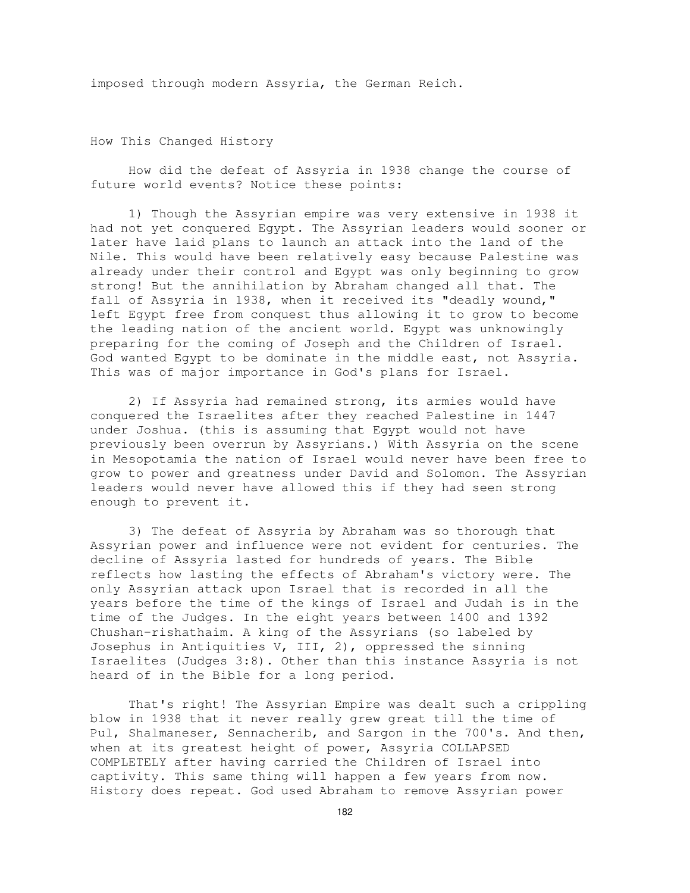imposed through modern Assyria, the German Reich.

## How This Changed History

How did the defeat of Assyria in 1938 change the course of future world events? Notice these points:

1) Though the Assyrian empire was very extensive in 1938 it had not yet conquered Egypt. The Assyrian leaders would sooner or later have laid plans to launch an attack into the land of the Nile. This would have been relatively easy because Palestine was already under their control and Egypt was only beginning to grow strong! But the annihilation by Abraham changed all that. The fall of Assyria in 1938, when it received its "deadly wound," left Egypt free from conquest thus allowing it to grow to become the leading nation of the ancient world. Egypt was unknowingly preparing for the coming of Joseph and the Children of Israel. God wanted Egypt to be dominate in the middle east, not Assyria. This was of major importance in God's plans for Israel.

2) If Assyria had remained strong, its armies would have conquered the Israelites after they reached Palestine in 1447 under Joshua. (this is assuming that Egypt would not have previously been overrun by Assyrians.) With Assyria on the scene in Mesopotamia the nation of Israel would never have been free to grow to power and greatness under David and Solomon. The Assyrian leaders would never have allowed this if they had seen strong enough to prevent it.

3) The defeat of Assyria by Abraham was so thorough that Assyrian power and influence were not evident for centuries. The decline of Assyria lasted for hundreds of years. The Bible reflects how lasting the effects of Abraham's victory were. The only Assyrian attack upon Israel that is recorded in all the years before the time of the kings of Israel and Judah is in the time of the Judges. In the eight years between 1400 and 1392 Chushan-rishathaim. A king of the Assyrians (so labeled by Josephus in Antiquities V, III, 2), oppressed the sinning Israelites (Judges 3:8). Other than this instance Assyria is not heard of in the Bible for a long period.

That's right! The Assyrian Empire was dealt such a crippling blow in 1938 that it never really grew great till the time of Pul, Shalmaneser, Sennacherib, and Sargon in the 700's. And then, when at its greatest height of power, Assyria COLLAPSED COMPLETELY after having carried the Children of Israel into captivity. This same thing will happen a few years from now. History does repeat. God used Abraham to remove Assyrian power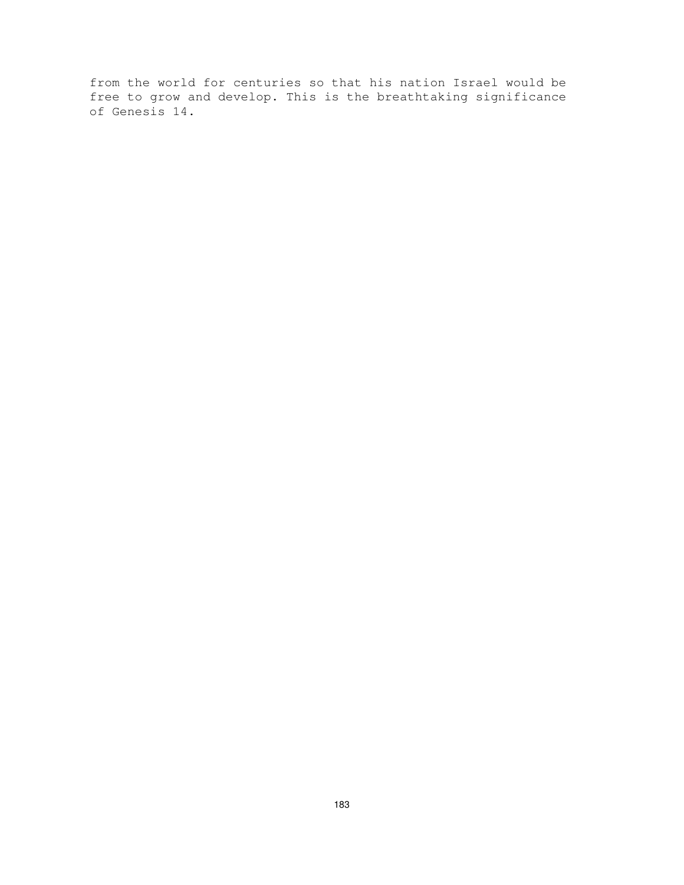from the world for centuries so that his nation Israel would be free to grow and develop. This is the breathtaking significance of Genesis 14.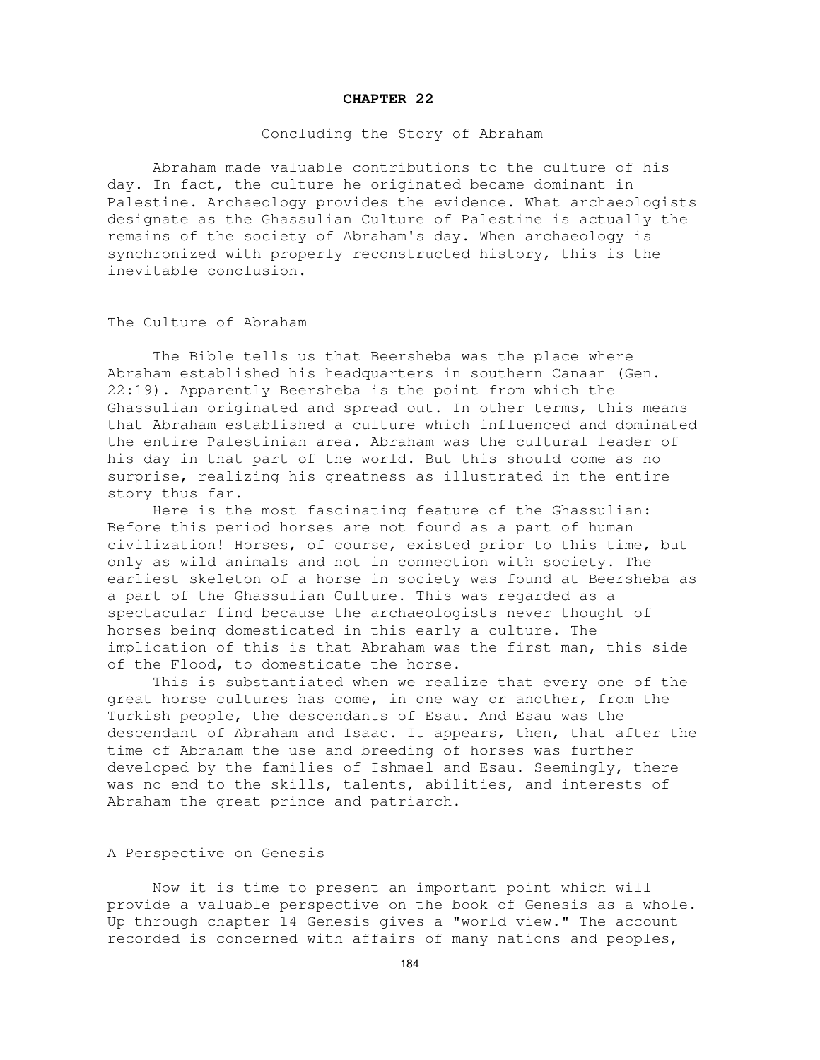# CHAPTER 22

## Concluding the Story of Abraham

Abraham made valuable contributions to the culture of his day. In fact, the culture he originated became dominant in Palestine. Archaeology provides the evidence. What archaeologists designate as the Ghassulian Culture of Palestine is actually the remains of the society of Abraham's day. When archaeology is synchronized with properly reconstructed history, this is the inevitable conclusion.

### The Culture of Abraham

The Bible tells us that Beersheba was the place where Abraham established his headquarters in southern Canaan (Gen. 22:19). Apparently Beersheba is the point from which the Ghassulian originated and spread out. In other terms, this means that Abraham established a culture which influenced and dominated the entire Palestinian area. Abraham was the cultural leader of his day in that part of the world. But this should come as no surprise, realizing his greatness as illustrated in the entire story thus far.

Here is the most fascinating feature of the Ghassulian: Before this period horses are not found as a part of human civilization! Horses, of course, existed prior to this time, but only as wild animals and not in connection with society. The earliest skeleton of a horse in society was found at Beersheba as a part of the Ghassulian Culture. This was regarded as a spectacular find because the archaeologists never thought of horses being domesticated in this early a culture. The implication of this is that Abraham was the first man, this side of the Flood, to domesticate the horse.

This is substantiated when we realize that every one of the great horse cultures has come, in one way or another, from the Turkish people, the descendants of Esau. And Esau was the descendant of Abraham and Isaac. It appears, then, that after the time of Abraham the use and breeding of horses was further developed by the families of Ishmael and Esau. Seemingly, there was no end to the skills, talents, abilities, and interests of Abraham the great prince and patriarch.

### A Perspective on Genesis

Now it is time to present an important point which will provide a valuable perspective on the book of Genesis as a whole. Up through chapter 14 Genesis gives a "world view." The account recorded is concerned with affairs of many nations and peoples,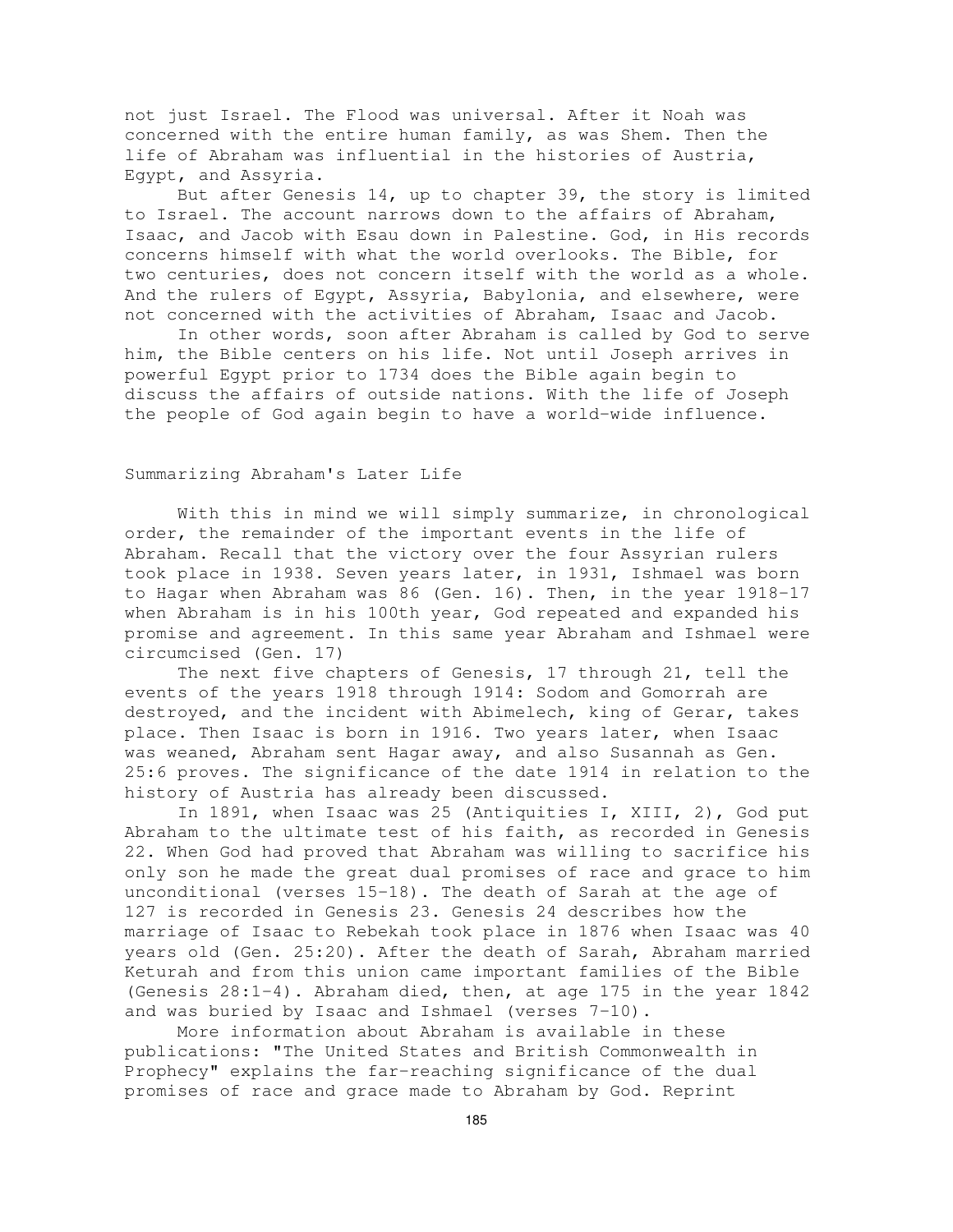not just Israel. The Flood was universal. After it Noah was concerned with the entire human family, as was Shem. Then the life of Abraham was influential in the histories of Austria, Egypt, and Assyria.

But after Genesis 14, up to chapter 39, the story is limited to Israel. The account narrows down to the affairs of Abraham, Isaac, and Jacob with Esau down in Palestine. God, in His records concerns himself with what the world overlooks. The Bible, for two centuries, does not concern itself with the world as a whole. And the rulers of Egypt, Assyria, Babylonia, and elsewhere, were not concerned with the activities of Abraham, Isaac and Jacob.

In other words, soon after Abraham is called by God to serve him, the Bible centers on his life. Not until Joseph arrives in powerful Egypt prior to 1734 does the Bible again begin to discuss the affairs of outside nations. With the life of Joseph the people of God again begin to have a world-wide influence.

## Summarizing Abraham's Later Life

With this in mind we will simply summarize, in chronological order, the remainder of the important events in the life of Abraham. Recall that the victory over the four Assyrian rulers took place in 1938. Seven years later, in 1931, Ishmael was born to Hagar when Abraham was 86 (Gen. 16). Then, in the year 1918-17 when Abraham is in his 100th year, God repeated and expanded his promise and agreement. In this same year Abraham and Ishmael were circumcised (Gen. 17)

The next five chapters of Genesis, 17 through 21, tell the events of the years 1918 through 1914: Sodom and Gomorrah are destroyed, and the incident with Abimelech, king of Gerar, takes place. Then Isaac is born in 1916. Two years later, when Isaac was weaned, Abraham sent Hagar away, and also Susannah as Gen. 25:6 proves. The significance of the date 1914 in relation to the history of Austria has already been discussed.

In 1891, when Isaac was 25 (Antiquities I, XIII, 2), God put Abraham to the ultimate test of his faith, as recorded in Genesis 22. When God had proved that Abraham was willing to sacrifice his only son he made the great dual promises of race and grace to him unconditional (verses 15-18). The death of Sarah at the age of 127 is recorded in Genesis 23. Genesis 24 describes how the marriage of Isaac to Rebekah took place in 1876 when Isaac was 40 years old (Gen. 25:20). After the death of Sarah, Abraham married Keturah and from this union came important families of the Bible (Genesis 28:1-4). Abraham died, then, at age 175 in the year 1842 and was buried by Isaac and Ishmael (verses 7-10).

More information about Abraham is available in these publications: "The United States and British Commonwealth in Prophecy" explains the far-reaching significance of the dual promises of race and grace made to Abraham by God. Reprint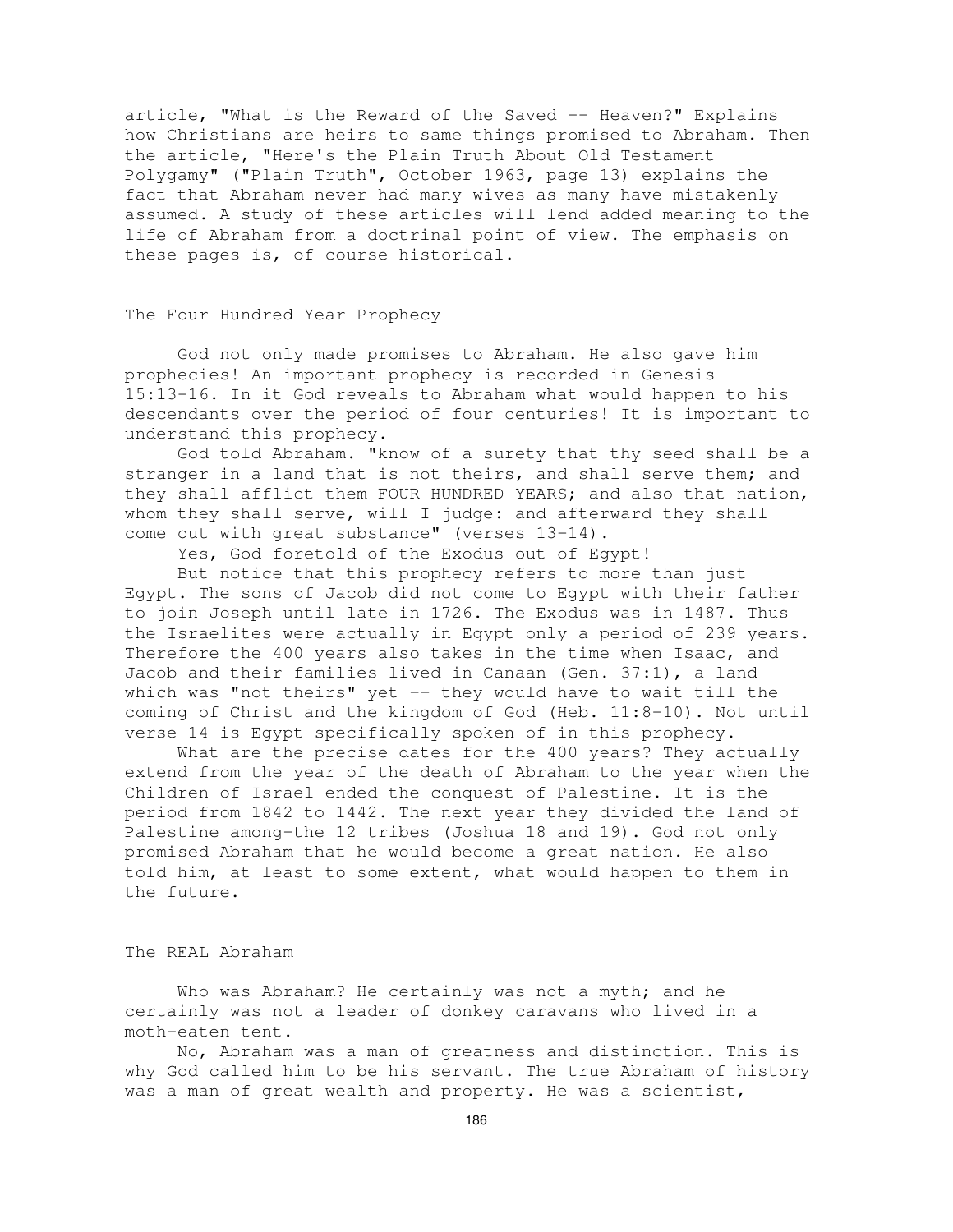article, "What is the Reward of the Saved -- Heaven?" Explains how Christians are heirs to same things promised to Abraham. Then the article, "Here's the Plain Truth About Old Testament Polygamy" ("Plain Truth", October 1963, page 13) explains the fact that Abraham never had many wives as many have mistakenly assumed. A study of these articles will lend added meaning to the life of Abraham from a doctrinal point of view. The emphasis on these pages is, of course historical.

## The Four Hundred Year Prophecy

God not only made promises to Abraham. He also gave him prophecies! An important prophecy is recorded in Genesis 15:13-16. In it God reveals to Abraham what would happen to his descendants over the period of four centuries! It is important to understand this prophecy.

God told Abraham. "know of a surety that thy seed shall be a stranger in a land that is not theirs, and shall serve them; and they shall afflict them FOUR HUNDRED YEARS; and also that nation, whom they shall serve, will I judge: and afterward they shall come out with great substance" (verses 13-14).

Yes, God foretold of the Exodus out of Egypt!

But notice that this prophecy refers to more than just Egypt. The sons of Jacob did not come to Egypt with their father to join Joseph until late in 1726. The Exodus was in 1487. Thus the Israelites were actually in Egypt only a period of 239 years. Therefore the 400 years also takes in the time when Isaac, and Jacob and their families lived in Canaan (Gen. 37:1), a land which was "not theirs" yet -- they would have to wait till the coming of Christ and the kingdom of God (Heb. 11:8-10). Not until verse 14 is Egypt specifically spoken of in this prophecy.

What are the precise dates for the 400 years? They actually extend from the year of the death of Abraham to the year when the Children of Israel ended the conquest of Palestine. It is the period from 1842 to 1442. The next year they divided the land of Palestine among-the 12 tribes (Joshua 18 and 19). God not only promised Abraham that he would become a great nation. He also told him, at least to some extent, what would happen to them in the future.

## The REAL Abraham

Who was Abraham? He certainly was not a myth; and he certainly was not a leader of donkey caravans who lived in a moth-eaten tent.

No, Abraham was a man of greatness and distinction. This is why God called him to be his servant. The true Abraham of history was a man of great wealth and property. He was a scientist,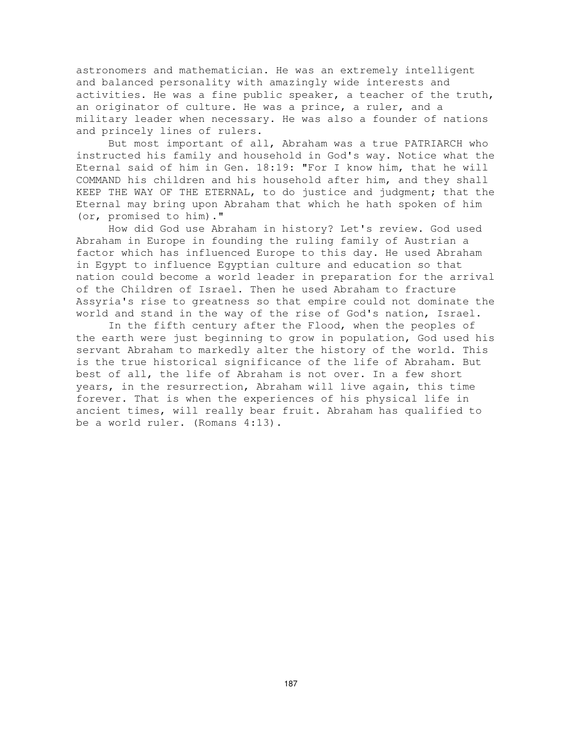astronomers and mathematician. He was an extremely intelligent and balanced personality with amazingly wide interests and activities. He was a fine public speaker, a teacher of the truth, an originator of culture. He was a prince, a ruler, and a military leader when necessary. He was also a founder of nations and princely lines of rulers.

But most important of all, Abraham was a true PATRIARCH who instructed his family and household in God's way. Notice what the Eternal said of him in Gen. 18:19: "For I know him, that he will COMMAND his children and his household after him, and they shall KEEP THE WAY OF THE ETERNAL, to do justice and judgment; that the Eternal may bring upon Abraham that which he hath spoken of him (or, promised to him)."

How did God use Abraham in history? Let's review. God used Abraham in Europe in founding the ruling family of Austrian a factor which has influenced Europe to this day. He used Abraham in Egypt to influence Egyptian culture and education so that nation could become a world leader in preparation for the arrival of the Children of Israel. Then he used Abraham to fracture Assyria's rise to greatness so that empire could not dominate the world and stand in the way of the rise of God's nation, Israel.

In the fifth century after the Flood, when the peoples of the earth were just beginning to grow in population, God used his servant Abraham to markedly alter the history of the world. This is the true historical significance of the life of Abraham. But best of all, the life of Abraham is not over. In a few short years, in the resurrection, Abraham will live again, this time forever. That is when the experiences of his physical life in ancient times, will really bear fruit. Abraham has qualified to be a world ruler. (Romans 4:13).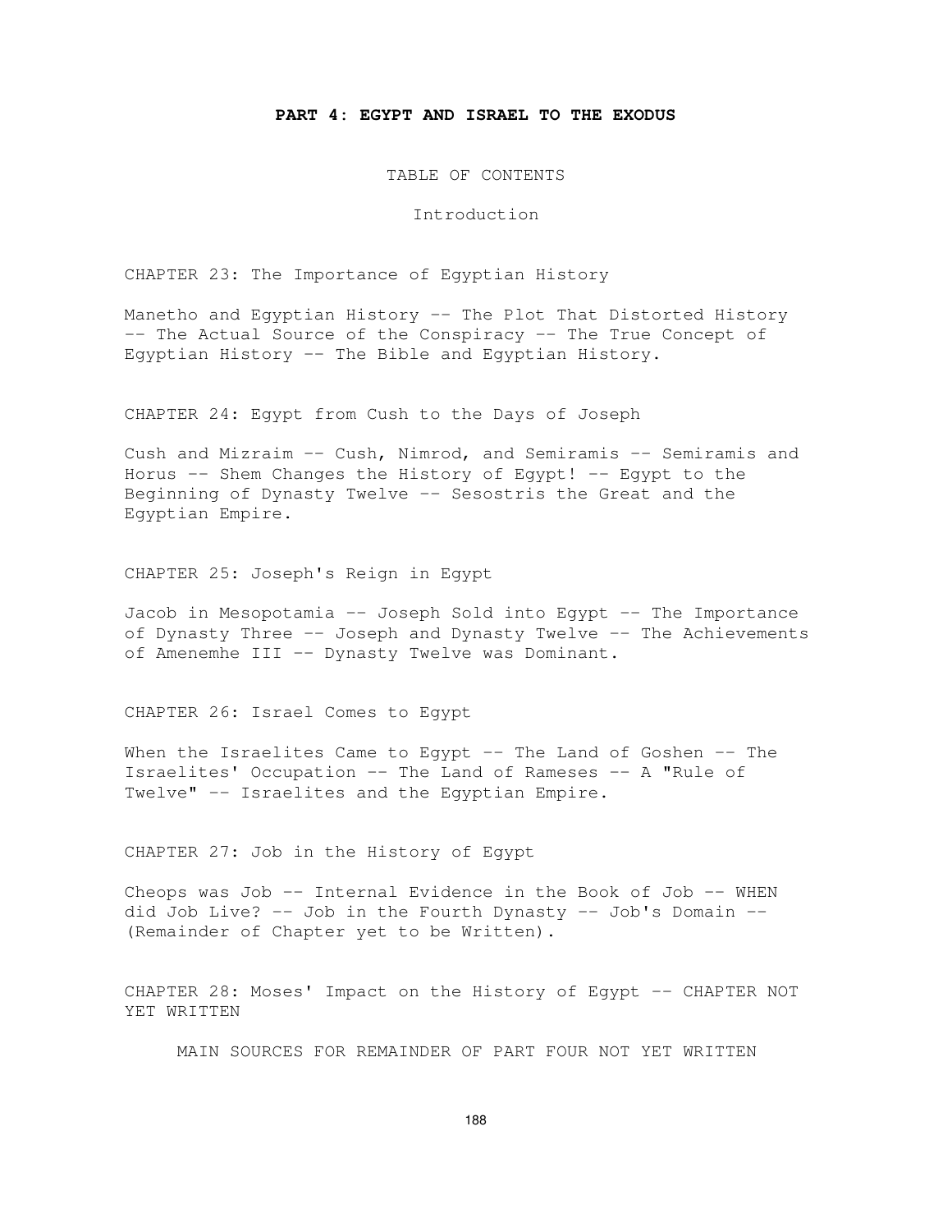# PART 4: EGYPT AND ISRAEL TO THE EXODUS

TABLE OF CONTENTS

Introduction

CHAPTER 23: The Importance of Egyptian History

Manetho and Egyptian History -- The Plot That Distorted History -- The Actual Source of the Conspiracy -- The True Concept of Egyptian History -- The Bible and Egyptian History.

CHAPTER 24: Egypt from Cush to the Days of Joseph

Cush and Mizraim -- Cush, Nimrod, and Semiramis -- Semiramis and Horus -- Shem Changes the History of Egypt! -- Egypt to the Beginning of Dynasty Twelve -- Sesostris the Great and the Egyptian Empire.

CHAPTER 25: Joseph's Reign in Egypt

Jacob in Mesopotamia -- Joseph Sold into Egypt -- The Importance of Dynasty Three -- Joseph and Dynasty Twelve -- The Achievements of Amenemhe III -- Dynasty Twelve was Dominant.

CHAPTER 26: Israel Comes to Egypt

When the Israelites Came to Egypt -- The Land of Goshen -- The Israelites' Occupation -- The Land of Rameses -- A "Rule of Twelve" -- Israelites and the Egyptian Empire.

CHAPTER 27: Job in the History of Egypt

Cheops was Job -- Internal Evidence in the Book of Job -- WHEN did Job Live? -- Job in the Fourth Dynasty -- Job's Domain -- (Remainder of Chapter yet to be Written).

CHAPTER 28: Moses' Impact on the History of Egypt -- CHAPTER NOT YET WRITTEN

MAIN SOURCES FOR REMAINDER OF PART FOUR NOT YET WRITTEN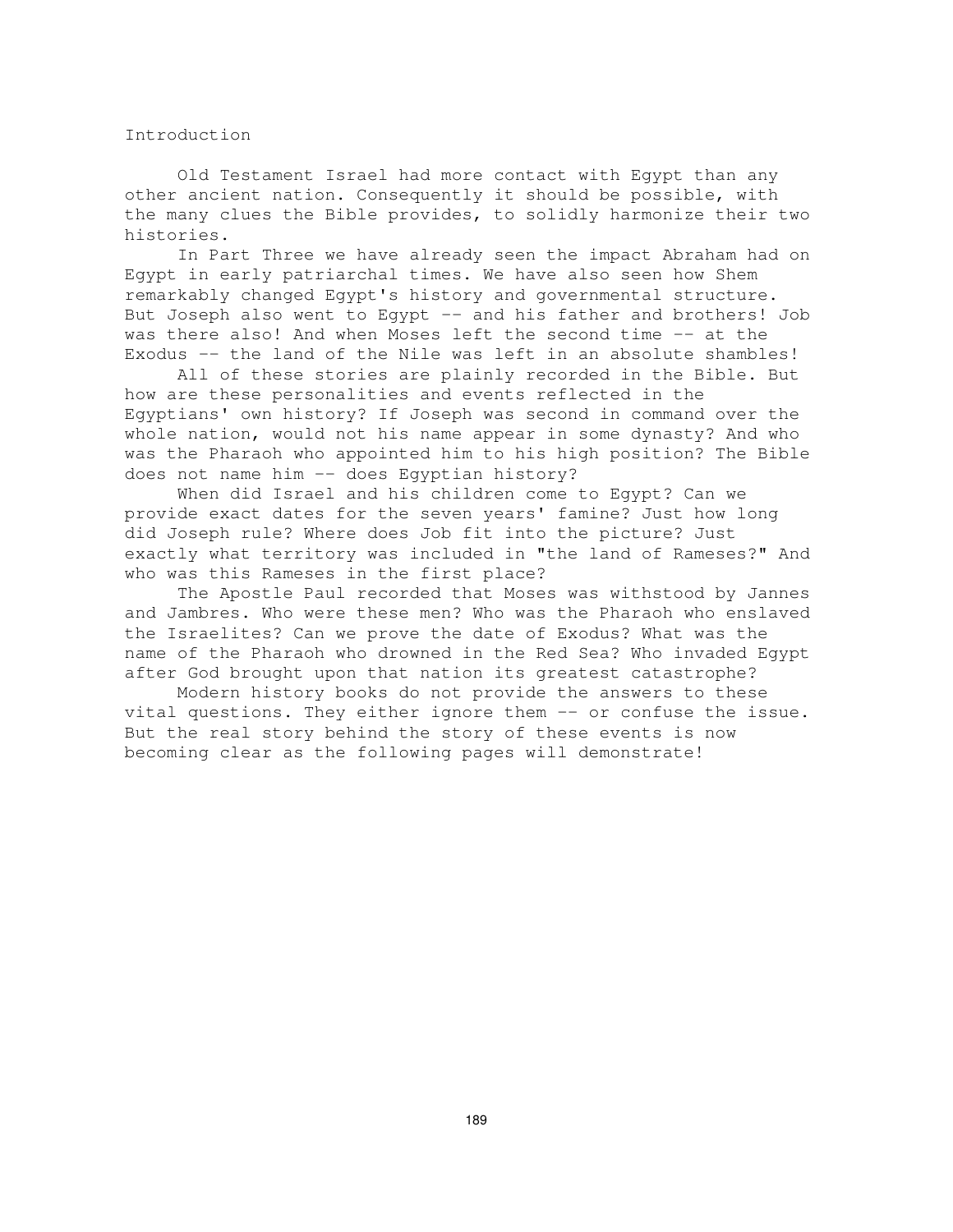## Introduction

Old Testament Israel had more contact with Egypt than any other ancient nation. Consequently it should be possible, with the many clues the Bible provides, to solidly harmonize their two histories.

In Part Three we have already seen the impact Abraham had on Egypt in early patriarchal times. We have also seen how Shem remarkably changed Egypt's history and governmental structure. But Joseph also went to Egypt -- and his father and brothers! Job was there also! And when Moses left the second time -- at the Exodus -- the land of the Nile was left in an absolute shambles!

All of these stories are plainly recorded in the Bible. But how are these personalities and events reflected in the Egyptians' own history? If Joseph was second in command over the whole nation, would not his name appear in some dynasty? And who was the Pharaoh who appointed him to his high position? The Bible does not name him -- does Egyptian history?

When did Israel and his children come to Egypt? Can we provide exact dates for the seven years' famine? Just how long did Joseph rule? Where does Job fit into the picture? Just exactly what territory was included in "the land of Rameses?" And who was this Rameses in the first place?

The Apostle Paul recorded that Moses was withstood by Jannes and Jambres. Who were these men? Who was the Pharaoh who enslaved the Israelites? Can we prove the date of Exodus? What was the name of the Pharaoh who drowned in the Red Sea? Who invaded Egypt after God brought upon that nation its greatest catastrophe?

Modern history books do not provide the answers to these vital questions. They either ignore them -- or confuse the issue. But the real story behind the story of these events is now becoming clear as the following pages will demonstrate!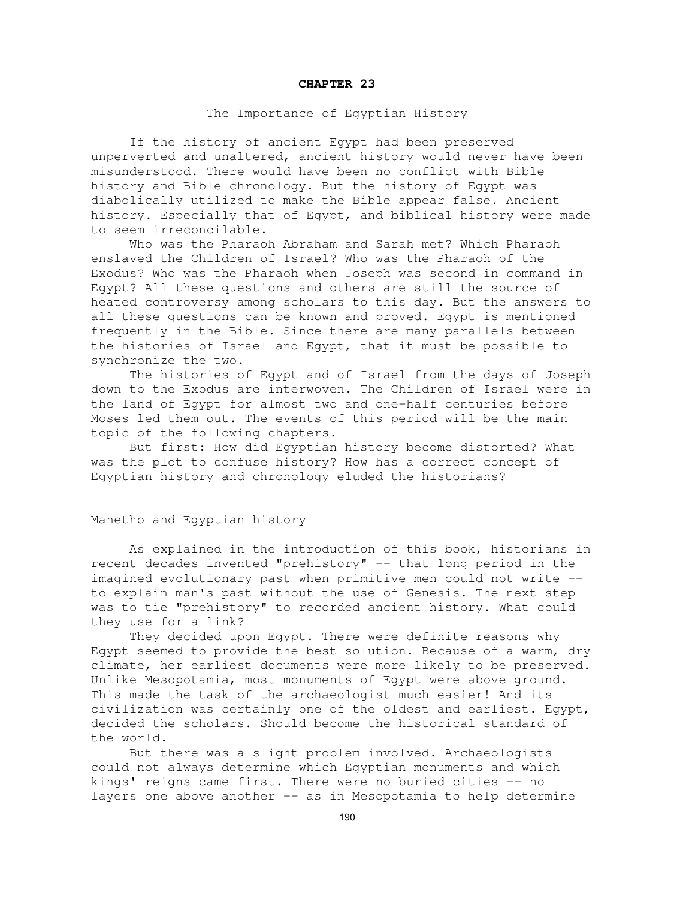# CHAPTER 23

## The Importance of Egyptian History

If the history of ancient Egypt had been preserved unperverted and unaltered, ancient history would never have been misunderstood. There would have been no conflict with Bible history and Bible chronology. But the history of Egypt was diabolically utilized to make the Bible appear false. Ancient history. Especially that of Egypt, and biblical history were made to seem irreconcilable.

Who was the Pharaoh Abraham and Sarah met? Which Pharaoh enslaved the Children of Israel? Who was the Pharaoh of the Exodus? Who was the Pharaoh when Joseph was second in command in Egypt? All these questions and others are still the source of heated controversy among scholars to this day. But the answers to all these questions can be known and proved. Egypt is mentioned frequently in the Bible. Since there are many parallels between the histories of Israel and Egypt, that it must be possible to synchronize the two.

The histories of Egypt and of Israel from the days of Joseph down to the Exodus are interwoven. The Children of Israel were in the land of Egypt for almost two and one-half centuries before Moses led them out. The events of this period will be the main topic of the following chapters.

But first: How did Egyptian history become distorted? What was the plot to confuse history? How has a correct concept of Egyptian history and chronology eluded the historians?

### Manetho and Egyptian history

As explained in the introduction of this book, historians in recent decades invented "prehistory" -- that long period in the imagined evolutionary past when primitive men could not write -- to explain man's past without the use of Genesis. The next step was to tie "prehistory" to recorded ancient history. What could they use for a link?

They decided upon Egypt. There were definite reasons why Egypt seemed to provide the best solution. Because of a warm, dry climate, her earliest documents were more likely to be preserved. Unlike Mesopotamia, most monuments of Egypt were above ground. This made the task of the archaeologist much easier! And its civilization was certainly one of the oldest and earliest. Egypt, decided the scholars. Should become the historical standard of the world.

But there was a slight problem involved. Archaeologists could not always determine which Egyptian monuments and which kings' reigns came first. There were no buried cities -- no layers one above another -- as in Mesopotamia to help determine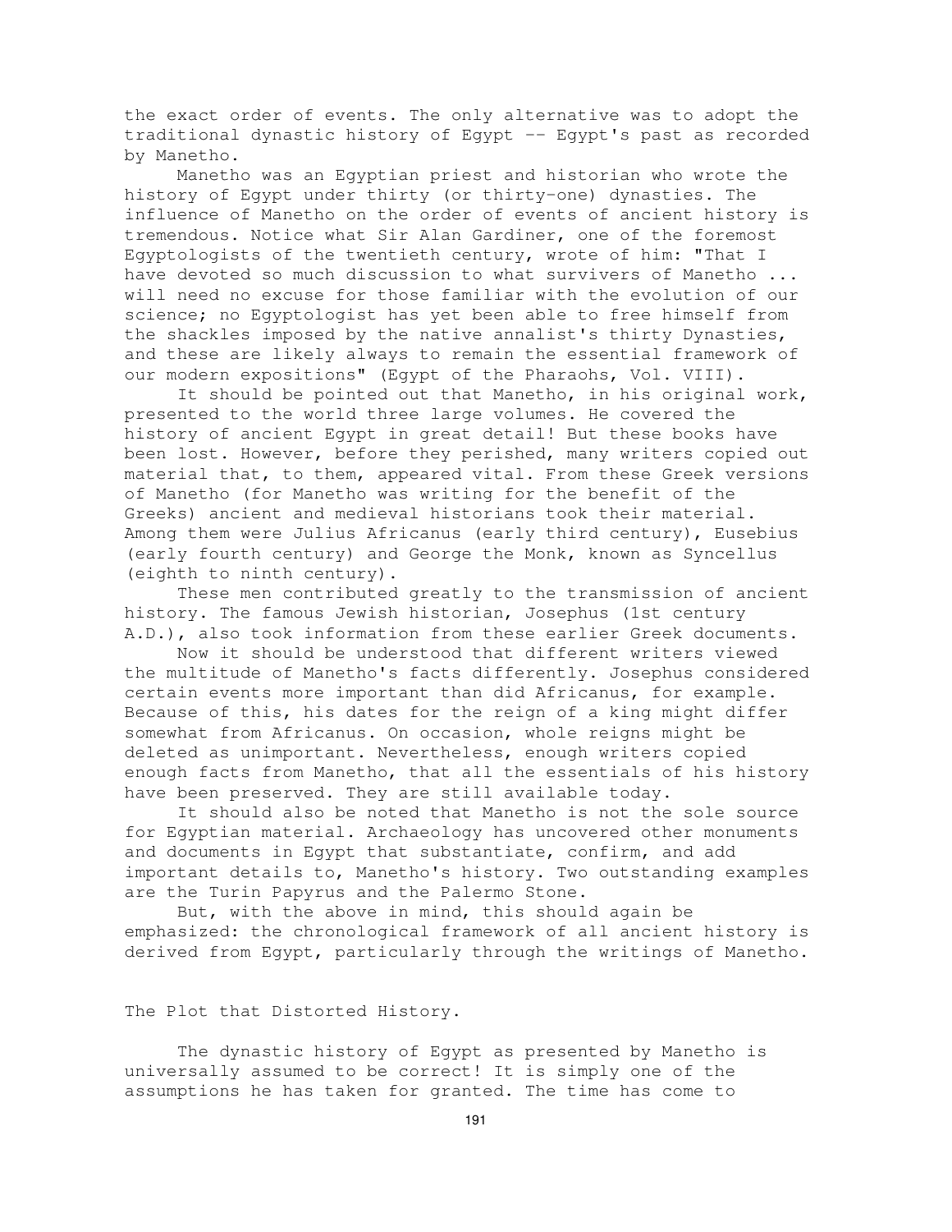the exact order of events. The only alternative was to adopt the traditional dynastic history of Egypt -- Egypt's past as recorded by Manetho.

Manetho was an Egyptian priest and historian who wrote the history of Egypt under thirty (or thirty-one) dynasties. The influence of Manetho on the order of events of ancient history is tremendous. Notice what Sir Alan Gardiner, one of the foremost Egyptologists of the twentieth century, wrote of him: "That I have devoted so much discussion to what survivers of Manetho ... will need no excuse for those familiar with the evolution of our science; no Egyptologist has yet been able to free himself from the shackles imposed by the native annalist's thirty Dynasties, and these are likely always to remain the essential framework of our modern expositions" (Egypt of the Pharaohs, Vol. VIII).

It should be pointed out that Manetho, in his original work, presented to the world three large volumes. He covered the history of ancient Egypt in great detail! But these books have been lost. However, before they perished, many writers copied out material that, to them, appeared vital. From these Greek versions of Manetho (for Manetho was writing for the benefit of the Greeks) ancient and medieval historians took their material. Among them were Julius Africanus (early third century), Eusebius (early fourth century) and George the Monk, known as Syncellus (eighth to ninth century).

These men contributed greatly to the transmission of ancient history. The famous Jewish historian, Josephus (1st century A.D.), also took information from these earlier Greek documents.

Now it should be understood that different writers viewed the multitude of Manetho's facts differently. Josephus considered certain events more important than did Africanus, for example. Because of this, his dates for the reign of a king might differ somewhat from Africanus. On occasion, whole reigns might be deleted as unimportant. Nevertheless, enough writers copied enough facts from Manetho, that all the essentials of his history have been preserved. They are still available today.

It should also be noted that Manetho is not the sole source for Egyptian material. Archaeology has uncovered other monuments and documents in Egypt that substantiate, confirm, and add important details to, Manetho's history. Two outstanding examples are the Turin Papyrus and the Palermo Stone.

But, with the above in mind, this should again be emphasized: the chronological framework of all ancient history is derived from Egypt, particularly through the writings of Manetho.

## The Plot that Distorted History.

The dynastic history of Egypt as presented by Manetho is universally assumed to be correct! It is simply one of the assumptions he has taken for granted. The time has come to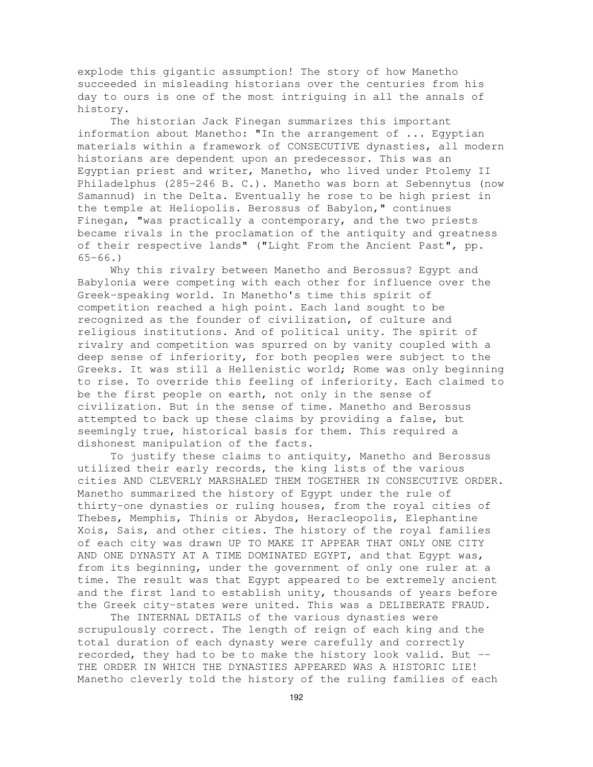explode this gigantic assumption! The story of how Manetho succeeded in misleading historians over the centuries from his day to ours is one of the most intriguing in all the annals of history.

The historian Jack Finegan summarizes this important information about Manetho: "In the arrangement of ... Egyptian materials within a framework of CONSECUTIVE dynasties, all modern historians are dependent upon an predecessor. This was an Egyptian priest and writer, Manetho, who lived under Ptolemy II Philadelphus (285-246 B. C.). Manetho was born at Sebennytus (now Samannud) in the Delta. Eventually he rose to be high priest in the temple at Heliopolis. Berossus of Babylon," continues Finegan, "was practically a contemporary, and the two priests became rivals in the proclamation of the antiquity and greatness of their respective lands" ("Light From the Ancient Past", pp. 65-66.)

Why this rivalry between Manetho and Berossus? Egypt and Babylonia were competing with each other for influence over the Greek-speaking world. In Manetho's time this spirit of competition reached a high point. Each land sought to be recognized as the founder of civilization, of culture and religious institutions. And of political unity. The spirit of rivalry and competition was spurred on by vanity coupled with a deep sense of inferiority, for both peoples were subject to the Greeks. It was still a Hellenistic world; Rome was only beginning to rise. To override this feeling of inferiority. Each claimed to be the first people on earth, not only in the sense of civilization. But in the sense of time. Manetho and Berossus attempted to back up these claims by providing a false, but seemingly true, historical basis for them. This required a dishonest manipulation of the facts.

To justify these claims to antiquity, Manetho and Berossus utilized their early records, the king lists of the various cities AND CLEVERLY MARSHALED THEM TOGETHER IN CONSECUTIVE ORDER. Manetho summarized the history of Egypt under the rule of thirty-one dynasties or ruling houses, from the royal cities of Thebes, Memphis, Thinis or Abydos, Heracleopolis, Elephantine Xois, Sais, and other cities. The history of the royal families of each city was drawn UP TO MAKE IT APPEAR THAT ONLY ONE CITY AND ONE DYNASTY AT A TIME DOMINATED EGYPT, and that Egypt was, from its beginning, under the government of only one ruler at a time. The result was that Egypt appeared to be extremely ancient and the first land to establish unity, thousands of years before the Greek city-states were united. This was a DELIBERATE FRAUD.

The INTERNAL DETAILS of the various dynasties were scrupulously correct. The length of reign of each king and the total duration of each dynasty were carefully and correctly recorded, they had to be to make the history look valid. But -- THE ORDER IN WHICH THE DYNASTIES APPEARED WAS A HISTORIC LIE! Manetho cleverly told the history of the ruling families of each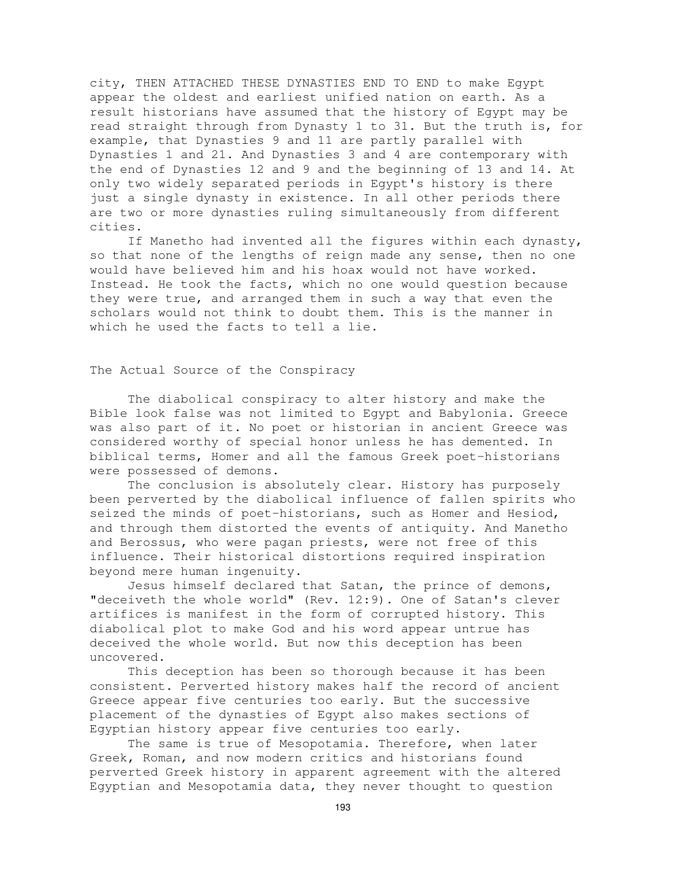city, THEN ATTACHED THESE DYNASTIES END TO END to make Egypt appear the oldest and earliest unified nation on earth. As a result historians have assumed that the history of Egypt may be read straight through from Dynasty 1 to 31. But the truth is, for example, that Dynasties 9 and 11 are partly parallel with Dynasties 1 and 21. And Dynasties 3 and 4 are contemporary with the end of Dynasties 12 and 9 and the beginning of 13 and 14. At only two widely separated periods in Egypt's history is there just a single dynasty in existence. In all other periods there are two or more dynasties ruling simultaneously from different cities.

If Manetho had invented all the figures within each dynasty, so that none of the lengths of reign made any sense, then no one would have believed him and his hoax would not have worked. Instead. He took the facts, which no one would question because they were true, and arranged them in such a way that even the scholars would not think to doubt them. This is the manner in which he used the facts to tell a lie.

## The Actual Source of the Conspiracy

The diabolical conspiracy to alter history and make the Bible look false was not limited to Egypt and Babylonia. Greece was also part of it. No poet or historian in ancient Greece was considered worthy of special honor unless he has demented. In biblical terms, Homer and all the famous Greek poet-historians were possessed of demons.

The conclusion is absolutely clear. History has purposely been perverted by the diabolical influence of fallen spirits who seized the minds of poet-historians, such as Homer and Hesiod, and through them distorted the events of antiquity. And Manetho and Berossus, who were pagan priests, were not free of this influence. Their historical distortions required inspiration beyond mere human ingenuity.

Jesus himself declared that Satan, the prince of demons, "deceiveth the whole world" (Rev. 12:9). One of Satan's clever artifices is manifest in the form of corrupted history. This diabolical plot to make God and his word appear untrue has deceived the whole world. But now this deception has been uncovered.

This deception has been so thorough because it has been consistent. Perverted history makes half the record of ancient Greece appear five centuries too early. But the successive placement of the dynasties of Egypt also makes sections of Egyptian history appear five centuries too early.

The same is true of Mesopotamia. Therefore, when later Greek, Roman, and now modern critics and historians found perverted Greek history in apparent agreement with the altered Egyptian and Mesopotamia data, they never thought to question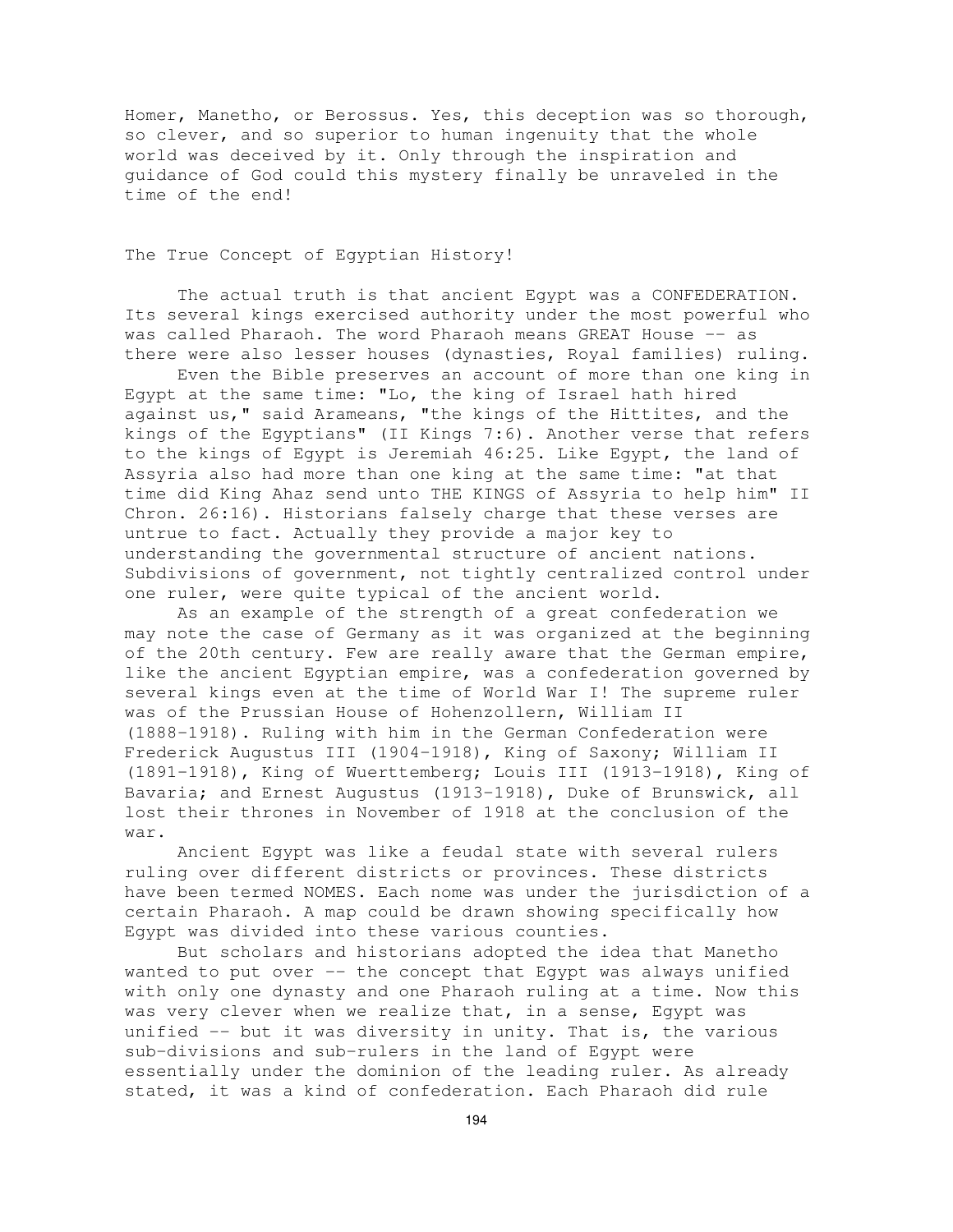Homer, Manetho, or Berossus. Yes, this deception was so thorough, so clever, and so superior to human ingenuity that the whole world was deceived by it. Only through the inspiration and guidance of God could this mystery finally be unraveled in the time of the end!

## The True Concept of Egyptian History!

The actual truth is that ancient Egypt was a CONFEDERATION. Its several kings exercised authority under the most powerful who was called Pharaoh. The word Pharaoh means GREAT House -- as there were also lesser houses (dynasties, Royal families) ruling.

Even the Bible preserves an account of more than one king in Egypt at the same time: "Lo, the king of Israel hath hired against us," said Arameans, "the kings of the Hittites, and the kings of the Egyptians" (II Kings 7:6). Another verse that refers to the kings of Egypt is Jeremiah 46:25. Like Egypt, the land of Assyria also had more than one king at the same time: "at that time did King Ahaz send unto THE KINGS of Assyria to help him" II Chron. 26:16). Historians falsely charge that these verses are untrue to fact. Actually they provide a major key to understanding the governmental structure of ancient nations. Subdivisions of government, not tightly centralized control under one ruler, were quite typical of the ancient world.

As an example of the strength of a great confederation we may note the case of Germany as it was organized at the beginning of the 20th century. Few are really aware that the German empire, like the ancient Egyptian empire, was a confederation governed by several kings even at the time of World War I! The supreme ruler was of the Prussian House of Hohenzollern, William II (1888-1918). Ruling with him in the German Confederation were Frederick Augustus III (1904-1918), King of Saxony; William II (1891-1918), King of Wuerttemberg; Louis III (1913-1918), King of Bavaria; and Ernest Augustus (1913-1918), Duke of Brunswick, all lost their thrones in November of 1918 at the conclusion of the war.

Ancient Egypt was like a feudal state with several rulers ruling over different districts or provinces. These districts have been termed NOMES. Each nome was under the jurisdiction of a certain Pharaoh. A map could be drawn showing specifically how Egypt was divided into these various counties.

But scholars and historians adopted the idea that Manetho wanted to put over -- the concept that Egypt was always unified with only one dynasty and one Pharaoh ruling at a time. Now this was very clever when we realize that, in a sense, Egypt was unified -- but it was diversity in unity. That is, the various sub-divisions and sub-rulers in the land of Egypt were essentially under the dominion of the leading ruler. As already stated, it was a kind of confederation. Each Pharaoh did rule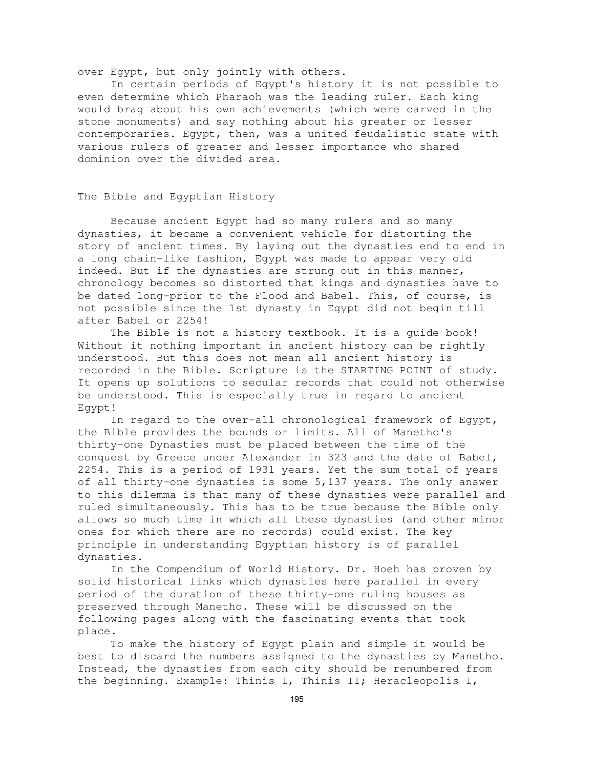over Egypt, but only jointly with others.

In certain periods of Egypt's history it is not possible to even determine which Pharaoh was the leading ruler. Each king would brag about his own achievements (which were carved in the stone monuments) and say nothing about his greater or lesser contemporaries. Egypt, then, was a united feudalistic state with various rulers of greater and lesser importance who shared dominion over the divided area.

## The Bible and Egyptian History

Because ancient Egypt had so many rulers and so many dynasties, it became a convenient vehicle for distorting the story of ancient times. By laying out the dynasties end to end in a long chain-like fashion, Egypt was made to appear very old indeed. But if the dynasties are strung out in this manner, chronology becomes so distorted that kings and dynasties have to be dated long-prior to the Flood and Babel. This, of course, is not possible since the 1st dynasty in Egypt did not begin till after Babel or 2254!

The Bible is not a history textbook. It is a guide book! Without it nothing important in ancient history can be rightly understood. But this does not mean all ancient history is recorded in the Bible. Scripture is the STARTING POINT of study. It opens up solutions to secular records that could not otherwise be understood. This is especially true in regard to ancient Egypt!

In regard to the over-all chronological framework of Egypt, the Bible provides the bounds or limits. All of Manetho's thirty-one Dynasties must be placed between the time of the conquest by Greece under Alexander in 323 and the date of Babel, 2254. This is a period of 1931 years. Yet the sum total of years of all thirty-one dynasties is some 5,137 years. The only answer to this dilemma is that many of these dynasties were parallel and ruled simultaneously. This has to be true because the Bible only allows so much time in which all these dynasties (and other minor ones for which there are no records) could exist. The key principle in understanding Egyptian history is of parallel dynasties.

In the Compendium of World History. Dr. Hoeh has proven by solid historical links which dynasties here parallel in every period of the duration of these thirty-one ruling houses as preserved through Manetho. These will be discussed on the following pages along with the fascinating events that took place.

To make the history of Egypt plain and simple it would be best to discard the numbers assigned to the dynasties by Manetho. Instead, the dynasties from each city should be renumbered from the beginning. Example: Thinis I, Thinis II; Heracleopolis I,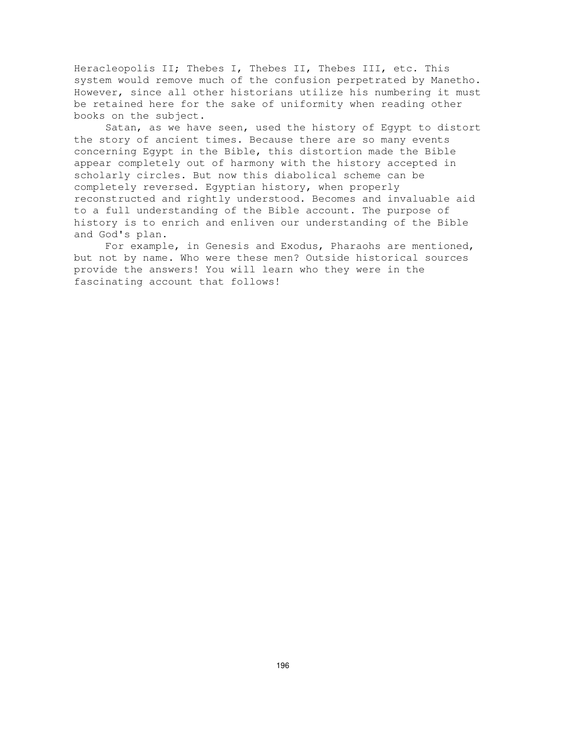Heracleopolis II; Thebes I, Thebes II, Thebes III, etc. This system would remove much of the confusion perpetrated by Manetho. However, since all other historians utilize his numbering it must be retained here for the sake of uniformity when reading other books on the subject.

Satan, as we have seen, used the history of Egypt to distort the story of ancient times. Because there are so many events concerning Egypt in the Bible, this distortion made the Bible appear completely out of harmony with the history accepted in scholarly circles. But now this diabolical scheme can be completely reversed. Egyptian history, when properly reconstructed and rightly understood. Becomes and invaluable aid to a full understanding of the Bible account. The purpose of history is to enrich and enliven our understanding of the Bible and God's plan.

For example, in Genesis and Exodus, Pharaohs are mentioned, but not by name. Who were these men? Outside historical sources provide the answers! You will learn who they were in the fascinating account that follows!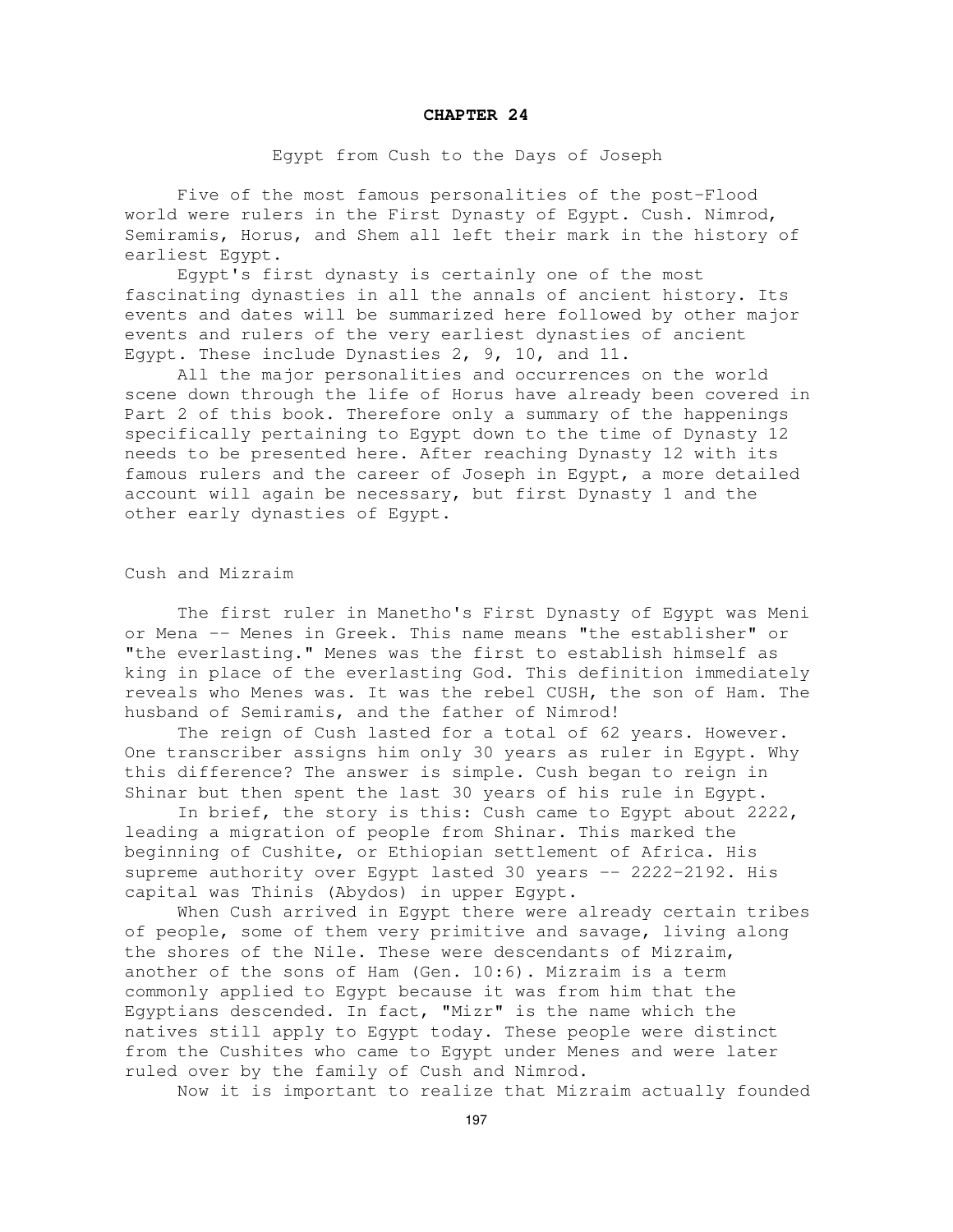# CHAPTER 24

## Egypt from Cush to the Days of Joseph

Five of the most famous personalities of the post-Flood world were rulers in the First Dynasty of Egypt. Cush. Nimrod, Semiramis, Horus, and Shem all left their mark in the history of earliest Egypt.

Egypt's first dynasty is certainly one of the most fascinating dynasties in all the annals of ancient history. Its events and dates will be summarized here followed by other major events and rulers of the very earliest dynasties of ancient Egypt. These include Dynasties 2, 9, 10, and 11.

All the major personalities and occurrences on the world scene down through the life of Horus have already been covered in Part 2 of this book. Therefore only a summary of the happenings specifically pertaining to Egypt down to the time of Dynasty 12 needs to be presented here. After reaching Dynasty 12 with its famous rulers and the career of Joseph in Egypt, a more detailed account will again be necessary, but first Dynasty 1 and the other early dynasties of Egypt.

### Cush and Mizraim

The first ruler in Manetho's First Dynasty of Egypt was Meni or Mena -- Menes in Greek. This name means "the establisher" or "the everlasting." Menes was the first to establish himself as king in place of the everlasting God. This definition immediately reveals who Menes was. It was the rebel CUSH, the son of Ham. The husband of Semiramis, and the father of Nimrod!

The reign of Cush lasted for a total of 62 years. However. One transcriber assigns him only 30 years as ruler in Egypt. Why this difference? The answer is simple. Cush began to reign in Shinar but then spent the last 30 years of his rule in Egypt.

In brief, the story is this: Cush came to Egypt about 2222, leading a migration of people from Shinar. This marked the beginning of Cushite, or Ethiopian settlement of Africa. His supreme authority over Egypt lasted 30 years -- 2222-2192. His capital was Thinis (Abydos) in upper Egypt.

When Cush arrived in Egypt there were already certain tribes of people, some of them very primitive and savage, living along the shores of the Nile. These were descendants of Mizraim, another of the sons of Ham (Gen. 10:6). Mizraim is a term commonly applied to Egypt because it was from him that the Egyptians descended. In fact, "Mizr" is the name which the natives still apply to Egypt today. These people were distinct from the Cushites who came to Egypt under Menes and were later ruled over by the family of Cush and Nimrod.

Now it is important to realize that Mizraim actually founded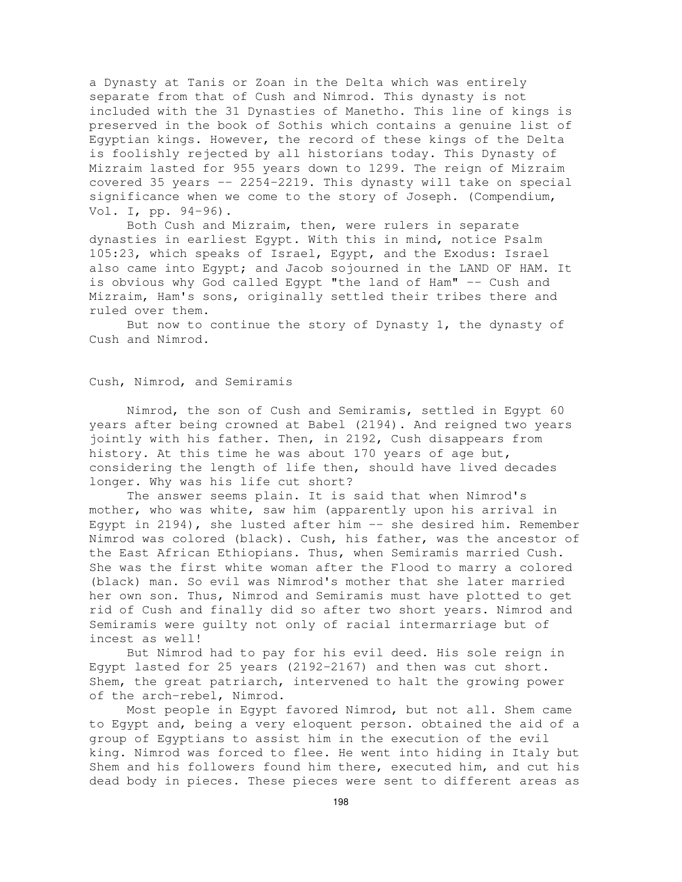a Dynasty at Tanis or Zoan in the Delta which was entirely separate from that of Cush and Nimrod. This dynasty is not included with the 31 Dynasties of Manetho. This line of kings is preserved in the book of Sothis which contains a genuine list of Egyptian kings. However, the record of these kings of the Delta is foolishly rejected by all historians today. This Dynasty of Mizraim lasted for 955 years down to 1299. The reign of Mizraim covered 35 years -- 2254-2219. This dynasty will take on special significance when we come to the story of Joseph. (Compendium, Vol. I, pp. 94-96).

Both Cush and Mizraim, then, were rulers in separate dynasties in earliest Egypt. With this in mind, notice Psalm 105:23, which speaks of Israel, Egypt, and the Exodus: Israel also came into Egypt; and Jacob sojourned in the LAND OF HAM. It is obvious why God called Egypt "the land of Ham" -- Cush and Mizraim, Ham's sons, originally settled their tribes there and ruled over them.

But now to continue the story of Dynasty 1, the dynasty of Cush and Nimrod.

## Cush, Nimrod, and Semiramis

Nimrod, the son of Cush and Semiramis, settled in Egypt 60 years after being crowned at Babel (2194). And reigned two years jointly with his father. Then, in 2192, Cush disappears from history. At this time he was about 170 years of age but, considering the length of life then, should have lived decades longer. Why was his life cut short?

The answer seems plain. It is said that when Nimrod's mother, who was white, saw him (apparently upon his arrival in Egypt in 2194), she lusted after him -- she desired him. Remember Nimrod was colored (black). Cush, his father, was the ancestor of the East African Ethiopians. Thus, when Semiramis married Cush. She was the first white woman after the Flood to marry a colored (black) man. So evil was Nimrod's mother that she later married her own son. Thus, Nimrod and Semiramis must have plotted to get rid of Cush and finally did so after two short years. Nimrod and Semiramis were guilty not only of racial intermarriage but of incest as well!

But Nimrod had to pay for his evil deed. His sole reign in Egypt lasted for 25 years (2192-2167) and then was cut short. Shem, the great patriarch, intervened to halt the growing power of the arch-rebel, Nimrod.

Most people in Egypt favored Nimrod, but not all. Shem came to Egypt and, being a very eloquent person. obtained the aid of a group of Egyptians to assist him in the execution of the evil king. Nimrod was forced to flee. He went into hiding in Italy but Shem and his followers found him there, executed him, and cut his dead body in pieces. These pieces were sent to different areas as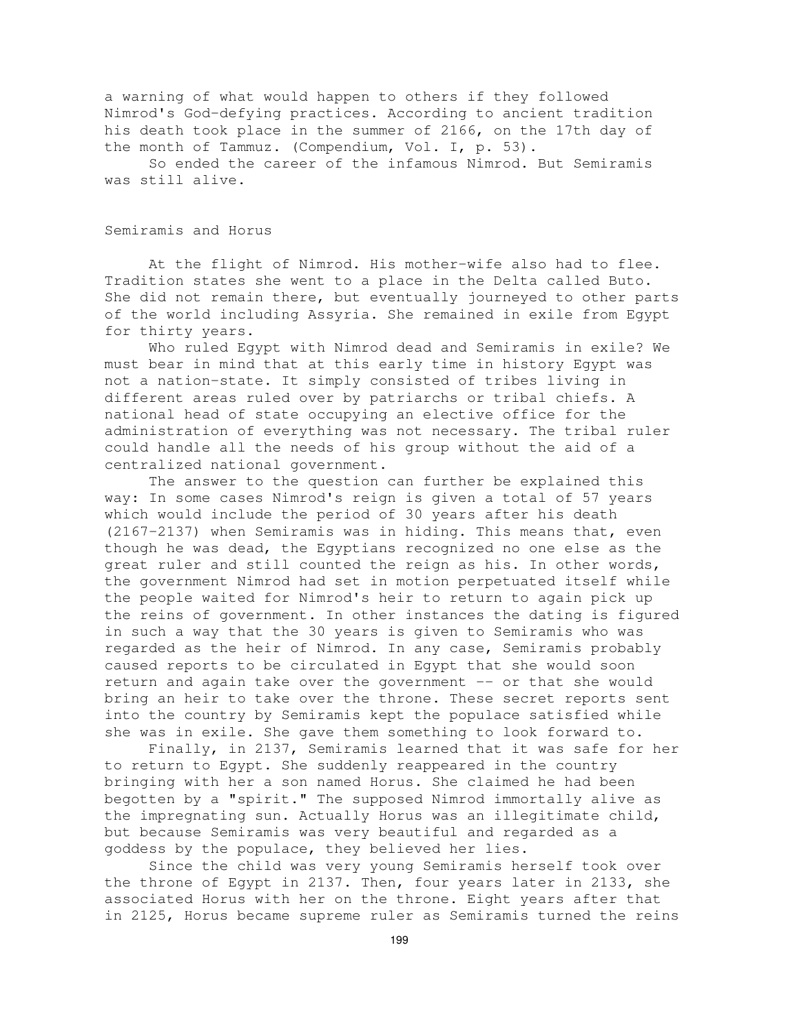a warning of what would happen to others if they followed Nimrod's God-defying practices. According to ancient tradition his death took place in the summer of 2166, on the 17th day of the month of Tammuz. (Compendium, Vol. I, p. 53).

So ended the career of the infamous Nimrod. But Semiramis was still alive.

## Semiramis and Horus

At the flight of Nimrod. His mother-wife also had to flee. Tradition states she went to a place in the Delta called Buto. She did not remain there, but eventually journeyed to other parts of the world including Assyria. She remained in exile from Egypt for thirty years.

Who ruled Egypt with Nimrod dead and Semiramis in exile? We must bear in mind that at this early time in history Egypt was not a nation-state. It simply consisted of tribes living in different areas ruled over by patriarchs or tribal chiefs. A national head of state occupying an elective office for the administration of everything was not necessary. The tribal ruler could handle all the needs of his group without the aid of a centralized national government.

The answer to the question can further be explained this way: In some cases Nimrod's reign is given a total of 57 years which would include the period of 30 years after his death (2167-2137) when Semiramis was in hiding. This means that, even though he was dead, the Egyptians recognized no one else as the great ruler and still counted the reign as his. In other words, the government Nimrod had set in motion perpetuated itself while the people waited for Nimrod's heir to return to again pick up the reins of government. In other instances the dating is figured in such a way that the 30 years is given to Semiramis who was regarded as the heir of Nimrod. In any case, Semiramis probably caused reports to be circulated in Egypt that she would soon return and again take over the government -- or that she would bring an heir to take over the throne. These secret reports sent into the country by Semiramis kept the populace satisfied while she was in exile. She gave them something to look forward to.

Finally, in 2137, Semiramis learned that it was safe for her to return to Egypt. She suddenly reappeared in the country bringing with her a son named Horus. She claimed he had been begotten by a "spirit." The supposed Nimrod immortally alive as the impregnating sun. Actually Horus was an illegitimate child, but because Semiramis was very beautiful and regarded as a goddess by the populace, they believed her lies.

Since the child was very young Semiramis herself took over the throne of Egypt in 2137. Then, four years later in 2133, she associated Horus with her on the throne. Eight years after that in 2125, Horus became supreme ruler as Semiramis turned the reins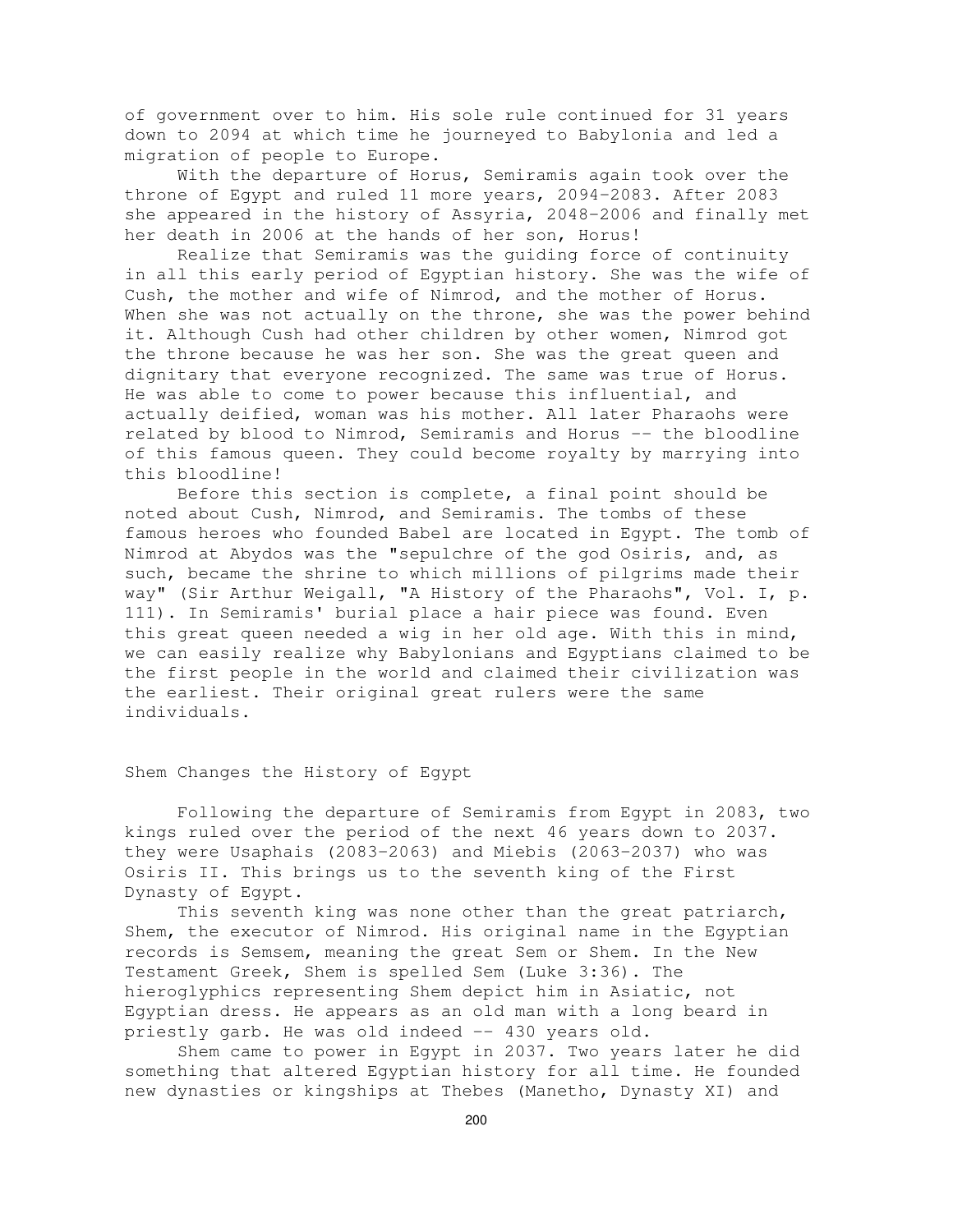of government over to him. His sole rule continued for 31 years down to 2094 at which time he journeyed to Babylonia and led a migration of people to Europe.

With the departure of Horus, Semiramis again took over the throne of Egypt and ruled 11 more years, 2094-2083. After 2083 she appeared in the history of Assyria, 2048-2006 and finally met her death in 2006 at the hands of her son, Horus!

Realize that Semiramis was the guiding force of continuity in all this early period of Egyptian history. She was the wife of Cush, the mother and wife of Nimrod, and the mother of Horus. When she was not actually on the throne, she was the power behind it. Although Cush had other children by other women, Nimrod got the throne because he was her son. She was the great queen and dignitary that everyone recognized. The same was true of Horus. He was able to come to power because this influential, and actually deified, woman was his mother. All later Pharaohs were related by blood to Nimrod, Semiramis and Horus -- the bloodline of this famous queen. They could become royalty by marrying into this bloodline!

Before this section is complete, a final point should be noted about Cush, Nimrod, and Semiramis. The tombs of these famous heroes who founded Babel are located in Egypt. The tomb of Nimrod at Abydos was the "sepulchre of the god Osiris, and, as such, became the shrine to which millions of pilgrims made their way" (Sir Arthur Weigall, "A History of the Pharaohs", Vol. I, p. 111). In Semiramis' burial place a hair piece was found. Even this great queen needed a wig in her old age. With this in mind, we can easily realize why Babylonians and Egyptians claimed to be the first people in the world and claimed their civilization was the earliest. Their original great rulers were the same individuals.

## Shem Changes the History of Egypt

Following the departure of Semiramis from Egypt in 2083, two kings ruled over the period of the next 46 years down to 2037. they were Usaphais (2083-2063) and Miebis (2063-2037) who was Osiris II. This brings us to the seventh king of the First Dynasty of Egypt.

This seventh king was none other than the great patriarch, Shem, the executor of Nimrod. His original name in the Egyptian records is Semsem, meaning the great Sem or Shem. In the New Testament Greek, Shem is spelled Sem (Luke 3:36). The hieroglyphics representing Shem depict him in Asiatic, not Egyptian dress. He appears as an old man with a long beard in priestly garb. He was old indeed -- 430 years old.

Shem came to power in Egypt in 2037. Two years later he did something that altered Egyptian history for all time. He founded new dynasties or kingships at Thebes (Manetho, Dynasty XI) and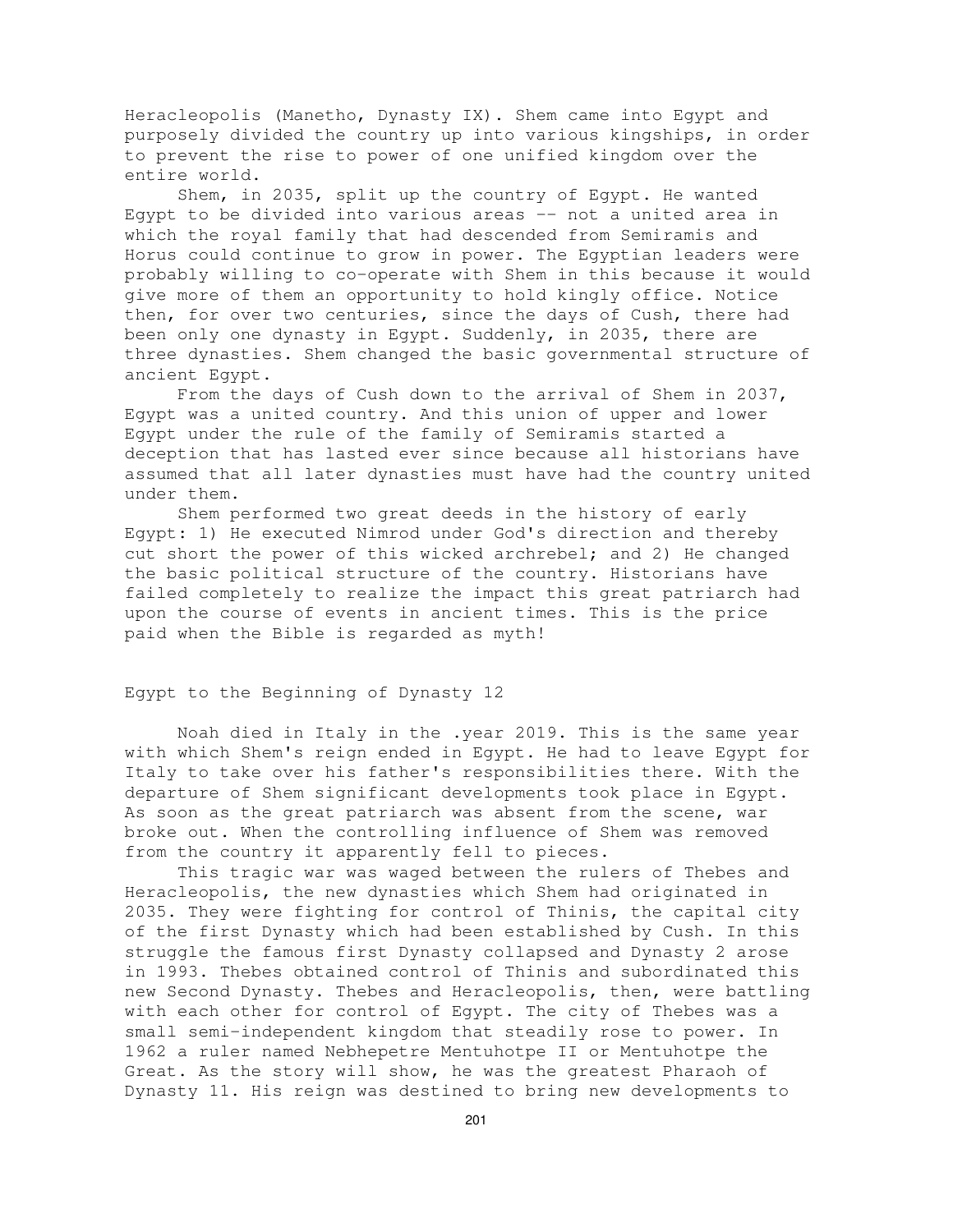Heracleopolis (Manetho, Dynasty IX). Shem came into Egypt and purposely divided the country up into various kingships, in order to prevent the rise to power of one unified kingdom over the entire world.

Shem, in 2035, split up the country of Egypt. He wanted Egypt to be divided into various areas -- not a united area in which the royal family that had descended from Semiramis and Horus could continue to grow in power. The Egyptian leaders were probably willing to co-operate with Shem in this because it would give more of them an opportunity to hold kingly office. Notice then, for over two centuries, since the days of Cush, there had been only one dynasty in Egypt. Suddenly, in 2035, there are three dynasties. Shem changed the basic governmental structure of ancient Egypt.

From the days of Cush down to the arrival of Shem in 2037, Egypt was a united country. And this union of upper and lower Egypt under the rule of the family of Semiramis started a deception that has lasted ever since because all historians have assumed that all later dynasties must have had the country united under them.

Shem performed two great deeds in the history of early Egypt: 1) He executed Nimrod under God's direction and thereby cut short the power of this wicked archrebel; and 2) He changed the basic political structure of the country. Historians have failed completely to realize the impact this great patriarch had upon the course of events in ancient times. This is the price paid when the Bible is regarded as myth!

## Egypt to the Beginning of Dynasty 12

Noah died in Italy in the .year 2019. This is the same year with which Shem's reign ended in Egypt. He had to leave Egypt for Italy to take over his father's responsibilities there. With the departure of Shem significant developments took place in Egypt. As soon as the great patriarch was absent from the scene, war broke out. When the controlling influence of Shem was removed from the country it apparently fell to pieces.

This tragic war was waged between the rulers of Thebes and Heracleopolis, the new dynasties which Shem had originated in 2035. They were fighting for control of Thinis, the capital city of the first Dynasty which had been established by Cush. In this struggle the famous first Dynasty collapsed and Dynasty 2 arose in 1993. Thebes obtained control of Thinis and subordinated this new Second Dynasty. Thebes and Heracleopolis, then, were battling with each other for control of Egypt. The city of Thebes was a small semi-independent kingdom that steadily rose to power. In 1962 a ruler named Nebhepetre Mentuhotpe II or Mentuhotpe the Great. As the story will show, he was the greatest Pharaoh of Dynasty 11. His reign was destined to bring new developments to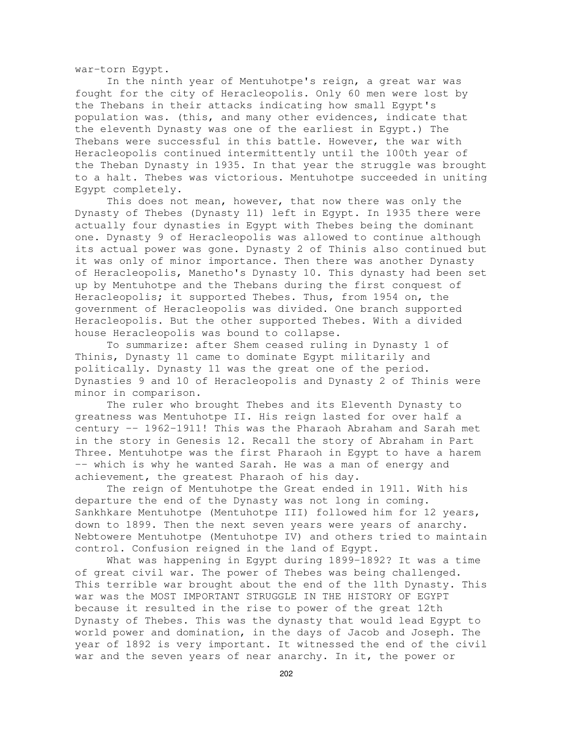war-torn Egypt.

In the ninth year of Mentuhotpe's reign, a great war was fought for the city of Heracleopolis. Only 60 men were lost by the Thebans in their attacks indicating how small Egypt's population was. (this, and many other evidences, indicate that the eleventh Dynasty was one of the earliest in Egypt.) The Thebans were successful in this battle. However, the war with Heracleopolis continued intermittently until the 100th year of the Theban Dynasty in 1935. In that year the struggle was brought to a halt. Thebes was victorious. Mentuhotpe succeeded in uniting Egypt completely.

This does not mean, however, that now there was only the Dynasty of Thebes (Dynasty 11) left in Egypt. In 1935 there were actually four dynasties in Egypt with Thebes being the dominant one. Dynasty 9 of Heracleopolis was allowed to continue although its actual power was gone. Dynasty 2 of Thinis also continued but it was only of minor importance. Then there was another Dynasty of Heracleopolis, Manetho's Dynasty 10. This dynasty had been set up by Mentuhotpe and the Thebans during the first conquest of Heracleopolis; it supported Thebes. Thus, from 1954 on, the government of Heracleopolis was divided. One branch supported Heracleopolis. But the other supported Thebes. With a divided house Heracleopolis was bound to collapse.

To summarize: after Shem ceased ruling in Dynasty 1 of Thinis, Dynasty 11 came to dominate Egypt militarily and politically. Dynasty 11 was the great one of the period. Dynasties 9 and 10 of Heracleopolis and Dynasty 2 of Thinis were minor in comparison.

The ruler who brought Thebes and its Eleventh Dynasty to greatness was Mentuhotpe II. His reign lasted for over half a century -- 1962-1911! This was the Pharaoh Abraham and Sarah met in the story in Genesis 12. Recall the story of Abraham in Part Three. Mentuhotpe was the first Pharaoh in Egypt to have a harem -- which is why he wanted Sarah. He was a man of energy and achievement, the greatest Pharaoh of his day.

The reign of Mentuhotpe the Great ended in 1911. With his departure the end of the Dynasty was not long in coming. Sankhkare Mentuhotpe (Mentuhotpe III) followed him for 12 years, down to 1899. Then the next seven years were years of anarchy. Nebtowere Mentuhotpe (Mentuhotpe IV) and others tried to maintain control. Confusion reigned in the land of Egypt.

What was happening in Egypt during 1899-1892? It was a time of great civil war. The power of Thebes was being challenged. This terrible war brought about the end of the 11th Dynasty. This war was the MOST IMPORTANT STRUGGLE IN THE HISTORY OF EGYPT because it resulted in the rise to power of the great 12th Dynasty of Thebes. This was the dynasty that would lead Egypt to world power and domination, in the days of Jacob and Joseph. The year of 1892 is very important. It witnessed the end of the civil war and the seven years of near anarchy. In it, the power or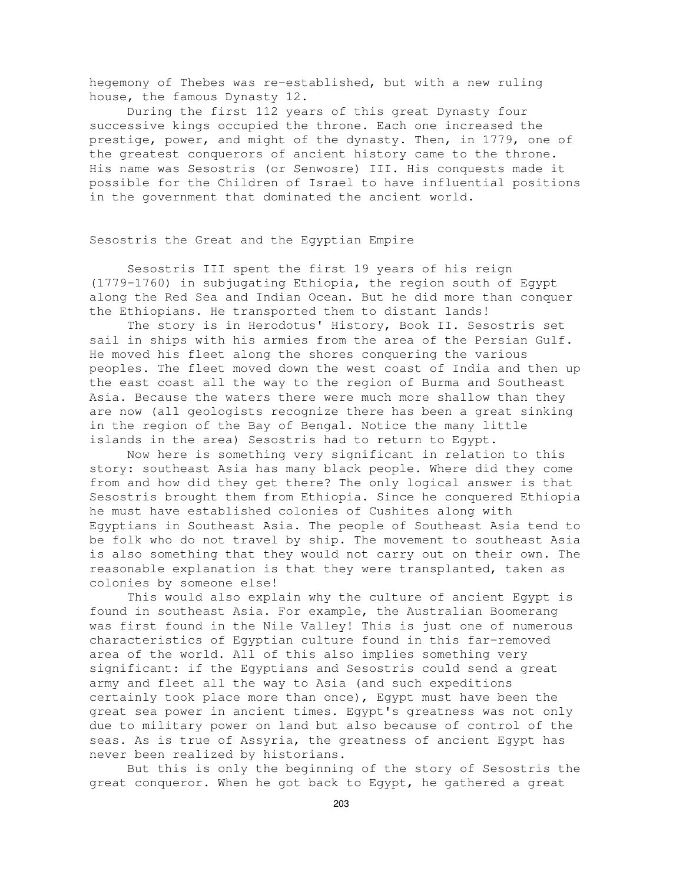hegemony of Thebes was re-established, but with a new ruling house, the famous Dynasty 12.

During the first 112 years of this great Dynasty four successive kings occupied the throne. Each one increased the prestige, power, and might of the dynasty. Then, in 1779, one of the greatest conquerors of ancient history came to the throne. His name was Sesostris (or Senwosre) III. His conquests made it possible for the Children of Israel to have influential positions in the government that dominated the ancient world.

## Sesostris the Great and the Egyptian Empire

Sesostris III spent the first 19 years of his reign (1779-1760) in subjugating Ethiopia, the region south of Egypt along the Red Sea and Indian Ocean. But he did more than conquer the Ethiopians. He transported them to distant lands!

The story is in Herodotus' History, Book II. Sesostris set sail in ships with his armies from the area of the Persian Gulf. He moved his fleet along the shores conquering the various peoples. The fleet moved down the west coast of India and then up the east coast all the way to the region of Burma and Southeast Asia. Because the waters there were much more shallow than they are now (all geologists recognize there has been a great sinking in the region of the Bay of Bengal. Notice the many little islands in the area) Sesostris had to return to Egypt.

Now here is something very significant in relation to this story: southeast Asia has many black people. Where did they come from and how did they get there? The only logical answer is that Sesostris brought them from Ethiopia. Since he conquered Ethiopia he must have established colonies of Cushites along with Egyptians in Southeast Asia. The people of Southeast Asia tend to be folk who do not travel by ship. The movement to southeast Asia is also something that they would not carry out on their own. The reasonable explanation is that they were transplanted, taken as colonies by someone else!

This would also explain why the culture of ancient Egypt is found in southeast Asia. For example, the Australian Boomerang was first found in the Nile Valley! This is just one of numerous characteristics of Egyptian culture found in this far-removed area of the world. All of this also implies something very significant: if the Egyptians and Sesostris could send a great army and fleet all the way to Asia (and such expeditions certainly took place more than once), Egypt must have been the great sea power in ancient times. Egypt's greatness was not only due to military power on land but also because of control of the seas. As is true of Assyria, the greatness of ancient Egypt has never been realized by historians.

But this is only the beginning of the story of Sesostris the great conqueror. When he got back to Egypt, he gathered a great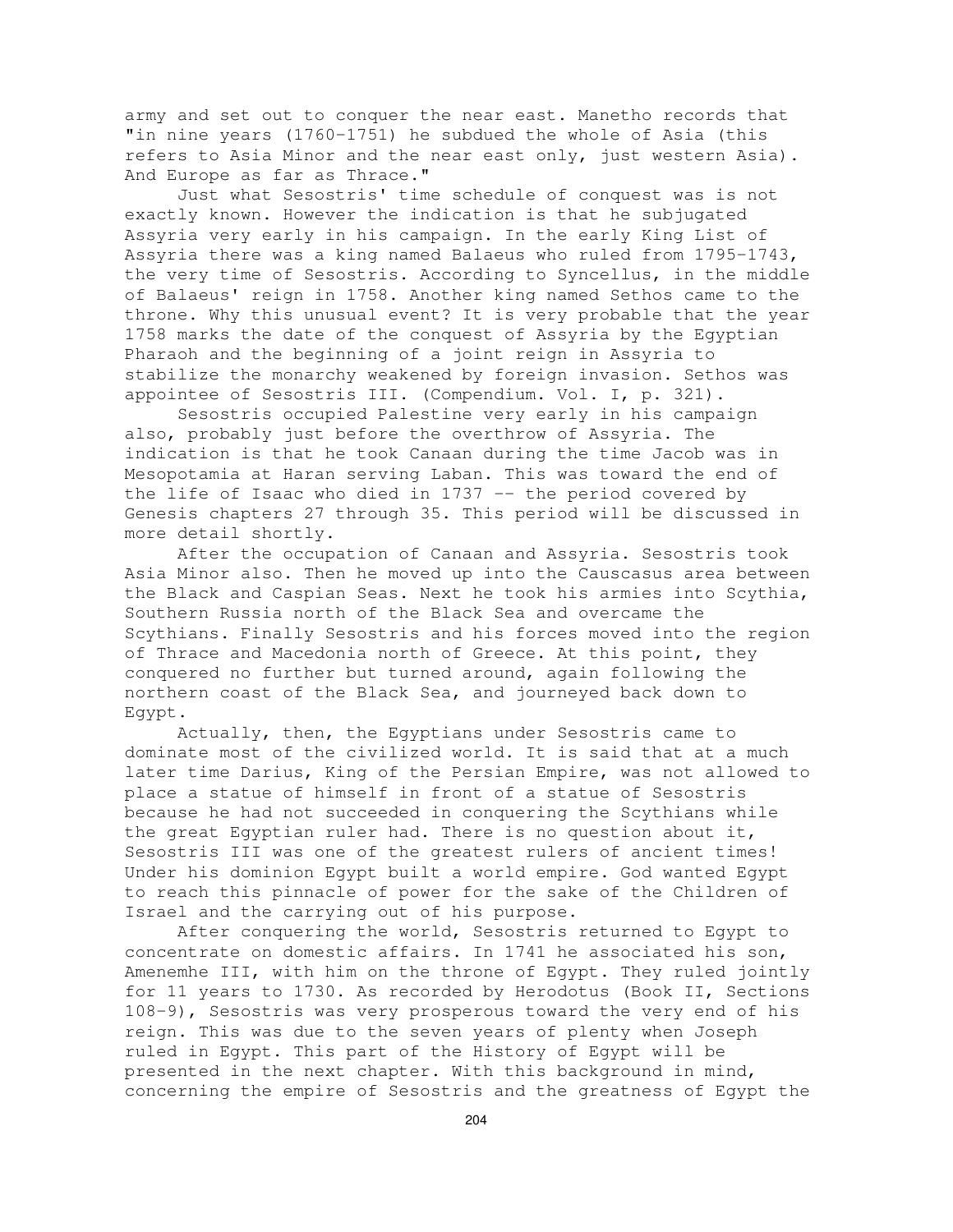army and set out to conquer the near east. Manetho records that "in nine years (1760-1751) he subdued the whole of Asia (this refers to Asia Minor and the near east only, just western Asia). And Europe as far as Thrace."

Just what Sesostris' time schedule of conquest was is not exactly known. However the indication is that he subjugated Assyria very early in his campaign. In the early King List of Assyria there was a king named Balaeus who ruled from 1795-1743, the very time of Sesostris. According to Syncellus, in the middle of Balaeus' reign in 1758. Another king named Sethos came to the throne. Why this unusual event? It is very probable that the year 1758 marks the date of the conquest of Assyria by the Egyptian Pharaoh and the beginning of a joint reign in Assyria to stabilize the monarchy weakened by foreign invasion. Sethos was appointee of Sesostris III. (Compendium. Vol. I, p. 321).

Sesostris occupied Palestine very early in his campaign also, probably just before the overthrow of Assyria. The indication is that he took Canaan during the time Jacob was in Mesopotamia at Haran serving Laban. This was toward the end of the life of Isaac who died in 1737 -- the period covered by Genesis chapters 27 through 35. This period will be discussed in more detail shortly.

After the occupation of Canaan and Assyria. Sesostris took Asia Minor also. Then he moved up into the Causcasus area between the Black and Caspian Seas. Next he took his armies into Scythia, Southern Russia north of the Black Sea and overcame the Scythians. Finally Sesostris and his forces moved into the region of Thrace and Macedonia north of Greece. At this point, they conquered no further but turned around, again following the northern coast of the Black Sea, and journeyed back down to Egypt.

Actually, then, the Egyptians under Sesostris came to dominate most of the civilized world. It is said that at a much later time Darius, King of the Persian Empire, was not allowed to place a statue of himself in front of a statue of Sesostris because he had not succeeded in conquering the Scythians while the great Egyptian ruler had. There is no question about it, Sesostris III was one of the greatest rulers of ancient times! Under his dominion Egypt built a world empire. God wanted Egypt to reach this pinnacle of power for the sake of the Children of Israel and the carrying out of his purpose.

After conquering the world, Sesostris returned to Egypt to concentrate on domestic affairs. In 1741 he associated his son, Amenemhe III, with him on the throne of Egypt. They ruled jointly for 11 years to 1730. As recorded by Herodotus (Book II, Sections 108-9), Sesostris was very prosperous toward the very end of his reign. This was due to the seven years of plenty when Joseph ruled in Egypt. This part of the History of Egypt will be presented in the next chapter. With this background in mind, concerning the empire of Sesostris and the greatness of Egypt the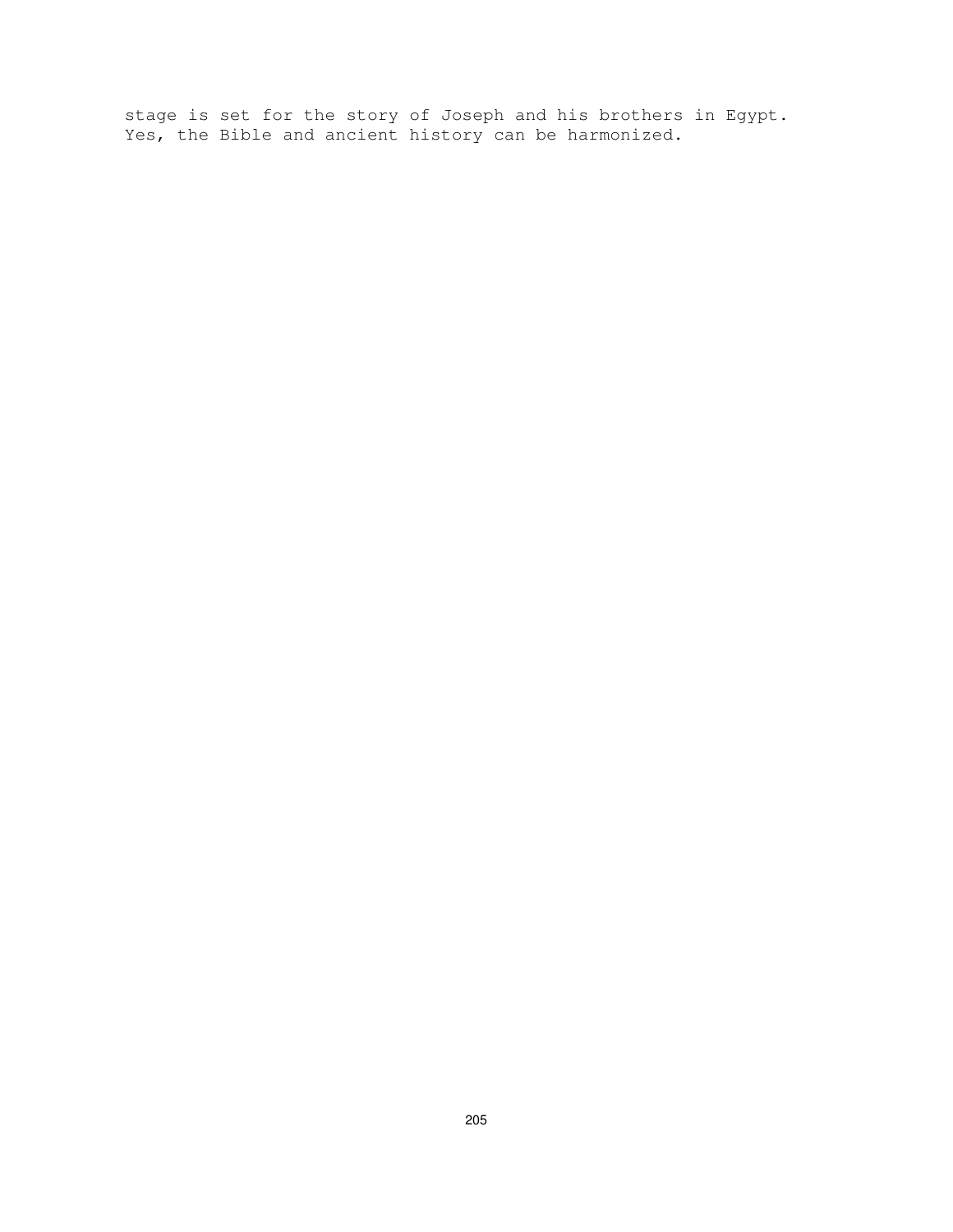stage is set for the story of Joseph and his brothers in Egypt. Yes, the Bible and ancient history can be harmonized.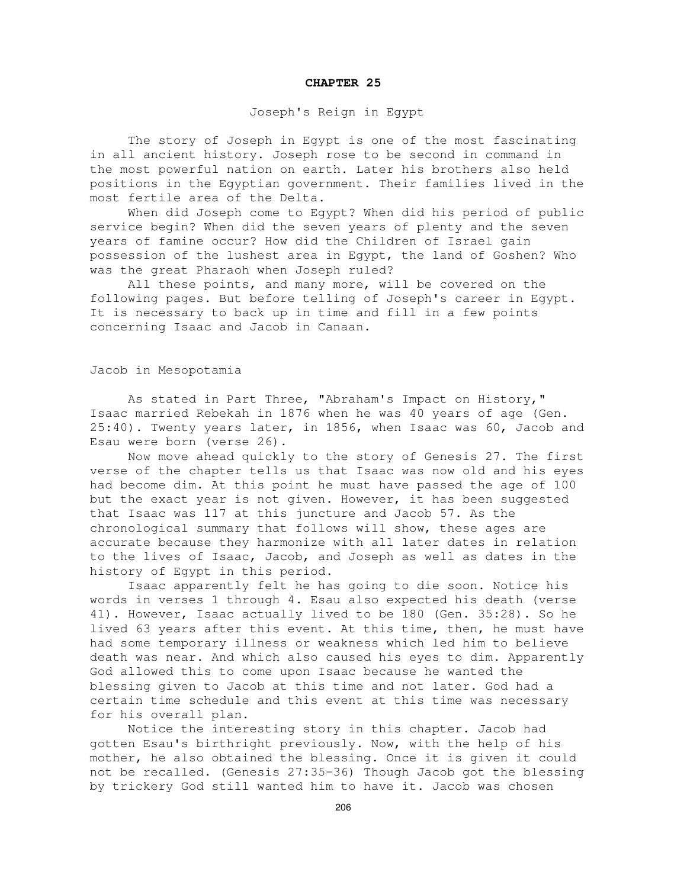# CHAPTER 25

## Joseph's Reign in Egypt

The story of Joseph in Egypt is one of the most fascinating in all ancient history. Joseph rose to be second in command in the most powerful nation on earth. Later his brothers also held positions in the Egyptian government. Their families lived in the most fertile area of the Delta.

When did Joseph come to Egypt? When did his period of public service begin? When did the seven years of plenty and the seven years of famine occur? How did the Children of Israel gain possession of the lushest area in Egypt, the land of Goshen? Who was the great Pharaoh when Joseph ruled?

All these points, and many more, will be covered on the following pages. But before telling of Joseph's career in Egypt. It is necessary to back up in time and fill in a few points concerning Isaac and Jacob in Canaan.

### Jacob in Mesopotamia

As stated in Part Three, "Abraham's Impact on History," Isaac married Rebekah in 1876 when he was 40 years of age (Gen. 25:40). Twenty years later, in 1856, when Isaac was 60, Jacob and Esau were born (verse 26).

Now move ahead quickly to the story of Genesis 27. The first verse of the chapter tells us that Isaac was now old and his eyes had become dim. At this point he must have passed the age of 100 but the exact year is not given. However, it has been suggested that Isaac was 117 at this juncture and Jacob 57. As the chronological summary that follows will show, these ages are accurate because they harmonize with all later dates in relation to the lives of Isaac, Jacob, and Joseph as well as dates in the history of Egypt in this period.

Isaac apparently felt he has going to die soon. Notice his words in verses 1 through 4. Esau also expected his death (verse 41). However, Isaac actually lived to be 180 (Gen. 35:28). So he lived 63 years after this event. At this time, then, he must have had some temporary illness or weakness which led him to believe death was near. And which also caused his eyes to dim. Apparently God allowed this to come upon Isaac because he wanted the blessing given to Jacob at this time and not later. God had a certain time schedule and this event at this time was necessary for his overall plan.

Notice the interesting story in this chapter. Jacob had gotten Esau's birthright previously. Now, with the help of his mother, he also obtained the blessing. Once it is given it could not be recalled. (Genesis 27:35-36) Though Jacob got the blessing by trickery God still wanted him to have it. Jacob was chosen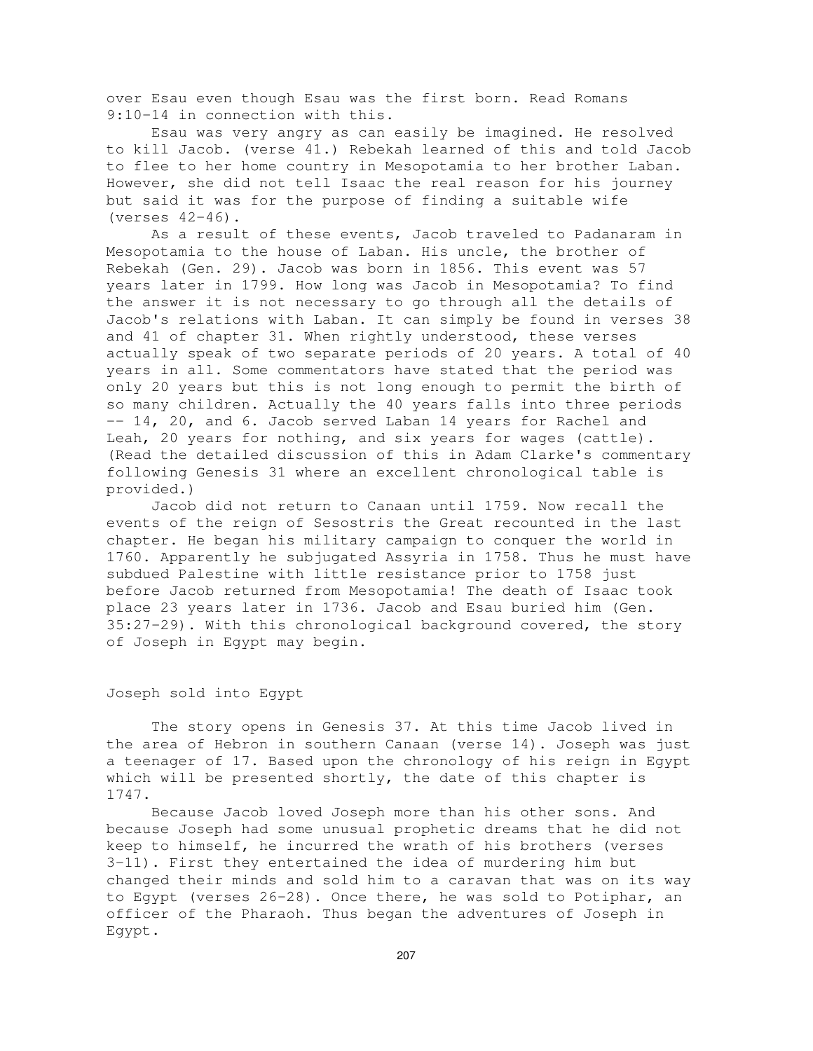over Esau even though Esau was the first born. Read Romans 9:10-14 in connection with this.

Esau was very angry as can easily be imagined. He resolved to kill Jacob. (verse 41.) Rebekah learned of this and told Jacob to flee to her home country in Mesopotamia to her brother Laban. However, she did not tell Isaac the real reason for his journey but said it was for the purpose of finding a suitable wife (verses 42-46).

As a result of these events, Jacob traveled to Padanaram in Mesopotamia to the house of Laban. His uncle, the brother of Rebekah (Gen. 29). Jacob was born in 1856. This event was 57 years later in 1799. How long was Jacob in Mesopotamia? To find the answer it is not necessary to go through all the details of Jacob's relations with Laban. It can simply be found in verses 38 and 41 of chapter 31. When rightly understood, these verses actually speak of two separate periods of 20 years. A total of 40 years in all. Some commentators have stated that the period was only 20 years but this is not long enough to permit the birth of so many children. Actually the 40 years falls into three periods -- 14, 20, and 6. Jacob served Laban 14 years for Rachel and Leah, 20 years for nothing, and six years for wages (cattle). (Read the detailed discussion of this in Adam Clarke's commentary following Genesis 31 where an excellent chronological table is provided.)

Jacob did not return to Canaan until 1759. Now recall the events of the reign of Sesostris the Great recounted in the last chapter. He began his military campaign to conquer the world in 1760. Apparently he subjugated Assyria in 1758. Thus he must have subdued Palestine with little resistance prior to 1758 just before Jacob returned from Mesopotamia! The death of Isaac took place 23 years later in 1736. Jacob and Esau buried him (Gen. 35:27-29). With this chronological background covered, the story of Joseph in Egypt may begin.

## Joseph sold into Egypt

The story opens in Genesis 37. At this time Jacob lived in the area of Hebron in southern Canaan (verse 14). Joseph was just a teenager of 17. Based upon the chronology of his reign in Egypt which will be presented shortly, the date of this chapter is 1747.

Because Jacob loved Joseph more than his other sons. And because Joseph had some unusual prophetic dreams that he did not keep to himself, he incurred the wrath of his brothers (verses 3-11). First they entertained the idea of murdering him but changed their minds and sold him to a caravan that was on its way to Egypt (verses 26-28). Once there, he was sold to Potiphar, an officer of the Pharaoh. Thus began the adventures of Joseph in Egypt.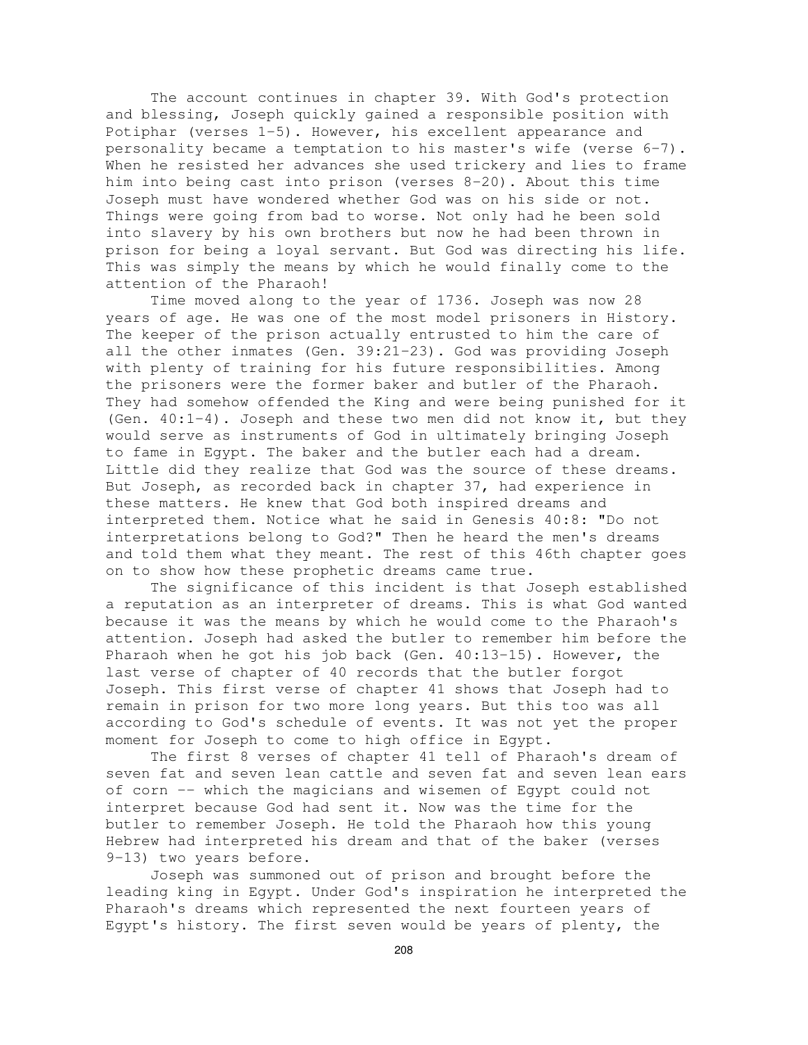The account continues in chapter 39. With God's protection and blessing, Joseph quickly gained a responsible position with Potiphar (verses 1-5). However, his excellent appearance and personality became a temptation to his master's wife (verse 6-7). When he resisted her advances she used trickery and lies to frame him into being cast into prison (verses 8-20). About this time Joseph must have wondered whether God was on his side or not. Things were going from bad to worse. Not only had he been sold into slavery by his own brothers but now he had been thrown in prison for being a loyal servant. But God was directing his life. This was simply the means by which he would finally come to the attention of the Pharaoh!

Time moved along to the year of 1736. Joseph was now 28 years of age. He was one of the most model prisoners in History. The keeper of the prison actually entrusted to him the care of all the other inmates (Gen. 39:21-23). God was providing Joseph with plenty of training for his future responsibilities. Among the prisoners were the former baker and butler of the Pharaoh. They had somehow offended the King and were being punished for it (Gen. 40:1-4). Joseph and these two men did not know it, but they would serve as instruments of God in ultimately bringing Joseph to fame in Egypt. The baker and the butler each had a dream. Little did they realize that God was the source of these dreams. But Joseph, as recorded back in chapter 37, had experience in these matters. He knew that God both inspired dreams and interpreted them. Notice what he said in Genesis 40:8: "Do not interpretations belong to God?" Then he heard the men's dreams and told them what they meant. The rest of this 46th chapter goes on to show how these prophetic dreams came true.

The significance of this incident is that Joseph established a reputation as an interpreter of dreams. This is what God wanted because it was the means by which he would come to the Pharaoh's attention. Joseph had asked the butler to remember him before the Pharaoh when he got his job back (Gen. 40:13-15). However, the last verse of chapter of 40 records that the butler forgot Joseph. This first verse of chapter 41 shows that Joseph had to remain in prison for two more long years. But this too was all according to God's schedule of events. It was not yet the proper moment for Joseph to come to high office in Egypt.

The first 8 verses of chapter 41 tell of Pharaoh's dream of seven fat and seven lean cattle and seven fat and seven lean ears of corn -- which the magicians and wisemen of Egypt could not interpret because God had sent it. Now was the time for the butler to remember Joseph. He told the Pharaoh how this young Hebrew had interpreted his dream and that of the baker (verses 9-13) two years before.

Joseph was summoned out of prison and brought before the leading king in Egypt. Under God's inspiration he interpreted the Pharaoh's dreams which represented the next fourteen years of Egypt's history. The first seven would be years of plenty, the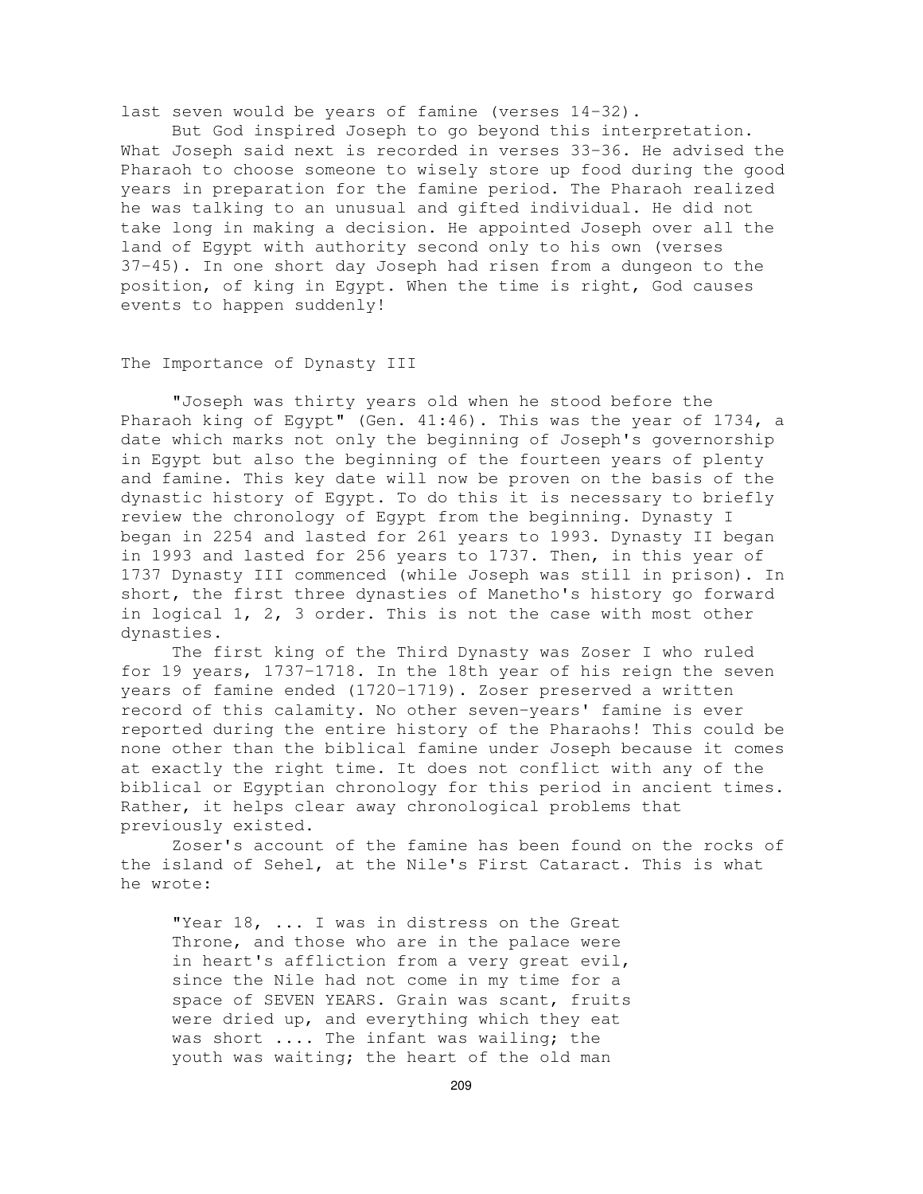last seven would be years of famine (verses 14-32).

But God inspired Joseph to go beyond this interpretation. What Joseph said next is recorded in verses 33-36. He advised the Pharaoh to choose someone to wisely store up food during the good years in preparation for the famine period. The Pharaoh realized he was talking to an unusual and gifted individual. He did not take long in making a decision. He appointed Joseph over all the land of Egypt with authority second only to his own (verses 37-45). In one short day Joseph had risen from a dungeon to the position, of king in Egypt. When the time is right, God causes events to happen suddenly!

## The Importance of Dynasty III

"Joseph was thirty years old when he stood before the Pharaoh king of Egypt" (Gen. 41:46). This was the year of 1734, a date which marks not only the beginning of Joseph's governorship in Egypt but also the beginning of the fourteen years of plenty and famine. This key date will now be proven on the basis of the dynastic history of Egypt. To do this it is necessary to briefly review the chronology of Egypt from the beginning. Dynasty I began in 2254 and lasted for 261 years to 1993. Dynasty II began in 1993 and lasted for 256 years to 1737. Then, in this year of 1737 Dynasty III commenced (while Joseph was still in prison). In short, the first three dynasties of Manetho's history go forward in logical 1, 2, 3 order. This is not the case with most other dynasties.

The first king of the Third Dynasty was Zoser I who ruled for 19 years, 1737-1718. In the 18th year of his reign the seven years of famine ended (1720-1719). Zoser preserved a written record of this calamity. No other seven-years' famine is ever reported during the entire history of the Pharaohs! This could be none other than the biblical famine under Joseph because it comes at exactly the right time. It does not conflict with any of the biblical or Egyptian chronology for this period in ancient times. Rather, it helps clear away chronological problems that previously existed.

Zoser's account of the famine has been found on the rocks of the island of Sehel, at the Nile's First Cataract. This is what he wrote:

> "Year 18, ... I was in distress on the Great Throne, and those who are in the palace were in heart's affliction from a very great evil, since the Nile had not come in my time for a space of SEVEN YEARS. Grain was scant, fruits were dried up, and everything which they eat was short .... The infant was wailing; the youth was waiting; the heart of the old man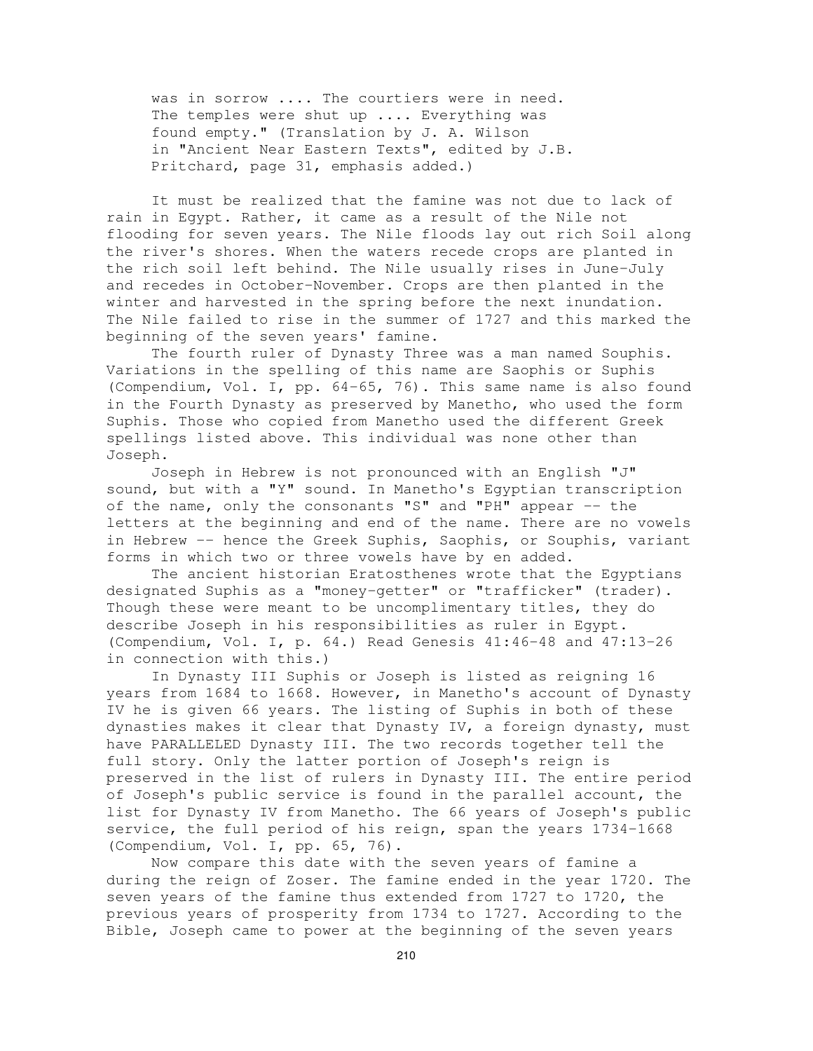> was in sorrow .... The courtiers were in need. The temples were shut up .... Everything was found empty." (Translation by J. A. Wilson in "Ancient Near Eastern Texts", edited by J.B. Pritchard, page 31, emphasis added.)

It must be realized that the famine was not due to lack of rain in Egypt. Rather, it came as a result of the Nile not flooding for seven years. The Nile floods lay out rich Soil along the river's shores. When the waters recede crops are planted in the rich soil left behind. The Nile usually rises in June-July and recedes in October-November. Crops are then planted in the winter and harvested in the spring before the next inundation. The Nile failed to rise in the summer of 1727 and this marked the beginning of the seven years' famine.

The fourth ruler of Dynasty Three was a man named Souphis. Variations in the spelling of this name are Saophis or Suphis (Compendium, Vol. I, pp. 64-65, 76). This same name is also found in the Fourth Dynasty as preserved by Manetho, who used the form Suphis. Those who copied from Manetho used the different Greek spellings listed above. This individual was none other than Joseph.

Joseph in Hebrew is not pronounced with an English "J" sound, but with a "Y" sound. In Manetho's Egyptian transcription of the name, only the consonants "S" and "PH" appear -- the letters at the beginning and end of the name. There are no vowels in Hebrew -- hence the Greek Suphis, Saophis, or Souphis, variant forms in which two or three vowels have by en added.

The ancient historian Eratosthenes wrote that the Egyptians designated Suphis as a "money-getter" or "trafficker" (trader). Though these were meant to be uncomplimentary titles, they do describe Joseph in his responsibilities as ruler in Egypt. (Compendium, Vol. I, p. 64.) Read Genesis 41:46-48 and 47:13-26 in connection with this.)

In Dynasty III Suphis or Joseph is listed as reigning 16 years from 1684 to 1668. However, in Manetho's account of Dynasty IV he is given 66 years. The listing of Suphis in both of these dynasties makes it clear that Dynasty IV, a foreign dynasty, must have PARALLELED Dynasty III. The two records together tell the full story. Only the latter portion of Joseph's reign is preserved in the list of rulers in Dynasty III. The entire period of Joseph's public service is found in the parallel account, the list for Dynasty IV from Manetho. The 66 years of Joseph's public service, the full period of his reign, span the years 1734-1668 (Compendium, Vol. I, pp. 65, 76).

Now compare this date with the seven years of famine a during the reign of Zoser. The famine ended in the year 1720. The seven years of the famine thus extended from 1727 to 1720, the previous years of prosperity from 1734 to 1727. According to the Bible, Joseph came to power at the beginning of the seven years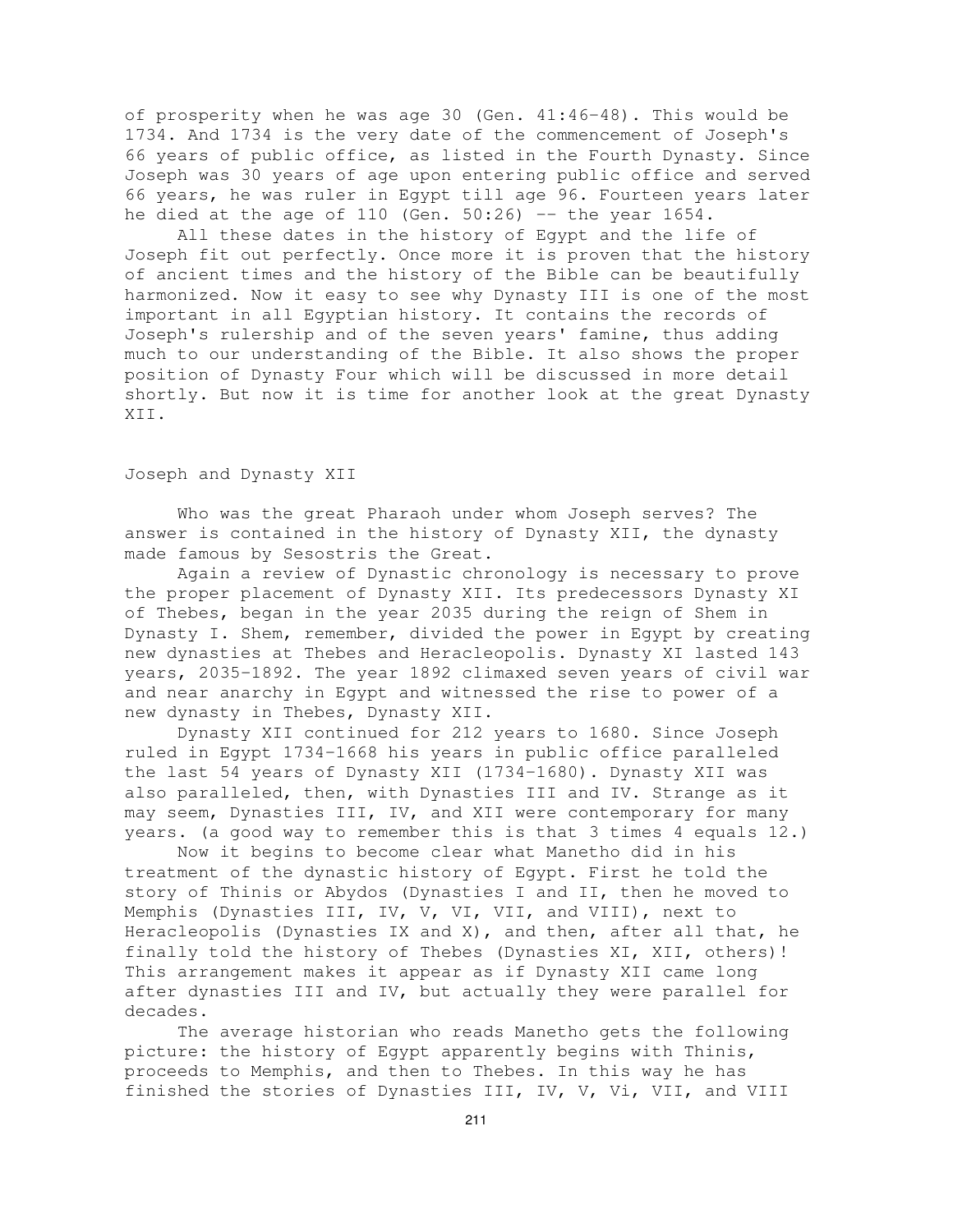of prosperity when he was age 30 (Gen. 41:46-48). This would be 1734. And 1734 is the very date of the commencement of Joseph's 66 years of public office, as listed in the Fourth Dynasty. Since Joseph was 30 years of age upon entering public office and served 66 years, he was ruler in Egypt till age 96. Fourteen years later he died at the age of 110 (Gen. 50:26) -- the year 1654.

All these dates in the history of Egypt and the life of Joseph fit out perfectly. Once more it is proven that the history of ancient times and the history of the Bible can be beautifully harmonized. Now it easy to see why Dynasty III is one of the most important in all Egyptian history. It contains the records of Joseph's rulership and of the seven years' famine, thus adding much to our understanding of the Bible. It also shows the proper position of Dynasty Four which will be discussed in more detail shortly. But now it is time for another look at the great Dynasty XII.

## Joseph and Dynasty XII

Who was the great Pharaoh under whom Joseph serves? The answer is contained in the history of Dynasty XII, the dynasty made famous by Sesostris the Great.

Again a review of Dynastic chronology is necessary to prove the proper placement of Dynasty XII. Its predecessors Dynasty XI of Thebes, began in the year 2035 during the reign of Shem in Dynasty I. Shem, remember, divided the power in Egypt by creating new dynasties at Thebes and Heracleopolis. Dynasty XI lasted 143 years, 2035-1892. The year 1892 climaxed seven years of civil war and near anarchy in Egypt and witnessed the rise to power of a new dynasty in Thebes, Dynasty XII.

Dynasty XII continued for 212 years to 1680. Since Joseph ruled in Egypt 1734-1668 his years in public office paralleled the last 54 years of Dynasty XII (1734-1680). Dynasty XII was also paralleled, then, with Dynasties III and IV. Strange as it may seem, Dynasties III, IV, and XII were contemporary for many years. (a good way to remember this is that 3 times 4 equals 12.)

Now it begins to become clear what Manetho did in his treatment of the dynastic history of Egypt. First he told the story of Thinis or Abydos (Dynasties I and II, then he moved to Memphis (Dynasties III, IV, V, VI, VII, and VIII), next to Heracleopolis (Dynasties IX and X), and then, after all that, he finally told the history of Thebes (Dynasties XI, XII, others)! This arrangement makes it appear as if Dynasty XII came long after dynasties III and IV, but actually they were parallel for decades.

The average historian who reads Manetho gets the following picture: the history of Egypt apparently begins with Thinis, proceeds to Memphis, and then to Thebes. In this way he has finished the stories of Dynasties III, IV, V, Vi, VII, and VIII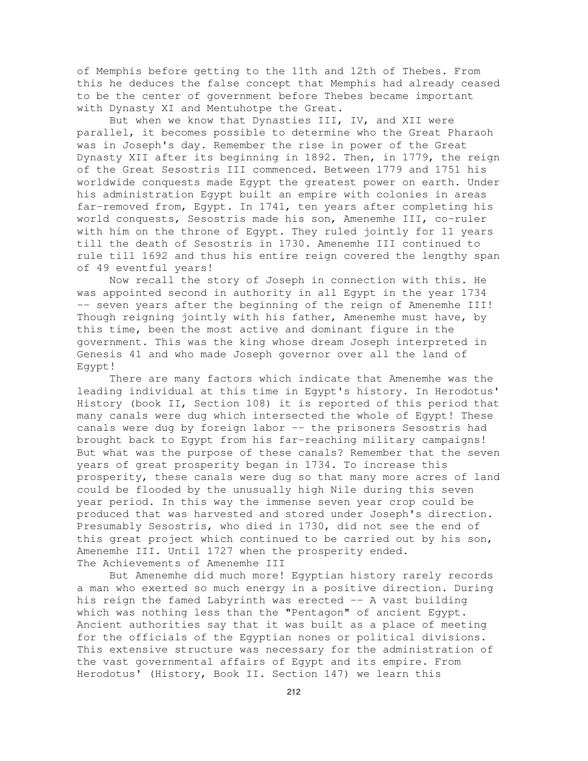of Memphis before getting to the 11th and 12th of Thebes. From this he deduces the false concept that Memphis had already ceased to be the center of government before Thebes became important with Dynasty XI and Mentuhotpe the Great.

But when we know that Dynasties III, IV, and XII were parallel, it becomes possible to determine who the Great Pharaoh was in Joseph's day. Remember the rise in power of the Great Dynasty XII after its beginning in 1892. Then, in 1779, the reign of the Great Sesostris III commenced. Between 1779 and 1751 his worldwide conquests made Egypt the greatest power on earth. Under his administration Egypt built an empire with colonies in areas far-removed from, Egypt. In 1741, ten years after completing his world conquests, Sesostris made his son, Amenemhe III, co-ruler with him on the throne of Egypt. They ruled jointly for 11 years till the death of Sesostris in 1730. Amenemhe III continued to rule till 1692 and thus his entire reign covered the lengthy span of 49 eventful years!

Now recall the story of Joseph in connection with this. He was appointed second in authority in all Egypt in the year 1734 -- seven years after the beginning of the reign of Amenemhe III! Though reigning jointly with his father, Amenemhe must have, by this time, been the most active and dominant figure in the government. This was the king whose dream Joseph interpreted in Genesis 41 and who made Joseph governor over all the land of Egypt!

There are many factors which indicate that Amenemhe was the leading individual at this time in Egypt's history. In Herodotus' History (book II, Section 108) it is reported of this period that many canals were dug which intersected the whole of Egypt! These canals were dug by foreign labor -- the prisoners Sesostris had brought back to Egypt from his far-reaching military campaigns! But what was the purpose of these canals? Remember that the seven years of great prosperity began in 1734. To increase this prosperity, these canals were dug so that many more acres of land could be flooded by the unusually high Nile during this seven year period. In this way the immense seven year crop could be produced that was harvested and stored under Joseph's direction. Presumably Sesostris, who died in 1730, did not see the end of this great project which continued to be carried out by his son, Amenemhe III. Until 1727 when the prosperity ended.

## The Achievements of Amenemhe III

But Amenemhe did much more! Egyptian history rarely records a man who exerted so much energy in a positive direction. During his reign the famed Labyrinth was erected -- A vast building which was nothing less than the "Pentagon" of ancient Egypt. Ancient authorities say that it was built as a place of meeting for the officials of the Egyptian nones or political divisions. This extensive structure was necessary for the administration of the vast governmental affairs of Egypt and its empire. From Herodotus' (History, Book II. Section 147) we learn this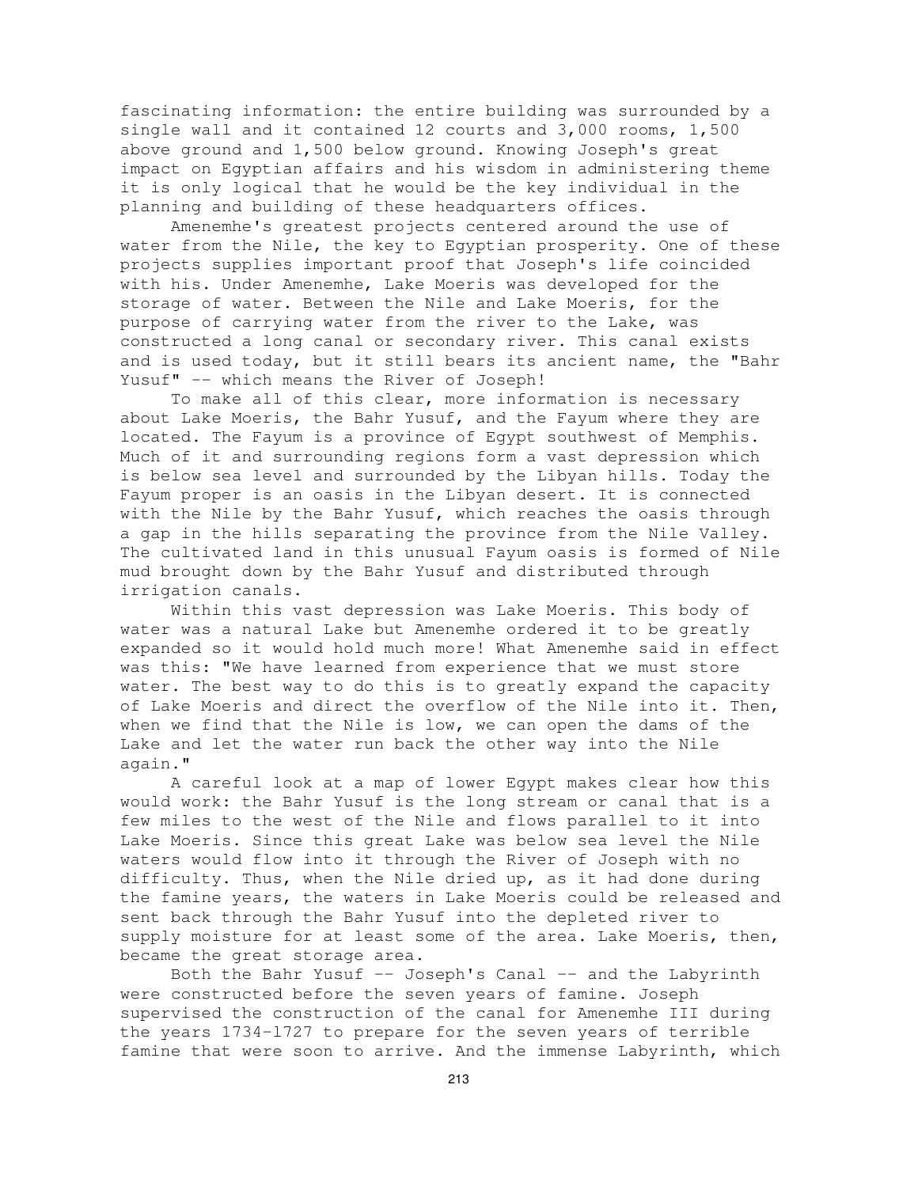fascinating information: the entire building was surrounded by a single wall and it contained 12 courts and 3,000 rooms, 1,500 above ground and 1,500 below ground. Knowing Joseph's great impact on Egyptian affairs and his wisdom in administering theme it is only logical that he would be the key individual in the planning and building of these headquarters offices.

Amenemhe's greatest projects centered around the use of water from the Nile, the key to Egyptian prosperity. One of these projects supplies important proof that Joseph's life coincided with his. Under Amenemhe, Lake Moeris was developed for the storage of water. Between the Nile and Lake Moeris, for the purpose of carrying water from the river to the Lake, was constructed a long canal or secondary river. This canal exists and is used today, but it still bears its ancient name, the "Bahr Yusuf" -- which means the River of Joseph!

To make all of this clear, more information is necessary about Lake Moeris, the Bahr Yusuf, and the Fayum where they are located. The Fayum is a province of Egypt southwest of Memphis. Much of it and surrounding regions form a vast depression which is below sea level and surrounded by the Libyan hills. Today the Fayum proper is an oasis in the Libyan desert. It is connected with the Nile by the Bahr Yusuf, which reaches the oasis through a gap in the hills separating the province from the Nile Valley. The cultivated land in this unusual Fayum oasis is formed of Nile mud brought down by the Bahr Yusuf and distributed through irrigation canals.

Within this vast depression was Lake Moeris. This body of water was a natural Lake but Amenemhe ordered it to be greatly expanded so it would hold much more! What Amenemhe said in effect was this: "We have learned from experience that we must store water. The best way to do this is to greatly expand the capacity of Lake Moeris and direct the overflow of the Nile into it. Then, when we find that the Nile is low, we can open the dams of the Lake and let the water run back the other way into the Nile again."

A careful look at a map of lower Egypt makes clear how this would work: the Bahr Yusuf is the long stream or canal that is a few miles to the west of the Nile and flows parallel to it into Lake Moeris. Since this great Lake was below sea level the Nile waters would flow into it through the River of Joseph with no difficulty. Thus, when the Nile dried up, as it had done during the famine years, the waters in Lake Moeris could be released and sent back through the Bahr Yusuf into the depleted river to supply moisture for at least some of the area. Lake Moeris, then, became the great storage area.

Both the Bahr Yusuf -- Joseph's Canal -- and the Labyrinth were constructed before the seven years of famine. Joseph supervised the construction of the canal for Amenemhe III during the years 1734-1727 to prepare for the seven years of terrible famine that were soon to arrive. And the immense Labyrinth, which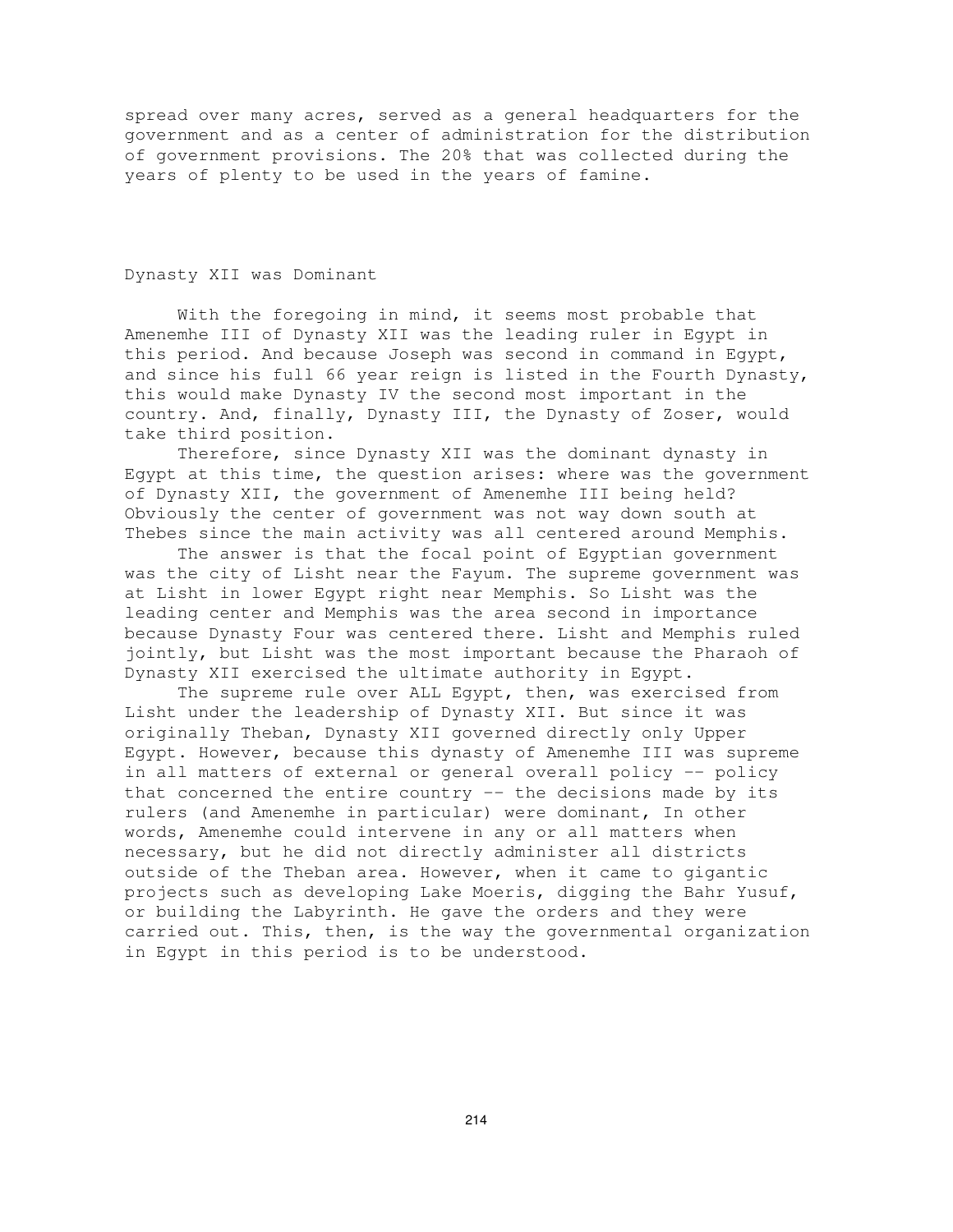spread over many acres, served as a general headquarters for the government and as a center of administration for the distribution of government provisions. The 20% that was collected during the years of plenty to be used in the years of famine.

## Dynasty XII was Dominant

With the foregoing in mind, it seems most probable that Amenemhe III of Dynasty XII was the leading ruler in Egypt in this period. And because Joseph was second in command in Egypt, and since his full 66 year reign is listed in the Fourth Dynasty, this would make Dynasty IV the second most important in the country. And, finally, Dynasty III, the Dynasty of Zoser, would take third position.

Therefore, since Dynasty XII was the dominant dynasty in Egypt at this time, the question arises: where was the government of Dynasty XII, the government of Amenemhe III being held? Obviously the center of government was not way down south at Thebes since the main activity was all centered around Memphis.

The answer is that the focal point of Egyptian government was the city of Lisht near the Fayum. The supreme government was at Lisht in lower Egypt right near Memphis. So Lisht was the leading center and Memphis was the area second in importance because Dynasty Four was centered there. Lisht and Memphis ruled jointly, but Lisht was the most important because the Pharaoh of Dynasty XII exercised the ultimate authority in Egypt.

The supreme rule over ALL Egypt, then, was exercised from Lisht under the leadership of Dynasty XII. But since it was originally Theban, Dynasty XII governed directly only Upper Egypt. However, because this dynasty of Amenemhe III was supreme in all matters of external or general overall policy -- policy that concerned the entire country -- the decisions made by its rulers (and Amenemhe in particular) were dominant, In other words, Amenemhe could intervene in any or all matters when necessary, but he did not directly administer all districts outside of the Theban area. However, when it came to gigantic projects such as developing Lake Moeris, digging the Bahr Yusuf, or building the Labyrinth. He gave the orders and they were carried out. This, then, is the way the governmental organization in Egypt in this period is to be understood.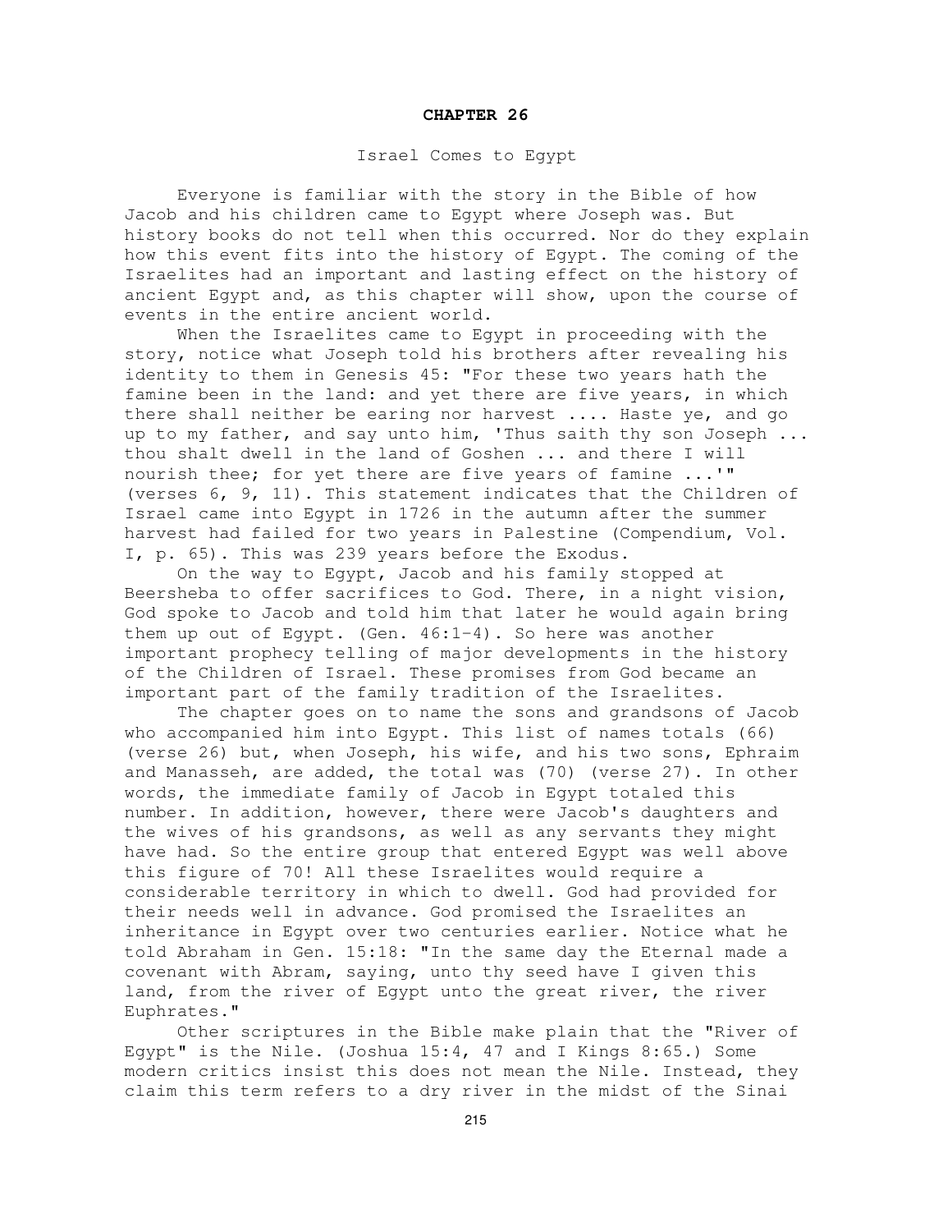# CHAPTER 26

## Israel Comes to Egypt

Everyone is familiar with the story in the Bible of how Jacob and his children came to Egypt where Joseph was. But history books do not tell when this occurred. Nor do they explain how this event fits into the history of Egypt. The coming of the Israelites had an important and lasting effect on the history of ancient Egypt and, as this chapter will show, upon the course of events in the entire ancient world.

When the Israelites came to Egypt in proceeding with the story, notice what Joseph told his brothers after revealing his identity to them in Genesis 45: "For these two years hath the famine been in the land: and yet there are five years, in which there shall neither be earing nor harvest .... Haste ye, and go up to my father, and say unto him, 'Thus saith thy son Joseph ... thou shalt dwell in the land of Goshen ... and there I will nourish thee; for yet there are five years of famine ...'" (verses 6, 9, 11). This statement indicates that the Children of Israel came into Egypt in 1726 in the autumn after the summer harvest had failed for two years in Palestine (Compendium, Vol. I, p. 65). This was 239 years before the Exodus.

On the way to Egypt, Jacob and his family stopped at Beersheba to offer sacrifices to God. There, in a night vision, God spoke to Jacob and told him that later he would again bring them up out of Egypt. (Gen. 46:1-4). So here was another important prophecy telling of major developments in the history of the Children of Israel. These promises from God became an important part of the family tradition of the Israelites.

The chapter goes on to name the sons and grandsons of Jacob who accompanied him into Egypt. This list of names totals (66) (verse 26) but, when Joseph, his wife, and his two sons, Ephraim and Manasseh, are added, the total was (70) (verse 27). In other words, the immediate family of Jacob in Egypt totaled this number. In addition, however, there were Jacob's daughters and the wives of his grandsons, as well as any servants they might have had. So the entire group that entered Egypt was well above this figure of 70! All these Israelites would require a considerable territory in which to dwell. God had provided for their needs well in advance. God promised the Israelites an inheritance in Egypt over two centuries earlier. Notice what he told Abraham in Gen. 15:18: "In the same day the Eternal made a covenant with Abram, saying, unto thy seed have I given this land, from the river of Egypt unto the great river, the river Euphrates."

Other scriptures in the Bible make plain that the "River of Egypt" is the Nile. (Joshua 15:4, 47 and I Kings 8:65.) Some modern critics insist this does not mean the Nile. Instead, they claim this term refers to a dry river in the midst of the Sinai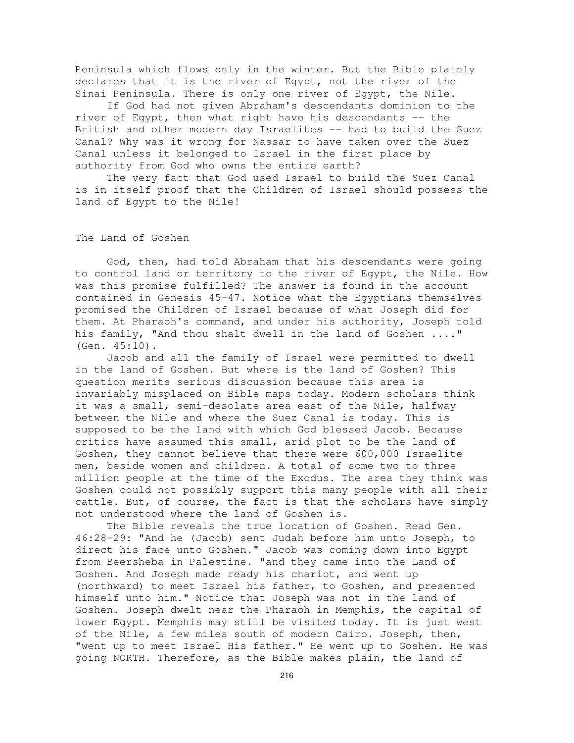Peninsula which flows only in the winter. But the Bible plainly declares that it is the river of Egypt, not the river of the Sinai Peninsula. There is only one river of Egypt, the Nile.

If God had not given Abraham's descendants dominion to the river of Egypt, then what right have his descendants -- the British and other modern day Israelites -- had to build the Suez Canal? Why was it wrong for Nassar to have taken over the Suez Canal unless it belonged to Israel in the first place by authority from God who owns the entire earth?

The very fact that God used Israel to build the Suez Canal is in itself proof that the Children of Israel should possess the land of Egypt to the Nile!

## The Land of Goshen

God, then, had told Abraham that his descendants were going to control land or territory to the river of Egypt, the Nile. How was this promise fulfilled? The answer is found in the account contained in Genesis 45-47. Notice what the Egyptians themselves promised the Children of Israel because of what Joseph did for them. At Pharaoh's command, and under his authority, Joseph told his family, "And thou shalt dwell in the land of Goshen ...." (Gen. 45:10).

Jacob and all the family of Israel were permitted to dwell in the land of Goshen. But where is the land of Goshen? This question merits serious discussion because this area is invariably misplaced on Bible maps today. Modern scholars think it was a small, semi-desolate area east of the Nile, halfway between the Nile and where the Suez Canal is today. This is supposed to be the land with which God blessed Jacob. Because critics have assumed this small, arid plot to be the land of Goshen, they cannot believe that there were 600,000 Israelite men, beside women and children. A total of some two to three million people at the time of the Exodus. The area they think was Goshen could not possibly support this many people with all their cattle. But, of course, the fact is that the scholars have simply not understood where the land of Goshen is.

The Bible reveals the true location of Goshen. Read Gen. 46:28-29: "And he (Jacob) sent Judah before him unto Joseph, to direct his face unto Goshen." Jacob was coming down into Egypt from Beersheba in Palestine. "and they came into the Land of Goshen. And Joseph made ready his chariot, and went up (northward) to meet Israel his father, to Goshen, and presented himself unto him." Notice that Joseph was not in the land of Goshen. Joseph dwelt near the Pharaoh in Memphis, the capital of lower Egypt. Memphis may still be visited today. It is just west of the Nile, a few miles south of modern Cairo. Joseph, then, "went up to meet Israel His father." He went up to Goshen. He was going NORTH. Therefore, as the Bible makes plain, the land of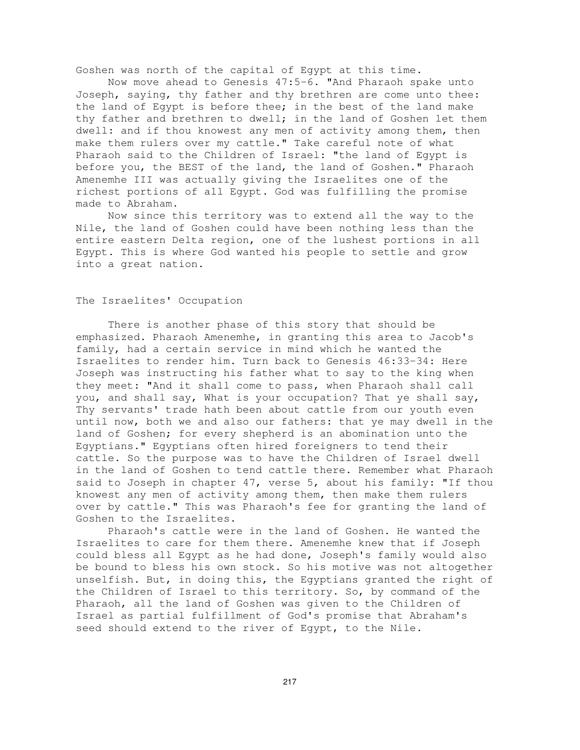Goshen was north of the capital of Egypt at this time.

Now move ahead to Genesis 47:5-6. "And Pharaoh spake unto Joseph, saying, thy father and thy brethren are come unto thee: the land of Egypt is before thee; in the best of the land make thy father and brethren to dwell; in the land of Goshen let them dwell: and if thou knowest any men of activity among them, then make them rulers over my cattle." Take careful note of what Pharaoh said to the Children of Israel: "the land of Egypt is before you, the BEST of the land, the land of Goshen." Pharaoh Amenemhe III was actually giving the Israelites one of the richest portions of all Egypt. God was fulfilling the promise made to Abraham.

Now since this territory was to extend all the way to the Nile, the land of Goshen could have been nothing less than the entire eastern Delta region, one of the lushest portions in all Egypt. This is where God wanted his people to settle and grow into a great nation.

## The Israelites' Occupation

There is another phase of this story that should be emphasized. Pharaoh Amenemhe, in granting this area to Jacob's family, had a certain service in mind which he wanted the Israelites to render him. Turn back to Genesis 46:33-34: Here Joseph was instructing his father what to say to the king when they meet: "And it shall come to pass, when Pharaoh shall call you, and shall say, What is your occupation? That ye shall say, Thy servants' trade hath been about cattle from our youth even until now, both we and also our fathers: that ye may dwell in the land of Goshen; for every shepherd is an abomination unto the Egyptians." Egyptians often hired foreigners to tend their cattle. So the purpose was to have the Children of Israel dwell in the land of Goshen to tend cattle there. Remember what Pharaoh said to Joseph in chapter 47, verse 5, about his family: "If thou knowest any men of activity among them, then make them rulers over by cattle." This was Pharaoh's fee for granting the land of Goshen to the Israelites.

Pharaoh's cattle were in the land of Goshen. He wanted the Israelites to care for them there. Amenemhe knew that if Joseph could bless all Egypt as he had done, Joseph's family would also be bound to bless his own stock. So his motive was not altogether unselfish. But, in doing this, the Egyptians granted the right of the Children of Israel to this territory. So, by command of the Pharaoh, all the land of Goshen was given to the Children of Israel as partial fulfillment of God's promise that Abraham's seed should extend to the river of Egypt, to the Nile.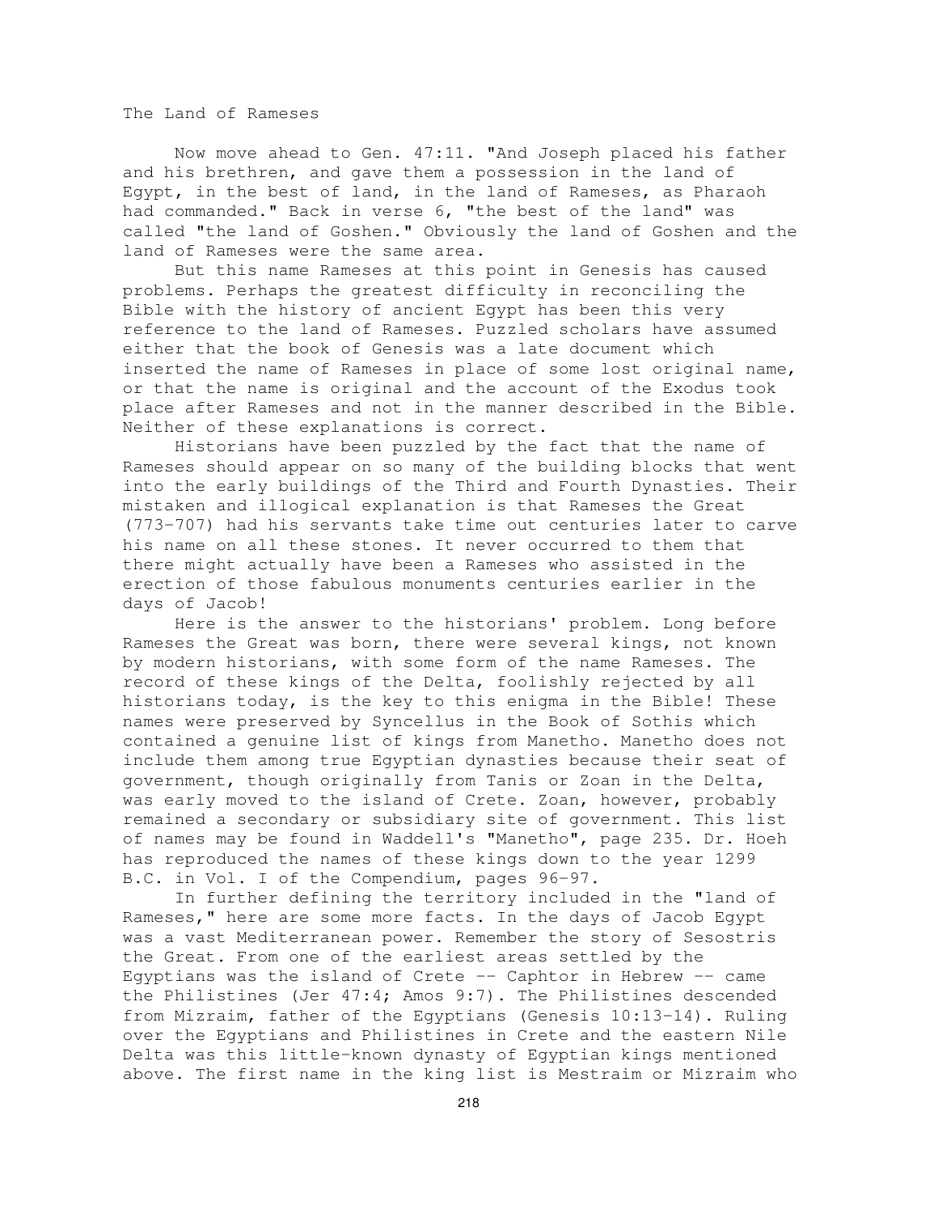## The Land of Rameses

Now move ahead to Gen. 47:11. "And Joseph placed his father and his brethren, and gave them a possession in the land of Egypt, in the best of land, in the land of Rameses, as Pharaoh had commanded." Back in verse 6, "the best of the land" was called "the land of Goshen." Obviously the land of Goshen and the land of Rameses were the same area.

But this name Rameses at this point in Genesis has caused problems. Perhaps the greatest difficulty in reconciling the Bible with the history of ancient Egypt has been this very reference to the land of Rameses. Puzzled scholars have assumed either that the book of Genesis was a late document which inserted the name of Rameses in place of some lost original name, or that the name is original and the account of the Exodus took place after Rameses and not in the manner described in the Bible. Neither of these explanations is correct.

Historians have been puzzled by the fact that the name of Rameses should appear on so many of the building blocks that went into the early buildings of the Third and Fourth Dynasties. Their mistaken and illogical explanation is that Rameses the Great (773-707) had his servants take time out centuries later to carve his name on all these stones. It never occurred to them that there might actually have been a Rameses who assisted in the erection of those fabulous monuments centuries earlier in the days of Jacob!

Here is the answer to the historians' problem. Long before Rameses the Great was born, there were several kings, not known by modern historians, with some form of the name Rameses. The record of these kings of the Delta, foolishly rejected by all historians today, is the key to this enigma in the Bible! These names were preserved by Syncellus in the Book of Sothis which contained a genuine list of kings from Manetho. Manetho does not include them among true Egyptian dynasties because their seat of government, though originally from Tanis or Zoan in the Delta, was early moved to the island of Crete. Zoan, however, probably remained a secondary or subsidiary site of government. This list of names may be found in Waddell's "Manetho", page 235. Dr. Hoeh has reproduced the names of these kings down to the year 1299 B.C. in Vol. I of the Compendium, pages 96-97.

In further defining the territory included in the "land of Rameses," here are some more facts. In the days of Jacob Egypt was a vast Mediterranean power. Remember the story of Sesostris the Great. From one of the earliest areas settled by the Egyptians was the island of Crete -- Caphtor in Hebrew -- came the Philistines (Jer 47:4; Amos 9:7). The Philistines descended from Mizraim, father of the Egyptians (Genesis 10:13-14). Ruling over the Egyptians and Philistines in Crete and the eastern Nile Delta was this little-known dynasty of Egyptian kings mentioned above. The first name in the king list is Mestraim or Mizraim who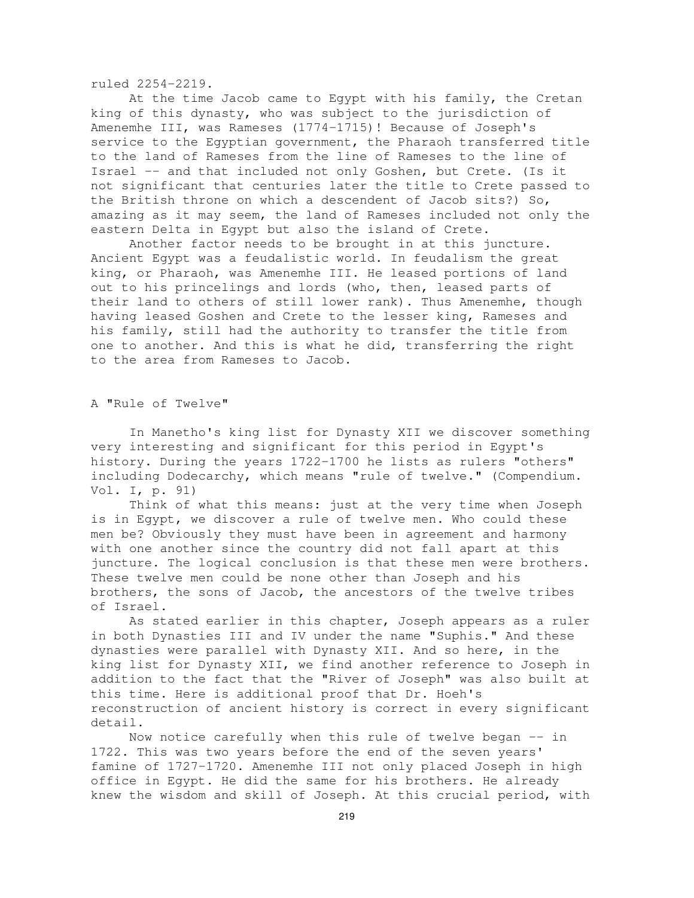ruled 2254-2219.

At the time Jacob came to Egypt with his family, the Cretan king of this dynasty, who was subject to the jurisdiction of Amenemhe III, was Rameses (1774-1715)! Because of Joseph's service to the Egyptian government, the Pharaoh transferred title to the land of Rameses from the line of Rameses to the line of Israel -- and that included not only Goshen, but Crete. (Is it not significant that centuries later the title to Crete passed to the British throne on which a descendent of Jacob sits?) So, amazing as it may seem, the land of Rameses included not only the eastern Delta in Egypt but also the island of Crete.

Another factor needs to be brought in at this juncture. Ancient Egypt was a feudalistic world. In feudalism the great king, or Pharaoh, was Amenemhe III. He leased portions of land out to his princelings and lords (who, then, leased parts of their land to others of still lower rank). Thus Amenemhe, though having leased Goshen and Crete to the lesser king, Rameses and his family, still had the authority to transfer the title from one to another. And this is what he did, transferring the right to the area from Rameses to Jacob.

## A "Rule of Twelve"

In Manetho's king list for Dynasty XII we discover something very interesting and significant for this period in Egypt's history. During the years 1722-1700 he lists as rulers "others" including Dodecarchy, which means "rule of twelve." (Compendium. Vol. I, p. 91)

Think of what this means: just at the very time when Joseph is in Egypt, we discover a rule of twelve men. Who could these men be? Obviously they must have been in agreement and harmony with one another since the country did not fall apart at this juncture. The logical conclusion is that these men were brothers. These twelve men could be none other than Joseph and his brothers, the sons of Jacob, the ancestors of the twelve tribes of Israel.

As stated earlier in this chapter, Joseph appears as a ruler in both Dynasties III and IV under the name "Suphis." And these dynasties were parallel with Dynasty XII. And so here, in the king list for Dynasty XII, we find another reference to Joseph in addition to the fact that the "River of Joseph" was also built at this time. Here is additional proof that Dr. Hoeh's reconstruction of ancient history is correct in every significant detail.

Now notice carefully when this rule of twelve began -- in 1722. This was two years before the end of the seven years' famine of 1727-1720. Amenemhe III not only placed Joseph in high office in Egypt. He did the same for his brothers. He already knew the wisdom and skill of Joseph. At this crucial period, with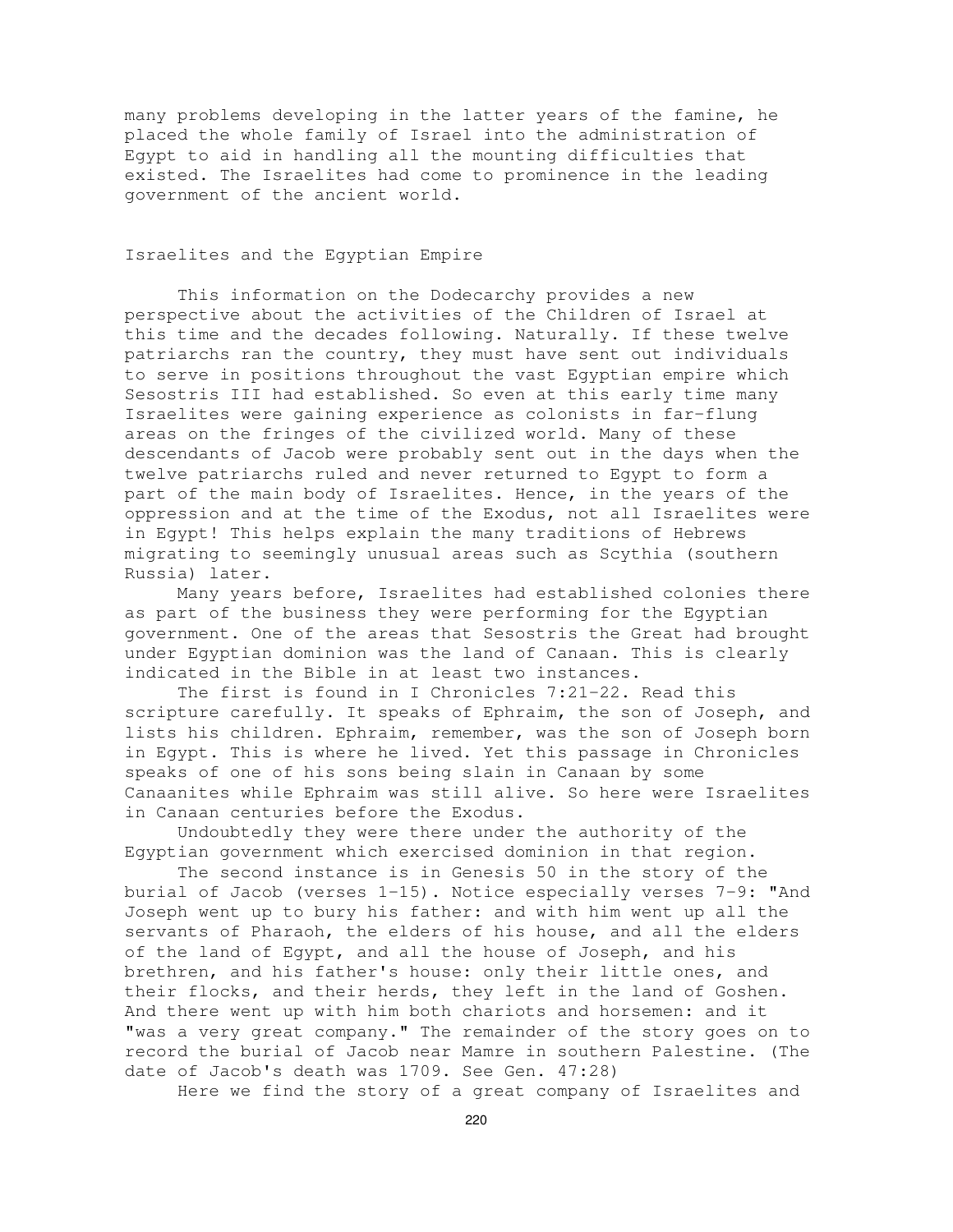many problems developing in the latter years of the famine, he placed the whole family of Israel into the administration of Egypt to aid in handling all the mounting difficulties that existed. The Israelites had come to prominence in the leading government of the ancient world.

## Israelites and the Egyptian Empire

This information on the Dodecarchy provides a new perspective about the activities of the Children of Israel at this time and the decades following. Naturally. If these twelve patriarchs ran the country, they must have sent out individuals to serve in positions throughout the vast Egyptian empire which Sesostris III had established. So even at this early time many Israelites were gaining experience as colonists in far-flung areas on the fringes of the civilized world. Many of these descendants of Jacob were probably sent out in the days when the twelve patriarchs ruled and never returned to Egypt to form a part of the main body of Israelites. Hence, in the years of the oppression and at the time of the Exodus, not all Israelites were in Egypt! This helps explain the many traditions of Hebrews migrating to seemingly unusual areas such as Scythia (southern Russia) later.

Many years before, Israelites had established colonies there as part of the business they were performing for the Egyptian government. One of the areas that Sesostris the Great had brought under Egyptian dominion was the land of Canaan. This is clearly indicated in the Bible in at least two instances.

The first is found in I Chronicles 7:21-22. Read this scripture carefully. It speaks of Ephraim, the son of Joseph, and lists his children. Ephraim, remember, was the son of Joseph born in Egypt. This is where he lived. Yet this passage in Chronicles speaks of one of his sons being slain in Canaan by some Canaanites while Ephraim was still alive. So here were Israelites in Canaan centuries before the Exodus.

Undoubtedly they were there under the authority of the Egyptian government which exercised dominion in that region.

The second instance is in Genesis 50 in the story of the burial of Jacob (verses 1-15). Notice especially verses 7-9: "And Joseph went up to bury his father: and with him went up all the servants of Pharaoh, the elders of his house, and all the elders of the land of Egypt, and all the house of Joseph, and his brethren, and his father's house: only their little ones, and their flocks, and their herds, they left in the land of Goshen. And there went up with him both chariots and horsemen: and it "was a very great company." The remainder of the story goes on to record the burial of Jacob near Mamre in southern Palestine. (The date of Jacob's death was 1709. See Gen. 47:28)

Here we find the story of a great company of Israelites and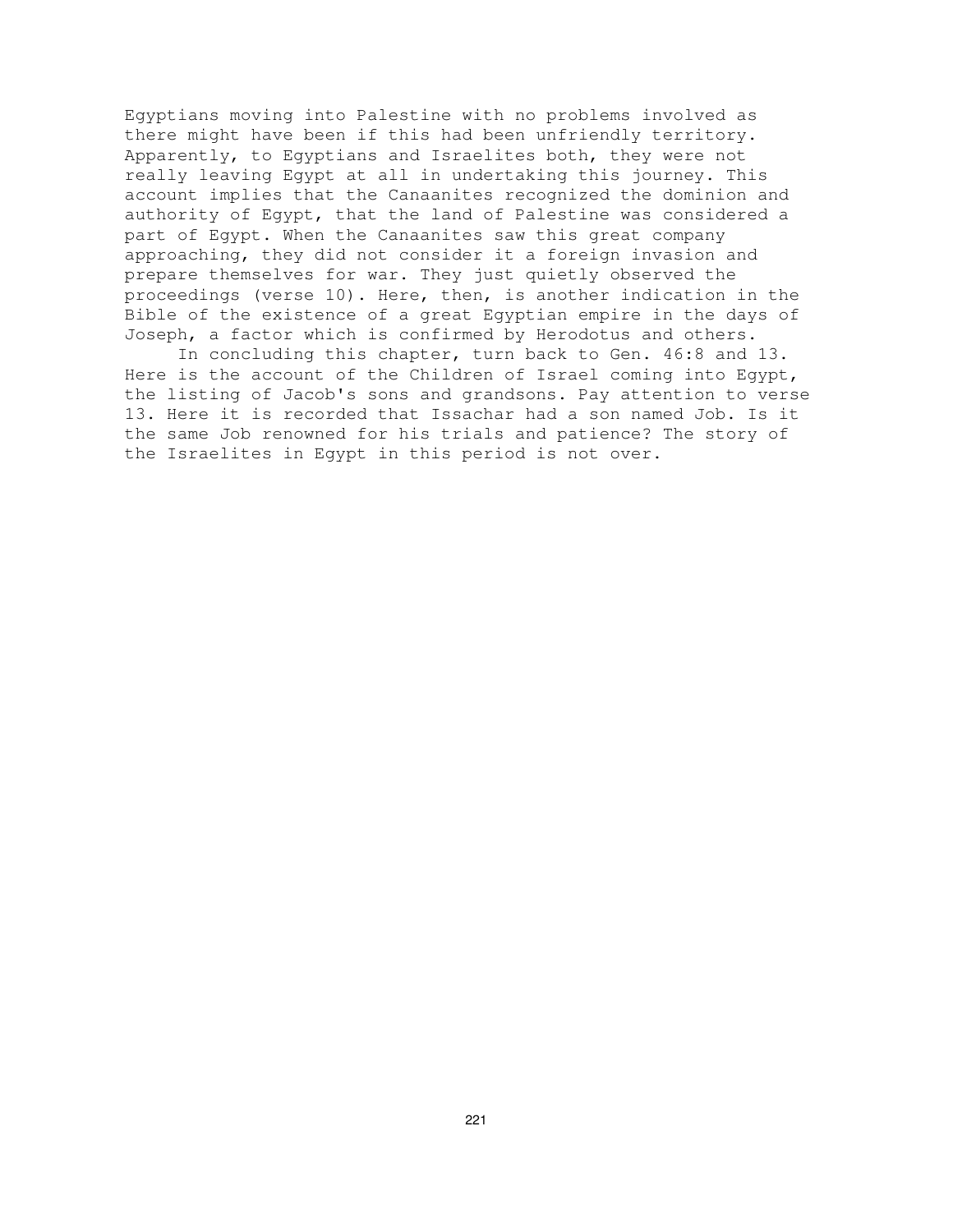Egyptians moving into Palestine with no problems involved as there might have been if this had been unfriendly territory. Apparently, to Egyptians and Israelites both, they were not really leaving Egypt at all in undertaking this journey. This account implies that the Canaanites recognized the dominion and authority of Egypt, that the land of Palestine was considered a part of Egypt. When the Canaanites saw this great company approaching, they did not consider it a foreign invasion and prepare themselves for war. They just quietly observed the proceedings (verse 10). Here, then, is another indication in the Bible of the existence of a great Egyptian empire in the days of Joseph, a factor which is confirmed by Herodotus and others.

In concluding this chapter, turn back to Gen. 46:8 and 13. Here is the account of the Children of Israel coming into Egypt, the listing of Jacob's sons and grandsons. Pay attention to verse 13. Here it is recorded that Issachar had a son named Job. Is it the same Job renowned for his trials and patience? The story of the Israelites in Egypt in this period is not over.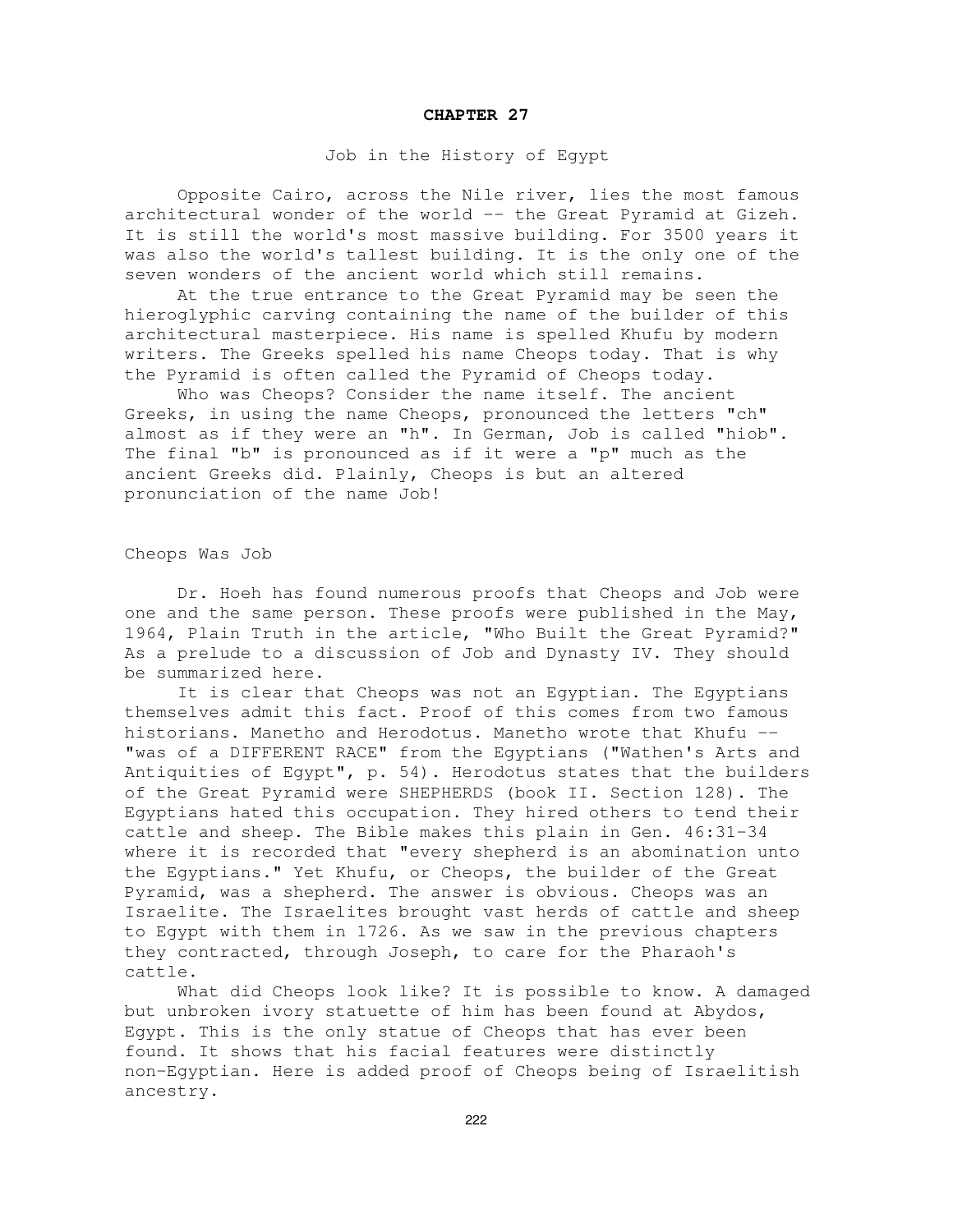# CHAPTER 27

## Job in the History of Egypt

Opposite Cairo, across the Nile river, lies the most famous architectural wonder of the world -- the Great Pyramid at Gizeh. It is still the world's most massive building. For 3500 years it was also the world's tallest building. It is the only one of the seven wonders of the ancient world which still remains.

At the true entrance to the Great Pyramid may be seen the hieroglyphic carving containing the name of the builder of this architectural masterpiece. His name is spelled Khufu by modern writers. The Greeks spelled his name Cheops today. That is why the Pyramid is often called the Pyramid of Cheops today.

Who was Cheops? Consider the name itself. The ancient Greeks, in using the name Cheops, pronounced the letters "ch" almost as if they were an "h". In German, Job is called "hiob". The final "b" is pronounced as if it were a "p" much as the ancient Greeks did. Plainly, Cheops is but an altered pronunciation of the name Job!

### Cheops Was Job

Dr. Hoeh has found numerous proofs that Cheops and Job were one and the same person. These proofs were published in the May, 1964, Plain Truth in the article, "Who Built the Great Pyramid?" As a prelude to a discussion of Job and Dynasty IV. They should be summarized here.

It is clear that Cheops was not an Egyptian. The Egyptians themselves admit this fact. Proof of this comes from two famous historians. Manetho and Herodotus. Manetho wrote that Khufu -- "was of a DIFFERENT RACE" from the Egyptians ("Wathen's Arts and Antiquities of Egypt", p. 54). Herodotus states that the builders of the Great Pyramid were SHEPHERDS (book II. Section 128). The Egyptians hated this occupation. They hired others to tend their cattle and sheep. The Bible makes this plain in Gen. 46:31-34 where it is recorded that "every shepherd is an abomination unto the Egyptians." Yet Khufu, or Cheops, the builder of the Great Pyramid, was a shepherd. The answer is obvious. Cheops was an Israelite. The Israelites brought vast herds of cattle and sheep to Egypt with them in 1726. As we saw in the previous chapters they contracted, through Joseph, to care for the Pharaoh's cattle.

What did Cheops look like? It is possible to know. A damaged but unbroken ivory statuette of him has been found at Abydos, Egypt. This is the only statue of Cheops that has ever been found. It shows that his facial features were distinctly non-Egyptian. Here is added proof of Cheops being of Israelitish ancestry.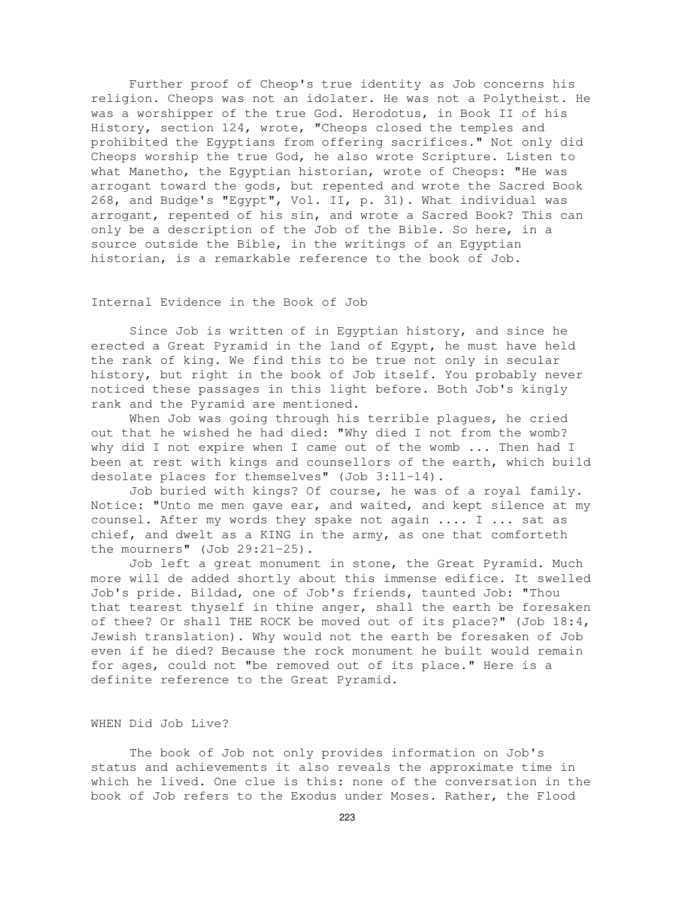Further proof of Cheop's true identity as Job concerns his religion. Cheops was not an idolater. He was not a Polytheist. He was a worshipper of the true God. Herodotus, in Book II of his History, section 124, wrote, "Cheops closed the temples and prohibited the Egyptians from offering sacrifices." Not only did Cheops worship the true God, he also wrote Scripture. Listen to what Manetho, the Egyptian historian, wrote of Cheops: "He was arrogant toward the gods, but repented and wrote the Sacred Book 268, and Budge's "Egypt", Vol. II, p. 31). What individual was arrogant, repented of his sin, and wrote a Sacred Book? This can only be a description of the Job of the Bible. So here, in a source outside the Bible, in the writings of an Egyptian historian, is a remarkable reference to the book of Job.

## Internal Evidence in the Book of Job

Since Job is written of in Egyptian history, and since he erected a Great Pyramid in the land of Egypt, he must have held the rank of king. We find this to be true not only in secular history, but right in the book of Job itself. You probably never noticed these passages in this light before. Both Job's kingly rank and the Pyramid are mentioned.

When Job was going through his terrible plagues, he cried out that he wished he had died: "Why died I not from the womb? why did I not expire when I came out of the womb ... Then had I been at rest with kings and counsellors of the earth, which build desolate places for themselves" (Job 3:11-14).

Job buried with kings? Of course, he was of a royal family. Notice: "Unto me men gave ear, and waited, and kept silence at my counsel. After my words they spake not again .... I ... sat as chief, and dwelt as a KING in the army, as one that comforteth the mourners" (Job 29:21-25).

Job left a great monument in stone, the Great Pyramid. Much more will de added shortly about this immense edifice. It swelled Job's pride. Bildad, one of Job's friends, taunted Job: "Thou that tearest thyself in thine anger, shall the earth be foresaken of thee? Or shall THE ROCK be moved out of its place?" (Job 18:4, Jewish translation). Why would not the earth be foresaken of Job even if he died? Because the rock monument he built would remain for ages, could not "be removed out of its place." Here is a definite reference to the Great Pyramid.

## WHEN Did Job Live?

The book of Job not only provides information on Job's status and achievements it also reveals the approximate time in which he lived. One clue is this: none of the conversation in the book of Job refers to the Exodus under Moses. Rather, the Flood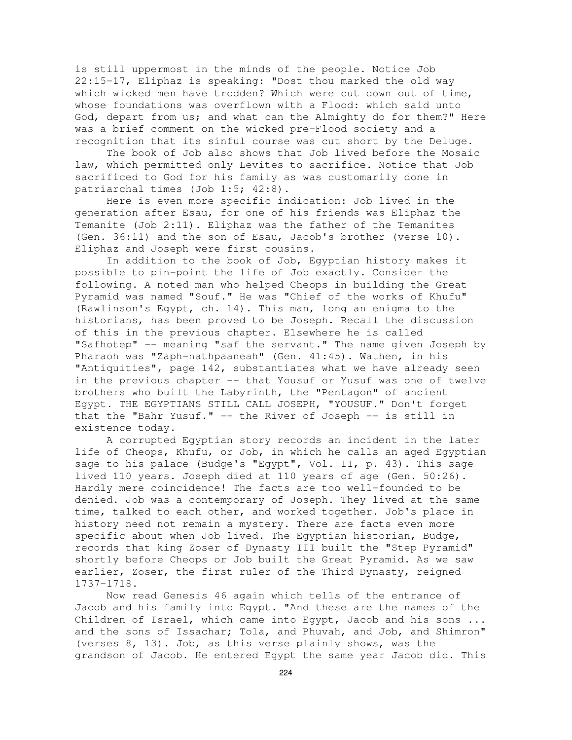is still uppermost in the minds of the people. Notice Job 22:15-17, Eliphaz is speaking: "Dost thou marked the old way which wicked men have trodden? Which were cut down out of time, whose foundations was overflown with a Flood: which said unto God, depart from us; and what can the Almighty do for them?" Here was a brief comment on the wicked pre-Flood society and a recognition that its sinful course was cut short by the Deluge.

The book of Job also shows that Job lived before the Mosaic law, which permitted only Levites to sacrifice. Notice that Job sacrificed to God for his family as was customarily done in patriarchal times (Job 1:5; 42:8).

Here is even more specific indication: Job lived in the generation after Esau, for one of his friends was Eliphaz the Temanite (Job 2:11). Eliphaz was the father of the Temanites (Gen. 36:11) and the son of Esau, Jacob's brother (verse 10). Eliphaz and Joseph were first cousins.

In addition to the book of Job, Egyptian history makes it possible to pin-point the life of Job exactly. Consider the following. A noted man who helped Cheops in building the Great Pyramid was named "Souf." He was "Chief of the works of Khufu" (Rawlinson's Egypt, ch. 14). This man, long an enigma to the historians, has been proved to be Joseph. Recall the discussion of this in the previous chapter. Elsewhere he is called "Safhotep" -- meaning "saf the servant." The name given Joseph by Pharaoh was "Zaph-nathpaaneah" (Gen. 41:45). Wathen, in his "Antiquities", page 142, substantiates what we have already seen in the previous chapter -- that Yousuf or Yusuf was one of twelve brothers who built the Labyrinth, the "Pentagon" of ancient Egypt. THE EGYPTIANS STILL CALL JOSEPH, "YOUSUF." Don't forget that the "Bahr Yusuf." -- the River of Joseph -- is still in existence today.

A corrupted Egyptian story records an incident in the later life of Cheops, Khufu, or Job, in which he calls an aged Egyptian sage to his palace (Budge's "Egypt", Vol. II, p. 43). This sage lived 110 years. Joseph died at 110 years of age (Gen. 50:26). Hardly mere coincidence! The facts are too well-founded to be denied. Job was a contemporary of Joseph. They lived at the same time, talked to each other, and worked together. Job's place in history need not remain a mystery. There are facts even more specific about when Job lived. The Egyptian historian, Budge, records that king Zoser of Dynasty III built the "Step Pyramid" shortly before Cheops or Job built the Great Pyramid. As we saw earlier, Zoser, the first ruler of the Third Dynasty, reigned 1737-1718.

Now read Genesis 46 again which tells of the entrance of Jacob and his family into Egypt. "And these are the names of the Children of Israel, which came into Egypt, Jacob and his sons ... and the sons of Issachar; Tola, and Phuvah, and Job, and Shimron" (verses 8, 13). Job, as this verse plainly shows, was the grandson of Jacob. He entered Egypt the same year Jacob did. This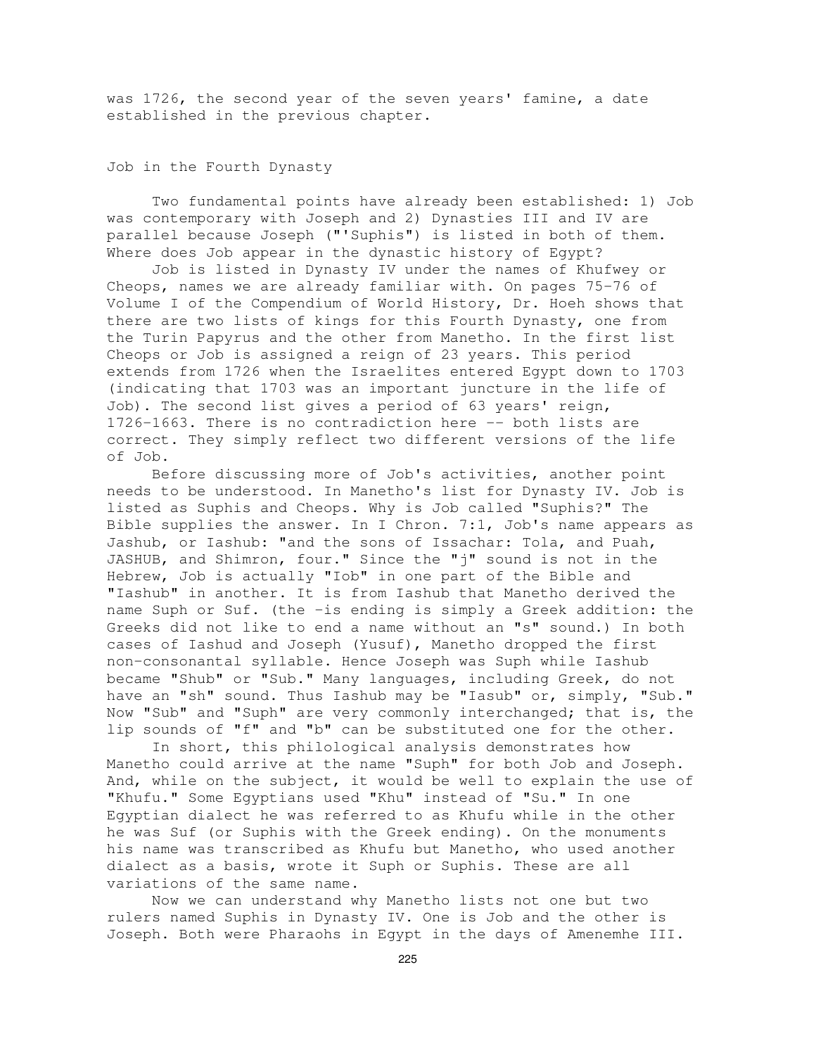was 1726, the second year of the seven years' famine, a date established in the previous chapter.

## Job in the Fourth Dynasty

Two fundamental points have already been established: 1) Job was contemporary with Joseph and 2) Dynasties III and IV are parallel because Joseph ("'Suphis") is listed in both of them. Where does Job appear in the dynastic history of Egypt?

Job is listed in Dynasty IV under the names of Khufwey or Cheops, names we are already familiar with. On pages 75-76 of Volume I of the Compendium of World History, Dr. Hoeh shows that there are two lists of kings for this Fourth Dynasty, one from the Turin Papyrus and the other from Manetho. In the first list Cheops or Job is assigned a reign of 23 years. This period extends from 1726 when the Israelites entered Egypt down to 1703 (indicating that 1703 was an important juncture in the life of Job). The second list gives a period of 63 years' reign, 1726-1663. There is no contradiction here -- both lists are correct. They simply reflect two different versions of the life of Job.

Before discussing more of Job's activities, another point needs to be understood. In Manetho's list for Dynasty IV. Job is listed as Suphis and Cheops. Why is Job called "Suphis?" The Bible supplies the answer. In I Chron. 7:1, Job's name appears as Jashub, or Iashub: "and the sons of Issachar: Tola, and Puah, JASHUB, and Shimron, four." Since the "j" sound is not in the Hebrew, Job is actually "Iob" in one part of the Bible and "Iashub" in another. It is from Iashub that Manetho derived the name Suph or Suf. (the -is ending is simply a Greek addition: the Greeks did not like to end a name without an "s" sound.) In both cases of Iashud and Joseph (Yusuf), Manetho dropped the first non-consonantal syllable. Hence Joseph was Suph while Iashub became "Shub" or "Sub." Many languages, including Greek, do not have an "sh" sound. Thus Iashub may be "Iasub" or, simply, "Sub." Now "Sub" and "Suph" are very commonly interchanged; that is, the lip sounds of "f" and "b" can be substituted one for the other.

In short, this philological analysis demonstrates how Manetho could arrive at the name "Suph" for both Job and Joseph. And, while on the subject, it would be well to explain the use of "Khufu." Some Egyptians used "Khu" instead of "Su." In one Egyptian dialect he was referred to as Khufu while in the other he was Suf (or Suphis with the Greek ending). On the monuments his name was transcribed as Khufu but Manetho, who used another dialect as a basis, wrote it Suph or Suphis. These are all variations of the same name.

Now we can understand why Manetho lists not one but two rulers named Suphis in Dynasty IV. One is Job and the other is Joseph. Both were Pharaohs in Egypt in the days of Amenemhe III.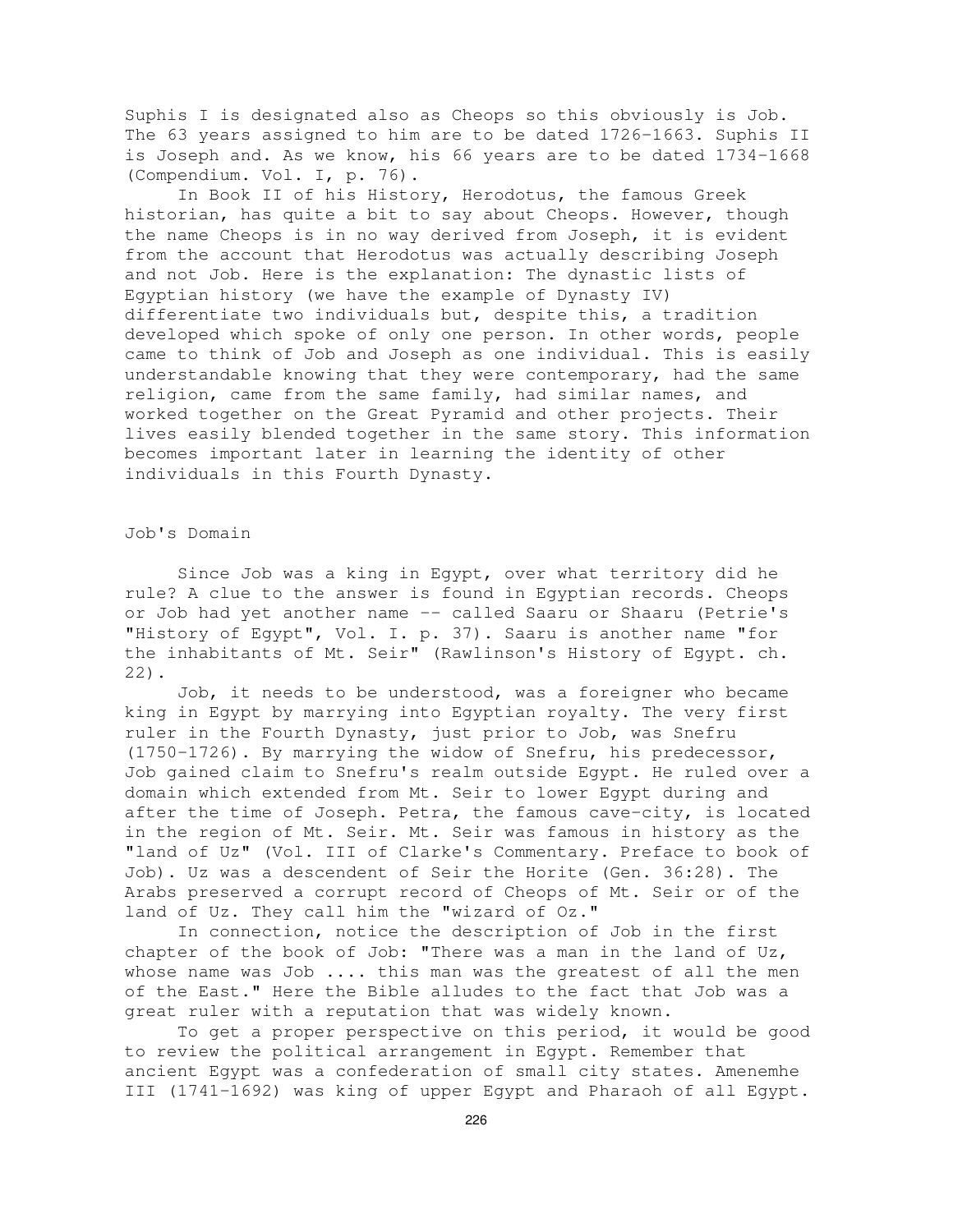Suphis I is designated also as Cheops so this obviously is Job. The 63 years assigned to him are to be dated 1726-1663. Suphis II is Joseph and. As we know, his 66 years are to be dated 1734-1668 (Compendium. Vol. I, p. 76).

In Book II of his History, Herodotus, the famous Greek historian, has quite a bit to say about Cheops. However, though the name Cheops is in no way derived from Joseph, it is evident from the account that Herodotus was actually describing Joseph and not Job. Here is the explanation: The dynastic lists of Egyptian history (we have the example of Dynasty IV) differentiate two individuals but, despite this, a tradition developed which spoke of only one person. In other words, people came to think of Job and Joseph as one individual. This is easily understandable knowing that they were contemporary, had the same religion, came from the same family, had similar names, and worked together on the Great Pyramid and other projects. Their lives easily blended together in the same story. This information becomes important later in learning the identity of other individuals in this Fourth Dynasty.

## Job's Domain

Since Job was a king in Egypt, over what territory did he rule? A clue to the answer is found in Egyptian records. Cheops or Job had yet another name -- called Saaru or Shaaru (Petrie's "History of Egypt", Vol. I. p. 37). Saaru is another name "for the inhabitants of Mt. Seir" (Rawlinson's History of Egypt. ch. 22).

Job, it needs to be understood, was a foreigner who became king in Egypt by marrying into Egyptian royalty. The very first ruler in the Fourth Dynasty, just prior to Job, was Snefru (1750-1726). By marrying the widow of Snefru, his predecessor, Job gained claim to Snefru's realm outside Egypt. He ruled over a domain which extended from Mt. Seir to lower Egypt during and after the time of Joseph. Petra, the famous cave-city, is located in the region of Mt. Seir. Mt. Seir was famous in history as the "land of Uz" (Vol. III of Clarke's Commentary. Preface to book of Job). Uz was a descendent of Seir the Horite (Gen. 36:28). The Arabs preserved a corrupt record of Cheops of Mt. Seir or of the land of Uz. They call him the "wizard of Oz."

In connection, notice the description of Job in the first chapter of the book of Job: "There was a man in the land of Uz, whose name was Job .... this man was the greatest of all the men of the East." Here the Bible alludes to the fact that Job was a great ruler with a reputation that was widely known.

To get a proper perspective on this period, it would be good to review the political arrangement in Egypt. Remember that ancient Egypt was a confederation of small city states. Amenemhe III (1741-1692) was king of upper Egypt and Pharaoh of all Egypt.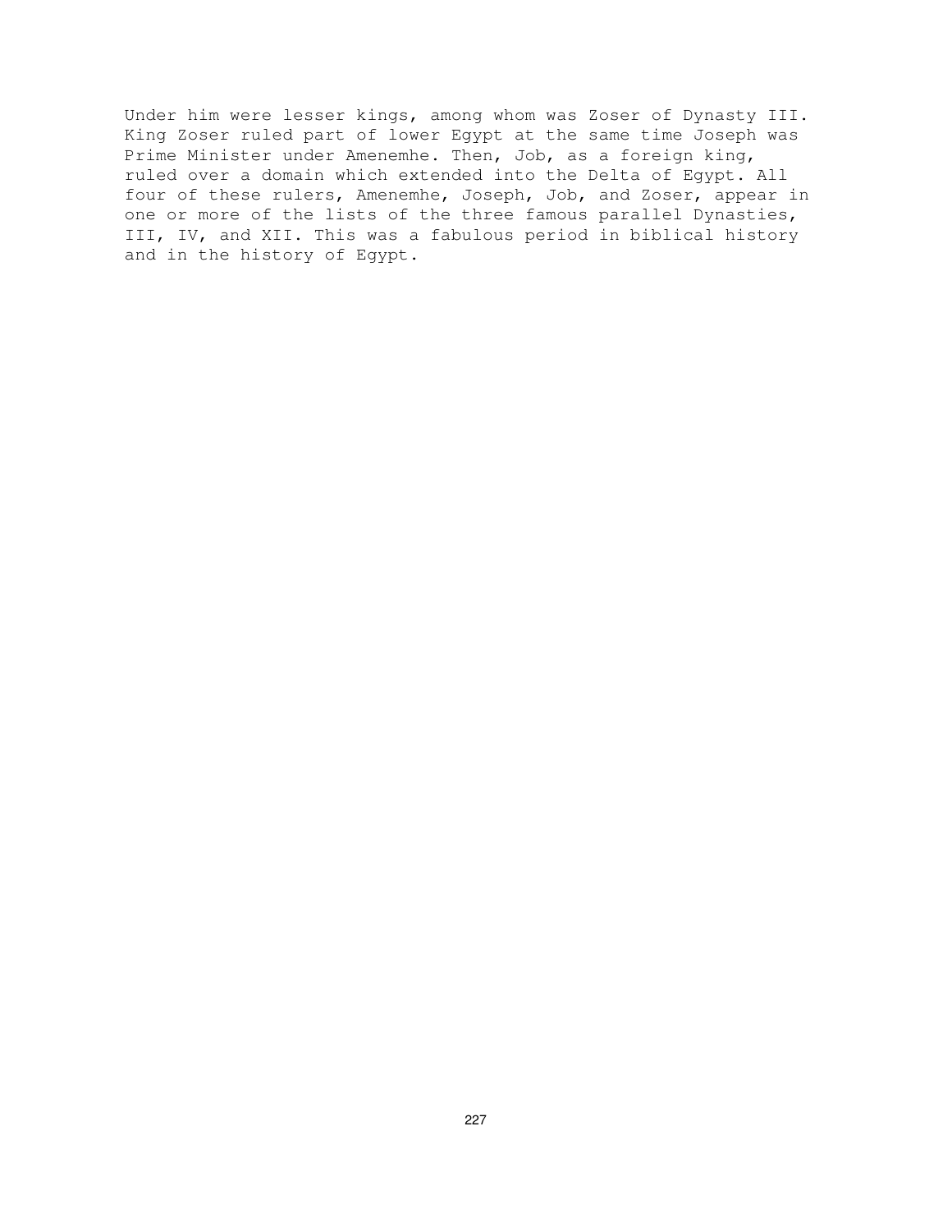Under him were lesser kings, among whom was Zoser of Dynasty III. King Zoser ruled part of lower Egypt at the same time Joseph was Prime Minister under Amenemhe. Then, Job, as a foreign king, ruled over a domain which extended into the Delta of Egypt. All four of these rulers, Amenemhe, Joseph, Job, and Zoser, appear in one or more of the lists of the three famous parallel Dynasties, III, IV, and XII. This was a fabulous period in biblical history and in the history of Egypt.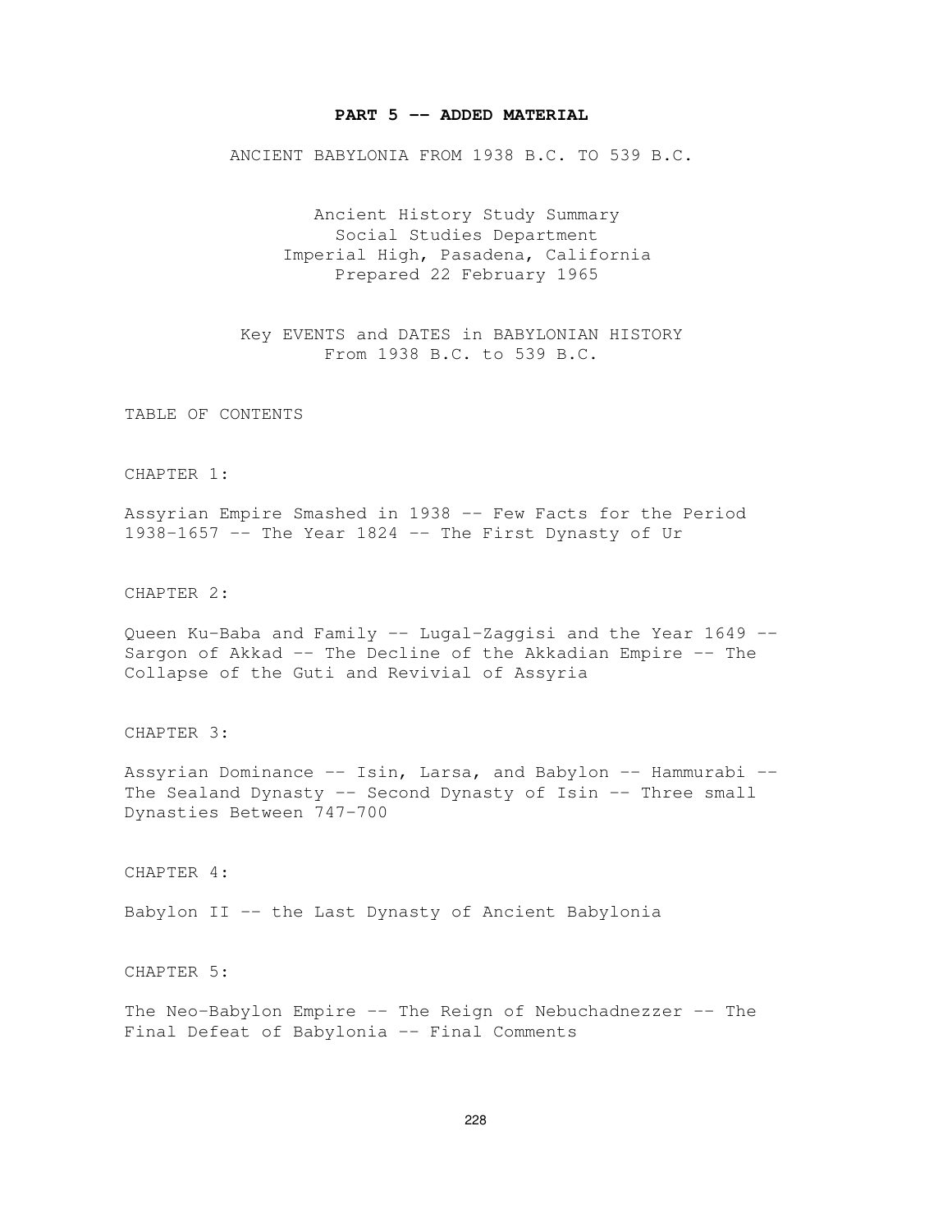**PART 5 -- ADDED MATERIAL**

ANCIENT BABYLONIA FROM 1938 B.C. TO 539 B.C.

Ancient History Study Summary
Social Studies Department
Imperial High, Pasadena, California
Prepared 22 February 1965

Key EVENTS and DATES in BABYLONIAN HISTORY
From 1938 B.C. to 539 B.C.

TABLE OF CONTENTS

CHAPTER 1:

Assyrian Empire Smashed in 1938 -- Few Facts for the Period 1938-1657 -- The Year 1824 -- The First Dynasty of Ur

CHAPTER 2:

Queen Ku-Baba and Family -- Lugal-Zaggisi and the Year 1649 -- Sargon of Akkad -- The Decline of the Akkadian Empire -- The Collapse of the Guti and Revivial of Assyria

CHAPTER 3:

Assyrian Dominance -- Isin, Larsa, and Babylon -- Hammurabi -- The Sealand Dynasty -- Second Dynasty of Isin -- Three small Dynasties Between 747-700

CHAPTER 4:

Babylon II -- the Last Dynasty of Ancient Babylonia

CHAPTER 5:

The Neo-Babylon Empire -- The Reign of Nebuchadnezzer -- The Final Defeat of Babylonia -- Final Comments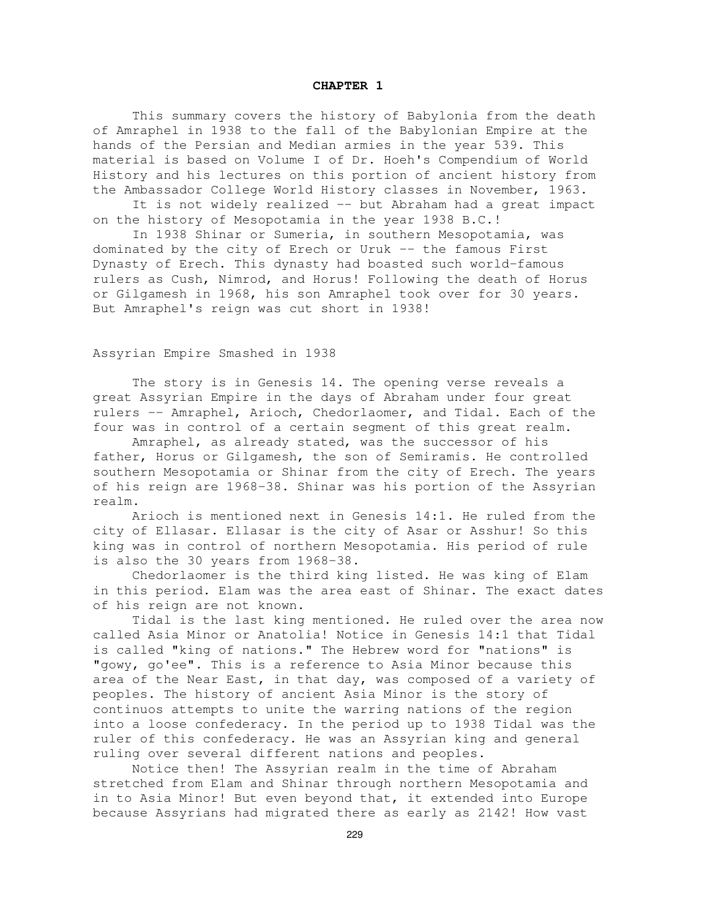# CHAPTER 1

This summary covers the history of Babylonia from the death of Amraphel in 1938 to the fall of the Babylonian Empire at the hands of the Persian and Median armies in the year 539. This material is based on Volume I of Dr. Hoeh's Compendium of World History and his lectures on this portion of ancient history from the Ambassador College World History classes in November, 1963.

It is not widely realized -- but Abraham had a great impact on the history of Mesopotamia in the year 1938 B.C.!

In 1938 Shinar or Sumeria, in southern Mesopotamia, was dominated by the city of Erech or Uruk -- the famous First Dynasty of Erech. This dynasty had boasted such world-famous rulers as Cush, Nimrod, and Horus! Following the death of Horus or Gilgamesh in 1968, his son Amraphel took over for 30 years. But Amraphel's reign was cut short in 1938!

## Assyrian Empire Smashed in 1938

The story is in Genesis 14. The opening verse reveals a great Assyrian Empire in the days of Abraham under four great rulers -- Amraphel, Arioch, Chedorlaomer, and Tidal. Each of the four was in control of a certain segment of this great realm.

Amraphel, as already stated, was the successor of his father, Horus or Gilgamesh, the son of Semiramis. He controlled southern Mesopotamia or Shinar from the city of Erech. The years of his reign are 1968-38. Shinar was his portion of the Assyrian realm.

Arioch is mentioned next in Genesis 14:1. He ruled from the city of Ellasar. Ellasar is the city of Asar or Asshur! So this king was in control of northern Mesopotamia. His period of rule is also the 30 years from 1968-38.

Chedorlaomer is the third king listed. He was king of Elam in this period. Elam was the area east of Shinar. The exact dates of his reign are not known.

Tidal is the last king mentioned. He ruled over the area now called Asia Minor or Anatolia! Notice in Genesis 14:1 that Tidal is called "king of nations." The Hebrew word for "nations" is "gowy, go'ee". This is a reference to Asia Minor because this area of the Near East, in that day, was composed of a variety of peoples. The history of ancient Asia Minor is the story of continuos attempts to unite the warring nations of the region into a loose confederacy. In the period up to 1938 Tidal was the ruler of this confederacy. He was an Assyrian king and general ruling over several different nations and peoples.

Notice then! The Assyrian realm in the time of Abraham stretched from Elam and Shinar through northern Mesopotamia and in to Asia Minor! But even beyond that, it extended into Europe because Assyrians had migrated there as early as 2142! How vast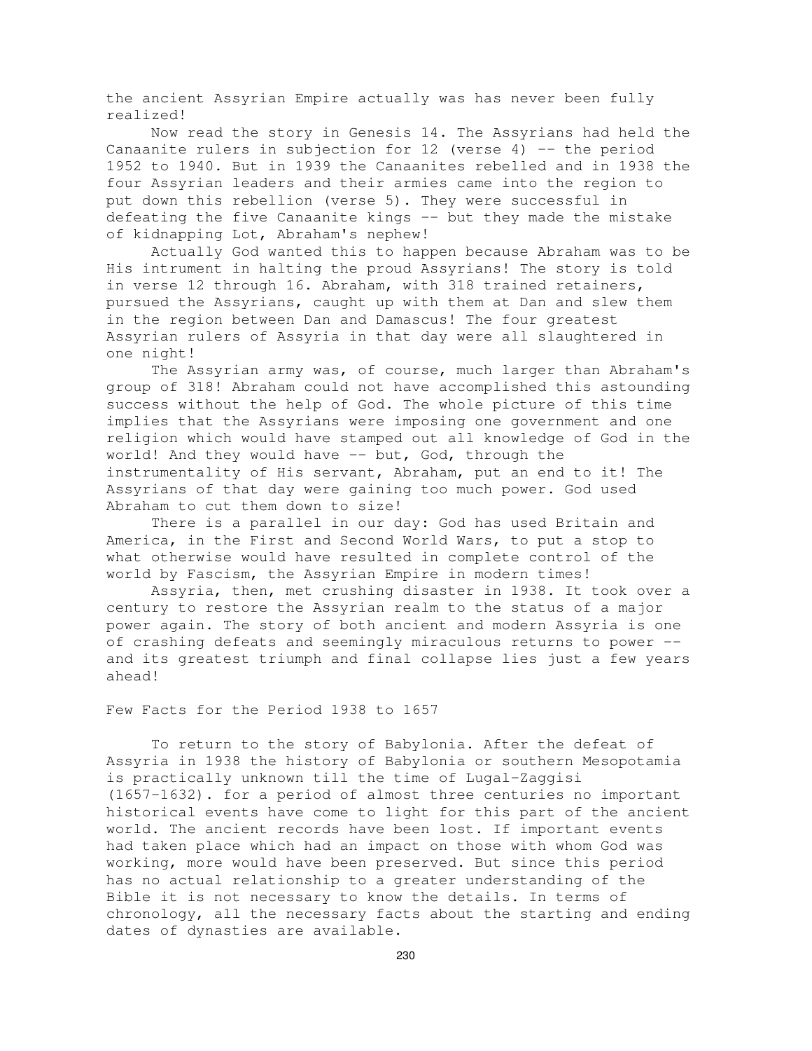the ancient Assyrian Empire actually was has never been fully realized!

Now read the story in Genesis 14. The Assyrians had held the Canaanite rulers in subjection for 12 (verse 4) -- the period 1952 to 1940. But in 1939 the Canaanites rebelled and in 1938 the four Assyrian leaders and their armies came into the region to put down this rebellion (verse 5). They were successful in defeating the five Canaanite kings -- but they made the mistake of kidnapping Lot, Abraham's nephew!

Actually God wanted this to happen because Abraham was to be His intrument in halting the proud Assyrians! The story is told in verse 12 through 16. Abraham, with 318 trained retainers, pursued the Assyrians, caught up with them at Dan and slew them in the region between Dan and Damascus! The four greatest Assyrian rulers of Assyria in that day were all slaughtered in one night!

The Assyrian army was, of course, much larger than Abraham's group of 318! Abraham could not have accomplished this astounding success without the help of God. The whole picture of this time implies that the Assyrians were imposing one government and one religion which would have stamped out all knowledge of God in the world! And they would have -- but, God, through the instrumentality of His servant, Abraham, put an end to it! The Assyrians of that day were gaining too much power. God used Abraham to cut them down to size!

There is a parallel in our day: God has used Britain and America, in the First and Second World Wars, to put a stop to what otherwise would have resulted in complete control of the world by Fascism, the Assyrian Empire in modern times!

Assyria, then, met crushing disaster in 1938. It took over a century to restore the Assyrian realm to the status of a major power again. The story of both ancient and modern Assyria is one of crashing defeats and seemingly miraculous returns to power -- and its greatest triumph and final collapse lies just a few years ahead!

## Few Facts for the Period 1938 to 1657

To return to the story of Babylonia. After the defeat of Assyria in 1938 the history of Babylonia or southern Mesopotamia is practically unknown till the time of Lugal-Zaggisi (1657-1632). for a period of almost three centuries no important historical events have come to light for this part of the ancient world. The ancient records have been lost. If important events had taken place which had an impact on those with whom God was working, more would have been preserved. But since this period has no actual relationship to a greater understanding of the Bible it is not necessary to know the details. In terms of chronology, all the necessary facts about the starting and ending dates of dynasties are available.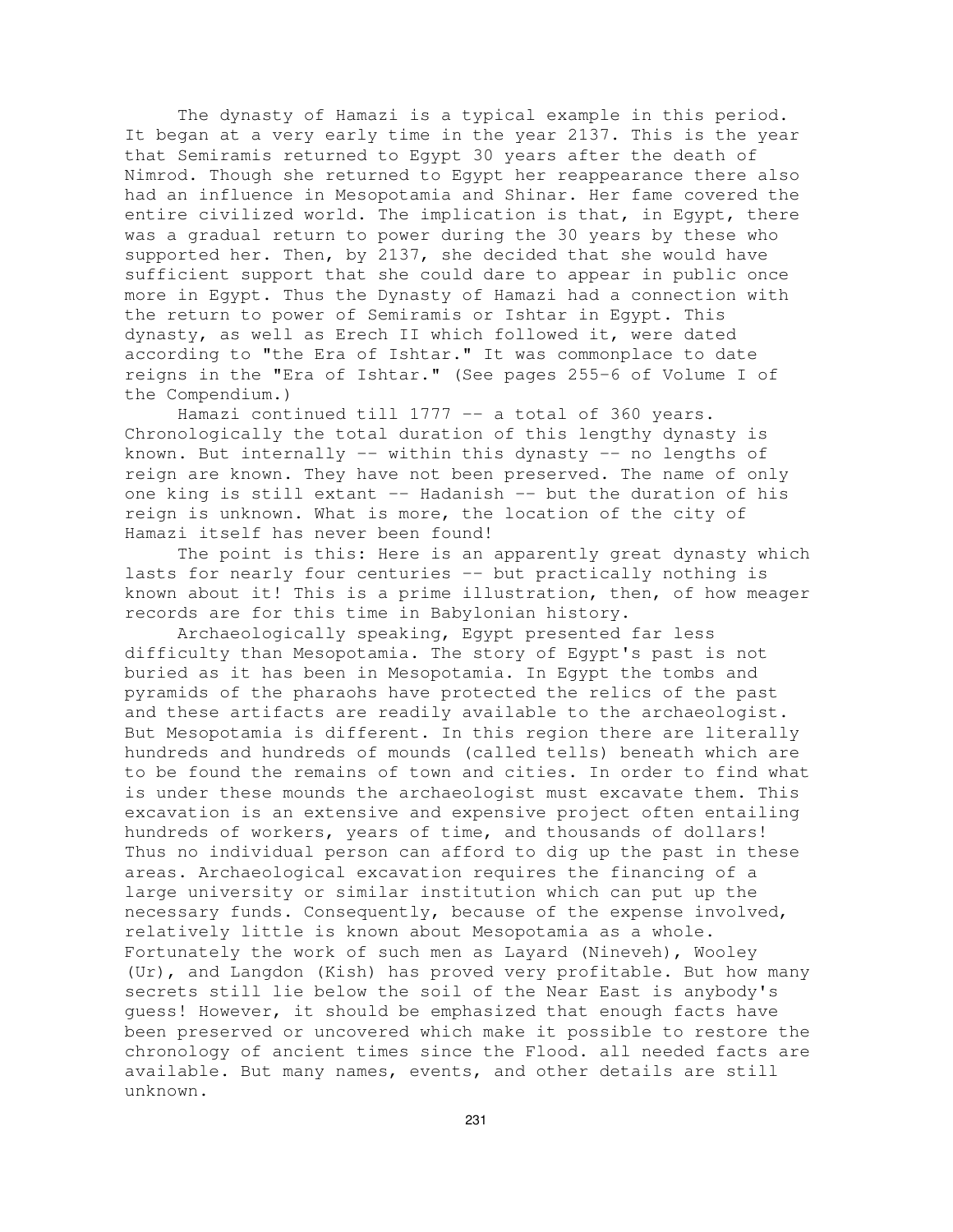The dynasty of Hamazi is a typical example in this period. It began at a very early time in the year 2137. This is the year that Semiramis returned to Egypt 30 years after the death of Nimrod. Though she returned to Egypt her reappearance there also had an influence in Mesopotamia and Shinar. Her fame covered the entire civilized world. The implication is that, in Egypt, there was a gradual return to power during the 30 years by these who supported her. Then, by 2137, she decided that she would have sufficient support that she could dare to appear in public once more in Egypt. Thus the Dynasty of Hamazi had a connection with the return to power of Semiramis or Ishtar in Egypt. This dynasty, as well as Erech II which followed it, were dated according to "the Era of Ishtar." It was commonplace to date reigns in the "Era of Ishtar." (See pages 255-6 of Volume I of the Compendium.)

Hamazi continued till 1777 -- a total of 360 years. Chronologically the total duration of this lengthy dynasty is known. But internally -- within this dynasty -- no lengths of reign are known. They have not been preserved. The name of only one king is still extant -- Hadanish -- but the duration of his reign is unknown. What is more, the location of the city of Hamazi itself has never been found!

The point is this: Here is an apparently great dynasty which lasts for nearly four centuries -- but practically nothing is known about it! This is a prime illustration, then, of how meager records are for this time in Babylonian history.

Archaeologically speaking, Egypt presented far less difficulty than Mesopotamia. The story of Egypt's past is not buried as it has been in Mesopotamia. In Egypt the tombs and pyramids of the pharaohs have protected the relics of the past and these artifacts are readily available to the archaeologist. But Mesopotamia is different. In this region there are literally hundreds and hundreds of mounds (called tells) beneath which are to be found the remains of town and cities. In order to find what is under these mounds the archaeologist must excavate them. This excavation is an extensive and expensive project often entailing hundreds of workers, years of time, and thousands of dollars! Thus no individual person can afford to dig up the past in these areas. Archaeological excavation requires the financing of a large university or similar institution which can put up the necessary funds. Consequently, because of the expense involved, relatively little is known about Mesopotamia as a whole. Fortunately the work of such men as Layard (Nineveh), Wooley (Ur), and Langdon (Kish) has proved very profitable. But how many secrets still lie below the soil of the Near East is anybody's guess! However, it should be emphasized that enough facts have been preserved or uncovered which make it possible to restore the chronology of ancient times since the Flood. all needed facts are available. But many names, events, and other details are still unknown.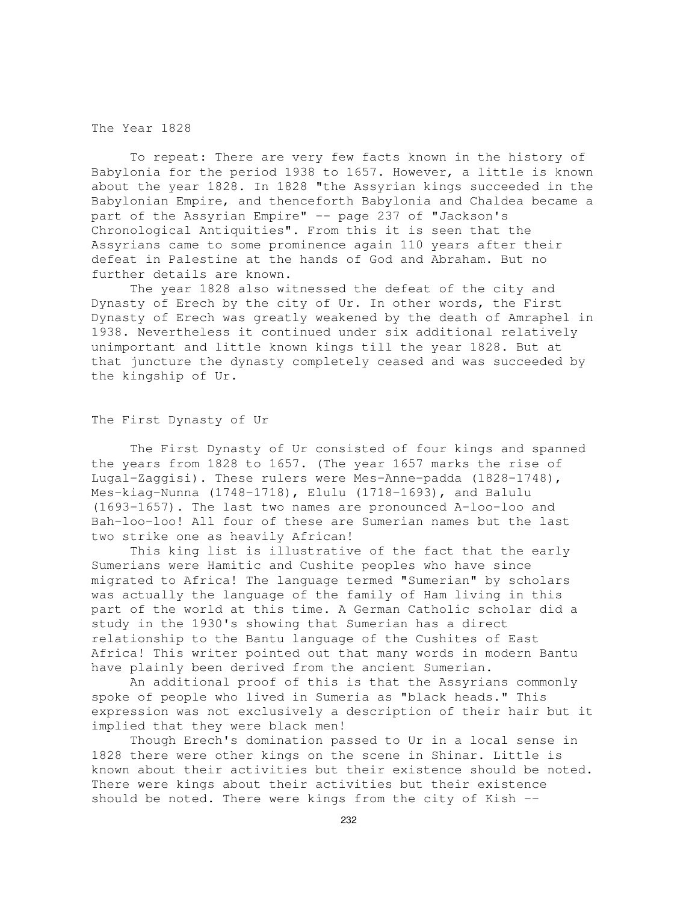## The Year 1828

To repeat: There are very few facts known in the history of Babylonia for the period 1938 to 1657. However, a little is known about the year 1828. In 1828 "the Assyrian kings succeeded in the Babylonian Empire, and thenceforth Babylonia and Chaldea became a part of the Assyrian Empire" -- page 237 of "Jackson's Chronological Antiquities". From this it is seen that the Assyrians came to some prominence again 110 years after their defeat in Palestine at the hands of God and Abraham. But no further details are known.

The year 1828 also witnessed the defeat of the city and Dynasty of Erech by the city of Ur. In other words, the First Dynasty of Erech was greatly weakened by the death of Amraphel in 1938. Nevertheless it continued under six additional relatively unimportant and little known kings till the year 1828. But at that juncture the dynasty completely ceased and was succeeded by the kingship of Ur.

## The First Dynasty of Ur

The First Dynasty of Ur consisted of four kings and spanned the years from 1828 to 1657. (The year 1657 marks the rise of Lugal-Zaggisi). These rulers were Mes-Anne-padda (1828-1748), Mes-kiag-Nunna (1748-1718), Elulu (1718-1693), and Balulu (1693-1657). The last two names are pronounced A-loo-loo and Bah-loo-loo! All four of these are Sumerian names but the last two strike one as heavily African!

This king list is illustrative of the fact that the early Sumerians were Hamitic and Cushite peoples who have since migrated to Africa! The language termed "Sumerian" by scholars was actually the language of the family of Ham living in this part of the world at this time. A German Catholic scholar did a study in the 1930's showing that Sumerian has a direct relationship to the Bantu language of the Cushites of East Africa! This writer pointed out that many words in modern Bantu have plainly been derived from the ancient Sumerian.

An additional proof of this is that the Assyrians commonly spoke of people who lived in Sumeria as "black heads." This expression was not exclusively a description of their hair but it implied that they were black men!

Though Erech's domination passed to Ur in a local sense in 1828 there were other kings on the scene in Shinar. Little is known about their activities but their existence should be noted. There were kings about their activities but their existence should be noted. There were kings from the city of Kish --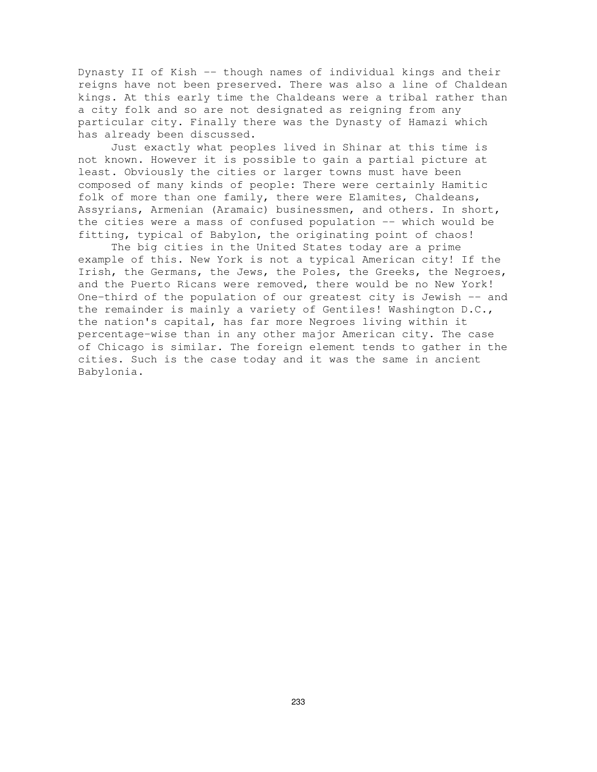Dynasty II of Kish -- though names of individual kings and their reigns have not been preserved. There was also a line of Chaldean kings. At this early time the Chaldeans were a tribal rather than a city folk and so are not designated as reigning from any particular city. Finally there was the Dynasty of Hamazi which has already been discussed.

Just exactly what peoples lived in Shinar at this time is not known. However it is possible to gain a partial picture at least. Obviously the cities or larger towns must have been composed of many kinds of people: There were certainly Hamitic folk of more than one family, there were Elamites, Chaldeans, Assyrians, Armenian (Aramaic) businessmen, and others. In short, the cities were a mass of confused population -- which would be fitting, typical of Babylon, the originating point of chaos!

The big cities in the United States today are a prime example of this. New York is not a typical American city! If the Irish, the Germans, the Jews, the Poles, the Greeks, the Negroes, and the Puerto Ricans were removed, there would be no New York! One-third of the population of our greatest city is Jewish -- and the remainder is mainly a variety of Gentiles! Washington D.C., the nation's capital, has far more Negroes living within it percentage-wise than in any other major American city. The case of Chicago is similar. The foreign element tends to gather in the cities. Such is the case today and it was the same in ancient Babylonia.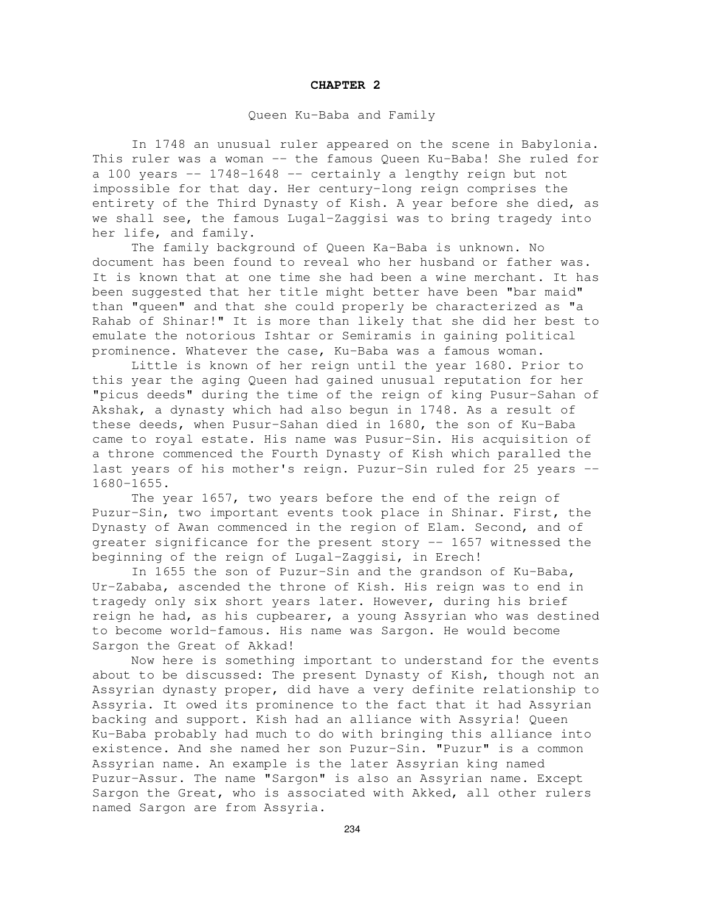# CHAPTER 2

## Queen Ku-Baba and Family

In 1748 an unusual ruler appeared on the scene in Babylonia. This ruler was a woman -- the famous Queen Ku-Baba! She ruled for a 100 years -- 1748-1648 -- certainly a lengthy reign but not impossible for that day. Her century-long reign comprises the entirety of the Third Dynasty of Kish. A year before she died, as we shall see, the famous Lugal-Zaggisi was to bring tragedy into her life, and family.

The family background of Queen Ka-Baba is unknown. No document has been found to reveal who her husband or father was. It is known that at one time she had been a wine merchant. It has been suggested that her title might better have been "bar maid" than "queen" and that she could properly be characterized as "a Rahab of Shinar!" It is more than likely that she did her best to emulate the notorious Ishtar or Semiramis in gaining political prominence. Whatever the case, Ku-Baba was a famous woman.

Little is known of her reign until the year 1680. Prior to this year the aging Queen had gained unusual reputation for her "picus deeds" during the time of the reign of king Pusur-Sahan of Akshak, a dynasty which had also begun in 1748. As a result of these deeds, when Pusur-Sahan died in 1680, the son of Ku-Baba came to royal estate. His name was Pusur-Sin. His acquisition of a throne commenced the Fourth Dynasty of Kish which paralled the last years of his mother's reign. Puzur-Sin ruled for 25 years -- 1680-1655.

The year 1657, two years before the end of the reign of Puzur-Sin, two important events took place in Shinar. First, the Dynasty of Awan commenced in the region of Elam. Second, and of greater significance for the present story -- 1657 witnessed the beginning of the reign of Lugal-Zaggisi, in Erech!

In 1655 the son of Puzur-Sin and the grandson of Ku-Baba, Ur-Zababa, ascended the throne of Kish. His reign was to end in tragedy only six short years later. However, during his brief reign he had, as his cupbearer, a young Assyrian who was destined to become world-famous. His name was Sargon. He would become Sargon the Great of Akkad!

Now here is something important to understand for the events about to be discussed: The present Dynasty of Kish, though not an Assyrian dynasty proper, did have a very definite relationship to Assyria. It owed its prominence to the fact that it had Assyrian backing and support. Kish had an alliance with Assyria! Queen Ku-Baba probably had much to do with bringing this alliance into existence. And she named her son Puzur-Sin. "Puzur" is a common Assyrian name. An example is the later Assyrian king named Puzur-Assur. The name "Sargon" is also an Assyrian name. Except Sargon the Great, who is associated with Akked, all other rulers named Sargon are from Assyria.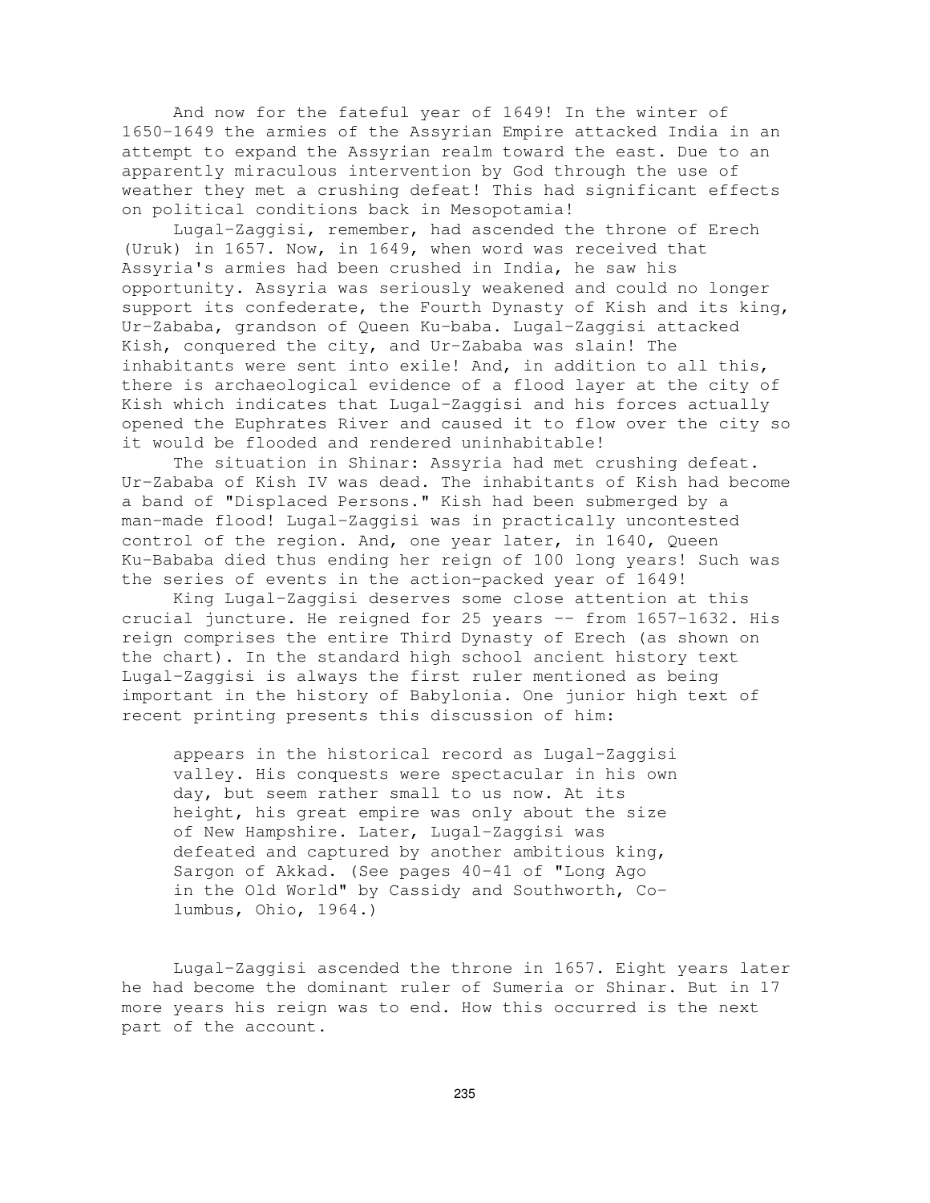And now for the fateful year of 1649! In the winter of 1650-1649 the armies of the Assyrian Empire attacked India in an attempt to expand the Assyrian realm toward the east. Due to an apparently miraculous intervention by God through the use of weather they met a crushing defeat! This had significant effects on political conditions back in Mesopotamia!

Lugal-Zaggisi, remember, had ascended the throne of Erech (Uruk) in 1657. Now, in 1649, when word was received that Assyria's armies had been crushed in India, he saw his opportunity. Assyria was seriously weakened and could no longer support its confederate, the Fourth Dynasty of Kish and its king, Ur-Zababa, grandson of Queen Ku-baba. Lugal-Zaggisi attacked Kish, conquered the city, and Ur-Zababa was slain! The inhabitants were sent into exile! And, in addition to all this, there is archaeological evidence of a flood layer at the city of Kish which indicates that Lugal-Zaggisi and his forces actually opened the Euphrates River and caused it to flow over the city so it would be flooded and rendered uninhabitable!

The situation in Shinar: Assyria had met crushing defeat. Ur-Zababa of Kish IV was dead. The inhabitants of Kish had become a band of "Displaced Persons." Kish had been submerged by a man-made flood! Lugal-Zaggisi was in practically uncontested control of the region. And, one year later, in 1640, Queen Ku-Bababa died thus ending her reign of 100 long years! Such was the series of events in the action-packed year of 1649!

King Lugal-Zaggisi deserves some close attention at this crucial juncture. He reigned for 25 years -- from 1657-1632. His reign comprises the entire Third Dynasty of Erech (as shown on the chart). In the standard high school ancient history text Lugal-Zaggisi is always the first ruler mentioned as being important in the history of Babylonia. One junior high text of recent printing presents this discussion of him:

> appears in the historical record as Lugal-Zaggisi valley. His conquests were spectacular in his own day, but seem rather small to us now. At its height, his great empire was only about the size of New Hampshire. Later, Lugal-Zaggisi was defeated and captured by another ambitious king, Sargon of Akkad. (See pages 40-41 of "Long Ago in the Old World" by Cassidy and Southworth, Columbus, Ohio, 1964.)

Lugal-Zaggisi ascended the throne in 1657. Eight years later he had become the dominant ruler of Sumeria or Shinar. But in 17 more years his reign was to end. How this occurred is the next part of the account.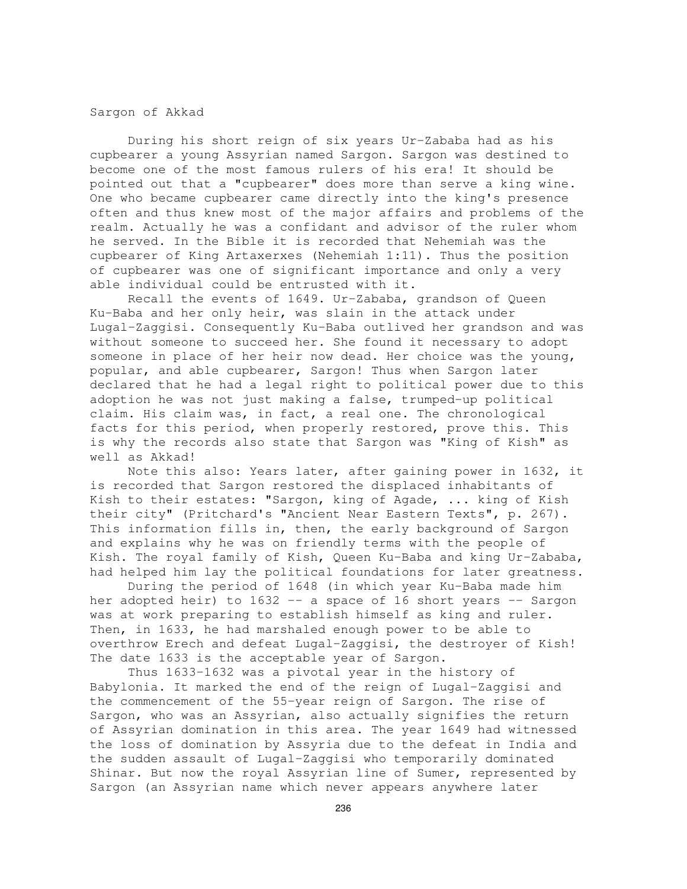## Sargon of Akkad

During his short reign of six years Ur-Zababa had as his cupbearer a young Assyrian named Sargon. Sargon was destined to become one of the most famous rulers of his era! It should be pointed out that a "cupbearer" does more than serve a king wine. One who became cupbearer came directly into the king's presence often and thus knew most of the major affairs and problems of the realm. Actually he was a confidant and advisor of the ruler whom he served. In the Bible it is recorded that Nehemiah was the cupbearer of King Artaxerxes (Nehemiah 1:11). Thus the position of cupbearer was one of significant importance and only a very able individual could be entrusted with it.

Recall the events of 1649. Ur-Zababa, grandson of Queen Ku-Baba and her only heir, was slain in the attack under Lugal-Zaggisi. Consequently Ku-Baba outlived her grandson and was without someone to succeed her. She found it necessary to adopt someone in place of her heir now dead. Her choice was the young, popular, and able cupbearer, Sargon! Thus when Sargon later declared that he had a legal right to political power due to this adoption he was not just making a false, trumped-up political claim. His claim was, in fact, a real one. The chronological facts for this period, when properly restored, prove this. This is why the records also state that Sargon was "King of Kish" as well as Akkad!

Note this also: Years later, after gaining power in 1632, it is recorded that Sargon restored the displaced inhabitants of Kish to their estates: "Sargon, king of Agade, ... king of Kish their city" (Pritchard's "Ancient Near Eastern Texts", p. 267). This information fills in, then, the early background of Sargon and explains why he was on friendly terms with the people of Kish. The royal family of Kish, Queen Ku-Baba and king Ur-Zababa, had helped him lay the political foundations for later greatness.

During the period of 1648 (in which year Ku-Baba made him her adopted heir) to 1632 -- a space of 16 short years -- Sargon was at work preparing to establish himself as king and ruler. Then, in 1633, he had marshaled enough power to be able to overthrow Erech and defeat Lugal-Zaggisi, the destroyer of Kish! The date 1633 is the acceptable year of Sargon.

Thus 1633-1632 was a pivotal year in the history of Babylonia. It marked the end of the reign of Lugal-Zaggisi and the commencement of the 55-year reign of Sargon. The rise of Sargon, who was an Assyrian, also actually signifies the return of Assyrian domination in this area. The year 1649 had witnessed the loss of domination by Assyria due to the defeat in India and the sudden assault of Lugal-Zaggisi who temporarily dominated Shinar. But now the royal Assyrian line of Sumer, represented by Sargon (an Assyrian name which never appears anywhere later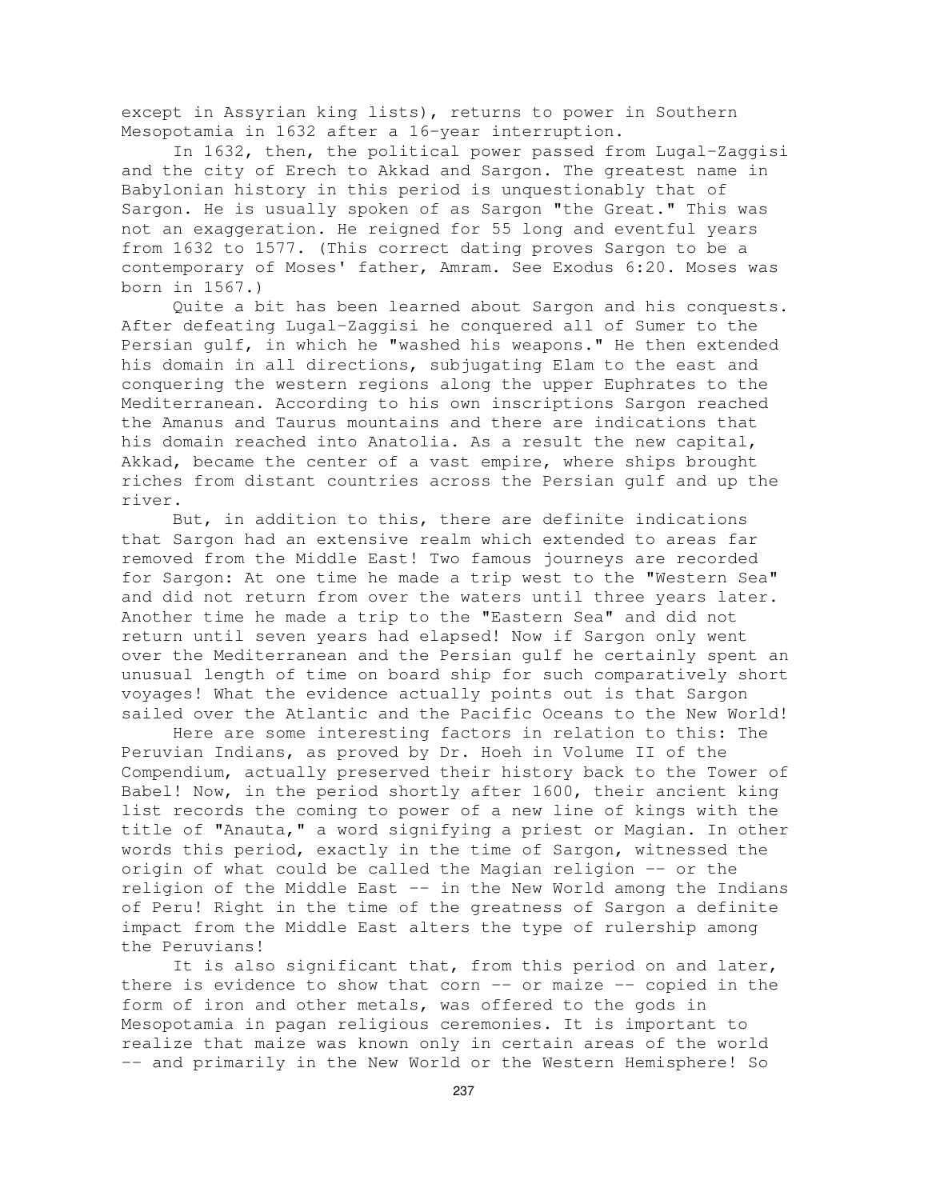except in Assyrian king lists), returns to power in Southern Mesopotamia in 1632 after a 16-year interruption.

In 1632, then, the political power passed from Lugal-Zaggisi and the city of Erech to Akkad and Sargon. The greatest name in Babylonian history in this period is unquestionably that of Sargon. He is usually spoken of as Sargon "the Great." This was not an exaggeration. He reigned for 55 long and eventful years from 1632 to 1577. (This correct dating proves Sargon to be a contemporary of Moses' father, Amram. See Exodus 6:20. Moses was born in 1567.)

Quite a bit has been learned about Sargon and his conquests. After defeating Lugal-Zaggisi he conquered all of Sumer to the Persian gulf, in which he "washed his weapons." He then extended his domain in all directions, subjugating Elam to the east and conquering the western regions along the upper Euphrates to the Mediterranean. According to his own inscriptions Sargon reached the Amanus and Taurus mountains and there are indications that his domain reached into Anatolia. As a result the new capital, Akkad, became the center of a vast empire, where ships brought riches from distant countries across the Persian gulf and up the river.

But, in addition to this, there are definite indications that Sargon had an extensive realm which extended to areas far removed from the Middle East! Two famous journeys are recorded for Sargon: At one time he made a trip west to the "Western Sea" and did not return from over the waters until three years later. Another time he made a trip to the "Eastern Sea" and did not return until seven years had elapsed! Now if Sargon only went over the Mediterranean and the Persian gulf he certainly spent an unusual length of time on board ship for such comparatively short voyages! What the evidence actually points out is that Sargon sailed over the Atlantic and the Pacific Oceans to the New World!

Here are some interesting factors in relation to this: The Peruvian Indians, as proved by Dr. Hoeh in Volume II of the Compendium, actually preserved their history back to the Tower of Babel! Now, in the period shortly after 1600, their ancient king list records the coming to power of a new line of kings with the title of "Anauta," a word signifying a priest or Magian. In other words this period, exactly in the time of Sargon, witnessed the origin of what could be called the Magian religion -- or the religion of the Middle East -- in the New World among the Indians of Peru! Right in the time of the greatness of Sargon a definite impact from the Middle East alters the type of rulership among the Peruvians!

It is also significant that, from this period on and later, there is evidence to show that corn -- or maize -- copied in the form of iron and other metals, was offered to the gods in Mesopotamia in pagan religious ceremonies. It is important to realize that maize was known only in certain areas of the world -- and primarily in the New World or the Western Hemisphere! So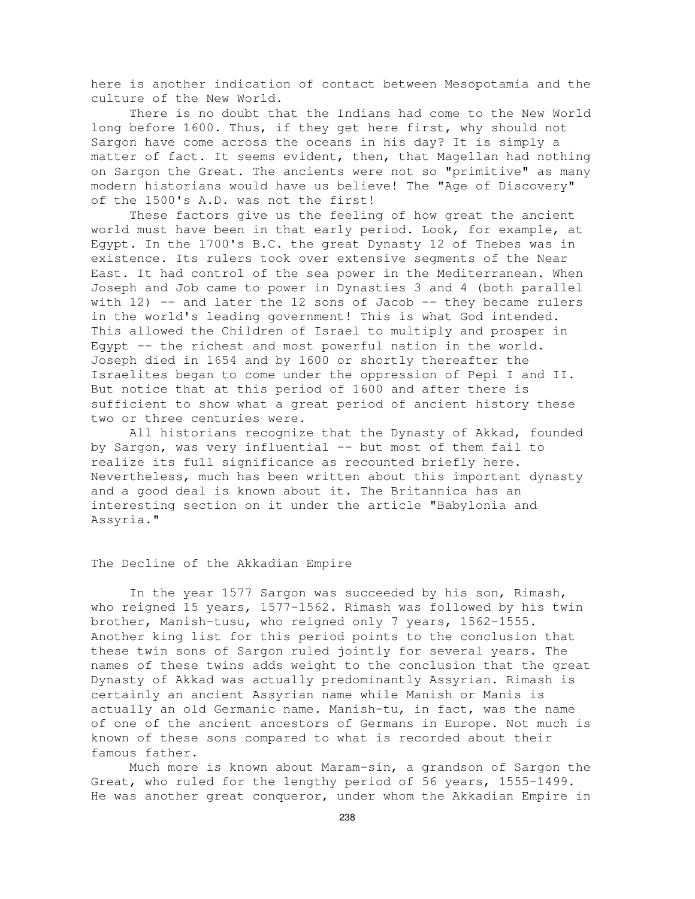here is another indication of contact between Mesopotamia and the culture of the New World.

There is no doubt that the Indians had come to the New World long before 1600. Thus, if they get here first, why should not Sargon have come across the oceans in his day? It is simply a matter of fact. It seems evident, then, that Magellan had nothing on Sargon the Great. The ancients were not so "primitive" as many modern historians would have us believe! The "Age of Discovery" of the 1500's A.D. was not the first!

These factors give us the feeling of how great the ancient world must have been in that early period. Look, for example, at Egypt. In the 1700's B.C. the great Dynasty 12 of Thebes was in existence. Its rulers took over extensive segments of the Near East. It had control of the sea power in the Mediterranean. When Joseph and Job came to power in Dynasties 3 and 4 (both parallel with 12) -- and later the 12 sons of Jacob -- they became rulers in the world's leading government! This is what God intended. This allowed the Children of Israel to multiply and prosper in Egypt -- the richest and most powerful nation in the world. Joseph died in 1654 and by 1600 or shortly thereafter the Israelites began to come under the oppression of Pepi I and II. But notice that at this period of 1600 and after there is sufficient to show what a great period of ancient history these two or three centuries were.

All historians recognize that the Dynasty of Akkad, founded by Sargon, was very influential -- but most of them fail to realize its full significance as recounted briefly here. Nevertheless, much has been written about this important dynasty and a good deal is known about it. The Britannica has an interesting section on it under the article "Babylonia and Assyria."

## The Decline of the Akkadian Empire

In the year 1577 Sargon was succeeded by his son, Rimash, who reigned 15 years, 1577-1562. Rimash was followed by his twin brother, Manish-tusu, who reigned only 7 years, 1562-1555. Another king list for this period points to the conclusion that these twin sons of Sargon ruled jointly for several years. The names of these twins adds weight to the conclusion that the great Dynasty of Akkad was actually predominantly Assyrian. Rimash is certainly an ancient Assyrian name while Manish or Manis is actually an old Germanic name. Manish-tu, in fact, was the name of one of the ancient ancestors of Germans in Europe. Not much is known of these sons compared to what is recorded about their famous father.

Much more is known about Maram-sin, a grandson of Sargon the Great, who ruled for the lengthy period of 56 years, 1555-1499. He was another great conqueror, under whom the Akkadian Empire in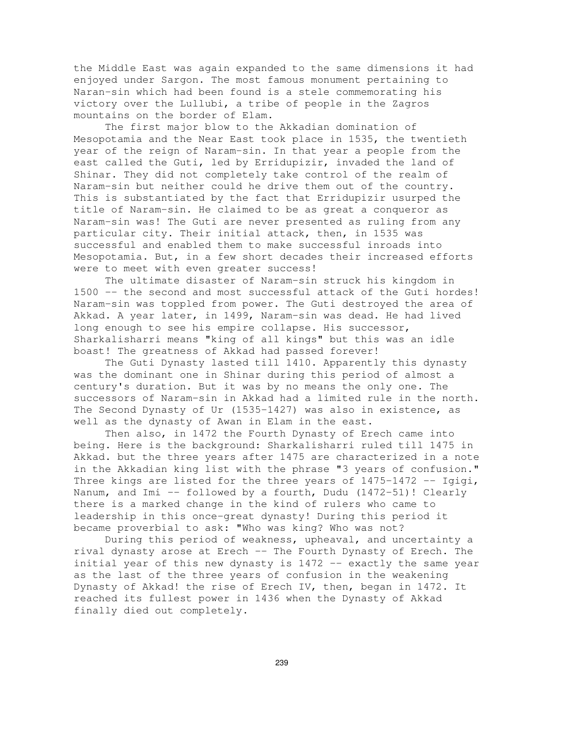the Middle East was again expanded to the same dimensions it had enjoyed under Sargon. The most famous monument pertaining to Naran-sin which had been found is a stele commemorating his victory over the Lullubi, a tribe of people in the Zagros mountains on the border of Elam.

The first major blow to the Akkadian domination of Mesopotamia and the Near East took place in 1535, the twentieth year of the reign of Naram-sin. In that year a people from the east called the Guti, led by Erridupizir, invaded the land of Shinar. They did not completely take control of the realm of Naram-sin but neither could he drive them out of the country. This is substantiated by the fact that Erridupizir usurped the title of Naram-sin. He claimed to be as great a conqueror as Naram-sin was! The Guti are never presented as ruling from any particular city. Their initial attack, then, in 1535 was successful and enabled them to make successful inroads into Mesopotamia. But, in a few short decades their increased efforts were to meet with even greater success!

The ultimate disaster of Naram-sin struck his kingdom in 1500 -- the second and most successful attack of the Guti hordes! Naram-sin was toppled from power. The Guti destroyed the area of Akkad. A year later, in 1499, Naram-sin was dead. He had lived long enough to see his empire collapse. His successor, Sharkalisharri means "king of all kings" but this was an idle boast! The greatness of Akkad had passed forever!

The Guti Dynasty lasted till 1410. Apparently this dynasty was the dominant one in Shinar during this period of almost a century's duration. But it was by no means the only one. The successors of Naram-sin in Akkad had a limited rule in the north. The Second Dynasty of Ur (1535-1427) was also in existence, as well as the dynasty of Awan in Elam in the east.

Then also, in 1472 the Fourth Dynasty of Erech came into being. Here is the background: Sharkalisharri ruled till 1475 in Akkad. but the three years after 1475 are characterized in a note in the Akkadian king list with the phrase "3 years of confusion." Three kings are listed for the three years of 1475-1472 -- Igigi, Nanum, and Imi -- followed by a fourth, Dudu (1472-51)! Clearly there is a marked change in the kind of rulers who came to leadership in this once-great dynasty! During this period it became proverbial to ask: "Who was king? Who was not?

During this period of weakness, upheaval, and uncertainty a rival dynasty arose at Erech -- The Fourth Dynasty of Erech. The initial year of this new dynasty is 1472 -- exactly the same year as the last of the three years of confusion in the weakening Dynasty of Akkad! the rise of Erech IV, then, began in 1472. It reached its fullest power in 1436 when the Dynasty of Akkad finally died out completely.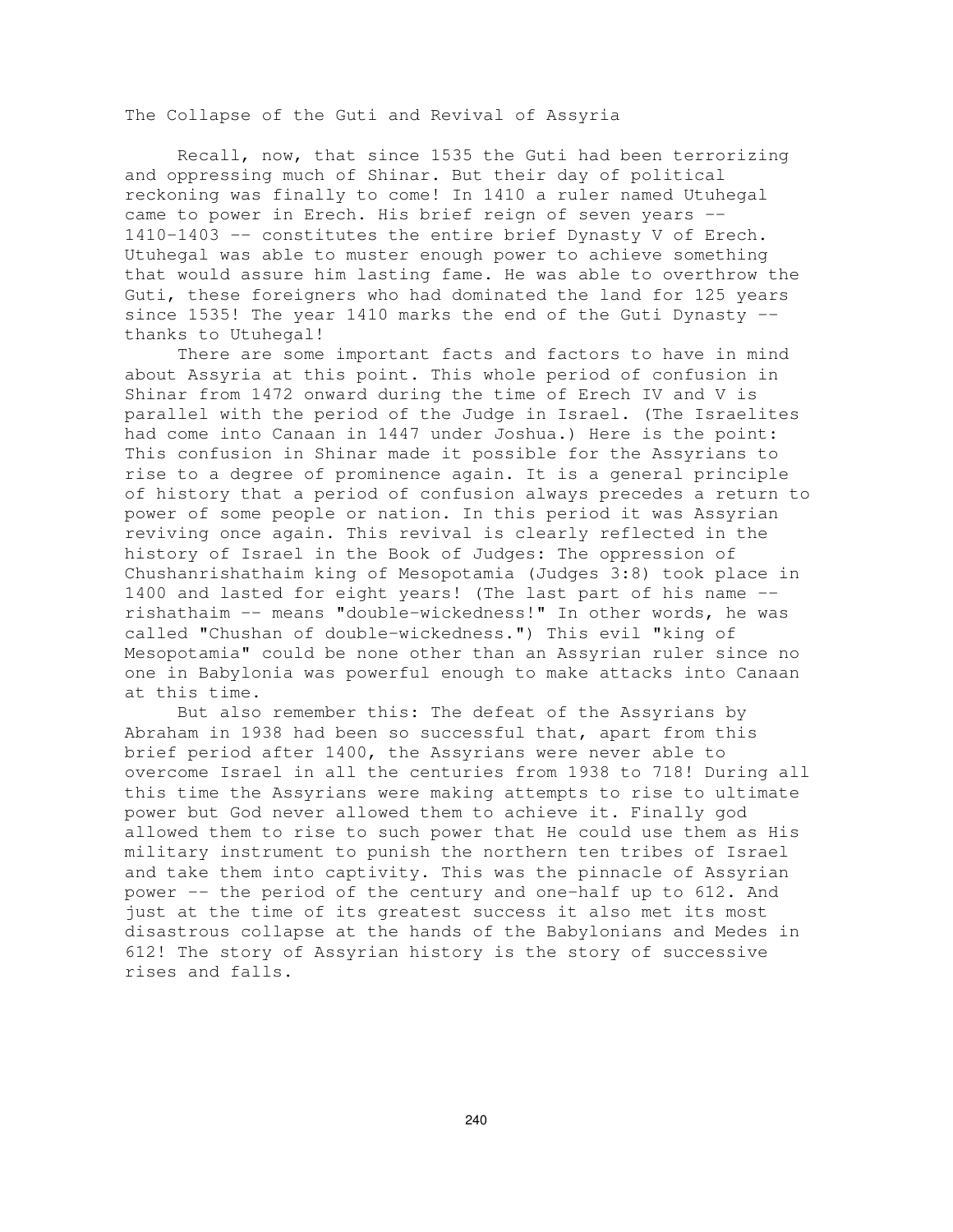## The Collapse of the Guti and Revival of Assyria

Recall, now, that since 1535 the Guti had been terrorizing and oppressing much of Shinar. But their day of political reckoning was finally to come! In 1410 a ruler named Utuhegal came to power in Erech. His brief reign of seven years -- 1410-1403 -- constitutes the entire brief Dynasty V of Erech. Utuhegal was able to muster enough power to achieve something that would assure him lasting fame. He was able to overthrow the Guti, these foreigners who had dominated the land for 125 years since 1535! The year 1410 marks the end of the Guti Dynasty -- thanks to Utuhegal!

There are some important facts and factors to have in mind about Assyria at this point. This whole period of confusion in Shinar from 1472 onward during the time of Erech IV and V is parallel with the period of the Judge in Israel. (The Israelites had come into Canaan in 1447 under Joshua.) Here is the point: This confusion in Shinar made it possible for the Assyrians to rise to a degree of prominence again. It is a general principle of history that a period of confusion always precedes a return to power of some people or nation. In this period it was Assyrian reviving once again. This revival is clearly reflected in the history of Israel in the Book of Judges: The oppression of Chushanrishathaim king of Mesopotamia (Judges 3:8) took place in 1400 and lasted for eight years! (The last part of his name -- rishathaim -- means "double-wickedness!" In other words, he was called "Chushan of double-wickedness.") This evil "king of Mesopotamia" could be none other than an Assyrian ruler since no one in Babylonia was powerful enough to make attacks into Canaan at this time.

But also remember this: The defeat of the Assyrians by Abraham in 1938 had been so successful that, apart from this brief period after 1400, the Assyrians were never able to overcome Israel in all the centuries from 1938 to 718! During all this time the Assyrians were making attempts to rise to ultimate power but God never allowed them to achieve it. Finally god allowed them to rise to such power that He could use them as His military instrument to punish the northern ten tribes of Israel and take them into captivity. This was the pinnacle of Assyrian power -- the period of the century and one-half up to 612. And just at the time of its greatest success it also met its most disastrous collapse at the hands of the Babylonians and Medes in 612! The story of Assyrian history is the story of successive rises and falls.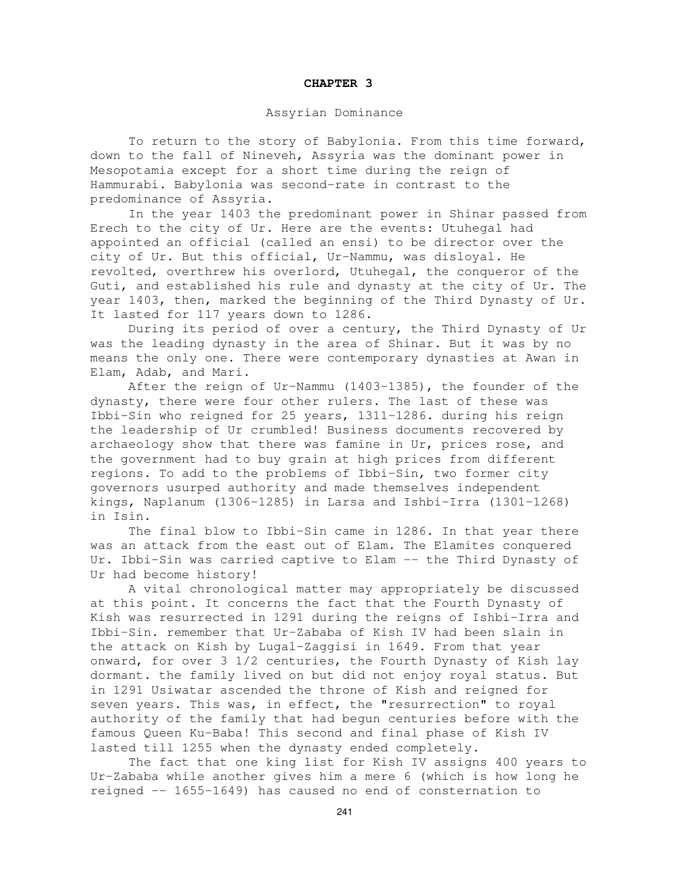# CHAPTER 3

## Assyrian Dominance

To return to the story of Babylonia. From this time forward, down to the fall of Nineveh, Assyria was the dominant power in Mesopotamia except for a short time during the reign of Hammurabi. Babylonia was second-rate in contrast to the predominance of Assyria.

In the year 1403 the predominant power in Shinar passed from Erech to the city of Ur. Here are the events: Utuhegal had appointed an official (called an ensi) to be director over the city of Ur. But this official, Ur-Nammu, was disloyal. He revolted, overthrew his overlord, Utuhegal, the conqueror of the Guti, and established his rule and dynasty at the city of Ur. The year 1403, then, marked the beginning of the Third Dynasty of Ur. It lasted for 117 years down to 1286.

During its period of over a century, the Third Dynasty of Ur was the leading dynasty in the area of Shinar. But it was by no means the only one. There were contemporary dynasties at Awan in Elam, Adab, and Mari.

After the reign of Ur-Nammu (1403-1385), the founder of the dynasty, there were four other rulers. The last of these was Ibbi-Sin who reigned for 25 years, 1311-1286. during his reign the leadership of Ur crumbled! Business documents recovered by archaeology show that there was famine in Ur, prices rose, and the government had to buy grain at high prices from different regions. To add to the problems of Ibbi-Sin, two former city governors usurped authority and made themselves independent kings, Naplanum (1306-1285) in Larsa and Ishbi-Irra (1301-1268) in Isin.

The final blow to Ibbi-Sin came in 1286. In that year there was an attack from the east out of Elam. The Elamites conquered Ur. Ibbi-Sin was carried captive to Elam -- the Third Dynasty of Ur had become history!

A vital chronological matter may appropriately be discussed at this point. It concerns the fact that the Fourth Dynasty of Kish was resurrected in 1291 during the reigns of Ishbi-Irra and Ibbi-Sin. remember that Ur-Zababa of Kish IV had been slain in the attack on Kish by Lugal-Zaggisi in 1649. From that year onward, for over 3 1/2 centuries, the Fourth Dynasty of Kish lay dormant. the family lived on but did not enjoy royal status. But in 1291 Usiwatar ascended the throne of Kish and reigned for seven years. This was, in effect, the "resurrection" to royal authority of the family that had begun centuries before with the famous Queen Ku-Baba! This second and final phase of Kish IV lasted till 1255 when the dynasty ended completely.

The fact that one king list for Kish IV assigns 400 years to Ur-Zababa while another gives him a mere 6 (which is how long he reigned -- 1655-1649) has caused no end of consternation to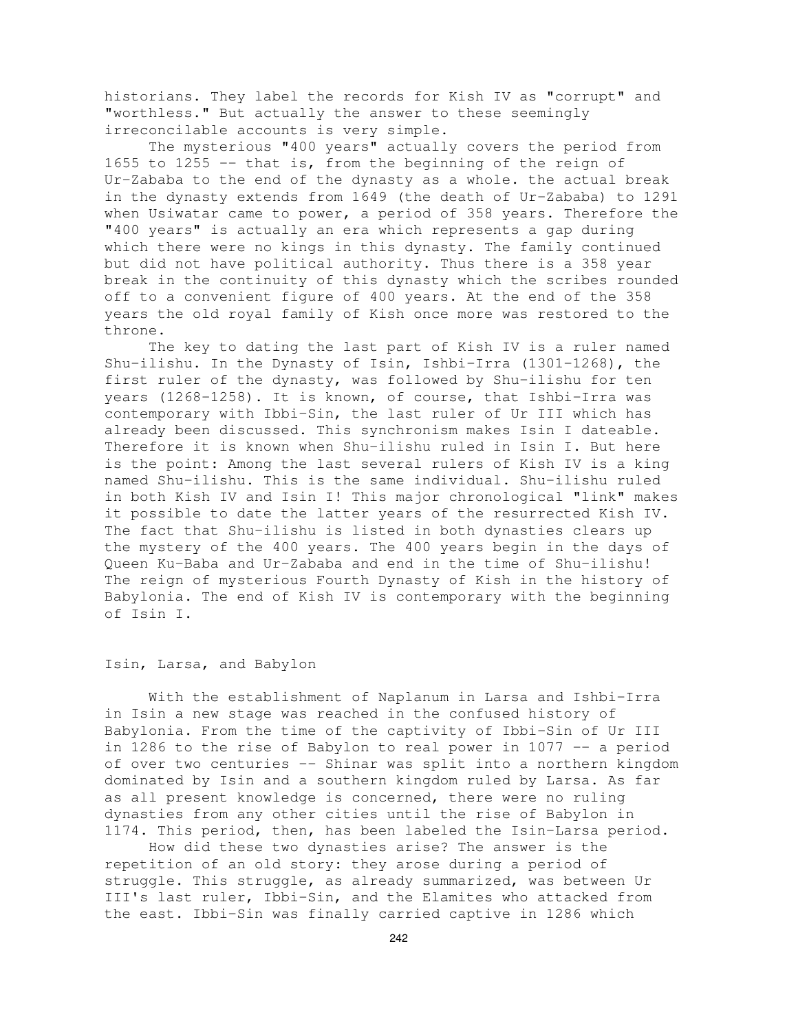historians. They label the records for Kish IV as "corrupt" and "worthless." But actually the answer to these seemingly irreconcilable accounts is very simple.

The mysterious "400 years" actually covers the period from 1655 to 1255 -- that is, from the beginning of the reign of Ur-Zababa to the end of the dynasty as a whole. the actual break in the dynasty extends from 1649 (the death of Ur-Zababa) to 1291 when Usiwatar came to power, a period of 358 years. Therefore the "400 years" is actually an era which represents a gap during which there were no kings in this dynasty. The family continued but did not have political authority. Thus there is a 358 year break in the continuity of this dynasty which the scribes rounded off to a convenient figure of 400 years. At the end of the 358 years the old royal family of Kish once more was restored to the throne.

The key to dating the last part of Kish IV is a ruler named Shu-ilishu. In the Dynasty of Isin, Ishbi-Irra (1301-1268), the first ruler of the dynasty, was followed by Shu-ilishu for ten years (1268-1258). It is known, of course, that Ishbi-Irra was contemporary with Ibbi-Sin, the last ruler of Ur III which has already been discussed. This synchronism makes Isin I dateable. Therefore it is known when Shu-ilishu ruled in Isin I. But here is the point: Among the last several rulers of Kish IV is a king named Shu-ilishu. This is the same individual. Shu-ilishu ruled in both Kish IV and Isin I! This major chronological "link" makes it possible to date the latter years of the resurrected Kish IV. The fact that Shu-ilishu is listed in both dynasties clears up the mystery of the 400 years. The 400 years begin in the days of Queen Ku-Baba and Ur-Zababa and end in the time of Shu-ilishu! The reign of mysterious Fourth Dynasty of Kish in the history of Babylonia. The end of Kish IV is contemporary with the beginning of Isin I.

## Isin, Larsa, and Babylon

With the establishment of Naplanum in Larsa and Ishbi-Irra in Isin a new stage was reached in the confused history of Babylonia. From the time of the captivity of Ibbi-Sin of Ur III in 1286 to the rise of Babylon to real power in 1077 -- a period of over two centuries -- Shinar was split into a northern kingdom dominated by Isin and a southern kingdom ruled by Larsa. As far as all present knowledge is concerned, there were no ruling dynasties from any other cities until the rise of Babylon in 1174. This period, then, has been labeled the Isin-Larsa period.

How did these two dynasties arise? The answer is the repetition of an old story: they arose during a period of struggle. This struggle, as already summarized, was between Ur III's last ruler, Ibbi-Sin, and the Elamites who attacked from the east. Ibbi-Sin was finally carried captive in 1286 which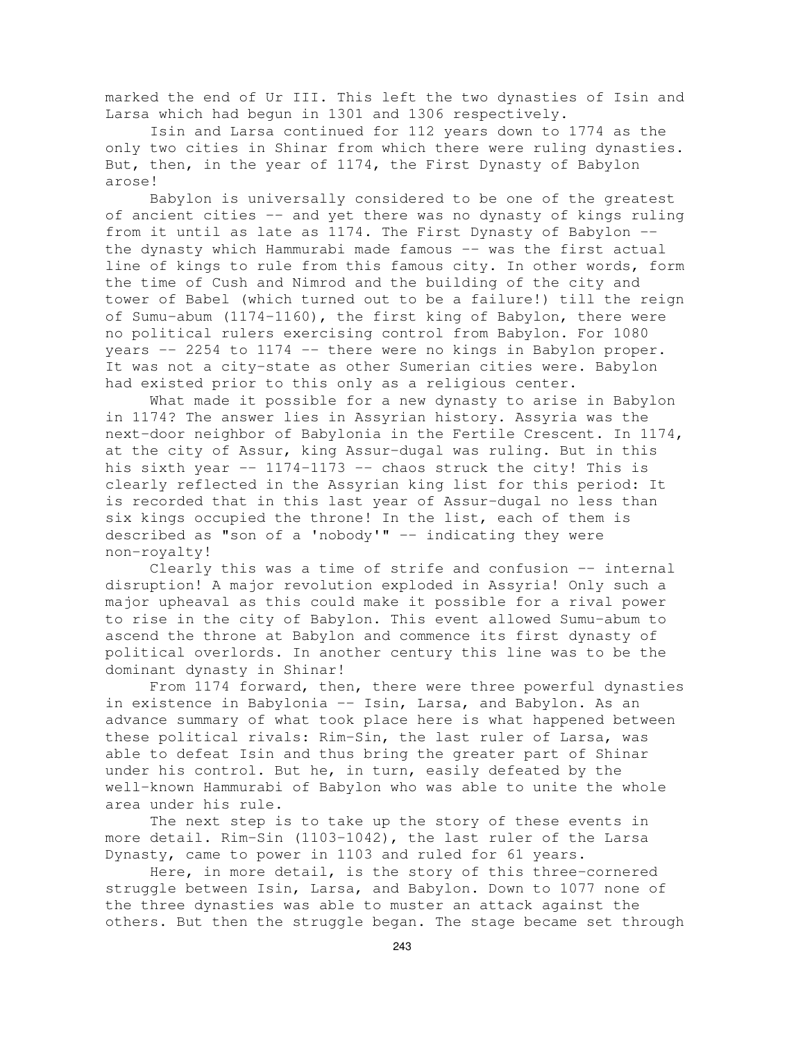marked the end of Ur III. This left the two dynasties of Isin and Larsa which had begun in 1301 and 1306 respectively.

Isin and Larsa continued for 112 years down to 1774 as the only two cities in Shinar from which there were ruling dynasties. But, then, in the year of 1174, the First Dynasty of Babylon arose!

Babylon is universally considered to be one of the greatest of ancient cities -- and yet there was no dynasty of kings ruling from it until as late as 1174. The First Dynasty of Babylon -- the dynasty which Hammurabi made famous -- was the first actual line of kings to rule from this famous city. In other words, form the time of Cush and Nimrod and the building of the city and tower of Babel (which turned out to be a failure!) till the reign of Sumu-abum (1174-1160), the first king of Babylon, there were no political rulers exercising control from Babylon. For 1080 years -- 2254 to 1174 -- there were no kings in Babylon proper. It was not a city-state as other Sumerian cities were. Babylon had existed prior to this only as a religious center.

What made it possible for a new dynasty to arise in Babylon in 1174? The answer lies in Assyrian history. Assyria was the next-door neighbor of Babylonia in the Fertile Crescent. In 1174, at the city of Assur, king Assur-dugal was ruling. But in this his sixth year -- 1174-1173 -- chaos struck the city! This is clearly reflected in the Assyrian king list for this period: It is recorded that in this last year of Assur-dugal no less than six kings occupied the throne! In the list, each of them is described as "son of a 'nobody'" -- indicating they were non-royalty!

Clearly this was a time of strife and confusion -- internal disruption! A major revolution exploded in Assyria! Only such a major upheaval as this could make it possible for a rival power to rise in the city of Babylon. This event allowed Sumu-abum to ascend the throne at Babylon and commence its first dynasty of political overlords. In another century this line was to be the dominant dynasty in Shinar!

From 1174 forward, then, there were three powerful dynasties in existence in Babylonia -- Isin, Larsa, and Babylon. As an advance summary of what took place here is what happened between these political rivals: Rim-Sin, the last ruler of Larsa, was able to defeat Isin and thus bring the greater part of Shinar under his control. But he, in turn, easily defeated by the well-known Hammurabi of Babylon who was able to unite the whole area under his rule.

The next step is to take up the story of these events in more detail. Rim-Sin (1103-1042), the last ruler of the Larsa Dynasty, came to power in 1103 and ruled for 61 years.

Here, in more detail, is the story of this three-cornered struggle between Isin, Larsa, and Babylon. Down to 1077 none of the three dynasties was able to muster an attack against the others. But then the struggle began. The stage became set through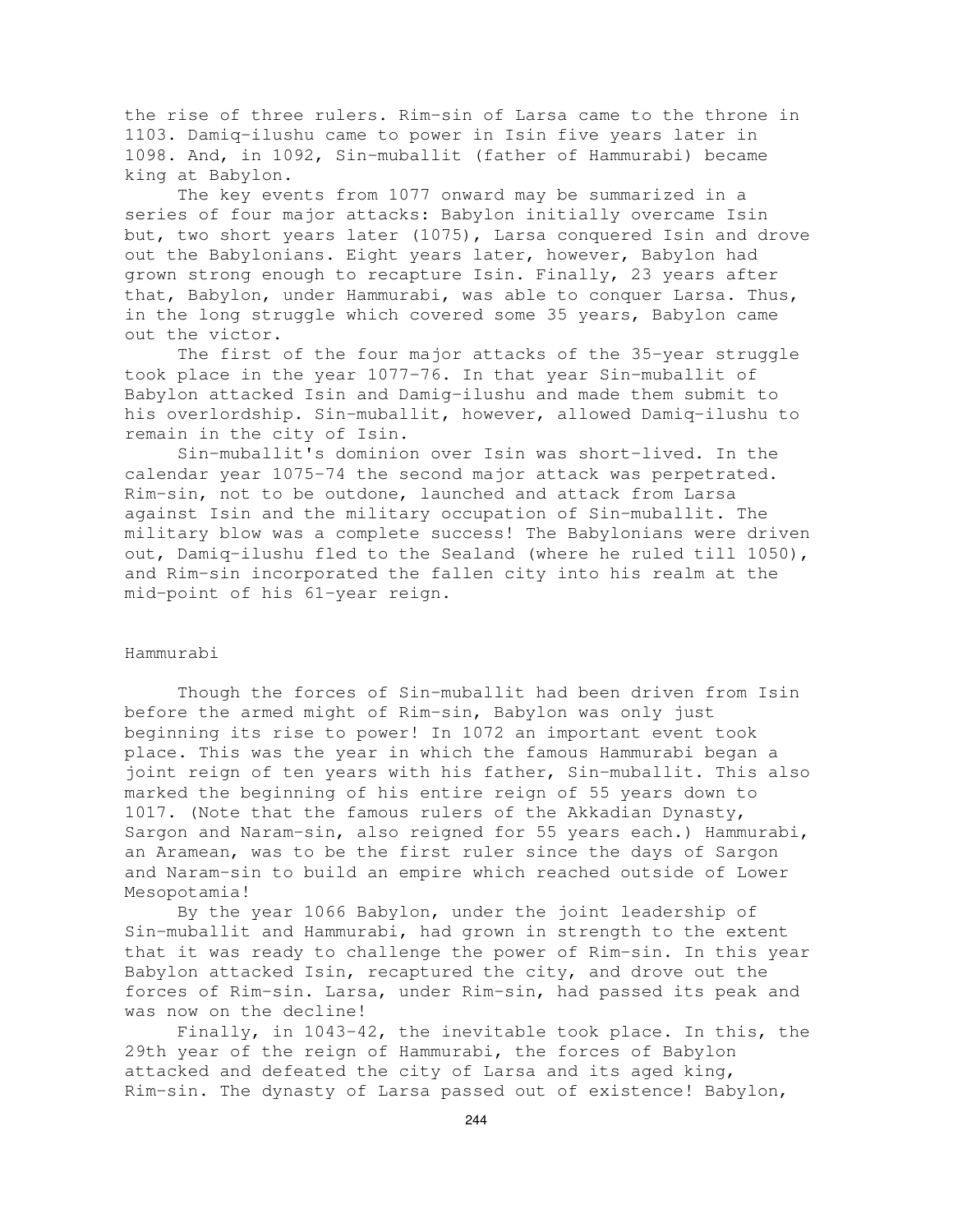the rise of three rulers. Rim-sin of Larsa came to the throne in 1103. Damiq-ilushu came to power in Isin five years later in 1098. And, in 1092, Sin-muballit (father of Hammurabi) became king at Babylon.

The key events from 1077 onward may be summarized in a series of four major attacks: Babylon initially overcame Isin but, two short years later (1075), Larsa conquered Isin and drove out the Babylonians. Eight years later, however, Babylon had grown strong enough to recapture Isin. Finally, 23 years after that, Babylon, under Hammurabi, was able to conquer Larsa. Thus, in the long struggle which covered some 35 years, Babylon came out the victor.

The first of the four major attacks of the 35-year struggle took place in the year 1077-76. In that year Sin-muballit of Babylon attacked Isin and Damiq-ilushu and made them submit to his overlordship. Sin-muballit, however, allowed Damiq-ilushu to remain in the city of Isin.

Sin-muballit's dominion over Isin was short-lived. In the calendar year 1075-74 the second major attack was perpetrated. Rim-sin, not to be outdone, launched and attack from Larsa against Isin and the military occupation of Sin-muballit. The military blow was a complete success! The Babylonians were driven out, Damiq-ilushu fled to the Sealand (where he ruled till 1050), and Rim-sin incorporated the fallen city into his realm at the mid-point of his 61-year reign.

## Hammurabi

Though the forces of Sin-muballit had been driven from Isin before the armed might of Rim-sin, Babylon was only just beginning its rise to power! In 1072 an important event took place. This was the year in which the famous Hammurabi began a joint reign of ten years with his father, Sin-muballit. This also marked the beginning of his entire reign of 55 years down to 1017. (Note that the famous rulers of the Akkadian Dynasty, Sargon and Naram-sin, also reigned for 55 years each.) Hammurabi, an Aramean, was to be the first ruler since the days of Sargon and Naram-sin to build an empire which reached outside of Lower Mesopotamia!

By the year 1066 Babylon, under the joint leadership of Sin-muballit and Hammurabi, had grown in strength to the extent that it was ready to challenge the power of Rim-sin. In this year Babylon attacked Isin, recaptured the city, and drove out the forces of Rim-sin. Larsa, under Rim-sin, had passed its peak and was now on the decline!

Finally, in 1043-42, the inevitable took place. In this, the 29th year of the reign of Hammurabi, the forces of Babylon attacked and defeated the city of Larsa and its aged king, Rim-sin. The dynasty of Larsa passed out of existence! Babylon,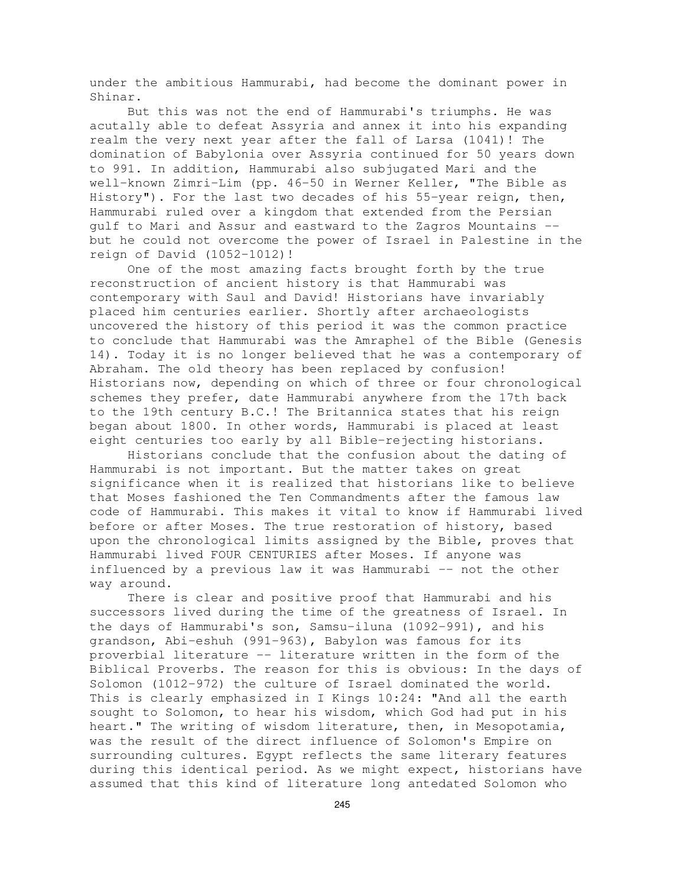under the ambitious Hammurabi, had become the dominant power in Shinar.

But this was not the end of Hammurabi's triumphs. He was acutally able to defeat Assyria and annex it into his expanding realm the very next year after the fall of Larsa (1041)! The domination of Babylonia over Assyria continued for 50 years down to 991. In addition, Hammurabi also subjugated Mari and the well-known Zimri-Lim (pp. 46-50 in Werner Keller, "The Bible as History"). For the last two decades of his 55-year reign, then, Hammurabi ruled over a kingdom that extended from the Persian gulf to Mari and Assur and eastward to the Zagros Mountains -- but he could not overcome the power of Israel in Palestine in the reign of David (1052-1012)!

One of the most amazing facts brought forth by the true reconstruction of ancient history is that Hammurabi was contemporary with Saul and David! Historians have invariably placed him centuries earlier. Shortly after archaeologists uncovered the history of this period it was the common practice to conclude that Hammurabi was the Amraphel of the Bible (Genesis 14). Today it is no longer believed that he was a contemporary of Abraham. The old theory has been replaced by confusion! Historians now, depending on which of three or four chronological schemes they prefer, date Hammurabi anywhere from the 17th back to the 19th century B.C.! The Britannica states that his reign began about 1800. In other words, Hammurabi is placed at least eight centuries too early by all Bible-rejecting historians.

Historians conclude that the confusion about the dating of Hammurabi is not important. But the matter takes on great significance when it is realized that historians like to believe that Moses fashioned the Ten Commandments after the famous law code of Hammurabi. This makes it vital to know if Hammurabi lived before or after Moses. The true restoration of history, based upon the chronological limits assigned by the Bible, proves that Hammurabi lived FOUR CENTURIES after Moses. If anyone was influenced by a previous law it was Hammurabi -- not the other way around.

There is clear and positive proof that Hammurabi and his successors lived during the time of the greatness of Israel. In the days of Hammurabi's son, Samsu-iluna (1092-991), and his grandson, Abi-eshuh (991-963), Babylon was famous for its proverbial literature -- literature written in the form of the Biblical Proverbs. The reason for this is obvious: In the days of Solomon (1012-972) the culture of Israel dominated the world. This is clearly emphasized in I Kings 10:24: "And all the earth sought to Solomon, to hear his wisdom, which God had put in his heart." The writing of wisdom literature, then, in Mesopotamia, was the result of the direct influence of Solomon's Empire on surrounding cultures. Egypt reflects the same literary features during this identical period. As we might expect, historians have assumed that this kind of literature long antedated Solomon who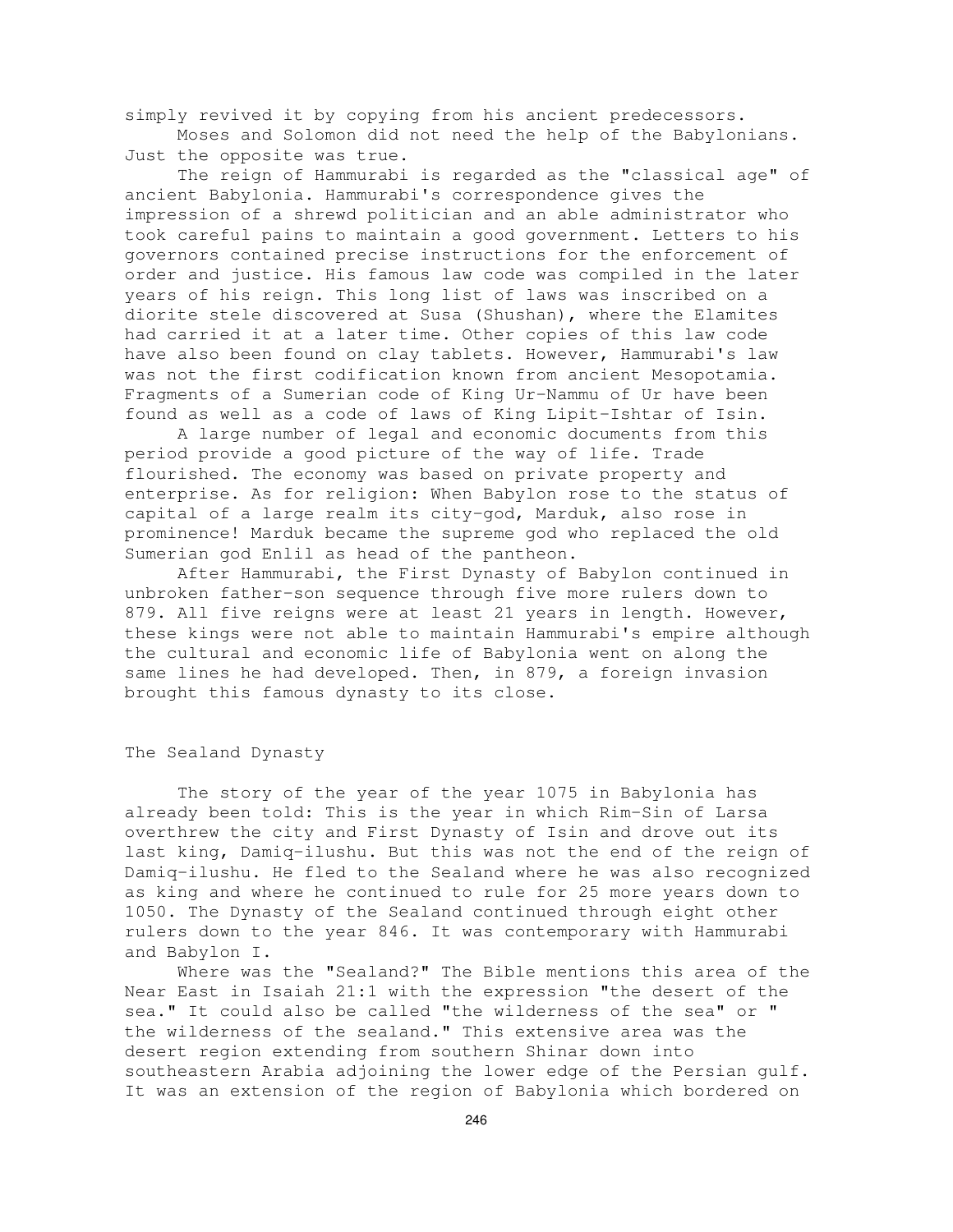simply revived it by copying from his ancient predecessors.

Moses and Solomon did not need the help of the Babylonians. Just the opposite was true.

The reign of Hammurabi is regarded as the "classical age" of ancient Babylonia. Hammurabi's correspondence gives the impression of a shrewd politician and an able administrator who took careful pains to maintain a good government. Letters to his governors contained precise instructions for the enforcement of order and justice. His famous law code was compiled in the later years of his reign. This long list of laws was inscribed on a diorite stele discovered at Susa (Shushan), where the Elamites had carried it at a later time. Other copies of this law code have also been found on clay tablets. However, Hammurabi's law was not the first codification known from ancient Mesopotamia. Fragments of a Sumerian code of King Ur-Nammu of Ur have been found as well as a code of laws of King Lipit-Ishtar of Isin.

A large number of legal and economic documents from this period provide a good picture of the way of life. Trade flourished. The economy was based on private property and enterprise. As for religion: When Babylon rose to the status of capital of a large realm its city-god, Marduk, also rose in prominence! Marduk became the supreme god who replaced the old Sumerian god Enlil as head of the pantheon.

After Hammurabi, the First Dynasty of Babylon continued in unbroken father-son sequence through five more rulers down to 879. All five reigns were at least 21 years in length. However, these kings were not able to maintain Hammurabi's empire although the cultural and economic life of Babylonia went on along the same lines he had developed. Then, in 879, a foreign invasion brought this famous dynasty to its close.

## The Sealand Dynasty

The story of the year of the year 1075 in Babylonia has already been told: This is the year in which Rim-Sin of Larsa overthrew the city and First Dynasty of Isin and drove out its last king, Damiq-ilushu. But this was not the end of the reign of Damiq-ilushu. He fled to the Sealand where he was also recognized as king and where he continued to rule for 25 more years down to 1050. The Dynasty of the Sealand continued through eight other rulers down to the year 846. It was contemporary with Hammurabi and Babylon I.

Where was the "Sealand?" The Bible mentions this area of the Near East in Isaiah 21:1 with the expression "the desert of the sea." It could also be called "the wilderness of the sea" or " the wilderness of the sealand." This extensive area was the desert region extending from southern Shinar down into southeastern Arabia adjoining the lower edge of the Persian gulf. It was an extension of the region of Babylonia which bordered on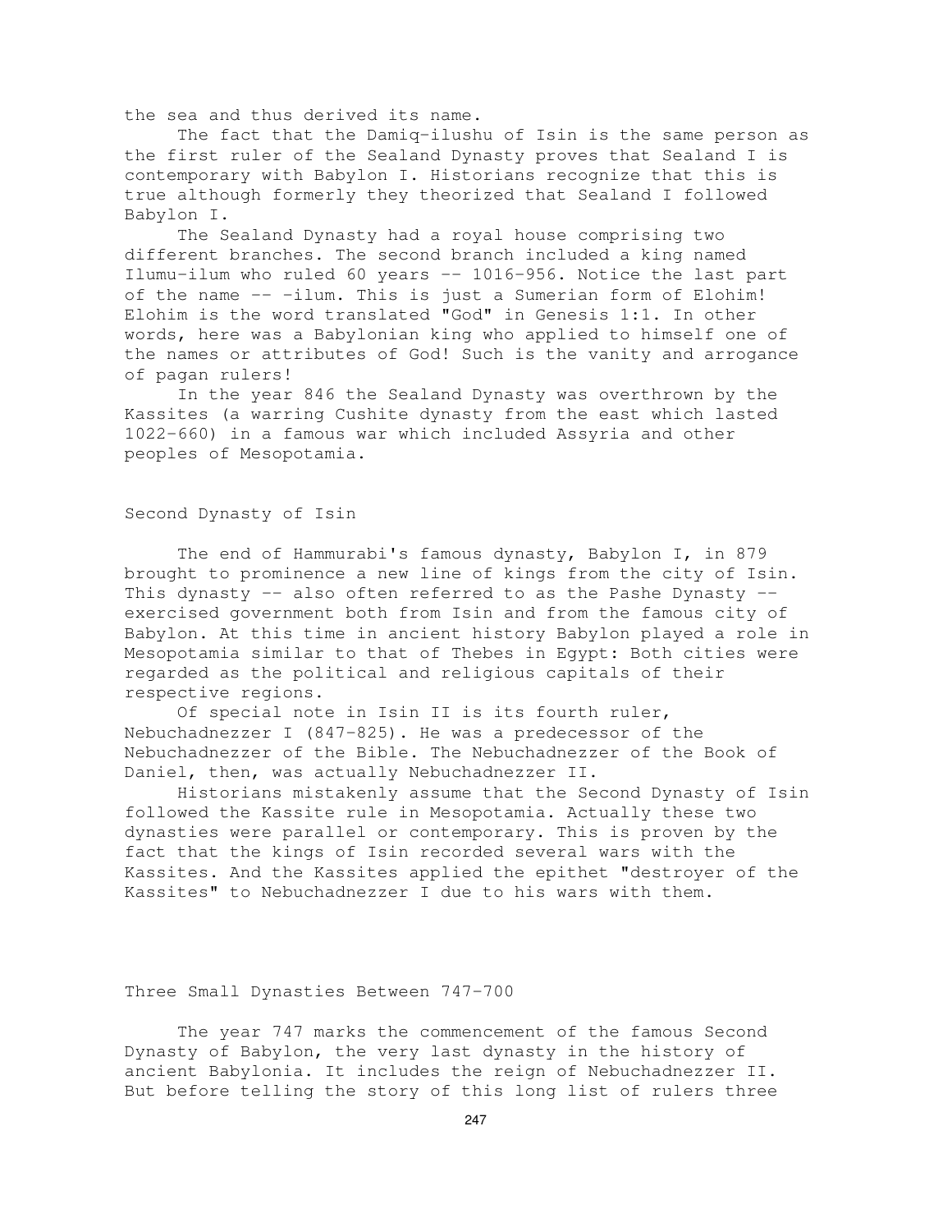the sea and thus derived its name.

The fact that the Damiq-ilushu of Isin is the same person as the first ruler of the Sealand Dynasty proves that Sealand I is contemporary with Babylon I. Historians recognize that this is true although formerly they theorized that Sealand I followed Babylon I.

The Sealand Dynasty had a royal house comprising two different branches. The second branch included a king named Ilumu-ilum who ruled 60 years -- 1016-956. Notice the last part of the name -- -ilum. This is just a Sumerian form of Elohim! Elohim is the word translated "God" in Genesis 1:1. In other words, here was a Babylonian king who applied to himself one of the names or attributes of God! Such is the vanity and arrogance of pagan rulers!

In the year 846 the Sealand Dynasty was overthrown by the Kassites (a warring Cushite dynasty from the east which lasted 1022-660) in a famous war which included Assyria and other peoples of Mesopotamia.

## Second Dynasty of Isin

The end of Hammurabi's famous dynasty, Babylon I, in 879 brought to prominence a new line of kings from the city of Isin. This dynasty -- also often referred to as the Pashe Dynasty -- exercised government both from Isin and from the famous city of Babylon. At this time in ancient history Babylon played a role in Mesopotamia similar to that of Thebes in Egypt: Both cities were regarded as the political and religious capitals of their respective regions.

Of special note in Isin II is its fourth ruler, Nebuchadnezzer I (847-825). He was a predecessor of the Nebuchadnezzer of the Bible. The Nebuchadnezzer of the Book of Daniel, then, was actually Nebuchadnezzer II.

Historians mistakenly assume that the Second Dynasty of Isin followed the Kassite rule in Mesopotamia. Actually these two dynasties were parallel or contemporary. This is proven by the fact that the kings of Isin recorded several wars with the Kassites. And the Kassites applied the epithet "destroyer of the Kassites" to Nebuchadnezzer I due to his wars with them.

## Three Small Dynasties Between 747-700

The year 747 marks the commencement of the famous Second Dynasty of Babylon, the very last dynasty in the history of ancient Babylonia. It includes the reign of Nebuchadnezzer II. But before telling the story of this long list of rulers three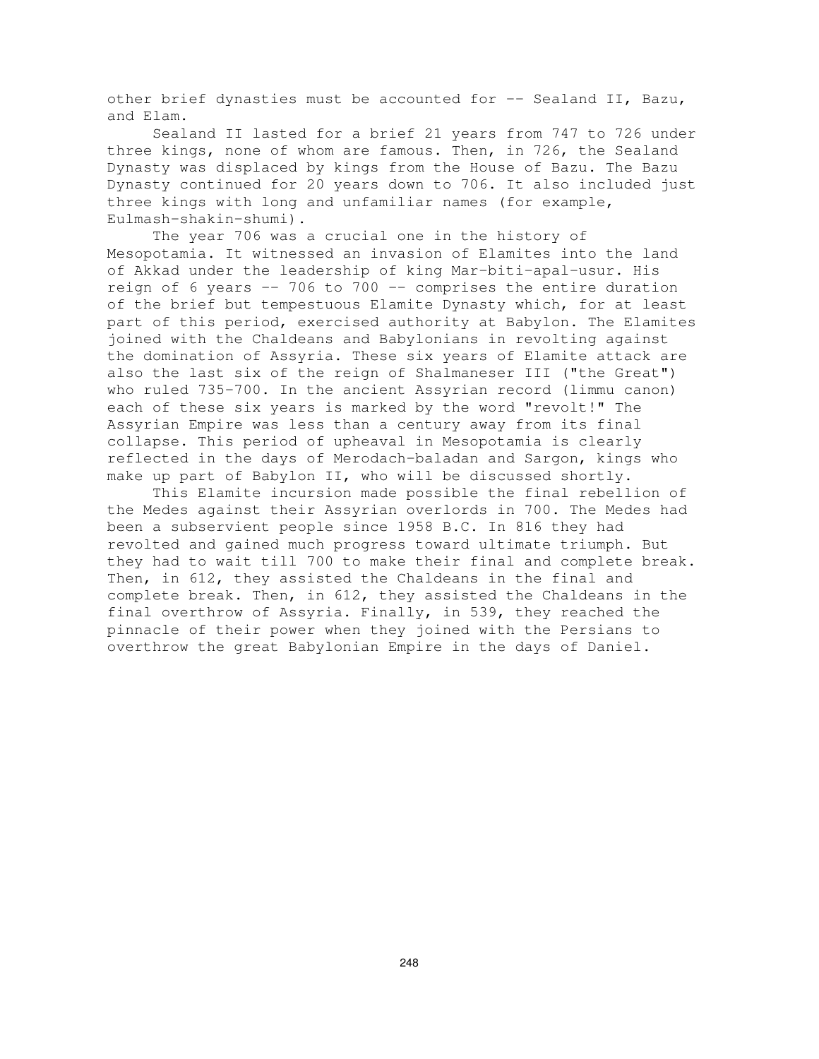other brief dynasties must be accounted for -- Sealand II, Bazu, and Elam.

Sealand II lasted for a brief 21 years from 747 to 726 under three kings, none of whom are famous. Then, in 726, the Sealand Dynasty was displaced by kings from the House of Bazu. The Bazu Dynasty continued for 20 years down to 706. It also included just three kings with long and unfamiliar names (for example, Eulmash-shakin-shumi).

The year 706 was a crucial one in the history of Mesopotamia. It witnessed an invasion of Elamites into the land of Akkad under the leadership of king Mar-biti-apal-usur. His reign of 6 years -- 706 to 700 -- comprises the entire duration of the brief but tempestuous Elamite Dynasty which, for at least part of this period, exercised authority at Babylon. The Elamites joined with the Chaldeans and Babylonians in revolting against the domination of Assyria. These six years of Elamite attack are also the last six of the reign of Shalmaneser III ("the Great") who ruled 735-700. In the ancient Assyrian record (limmu canon) each of these six years is marked by the word "revolt!" The Assyrian Empire was less than a century away from its final collapse. This period of upheaval in Mesopotamia is clearly reflected in the days of Merodach-baladan and Sargon, kings who make up part of Babylon II, who will be discussed shortly.

This Elamite incursion made possible the final rebellion of the Medes against their Assyrian overlords in 700. The Medes had been a subservient people since 1958 B.C. In 816 they had revolted and gained much progress toward ultimate triumph. But they had to wait till 700 to make their final and complete break. Then, in 612, they assisted the Chaldeans in the final and complete break. Then, in 612, they assisted the Chaldeans in the final overthrow of Assyria. Finally, in 539, they reached the pinnacle of their power when they joined with the Persians to overthrow the great Babylonian Empire in the days of Daniel.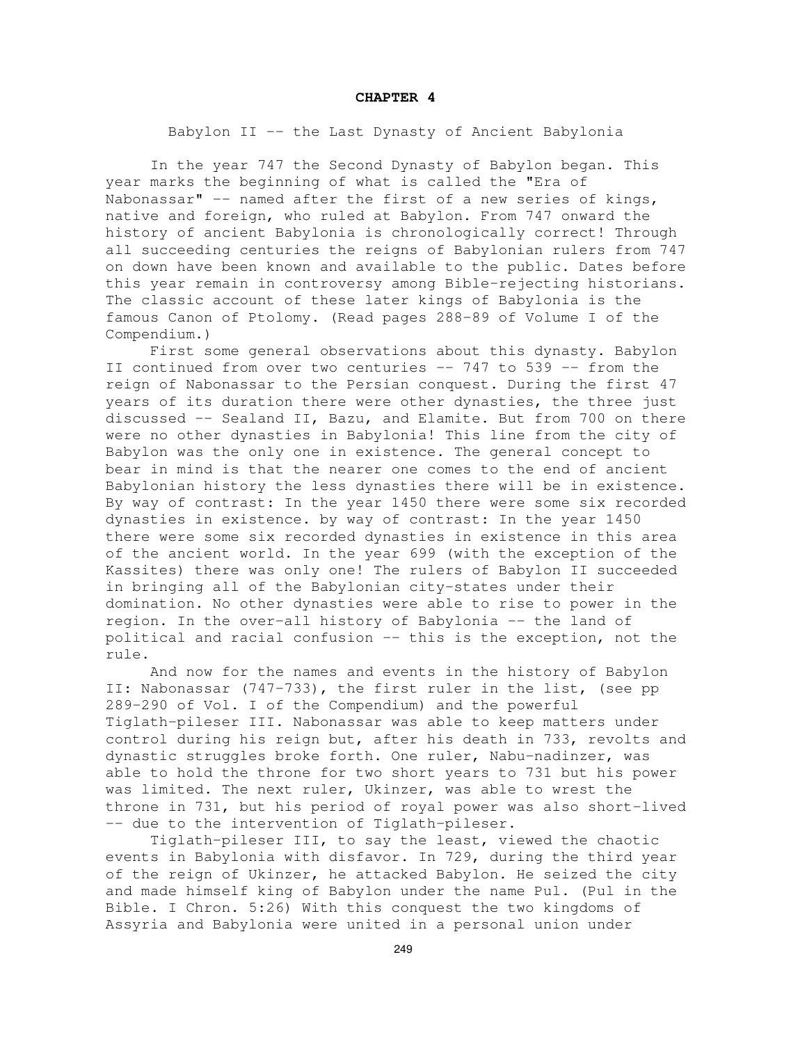# CHAPTER 4

Babylon II -- the Last Dynasty of Ancient Babylonia

In the year 747 the Second Dynasty of Babylon began. This year marks the beginning of what is called the "Era of Nabonassar" -- named after the first of a new series of kings, native and foreign, who ruled at Babylon. From 747 onward the history of ancient Babylonia is chronologically correct! Through all succeeding centuries the reigns of Babylonian rulers from 747 on down have been known and available to the public. Dates before this year remain in controversy among Bible-rejecting historians. The classic account of these later kings of Babylonia is the famous Canon of Ptolomy. (Read pages 288-89 of Volume I of the Compendium.)

First some general observations about this dynasty. Babylon II continued from over two centuries -- 747 to 539 -- from the reign of Nabonassar to the Persian conquest. During the first 47 years of its duration there were other dynasties, the three just discussed -- Sealand II, Bazu, and Elamite. But from 700 on there were no other dynasties in Babylonia! This line from the city of Babylon was the only one in existence. The general concept to bear in mind is that the nearer one comes to the end of ancient Babylonian history the less dynasties there will be in existence. By way of contrast: In the year 1450 there were some six recorded dynasties in existence. by way of contrast: In the year 1450 there were some six recorded dynasties in existence in this area of the ancient world. In the year 699 (with the exception of the Kassites) there was only one! The rulers of Babylon II succeeded in bringing all of the Babylonian city-states under their domination. No other dynasties were able to rise to power in the region. In the over-all history of Babylonia -- the land of political and racial confusion -- this is the exception, not the rule.

And now for the names and events in the history of Babylon II: Nabonassar (747-733), the first ruler in the list, (see pp 289-290 of Vol. I of the Compendium) and the powerful Tiglath-pileser III. Nabonassar was able to keep matters under control during his reign but, after his death in 733, revolts and dynastic struggles broke forth. One ruler, Nabu-nadinzer, was able to hold the throne for two short years to 731 but his power was limited. The next ruler, Ukinzer, was able to wrest the throne in 731, but his period of royal power was also short-lived -- due to the intervention of Tiglath-pileser.

Tiglath-pileser III, to say the least, viewed the chaotic events in Babylonia with disfavor. In 729, during the third year of the reign of Ukinzer, he attacked Babylon. He seized the city and made himself king of Babylon under the name Pul. (Pul in the Bible. I Chron. 5:26) With this conquest the two kingdoms of Assyria and Babylonia were united in a personal union under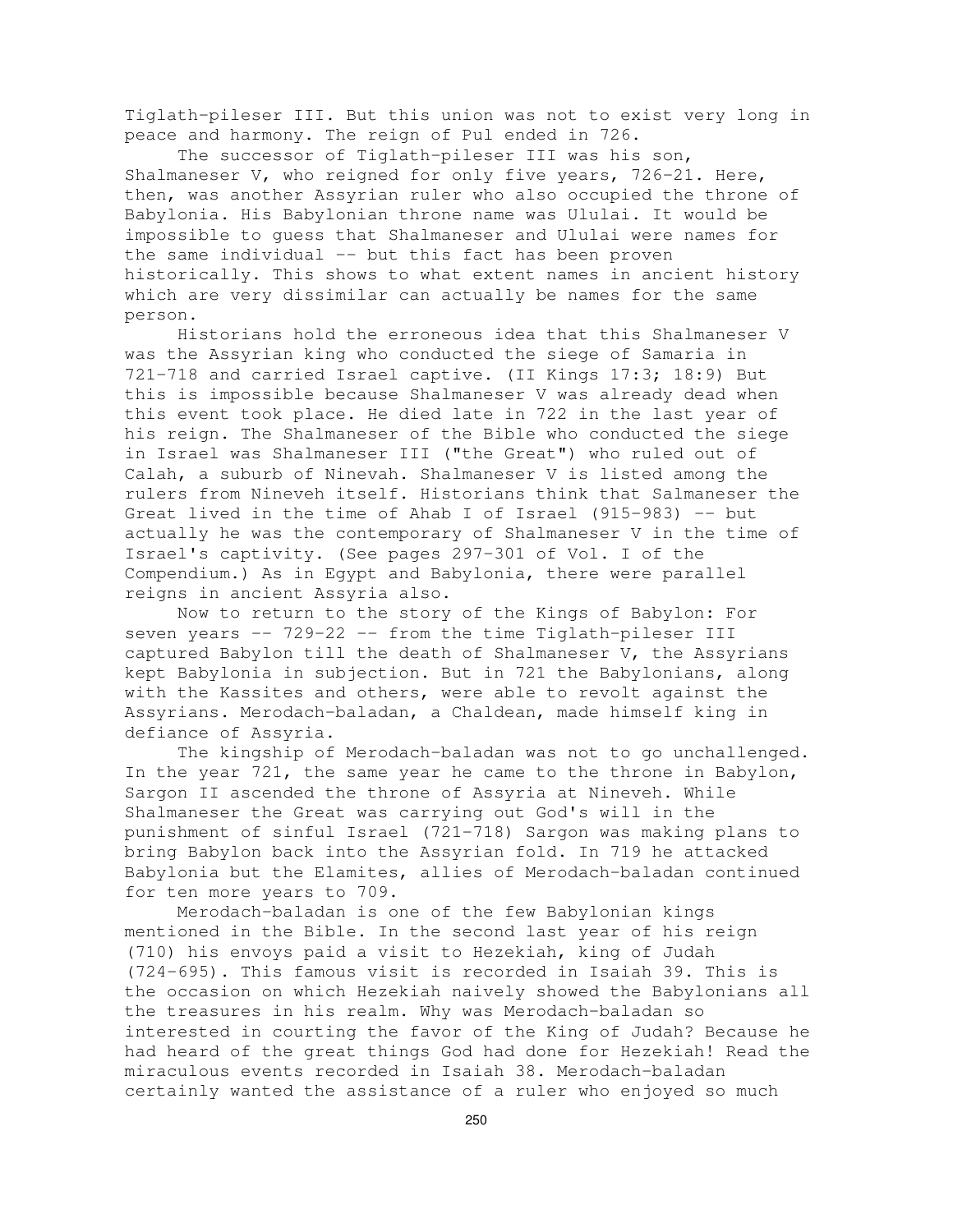Tiglath-pileser III. But this union was not to exist very long in peace and harmony. The reign of Pul ended in 726.

The successor of Tiglath-pileser III was his son, Shalmaneser V, who reigned for only five years, 726-21. Here, then, was another Assyrian ruler who also occupied the throne of Babylonia. His Babylonian throne name was Ululai. It would be impossible to guess that Shalmaneser and Ululai were names for the same individual -- but this fact has been proven historically. This shows to what extent names in ancient history which are very dissimilar can actually be names for the same person.

Historians hold the erroneous idea that this Shalmaneser V was the Assyrian king who conducted the siege of Samaria in 721-718 and carried Israel captive. (II Kings 17:3; 18:9) But this is impossible because Shalmaneser V was already dead when this event took place. He died late in 722 in the last year of his reign. The Shalmaneser of the Bible who conducted the siege in Israel was Shalmaneser III ("the Great") who ruled out of Calah, a suburb of Nineveh. Shalmaneser V is listed among the rulers from Nineveh itself. Historians think that Salmaneser the Great lived in the time of Ahab I of Israel (915-983) -- but actually he was the contemporary of Shalmaneser V in the time of Israel's captivity. (See pages 297-301 of Vol. I of the Compendium.) As in Egypt and Babylonia, there were parallel reigns in ancient Assyria also.

Now to return to the story of the Kings of Babylon: For seven years -- 729-22 -- from the time Tiglath-pileser III captured Babylon till the death of Shalmaneser V, the Assyrians kept Babylonia in subjection. But in 721 the Babylonians, along with the Kassites and others, were able to revolt against the Assyrians. Merodach-baladan, a Chaldean, made himself king in defiance of Assyria.

The kingship of Merodach-baladan was not to go unchallenged. In the year 721, the same year he came to the throne in Babylon, Sargon II ascended the throne of Assyria at Nineveh. While Shalmaneser the Great was carrying out God's will in the punishment of sinful Israel (721-718) Sargon was making plans to bring Babylon back into the Assyrian fold. In 719 he attacked Babylonia but the Elamites, allies of Merodach-baladan continued for ten more years to 709.

Merodach-baladan is one of the few Babylonian kings mentioned in the Bible. In the second last year of his reign (710) his envoys paid a visit to Hezekiah, king of Judah (724-695). This famous visit is recorded in Isaiah 39. This is the occasion on which Hezekiah naively showed the Babylonians all the treasures in his realm. Why was Merodach-baladan so interested in courting the favor of the King of Judah? Because he had heard of the great things God had done for Hezekiah! Read the miraculous events recorded in Isaiah 38. Merodach-baladan certainly wanted the assistance of a ruler who enjoyed so much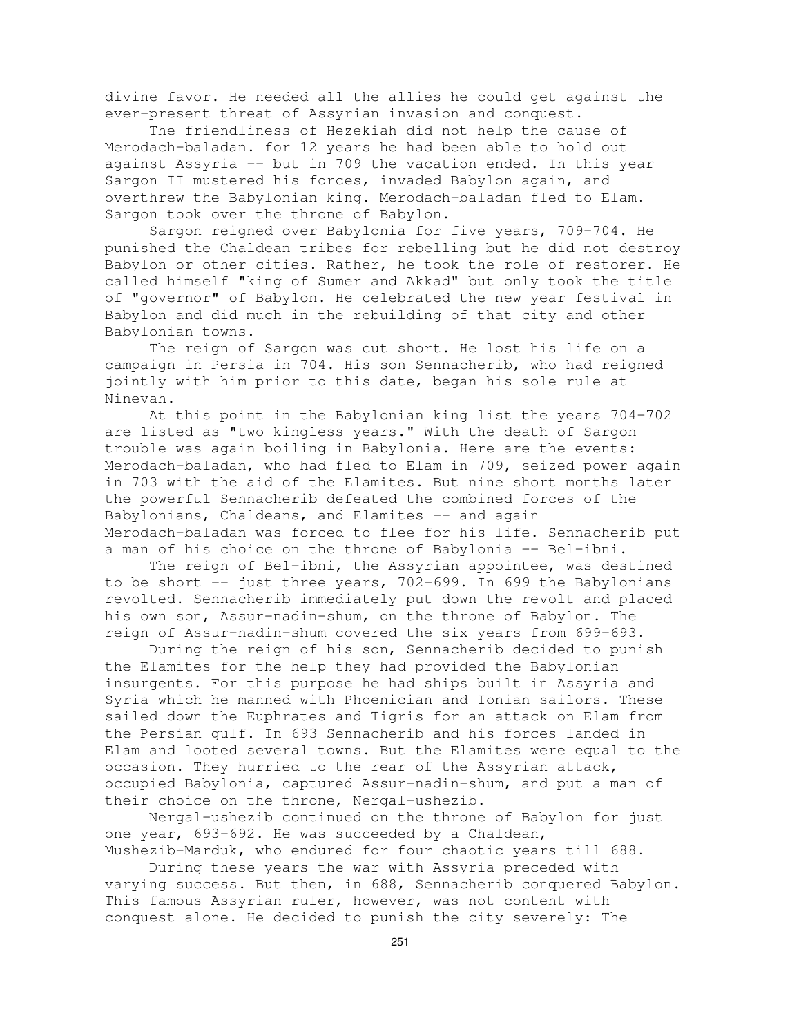divine favor. He needed all the allies he could get against the ever-present threat of Assyrian invasion and conquest.

The friendliness of Hezekiah did not help the cause of Merodach-baladan. for 12 years he had been able to hold out against Assyria -- but in 709 the vacation ended. In this year Sargon II mustered his forces, invaded Babylon again, and overthrew the Babylonian king. Merodach-baladan fled to Elam. Sargon took over the throne of Babylon.

Sargon reigned over Babylonia for five years, 709-704. He punished the Chaldean tribes for rebelling but he did not destroy Babylon or other cities. Rather, he took the role of restorer. He called himself "king of Sumer and Akkad" but only took the title of "governor" of Babylon. He celebrated the new year festival in Babylon and did much in the rebuilding of that city and other Babylonian towns.

The reign of Sargon was cut short. He lost his life on a campaign in Persia in 704. His son Sennacherib, who had reigned jointly with him prior to this date, began his sole rule at Ninevah.

At this point in the Babylonian king list the years 704-702 are listed as "two kingless years." With the death of Sargon trouble was again boiling in Babylonia. Here are the events: Merodach-baladan, who had fled to Elam in 709, seized power again in 703 with the aid of the Elamites. But nine short months later the powerful Sennacherib defeated the combined forces of the Babylonians, Chaldeans, and Elamites -- and again Merodach-baladan was forced to flee for his life. Sennacherib put a man of his choice on the throne of Babylonia -- Bel-ibni.

The reign of Bel-ibni, the Assyrian appointee, was destined to be short -- just three years, 702-699. In 699 the Babylonians revolted. Sennacherib immediately put down the revolt and placed his own son, Assur-nadin-shum, on the throne of Babylon. The reign of Assur-nadin-shum covered the six years from 699-693.

During the reign of his son, Sennacherib decided to punish the Elamites for the help they had provided the Babylonian insurgents. For this purpose he had ships built in Assyria and Syria which he manned with Phoenician and Ionian sailors. These sailed down the Euphrates and Tigris for an attack on Elam from the Persian gulf. In 693 Sennacherib and his forces landed in Elam and looted several towns. But the Elamites were equal to the occasion. They hurried to the rear of the Assyrian attack, occupied Babylonia, captured Assur-nadin-shum, and put a man of their choice on the throne, Nergal-ushezib.

Nergal-ushezib continued on the throne of Babylon for just one year, 693-692. He was succeeded by a Chaldean, Mushezib-Marduk, who endured for four chaotic years till 688.

During these years the war with Assyria preceded with varying success. But then, in 688, Sennacherib conquered Babylon. This famous Assyrian ruler, however, was not content with conquest alone. He decided to punish the city severely: The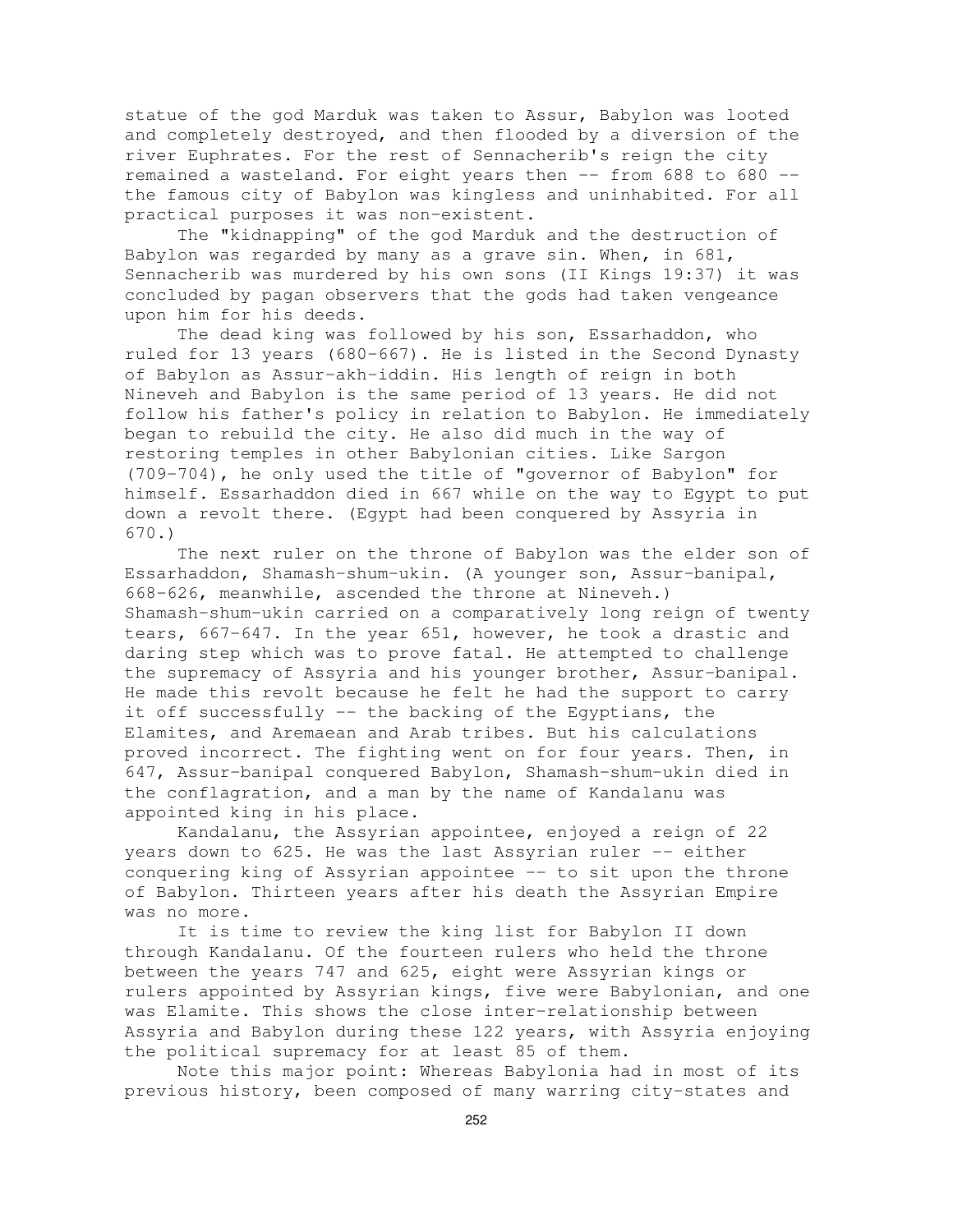statue of the god Marduk was taken to Assur, Babylon was looted and completely destroyed, and then flooded by a diversion of the river Euphrates. For the rest of Sennacherib's reign the city remained a wasteland. For eight years then -- from 688 to 680 -- the famous city of Babylon was kingless and uninhabited. For all practical purposes it was non-existent.

The "kidnapping" of the god Marduk and the destruction of Babylon was regarded by many as a grave sin. When, in 681, Sennacherib was murdered by his own sons (II Kings 19:37) it was concluded by pagan observers that the gods had taken vengeance upon him for his deeds.

The dead king was followed by his son, Essarhaddon, who ruled for 13 years (680-667). He is listed in the Second Dynasty of Babylon as Assur-akh-iddin. His length of reign in both Nineveh and Babylon is the same period of 13 years. He did not follow his father's policy in relation to Babylon. He immediately began to rebuild the city. He also did much in the way of restoring temples in other Babylonian cities. Like Sargon (709-704), he only used the title of "governor of Babylon" for himself. Essarhaddon died in 667 while on the way to Egypt to put down a revolt there. (Egypt had been conquered by Assyria in 670.)

The next ruler on the throne of Babylon was the elder son of Essarhaddon, Shamash-shum-ukin. (A younger son, Assur-banipal, 668-626, meanwhile, ascended the throne at Nineveh.) Shamash-shum-ukin carried on a comparatively long reign of twenty tears, 667-647. In the year 651, however, he took a drastic and daring step which was to prove fatal. He attempted to challenge the supremacy of Assyria and his younger brother, Assur-banipal. He made this revolt because he felt he had the support to carry it off successfully -- the backing of the Egyptians, the Elamites, and Aremaean and Arab tribes. But his calculations proved incorrect. The fighting went on for four years. Then, in 647, Assur-banipal conquered Babylon, Shamash-shum-ukin died in the conflagration, and a man by the name of Kandalanu was appointed king in his place.

Kandalanu, the Assyrian appointee, enjoyed a reign of 22 years down to 625. He was the last Assyrian ruler -- either conquering king of Assyrian appointee -- to sit upon the throne of Babylon. Thirteen years after his death the Assyrian Empire was no more.

It is time to review the king list for Babylon II down through Kandalanu. Of the fourteen rulers who held the throne between the years 747 and 625, eight were Assyrian kings or rulers appointed by Assyrian kings, five were Babylonian, and one was Elamite. This shows the close inter-relationship between Assyria and Babylon during these 122 years, with Assyria enjoying the political supremacy for at least 85 of them.

Note this major point: Whereas Babylonia had in most of its previous history, been composed of many warring city-states and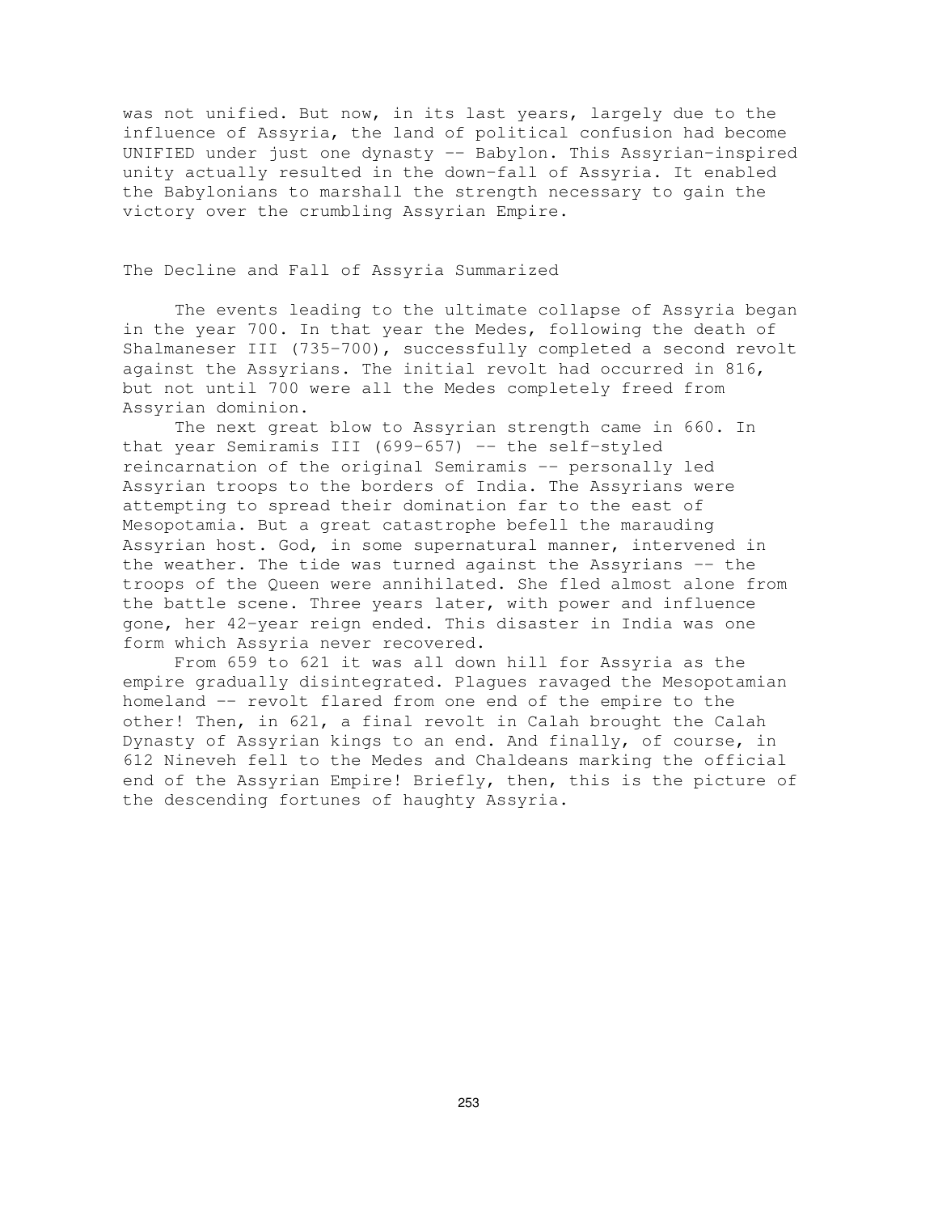was not unified. But now, in its last years, largely due to the influence of Assyria, the land of political confusion had become UNIFIED under just one dynasty -- Babylon. This Assyrian-inspired unity actually resulted in the down-fall of Assyria. It enabled the Babylonians to marshall the strength necessary to gain the victory over the crumbling Assyrian Empire.

## The Decline and Fall of Assyria Summarized

The events leading to the ultimate collapse of Assyria began in the year 700. In that year the Medes, following the death of Shalmaneser III (735-700), successfully completed a second revolt against the Assyrians. The initial revolt had occurred in 816, but not until 700 were all the Medes completely freed from Assyrian dominion.

The next great blow to Assyrian strength came in 660. In that year Semiramis III (699-657) -- the self-styled reincarnation of the original Semiramis -- personally led Assyrian troops to the borders of India. The Assyrians were attempting to spread their domination far to the east of Mesopotamia. But a great catastrophe befell the marauding Assyrian host. God, in some supernatural manner, intervened in the weather. The tide was turned against the Assyrians -- the troops of the Queen were annihilated. She fled almost alone from the battle scene. Three years later, with power and influence gone, her 42-year reign ended. This disaster in India was one form which Assyria never recovered.

From 659 to 621 it was all down hill for Assyria as the empire gradually disintegrated. Plagues ravaged the Mesopotamian homeland -- revolt flared from one end of the empire to the other! Then, in 621, a final revolt in Calah brought the Calah Dynasty of Assyrian kings to an end. And finally, of course, in 612 Nineveh fell to the Medes and Chaldeans marking the official end of the Assyrian Empire! Briefly, then, this is the picture of the descending fortunes of haughty Assyria.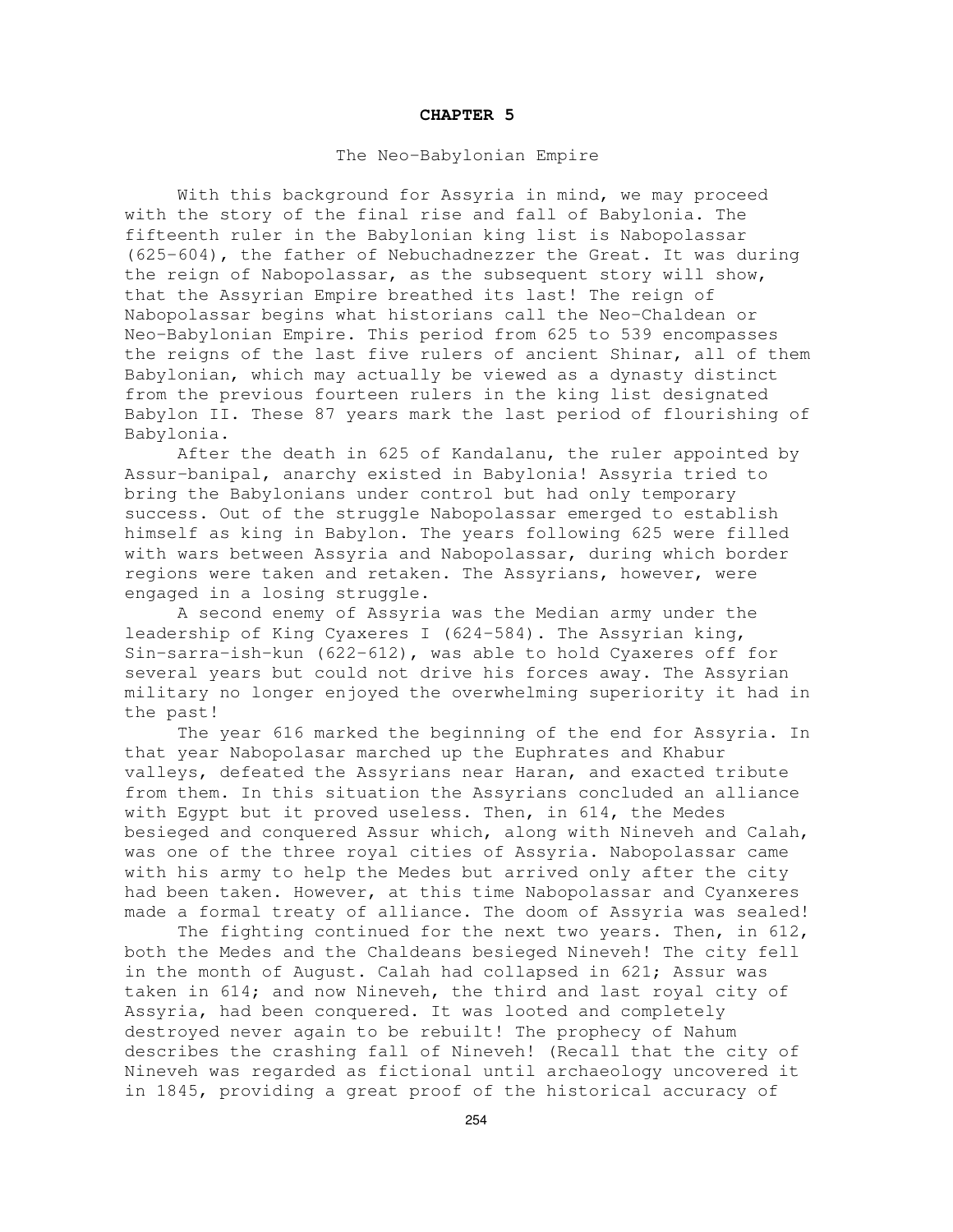# CHAPTER 5

## The Neo-Babylonian Empire

With this background for Assyria in mind, we may proceed with the story of the final rise and fall of Babylonia. The fifteenth ruler in the Babylonian king list is Nabopolassar (625-604), the father of Nebuchadnezzer the Great. It was during the reign of Nabopolassar, as the subsequent story will show, that the Assyrian Empire breathed its last! The reign of Nabopolassar begins what historians call the Neo-Chaldean or Neo-Babylonian Empire. This period from 625 to 539 encompasses the reigns of the last five rulers of ancient Shinar, all of them Babylonian, which may actually be viewed as a dynasty distinct from the previous fourteen rulers in the king list designated Babylon II. These 87 years mark the last period of flourishing of Babylonia.

After the death in 625 of Kandalanu, the ruler appointed by Assur-banipal, anarchy existed in Babylonia! Assyria tried to bring the Babylonians under control but had only temporary success. Out of the struggle Nabopolassar emerged to establish himself as king in Babylon. The years following 625 were filled with wars between Assyria and Nabopolassar, during which border regions were taken and retaken. The Assyrians, however, were engaged in a losing struggle.

A second enemy of Assyria was the Median army under the leadership of King Cyaxeres I (624-584). The Assyrian king, Sin-sarra-ish-kun (622-612), was able to hold Cyaxeres off for several years but could not drive his forces away. The Assyrian military no longer enjoyed the overwhelming superiority it had in the past!

The year 616 marked the beginning of the end for Assyria. In that year Nabopolasar marched up the Euphrates and Khabur valleys, defeated the Assyrians near Haran, and exacted tribute from them. In this situation the Assyrians concluded an alliance with Egypt but it proved useless. Then, in 614, the Medes besieged and conquered Assur which, along with Nineveh and Calah, was one of the three royal cities of Assyria. Nabopolassar came with his army to help the Medes but arrived only after the city had been taken. However, at this time Nabopolassar and Cyanxeres made a formal treaty of alliance. The doom of Assyria was sealed!

The fighting continued for the next two years. Then, in 612, both the Medes and the Chaldeans besieged Nineveh! The city fell in the month of August. Calah had collapsed in 621; Assur was taken in 614; and now Nineveh, the third and last royal city of Assyria, had been conquered. It was looted and completely destroyed never again to be rebuilt! The prophecy of Nahum describes the crashing fall of Nineveh! (Recall that the city of Nineveh was regarded as fictional until archaeology uncovered it in 1845, providing a great proof of the historical accuracy of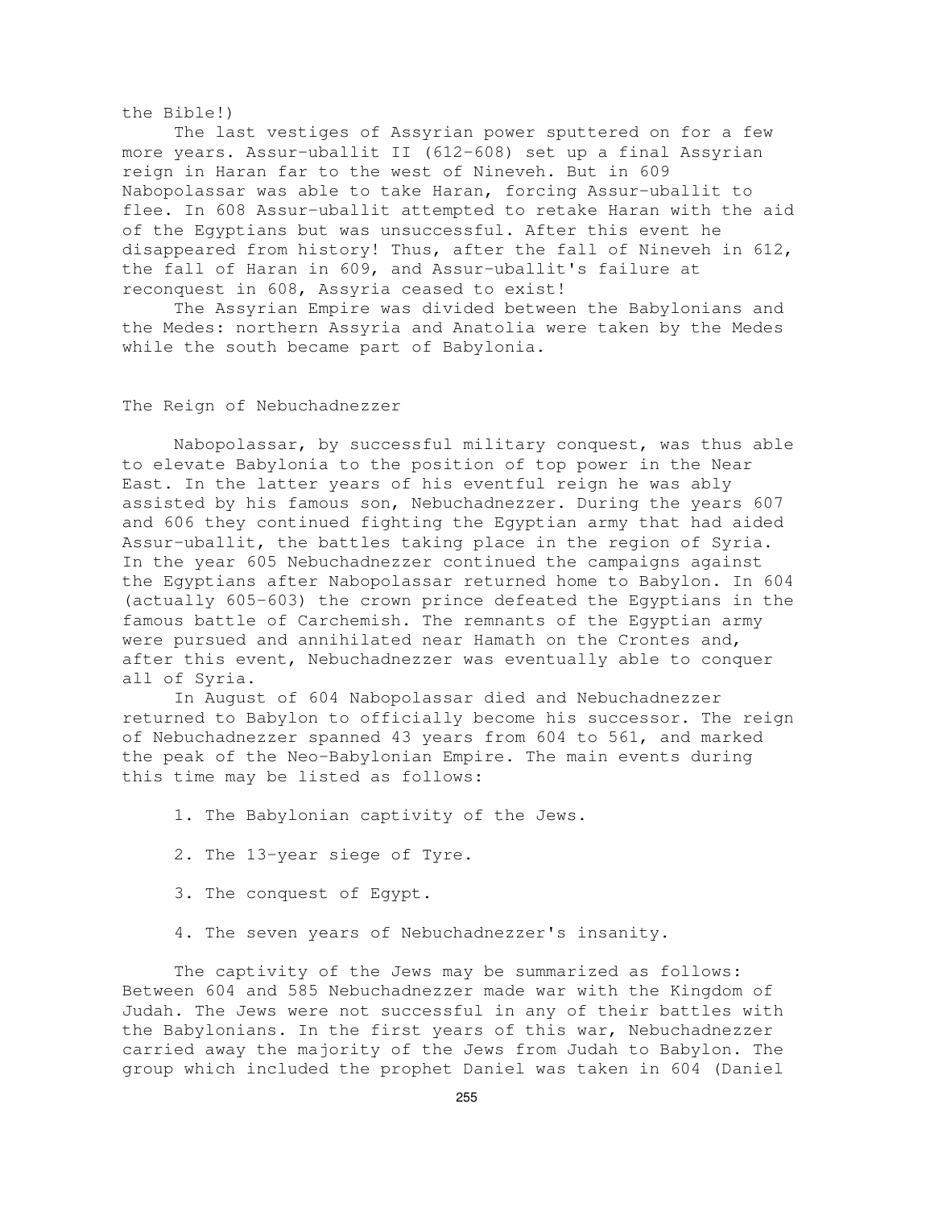the Bible!)

The last vestiges of Assyrian power sputtered on for a few more years. Assur-uballit II (612-608) set up a final Assyrian reign in Haran far to the west of Nineveh. But in 609 Nabopolassar was able to take Haran, forcing Assur-uballit to flee. In 608 Assur-uballit attempted to retake Haran with the aid of the Egyptians but was unsuccessful. After this event he disappeared from history! Thus, after the fall of Nineveh in 612, the fall of Haran in 609, and Assur-uballit's failure at reconquest in 608, Assyria ceased to exist!

The Assyrian Empire was divided between the Babylonians and the Medes: northern Assyria and Anatolia were taken by the Medes while the south became part of Babylonia.

## The Reign of Nebuchadnezzer

Nabopolassar, by successful military conquest, was thus able to elevate Babylonia to the position of top power in the Near East. In the latter years of his eventful reign he was ably assisted by his famous son, Nebuchadnezzer. During the years 607 and 606 they continued fighting the Egyptian army that had aided Assur-uballit, the battles taking place in the region of Syria. In the year 605 Nebuchadnezzer continued the campaigns against the Egyptians after Nabopolassar returned home to Babylon. In 604 (actually 605-603) the crown prince defeated the Egyptians in the famous battle of Carchemish. The remnants of the Egyptian army were pursued and annihilated near Hamath on the Crontes and, after this event, Nebuchadnezzer was eventually able to conquer all of Syria.

In August of 604 Nabopolassar died and Nebuchadnezzer returned to Babylon to officially become his successor. The reign of Nebuchadnezzer spanned 43 years from 604 to 561, and marked the peak of the Neo-Babylonian Empire. The main events during this time may be listed as follows:

1. The Babylonian captivity of the Jews.
2. The 13-year siege of Tyre.
3. The conquest of Egypt.
4. The seven years of Nebuchadnezzer's insanity.

The captivity of the Jews may be summarized as follows: Between 604 and 585 Nebuchadnezzer made war with the Kingdom of Judah. The Jews were not successful in any of their battles with the Babylonians. In the first years of this war, Nebuchadnezzer carried away the majority of the Jews from Judah to Babylon. The group which included the prophet Daniel was taken in 604 (Daniel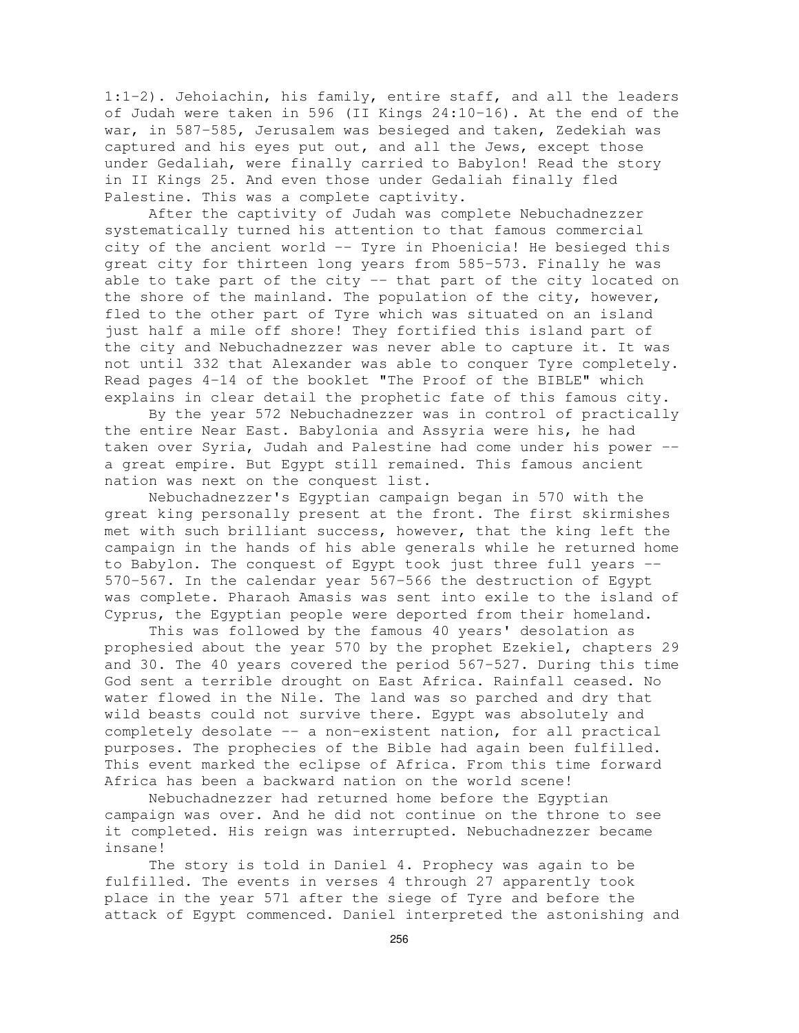1:1-2). Jehoiachin, his family, entire staff, and all the leaders of Judah were taken in 596 (II Kings 24:10-16). At the end of the war, in 587-585, Jerusalem was besieged and taken, Zedekiah was captured and his eyes put out, and all the Jews, except those under Gedaliah, were finally carried to Babylon! Read the story in II Kings 25. And even those under Gedaliah finally fled Palestine. This was a complete captivity.

After the captivity of Judah was complete Nebuchadnezzer systematically turned his attention to that famous commercial city of the ancient world -- Tyre in Phoenicia! He besieged this great city for thirteen long years from 585-573. Finally he was able to take part of the city -- that part of the city located on the shore of the mainland. The population of the city, however, fled to the other part of Tyre which was situated on an island just half a mile off shore! They fortified this island part of the city and Nebuchadnezzer was never able to capture it. It was not until 332 that Alexander was able to conquer Tyre completely. Read pages 4-14 of the booklet "The Proof of the BIBLE" which explains in clear detail the prophetic fate of this famous city.

By the year 572 Nebuchadnezzer was in control of practically the entire Near East. Babylonia and Assyria were his, he had taken over Syria, Judah and Palestine had come under his power -- a great empire. But Egypt still remained. This famous ancient nation was next on the conquest list.

Nebuchadnezzer's Egyptian campaign began in 570 with the great king personally present at the front. The first skirmishes met with such brilliant success, however, that the king left the campaign in the hands of his able generals while he returned home to Babylon. The conquest of Egypt took just three full years -- 570-567. In the calendar year 567-566 the destruction of Egypt was complete. Pharaoh Amasis was sent into exile to the island of Cyprus, the Egyptian people were deported from their homeland.

This was followed by the famous 40 years' desolation as prophesied about the year 570 by the prophet Ezekiel, chapters 29 and 30. The 40 years covered the period 567-527. During this time God sent a terrible drought on East Africa. Rainfall ceased. No water flowed in the Nile. The land was so parched and dry that wild beasts could not survive there. Egypt was absolutely and completely desolate -- a non-existent nation, for all practical purposes. The prophecies of the Bible had again been fulfilled. This event marked the eclipse of Africa. From this time forward Africa has been a backward nation on the world scene!

Nebuchadnezzer had returned home before the Egyptian campaign was over. And he did not continue on the throne to see it completed. His reign was interrupted. Nebuchadnezzer became insane!

The story is told in Daniel 4. Prophecy was again to be fulfilled. The events in verses 4 through 27 apparently took place in the year 571 after the siege of Tyre and before the attack of Egypt commenced. Daniel interpreted the astonishing and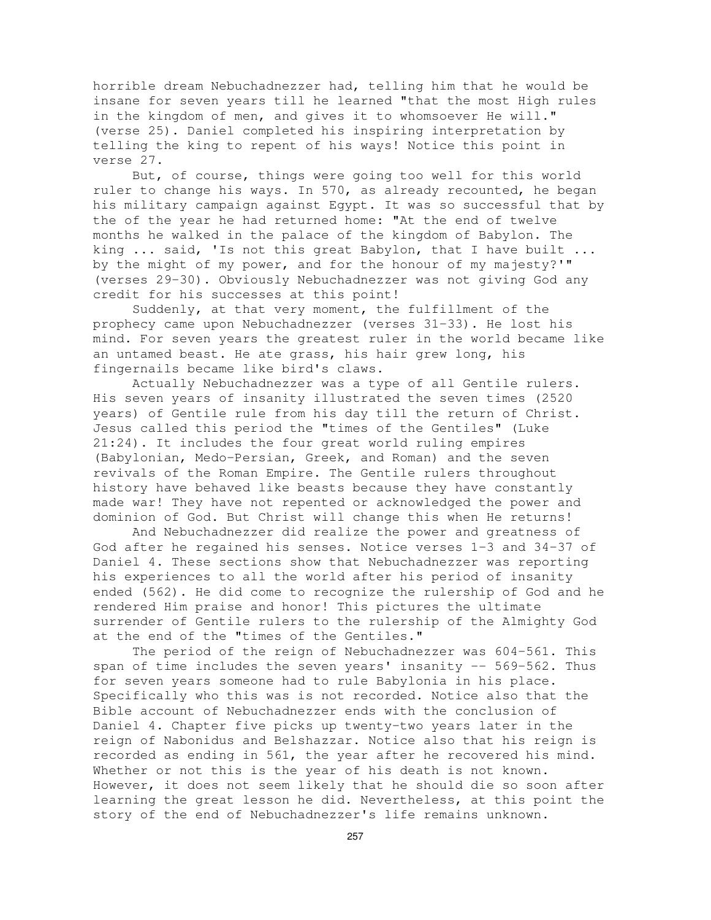horrible dream Nebuchadnezzer had, telling him that he would be insane for seven years till he learned "that the most High rules in the kingdom of men, and gives it to whomsoever He will." (verse 25). Daniel completed his inspiring interpretation by telling the king to repent of his ways! Notice this point in verse 27.

But, of course, things were going too well for this world ruler to change his ways. In 570, as already recounted, he began his military campaign against Egypt. It was so successful that by the of the year he had returned home: "At the end of twelve months he walked in the palace of the kingdom of Babylon. The king ... said, 'Is not this great Babylon, that I have built ... by the might of my power, and for the honour of my majesty?'" (verses 29-30). Obviously Nebuchadnezzer was not giving God any credit for his successes at this point!

Suddenly, at that very moment, the fulfillment of the prophecy came upon Nebuchadnezzer (verses 31-33). He lost his mind. For seven years the greatest ruler in the world became like an untamed beast. He ate grass, his hair grew long, his fingernails became like bird's claws.

Actually Nebuchadnezzer was a type of all Gentile rulers. His seven years of insanity illustrated the seven times (2520 years) of Gentile rule from his day till the return of Christ. Jesus called this period the "times of the Gentiles" (Luke 21:24). It includes the four great world ruling empires (Babylonian, Medo-Persian, Greek, and Roman) and the seven revivals of the Roman Empire. The Gentile rulers throughout history have behaved like beasts because they have constantly made war! They have not repented or acknowledged the power and dominion of God. But Christ will change this when He returns!

And Nebuchadnezzer did realize the power and greatness of God after he regained his senses. Notice verses 1-3 and 34-37 of Daniel 4. These sections show that Nebuchadnezzer was reporting his experiences to all the world after his period of insanity ended (562). He did come to recognize the rulership of God and he rendered Him praise and honor! This pictures the ultimate surrender of Gentile rulers to the rulership of the Almighty God at the end of the "times of the Gentiles."

The period of the reign of Nebuchadnezzer was 604-561. This span of time includes the seven years' insanity -- 569-562. Thus for seven years someone had to rule Babylonia in his place. Specifically who this was is not recorded. Notice also that the Bible account of Nebuchadnezzer ends with the conclusion of Daniel 4. Chapter five picks up twenty-two years later in the reign of Nabonidus and Belshazzar. Notice also that his reign is recorded as ending in 561, the year after he recovered his mind. Whether or not this is the year of his death is not known. However, it does not seem likely that he should die so soon after learning the great lesson he did. Nevertheless, at this point the story of the end of Nebuchadnezzer's life remains unknown.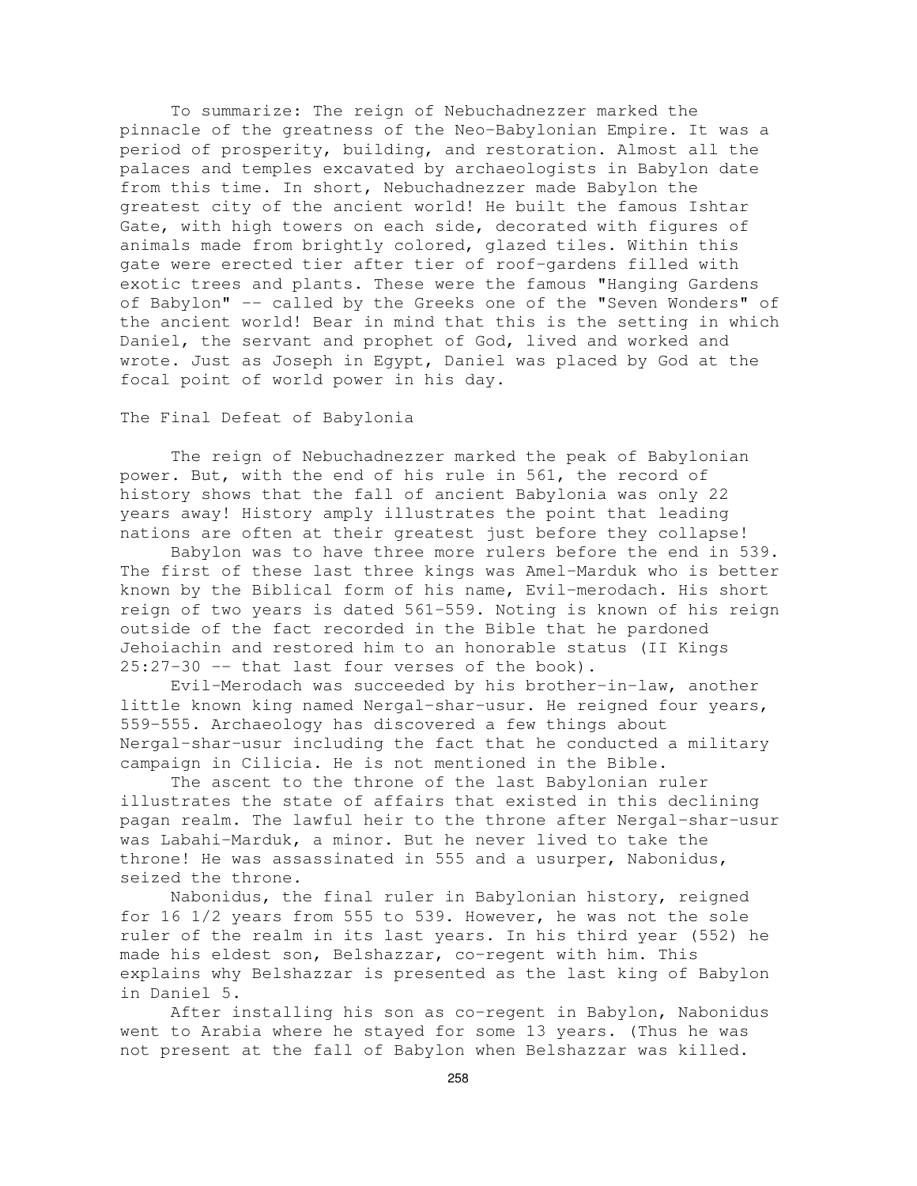To summarize: The reign of Nebuchadnezzer marked the pinnacle of the greatness of the Neo-Babylonian Empire. It was a period of prosperity, building, and restoration. Almost all the palaces and temples excavated by archaeologists in Babylon date from this time. In short, Nebuchadnezzer made Babylon the greatest city of the ancient world! He built the famous Ishtar Gate, with high towers on each side, decorated with figures of animals made from brightly colored, glazed tiles. Within this gate were erected tier after tier of roof-gardens filled with exotic trees and plants. These were the famous "Hanging Gardens of Babylon" -- called by the Greeks one of the "Seven Wonders" of the ancient world! Bear in mind that this is the setting in which Daniel, the servant and prophet of God, lived and worked and wrote. Just as Joseph in Egypt, Daniel was placed by God at the focal point of world power in his day.

## The Final Defeat of Babylonia

The reign of Nebuchadnezzer marked the peak of Babylonian power. But, with the end of his rule in 561, the record of history shows that the fall of ancient Babylonia was only 22 years away! History amply illustrates the point that leading nations are often at their greatest just before they collapse!

Babylon was to have three more rulers before the end in 539. The first of these last three kings was Amel-Marduk who is better known by the Biblical form of his name, Evil-merodach. His short reign of two years is dated 561-559. Noting is known of his reign outside of the fact recorded in the Bible that he pardoned Jehoiachin and restored him to an honorable status (II Kings 25:27-30 -- that last four verses of the book).

Evil-Merodach was succeeded by his brother-in-law, another little known king named Nergal-shar-usur. He reigned four years, 559-555. Archaeology has discovered a few things about Nergal-shar-usur including the fact that he conducted a military campaign in Cilicia. He is not mentioned in the Bible.

The ascent to the throne of the last Babylonian ruler illustrates the state of affairs that existed in this declining pagan realm. The lawful heir to the throne after Nergal-shar-usur was Labahi-Marduk, a minor. But he never lived to take the throne! He was assassinated in 555 and a usurper, Nabonidus, seized the throne.

Nabonidus, the final ruler in Babylonian history, reigned for 16 1/2 years from 555 to 539. However, he was not the sole ruler of the realm in its last years. In his third year (552) he made his eldest son, Belshazzar, co-regent with him. This explains why Belshazzar is presented as the last king of Babylon in Daniel 5.

After installing his son as co-regent in Babylon, Nabonidus went to Arabia where he stayed for some 13 years. (Thus he was not present at the fall of Babylon when Belshazzar was killed.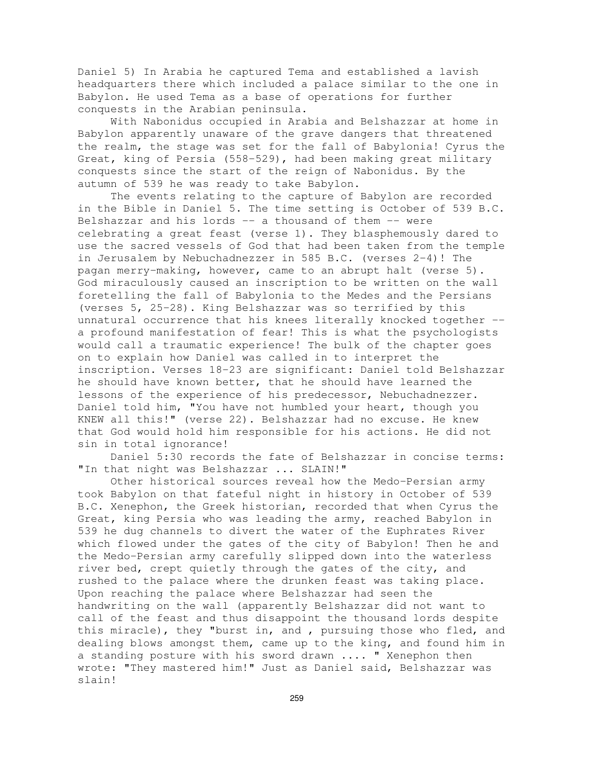Daniel 5) In Arabia he captured Tema and established a lavish headquarters there which included a palace similar to the one in Babylon. He used Tema as a base of operations for further conquests in the Arabian peninsula.

With Nabonidus occupied in Arabia and Belshazzar at home in Babylon apparently unaware of the grave dangers that threatened the realm, the stage was set for the fall of Babylonia! Cyrus the Great, king of Persia (558-529), had been making great military conquests since the start of the reign of Nabonidus. By the autumn of 539 he was ready to take Babylon.

The events relating to the capture of Babylon are recorded in the Bible in Daniel 5. The time setting is October of 539 B.C. Belshazzar and his lords -- a thousand of them -- were celebrating a great feast (verse 1). They blasphemously dared to use the sacred vessels of God that had been taken from the temple in Jerusalem by Nebuchadnezzer in 585 B.C. (verses 2-4)! The pagan merry-making, however, came to an abrupt halt (verse 5). God miraculously caused an inscription to be written on the wall foretelling the fall of Babylonia to the Medes and the Persians (verses 5, 25-28). King Belshazzar was so terrified by this unnatural occurrence that his knees literally knocked together -- a profound manifestation of fear! This is what the psychologists would call a traumatic experience! The bulk of the chapter goes on to explain how Daniel was called in to interpret the inscription. Verses 18-23 are significant: Daniel told Belshazzar he should have known better, that he should have learned the lessons of the experience of his predecessor, Nebuchadnezzer. Daniel told him, "You have not humbled your heart, though you KNEW all this!" (verse 22). Belshazzar had no excuse. He knew that God would hold him responsible for his actions. He did not sin in total ignorance!

Daniel 5:30 records the fate of Belshazzar in concise terms: "In that night was Belshazzar ... SLAIN!"

Other historical sources reveal how the Medo-Persian army took Babylon on that fateful night in history in October of 539 B.C. Xenephon, the Greek historian, recorded that when Cyrus the Great, king Persia who was leading the army, reached Babylon in 539 he dug channels to divert the water of the Euphrates River which flowed under the gates of the city of Babylon! Then he and the Medo-Persian army carefully slipped down into the waterless river bed, crept quietly through the gates of the city, and rushed to the palace where the drunken feast was taking place. Upon reaching the palace where Belshazzar had seen the handwriting on the wall (apparently Belshazzar did not want to call of the feast and thus disappoint the thousand lords despite this miracle), they "burst in, and , pursuing those who fled, and dealing blows amongst them, came up to the king, and found him in a standing posture with his sword drawn .... " Xenephon then wrote: "They mastered him!" Just as Daniel said, Belshazzar was slain!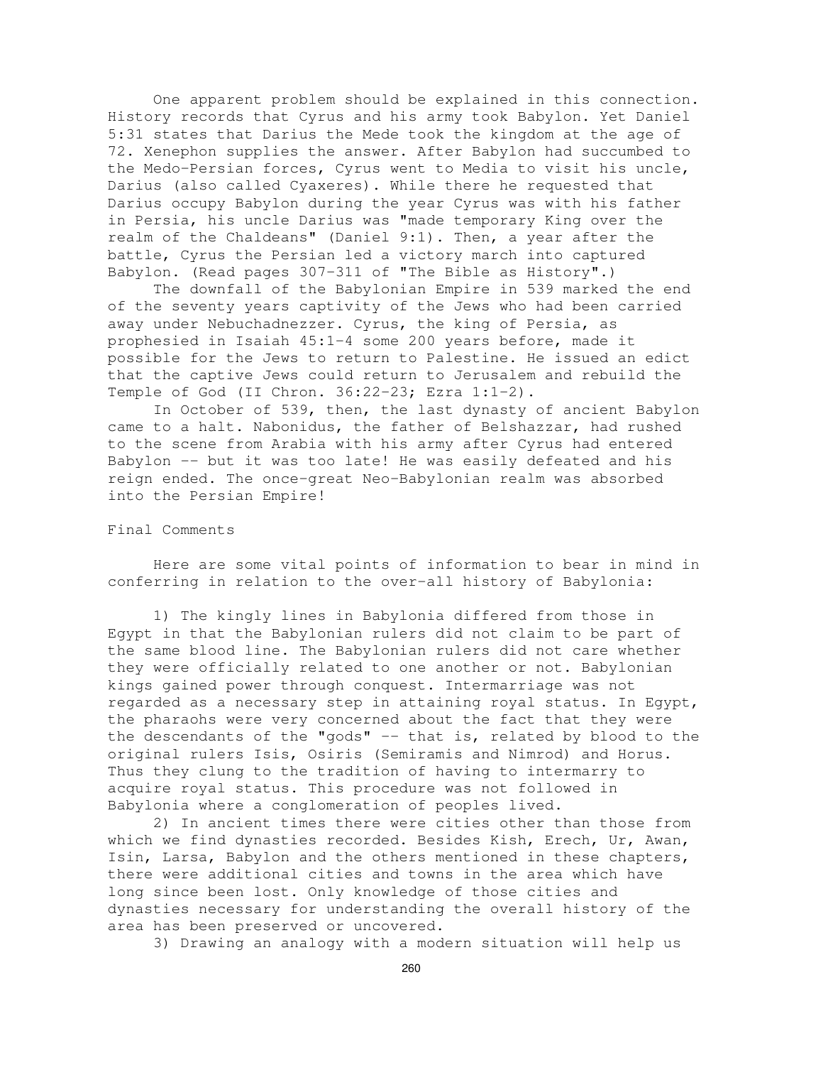One apparent problem should be explained in this connection. History records that Cyrus and his army took Babylon. Yet Daniel 5:31 states that Darius the Mede took the kingdom at the age of 72. Xenephon supplies the answer. After Babylon had succumbed to the Medo-Persian forces, Cyrus went to Media to visit his uncle, Darius (also called Cyaxeres). While there he requested that Darius occupy Babylon during the year Cyrus was with his father in Persia, his uncle Darius was "made temporary King over the realm of the Chaldeans" (Daniel 9:1). Then, a year after the battle, Cyrus the Persian led a victory march into captured Babylon. (Read pages 307-311 of "The Bible as History".)

The downfall of the Babylonian Empire in 539 marked the end of the seventy years captivity of the Jews who had been carried away under Nebuchadnezzer. Cyrus, the king of Persia, as prophesied in Isaiah 45:1-4 some 200 years before, made it possible for the Jews to return to Palestine. He issued an edict that the captive Jews could return to Jerusalem and rebuild the Temple of God (II Chron. 36:22-23; Ezra 1:1-2).

In October of 539, then, the last dynasty of ancient Babylon came to a halt. Nabonidus, the father of Belshazzar, had rushed to the scene from Arabia with his army after Cyrus had entered Babylon -- but it was too late! He was easily defeated and his reign ended. The once-great Neo-Babylonian realm was absorbed into the Persian Empire!

## Final Comments

Here are some vital points of information to bear in mind in conferring in relation to the over-all history of Babylonia:

1) The kingly lines in Babylonia differed from those in Egypt in that the Babylonian rulers did not claim to be part of the same blood line. The Babylonian rulers did not care whether they were officially related to one another or not. Babylonian kings gained power through conquest. Intermarriage was not regarded as a necessary step in attaining royal status. In Egypt, the pharaohs were very concerned about the fact that they were the descendants of the "gods" -- that is, related by blood to the original rulers Isis, Osiris (Semiramis and Nimrod) and Horus. Thus they clung to the tradition of having to intermarry to acquire royal status. This procedure was not followed in Babylonia where a conglomeration of peoples lived.

2) In ancient times there were cities other than those from which we find dynasties recorded. Besides Kish, Erech, Ur, Awan, Isin, Larsa, Babylon and the others mentioned in these chapters, there were additional cities and towns in the area which have long since been lost. Only knowledge of those cities and dynasties necessary for understanding the overall history of the area has been preserved or uncovered.

3) Drawing an analogy with a modern situation will help us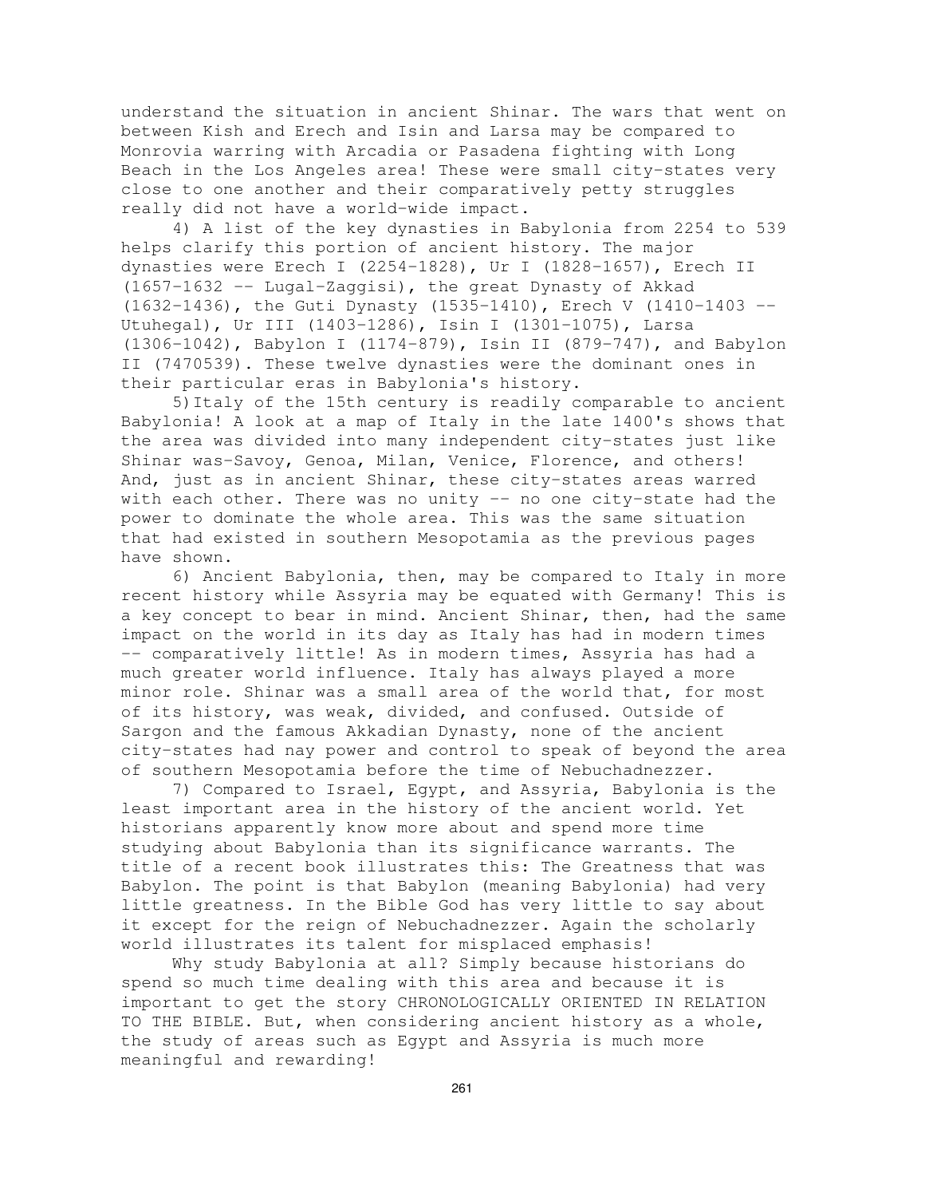understand the situation in ancient Shinar. The wars that went on between Kish and Erech and Isin and Larsa may be compared to Monrovia warring with Arcadia or Pasadena fighting with Long Beach in the Los Angeles area! These were small city-states very close to one another and their comparatively petty struggles really did not have a world-wide impact.

4) A list of the key dynasties in Babylonia from 2254 to 539 helps clarify this portion of ancient history. The major dynasties were Erech I (2254-1828), Ur I (1828-1657), Erech II (1657-1632 -- Lugal-Zaggisi), the great Dynasty of Akkad (1632-1436), the Guti Dynasty (1535-1410), Erech V (1410-1403 -- Utuhegal), Ur III (1403-1286), Isin I (1301-1075), Larsa (1306-1042), Babylon I (1174-879), Isin II (879-747), and Babylon II (7470539). These twelve dynasties were the dominant ones in their particular eras in Babylonia's history.

5)Italy of the 15th century is readily comparable to ancient Babylonia! A look at a map of Italy in the late 1400's shows that the area was divided into many independent city-states just like Shinar was-Savoy, Genoa, Milan, Venice, Florence, and others! And, just as in ancient Shinar, these city-states areas warred with each other. There was no unity -- no one city-state had the power to dominate the whole area. This was the same situation that had existed in southern Mesopotamia as the previous pages have shown.

6) Ancient Babylonia, then, may be compared to Italy in more recent history while Assyria may be equated with Germany! This is a key concept to bear in mind. Ancient Shinar, then, had the same impact on the world in its day as Italy has had in modern times -- comparatively little! As in modern times, Assyria has had a much greater world influence. Italy has always played a more minor role. Shinar was a small area of the world that, for most of its history, was weak, divided, and confused. Outside of Sargon and the famous Akkadian Dynasty, none of the ancient city-states had nay power and control to speak of beyond the area of southern Mesopotamia before the time of Nebuchadnezzer.

7) Compared to Israel, Egypt, and Assyria, Babylonia is the least important area in the history of the ancient world. Yet historians apparently know more about and spend more time studying about Babylonia than its significance warrants. The title of a recent book illustrates this: The Greatness that was Babylon. The point is that Babylon (meaning Babylonia) had very little greatness. In the Bible God has very little to say about it except for the reign of Nebuchadnezzer. Again the scholarly world illustrates its talent for misplaced emphasis!

Why study Babylonia at all? Simply because historians do spend so much time dealing with this area and because it is important to get the story CHRONOLOGICALLY ORIENTED IN RELATION TO THE BIBLE. But, when considering ancient history as a whole, the study of areas such as Egypt and Assyria is much more meaningful and rewarding!